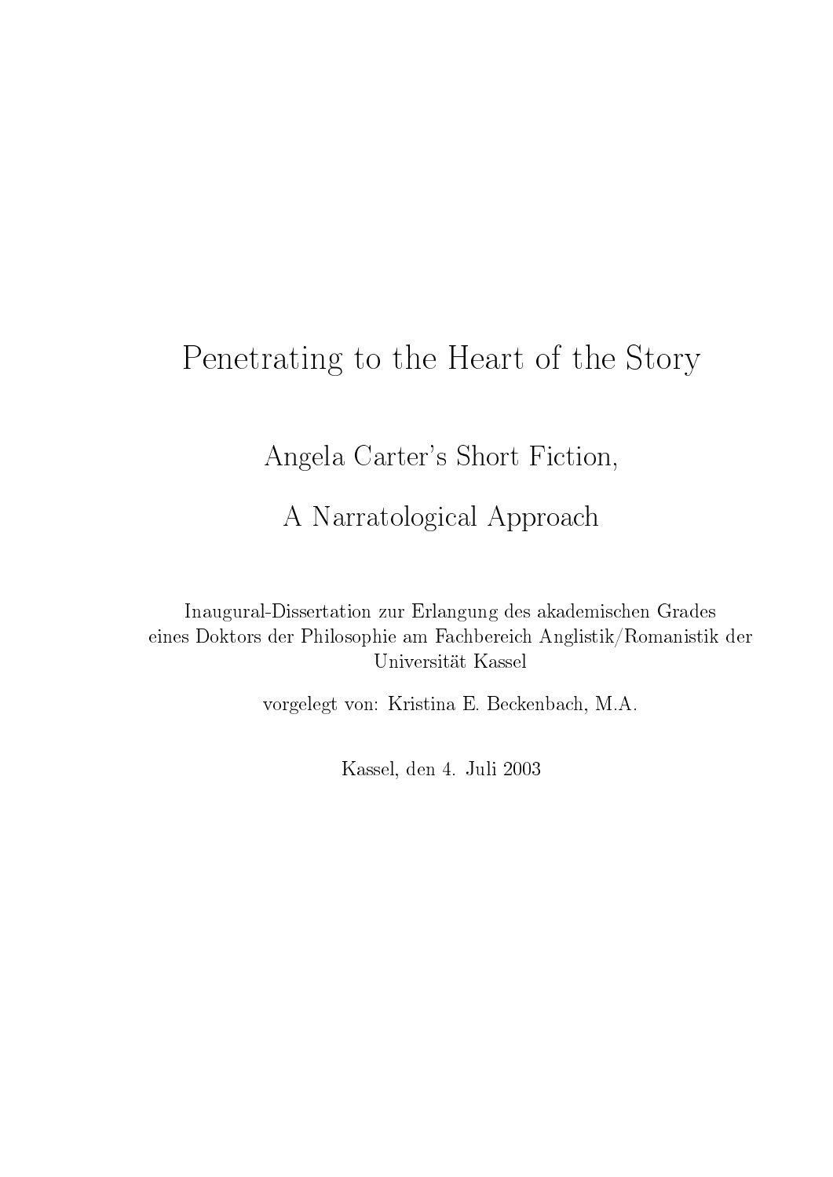# Penetrating to the Heart of the Story

## Angela Carter's Short Fiction,

## A Narratological Approach

Inaugural-Dissertation zur Erlangung des akademischen Grades eines Doktors der Philosophie am Fachbereich Anglistik/Romanistik der Universität Kassel

vorgelegt von: Kristina E. Beckenbach, M.A.

Kassel, den 4. Juli 2003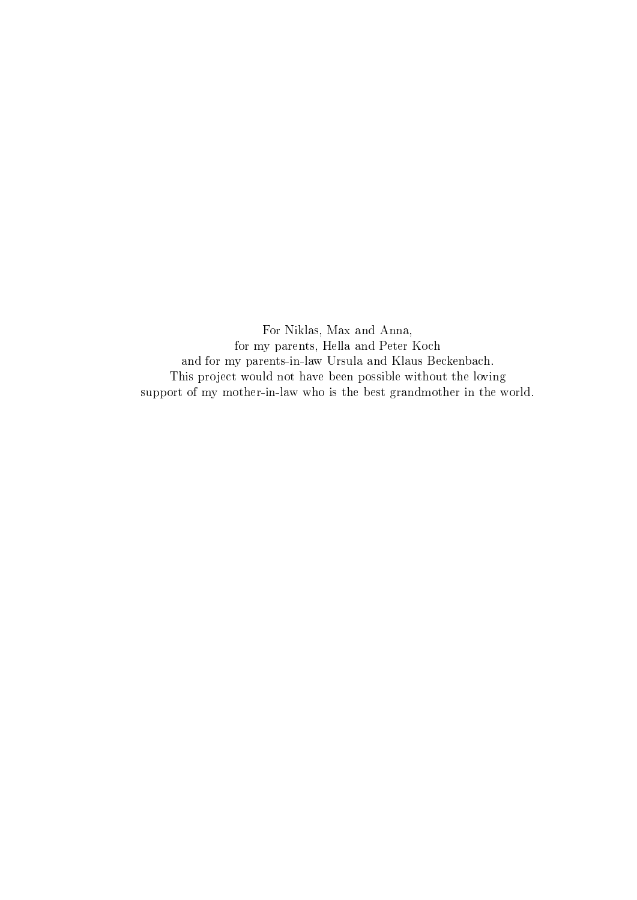For Niklas, Max and Anna,  
for my parents, Hella and Peter Koch  
and for my parents-in-law Ursula and Klaus Beckenbach.  
This project would not have been possible without the loving  
support of my mother-in-law who is the best grandmother in the world.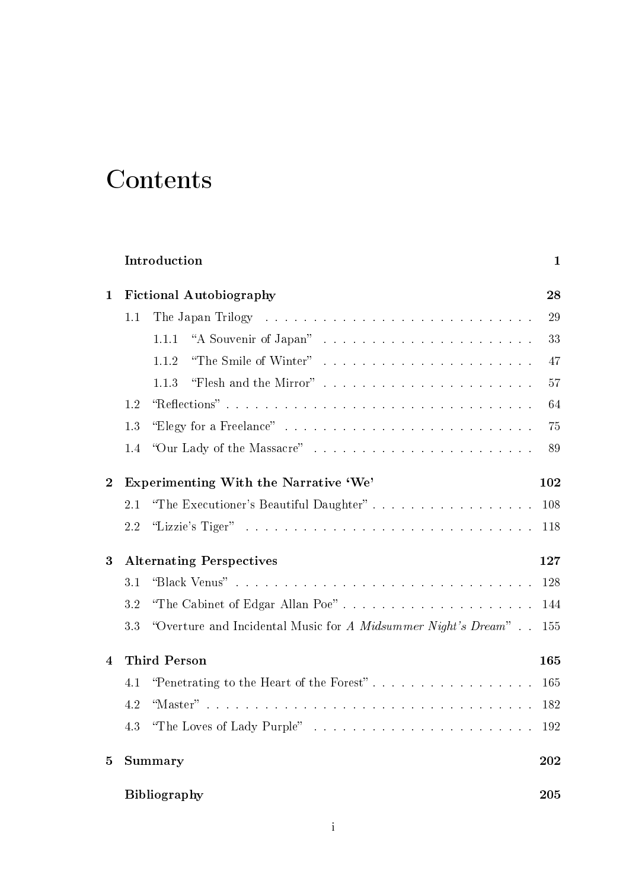# Contents

Introduction ... 1

**1 Fictional Autobiography** ... 28

- 1.1 The Japan Trilogy ... 29
  - 1.1.1 "A Souvenir of Japan" ... 33
  - 1.1.2 "The Smile of Winter" ... 47
  - 1.1.3 "Flesh and the Mirror" ... 57
- 1.2 "Reflections" ... 64
- 1.3 "Elegy for a Freelance" ... 75
- 1.4 "Our Lady of the Massacre" ... 89

**2 Experimenting With the Narrative 'We'** ... 102

- 2.1 "The Executioner's Beautiful Daughter" ... 108
- 2.2 "Lizzie's Tiger" ... 118

**3 Alternating Perspectives** ... 127

- 3.1 "Black Venus" ... 128
- 3.2 "The Cabinet of Edgar Allan Poe" ... 144
- 3.3 "Overture and Incidental Music for *A Midsummer Night's Dream*" ... 155

**4 Third Person** ... 165

- 4.1 "Penetrating to the Heart of the Forest" ... 165
- 4.2 "Master" ... 182
- 4.3 "The Loves of Lady Purple" ... 192

**5 Summary** ... 202

**Bibliography** ... 205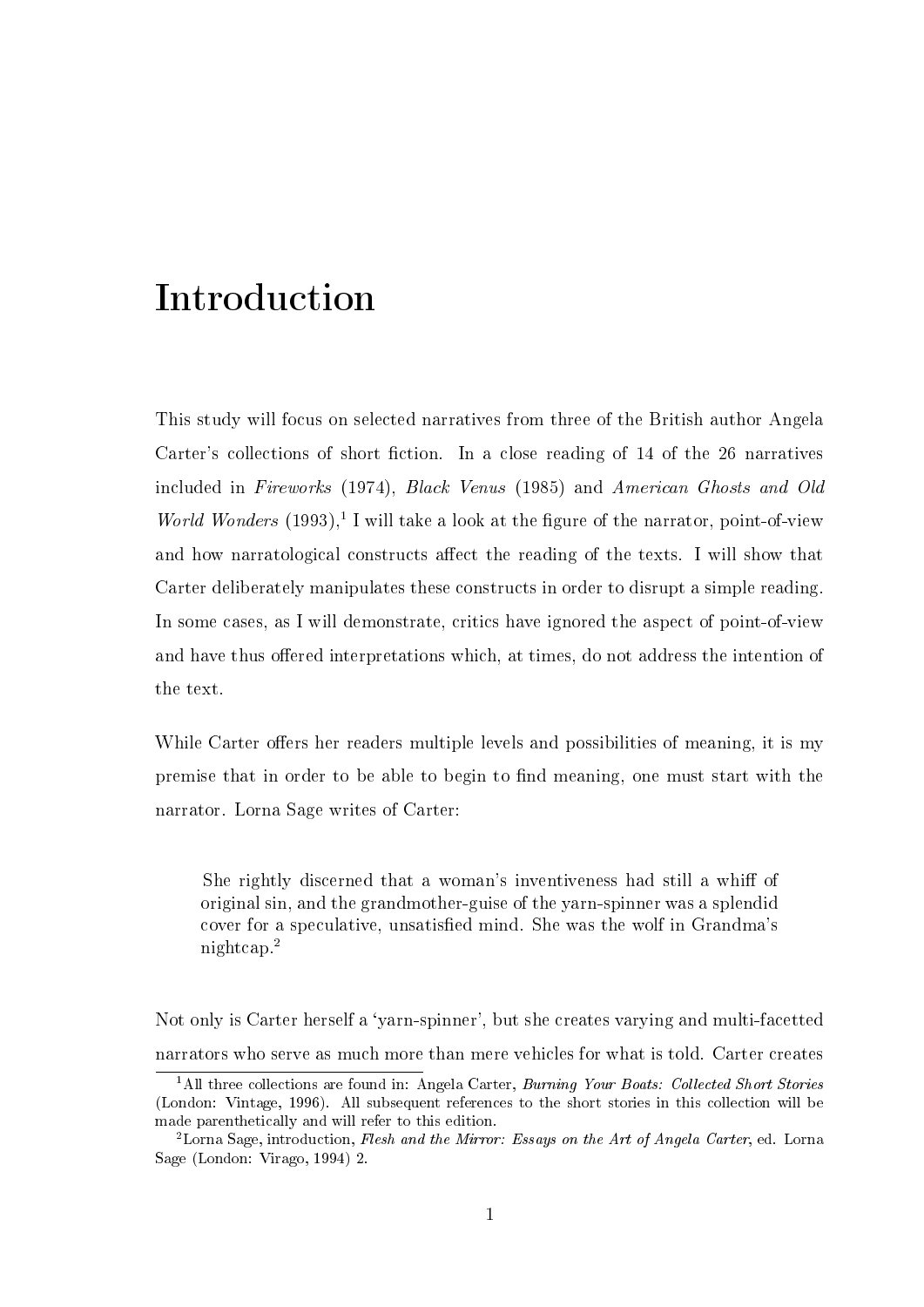# Introduction

This study will focus on selected narratives from three of the British author Angela Carter's collections of short fiction. In a close reading of 14 of the 26 narratives included in *Fireworks* (1974), *Black Venus* (1985) and *American Ghosts and Old World Wonders* (1993),[1] I will take a look at the figure of the narrator, point-of-view and how narratological constructs affect the reading of the texts. I will show that Carter deliberately manipulates these constructs in order to disrupt a simple reading. In some cases, as I will demonstrate, critics have ignored the aspect of point-of-view and have thus offered interpretations which, at times, do not address the intention of the text.

While Carter offers her readers multiple levels and possibilities of meaning, it is my premise that in order to be able to begin to find meaning, one must start with the narrator. Lorna Sage writes of Carter:

> She rightly discerned that a woman's inventiveness had still a whiff of original sin, and the grandmother-guise of the yarn-spinner was a splendid cover for a speculative, unsatisfied mind. She was the wolf in Grandma's nightcap.[2]

Not only is Carter herself a 'yarn-spinner', but she creates varying and multi-facetted narrators who serve as much more than mere vehicles for what is told. Carter creates

---

[1] All three collections are found in: Angela Carter, *Burning Your Boats: Collected Short Stories* (London: Vintage, 1996). All subsequent references to the short stories in this collection will be made parenthetically and will refer to this edition.

[2] Lorna Sage, introduction, *Flesh and the Mirror: Essays on the Art of Angela Carter*, ed. Lorna Sage (London: Virago, 1994) 2.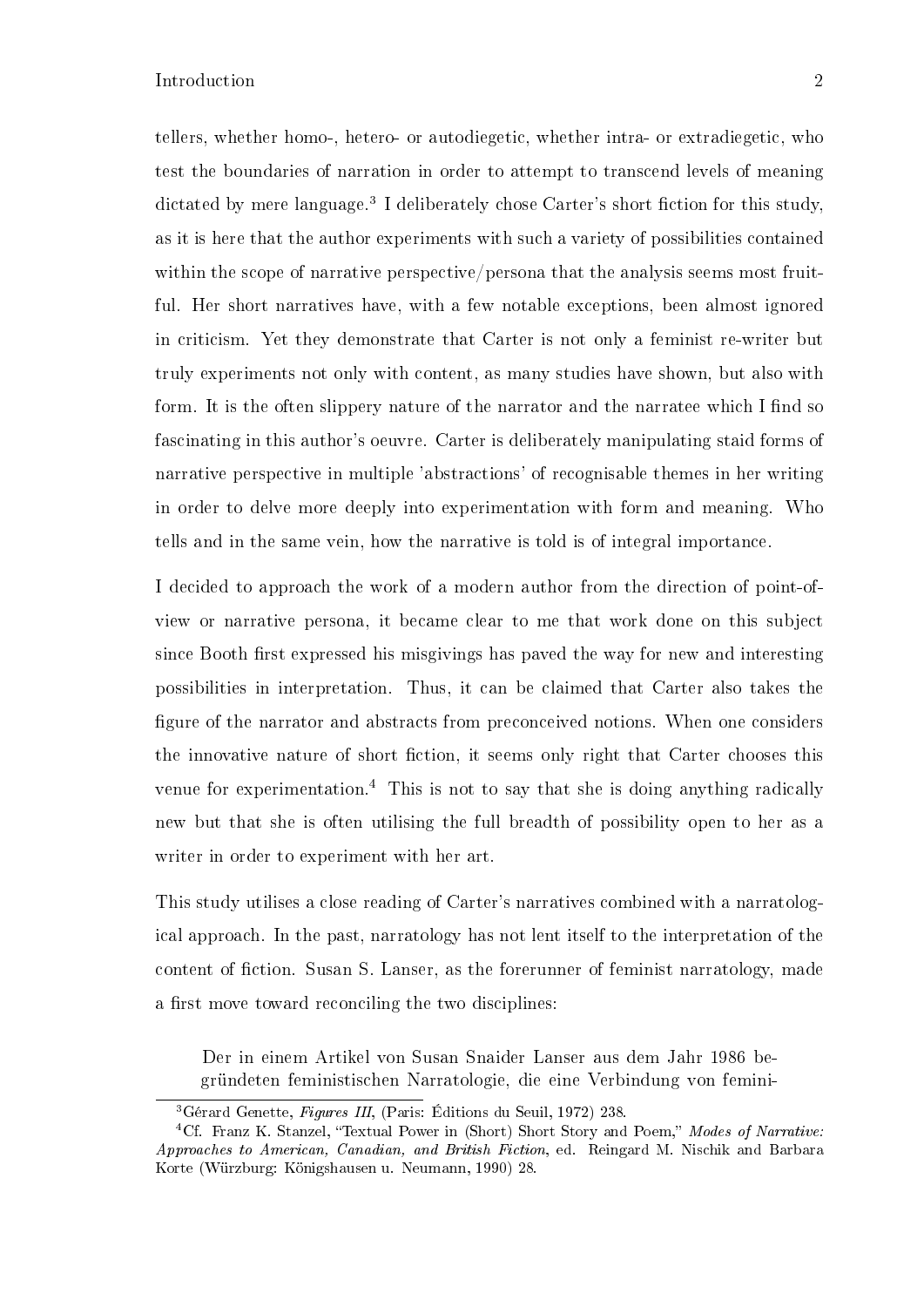tellers, whether homo-, hetero- or autodiegetic, whether intra- or extradiegetic, who test the boundaries of narration in order to attempt to transcend levels of meaning dictated by mere language.[3] I deliberately chose Carter's short fiction for this study, as it is here that the author experiments with such a variety of possibilities contained within the scope of narrative perspective/persona that the analysis seems most fruitful. Her short narratives have, with a few notable exceptions, been almost ignored in criticism. Yet they demonstrate that Carter is not only a feminist re-writer but truly experiments not only with content, as many studies have shown, but also with form. It is the often slippery nature of the narrator and the narratee which I find so fascinating in this author's oeuvre. Carter is deliberately manipulating staid forms of narrative perspective in multiple 'abstractions' of recognisable themes in her writing in order to delve more deeply into experimentation with form and meaning. Who tells and in the same vein, how the narrative is told is of integral importance.

I decided to approach the work of a modern author from the direction of point-of-view or narrative persona, it became clear to me that work done on this subject since Booth first expressed his misgivings has paved the way for new and interesting possibilities in interpretation. Thus, it can be claimed that Carter also takes the figure of the narrator and abstracts from preconceived notions. When one considers the innovative nature of short fiction, it seems only right that Carter chooses this venue for experimentation.[4] This is not to say that she is doing anything radically new but that she is often utilising the full breadth of possibility open to her as a writer in order to experiment with her art.

This study utilises a close reading of Carter's narratives combined with a narratological approach. In the past, narratology has not lent itself to the interpretation of the content of fiction. Susan S. Lanser, as the forerunner of feminist narratology, made a first move toward reconciling the two disciplines:

> Der in einem Artikel von Susan Snaider Lanser aus dem Jahr 1986 begründeten feministischen Narratologie, die eine Verbindung von femini-

[3] Gérard Genette, *Figures III*, (Paris: Éditions du Seuil, 1972) 238.

[4] Cf. Franz K. Stanzel, "Textual Power in (Short) Short Story and Poem," *Modes of Narrative: Approaches to American, Canadian, and British Fiction*, ed. Reingard M. Nischik and Barbara Korte (Würzburg: Königshausen u. Neumann, 1990) 28.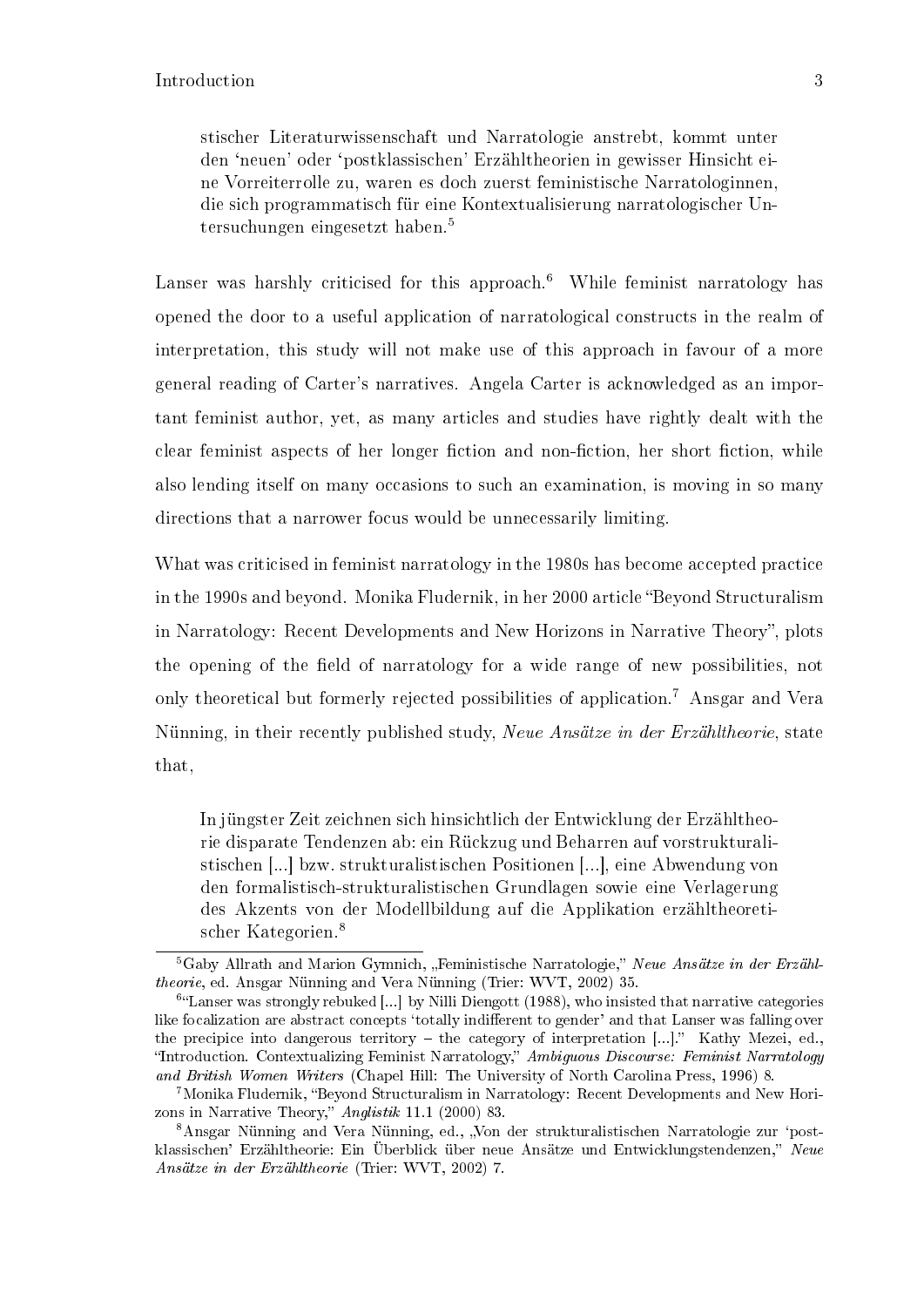> stischer Literaturwissenschaft und Narratologie anstrebt, kommt unter den 'neuen' oder 'postklassischen' Erzähltheorien in gewisser Hinsicht eine Vorreiterrolle zu, waren es doch zuerst feministische Narratologinnen, die sich programmatisch für eine Kontextualisierung narratologischer Untersuchungen eingesetzt haben.[5]

Lanser was harshly criticised for this approach.[6] While feminist narratology has opened the door to a useful application of narratological constructs in the realm of interpretation, this study will not make use of this approach in favour of a more general reading of Carter's narratives. Angela Carter is acknowledged as an important feminist author, yet, as many articles and studies have rightly dealt with the clear feminist aspects of her longer fiction and non-fiction, her short fiction, while also lending itself on many occasions to such an examination, is moving in so many directions that a narrower focus would be unnecessarily limiting.

What was criticised in feminist narratology in the 1980s has become accepted practice in the 1990s and beyond. Monika Fludernik, in her 2000 article "Beyond Structuralism in Narratology: Recent Developments and New Horizons in Narrative Theory", plots the opening of the field of narratology for a wide range of new possibilities, not only theoretical but formerly rejected possibilities of application.[7] Ansgar and Vera Nünning, in their recently published study, *Neue Ansätze in der Erzähltheorie*, state that,

> In jüngster Zeit zeichnen sich hinsichtlich der Entwicklung der Erzähltheorie disparate Tendenzen ab: ein Rückzug und Beharren auf vorstrukturalistischen [...] bzw. strukturalistischen Positionen [...], eine Abwendung von den formalistisch-strukturalistischen Grundlagen sowie eine Verlagerung des Akzents von der Modellbildung auf die Applikation erzähltheoretischer Kategorien.[8]

---

[5] Gaby Allrath and Marion Gymnich, „Feministische Narratologie," *Neue Ansätze in der Erzähltheorie*, ed. Ansgar Nünning and Vera Nünning (Trier: WVT, 2002) 35.

[6] "Lanser was strongly rebuked [...] by Nilli Diengott (1988), who insisted that narrative categories like focalization are abstract concepts 'totally indifferent to gender' and that Lanser was falling over the precipice into dangerous territory – the category of interpretation [...]." Kathy Mezei, ed., "Introduction. Contextualizing Feminist Narratology," *Ambiguous Discourse: Feminist Narratology and British Women Writers* (Chapel Hill: The University of North Carolina Press, 1996) 8.

[7] Monika Fludernik, "Beyond Structuralism in Narratology: Recent Developments and New Horizons in Narrative Theory," *Anglistik* 11.1 (2000) 83.

[8] Ansgar Nünning and Vera Nünning, ed., „Von der strukturalistischen Narratologie zur 'postklassischen' Erzähltheorie: Ein Überblick über neue Ansätze und Entwicklungstendenzen," *Neue Ansätze in der Erzähltheorie* (Trier: WVT, 2002) 7.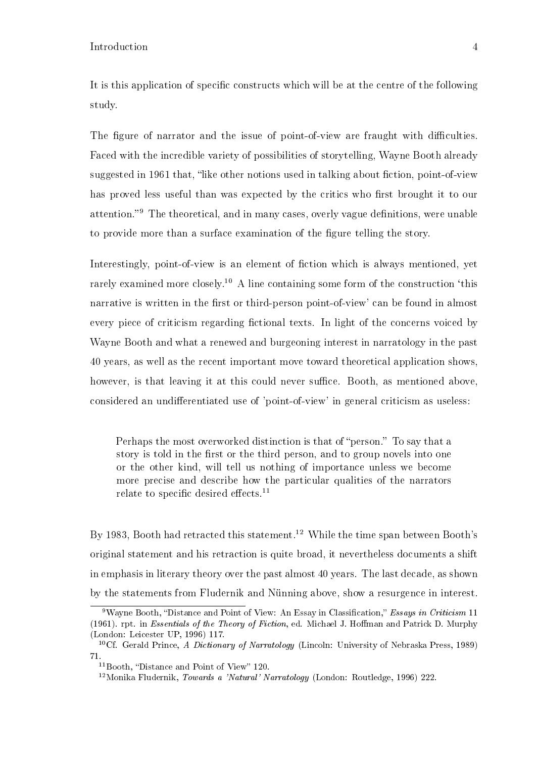It is this application of specific constructs which will be at the centre of the following study.

The figure of narrator and the issue of point-of-view are fraught with difficulties. Faced with the incredible variety of possibilities of storytelling, Wayne Booth already suggested in 1961 that, "like other notions used in talking about fiction, point-of-view has proved less useful than was expected by the critics who first brought it to our attention."[9] The theoretical, and in many cases, overly vague definitions, were unable to provide more than a surface examination of the figure telling the story.

Interestingly, point-of-view is an element of fiction which is always mentioned, yet rarely examined more closely.[10] A line containing some form of the construction 'this narrative is written in the first or third-person point-of-view' can be found in almost every piece of criticism regarding fictional texts. In light of the concerns voiced by Wayne Booth and what a renewed and burgeoning interest in narratology in the past 40 years, as well as the recent important move toward theoretical application shows, however, is that leaving it at this could never suffice. Booth, as mentioned above, considered an undifferentiated use of 'point-of-view' in general criticism as useless:

> Perhaps the most overworked distinction is that of "person." To say that a story is told in the first or the third person, and to group novels into one or the other kind, will tell us nothing of importance unless we become more precise and describe how the particular qualities of the narrators relate to specific desired effects.[11]

By 1983, Booth had retracted this statement.[12] While the time span between Booth's original statement and his retraction is quite broad, it nevertheless documents a shift in emphasis in literary theory over the past almost 40 years. The last decade, as shown by the statements from Fludernik and Nünning above, show a resurgence in interest.

---

[9] Wayne Booth, "Distance and Point of View: An Essay in Classification," *Essays in Criticism* 11 (1961). rpt. in *Essentials of the Theory of Fiction*, ed. Michael J. Hoffman and Patrick D. Murphy (London: Leicester UP, 1996) 117.

[10] Cf. Gerald Prince, *A Dictionary of Narratology* (Lincoln: University of Nebraska Press, 1989) 71.

[11] Booth, "Distance and Point of View" 120.

[12] Monika Fludernik, *Towards a 'Natural' Narratology* (London: Routledge, 1996) 222.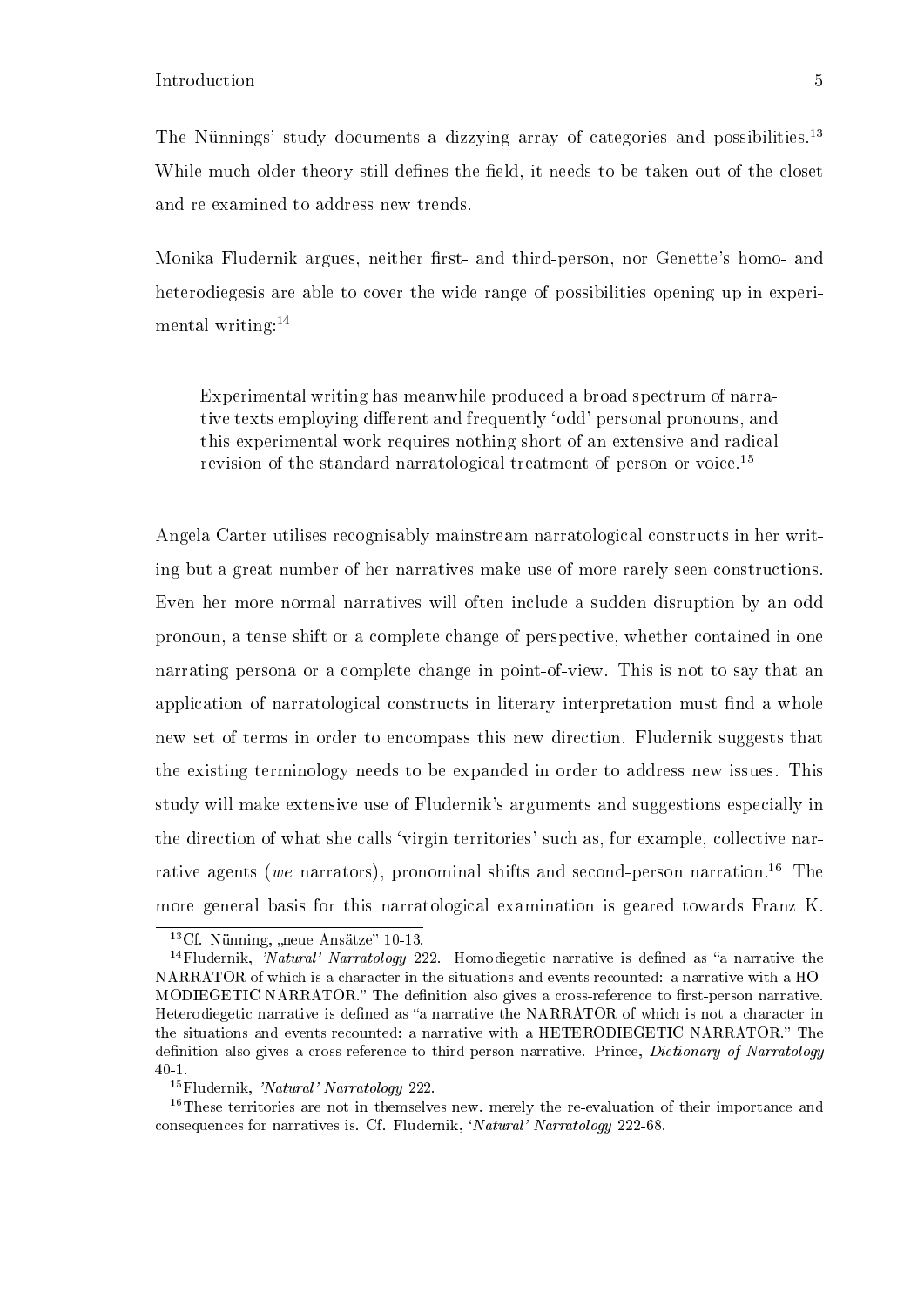The Nünnings' study documents a dizzying array of categories and possibilities.[13] While much older theory still defines the field, it needs to be taken out of the closet and re examined to address new trends.

Monika Fludernik argues, neither first- and third-person, nor Genette's homo- and heterodiegesis are able to cover the wide range of possibilities opening up in experimental writing:[14]

> Experimental writing has meanwhile produced a broad spectrum of narrative texts employing different and frequently 'odd' personal pronouns, and this experimental work requires nothing short of an extensive and radical revision of the standard narratological treatment of person or voice.[15]

Angela Carter utilises recognisably mainstream narratological constructs in her writing but a great number of her narratives make use of more rarely seen constructions. Even her more normal narratives will often include a sudden disruption by an odd pronoun, a tense shift or a complete change of perspective, whether contained in one narrating persona or a complete change in point-of-view. This is not to say that an application of narratological constructs in literary interpretation must find a whole new set of terms in order to encompass this new direction. Fludernik suggests that the existing terminology needs to be expanded in order to address new issues. This study will make extensive use of Fludernik's arguments and suggestions especially in the direction of what she calls 'virgin territories' such as, for example, collective narrative agents (*we* narrators), pronominal shifts and second-person narration.[16] The more general basis for this narratological examination is geared towards Franz K.

---

[13] Cf. Nünning, „neue Ansätze" 10-13.

[14] Fludernik, *'Natural' Narratology* 222. Homodiegetic narrative is defined as "a narrative the NARRATOR of which is a character in the situations and events recounted: a narrative with a HOMODIEGETIC NARRATOR." The definition also gives a cross-reference to first-person narrative. Heterodiegetic narrative is defined as "a narrative the NARRATOR of which is not a character in the situations and events recounted; a narrative with a HETERODIEGETIC NARRATOR." The definition also gives a cross-reference to third-person narrative. Prince, *Dictionary of Narratology* 40-1.

[15] Fludernik, *'Natural' Narratology* 222.

[16] These territories are not in themselves new, merely the re-evaluation of their importance and consequences for narratives is. Cf. Fludernik, *'Natural' Narratology* 222-68.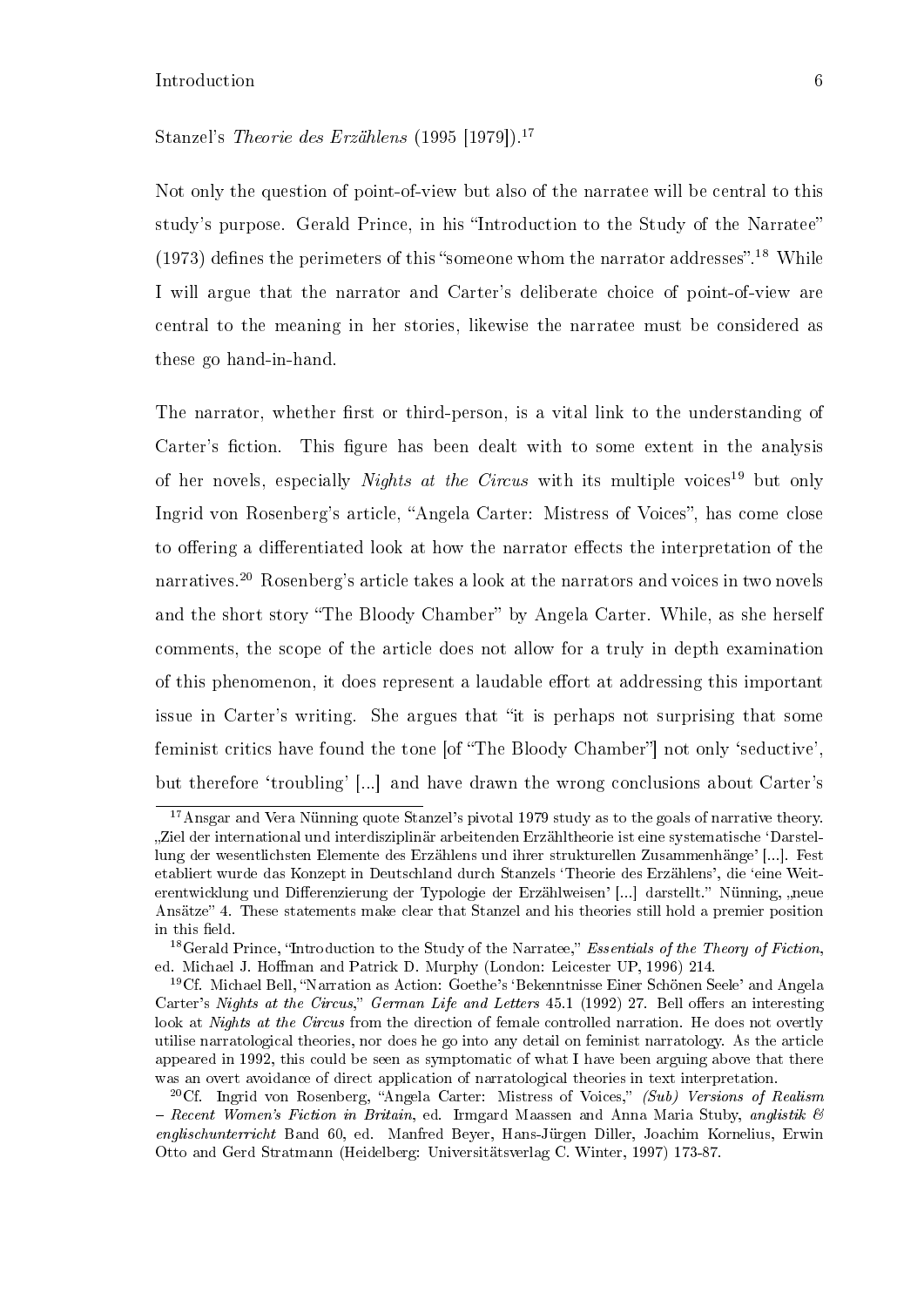Stanzel's *Theorie des Erzählens* (1995 [1979]).[17]

Not only the question of point-of-view but also of the narratee will be central to this study's purpose. Gerald Prince, in his "Introduction to the Study of the Narratee" (1973) defines the perimeters of this "someone whom the narrator addresses".[18] While I will argue that the narrator and Carter's deliberate choice of point-of-view are central to the meaning in her stories, likewise the narratee must be considered as these go hand-in-hand.

The narrator, whether first or third-person, is a vital link to the understanding of Carter's fiction. This figure has been dealt with to some extent in the analysis of her novels, especially *Nights at the Circus* with its multiple voices[19] but only Ingrid von Rosenberg's article, "Angela Carter: Mistress of Voices", has come close to offering a differentiated look at how the narrator effects the interpretation of the narratives.[20] Rosenberg's article takes a look at the narrators and voices in two novels and the short story "The Bloody Chamber" by Angela Carter. While, as she herself comments, the scope of the article does not allow for a truly in depth examination of this phenomenon, it does represent a laudable effort at addressing this important issue in Carter's writing. She argues that "it is perhaps not surprising that some feminist critics have found the tone [of "The Bloody Chamber"] not only 'seductive', but therefore 'troubling' [...] and have drawn the wrong conclusions about Carter's

---

[17] Ansgar and Vera Nünning quote Stanzel's pivotal 1979 study as to the goals of narrative theory. „Ziel der international und interdisziplinär arbeitenden Erzähltheorie ist eine systematische 'Darstellung der wesentlichsten Elemente des Erzählens und ihrer strukturellen Zusammenhänge' [...]. Fest etabliert wurde das Konzept in Deutschland durch Stanzels 'Theorie des Erzählens', die 'eine Weiterentwicklung und Differenzierung der Typologie der Erzählweisen' [...] darstellt." Nünning, „neue Ansätze" 4. These statements make clear that Stanzel and his theories still hold a premier position in this field.

[18] Gerald Prince, "Introduction to the Study of the Narratee," *Essentials of the Theory of Fiction*, ed. Michael J. Hoffman and Patrick D. Murphy (London: Leicester UP, 1996) 214.

[19] Cf. Michael Bell, "Narration as Action: Goethe's 'Bekenntnisse Einer Schönen Seele' and Angela Carter's *Nights at the Circus*," *German Life and Letters* 45.1 (1992) 27. Bell offers an interesting look at *Nights at the Circus* from the direction of female controlled narration. He does not overtly utilise narratological theories, nor does he go into any detail on feminist narratology. As the article appeared in 1992, this could be seen as symptomatic of what I have been arguing above that there was an overt avoidance of direct application of narratological theories in text interpretation.

[20] Cf. Ingrid von Rosenberg, "Angela Carter: Mistress of Voices," *(Sub) Versions of Realism – Recent Women's Fiction in Britain*, ed. Irmgard Maassen and Anna Maria Stuby, *anglistik & englischunterricht* Band 60, ed. Manfred Beyer, Hans-Jürgen Diller, Joachim Kornelius, Erwin Otto and Gerd Stratmann (Heidelberg: Universitätsverlag C. Winter, 1997) 173-87.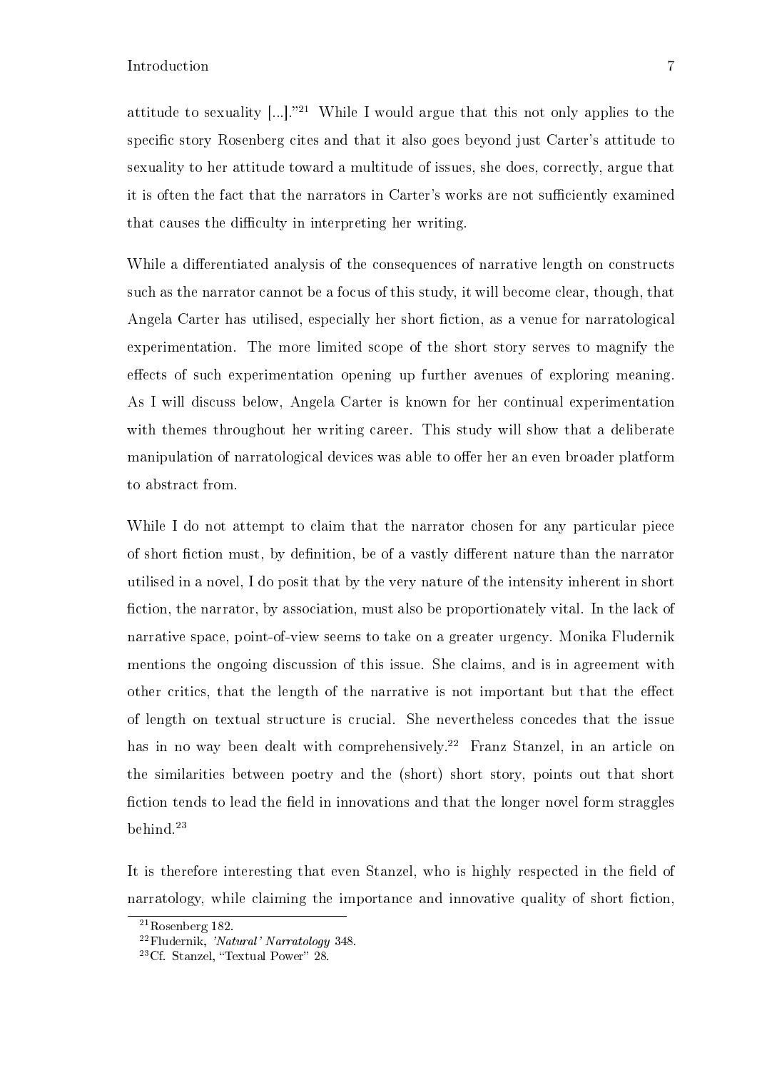attitude to sexuality [...]."[21] While I would argue that this not only applies to the specific story Rosenberg cites and that it also goes beyond just Carter's attitude to sexuality to her attitude toward a multitude of issues, she does, correctly, argue that it is often the fact that the narrators in Carter's works are not sufficiently examined that causes the difficulty in interpreting her writing.

While a differentiated analysis of the consequences of narrative length on constructs such as the narrator cannot be a focus of this study, it will become clear, though, that Angela Carter has utilised, especially her short fiction, as a venue for narratological experimentation. The more limited scope of the short story serves to magnify the effects of such experimentation opening up further avenues of exploring meaning. As I will discuss below, Angela Carter is known for her continual experimentation with themes throughout her writing career. This study will show that a deliberate manipulation of narratological devices was able to offer her an even broader platform to abstract from.

While I do not attempt to claim that the narrator chosen for any particular piece of short fiction must, by definition, be of a vastly different nature than the narrator utilised in a novel, I do posit that by the very nature of the intensity inherent in short fiction, the narrator, by association, must also be proportionately vital. In the lack of narrative space, point-of-view seems to take on a greater urgency. Monika Fludernik mentions the ongoing discussion of this issue. She claims, and is in agreement with other critics, that the length of the narrative is not important but that the effect of length on textual structure is crucial. She nevertheless concedes that the issue has in no way been dealt with comprehensively.[22] Franz Stanzel, in an article on the similarities between poetry and the (short) short story, points out that short fiction tends to lead the field in innovations and that the longer novel form straggles behind.[23]

It is therefore interesting that even Stanzel, who is highly respected in the field of narratology, while claiming the importance and innovative quality of short fiction,

---

[21] Rosenberg 182.

[22] Fludernik, *'Natural' Narratology* 348.

[23] Cf. Stanzel, "Textual Power" 28.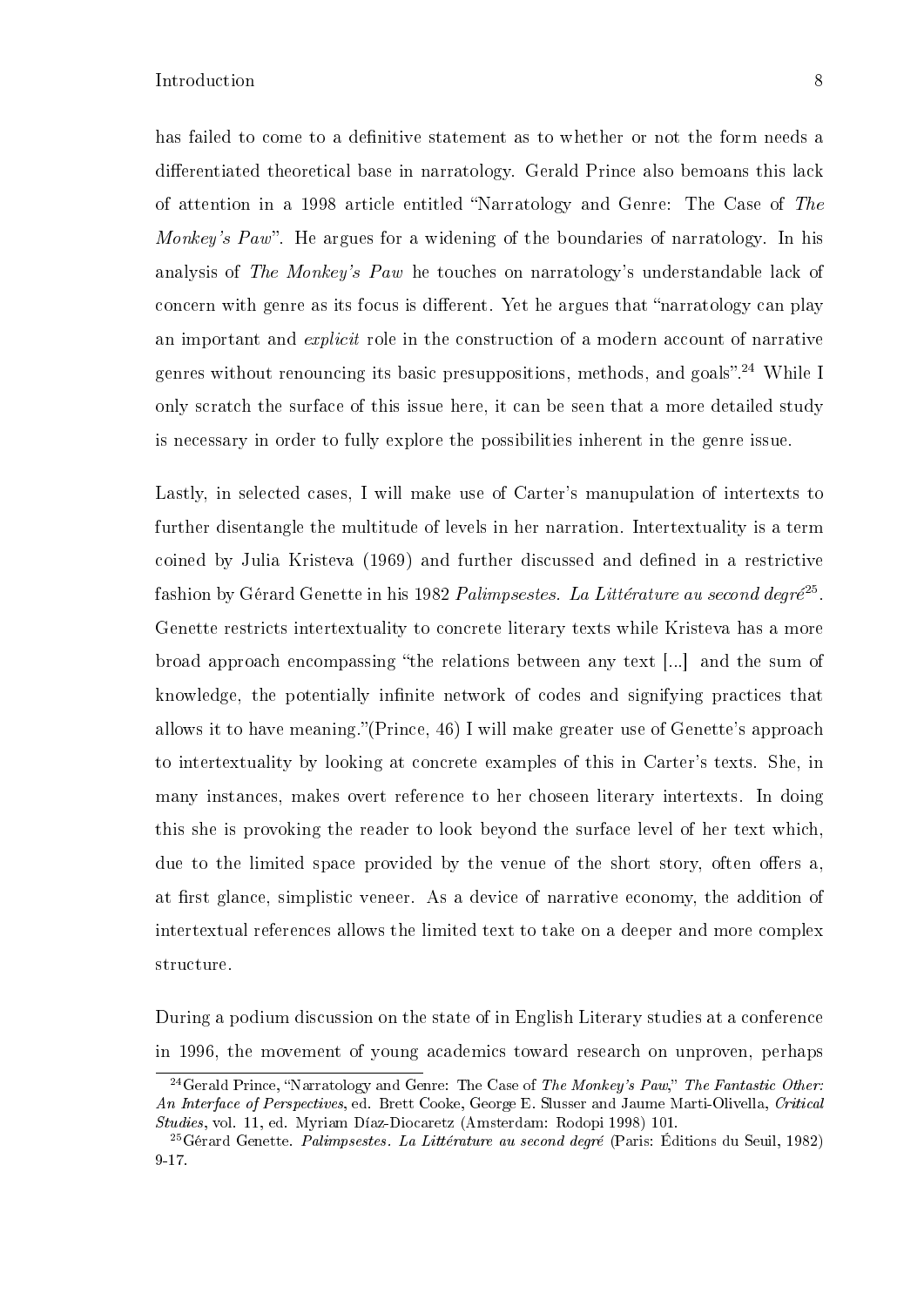has failed to come to a definitive statement as to whether or not the form needs a differentiated theoretical base in narratology. Gerald Prince also bemoans this lack of attention in a 1998 article entitled "Narratology and Genre: The Case of *The Monkey's Paw*". He argues for a widening of the boundaries of narratology. In his analysis of *The Monkey's Paw* he touches on narratology's understandable lack of concern with genre as its focus is different. Yet he argues that "narratology can play an important and *explicit* role in the construction of a modern account of narrative genres without renouncing its basic presuppositions, methods, and goals".[24] While I only scratch the surface of this issue here, it can be seen that a more detailed study is necessary in order to fully explore the possibilities inherent in the genre issue.

Lastly, in selected cases, I will make use of Carter's manupulation of intertexts to further disentangle the multitude of levels in her narration. Intertextuality is a term coined by Julia Kristeva (1969) and further discussed and defined in a restrictive fashion by Gérard Genette in his 1982 *Palimpsestes. La Littérature au second degré*[25]. Genette restricts intertextuality to concrete literary texts while Kristeva has a more broad approach encompassing "the relations between any text [...] and the sum of knowledge, the potentially infinite network of codes and signifying practices that allows it to have meaning."(Prince, 46) I will make greater use of Genette's approach to intertextuality by looking at concrete examples of this in Carter's texts. She, in many instances, makes overt reference to her choseen literary intertexts. In doing this she is provoking the reader to look beyond the surface level of her text which, due to the limited space provided by the venue of the short story, often offers a, at first glance, simplistic veneer. As a device of narrative economy, the addition of intertextual references allows the limited text to take on a deeper and more complex structure.

During a podium discussion on the state of in English Literary studies at a conference in 1996, the movement of young academics toward research on unproven, perhaps

[24] Gerald Prince, "Narratology and Genre: The Case of *The Monkey's Paw*," *The Fantastic Other: An Interface of Perspectives*, ed. Brett Cooke, George E. Slusser and Jaume Marti-Olivella, *Critical Studies*, vol. 11, ed. Myriam Díaz-Diocaretz (Amsterdam: Rodopi 1998) 101.

[25] Gérard Genette. *Palimpsestes. La Littérature au second degré* (Paris: Éditions du Seuil, 1982) 9-17.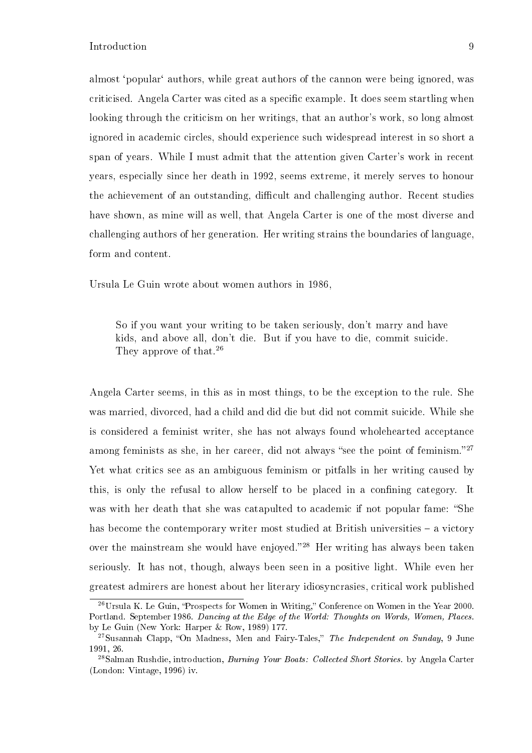almost 'popular' authors, while great authors of the cannon were being ignored, was criticised. Angela Carter was cited as a specific example. It does seem startling when looking through the criticism on her writings, that an author's work, so long almost ignored in academic circles, should experience such widespread interest in so short a span of years. While I must admit that the attention given Carter's work in recent years, especially since her death in 1992, seems extreme, it merely serves to honour the achievement of an outstanding, difficult and challenging author. Recent studies have shown, as mine will as well, that Angela Carter is one of the most diverse and challenging authors of her generation. Her writing strains the boundaries of language, form and content.

Ursula Le Guin wrote about women authors in 1986,

> So if you want your writing to be taken seriously, don't marry and have kids, and above all, don't die. But if you have to die, commit suicide. They approve of that.[26]

Angela Carter seems, in this as in most things, to be the exception to the rule. She was married, divorced, had a child and did die but did not commit suicide. While she is considered a feminist writer, she has not always found wholehearted acceptance among feminists as she, in her career, did not always "see the point of feminism."[27] Yet what critics see as an ambiguous feminism or pitfalls in her writing caused by this, is only the refusal to allow herself to be placed in a confining category. It was with her death that she was catapulted to academic if not popular fame: "She has become the contemporary writer most studied at British universities – a victory over the mainstream she would have enjoyed."[28] Her writing has always been taken seriously. It has not, though, always been seen in a positive light. While even her greatest admirers are honest about her literary idiosyncrasies, critical work published

---

[26] Ursula K. Le Guin, "Prospects for Women in Writing," Conference on Women in the Year 2000. Portland. September 1986. *Dancing at the Edge of the World: Thoughts on Words, Women, Places.* by Le Guin (New York: Harper & Row, 1989) 177.

[27] Susannah Clapp, "On Madness, Men and Fairy-Tales," *The Independent on Sunday*, 9 June 1991, 26.

[28] Salman Rushdie, introduction, *Burning Your Boats: Collected Short Stories.* by Angela Carter (London: Vintage, 1996) iv.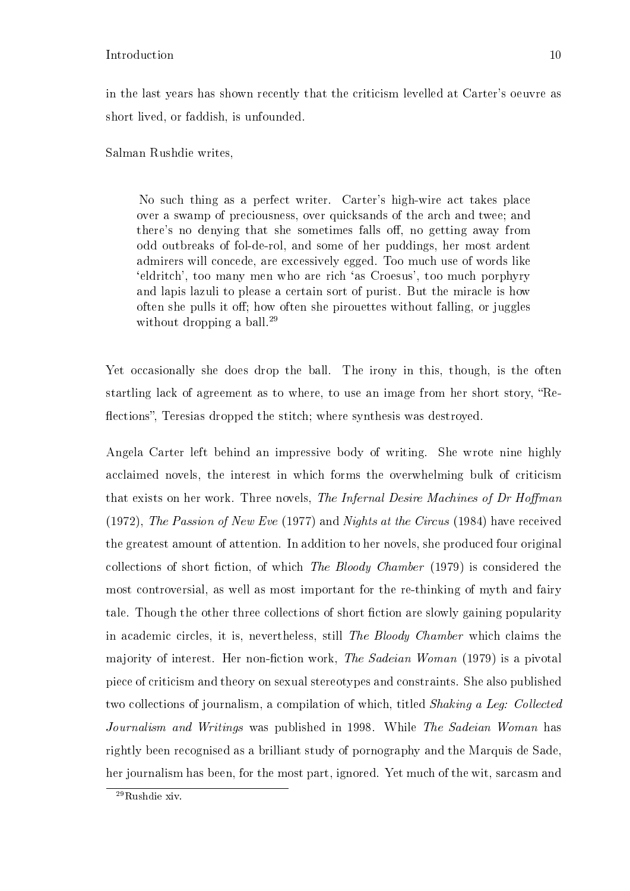in the last years has shown recently that the criticism levelled at Carter's oeuvre as short lived, or faddish, is unfounded.

Salman Rushdie writes,

> No such thing as a perfect writer. Carter's high-wire act takes place over a swamp of preciousness, over quicksands of the arch and twee; and there's no denying that she sometimes falls off, no getting away from odd outbreaks of fol-de-rol, and some of her puddings, her most ardent admirers will concede, are excessively egged. Too much use of words like 'eldritch', too many men who are rich 'as Croesus', too much porphyry and lapis lazuli to please a certain sort of purist. But the miracle is how often she pulls it off; how often she pirouettes without falling, or juggles without dropping a ball.[29]

Yet occasionally she does drop the ball. The irony in this, though, is the often startling lack of agreement as to where, to use an image from her short story, "Reflections", Teresias dropped the stitch; where synthesis was destroyed.

Angela Carter left behind an impressive body of writing. She wrote nine highly acclaimed novels, the interest in which forms the overwhelming bulk of criticism that exists on her work. Three novels, *The Infernal Desire Machines of Dr Hoffman* (1972), *The Passion of New Eve* (1977) and *Nights at the Circus* (1984) have received the greatest amount of attention. In addition to her novels, she produced four original collections of short fiction, of which *The Bloody Chamber* (1979) is considered the most controversial, as well as most important for the re-thinking of myth and fairy tale. Though the other three collections of short fiction are slowly gaining popularity in academic circles, it is, nevertheless, still *The Bloody Chamber* which claims the majority of interest. Her non-fiction work, *The Sadeian Woman* (1979) is a pivotal piece of criticism and theory on sexual stereotypes and constraints. She also published two collections of journalism, a compilation of which, titled *Shaking a Leg: Collected Journalism and Writings* was published in 1998. While *The Sadeian Woman* has rightly been recognised as a brilliant study of pornography and the Marquis de Sade, her journalism has been, for the most part, ignored. Yet much of the wit, sarcasm and

[29] Rushdie xiv.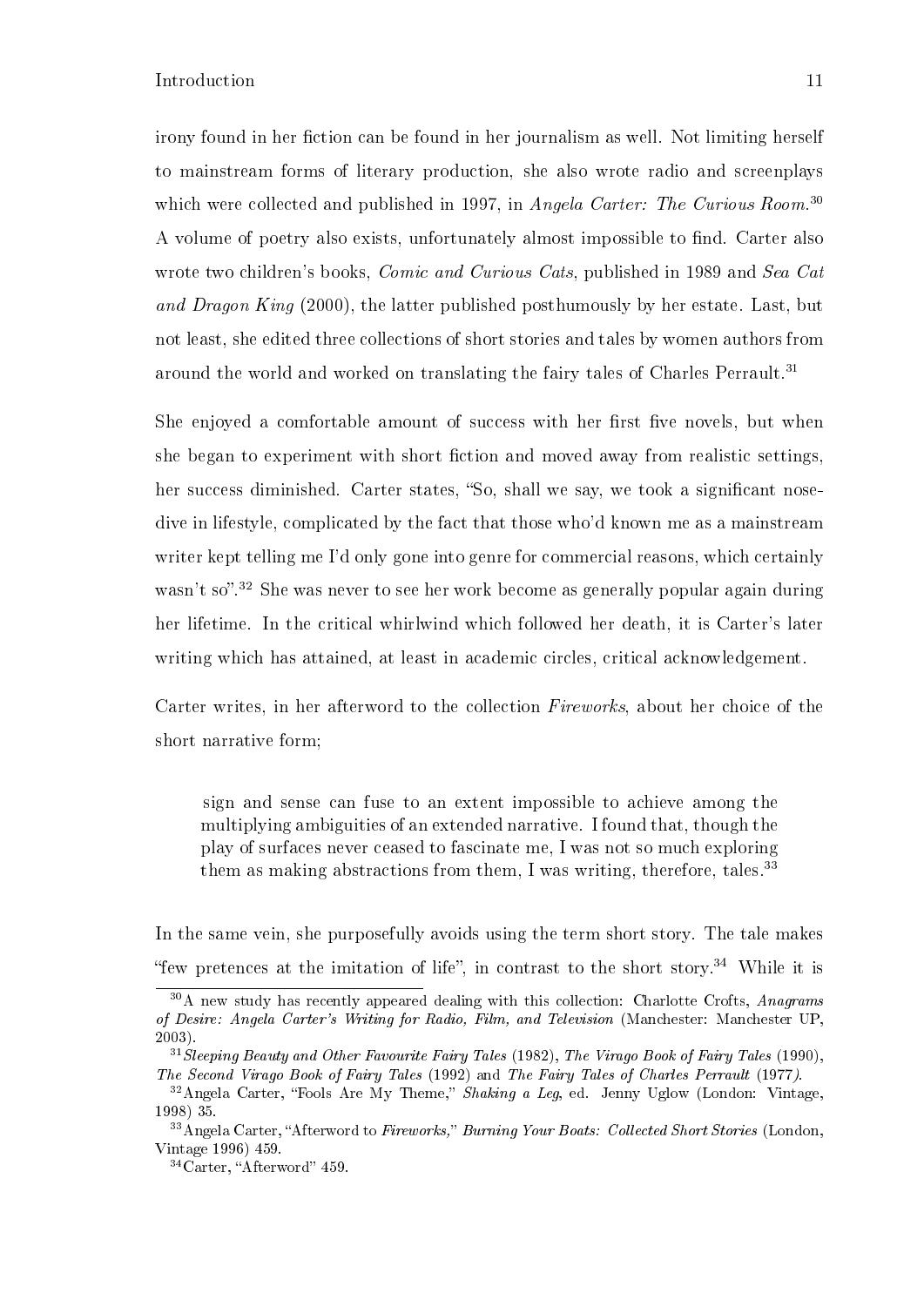irony found in her fiction can be found in her journalism as well. Not limiting herself to mainstream forms of literary production, she also wrote radio and screenplays which were collected and published in 1997, in *Angela Carter: The Curious Room*.[30] A volume of poetry also exists, unfortunately almost impossible to find. Carter also wrote two children's books, *Comic and Curious Cats*, published in 1989 and *Sea Cat and Dragon King* (2000), the latter published posthumously by her estate. Last, but not least, she edited three collections of short stories and tales by women authors from around the world and worked on translating the fairy tales of Charles Perrault.[31]

She enjoyed a comfortable amount of success with her first five novels, but when she began to experiment with short fiction and moved away from realistic settings, her success diminished. Carter states, "So, shall we say, we took a significant nose-dive in lifestyle, complicated by the fact that those who'd known me as a mainstream writer kept telling me I'd only gone into genre for commercial reasons, which certainly wasn't so".[32] She was never to see her work become as generally popular again during her lifetime. In the critical whirlwind which followed her death, it is Carter's later writing which has attained, at least in academic circles, critical acknowledgement.

Carter writes, in her afterword to the collection *Fireworks*, about her choice of the short narrative form;

> sign and sense can fuse to an extent impossible to achieve among the multiplying ambiguities of an extended narrative. I found that, though the play of surfaces never ceased to fascinate me, I was not so much exploring them as making abstractions from them, I was writing, therefore, tales.[33]

In the same vein, she purposefully avoids using the term short story. The tale makes "few pretences at the imitation of life", in contrast to the short story.[34] While it is

---

[30] A new study has recently appeared dealing with this collection: Charlotte Crofts, *Anagrams of Desire: Angela Carter's Writing for Radio, Film, and Television* (Manchester: Manchester UP, 2003).

[31] *Sleeping Beauty and Other Favourite Fairy Tales* (1982), *The Virago Book of Fairy Tales* (1990), *The Second Virago Book of Fairy Tales* (1992) and *The Fairy Tales of Charles Perrault* (1977).

[32] Angela Carter, "Fools Are My Theme," *Shaking a Leg*, ed. Jenny Uglow (London: Vintage, 1998) 35.

[33] Angela Carter, "Afterword to *Fireworks*," *Burning Your Boats: Collected Short Stories* (London, Vintage 1996) 459.

[34] Carter, "Afterword" 459.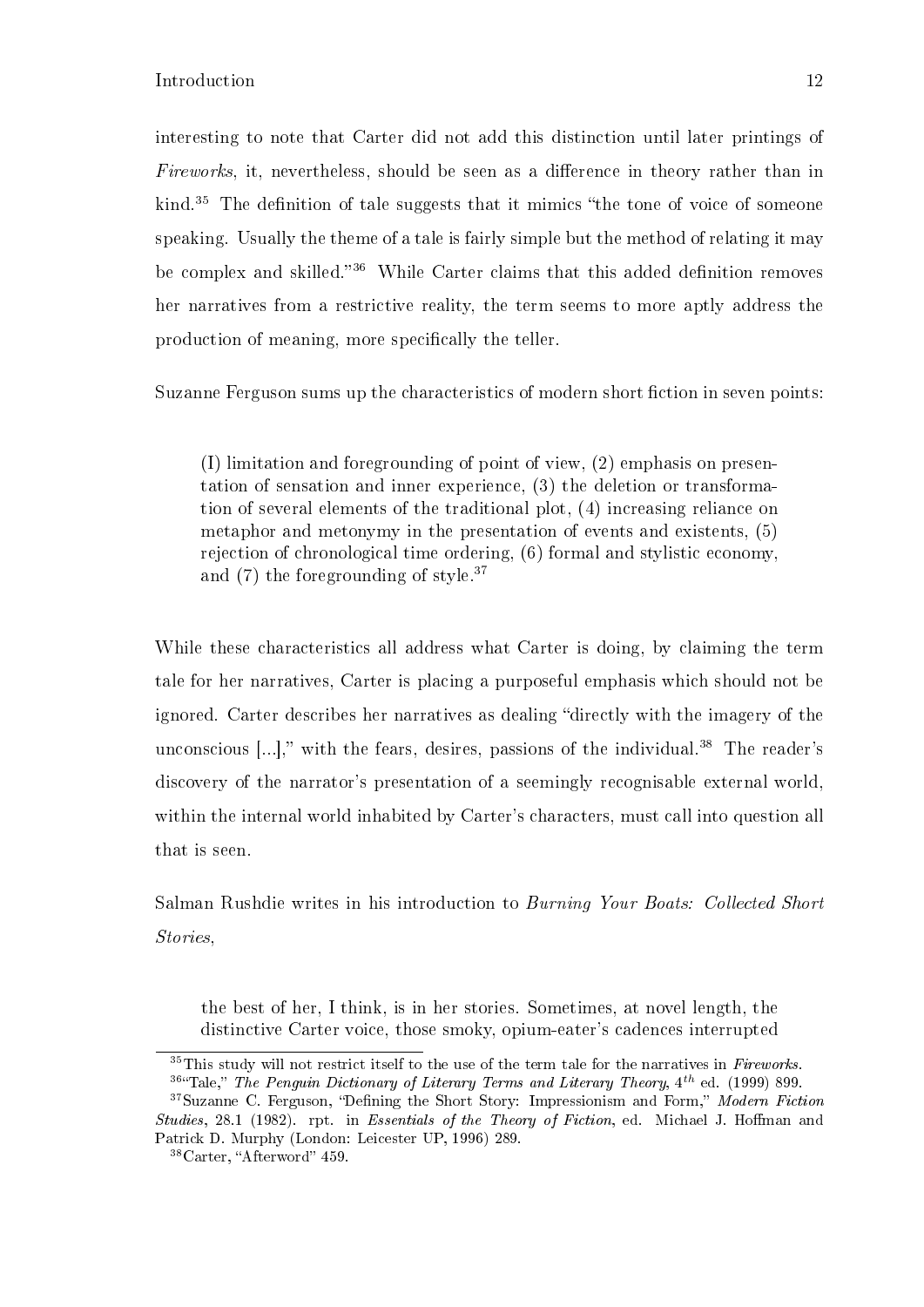interesting to note that Carter did not add this distinction until later printings of *Fireworks*, it, nevertheless, should be seen as a difference in theory rather than in kind.[35] The definition of tale suggests that it mimics "the tone of voice of someone speaking. Usually the theme of a tale is fairly simple but the method of relating it may be complex and skilled."[36] While Carter claims that this added definition removes her narratives from a restrictive reality, the term seems to more aptly address the production of meaning, more specifically the teller.

Suzanne Ferguson sums up the characteristics of modern short fiction in seven points:

> (I) limitation and foregrounding of point of view, (2) emphasis on presentation of sensation and inner experience, (3) the deletion or transformation of several elements of the traditional plot, (4) increasing reliance on metaphor and metonymy in the presentation of events and existents, (5) rejection of chronological time ordering, (6) formal and stylistic economy, and (7) the foregrounding of style.[37]

While these characteristics all address what Carter is doing, by claiming the term tale for her narratives, Carter is placing a purposeful emphasis which should not be ignored. Carter describes her narratives as dealing "directly with the imagery of the unconscious [...]," with the fears, desires, passions of the individual.[38] The reader's discovery of the narrator's presentation of a seemingly recognisable external world, within the internal world inhabited by Carter's characters, must call into question all that is seen.

Salman Rushdie writes in his introduction to *Burning Your Boats: Collected Short Stories*,

> the best of her, I think, is in her stories. Sometimes, at novel length, the distinctive Carter voice, those smoky, opium-eater's cadences interrupted

---

[35] This study will not restrict itself to the use of the term tale for the narratives in *Fireworks*.

[36] "Tale," *The Penguin Dictionary of Literary Terms and Literary Theory*, 4th ed. (1999) 899.

[37] Suzanne C. Ferguson, "Defining the Short Story: Impressionism and Form," *Modern Fiction Studies*, 28.1 (1982). rpt. in *Essentials of the Theory of Fiction*, ed. Michael J. Hoffman and Patrick D. Murphy (London: Leicester UP, 1996) 289.

[38] Carter, "Afterword" 459.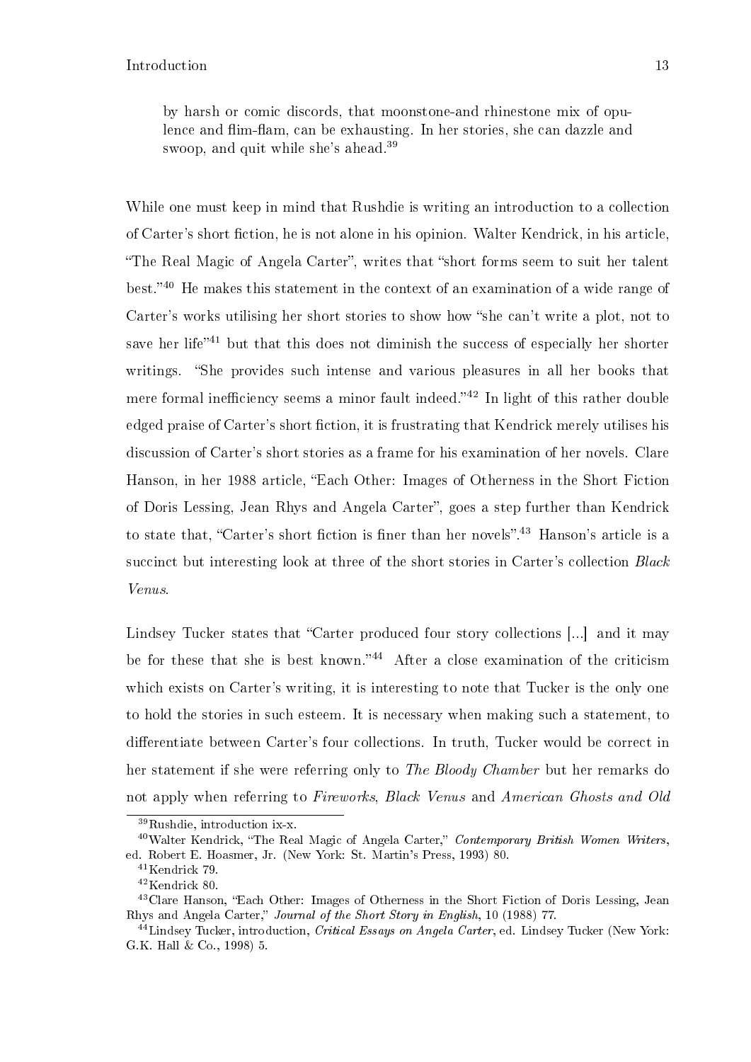> by harsh or comic discords, that moonstone-and rhinestone mix of opulence and flim-flam, can be exhausting. In her stories, she can dazzle and swoop, and quit while she's ahead.[39]

While one must keep in mind that Rushdie is writing an introduction to a collection of Carter's short fiction, he is not alone in his opinion. Walter Kendrick, in his article, "The Real Magic of Angela Carter", writes that "short forms seem to suit her talent best."[40] He makes this statement in the context of an examination of a wide range of Carter's works utilising her short stories to show how "she can't write a plot, not to save her life"[41] but that this does not diminish the success of especially her shorter writings. "She provides such intense and various pleasures in all her books that mere formal inefficiency seems a minor fault indeed."[42] In light of this rather double edged praise of Carter's short fiction, it is frustrating that Kendrick merely utilises his discussion of Carter's short stories as a frame for his examination of her novels. Clare Hanson, in her 1988 article, "Each Other: Images of Otherness in the Short Fiction of Doris Lessing, Jean Rhys and Angela Carter", goes a step further than Kendrick to state that, "Carter's short fiction is finer than her novels".[43] Hanson's article is a succinct but interesting look at three of the short stories in Carter's collection *Black Venus*.

Lindsey Tucker states that "Carter produced four story collections [...] and it may be for these that she is best known."[44] After a close examination of the criticism which exists on Carter's writing, it is interesting to note that Tucker is the only one to hold the stories in such esteem. It is necessary when making such a statement, to differentiate between Carter's four collections. In truth, Tucker would be correct in her statement if she were referring only to *The Bloody Chamber* but her remarks do not apply when referring to *Fireworks*, *Black Venus* and *American Ghosts and Old*

---

[39] Rushdie, introduction ix-x.

[40] Walter Kendrick, "The Real Magic of Angela Carter," *Contemporary British Women Writers*, ed. Robert E. Hoasmer, Jr. (New York: St. Martin's Press, 1993) 80.

[41] Kendrick 79.

[42] Kendrick 80.

[43] Clare Hanson, "Each Other: Images of Otherness in the Short Fiction of Doris Lessing, Jean Rhys and Angela Carter," *Journal of the Short Story in English*, 10 (1988) 77.

[44] Lindsey Tucker, introduction, *Critical Essays on Angela Carter*, ed. Lindsey Tucker (New York: G.K. Hall & Co., 1998) 5.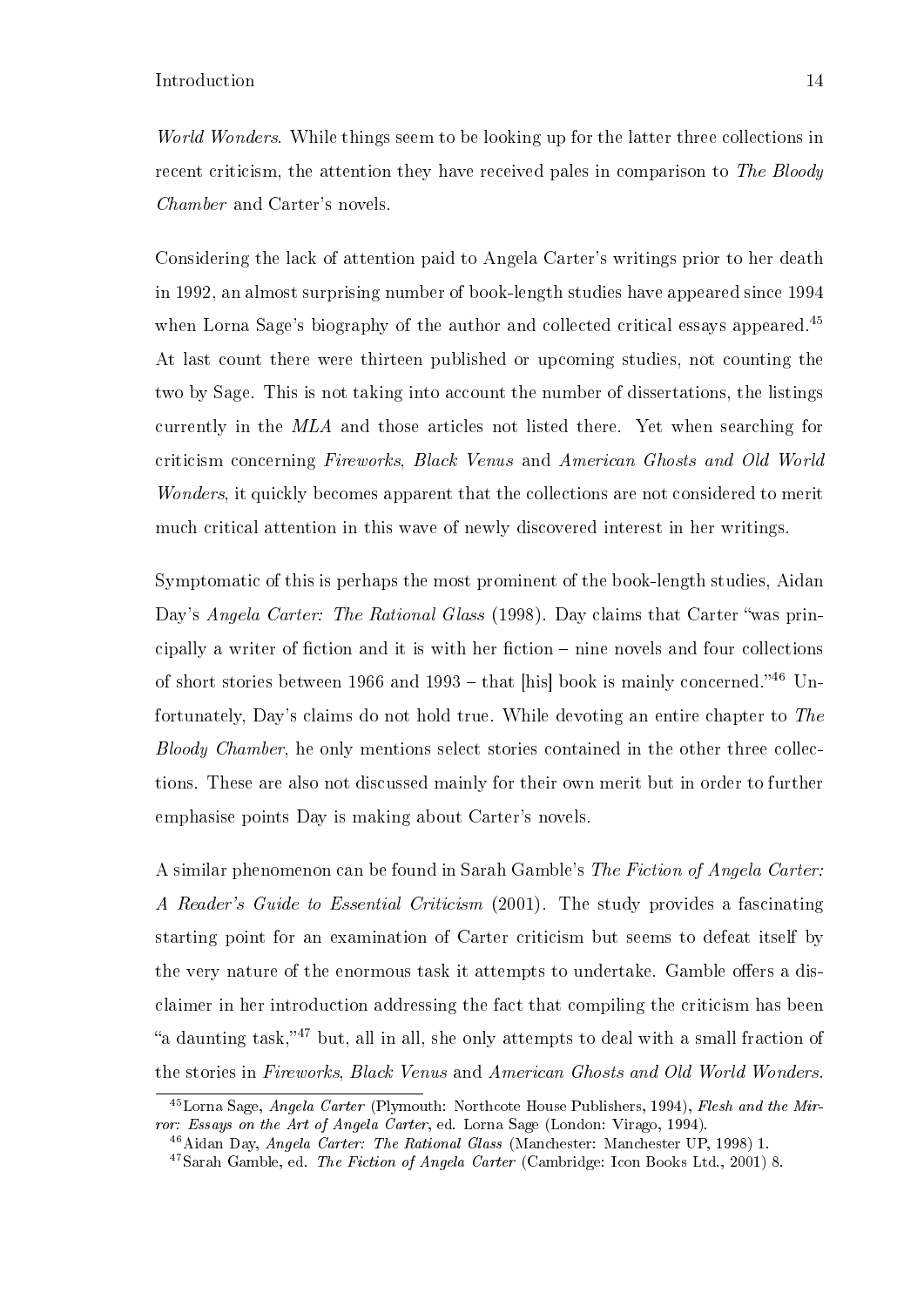*World Wonders*. While things seem to be looking up for the latter three collections in recent criticism, the attention they have received pales in comparison to *The Bloody Chamber* and Carter's novels.

Considering the lack of attention paid to Angela Carter's writings prior to her death in 1992, an almost surprising number of book-length studies have appeared since 1994 when Lorna Sage's biography of the author and collected critical essays appeared.[45] At last count there were thirteen published or upcoming studies, not counting the two by Sage. This is not taking into account the number of dissertations, the listings currently in the *MLA* and those articles not listed there. Yet when searching for criticism concerning *Fireworks*, *Black Venus* and *American Ghosts and Old World Wonders*, it quickly becomes apparent that the collections are not considered to merit much critical attention in this wave of newly discovered interest in her writings.

Symptomatic of this is perhaps the most prominent of the book-length studies, Aidan Day's *Angela Carter: The Rational Glass* (1998). Day claims that Carter "was principally a writer of fiction and it is with her fiction – nine novels and four collections of short stories between 1966 and 1993 – that [his] book is mainly concerned."[46] Unfortunately, Day's claims do not hold true. While devoting an entire chapter to *The Bloody Chamber*, he only mentions select stories contained in the other three collections. These are also not discussed mainly for their own merit but in order to further emphasise points Day is making about Carter's novels.

A similar phenomenon can be found in Sarah Gamble's *The Fiction of Angela Carter: A Reader's Guide to Essential Criticism* (2001). The study provides a fascinating starting point for an examination of Carter criticism but seems to defeat itself by the very nature of the enormous task it attempts to undertake. Gamble offers a disclaimer in her introduction addressing the fact that compiling the criticism has been "a daunting task,"[47] but, all in all, she only attempts to deal with a small fraction of the stories in *Fireworks*, *Black Venus* and *American Ghosts and Old World Wonders*.

---

[45] Lorna Sage, *Angela Carter* (Plymouth: Northcote House Publishers, 1994), *Flesh and the Mirror: Essays on the Art of Angela Carter*, ed. Lorna Sage (London: Virago, 1994).

[46] Aidan Day, *Angela Carter: The Rational Glass* (Manchester: Manchester UP, 1998) 1.

[47] Sarah Gamble, ed. *The Fiction of Angela Carter* (Cambridge: Icon Books Ltd., 2001) 8.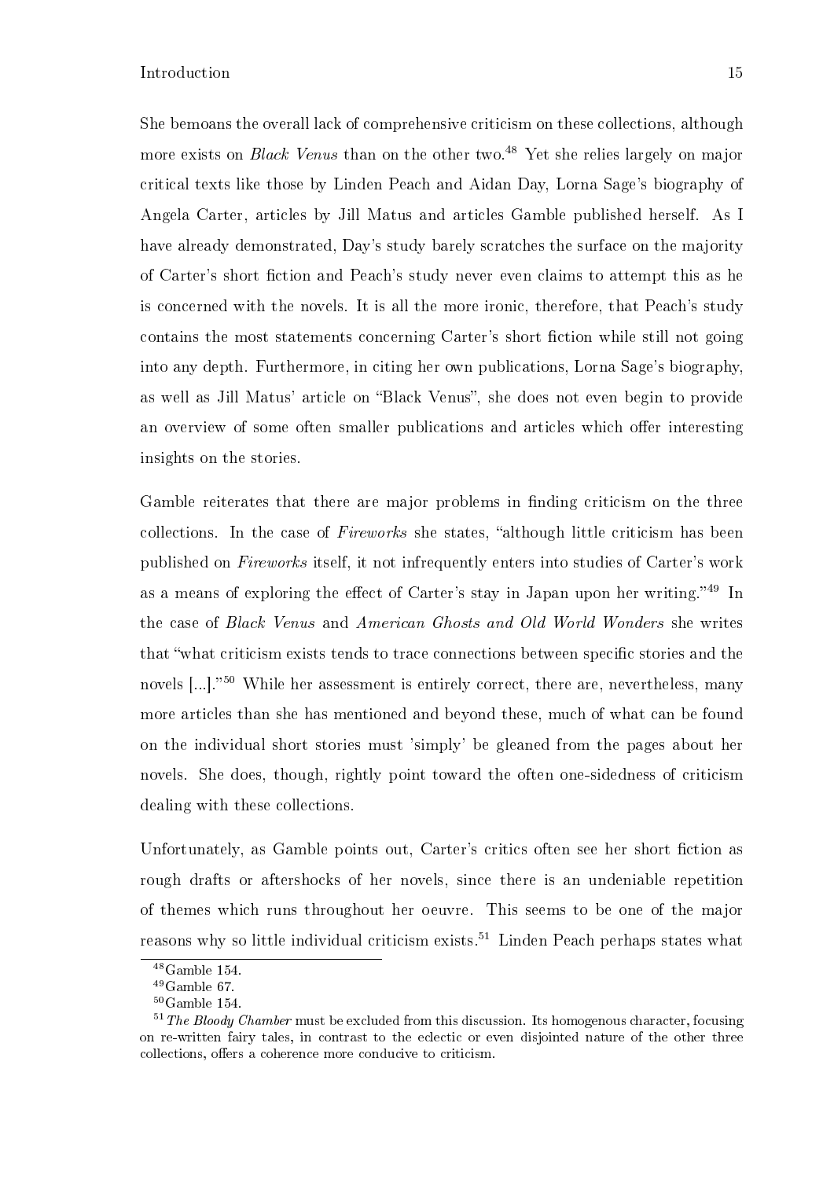She bemoans the overall lack of comprehensive criticism on these collections, although more exists on *Black Venus* than on the other two.[48] Yet she relies largely on major critical texts like those by Linden Peach and Aidan Day, Lorna Sage's biography of Angela Carter, articles by Jill Matus and articles Gamble published herself. As I have already demonstrated, Day's study barely scratches the surface on the majority of Carter's short fiction and Peach's study never even claims to attempt this as he is concerned with the novels. It is all the more ironic, therefore, that Peach's study contains the most statements concerning Carter's short fiction while still not going into any depth. Furthermore, in citing her own publications, Lorna Sage's biography, as well as Jill Matus' article on "Black Venus", she does not even begin to provide an overview of some often smaller publications and articles which offer interesting insights on the stories.

Gamble reiterates that there are major problems in finding criticism on the three collections. In the case of *Fireworks* she states, "although little criticism has been published on *Fireworks* itself, it not infrequently enters into studies of Carter's work as a means of exploring the effect of Carter's stay in Japan upon her writing."[49] In the case of *Black Venus* and *American Ghosts and Old World Wonders* she writes that "what criticism exists tends to trace connections between specific stories and the novels [...]."[50] While her assessment is entirely correct, there are, nevertheless, many more articles than she has mentioned and beyond these, much of what can be found on the individual short stories must 'simply' be gleaned from the pages about her novels. She does, though, rightly point toward the often one-sidedness of criticism dealing with these collections.

Unfortunately, as Gamble points out, Carter's critics often see her short fiction as rough drafts or aftershocks of her novels, since there is an undeniable repetition of themes which runs throughout her oeuvre. This seems to be one of the major reasons why so little individual criticism exists.[51] Linden Peach perhaps states what

[48] Gamble 154.

[49] Gamble 67.

[50] Gamble 154.

[51] *The Bloody Chamber* must be excluded from this discussion. Its homogenous character, focusing on re-written fairy tales, in contrast to the eclectic or even disjointed nature of the other three collections, offers a coherence more conducive to criticism.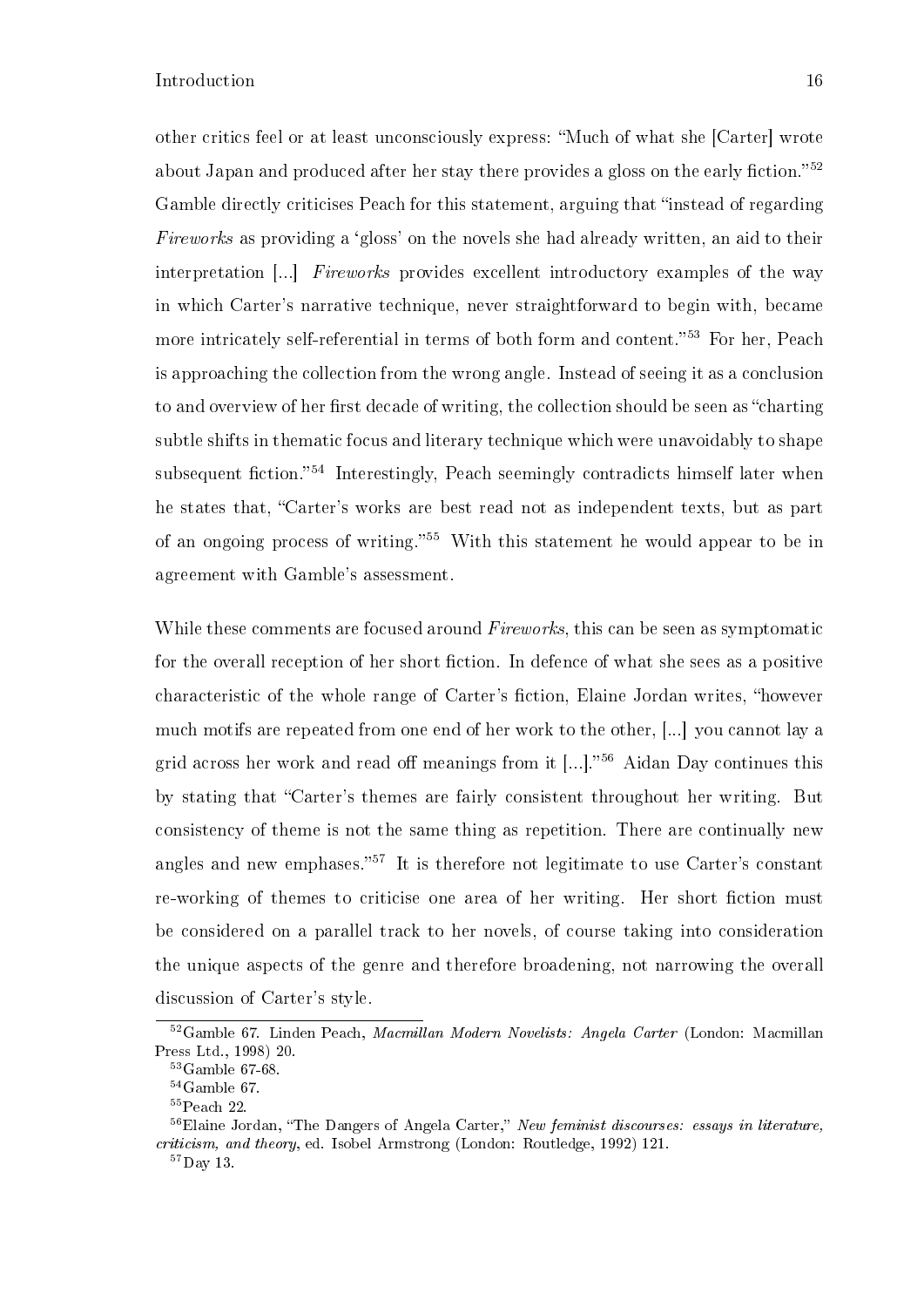other critics feel or at least unconsciously express: "Much of what she [Carter] wrote about Japan and produced after her stay there provides a gloss on the early fiction."[52] Gamble directly criticises Peach for this statement, arguing that "instead of regarding *Fireworks* as providing a 'gloss' on the novels she had already written, an aid to their interpretation [...] *Fireworks* provides excellent introductory examples of the way in which Carter's narrative technique, never straightforward to begin with, became more intricately self-referential in terms of both form and content."[53] For her, Peach is approaching the collection from the wrong angle. Instead of seeing it as a conclusion to and overview of her first decade of writing, the collection should be seen as "charting subtle shifts in thematic focus and literary technique which were unavoidably to shape subsequent fiction."[54] Interestingly, Peach seemingly contradicts himself later when he states that, "Carter's works are best read not as independent texts, but as part of an ongoing process of writing."[55] With this statement he would appear to be in agreement with Gamble's assessment.

While these comments are focused around *Fireworks*, this can be seen as symptomatic for the overall reception of her short fiction. In defence of what she sees as a positive characteristic of the whole range of Carter's fiction, Elaine Jordan writes, "however much motifs are repeated from one end of her work to the other, [...] you cannot lay a grid across her work and read off meanings from it [...]."[56] Aidan Day continues this by stating that "Carter's themes are fairly consistent throughout her writing. But consistency of theme is not the same thing as repetition. There are continually new angles and new emphases."[57] It is therefore not legitimate to use Carter's constant re-working of themes to criticise one area of her writing. Her short fiction must be considered on a parallel track to her novels, of course taking into consideration the unique aspects of the genre and therefore broadening, not narrowing the overall discussion of Carter's style.

---

[52] Gamble 67. Linden Peach, *Macmillan Modern Novelists: Angela Carter* (London: Macmillan Press Ltd., 1998) 20.

[53] Gamble 67-68.

[54] Gamble 67.

[55] Peach 22.

[56] Elaine Jordan, "The Dangers of Angela Carter," *New feminist discourses: essays in literature, criticism, and theory*, ed. Isobel Armstrong (London: Routledge, 1992) 121.

[57] Day 13.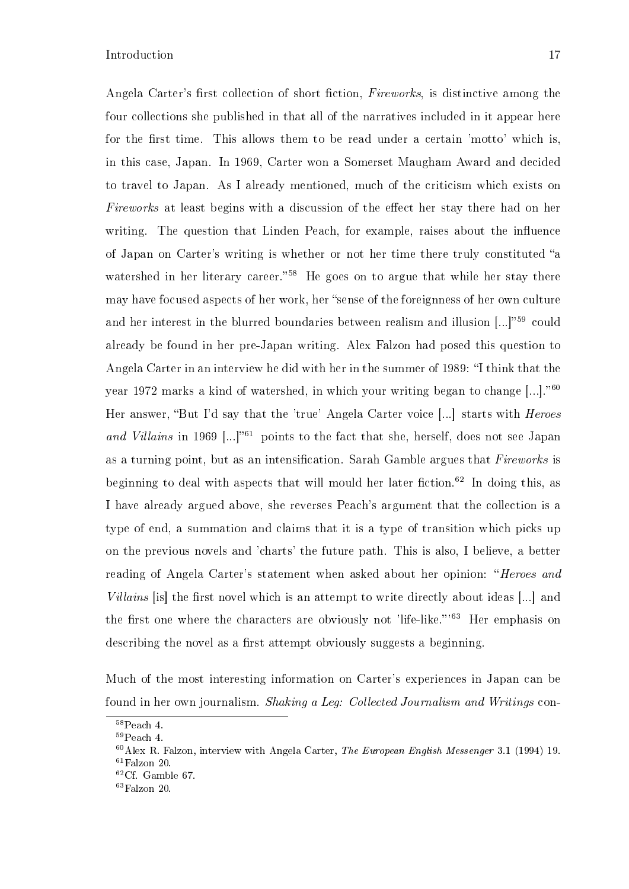Angela Carter's first collection of short fiction, *Fireworks*, is distinctive among the four collections she published in that all of the narratives included in it appear here for the first time. This allows them to be read under a certain 'motto' which is, in this case, Japan. In 1969, Carter won a Somerset Maugham Award and decided to travel to Japan. As I already mentioned, much of the criticism which exists on *Fireworks* at least begins with a discussion of the effect her stay there had on her writing. The question that Linden Peach, for example, raises about the influence of Japan on Carter's writing is whether or not her time there truly constituted "a watershed in her literary career."[58] He goes on to argue that while her stay there may have focused aspects of her work, her "sense of the foreignness of her own culture and her interest in the blurred boundaries between realism and illusion [...]"[59] could already be found in her pre-Japan writing. Alex Falzon had posed this question to Angela Carter in an interview he did with her in the summer of 1989: "I think that the year 1972 marks a kind of watershed, in which your writing began to change [...]."[60] Her answer, "But I'd say that the 'true' Angela Carter voice [...] starts with *Heroes and Villains* in 1969 [...]"[61] points to the fact that she, herself, does not see Japan as a turning point, but as an intensification. Sarah Gamble argues that *Fireworks* is beginning to deal with aspects that will mould her later fiction.[62] In doing this, as I have already argued above, she reverses Peach's argument that the collection is a type of end, a summation and claims that it is a type of transition which picks up on the previous novels and 'charts' the future path. This is also, I believe, a better reading of Angela Carter's statement when asked about her opinion: "*Heroes and Villains* [is] the first novel which is an attempt to write directly about ideas [...] and the first one where the characters are obviously not 'life-like."'[63] Her emphasis on describing the novel as a first attempt obviously suggests a beginning.

Much of the most interesting information on Carter's experiences in Japan can be found in her own journalism. *Shaking a Leg: Collected Journalism and Writings* con-

---

[58] Peach 4.

[59] Peach 4.

[60] Alex R. Falzon, interview with Angela Carter, *The European English Messenger* 3.1 (1994) 19.

[61] Falzon 20.

[62] Cf. Gamble 67.

[63] Falzon 20.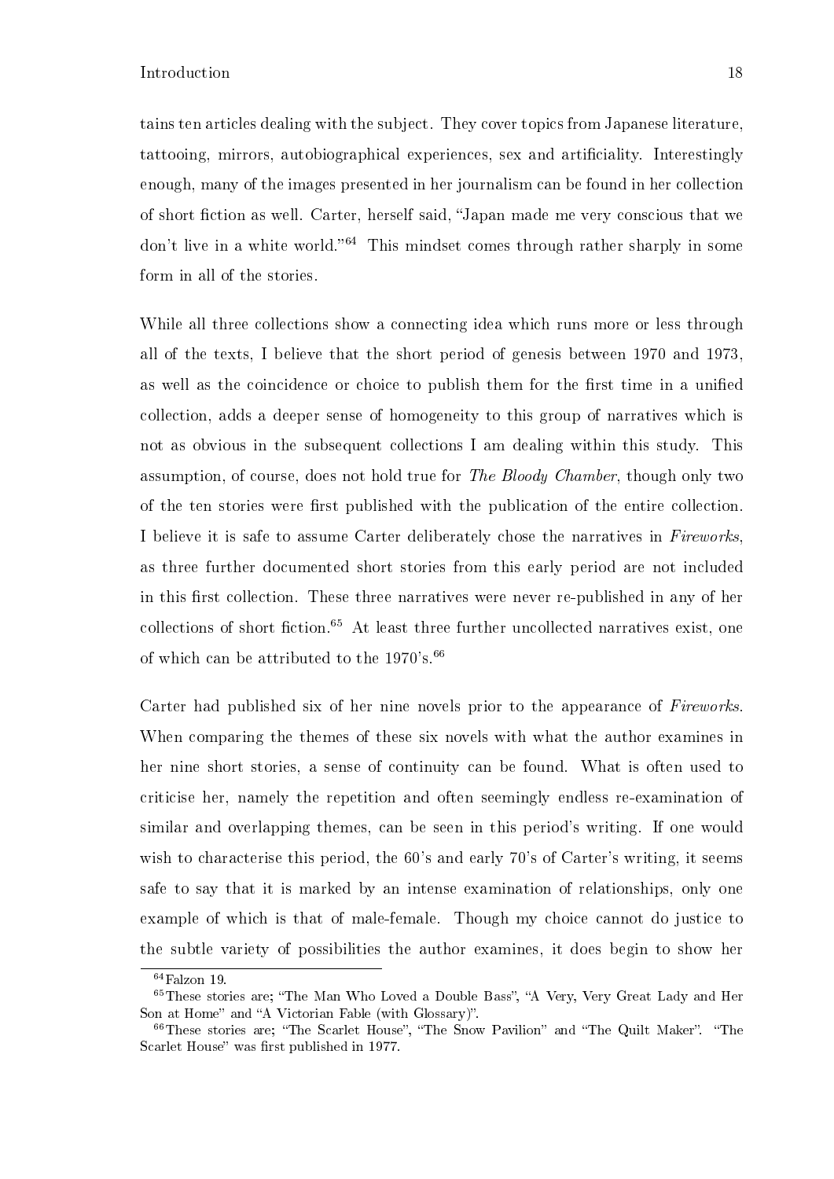tains ten articles dealing with the subject. They cover topics from Japanese literature, tattooing, mirrors, autobiographical experiences, sex and artificiality. Interestingly enough, many of the images presented in her journalism can be found in her collection of short fiction as well. Carter, herself said, "Japan made me very conscious that we don't live in a white world."[64] This mindset comes through rather sharply in some form in all of the stories.

While all three collections show a connecting idea which runs more or less through all of the texts, I believe that the short period of genesis between 1970 and 1973, as well as the coincidence or choice to publish them for the first time in a unified collection, adds a deeper sense of homogeneity to this group of narratives which is not as obvious in the subsequent collections I am dealing within this study. This assumption, of course, does not hold true for *The Bloody Chamber*, though only two of the ten stories were first published with the publication of the entire collection. I believe it is safe to assume Carter deliberately chose the narratives in *Fireworks*, as three further documented short stories from this early period are not included in this first collection. These three narratives were never re-published in any of her collections of short fiction.[65] At least three further uncollected narratives exist, one of which can be attributed to the 1970's.[66]

Carter had published six of her nine novels prior to the appearance of *Fireworks*. When comparing the themes of these six novels with what the author examines in her nine short stories, a sense of continuity can be found. What is often used to criticise her, namely the repetition and often seemingly endless re-examination of similar and overlapping themes, can be seen in this period's writing. If one would wish to characterise this period, the 60's and early 70's of Carter's writing, it seems safe to say that it is marked by an intense examination of relationships, only one example of which is that of male-female. Though my choice cannot do justice to the subtle variety of possibilities the author examines, it does begin to show her

---

[64] Falzon 19.

[65] These stories are; "The Man Who Loved a Double Bass", "A Very, Very Great Lady and Her Son at Home" and "A Victorian Fable (with Glossary)".

[66] These stories are; "The Scarlet House", "The Snow Pavilion" and "The Quilt Maker". "The Scarlet House" was first published in 1977.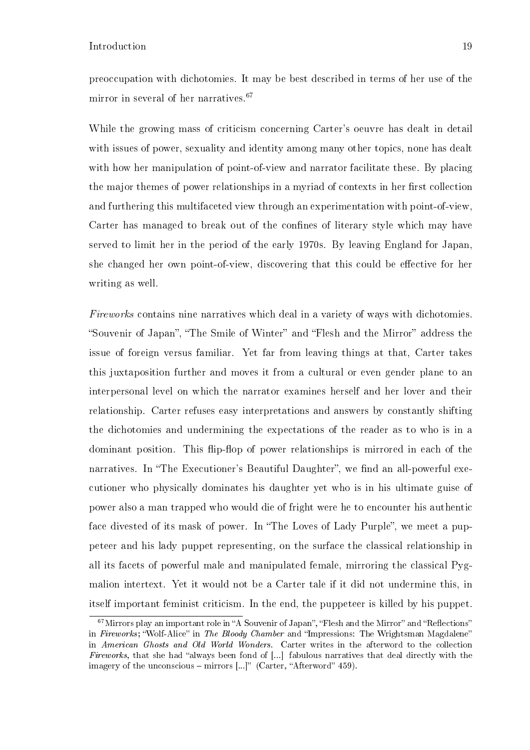preoccupation with dichotomies. It may be best described in terms of her use of the mirror in several of her narratives.[67]

While the growing mass of criticism concerning Carter's oeuvre has dealt in detail with issues of power, sexuality and identity among many other topics, none has dealt with how her manipulation of point-of-view and narrator facilitate these. By placing the major themes of power relationships in a myriad of contexts in her first collection and furthering this multifaceted view through an experimentation with point-of-view, Carter has managed to break out of the confines of literary style which may have served to limit her in the period of the early 1970s. By leaving England for Japan, she changed her own point-of-view, discovering that this could be effective for her writing as well.

*Fireworks* contains nine narratives which deal in a variety of ways with dichotomies. "Souvenir of Japan", "The Smile of Winter" and "Flesh and the Mirror" address the issue of foreign versus familiar. Yet far from leaving things at that, Carter takes this juxtaposition further and moves it from a cultural or even gender plane to an interpersonal level on which the narrator examines herself and her lover and their relationship. Carter refuses easy interpretations and answers by constantly shifting the dichotomies and undermining the expectations of the reader as to who is in a dominant position. This flip-flop of power relationships is mirrored in each of the narratives. In "The Executioner's Beautiful Daughter", we find an all-powerful executioner who physically dominates his daughter yet who is in his ultimate guise of power also a man trapped who would die of fright were he to encounter his authentic face divested of its mask of power. In "The Loves of Lady Purple", we meet a puppeteer and his lady puppet representing, on the surface the classical relationship in all its facets of powerful male and manipulated female, mirroring the classical Pygmalion intertext. Yet it would not be a Carter tale if it did not undermine this, in itself important feminist criticism. In the end, the puppeteer is killed by his puppet.

[67] Mirrors play an important role in "A Souvenir of Japan", "Flesh and the Mirror" and "Reflections" in *Fireworks*; "Wolf-Alice" in *The Bloody Chamber* and "Impressions: The Wrightsman Magdalene" in *American Ghosts and Old World Wonders*. Carter writes in the afterword to the collection *Fireworks*, that she had "always been fond of [...] fabulous narratives that deal directly with the imagery of the unconscious – mirrors [...]" (Carter, "Afterword" 459).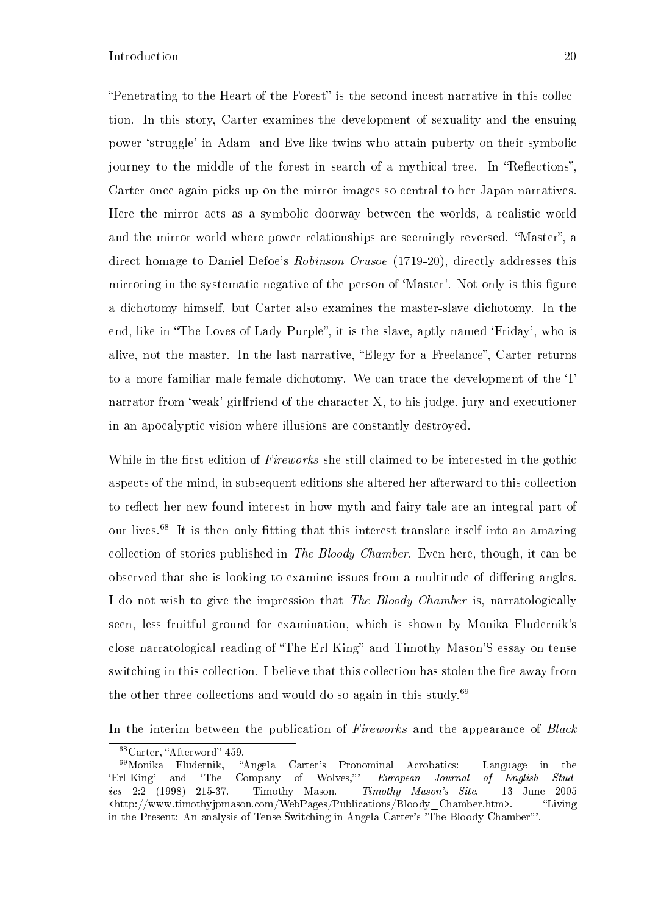"Penetrating to the Heart of the Forest" is the second incest narrative in this collection. In this story, Carter examines the development of sexuality and the ensuing power 'struggle' in Adam- and Eve-like twins who attain puberty on their symbolic journey to the middle of the forest in search of a mythical tree. In "Reflections", Carter once again picks up on the mirror images so central to her Japan narratives. Here the mirror acts as a symbolic doorway between the worlds, a realistic world and the mirror world where power relationships are seemingly reversed. "Master", a direct homage to Daniel Defoe's *Robinson Crusoe* (1719-20), directly addresses this mirroring in the systematic negative of the person of 'Master'. Not only is this figure a dichotomy himself, but Carter also examines the master-slave dichotomy. In the end, like in "The Loves of Lady Purple", it is the slave, aptly named 'Friday', who is alive, not the master. In the last narrative, "Elegy for a Freelance", Carter returns to a more familiar male-female dichotomy. We can trace the development of the 'I' narrator from 'weak' girlfriend of the character X, to his judge, jury and executioner in an apocalyptic vision where illusions are constantly destroyed.

While in the first edition of *Fireworks* she still claimed to be interested in the gothic aspects of the mind, in subsequent editions she altered her afterward to this collection to reflect her new-found interest in how myth and fairy tale are an integral part of our lives.[68] It is then only fitting that this interest translate itself into an amazing collection of stories published in *The Bloody Chamber*. Even here, though, it can be observed that she is looking to examine issues from a multitude of differing angles. I do not wish to give the impression that *The Bloody Chamber* is, narratologically seen, less fruitful ground for examination, which is shown by Monika Fludernik's close narratological reading of "The Erl King" and Timothy Mason'S essay on tense switching in this collection. I believe that this collection has stolen the fire away from the other three collections and would do so again in this study.[69]

In the interim between the publication of *Fireworks* and the appearance of *Black*

[68] Carter, "Afterword" 459.

[69] Monika Fludernik, "Angela Carter's Pronominal Acrobatics: Language in the 'Erl-King' and 'The Company of Wolves,"' *European Journal of English Studies* 2:2 (1998) 215-37. Timothy Mason. *Timothy Mason's Site*. 13 June 2005 <http://www.timothyjpmason.com/WebPages/Publications/Bloody_Chamber.htm>. "Living in the Present: An analysis of Tense Switching in Angela Carter's 'The Bloody Chamber"'.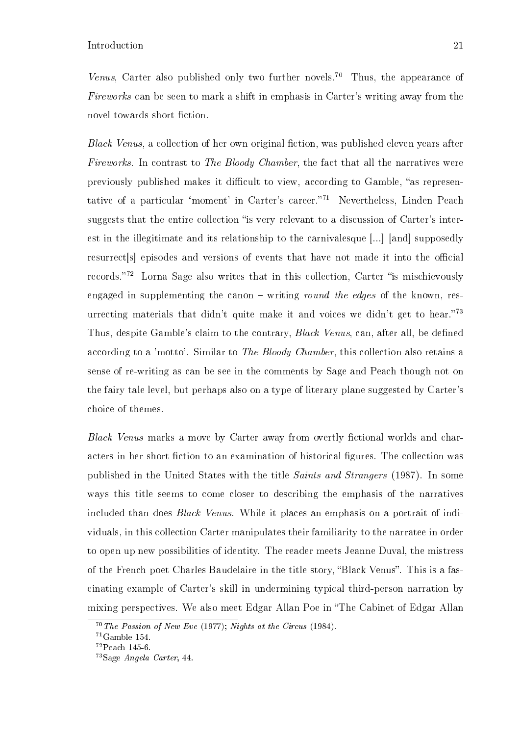*Venus*, Carter also published only two further novels.[70] Thus, the appearance of *Fireworks* can be seen to mark a shift in emphasis in Carter's writing away from the novel towards short fiction.

*Black Venus*, a collection of her own original fiction, was published eleven years after *Fireworks*. In contrast to *The Bloody Chamber*, the fact that all the narratives were previously published makes it difficult to view, according to Gamble, "as representative of a particular 'moment' in Carter's career."[71] Nevertheless, Linden Peach suggests that the entire collection "is very relevant to a discussion of Carter's interest in the illegitimate and its relationship to the carnivalesque [...] [and] supposedly resurrect[s] episodes and versions of events that have not made it into the official records."[72] Lorna Sage also writes that in this collection, Carter "is mischievously engaged in supplementing the canon – writing *round the edges* of the known, resurrecting materials that didn't quite make it and voices we didn't get to hear."[73] Thus, despite Gamble's claim to the contrary, *Black Venus*, can, after all, be defined according to a 'motto'. Similar to *The Bloody Chamber*, this collection also retains a sense of re-writing as can be see in the comments by Sage and Peach though not on the fairy tale level, but perhaps also on a type of literary plane suggested by Carter's choice of themes.

*Black Venus* marks a move by Carter away from overtly fictional worlds and characters in her short fiction to an examination of historical figures. The collection was published in the United States with the title *Saints and Strangers* (1987). In some ways this title seems to come closer to describing the emphasis of the narratives included than does *Black Venus*. While it places an emphasis on a portrait of individuals, in this collection Carter manipulates their familiarity to the narratee in order to open up new possibilities of identity. The reader meets Jeanne Duval, the mistress of the French poet Charles Baudelaire in the title story, "Black Venus". This is a fascinating example of Carter's skill in undermining typical third-person narration by mixing perspectives. We also meet Edgar Allan Poe in "The Cabinet of Edgar Allan

---

[70] *The Passion of New Eve* (1977); *Nights at the Circus* (1984).

[71] Gamble 154.

[72] Peach 145-6.

[73] Sage *Angela Carter*, 44.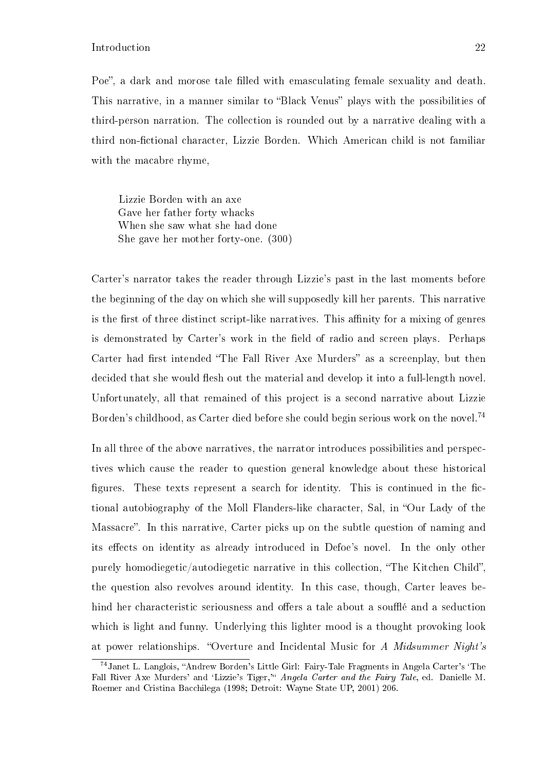Poe", a dark and morose tale filled with emasculating female sexuality and death. This narrative, in a manner similar to "Black Venus" plays with the possibilities of third-person narration. The collection is rounded out by a narrative dealing with a third non-fictional character, Lizzie Borden. Which American child is not familiar with the macabre rhyme,

> Lizzie Borden with an axe
> Gave her father forty whacks
> When she saw what she had done
> She gave her mother forty-one. (300)

Carter's narrator takes the reader through Lizzie's past in the last moments before the beginning of the day on which she will supposedly kill her parents. This narrative is the first of three distinct script-like narratives. This affinity for a mixing of genres is demonstrated by Carter's work in the field of radio and screen plays. Perhaps Carter had first intended "The Fall River Axe Murders" as a screenplay, but then decided that she would flesh out the material and develop it into a full-length novel. Unfortunately, all that remained of this project is a second narrative about Lizzie Borden's childhood, as Carter died before she could begin serious work on the novel.[74]

In all three of the above narratives, the narrator introduces possibilities and perspectives which cause the reader to question general knowledge about these historical figures. These texts represent a search for identity. This is continued in the fictional autobiography of the Moll Flanders-like character, Sal, in "Our Lady of the Massacre". In this narrative, Carter picks up on the subtle question of naming and its effects on identity as already introduced in Defoe's novel. In the only other purely homodiegetic/autodiegetic narrative in this collection, "The Kitchen Child", the question also revolves around identity. In this case, though, Carter leaves behind her characteristic seriousness and offers a tale about a soufflé and a seduction which is light and funny. Underlying this lighter mood is a thought provoking look at power relationships. "Overture and Incidental Music for *A Midsummer Night's*

[74] Janet L. Langlois, "Andrew Borden's Little Girl: Fairy-Tale Fragments in Angela Carter's 'The Fall River Axe Murders' and 'Lizzie's Tiger,'" *Angela Carter and the Fairy Tale*, ed. Danielle M. Roemer and Cristina Bacchilega (1998; Detroit: Wayne State UP, 2001) 206.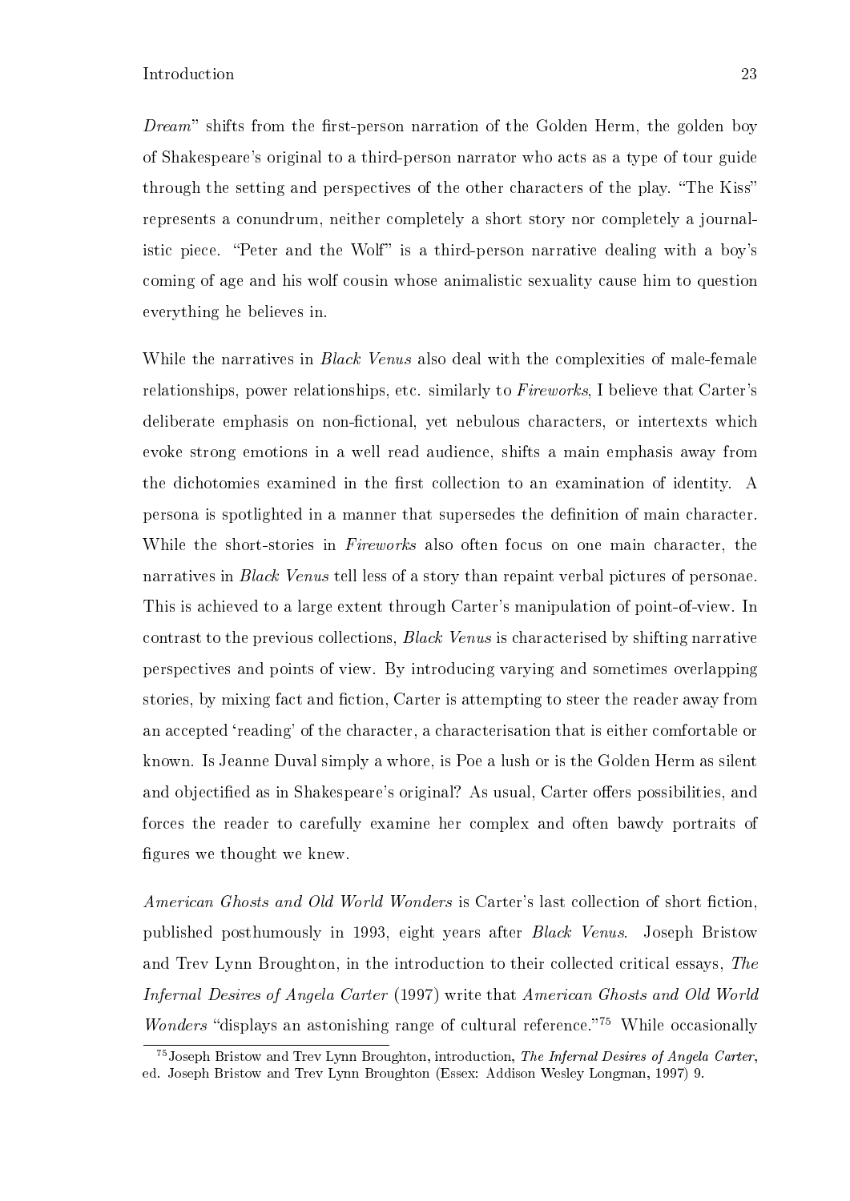*Dream*" shifts from the first-person narration of the Golden Herm, the golden boy of Shakespeare's original to a third-person narrator who acts as a type of tour guide through the setting and perspectives of the other characters of the play. "The Kiss" represents a conundrum, neither completely a short story nor completely a journalistic piece. "Peter and the Wolf" is a third-person narrative dealing with a boy's coming of age and his wolf cousin whose animalistic sexuality cause him to question everything he believes in.

While the narratives in *Black Venus* also deal with the complexities of male-female relationships, power relationships, etc. similarly to *Fireworks*, I believe that Carter's deliberate emphasis on non-fictional, yet nebulous characters, or intertexts which evoke strong emotions in a well read audience, shifts a main emphasis away from the dichotomies examined in the first collection to an examination of identity. A persona is spotlighted in a manner that supersedes the definition of main character. While the short-stories in *Fireworks* also often focus on one main character, the narratives in *Black Venus* tell less of a story than repaint verbal pictures of personae. This is achieved to a large extent through Carter's manipulation of point-of-view. In contrast to the previous collections, *Black Venus* is characterised by shifting narrative perspectives and points of view. By introducing varying and sometimes overlapping stories, by mixing fact and fiction, Carter is attempting to steer the reader away from an accepted 'reading' of the character, a characterisation that is either comfortable or known. Is Jeanne Duval simply a whore, is Poe a lush or is the Golden Herm as silent and objectified as in Shakespeare's original? As usual, Carter offers possibilities, and forces the reader to carefully examine her complex and often bawdy portraits of figures we thought we knew.

*American Ghosts and Old World Wonders* is Carter's last collection of short fiction, published posthumously in 1993, eight years after *Black Venus*. Joseph Bristow and Trev Lynn Broughton, in the introduction to their collected critical essays, *The Infernal Desires of Angela Carter* (1997) write that *American Ghosts and Old World Wonders* "displays an astonishing range of cultural reference."[75] While occasionally

[75] Joseph Bristow and Trev Lynn Broughton, introduction, *The Infernal Desires of Angela Carter*, ed. Joseph Bristow and Trev Lynn Broughton (Essex: Addison Wesley Longman, 1997) 9.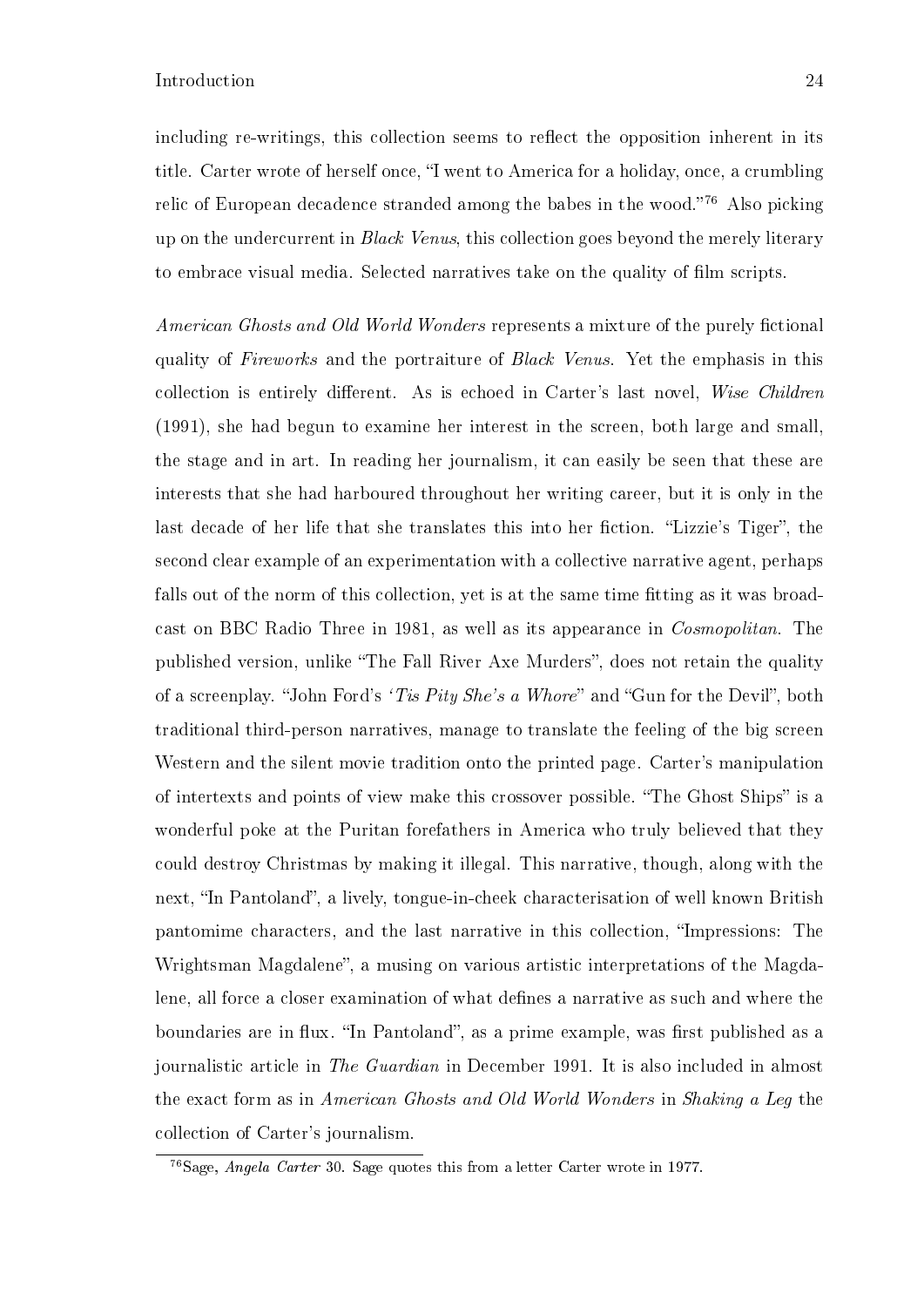including re-writings, this collection seems to reflect the opposition inherent in its title. Carter wrote of herself once, "I went to America for a holiday, once, a crumbling relic of European decadence stranded among the babes in the wood."[76] Also picking up on the undercurrent in *Black Venus*, this collection goes beyond the merely literary to embrace visual media. Selected narratives take on the quality of film scripts.

*American Ghosts and Old World Wonders* represents a mixture of the purely fictional quality of *Fireworks* and the portraiture of *Black Venus*. Yet the emphasis in this collection is entirely different. As is echoed in Carter's last novel, *Wise Children* (1991), she had begun to examine her interest in the screen, both large and small, the stage and in art. In reading her journalism, it can easily be seen that these are interests that she had harboured throughout her writing career, but it is only in the last decade of her life that she translates this into her fiction. "Lizzie's Tiger", the second clear example of an experimentation with a collective narrative agent, perhaps falls out of the norm of this collection, yet is at the same time fitting as it was broadcast on BBC Radio Three in 1981, as well as its appearance in *Cosmopolitan*. The published version, unlike "The Fall River Axe Murders", does not retain the quality of a screenplay. "John Ford's *'Tis Pity She's a Whore*" and "Gun for the Devil", both traditional third-person narratives, manage to translate the feeling of the big screen Western and the silent movie tradition onto the printed page. Carter's manipulation of intertexts and points of view make this crossover possible. "The Ghost Ships" is a wonderful poke at the Puritan forefathers in America who truly believed that they could destroy Christmas by making it illegal. This narrative, though, along with the next, "In Pantoland", a lively, tongue-in-cheek characterisation of well known British pantomime characters, and the last narrative in this collection, "Impressions: The Wrightsman Magdalene", a musing on various artistic interpretations of the Magdalene, all force a closer examination of what defines a narrative as such and where the boundaries are in flux. "In Pantoland", as a prime example, was first published as a journalistic article in *The Guardian* in December 1991. It is also included in almost the exact form as in *American Ghosts and Old World Wonders* in *Shaking a Leg* the collection of Carter's journalism.

[76] Sage, *Angela Carter* 30. Sage quotes this from a letter Carter wrote in 1977.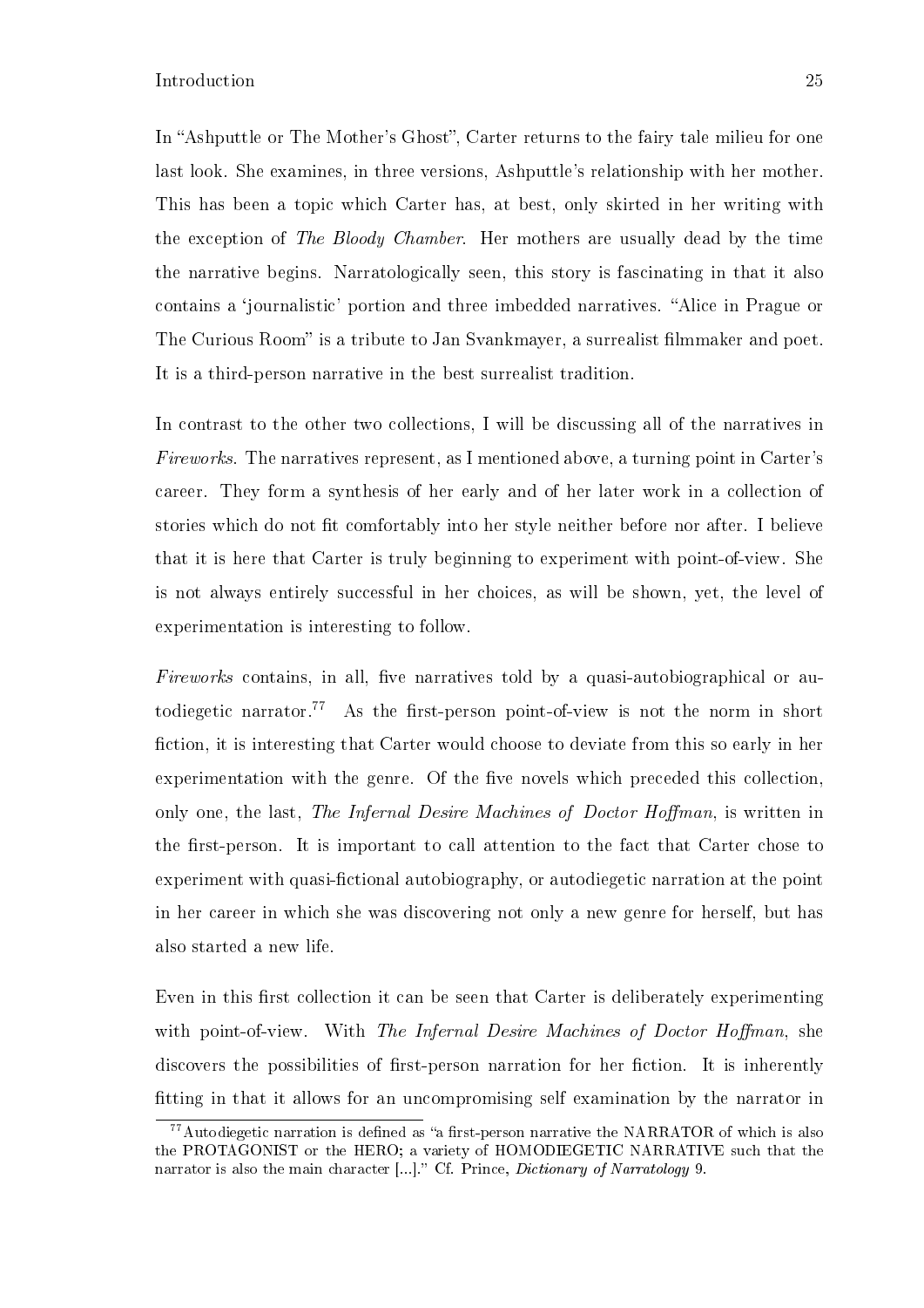In "Ashputtle or The Mother's Ghost", Carter returns to the fairy tale milieu for one last look. She examines, in three versions, Ashputtle's relationship with her mother. This has been a topic which Carter has, at best, only skirted in her writing with the exception of *The Bloody Chamber*. Her mothers are usually dead by the time the narrative begins. Narratologically seen, this story is fascinating in that it also contains a 'journalistic' portion and three imbedded narratives. "Alice in Prague or The Curious Room" is a tribute to Jan Svankmayer, a surrealist filmmaker and poet. It is a third-person narrative in the best surrealist tradition.

In contrast to the other two collections, I will be discussing all of the narratives in *Fireworks*. The narratives represent, as I mentioned above, a turning point in Carter's career. They form a synthesis of her early and of her later work in a collection of stories which do not fit comfortably into her style neither before nor after. I believe that it is here that Carter is truly beginning to experiment with point-of-view. She is not always entirely successful in her choices, as will be shown, yet, the level of experimentation is interesting to follow.

*Fireworks* contains, in all, five narratives told by a quasi-autobiographical or autodiegetic narrator.[77] As the first-person point-of-view is not the norm in short fiction, it is interesting that Carter would choose to deviate from this so early in her experimentation with the genre. Of the five novels which preceded this collection, only one, the last, *The Infernal Desire Machines of Doctor Hoffman*, is written in the first-person. It is important to call attention to the fact that Carter chose to experiment with quasi-fictional autobiography, or autodiegetic narration at the point in her career in which she was discovering not only a new genre for herself, but has also started a new life.

Even in this first collection it can be seen that Carter is deliberately experimenting with point-of-view. With *The Infernal Desire Machines of Doctor Hoffman*, she discovers the possibilities of first-person narration for her fiction. It is inherently fitting in that it allows for an uncompromising self examination by the narrator in

[77] Autodiegetic narration is defined as "a first-person narrative the NARRATOR of which is also the PROTAGONIST or the HERO; a variety of HOMODIEGETIC NARRATIVE such that the narrator is also the main character [...]." Cf. Prince, *Dictionary of Narratology* 9.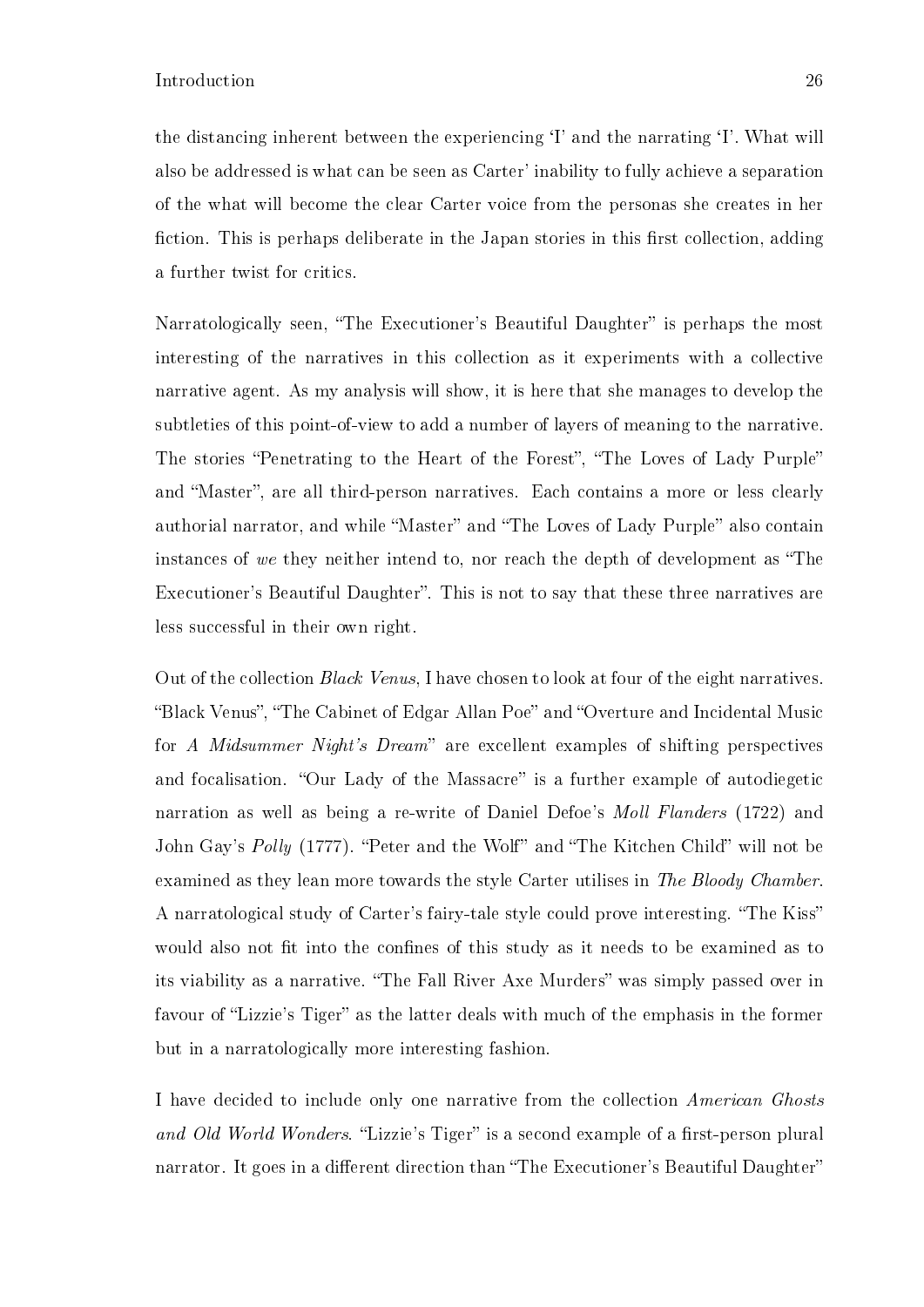the distancing inherent between the experiencing 'I' and the narrating 'I'. What will also be addressed is what can be seen as Carter' inability to fully achieve a separation of the what will become the clear Carter voice from the personas she creates in her fiction. This is perhaps deliberate in the Japan stories in this first collection, adding a further twist for critics.

Narratologically seen, "The Executioner's Beautiful Daughter" is perhaps the most interesting of the narratives in this collection as it experiments with a collective narrative agent. As my analysis will show, it is here that she manages to develop the subtleties of this point-of-view to add a number of layers of meaning to the narrative. The stories "Penetrating to the Heart of the Forest", "The Loves of Lady Purple" and "Master", are all third-person narratives. Each contains a more or less clearly authorial narrator, and while "Master" and "The Loves of Lady Purple" also contain instances of *we* they neither intend to, nor reach the depth of development as "The Executioner's Beautiful Daughter". This is not to say that these three narratives are less successful in their own right.

Out of the collection *Black Venus*, I have chosen to look at four of the eight narratives. "Black Venus", "The Cabinet of Edgar Allan Poe" and "Overture and Incidental Music for *A Midsummer Night's Dream*" are excellent examples of shifting perspectives and focalisation. "Our Lady of the Massacre" is a further example of autodiegetic narration as well as being a re-write of Daniel Defoe's *Moll Flanders* (1722) and John Gay's *Polly* (1777). "Peter and the Wolf" and "The Kitchen Child" will not be examined as they lean more towards the style Carter utilises in *The Bloody Chamber*. A narratological study of Carter's fairy-tale style could prove interesting. "The Kiss" would also not fit into the confines of this study as it needs to be examined as to its viability as a narrative. "The Fall River Axe Murders" was simply passed over in favour of "Lizzie's Tiger" as the latter deals with much of the emphasis in the former but in a narratologically more interesting fashion.

I have decided to include only one narrative from the collection *American Ghosts and Old World Wonders*. "Lizzie's Tiger" is a second example of a first-person plural narrator. It goes in a different direction than "The Executioner's Beautiful Daughter"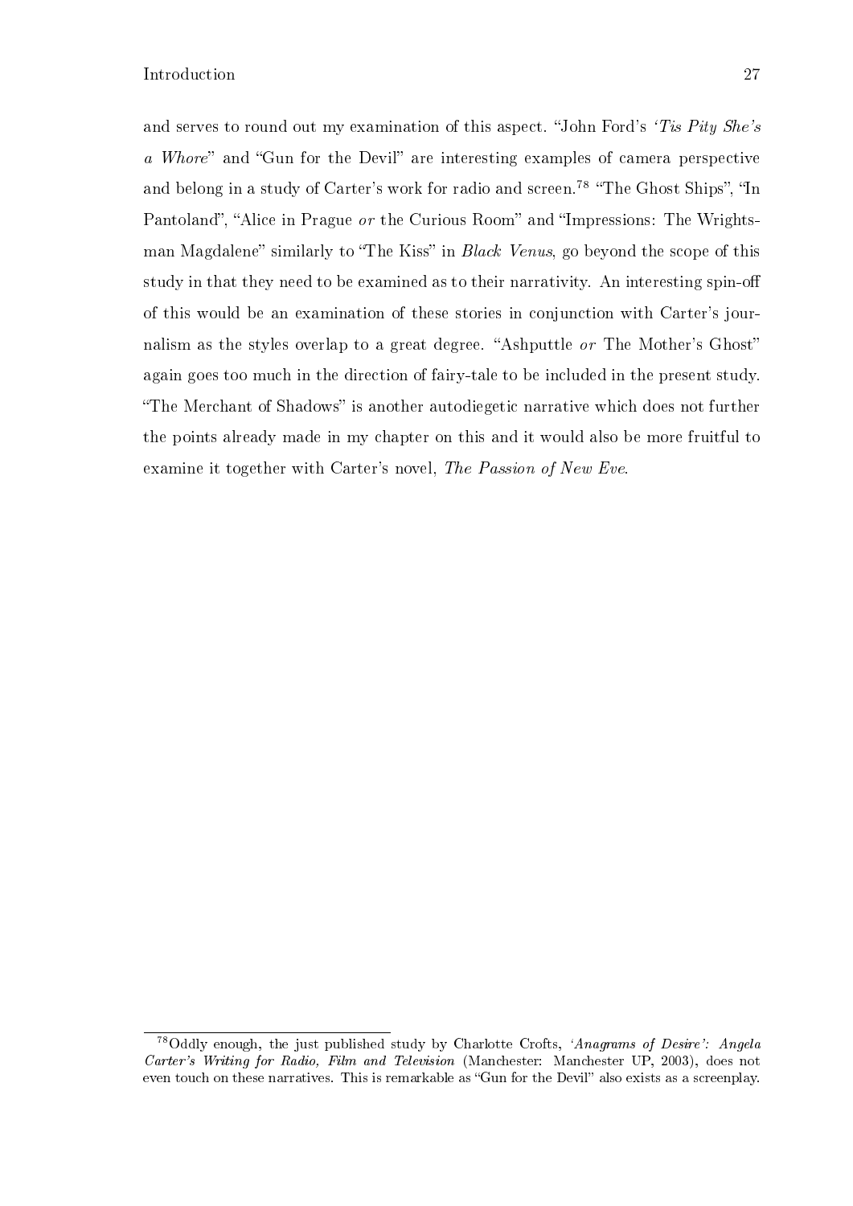and serves to round out my examination of this aspect. "John Ford's *'Tis Pity She's a Whore*" and "Gun for the Devil" are interesting examples of camera perspective and belong in a study of Carter's work for radio and screen.[78] "The Ghost Ships", "In Pantoland", "Alice in Prague *or* the Curious Room" and "Impressions: The Wrightsman Magdalene" similarly to "The Kiss" in *Black Venus*, go beyond the scope of this study in that they need to be examined as to their narrativity. An interesting spin-off of this would be an examination of these stories in conjunction with Carter's journalism as the styles overlap to a great degree. "Ashputtle *or* The Mother's Ghost" again goes too much in the direction of fairy-tale to be included in the present study. "The Merchant of Shadows" is another autodiegetic narrative which does not further the points already made in my chapter on this and it would also be more fruitful to examine it together with Carter's novel, *The Passion of New Eve*.

[78] Oddly enough, the just published study by Charlotte Crofts, *'Anagrams of Desire': Angela Carter's Writing for Radio, Film and Television* (Manchester: Manchester UP, 2003), does not even touch on these narratives. This is remarkable as "Gun for the Devil" also exists as a screenplay.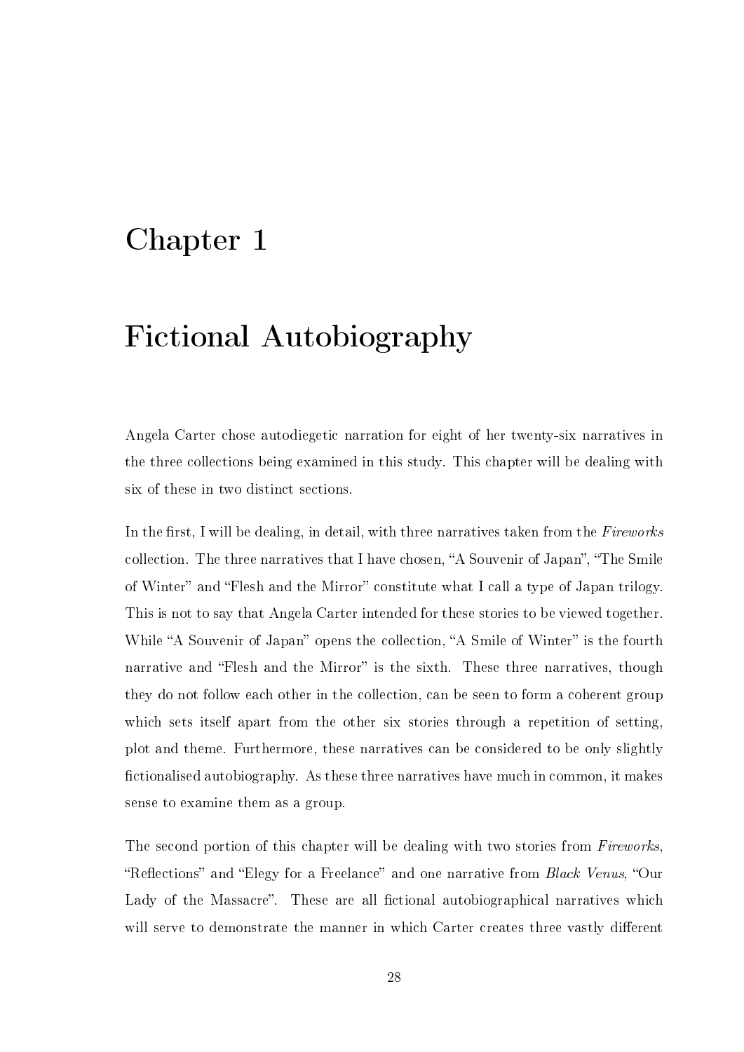# Chapter 1

# Fictional Autobiography

Angela Carter chose autodiegetic narration for eight of her twenty-six narratives in the three collections being examined in this study. This chapter will be dealing with six of these in two distinct sections.

In the first, I will be dealing, in detail, with three narratives taken from the *Fireworks* collection. The three narratives that I have chosen, "A Souvenir of Japan", "The Smile of Winter" and "Flesh and the Mirror" constitute what I call a type of Japan trilogy. This is not to say that Angela Carter intended for these stories to be viewed together. While "A Souvenir of Japan" opens the collection, "A Smile of Winter" is the fourth narrative and "Flesh and the Mirror" is the sixth. These three narratives, though they do not follow each other in the collection, can be seen to form a coherent group which sets itself apart from the other six stories through a repetition of setting, plot and theme. Furthermore, these narratives can be considered to be only slightly fictionalised autobiography. As these three narratives have much in common, it makes sense to examine them as a group.

The second portion of this chapter will be dealing with two stories from *Fireworks*, "Reflections" and "Elegy for a Freelance" and one narrative from *Black Venus*, "Our Lady of the Massacre". These are all fictional autobiographical narratives which will serve to demonstrate the manner in which Carter creates three vastly different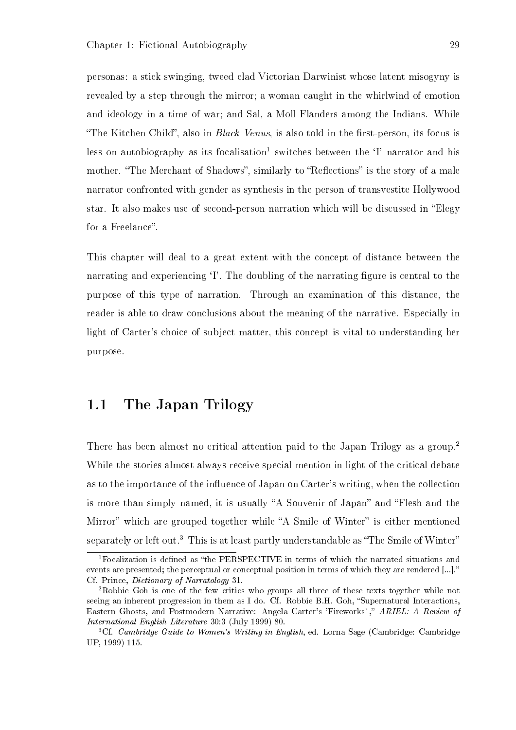personas: a stick swinging, tweed clad Victorian Darwinist whose latent misogyny is revealed by a step through the mirror; a woman caught in the whirlwind of emotion and ideology in a time of war; and Sal, a Moll Flanders among the Indians. While "The Kitchen Child", also in *Black Venus*, is also told in the first-person, its focus is less on autobiography as its focalisation[1] switches between the 'I' narrator and his mother. "The Merchant of Shadows", similarly to "Reflections" is the story of a male narrator confronted with gender as synthesis in the person of transvestite Hollywood star. It also makes use of second-person narration which will be discussed in "Elegy for a Freelance".

This chapter will deal to a great extent with the concept of distance between the narrating and experiencing 'I'. The doubling of the narrating figure is central to the purpose of this type of narration. Through an examination of this distance, the reader is able to draw conclusions about the meaning of the narrative. Especially in light of Carter's choice of subject matter, this concept is vital to understanding her purpose.

## 1.1 The Japan Trilogy

There has been almost no critical attention paid to the Japan Trilogy as a group.[2] While the stories almost always receive special mention in light of the critical debate as to the importance of the influence of Japan on Carter's writing, when the collection is more than simply named, it is usually "A Souvenir of Japan" and "Flesh and the Mirror" which are grouped together while "A Smile of Winter" is either mentioned separately or left out.[3] This is at least partly understandable as "The Smile of Winter"

---

[1] Focalization is defined as "the PERSPECTIVE in terms of which the narrated situations and events are presented; the perceptual or conceptual position in terms of which they are rendered [...]." Cf. Prince, *Dictionary of Narratology* 31.

[2] Robbie Goh is one of the few critics who groups all three of these texts together while not seeing an inherent progression in them as I do. Cf. Robbie B.H. Goh, "Supernatural Interactions, Eastern Ghosts, and Postmodern Narrative: Angela Carter's 'Fireworks`," *ARIEL: A Review of International English Literature* 30:3 (July 1999) 80.

[3] Cf. *Cambridge Guide to Women's Writing in English*, ed. Lorna Sage (Cambridge: Cambridge UP, 1999) 115.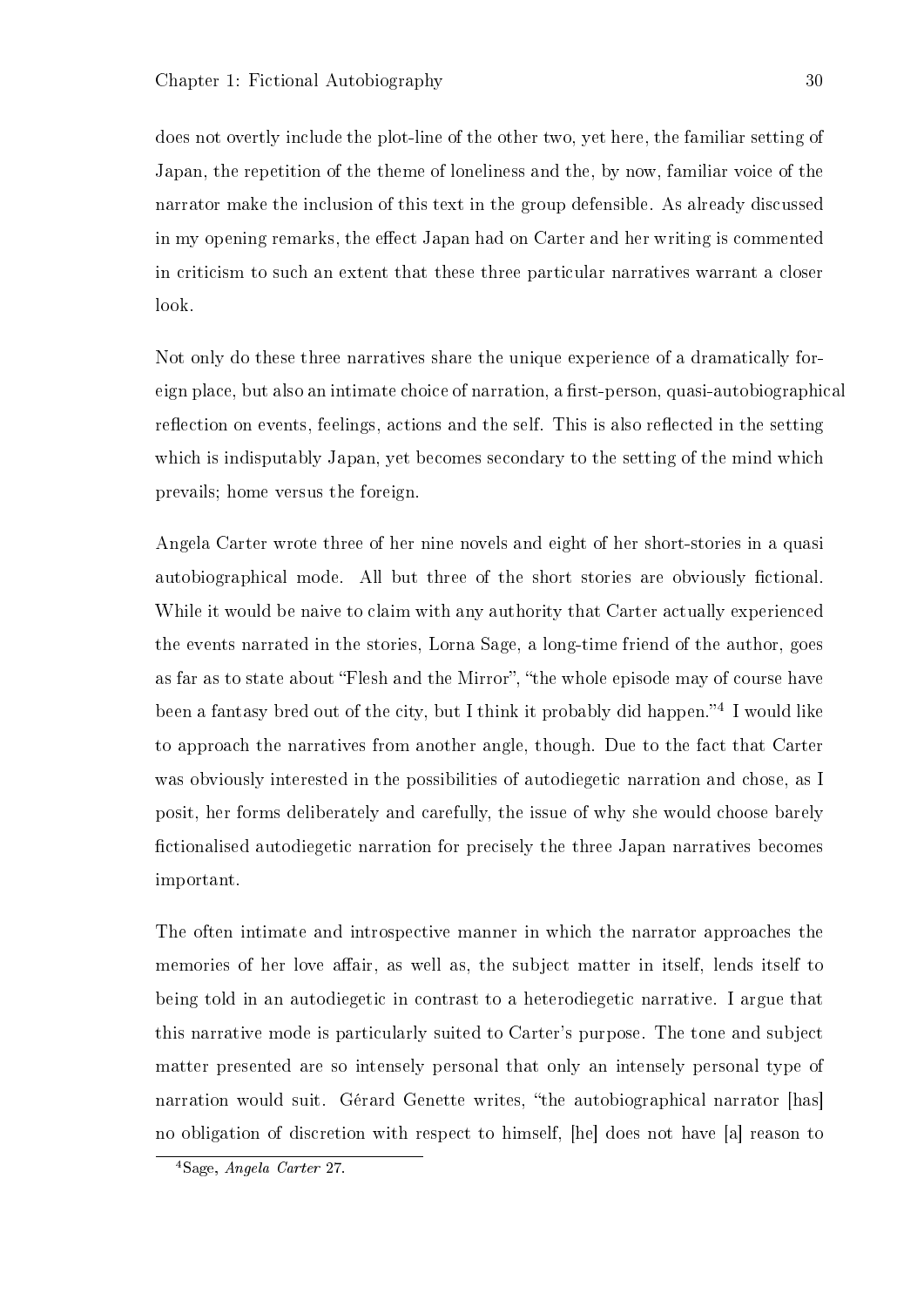does not overtly include the plot-line of the other two, yet here, the familiar setting of Japan, the repetition of the theme of loneliness and the, by now, familiar voice of the narrator make the inclusion of this text in the group defensible. As already discussed in my opening remarks, the effect Japan had on Carter and her writing is commented in criticism to such an extent that these three particular narratives warrant a closer look.

Not only do these three narratives share the unique experience of a dramatically foreign place, but also an intimate choice of narration, a first-person, quasi-autobiographical reflection on events, feelings, actions and the self. This is also reflected in the setting which is indisputably Japan, yet becomes secondary to the setting of the mind which prevails; home versus the foreign.

Angela Carter wrote three of her nine novels and eight of her short-stories in a quasi autobiographical mode. All but three of the short stories are obviously fictional. While it would be naive to claim with any authority that Carter actually experienced the events narrated in the stories, Lorna Sage, a long-time friend of the author, goes as far as to state about "Flesh and the Mirror", "the whole episode may of course have been a fantasy bred out of the city, but I think it probably did happen."[4] I would like to approach the narratives from another angle, though. Due to the fact that Carter was obviously interested in the possibilities of autodiegetic narration and chose, as I posit, her forms deliberately and carefully, the issue of why she would choose barely fictionalised autodiegetic narration for precisely the three Japan narratives becomes important.

The often intimate and introspective manner in which the narrator approaches the memories of her love affair, as well as, the subject matter in itself, lends itself to being told in an autodiegetic in contrast to a heterodiegetic narrative. I argue that this narrative mode is particularly suited to Carter's purpose. The tone and subject matter presented are so intensely personal that only an intensely personal type of narration would suit. Gérard Genette writes, "the autobiographical narrator [has] no obligation of discretion with respect to himself, [he] does not have [a] reason to

[4] Sage, *Angela Carter* 27.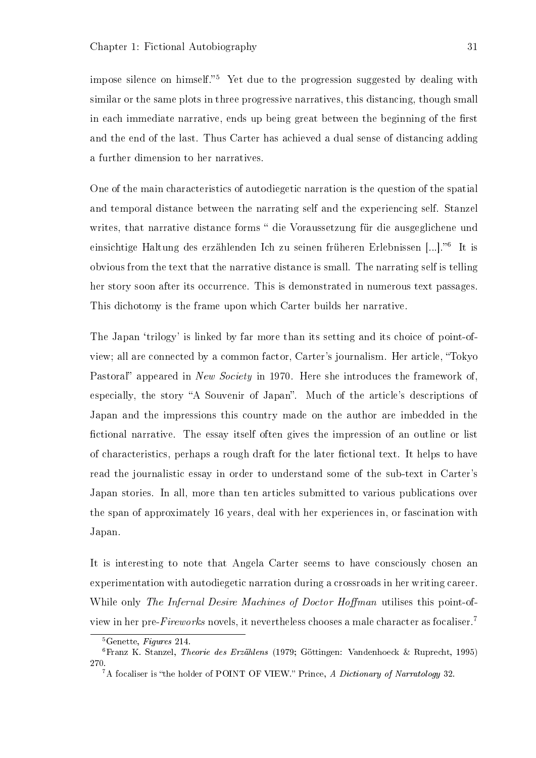impose silence on himself."[5] Yet due to the progression suggested by dealing with similar or the same plots in three progressive narratives, this distancing, though small in each immediate narrative, ends up being great between the beginning of the first and the end of the last. Thus Carter has achieved a dual sense of distancing adding a further dimension to her narratives.

One of the main characteristics of autodiegetic narration is the question of the spatial and temporal distance between the narrating self and the experiencing self. Stanzel writes, that narrative distance forms " die Voraussetzung für die ausgeglichene und einsichtige Haltung des erzählenden Ich zu seinen früheren Erlebnissen [...]."[6] It is obvious from the text that the narrative distance is small. The narrating self is telling her story soon after its occurrence. This is demonstrated in numerous text passages. This dichotomy is the frame upon which Carter builds her narrative.

The Japan 'trilogy' is linked by far more than its setting and its choice of point-of-view; all are connected by a common factor, Carter's journalism. Her article, "Tokyo Pastoral" appeared in *New Society* in 1970. Here she introduces the framework of, especially, the story "A Souvenir of Japan". Much of the article's descriptions of Japan and the impressions this country made on the author are imbedded in the fictional narrative. The essay itself often gives the impression of an outline or list of characteristics, perhaps a rough draft for the later fictional text. It helps to have read the journalistic essay in order to understand some of the sub-text in Carter's Japan stories. In all, more than ten articles submitted to various publications over the span of approximately 16 years, deal with her experiences in, or fascination with Japan.

It is interesting to note that Angela Carter seems to have consciously chosen an experimentation with autodiegetic narration during a crossroads in her writing career. While only *The Infernal Desire Machines of Doctor Hoffman* utilises this point-of-view in her pre-*Fireworks* novels, it nevertheless chooses a male character as focaliser.[7]

---

[5] Genette, *Figures* 214.

[6] Franz K. Stanzel, *Theorie des Erzählens* (1979; Göttingen: Vandenhoeck & Ruprecht, 1995) 270.

[7] A focaliser is "the holder of POINT OF VIEW." Prince, *A Dictionary of Narratology* 32.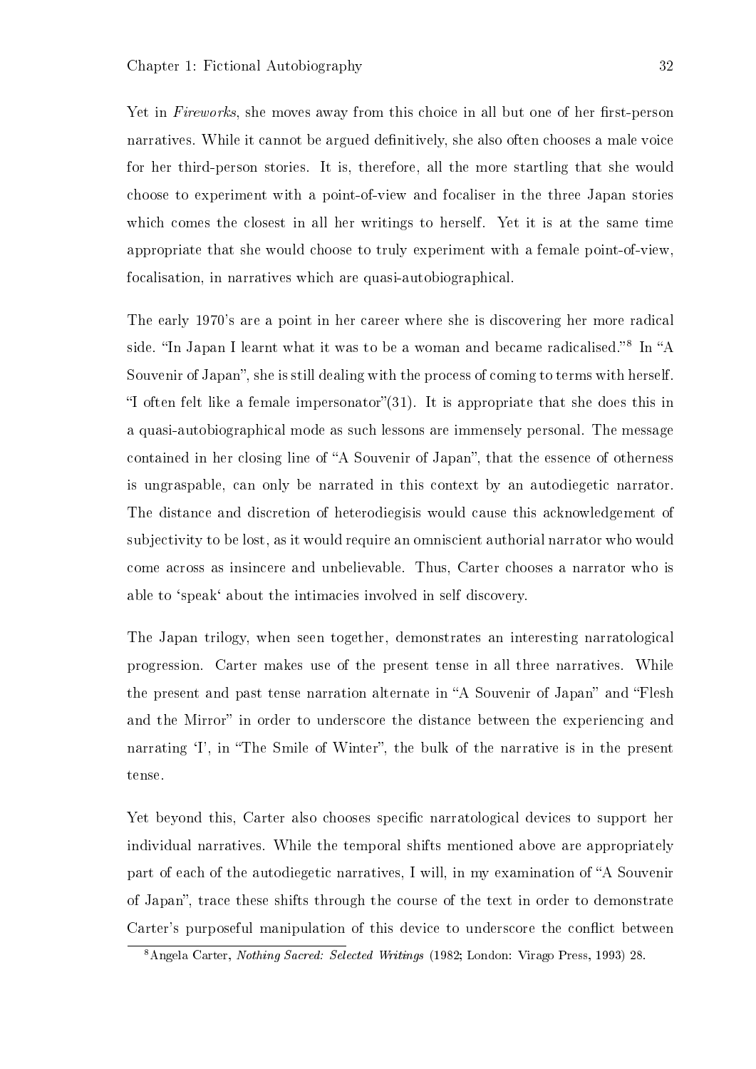Yet in *Fireworks*, she moves away from this choice in all but one of her first-person narratives. While it cannot be argued definitively, she also often chooses a male voice for her third-person stories. It is, therefore, all the more startling that she would choose to experiment with a point-of-view and focaliser in the three Japan stories which comes the closest in all her writings to herself. Yet it is at the same time appropriate that she would choose to truly experiment with a female point-of-view, focalisation, in narratives which are quasi-autobiographical.

The early 1970's are a point in her career where she is discovering her more radical side. "In Japan I learnt what it was to be a woman and became radicalised."[8] In "A Souvenir of Japan", she is still dealing with the process of coming to terms with herself. "I often felt like a female impersonator"(31). It is appropriate that she does this in a quasi-autobiographical mode as such lessons are immensely personal. The message contained in her closing line of "A Souvenir of Japan", that the essence of otherness is ungraspable, can only be narrated in this context by an autodiegetic narrator. The distance and discretion of heterodiegisis would cause this acknowledgement of subjectivity to be lost, as it would require an omniscient authorial narrator who would come across as insincere and unbelievable. Thus, Carter chooses a narrator who is able to 'speak' about the intimacies involved in self discovery.

The Japan trilogy, when seen together, demonstrates an interesting narratological progression. Carter makes use of the present tense in all three narratives. While the present and past tense narration alternate in "A Souvenir of Japan" and "Flesh and the Mirror" in order to underscore the distance between the experiencing and narrating 'I', in "The Smile of Winter", the bulk of the narrative is in the present tense.

Yet beyond this, Carter also chooses specific narratological devices to support her individual narratives. While the temporal shifts mentioned above are appropriately part of each of the autodiegetic narratives, I will, in my examination of "A Souvenir of Japan", trace these shifts through the course of the text in order to demonstrate Carter's purposeful manipulation of this device to underscore the conflict between

[8] Angela Carter, *Nothing Sacred: Selected Writings* (1982; London: Virago Press, 1993) 28.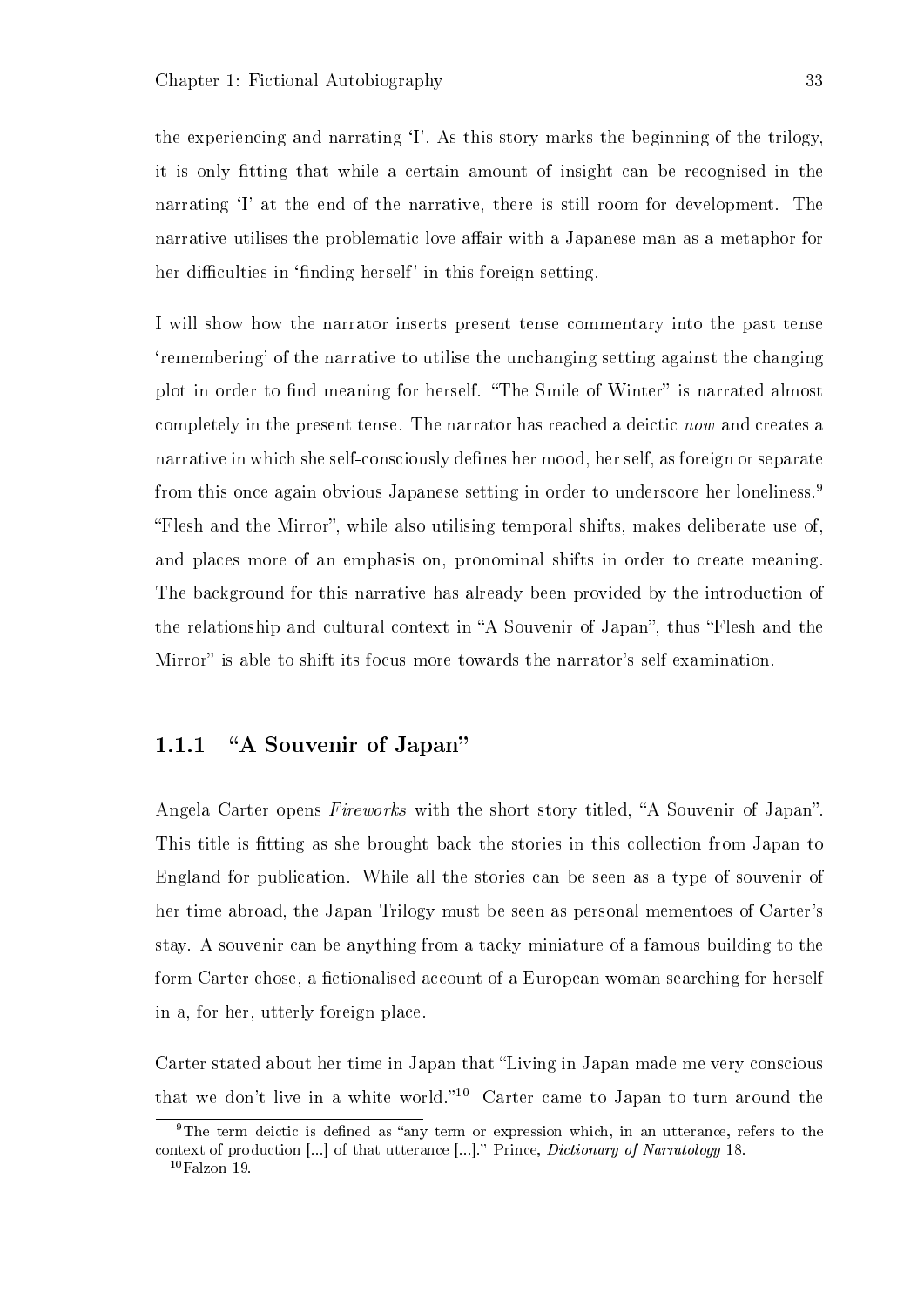the experiencing and narrating 'I'. As this story marks the beginning of the trilogy, it is only fitting that while a certain amount of insight can be recognised in the narrating 'I' at the end of the narrative, there is still room for development. The narrative utilises the problematic love affair with a Japanese man as a metaphor for her difficulties in 'finding herself' in this foreign setting.

I will show how the narrator inserts present tense commentary into the past tense 'remembering' of the narrative to utilise the unchanging setting against the changing plot in order to find meaning for herself. "The Smile of Winter" is narrated almost completely in the present tense. The narrator has reached a deictic *now* and creates a narrative in which she self-consciously defines her mood, her self, as foreign or separate from this once again obvious Japanese setting in order to underscore her loneliness.[9] "Flesh and the Mirror", while also utilising temporal shifts, makes deliberate use of, and places more of an emphasis on, pronominal shifts in order to create meaning. The background for this narrative has already been provided by the introduction of the relationship and cultural context in "A Souvenir of Japan", thus "Flesh and the Mirror" is able to shift its focus more towards the narrator's self examination.

### 1.1.1 "A Souvenir of Japan"

Angela Carter opens *Fireworks* with the short story titled, "A Souvenir of Japan". This title is fitting as she brought back the stories in this collection from Japan to England for publication. While all the stories can be seen as a type of souvenir of her time abroad, the Japan Trilogy must be seen as personal mementoes of Carter's stay. A souvenir can be anything from a tacky miniature of a famous building to the form Carter chose, a fictionalised account of a European woman searching for herself in a, for her, utterly foreign place.

Carter stated about her time in Japan that "Living in Japan made me very conscious that we don't live in a white world."[10] Carter came to Japan to turn around the

[9] The term deictic is defined as "any term or expression which, in an utterance, refers to the context of production [...] of that utterance [...]." Prince, *Dictionary of Narratology* 18.

[10] Falzon 19.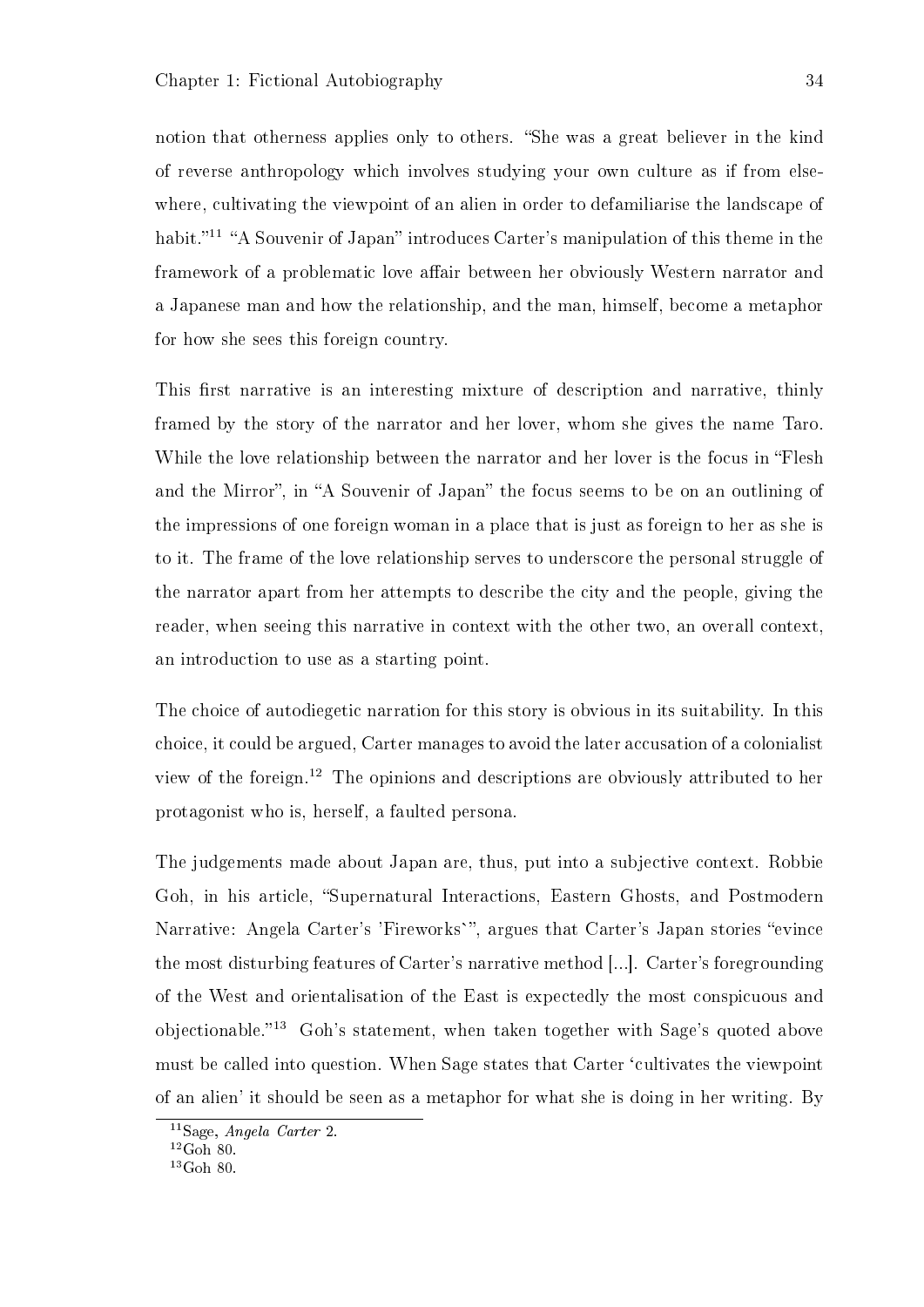notion that otherness applies only to others. "She was a great believer in the kind of reverse anthropology which involves studying your own culture as if from elsewhere, cultivating the viewpoint of an alien in order to defamiliarise the landscape of habit."[11] "A Souvenir of Japan" introduces Carter's manipulation of this theme in the framework of a problematic love affair between her obviously Western narrator and a Japanese man and how the relationship, and the man, himself, become a metaphor for how she sees this foreign country.

This first narrative is an interesting mixture of description and narrative, thinly framed by the story of the narrator and her lover, whom she gives the name Taro. While the love relationship between the narrator and her lover is the focus in "Flesh and the Mirror", in "A Souvenir of Japan" the focus seems to be on an outlining of the impressions of one foreign woman in a place that is just as foreign to her as she is to it. The frame of the love relationship serves to underscore the personal struggle of the narrator apart from her attempts to describe the city and the people, giving the reader, when seeing this narrative in context with the other two, an overall context, an introduction to use as a starting point.

The choice of autodiegetic narration for this story is obvious in its suitability. In this choice, it could be argued, Carter manages to avoid the later accusation of a colonialist view of the foreign.[12] The opinions and descriptions are obviously attributed to her protagonist who is, herself, a faulted persona.

The judgements made about Japan are, thus, put into a subjective context. Robbie Goh, in his article, "Supernatural Interactions, Eastern Ghosts, and Postmodern Narrative: Angela Carter's 'Fireworks`", argues that Carter's Japan stories "evince the most disturbing features of Carter's narrative method [...]. Carter's foregrounding of the West and orientalisation of the East is expectedly the most conspicuous and objectionable."[13] Goh's statement, when taken together with Sage's quoted above must be called into question. When Sage states that Carter 'cultivates the viewpoint of an alien' it should be seen as a metaphor for what she is doing in her writing. By

[11] Sage, *Angela Carter* 2.

[12] Goh 80.

[13] Goh 80.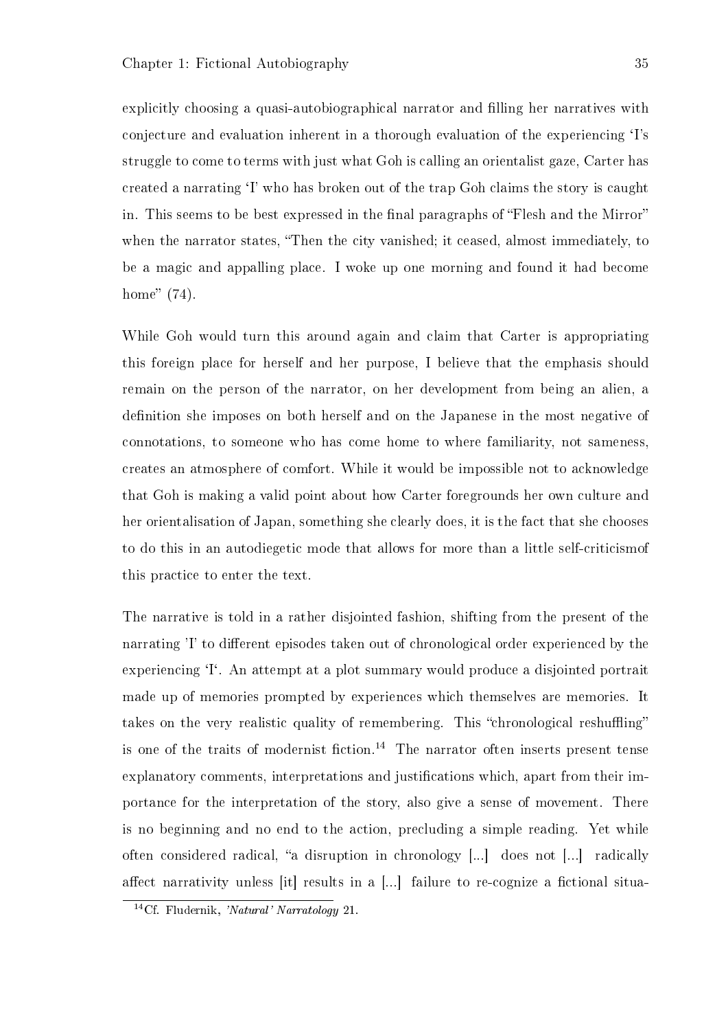explicitly choosing a quasi-autobiographical narrator and filling her narratives with conjecture and evaluation inherent in a thorough evaluation of the experiencing 'I's struggle to come to terms with just what Goh is calling an orientalist gaze, Carter has created a narrating 'I' who has broken out of the trap Goh claims the story is caught in. This seems to be best expressed in the final paragraphs of "Flesh and the Mirror" when the narrator states, "Then the city vanished; it ceased, almost immediately, to be a magic and appalling place. I woke up one morning and found it had become home" (74).

While Goh would turn this around again and claim that Carter is appropriating this foreign place for herself and her purpose, I believe that the emphasis should remain on the person of the narrator, on her development from being an alien, a definition she imposes on both herself and on the Japanese in the most negative of connotations, to someone who has come home to where familiarity, not sameness, creates an atmosphere of comfort. While it would be impossible not to acknowledge that Goh is making a valid point about how Carter foregrounds her own culture and her orientalisation of Japan, something she clearly does, it is the fact that she chooses to do this in an autodiegetic mode that allows for more than a little self-criticismof this practice to enter the text.

The narrative is told in a rather disjointed fashion, shifting from the present of the narrating 'I' to different episodes taken out of chronological order experienced by the experiencing 'I'. An attempt at a plot summary would produce a disjointed portrait made up of memories prompted by experiences which themselves are memories. It takes on the very realistic quality of remembering. This "chronological reshuffling" is one of the traits of modernist fiction.[14] The narrator often inserts present tense explanatory comments, interpretations and justifications which, apart from their importance for the interpretation of the story, also give a sense of movement. There is no beginning and no end to the action, precluding a simple reading. Yet while often considered radical, "a disruption in chronology [...] does not [...] radically affect narrativity unless [it] results in a [...] failure to re-cognize a fictional situa-

[14] Cf. Fludernik, *'Natural' Narratology* 21.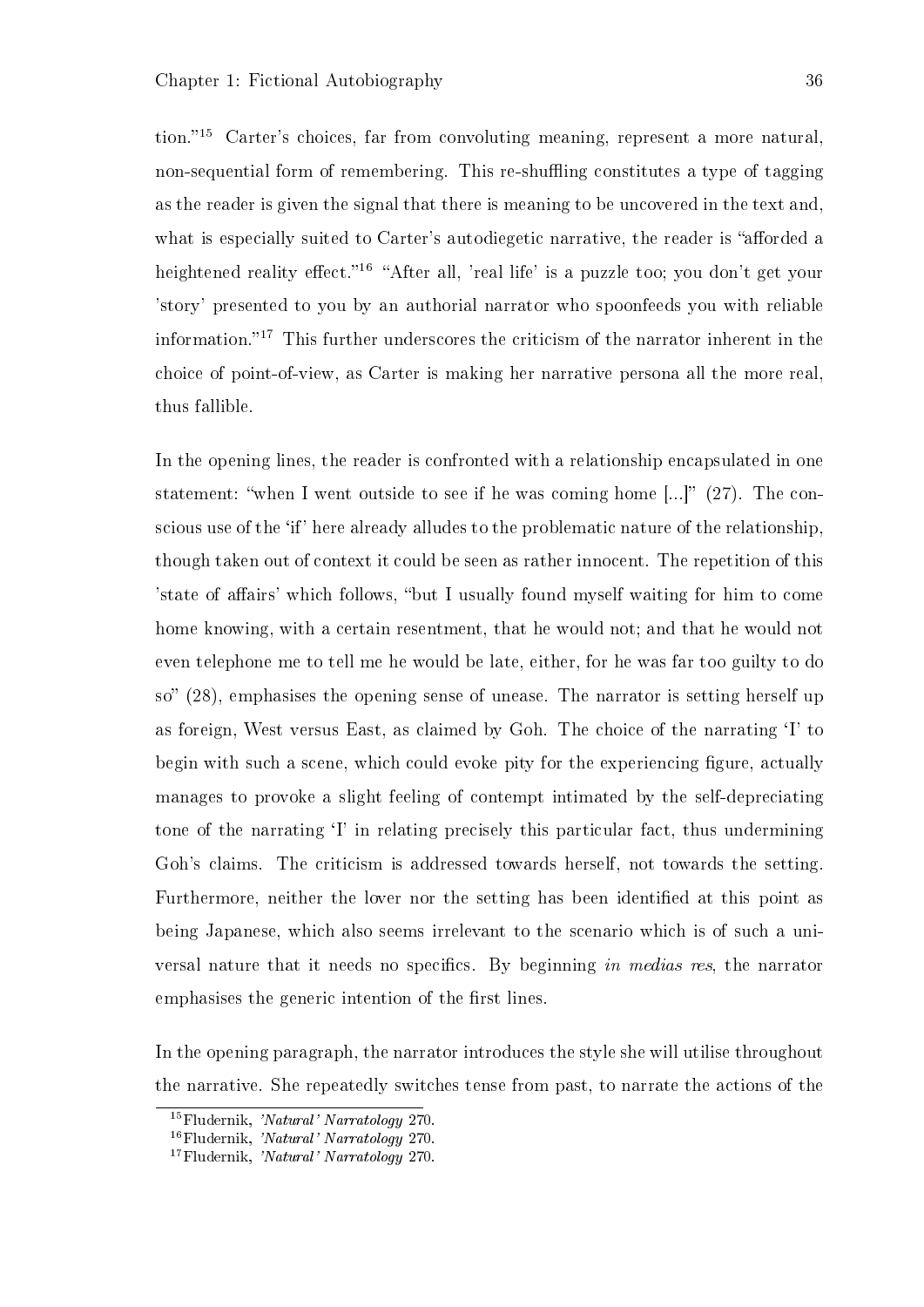tion."[15] Carter's choices, far from convoluting meaning, represent a more natural, non-sequential form of remembering. This re-shuffling constitutes a type of tagging as the reader is given the signal that there is meaning to be uncovered in the text and, what is especially suited to Carter's autodiegetic narrative, the reader is "afforded a heightened reality effect."[16] "After all, 'real life' is a puzzle too; you don't get your 'story' presented to you by an authorial narrator who spoonfeeds you with reliable information."[17] This further underscores the criticism of the narrator inherent in the choice of point-of-view, as Carter is making her narrative persona all the more real, thus fallible.

In the opening lines, the reader is confronted with a relationship encapsulated in one statement: "when I went outside to see if he was coming home [...]" (27). The conscious use of the 'if' here already alludes to the problematic nature of the relationship, though taken out of context it could be seen as rather innocent. The repetition of this 'state of affairs' which follows, "but I usually found myself waiting for him to come home knowing, with a certain resentment, that he would not; and that he would not even telephone me to tell me he would be late, either, for he was far too guilty to do so" (28), emphasises the opening sense of unease. The narrator is setting herself up as foreign, West versus East, as claimed by Goh. The choice of the narrating 'I' to begin with such a scene, which could evoke pity for the experiencing figure, actually manages to provoke a slight feeling of contempt intimated by the self-depreciating tone of the narrating 'I' in relating precisely this particular fact, thus undermining Goh's claims. The criticism is addressed towards herself, not towards the setting. Furthermore, neither the lover nor the setting has been identified at this point as being Japanese, which also seems irrelevant to the scenario which is of such a universal nature that it needs no specifics. By beginning *in medias res*, the narrator emphasises the generic intention of the first lines.

In the opening paragraph, the narrator introduces the style she will utilise throughout the narrative. She repeatedly switches tense from past, to narrate the actions of the

[15] Fludernik, *'Natural' Narratology* 270.
[16] Fludernik, *'Natural' Narratology* 270.
[17] Fludernik, *'Natural' Narratology* 270.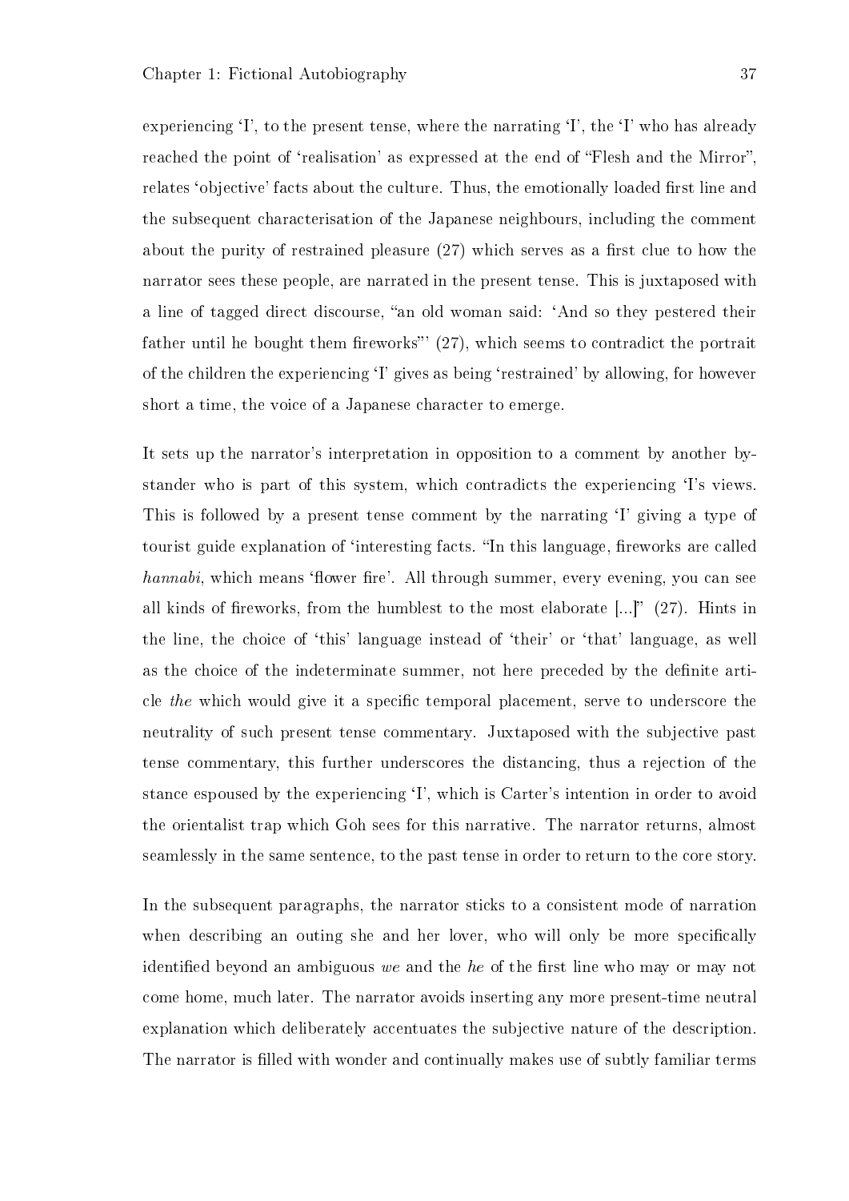experiencing 'I', to the present tense, where the narrating 'I', the 'I' who has already reached the point of 'realisation' as expressed at the end of "Flesh and the Mirror", relates 'objective' facts about the culture. Thus, the emotionally loaded first line and the subsequent characterisation of the Japanese neighbours, including the comment about the purity of restrained pleasure (27) which serves as a first clue to how the narrator sees these people, are narrated in the present tense. This is juxtaposed with a line of tagged direct discourse, "an old woman said: 'And so they pestered their father until he bought them fireworks"' (27), which seems to contradict the portrait of the children the experiencing 'I' gives as being 'restrained' by allowing, for however short a time, the voice of a Japanese character to emerge.

It sets up the narrator's interpretation in opposition to a comment by another bystander who is part of this system, which contradicts the experiencing 'I's views. This is followed by a present tense comment by the narrating 'I' giving a type of tourist guide explanation of 'interesting facts. "In this language, fireworks are called *hannabi*, which means 'flower fire'. All through summer, every evening, you can see all kinds of fireworks, from the humblest to the most elaborate [...]" (27). Hints in the line, the choice of 'this' language instead of 'their' or 'that' language, as well as the choice of the indeterminate summer, not here preceded by the definite article *the* which would give it a specific temporal placement, serve to underscore the neutrality of such present tense commentary. Juxtaposed with the subjective past tense commentary, this further underscores the distancing, thus a rejection of the stance espoused by the experiencing 'I', which is Carter's intention in order to avoid the orientalist trap which Goh sees for this narrative. The narrator returns, almost seamlessly in the same sentence, to the past tense in order to return to the core story.

In the subsequent paragraphs, the narrator sticks to a consistent mode of narration when describing an outing she and her lover, who will only be more specifically identified beyond an ambiguous *we* and the *he* of the first line who may or may not come home, much later. The narrator avoids inserting any more present-time neutral explanation which deliberately accentuates the subjective nature of the description. The narrator is filled with wonder and continually makes use of subtly familiar terms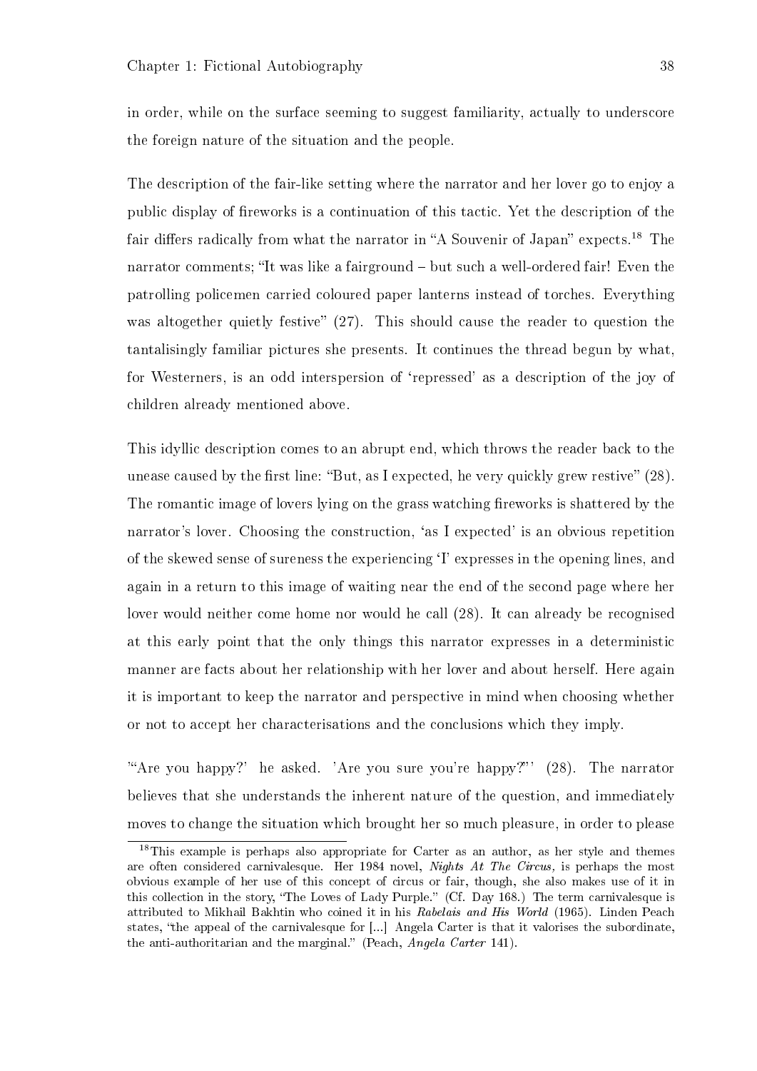in order, while on the surface seeming to suggest familiarity, actually to underscore the foreign nature of the situation and the people.

The description of the fair-like setting where the narrator and her lover go to enjoy a public display of fireworks is a continuation of this tactic. Yet the description of the fair differs radically from what the narrator in "A Souvenir of Japan" expects.[18] The narrator comments; "It was like a fairground – but such a well-ordered fair! Even the patrolling policemen carried coloured paper lanterns instead of torches. Everything was altogether quietly festive" (27). This should cause the reader to question the tantalisingly familiar pictures she presents. It continues the thread begun by what, for Westerners, is an odd interspersion of 'repressed' as a description of the joy of children already mentioned above.

This idyllic description comes to an abrupt end, which throws the reader back to the unease caused by the first line: "But, as I expected, he very quickly grew restive" (28). The romantic image of lovers lying on the grass watching fireworks is shattered by the narrator's lover. Choosing the construction, 'as I expected' is an obvious repetition of the skewed sense of sureness the experiencing 'I' expresses in the opening lines, and again in a return to this image of waiting near the end of the second page where her lover would neither come home nor would he call (28). It can already be recognised at this early point that the only things this narrator expresses in a deterministic manner are facts about her relationship with her lover and about herself. Here again it is important to keep the narrator and perspective in mind when choosing whether or not to accept her characterisations and the conclusions which they imply.

"'Are you happy?' he asked. 'Are you sure you're happy?"' (28). The narrator believes that she understands the inherent nature of the question, and immediately moves to change the situation which brought her so much pleasure, in order to please

[18] This example is perhaps also appropriate for Carter as an author, as her style and themes are often considered carnivalesque. Her 1984 novel, *Nights At The Circus,* is perhaps the most obvious example of her use of this concept of circus or fair, though, she also makes use of it in this collection in the story, "The Loves of Lady Purple." (Cf. Day 168.) The term carnivalesque is attributed to Mikhail Bakhtin who coined it in his *Rabelais and His World* (1965). Linden Peach states, 'the appeal of the carnivalesque for [...] Angela Carter is that it valorises the subordinate, the anti-authoritarian and the marginal." (Peach, *Angela Carter* 141).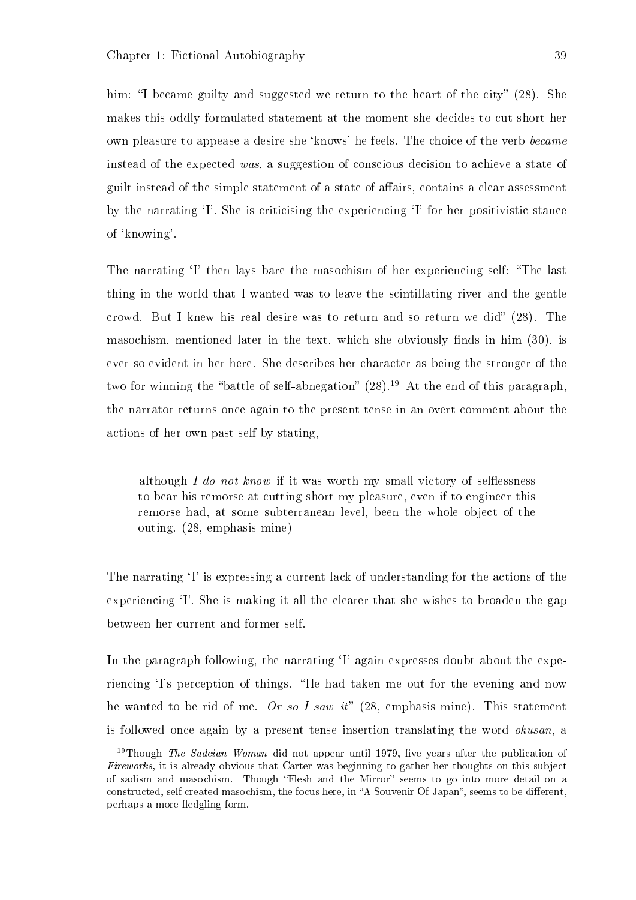him: "I became guilty and suggested we return to the heart of the city" (28). She makes this oddly formulated statement at the moment she decides to cut short her own pleasure to appease a desire she 'knows' he feels. The choice of the verb *became* instead of the expected *was*, a suggestion of conscious decision to achieve a state of guilt instead of the simple statement of a state of affairs, contains a clear assessment by the narrating 'I'. She is criticising the experiencing 'I' for her positivistic stance of 'knowing'.

The narrating 'I' then lays bare the masochism of her experiencing self: "The last thing in the world that I wanted was to leave the scintillating river and the gentle crowd. But I knew his real desire was to return and so return we did" (28). The masochism, mentioned later in the text, which she obviously finds in him (30), is ever so evident in her here. She describes her character as being the stronger of the two for winning the "battle of self-abnegation" (28).[19] At the end of this paragraph, the narrator returns once again to the present tense in an overt comment about the actions of her own past self by stating,

> although *I do not know* if it was worth my small victory of selflessness to bear his remorse at cutting short my pleasure, even if to engineer this remorse had, at some subterranean level, been the whole object of the outing. (28, emphasis mine)

The narrating 'I' is expressing a current lack of understanding for the actions of the experiencing 'I'. She is making it all the clearer that she wishes to broaden the gap between her current and former self.

In the paragraph following, the narrating 'I' again expresses doubt about the experiencing 'I's perception of things. "He had taken me out for the evening and now he wanted to be rid of me. *Or so I saw it*" (28, emphasis mine). This statement is followed once again by a present tense insertion translating the word *okusan*, a

[19] Though *The Sadeian Woman* did not appear until 1979, five years after the publication of *Fireworks*, it is already obvious that Carter was beginning to gather her thoughts on this subject of sadism and masochism. Though "Flesh and the Mirror" seems to go into more detail on a constructed, self created masochism, the focus here, in "A Souvenir Of Japan", seems to be different, perhaps a more fledgling form.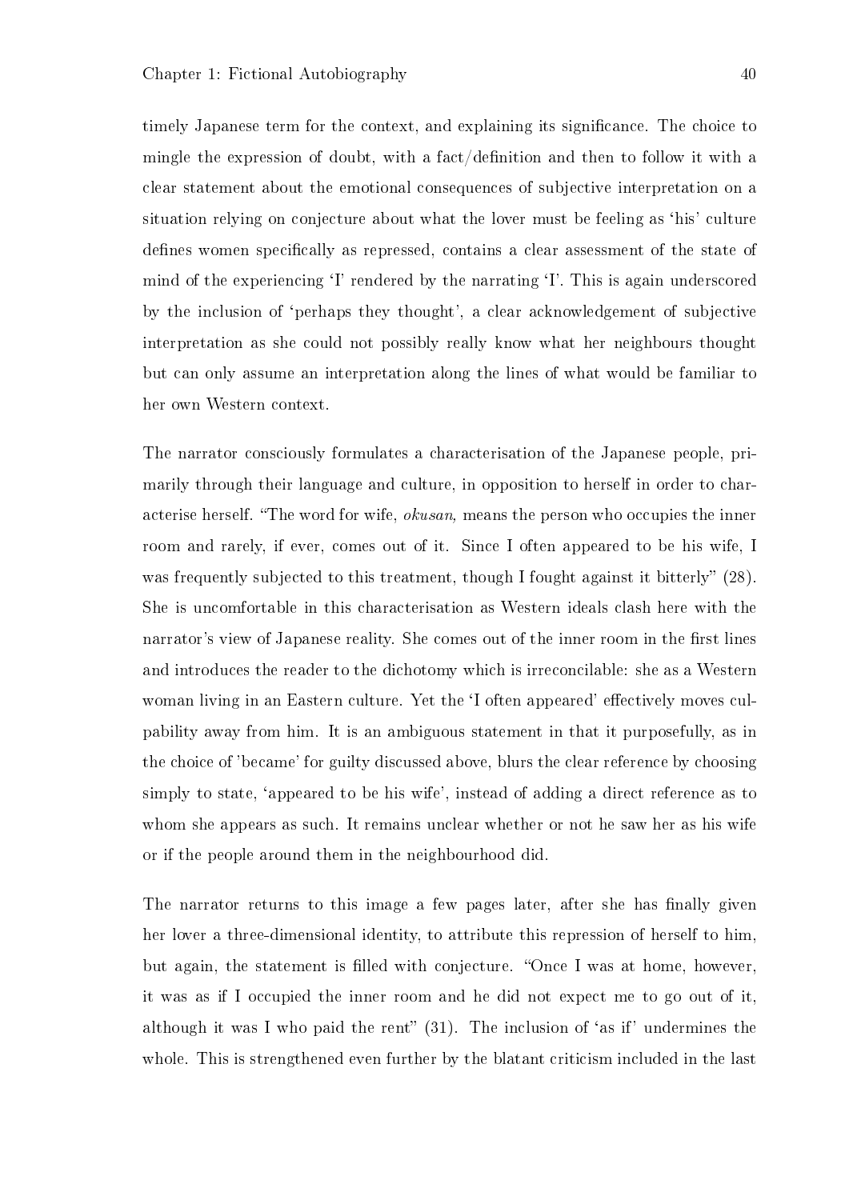timely Japanese term for the context, and explaining its significance. The choice to mingle the expression of doubt, with a fact/definition and then to follow it with a clear statement about the emotional consequences of subjective interpretation on a situation relying on conjecture about what the lover must be feeling as 'his' culture defines women specifically as repressed, contains a clear assessment of the state of mind of the experiencing 'I' rendered by the narrating 'I'. This is again underscored by the inclusion of 'perhaps they thought', a clear acknowledgement of subjective interpretation as she could not possibly really know what her neighbours thought but can only assume an interpretation along the lines of what would be familiar to her own Western context.

The narrator consciously formulates a characterisation of the Japanese people, primarily through their language and culture, in opposition to herself in order to characterise herself. "The word for wife, *okusan,* means the person who occupies the inner room and rarely, if ever, comes out of it. Since I often appeared to be his wife, I was frequently subjected to this treatment, though I fought against it bitterly" (28). She is uncomfortable in this characterisation as Western ideals clash here with the narrator's view of Japanese reality. She comes out of the inner room in the first lines and introduces the reader to the dichotomy which is irreconcilable: she as a Western woman living in an Eastern culture. Yet the 'I often appeared' effectively moves culpability away from him. It is an ambiguous statement in that it purposefully, as in the choice of 'became' for guilty discussed above, blurs the clear reference by choosing simply to state, 'appeared to be his wife', instead of adding a direct reference as to whom she appears as such. It remains unclear whether or not he saw her as his wife or if the people around them in the neighbourhood did.

The narrator returns to this image a few pages later, after she has finally given her lover a three-dimensional identity, to attribute this repression of herself to him, but again, the statement is filled with conjecture. "Once I was at home, however, it was as if I occupied the inner room and he did not expect me to go out of it, although it was I who paid the rent" (31). The inclusion of 'as if' undermines the whole. This is strengthened even further by the blatant criticism included in the last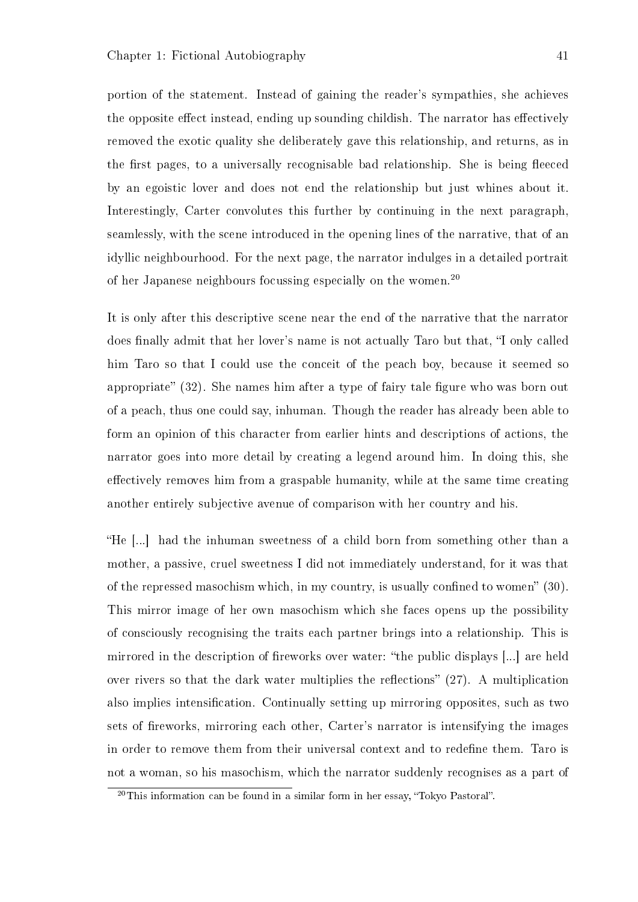portion of the statement. Instead of gaining the reader's sympathies, she achieves the opposite effect instead, ending up sounding childish. The narrator has effectively removed the exotic quality she deliberately gave this relationship, and returns, as in the first pages, to a universally recognisable bad relationship. She is being fleeced by an egoistic lover and does not end the relationship but just whines about it. Interestingly, Carter convolutes this further by continuing in the next paragraph, seamlessly, with the scene introduced in the opening lines of the narrative, that of an idyllic neighbourhood. For the next page, the narrator indulges in a detailed portrait of her Japanese neighbours focussing especially on the women.[20]

It is only after this descriptive scene near the end of the narrative that the narrator does finally admit that her lover's name is not actually Taro but that, "I only called him Taro so that I could use the conceit of the peach boy, because it seemed so appropriate" (32). She names him after a type of fairy tale figure who was born out of a peach, thus one could say, inhuman. Though the reader has already been able to form an opinion of this character from earlier hints and descriptions of actions, the narrator goes into more detail by creating a legend around him. In doing this, she effectively removes him from a graspable humanity, while at the same time creating another entirely subjective avenue of comparison with her country and his.

"He [...] had the inhuman sweetness of a child born from something other than a mother, a passive, cruel sweetness I did not immediately understand, for it was that of the repressed masochism which, in my country, is usually confined to women" (30). This mirror image of her own masochism which she faces opens up the possibility of consciously recognising the traits each partner brings into a relationship. This is mirrored in the description of fireworks over water: "the public displays [...] are held over rivers so that the dark water multiplies the reflections" (27). A multiplication also implies intensification. Continually setting up mirroring opposites, such as two sets of fireworks, mirroring each other, Carter's narrator is intensifying the images in order to remove them from their universal context and to redefine them. Taro is not a woman, so his masochism, which the narrator suddenly recognises as a part of

[20] This information can be found in a similar form in her essay, "Tokyo Pastoral".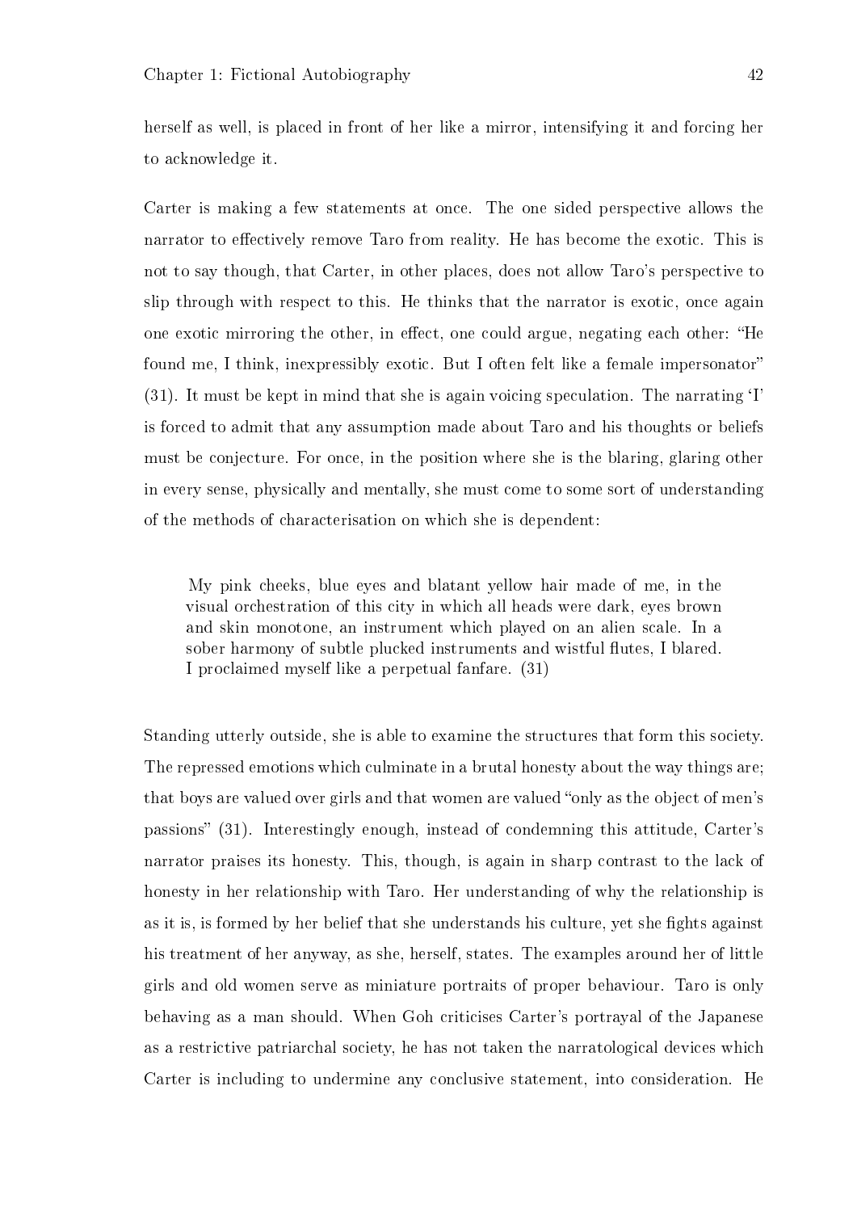herself as well, is placed in front of her like a mirror, intensifying it and forcing her to acknowledge it.

Carter is making a few statements at once. The one sided perspective allows the narrator to effectively remove Taro from reality. He has become the exotic. This is not to say though, that Carter, in other places, does not allow Taro's perspective to slip through with respect to this. He thinks that the narrator is exotic, once again one exotic mirroring the other, in effect, one could argue, negating each other: "He found me, I think, inexpressibly exotic. But I often felt like a female impersonator" (31). It must be kept in mind that she is again voicing speculation. The narrating 'I' is forced to admit that any assumption made about Taro and his thoughts or beliefs must be conjecture. For once, in the position where she is the blaring, glaring other in every sense, physically and mentally, she must come to some sort of understanding of the methods of characterisation on which she is dependent:

> My pink cheeks, blue eyes and blatant yellow hair made of me, in the visual orchestration of this city in which all heads were dark, eyes brown and skin monotone, an instrument which played on an alien scale. In a sober harmony of subtle plucked instruments and wistful flutes, I blared. I proclaimed myself like a perpetual fanfare. (31)

Standing utterly outside, she is able to examine the structures that form this society. The repressed emotions which culminate in a brutal honesty about the way things are; that boys are valued over girls and that women are valued "only as the object of men's passions" (31). Interestingly enough, instead of condemning this attitude, Carter's narrator praises its honesty. This, though, is again in sharp contrast to the lack of honesty in her relationship with Taro. Her understanding of why the relationship is as it is, is formed by her belief that she understands his culture, yet she fights against his treatment of her anyway, as she, herself, states. The examples around her of little girls and old women serve as miniature portraits of proper behaviour. Taro is only behaving as a man should. When Goh criticises Carter's portrayal of the Japanese as a restrictive patriarchal society, he has not taken the narratological devices which Carter is including to undermine any conclusive statement, into consideration. He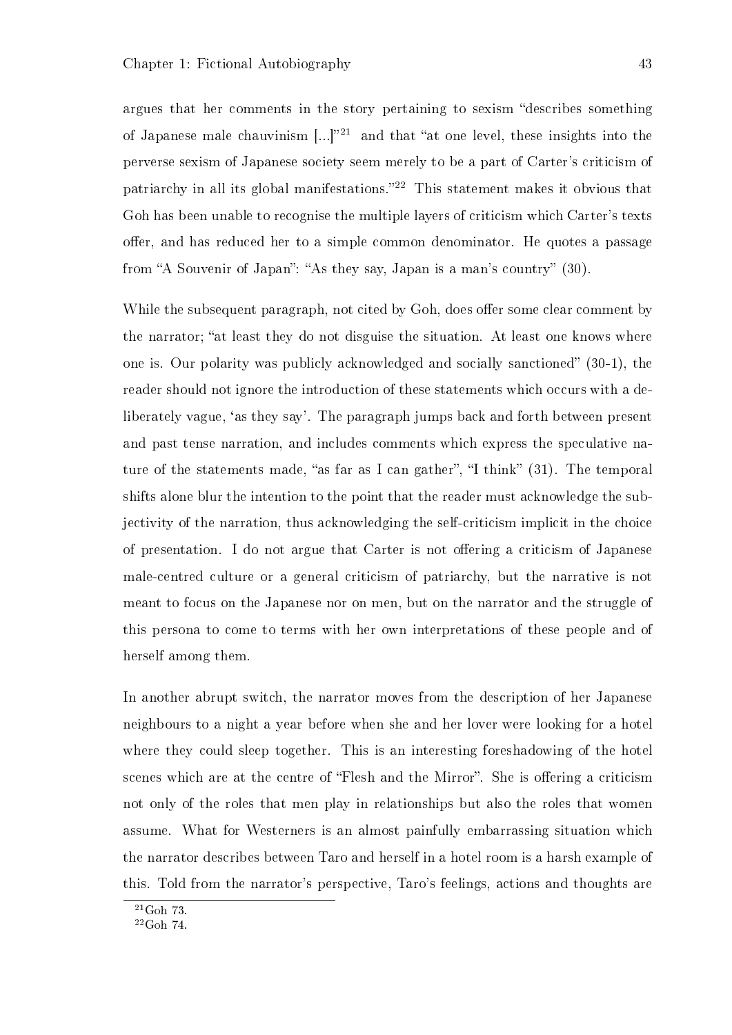argues that her comments in the story pertaining to sexism "describes something of Japanese male chauvinism [...]"[21] and that "at one level, these insights into the perverse sexism of Japanese society seem merely to be a part of Carter's criticism of patriarchy in all its global manifestations."[22] This statement makes it obvious that Goh has been unable to recognise the multiple layers of criticism which Carter's texts offer, and has reduced her to a simple common denominator. He quotes a passage from "A Souvenir of Japan": "As they say, Japan is a man's country" (30).

While the subsequent paragraph, not cited by Goh, does offer some clear comment by the narrator; "at least they do not disguise the situation. At least one knows where one is. Our polarity was publicly acknowledged and socially sanctioned" (30-1), the reader should not ignore the introduction of these statements which occurs with a deliberately vague, 'as they say'. The paragraph jumps back and forth between present and past tense narration, and includes comments which express the speculative nature of the statements made, "as far as I can gather", "I think" (31). The temporal shifts alone blur the intention to the point that the reader must acknowledge the subjectivity of the narration, thus acknowledging the self-criticism implicit in the choice of presentation. I do not argue that Carter is not offering a criticism of Japanese male-centred culture or a general criticism of patriarchy, but the narrative is not meant to focus on the Japanese nor on men, but on the narrator and the struggle of this persona to come to terms with her own interpretations of these people and of herself among them.

In another abrupt switch, the narrator moves from the description of her Japanese neighbours to a night a year before when she and her lover were looking for a hotel where they could sleep together. This is an interesting foreshadowing of the hotel scenes which are at the centre of "Flesh and the Mirror". She is offering a criticism not only of the roles that men play in relationships but also the roles that women assume. What for Westerners is an almost painfully embarrassing situation which the narrator describes between Taro and herself in a hotel room is a harsh example of this. Told from the narrator's perspective, Taro's feelings, actions and thoughts are

[21] Goh 73.
[22] Goh 74.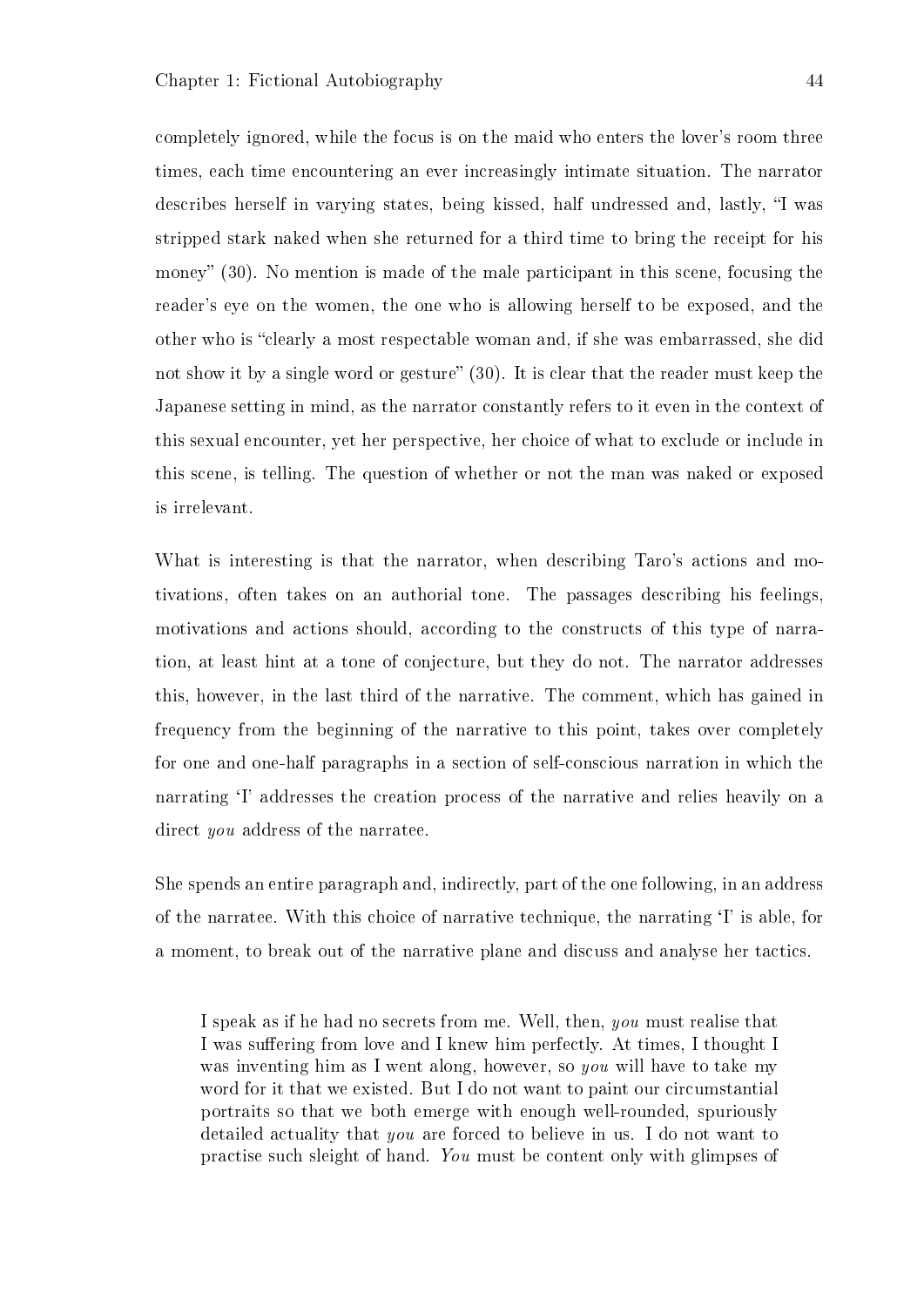completely ignored, while the focus is on the maid who enters the lover's room three times, each time encountering an ever increasingly intimate situation. The narrator describes herself in varying states, being kissed, half undressed and, lastly, "I was stripped stark naked when she returned for a third time to bring the receipt for his money" (30). No mention is made of the male participant in this scene, focusing the reader's eye on the women, the one who is allowing herself to be exposed, and the other who is "clearly a most respectable woman and, if she was embarrassed, she did not show it by a single word or gesture" (30). It is clear that the reader must keep the Japanese setting in mind, as the narrator constantly refers to it even in the context of this sexual encounter, yet her perspective, her choice of what to exclude or include in this scene, is telling. The question of whether or not the man was naked or exposed is irrelevant.

What is interesting is that the narrator, when describing Taro's actions and motivations, often takes on an authorial tone. The passages describing his feelings, motivations and actions should, according to the constructs of this type of narration, at least hint at a tone of conjecture, but they do not. The narrator addresses this, however, in the last third of the narrative. The comment, which has gained in frequency from the beginning of the narrative to this point, takes over completely for one and one-half paragraphs in a section of self-conscious narration in which the narrating 'I' addresses the creation process of the narrative and relies heavily on a direct *you* address of the narratee.

She spends an entire paragraph and, indirectly, part of the one following, in an address of the narratee. With this choice of narrative technique, the narrating 'I' is able, for a moment, to break out of the narrative plane and discuss and analyse her tactics.

> I speak as if he had no secrets from me. Well, then, *you* must realise that I was suffering from love and I knew him perfectly. At times, I thought I was inventing him as I went along, however, so *you* will have to take my word for it that we existed. But I do not want to paint our circumstantial portraits so that we both emerge with enough well-rounded, spuriously detailed actuality that *you* are forced to believe in us. I do not want to practise such sleight of hand. *You* must be content only with glimpses of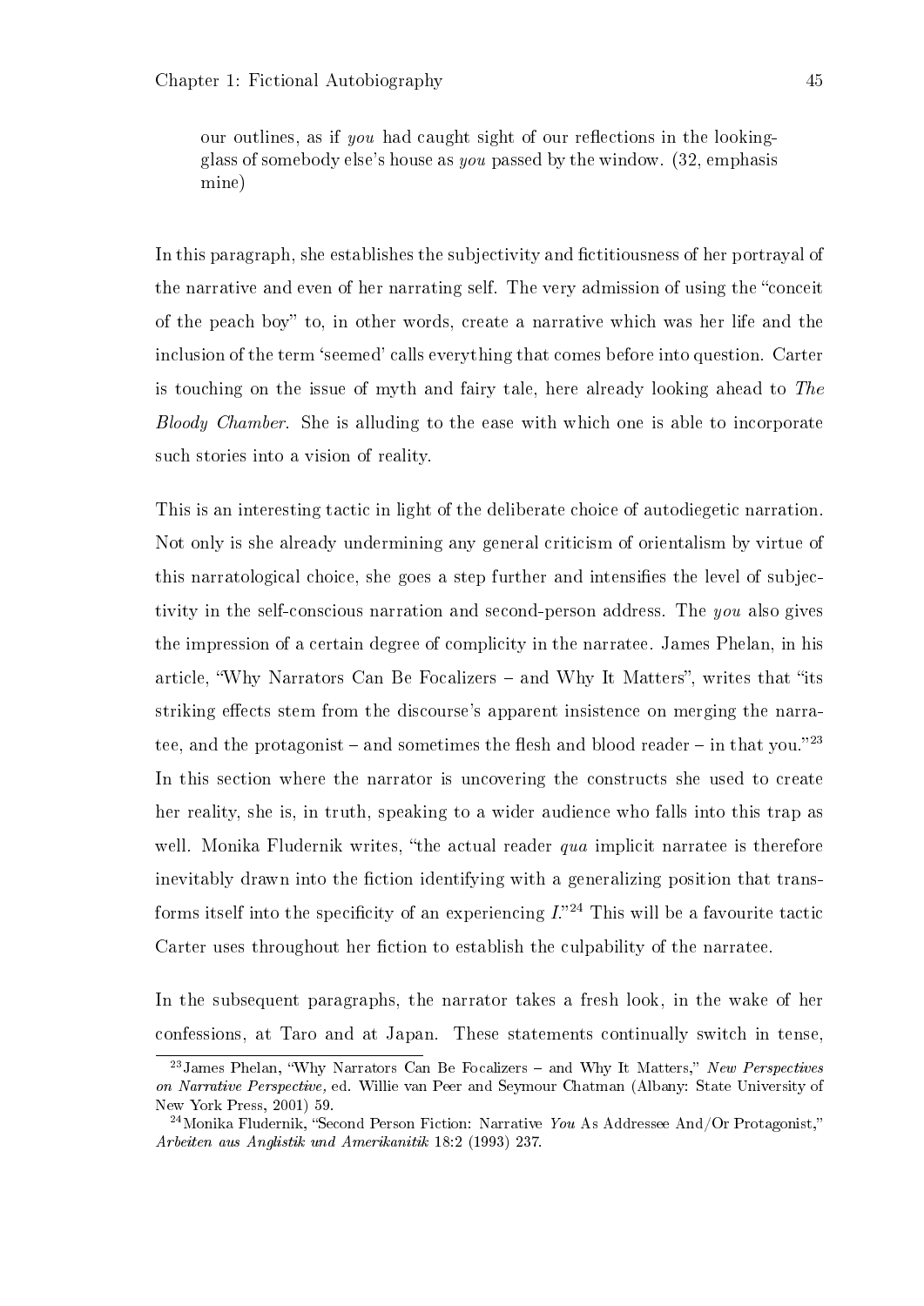our outlines, as if *you* had caught sight of our reflections in the looking-glass of somebody else's house as *you* passed by the window. (32, emphasis mine)

In this paragraph, she establishes the subjectivity and fictitiousness of her portrayal of the narrative and even of her narrating self. The very admission of using the "conceit of the peach boy" to, in other words, create a narrative which was her life and the inclusion of the term 'seemed' calls everything that comes before into question. Carter is touching on the issue of myth and fairy tale, here already looking ahead to *The Bloody Chamber*. She is alluding to the ease with which one is able to incorporate such stories into a vision of reality.

This is an interesting tactic in light of the deliberate choice of autodiegetic narration. Not only is she already undermining any general criticism of orientalism by virtue of this narratological choice, she goes a step further and intensifies the level of subjectivity in the self-conscious narration and second-person address. The *you* also gives the impression of a certain degree of complicity in the narratee. James Phelan, in his article, "Why Narrators Can Be Focalizers – and Why It Matters", writes that "its striking effects stem from the discourse's apparent insistence on merging the narratee, and the protagonist – and sometimes the flesh and blood reader – in that you."[23] In this section where the narrator is uncovering the constructs she used to create her reality, she is, in truth, speaking to a wider audience who falls into this trap as well. Monika Fludernik writes, "the actual reader *qua* implicit narratee is therefore inevitably drawn into the fiction identifying with a generalizing position that transforms itself into the specificity of an experiencing *I*."[24] This will be a favourite tactic Carter uses throughout her fiction to establish the culpability of the narratee.

In the subsequent paragraphs, the narrator takes a fresh look, in the wake of her confessions, at Taro and at Japan. These statements continually switch in tense,

[23] James Phelan, "Why Narrators Can Be Focalizers – and Why It Matters," *New Perspectives on Narrative Perspective,* ed. Willie van Peer and Seymour Chatman (Albany: State University of New York Press, 2001) 59.

[24] Monika Fludernik, "Second Person Fiction: Narrative *You* As Addressee And/Or Protagonist," *Arbeiten aus Anglistik und Amerikanitik* 18:2 (1993) 237.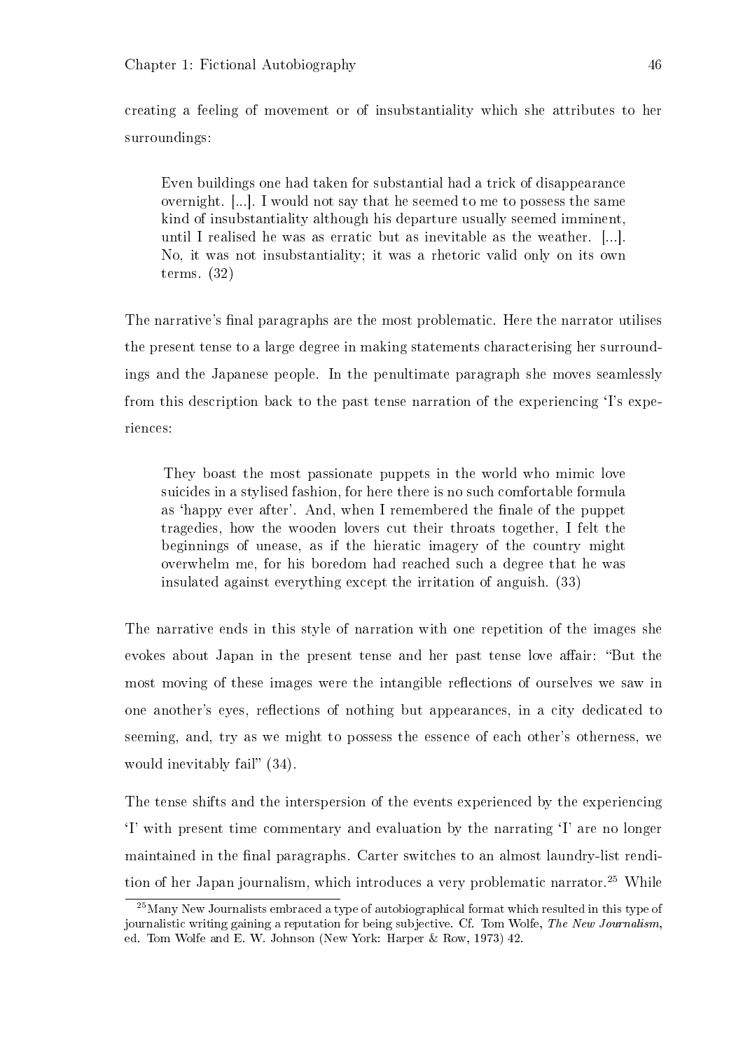creating a feeling of movement or of insubstantiality which she attributes to her surroundings:

> Even buildings one had taken for substantial had a trick of disappearance overnight. [...]. I would not say that he seemed to me to possess the same kind of insubstantiality although his departure usually seemed imminent, until I realised he was as erratic but as inevitable as the weather. [...]. No, it was not insubstantiality; it was a rhetoric valid only on its own terms. (32)

The narrative's final paragraphs are the most problematic. Here the narrator utilises the present tense to a large degree in making statements characterising her surroundings and the Japanese people. In the penultimate paragraph she moves seamlessly from this description back to the past tense narration of the experiencing 'I's experiences:

> They boast the most passionate puppets in the world who mimic love suicides in a stylised fashion, for here there is no such comfortable formula as 'happy ever after'. And, when I remembered the finale of the puppet tragedies, how the wooden lovers cut their throats together, I felt the beginnings of unease, as if the hieratic imagery of the country might overwhelm me, for his boredom had reached such a degree that he was insulated against everything except the irritation of anguish. (33)

The narrative ends in this style of narration with one repetition of the images she evokes about Japan in the present tense and her past tense love affair: "But the most moving of these images were the intangible reflections of ourselves we saw in one another's eyes, reflections of nothing but appearances, in a city dedicated to seeming, and, try as we might to possess the essence of each other's otherness, we would inevitably fail" (34).

The tense shifts and the interspersion of the events experienced by the experiencing 'I' with present time commentary and evaluation by the narrating 'I' are no longer maintained in the final paragraphs. Carter switches to an almost laundry-list rendition of her Japan journalism, which introduces a very problematic narrator.[25] While

[25] Many New Journalists embraced a type of autobiographical format which resulted in this type of journalistic writing gaining a reputation for being subjective. Cf. Tom Wolfe, *The New Journalism*, ed. Tom Wolfe and E. W. Johnson (New York: Harper & Row, 1973) 42.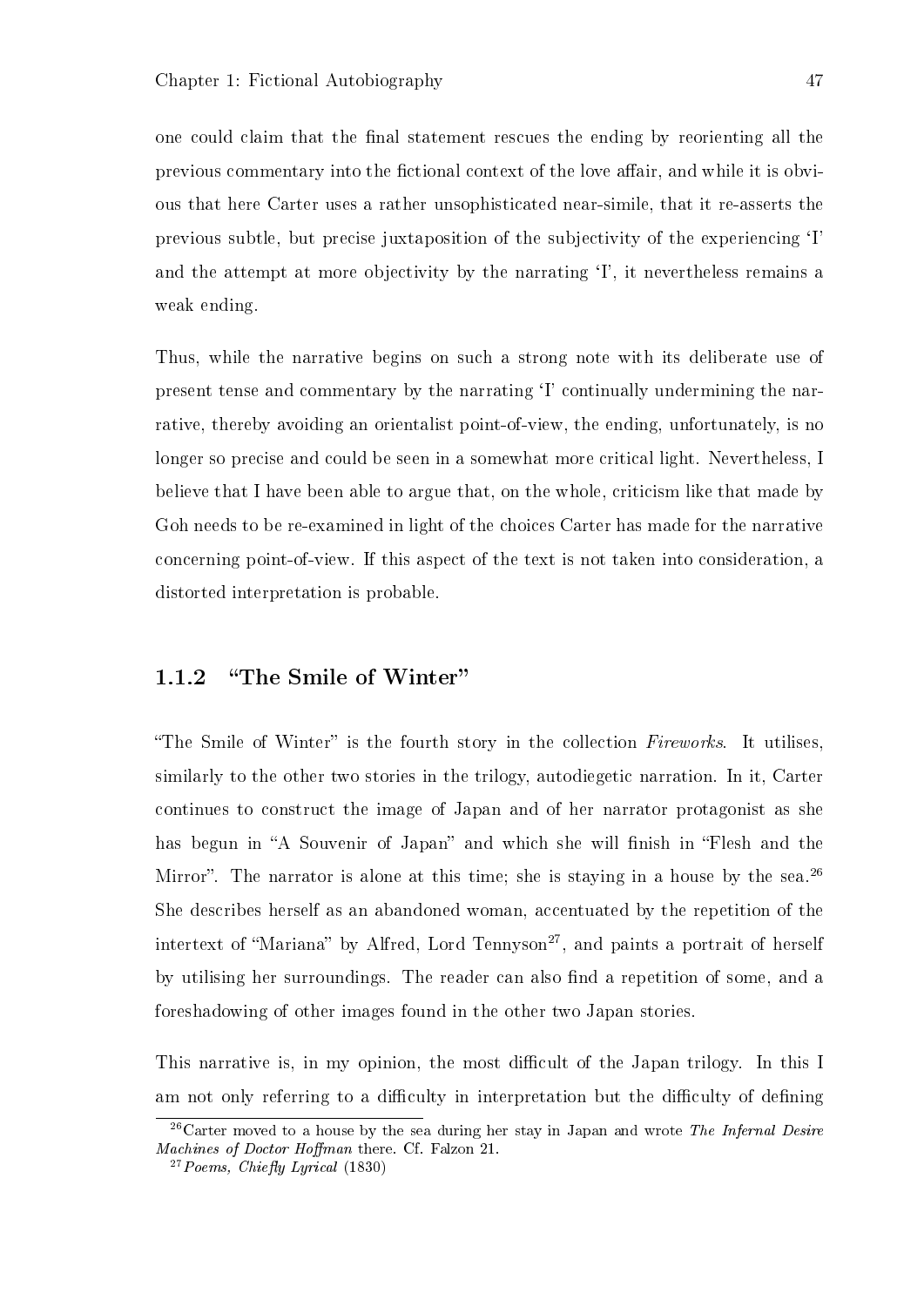one could claim that the final statement rescues the ending by reorienting all the previous commentary into the fictional context of the love affair, and while it is obvious that here Carter uses a rather unsophisticated near-simile, that it re-asserts the previous subtle, but precise juxtaposition of the subjectivity of the experiencing 'I' and the attempt at more objectivity by the narrating 'I', it nevertheless remains a weak ending.

Thus, while the narrative begins on such a strong note with its deliberate use of present tense and commentary by the narrating 'I' continually undermining the narrative, thereby avoiding an orientalist point-of-view, the ending, unfortunately, is no longer so precise and could be seen in a somewhat more critical light. Nevertheless, I believe that I have been able to argue that, on the whole, criticism like that made by Goh needs to be re-examined in light of the choices Carter has made for the narrative concerning point-of-view. If this aspect of the text is not taken into consideration, a distorted interpretation is probable.

### 1.1.2 "The Smile of Winter"

"The Smile of Winter" is the fourth story in the collection *Fireworks*. It utilises, similarly to the other two stories in the trilogy, autodiegetic narration. In it, Carter continues to construct the image of Japan and of her narrator protagonist as she has begun in "A Souvenir of Japan" and which she will finish in "Flesh and the Mirror". The narrator is alone at this time; she is staying in a house by the sea.[26] She describes herself as an abandoned woman, accentuated by the repetition of the intertext of "Mariana" by Alfred, Lord Tennyson[27], and paints a portrait of herself by utilising her surroundings. The reader can also find a repetition of some, and a foreshadowing of other images found in the other two Japan stories.

This narrative is, in my opinion, the most difficult of the Japan trilogy. In this I am not only referring to a difficulty in interpretation but the difficulty of defining

[26] Carter moved to a house by the sea during her stay in Japan and wrote *The Infernal Desire Machines of Doctor Hoffman* there. Cf. Falzon 21.

[27] *Poems, Chiefly Lyrical* (1830)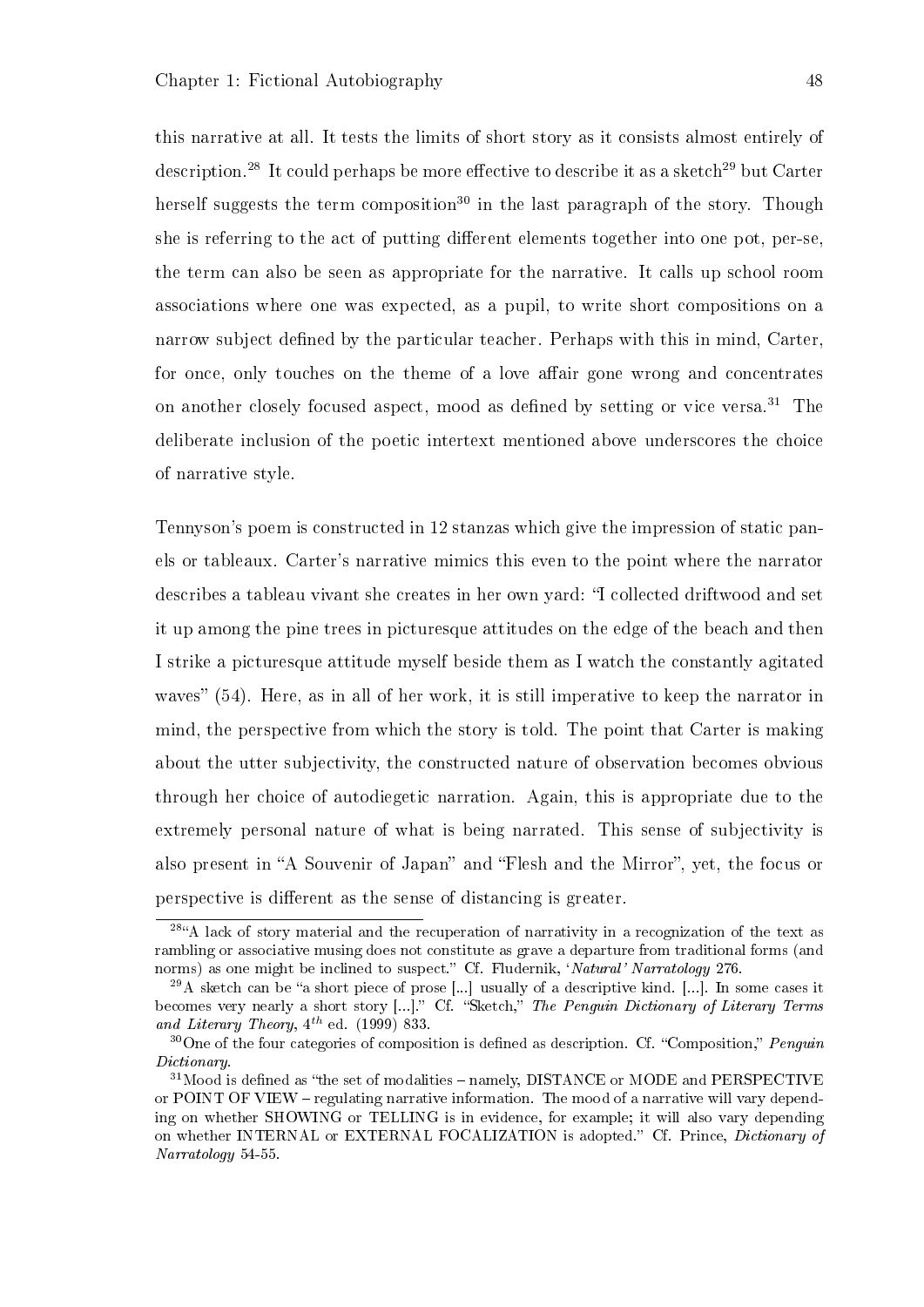this narrative at all. It tests the limits of short story as it consists almost entirely of description.[28] It could perhaps be more effective to describe it as a sketch[29] but Carter herself suggests the term composition[30] in the last paragraph of the story. Though she is referring to the act of putting different elements together into one pot, per-se, the term can also be seen as appropriate for the narrative. It calls up school room associations where one was expected, as a pupil, to write short compositions on a narrow subject defined by the particular teacher. Perhaps with this in mind, Carter, for once, only touches on the theme of a love affair gone wrong and concentrates on another closely focused aspect, mood as defined by setting or vice versa.[31] The deliberate inclusion of the poetic intertext mentioned above underscores the choice of narrative style.

Tennyson's poem is constructed in 12 stanzas which give the impression of static panels or tableaux. Carter's narrative mimics this even to the point where the narrator describes a tableau vivant she creates in her own yard: "I collected driftwood and set it up among the pine trees in picturesque attitudes on the edge of the beach and then I strike a picturesque attitude myself beside them as I watch the constantly agitated waves" (54). Here, as in all of her work, it is still imperative to keep the narrator in mind, the perspective from which the story is told. The point that Carter is making about the utter subjectivity, the constructed nature of observation becomes obvious through her choice of autodiegetic narration. Again, this is appropriate due to the extremely personal nature of what is being narrated. This sense of subjectivity is also present in "A Souvenir of Japan" and "Flesh and the Mirror", yet, the focus or perspective is different as the sense of distancing is greater.

---

[28] "A lack of story material and the recuperation of narrativity in a recognization of the text as rambling or associative musing does not constitute as grave a departure from traditional forms (and norms) as one might be inclined to suspect." Cf. Fludernik, *'Natural' Narratology* 276.

[29] A sketch can be "a short piece of prose [...] usually of a descriptive kind. [...]. In some cases it becomes very nearly a short story [...]." Cf. "Sketch," *The Penguin Dictionary of Literary Terms and Literary Theory*, 4$^{th}$ ed. (1999) 833.

[30] One of the four categories of composition is defined as description. Cf. "Composition," *Penguin Dictionary*.

[31] Mood is defined as "the set of modalities – namely, DISTANCE or MODE and PERSPECTIVE or POINT OF VIEW – regulating narrative information. The mood of a narrative will vary depending on whether SHOWING or TELLING is in evidence, for example; it will also vary depending on whether INTERNAL or EXTERNAL FOCALIZATION is adopted." Cf. Prince, *Dictionary of Narratology* 54-55.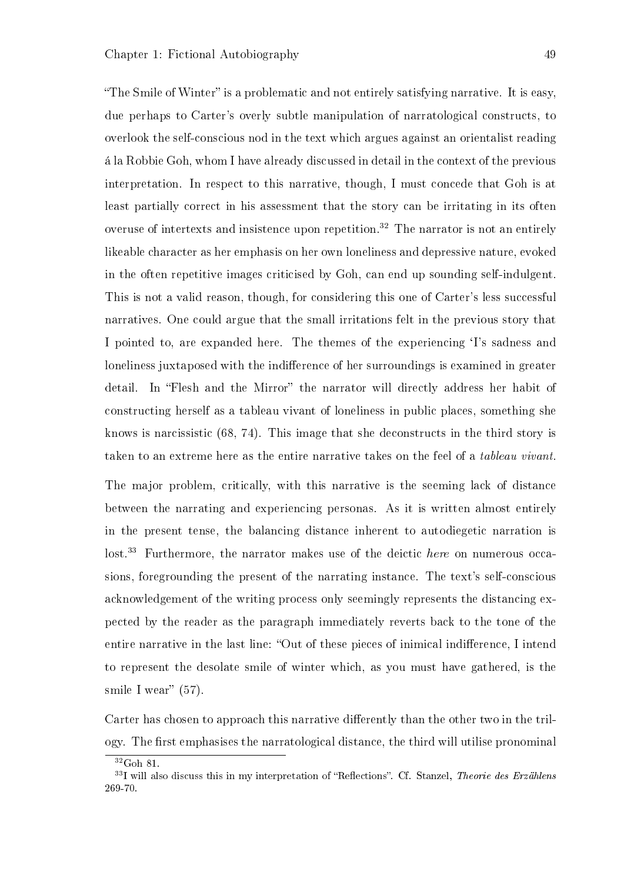"The Smile of Winter" is a problematic and not entirely satisfying narrative. It is easy, due perhaps to Carter's overly subtle manipulation of narratological constructs, to overlook the self-conscious nod in the text which argues against an orientalist reading á la Robbie Goh, whom I have already discussed in detail in the context of the previous interpretation. In respect to this narrative, though, I must concede that Goh is at least partially correct in his assessment that the story can be irritating in its often overuse of intertexts and insistence upon repetition.[32] The narrator is not an entirely likeable character as her emphasis on her own loneliness and depressive nature, evoked in the often repetitive images criticised by Goh, can end up sounding self-indulgent. This is not a valid reason, though, for considering this one of Carter's less successful narratives. One could argue that the small irritations felt in the previous story that I pointed to, are expanded here. The themes of the experiencing 'I's sadness and loneliness juxtaposed with the indifference of her surroundings is examined in greater detail. In "Flesh and the Mirror" the narrator will directly address her habit of constructing herself as a tableau vivant of loneliness in public places, something she knows is narcissistic (68, 74). This image that she deconstructs in the third story is taken to an extreme here as the entire narrative takes on the feel of a *tableau vivant*.

The major problem, critically, with this narrative is the seeming lack of distance between the narrating and experiencing personas. As it is written almost entirely in the present tense, the balancing distance inherent to autodiegetic narration is lost.[33] Furthermore, the narrator makes use of the deictic *here* on numerous occasions, foregrounding the present of the narrating instance. The text's self-conscious acknowledgement of the writing process only seemingly represents the distancing expected by the reader as the paragraph immediately reverts back to the tone of the entire narrative in the last line: "Out of these pieces of inimical indifference, I intend to represent the desolate smile of winter which, as you must have gathered, is the smile I wear" (57).

Carter has chosen to approach this narrative differently than the other two in the trilogy. The first emphasises the narratological distance, the third will utilise pronominal

[32] Goh 81.

[33] I will also discuss this in my interpretation of "Reflections". Cf. Stanzel, *Theorie des Erzählens* 269-70.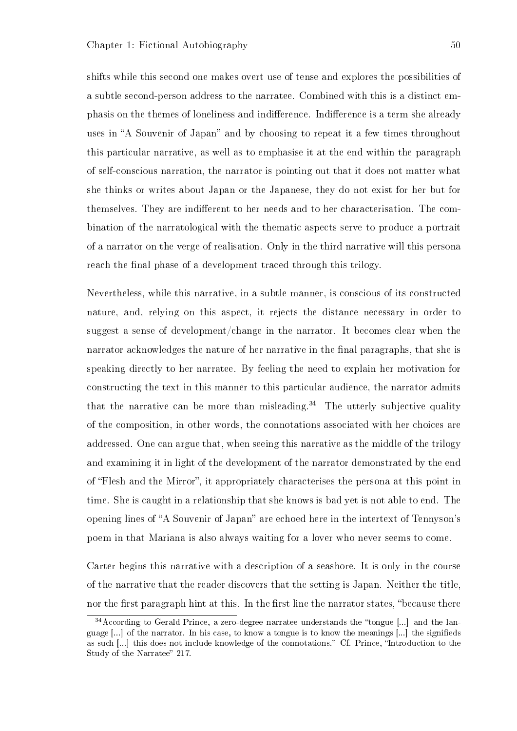shifts while this second one makes overt use of tense and explores the possibilities of a subtle second-person address to the narratee. Combined with this is a distinct emphasis on the themes of loneliness and indifference. Indifference is a term she already uses in "A Souvenir of Japan" and by choosing to repeat it a few times throughout this particular narrative, as well as to emphasise it at the end within the paragraph of self-conscious narration, the narrator is pointing out that it does not matter what she thinks or writes about Japan or the Japanese, they do not exist for her but for themselves. They are indifferent to her needs and to her characterisation. The combination of the narratological with the thematic aspects serve to produce a portrait of a narrator on the verge of realisation. Only in the third narrative will this persona reach the final phase of a development traced through this trilogy.

Nevertheless, while this narrative, in a subtle manner, is conscious of its constructed nature, and, relying on this aspect, it rejects the distance necessary in order to suggest a sense of development/change in the narrator. It becomes clear when the narrator acknowledges the nature of her narrative in the final paragraphs, that she is speaking directly to her narratee. By feeling the need to explain her motivation for constructing the text in this manner to this particular audience, the narrator admits that the narrative can be more than misleading.[34] The utterly subjective quality of the composition, in other words, the connotations associated with her choices are addressed. One can argue that, when seeing this narrative as the middle of the trilogy and examining it in light of the development of the narrator demonstrated by the end of "Flesh and the Mirror", it appropriately characterises the persona at this point in time. She is caught in a relationship that she knows is bad yet is not able to end. The opening lines of "A Souvenir of Japan" are echoed here in the intertext of Tennyson's poem in that Mariana is also always waiting for a lover who never seems to come.

Carter begins this narrative with a description of a seashore. It is only in the course of the narrative that the reader discovers that the setting is Japan. Neither the title, nor the first paragraph hint at this. In the first line the narrator states, "because there

[34] According to Gerald Prince, a zero-degree narratee understands the "tongue [...] and the language [...] of the narrator. In his case, to know a tongue is to know the meanings [...] the signifieds as such [...] this does not include knowledge of the connotations." Cf. Prince, "Introduction to the Study of the Narratee" 217.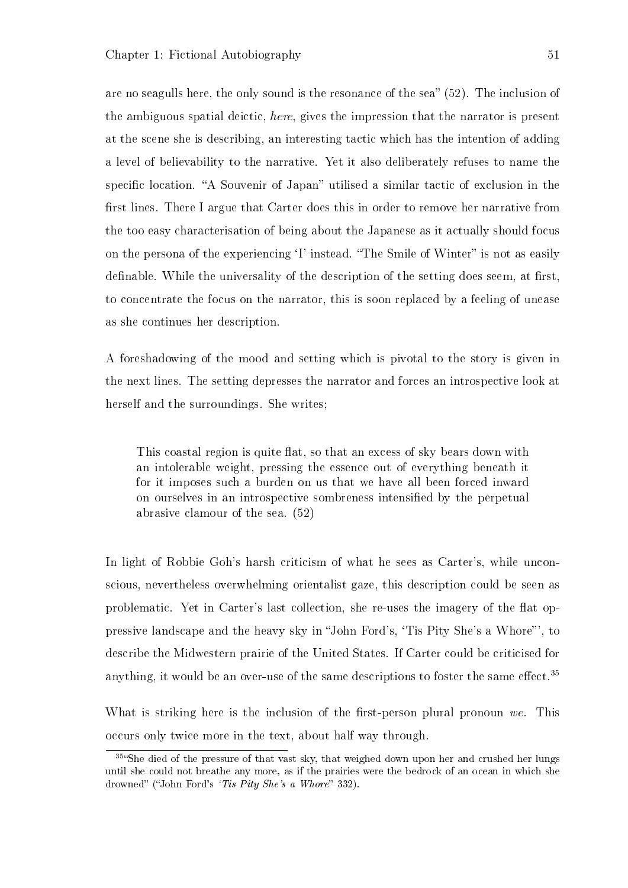are no seagulls here, the only sound is the resonance of the sea" (52). The inclusion of the ambiguous spatial deictic, *here*, gives the impression that the narrator is present at the scene she is describing, an interesting tactic which has the intention of adding a level of believability to the narrative. Yet it also deliberately refuses to name the specific location. "A Souvenir of Japan" utilised a similar tactic of exclusion in the first lines. There I argue that Carter does this in order to remove her narrative from the too easy characterisation of being about the Japanese as it actually should focus on the persona of the experiencing 'I' instead. "The Smile of Winter" is not as easily definable. While the universality of the description of the setting does seem, at first, to concentrate the focus on the narrator, this is soon replaced by a feeling of unease as she continues her description.

A foreshadowing of the mood and setting which is pivotal to the story is given in the next lines. The setting depresses the narrator and forces an introspective look at herself and the surroundings. She writes;

> This coastal region is quite flat, so that an excess of sky bears down with an intolerable weight, pressing the essence out of everything beneath it for it imposes such a burden on us that we have all been forced inward on ourselves in an introspective sombreness intensified by the perpetual abrasive clamour of the sea. (52)

In light of Robbie Goh's harsh criticism of what he sees as Carter's, while unconscious, nevertheless overwhelming orientalist gaze, this description could be seen as problematic. Yet in Carter's last collection, she re-uses the imagery of the flat oppressive landscape and the heavy sky in "John Ford's, 'Tis Pity She's a Whore"', to describe the Midwestern prairie of the United States. If Carter could be criticised for anything, it would be an over-use of the same descriptions to foster the same effect.[35]

What is striking here is the inclusion of the first-person plural pronoun *we*. This occurs only twice more in the text, about half way through.

[35] "She died of the pressure of that vast sky, that weighed down upon her and crushed her lungs until she could not breathe any more, as if the prairies were the bedrock of an ocean in which she drowned" ("John Ford's *'Tis Pity She's a Whore*" 332).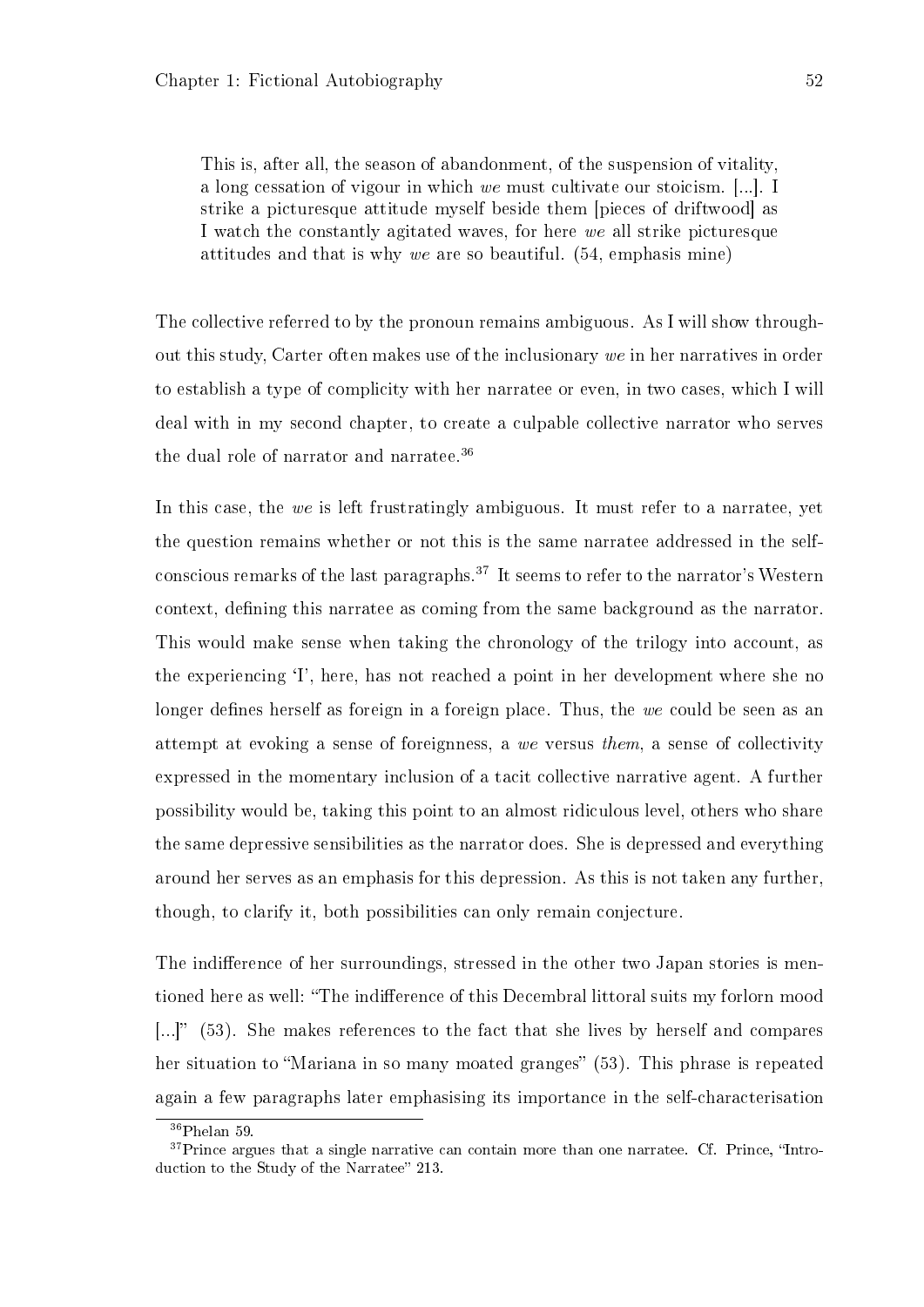> This is, after all, the season of abandonment, of the suspension of vitality, a long cessation of vigour in which *we* must cultivate our stoicism. [...]. I strike a picturesque attitude myself beside them [pieces of driftwood] as I watch the constantly agitated waves, for here *we* all strike picturesque attitudes and that is why *we* are so beautiful. (54, emphasis mine)

The collective referred to by the pronoun remains ambiguous. As I will show throughout this study, Carter often makes use of the inclusionary *we* in her narratives in order to establish a type of complicity with her narratee or even, in two cases, which I will deal with in my second chapter, to create a culpable collective narrator who serves the dual role of narrator and narratee.[36]

In this case, the *we* is left frustratingly ambiguous. It must refer to a narratee, yet the question remains whether or not this is the same narratee addressed in the self-conscious remarks of the last paragraphs.[37] It seems to refer to the narrator's Western context, defining this narratee as coming from the same background as the narrator. This would make sense when taking the chronology of the trilogy into account, as the experiencing 'I', here, has not reached a point in her development where she no longer defines herself as foreign in a foreign place. Thus, the *we* could be seen as an attempt at evoking a sense of foreignness, a *we* versus *them*, a sense of collectivity expressed in the momentary inclusion of a tacit collective narrative agent. A further possibility would be, taking this point to an almost ridiculous level, others who share the same depressive sensibilities as the narrator does. She is depressed and everything around her serves as an emphasis for this depression. As this is not taken any further, though, to clarify it, both possibilities can only remain conjecture.

The indifference of her surroundings, stressed in the other two Japan stories is mentioned here as well: "The indifference of this Decembral littoral suits my forlorn mood [...]" (53). She makes references to the fact that she lives by herself and compares her situation to "Mariana in so many moated granges" (53). This phrase is repeated again a few paragraphs later emphasising its importance in the self-characterisation

[36] Phelan 59.

[37] Prince argues that a single narrative can contain more than one narratee. Cf. Prince, "Introduction to the Study of the Narratee" 213.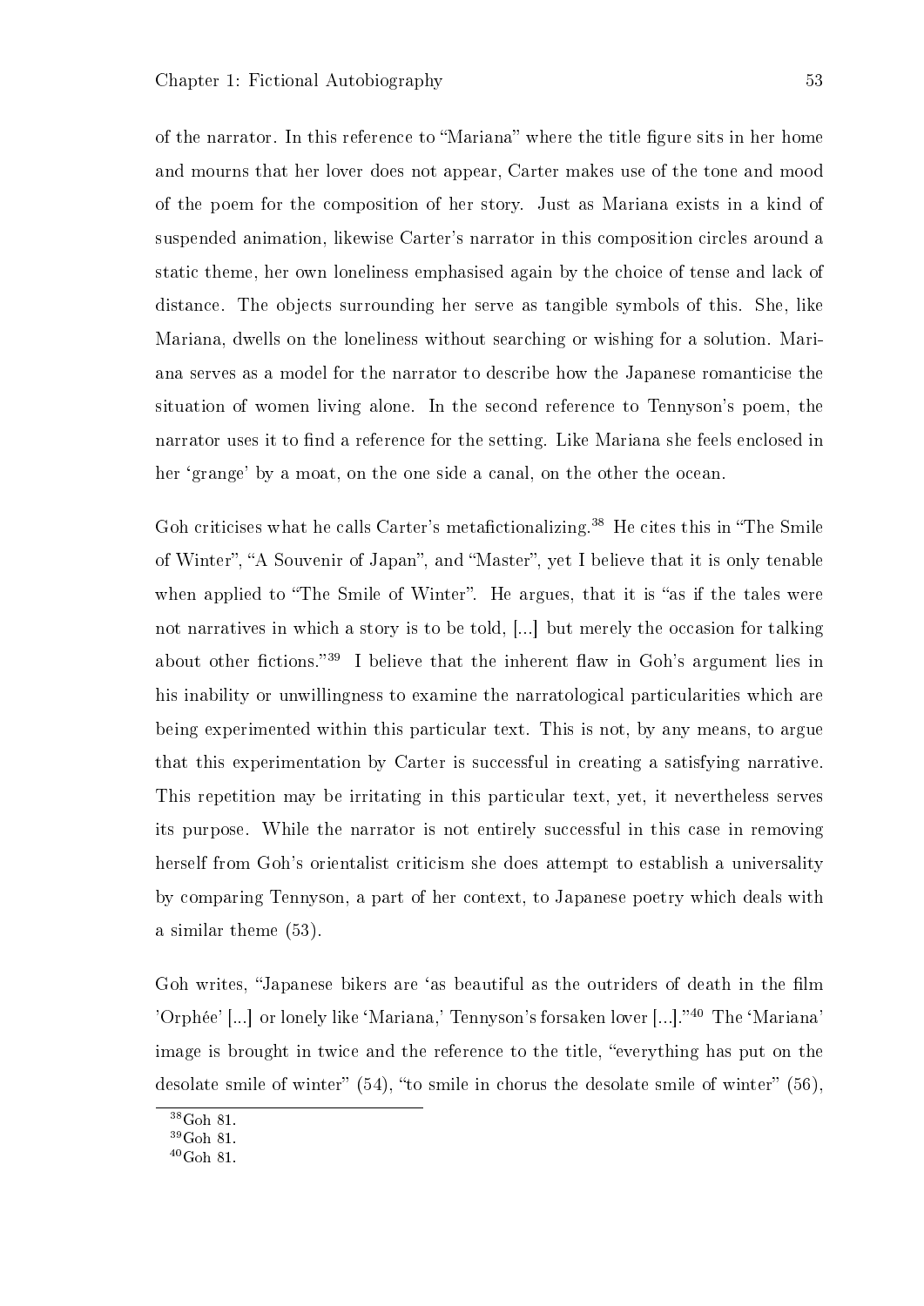of the narrator. In this reference to “Mariana” where the title figure sits in her home and mourns that her lover does not appear, Carter makes use of the tone and mood of the poem for the composition of her story. Just as Mariana exists in a kind of suspended animation, likewise Carter’s narrator in this composition circles around a static theme, her own loneliness emphasised again by the choice of tense and lack of distance. The objects surrounding her serve as tangible symbols of this. She, like Mariana, dwells on the loneliness without searching or wishing for a solution. Mariana serves as a model for the narrator to describe how the Japanese romanticise the situation of women living alone. In the second reference to Tennyson’s poem, the narrator uses it to find a reference for the setting. Like Mariana she feels enclosed in her ‘grange’ by a moat, on the one side a canal, on the other the ocean.

Goh criticises what he calls Carter’s metafictionalizing.[38] He cites this in “The Smile of Winter”, “A Souvenir of Japan”, and “Master”, yet I believe that it is only tenable when applied to “The Smile of Winter”. He argues, that it is “as if the tales were not narratives in which a story is to be told, [...] but merely the occasion for talking about other fictions.”[39] I believe that the inherent flaw in Goh’s argument lies in his inability or unwillingness to examine the narratological particularities which are being experimented within this particular text. This is not, by any means, to argue that this experimentation by Carter is successful in creating a satisfying narrative. This repetition may be irritating in this particular text, yet, it nevertheless serves its purpose. While the narrator is not entirely successful in this case in removing herself from Goh’s orientalist criticism she does attempt to establish a universality by comparing Tennyson, a part of her context, to Japanese poetry which deals with a similar theme (53).

Goh writes, “Japanese bikers are ‘as beautiful as the outriders of death in the film 'Orphée' [...] or lonely like ‘Mariana,’ Tennyson’s forsaken lover [...].”[40] The ‘Mariana’ image is brought in twice and the reference to the title, “everything has put on the desolate smile of winter” (54), “to smile in chorus the desolate smile of winter” (56),

[38] Goh 81.

[39] Goh 81.

[40] Goh 81.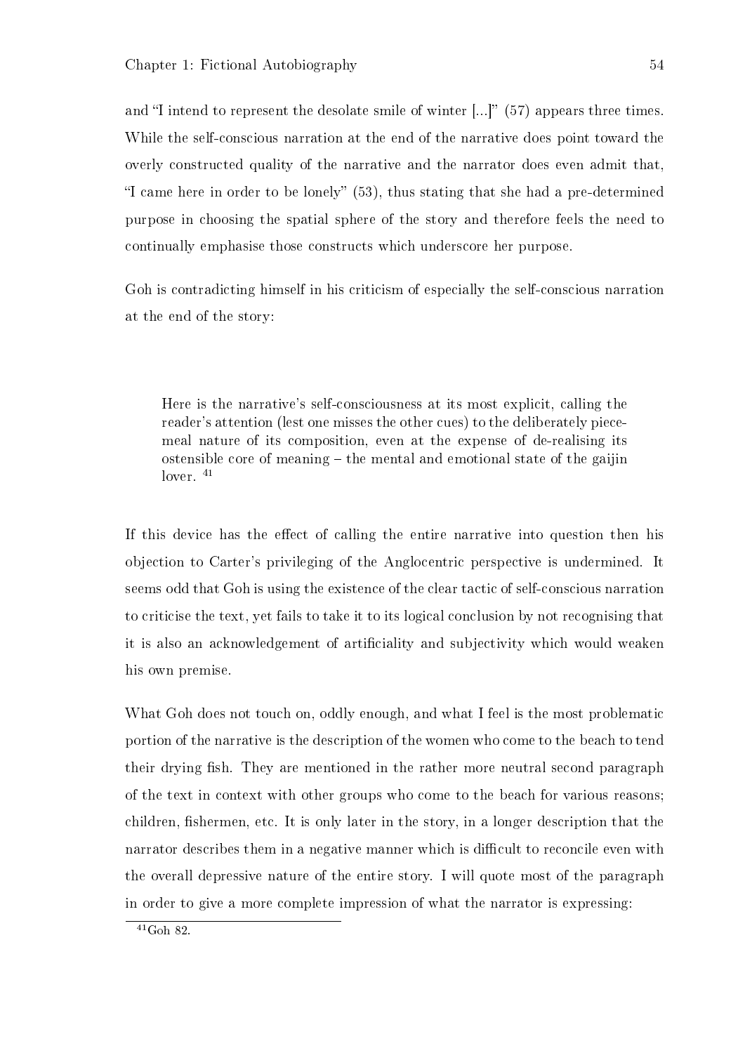and "I intend to represent the desolate smile of winter [...]" (57) appears three times. While the self-conscious narration at the end of the narrative does point toward the overly constructed quality of the narrative and the narrator does even admit that, "I came here in order to be lonely" (53), thus stating that she had a pre-determined purpose in choosing the spatial sphere of the story and therefore feels the need to continually emphasise those constructs which underscore her purpose.

Goh is contradicting himself in his criticism of especially the self-conscious narration at the end of the story:

> Here is the narrative's self-consciousness at its most explicit, calling the reader's attention (lest one misses the other cues) to the deliberately piecemeal nature of its composition, even at the expense of de-realising its ostensible core of meaning – the mental and emotional state of the gaijin lover. [41]

If this device has the effect of calling the entire narrative into question then his objection to Carter's privileging of the Anglocentric perspective is undermined. It seems odd that Goh is using the existence of the clear tactic of self-conscious narration to criticise the text, yet fails to take it to its logical conclusion by not recognising that it is also an acknowledgement of artificiality and subjectivity which would weaken his own premise.

What Goh does not touch on, oddly enough, and what I feel is the most problematic portion of the narrative is the description of the women who come to the beach to tend their drying fish. They are mentioned in the rather more neutral second paragraph of the text in context with other groups who come to the beach for various reasons; children, fishermen, etc. It is only later in the story, in a longer description that the narrator describes them in a negative manner which is difficult to reconcile even with the overall depressive nature of the entire story. I will quote most of the paragraph in order to give a more complete impression of what the narrator is expressing:

[41] Goh 82.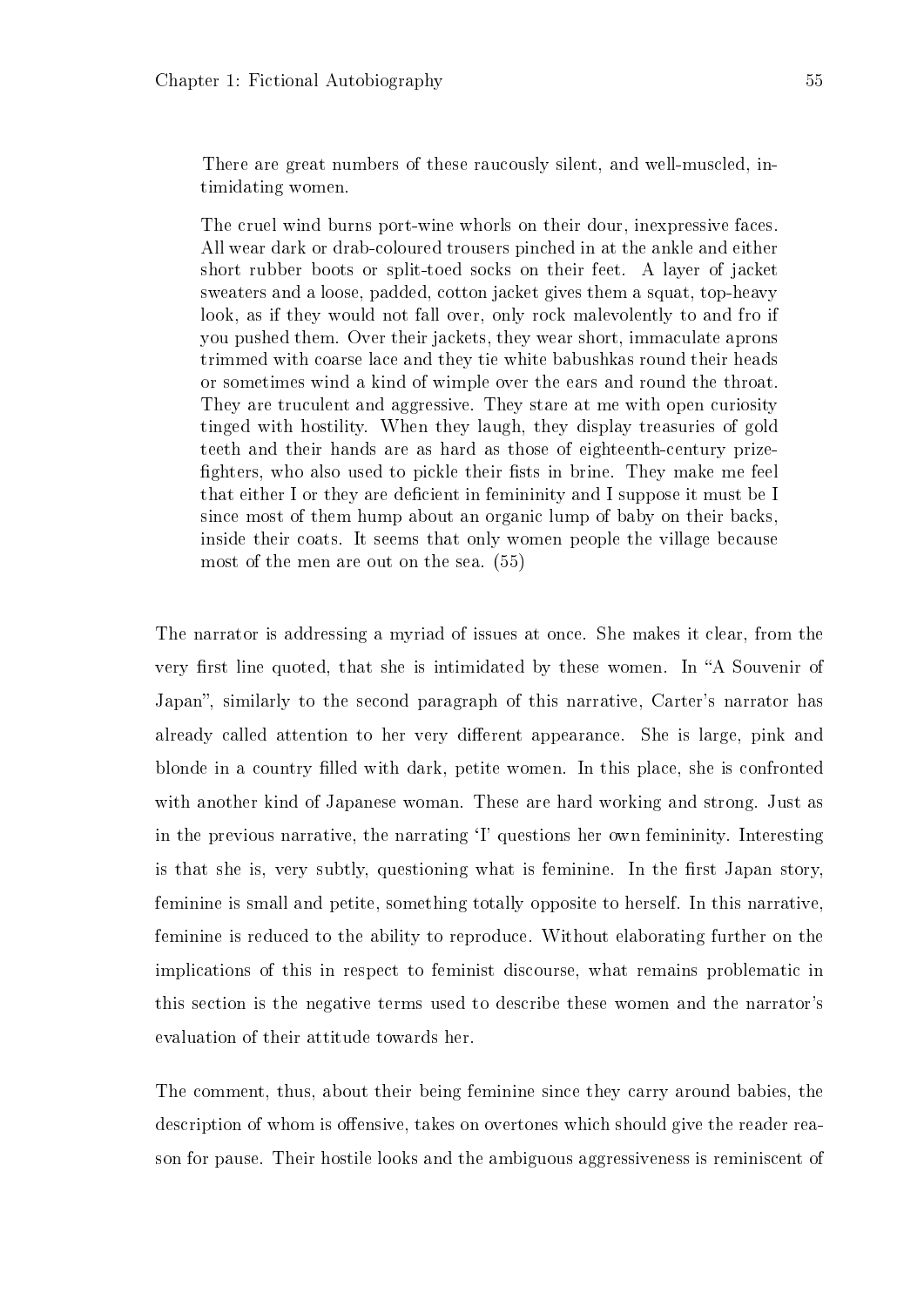> There are great numbers of these raucously silent, and well-muscled, intimidating women.
>
> The cruel wind burns port-wine whorls on their dour, inexpressive faces. All wear dark or drab-coloured trousers pinched in at the ankle and either short rubber boots or split-toed socks on their feet. A layer of jacket sweaters and a loose, padded, cotton jacket gives them a squat, top-heavy look, as if they would not fall over, only rock malevolently to and fro if you pushed them. Over their jackets, they wear short, immaculate aprons trimmed with coarse lace and they tie white babushkas round their heads or sometimes wind a kind of wimple over the ears and round the throat. They are truculent and aggressive. They stare at me with open curiosity tinged with hostility. When they laugh, they display treasuries of gold teeth and their hands are as hard as those of eighteenth-century prize-fighters, who also used to pickle their fists in brine. They make me feel that either I or they are deficient in femininity and I suppose it must be I since most of them hump about an organic lump of baby on their backs, inside their coats. It seems that only women people the village because most of the men are out on the sea. (55)

The narrator is addressing a myriad of issues at once. She makes it clear, from the very first line quoted, that she is intimidated by these women. In "A Souvenir of Japan", similarly to the second paragraph of this narrative, Carter's narrator has already called attention to her very different appearance. She is large, pink and blonde in a country filled with dark, petite women. In this place, she is confronted with another kind of Japanese woman. These are hard working and strong. Just as in the previous narrative, the narrating 'I' questions her own femininity. Interesting is that she is, very subtly, questioning what is feminine. In the first Japan story, feminine is small and petite, something totally opposite to herself. In this narrative, feminine is reduced to the ability to reproduce. Without elaborating further on the implications of this in respect to feminist discourse, what remains problematic in this section is the negative terms used to describe these women and the narrator's evaluation of their attitude towards her.

The comment, thus, about their being feminine since they carry around babies, the description of whom is offensive, takes on overtones which should give the reader reason for pause. Their hostile looks and the ambiguous aggressiveness is reminiscent of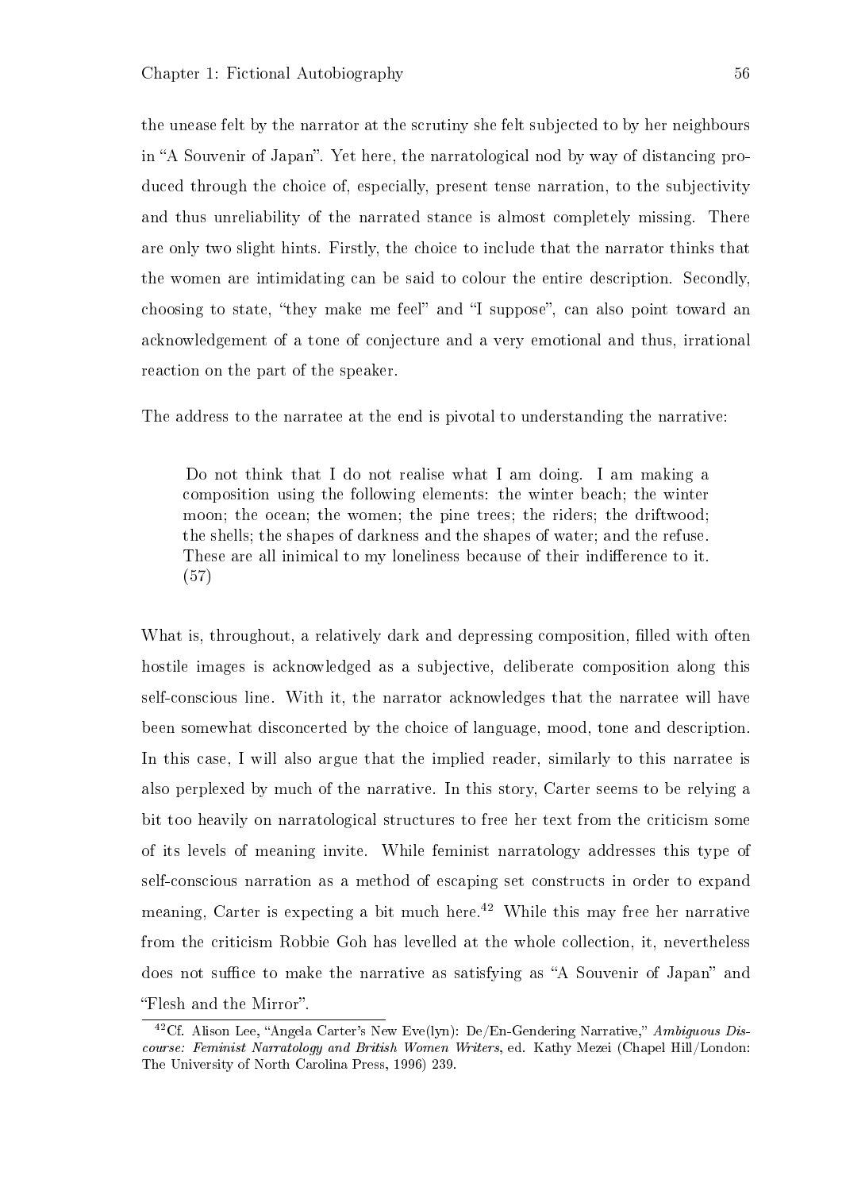the unease felt by the narrator at the scrutiny she felt subjected to by her neighbours in "A Souvenir of Japan". Yet here, the narratological nod by way of distancing produced through the choice of, especially, present tense narration, to the subjectivity and thus unreliability of the narrated stance is almost completely missing. There are only two slight hints. Firstly, the choice to include that the narrator thinks that the women are intimidating can be said to colour the entire description. Secondly, choosing to state, "they make me feel" and "I suppose", can also point toward an acknowledgement of a tone of conjecture and a very emotional and thus, irrational reaction on the part of the speaker.

The address to the narratee at the end is pivotal to understanding the narrative:

> Do not think that I do not realise what I am doing. I am making a composition using the following elements: the winter beach; the winter moon; the ocean; the women; the pine trees; the riders; the driftwood; the shells; the shapes of darkness and the shapes of water; and the refuse. These are all inimical to my loneliness because of their indifference to it. (57)

What is, throughout, a relatively dark and depressing composition, filled with often hostile images is acknowledged as a subjective, deliberate composition along this self-conscious line. With it, the narrator acknowledges that the narratee will have been somewhat disconcerted by the choice of language, mood, tone and description. In this case, I will also argue that the implied reader, similarly to this narratee is also perplexed by much of the narrative. In this story, Carter seems to be relying a bit too heavily on narratological structures to free her text from the criticism some of its levels of meaning invite. While feminist narratology addresses this type of self-conscious narration as a method of escaping set constructs in order to expand meaning, Carter is expecting a bit much here.[42] While this may free her narrative from the criticism Robbie Goh has levelled at the whole collection, it, nevertheless does not suffice to make the narrative as satisfying as "A Souvenir of Japan" and "Flesh and the Mirror".

[42] Cf. Alison Lee, "Angela Carter's New Eve(lyn): De/En-Gendering Narrative," *Ambiguous Discourse: Feminist Narratology and British Women Writers*, ed. Kathy Mezei (Chapel Hill/London: The University of North Carolina Press, 1996) 239.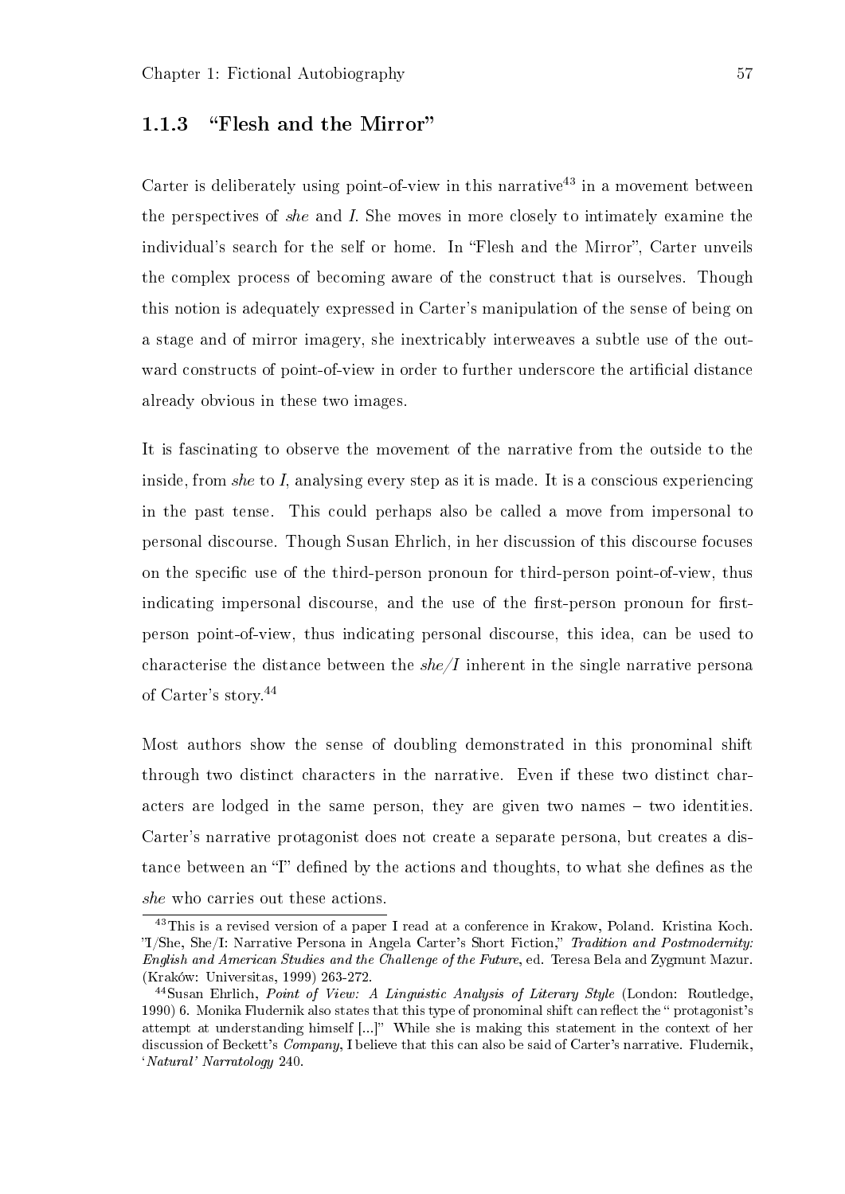### 1.1.3 "Flesh and the Mirror"

Carter is deliberately using point-of-view in this narrative[43] in a movement between the perspectives of *she* and *I*. She moves in more closely to intimately examine the individual's search for the self or home. In "Flesh and the Mirror", Carter unveils the complex process of becoming aware of the construct that is ourselves. Though this notion is adequately expressed in Carter's manipulation of the sense of being on a stage and of mirror imagery, she inextricably interweaves a subtle use of the outward constructs of point-of-view in order to further underscore the artificial distance already obvious in these two images.

It is fascinating to observe the movement of the narrative from the outside to the inside, from *she* to *I*, analysing every step as it is made. It is a conscious experiencing in the past tense. This could perhaps also be called a move from impersonal to personal discourse. Though Susan Ehrlich, in her discussion of this discourse focuses on the specific use of the third-person pronoun for third-person point-of-view, thus indicating impersonal discourse, and the use of the first-person pronoun for first-person point-of-view, thus indicating personal discourse, this idea, can be used to characterise the distance between the *she/I* inherent in the single narrative persona of Carter's story.[44]

Most authors show the sense of doubling demonstrated in this pronominal shift through two distinct characters in the narrative. Even if these two distinct characters are lodged in the same person, they are given two names – two identities. Carter's narrative protagonist does not create a separate persona, but creates a distance between an "I" defined by the actions and thoughts, to what she defines as the *she* who carries out these actions.

---

[43] This is a revised version of a paper I read at a conference in Krakow, Poland. Kristina Koch. "I/She, She/I: Narrative Persona in Angela Carter's Short Fiction," *Tradition and Postmodernity: English and American Studies and the Challenge of the Future*, ed. Teresa Bela and Zygmunt Mazur. (Kraków: Universitas, 1999) 263-272.

[44] Susan Ehrlich, *Point of View: A Linguistic Analysis of Literary Style* (London: Routledge, 1990) 6. Monika Fludernik also states that this type of pronominal shift can reflect the " protagonist's attempt at understanding himself [...]" While she is making this statement in the context of her discussion of Beckett's *Company*, I believe that this can also be said of Carter's narrative. Fludernik, *'Natural' Narratology* 240.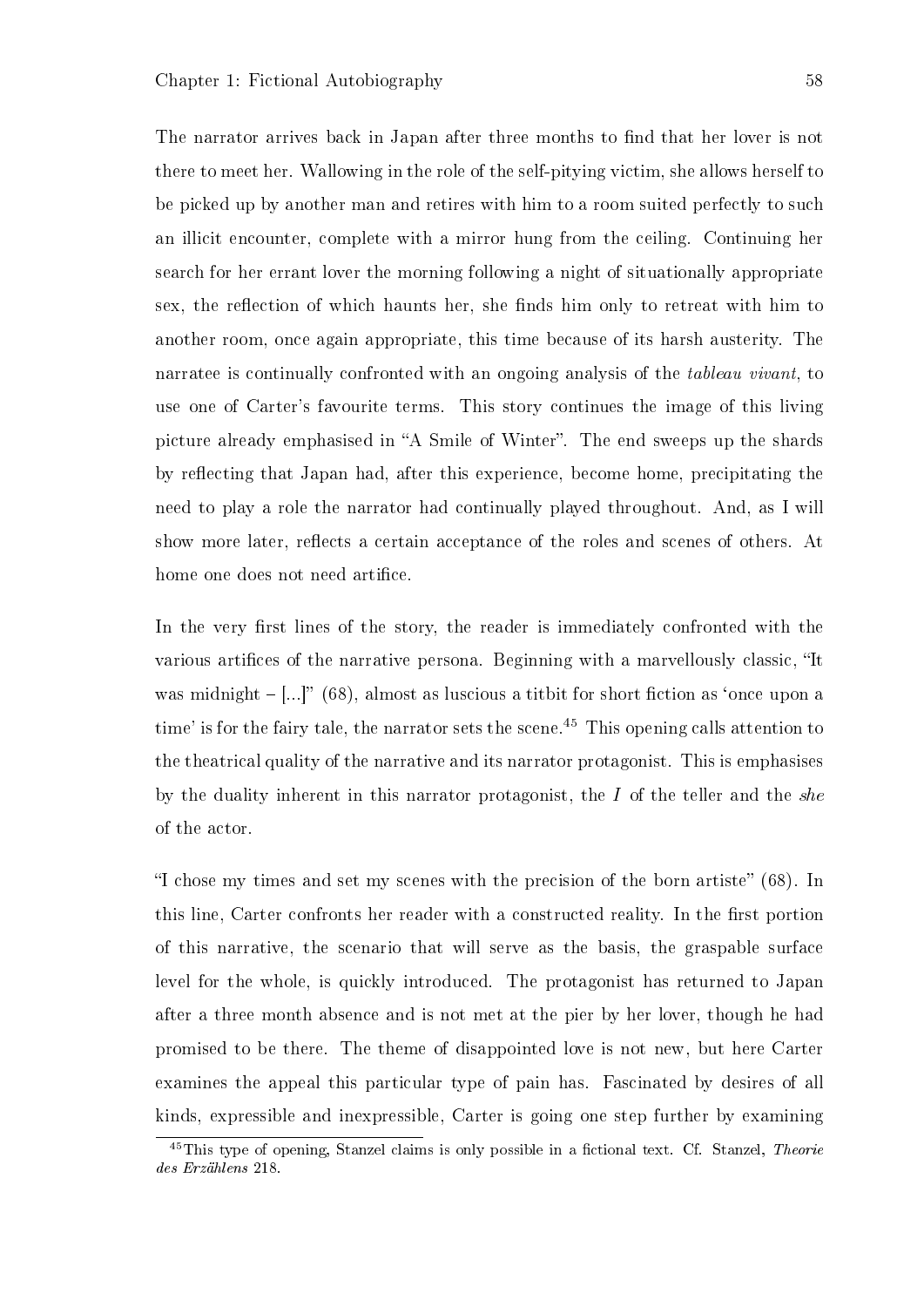The narrator arrives back in Japan after three months to find that her lover is not there to meet her. Wallowing in the role of the self-pitying victim, she allows herself to be picked up by another man and retires with him to a room suited perfectly to such an illicit encounter, complete with a mirror hung from the ceiling. Continuing her search for her errant lover the morning following a night of situationally appropriate sex, the reflection of which haunts her, she finds him only to retreat with him to another room, once again appropriate, this time because of its harsh austerity. The narratee is continually confronted with an ongoing analysis of the *tableau vivant*, to use one of Carter's favourite terms. This story continues the image of this living picture already emphasised in "A Smile of Winter". The end sweeps up the shards by reflecting that Japan had, after this experience, become home, precipitating the need to play a role the narrator had continually played throughout. And, as I will show more later, reflects a certain acceptance of the roles and scenes of others. At home one does not need artifice.

In the very first lines of the story, the reader is immediately confronted with the various artifices of the narrative persona. Beginning with a marvellously classic, "It was midnight – [...]" (68), almost as luscious a titbit for short fiction as 'once upon a time' is for the fairy tale, the narrator sets the scene.[45] This opening calls attention to the theatrical quality of the narrative and its narrator protagonist. This is emphasises by the duality inherent in this narrator protagonist, the *I* of the teller and the *she* of the actor.

"I chose my times and set my scenes with the precision of the born artiste" (68). In this line, Carter confronts her reader with a constructed reality. In the first portion of this narrative, the scenario that will serve as the basis, the graspable surface level for the whole, is quickly introduced. The protagonist has returned to Japan after a three month absence and is not met at the pier by her lover, though he had promised to be there. The theme of disappointed love is not new, but here Carter examines the appeal this particular type of pain has. Fascinated by desires of all kinds, expressible and inexpressible, Carter is going one step further by examining

[45] This type of opening, Stanzel claims is only possible in a fictional text. Cf. Stanzel, *Theorie des Erzählens* 218.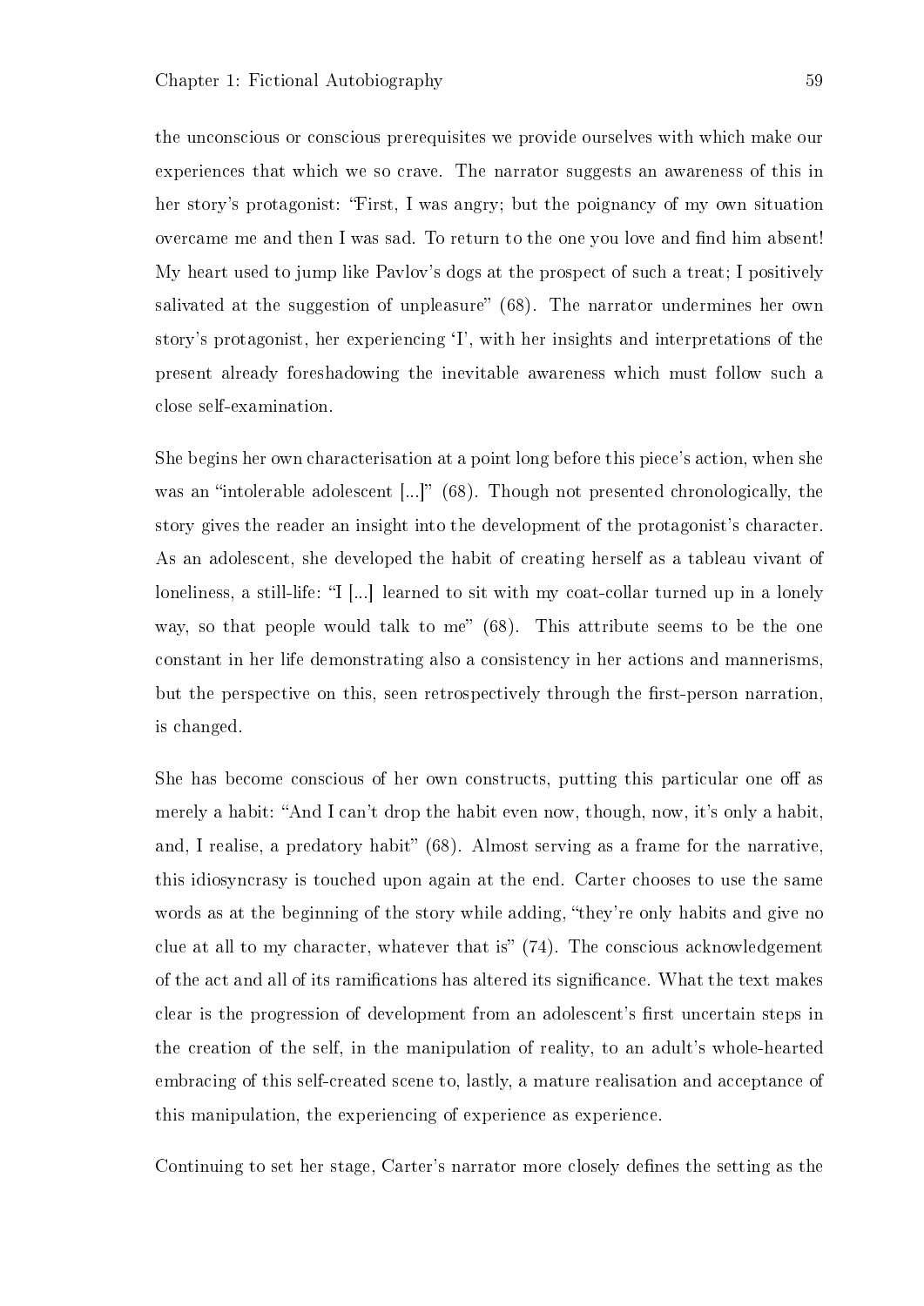the unconscious or conscious prerequisites we provide ourselves with which make our experiences that which we so crave. The narrator suggests an awareness of this in her story's protagonist: "First, I was angry; but the poignancy of my own situation overcame me and then I was sad. To return to the one you love and find him absent! My heart used to jump like Pavlov's dogs at the prospect of such a treat; I positively salivated at the suggestion of unpleasure" (68). The narrator undermines her own story's protagonist, her experiencing 'I', with her insights and interpretations of the present already foreshadowing the inevitable awareness which must follow such a close self-examination.

She begins her own characterisation at a point long before this piece's action, when she was an "intolerable adolescent [...]" (68). Though not presented chronologically, the story gives the reader an insight into the development of the protagonist's character. As an adolescent, she developed the habit of creating herself as a tableau vivant of loneliness, a still-life: "I [...] learned to sit with my coat-collar turned up in a lonely way, so that people would talk to me" (68). This attribute seems to be the one constant in her life demonstrating also a consistency in her actions and mannerisms, but the perspective on this, seen retrospectively through the first-person narration, is changed.

She has become conscious of her own constructs, putting this particular one off as merely a habit: "And I can't drop the habit even now, though, now, it's only a habit, and, I realise, a predatory habit" (68). Almost serving as a frame for the narrative, this idiosyncrasy is touched upon again at the end. Carter chooses to use the same words as at the beginning of the story while adding, "they're only habits and give no clue at all to my character, whatever that is" (74). The conscious acknowledgement of the act and all of its ramifications has altered its significance. What the text makes clear is the progression of development from an adolescent's first uncertain steps in the creation of the self, in the manipulation of reality, to an adult's whole-hearted embracing of this self-created scene to, lastly, a mature realisation and acceptance of this manipulation, the experiencing of experience as experience.

Continuing to set her stage, Carter's narrator more closely defines the setting as the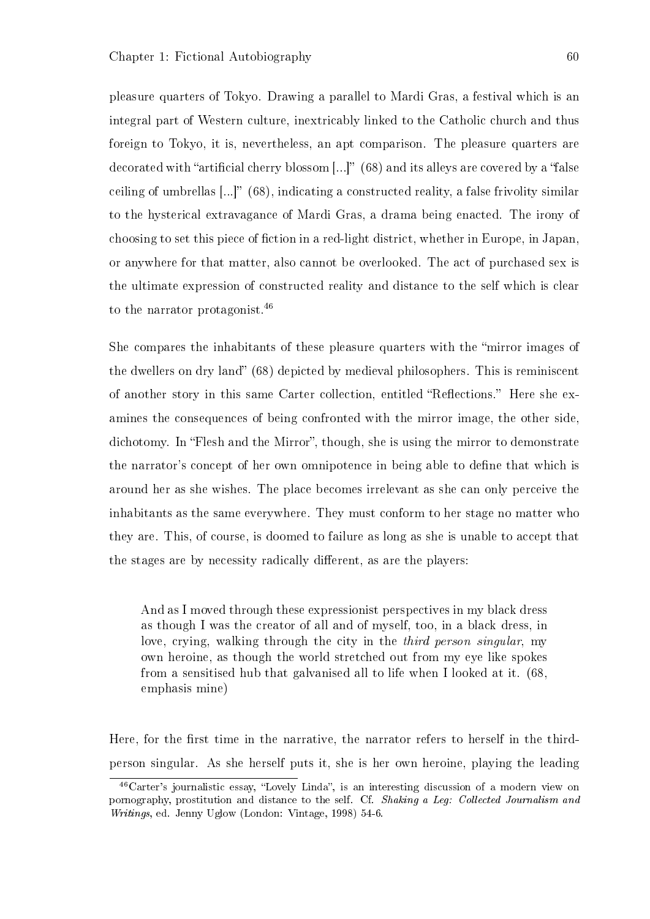pleasure quarters of Tokyo. Drawing a parallel to Mardi Gras, a festival which is an integral part of Western culture, inextricably linked to the Catholic church and thus foreign to Tokyo, it is, nevertheless, an apt comparison. The pleasure quarters are decorated with "artificial cherry blossom [...]" (68) and its alleys are covered by a "false ceiling of umbrellas [...]" (68), indicating a constructed reality, a false frivolity similar to the hysterical extravagance of Mardi Gras, a drama being enacted. The irony of choosing to set this piece of fiction in a red-light district, whether in Europe, in Japan, or anywhere for that matter, also cannot be overlooked. The act of purchased sex is the ultimate expression of constructed reality and distance to the self which is clear to the narrator protagonist.[46]

She compares the inhabitants of these pleasure quarters with the "mirror images of the dwellers on dry land" (68) depicted by medieval philosophers. This is reminiscent of another story in this same Carter collection, entitled "Reflections." Here she examines the consequences of being confronted with the mirror image, the other side, dichotomy. In "Flesh and the Mirror", though, she is using the mirror to demonstrate the narrator's concept of her own omnipotence in being able to define that which is around her as she wishes. The place becomes irrelevant as she can only perceive the inhabitants as the same everywhere. They must conform to her stage no matter who they are. This, of course, is doomed to failure as long as she is unable to accept that the stages are by necessity radically different, as are the players:

> And as I moved through these expressionist perspectives in my black dress as though I was the creator of all and of myself, too, in a black dress, in love, crying, walking through the city in the *third person singular*, my own heroine, as though the world stretched out from my eye like spokes from a sensitised hub that galvanised all to life when I looked at it. (68, emphasis mine)

Here, for the first time in the narrative, the narrator refers to herself in the third-person singular. As she herself puts it, she is her own heroine, playing the leading

---

[46] Carter's journalistic essay, "Lovely Linda", is an interesting discussion of a modern view on pornography, prostitution and distance to the self. Cf. *Shaking a Leg: Collected Journalism and Writings*, ed. Jenny Uglow (London: Vintage, 1998) 54-6.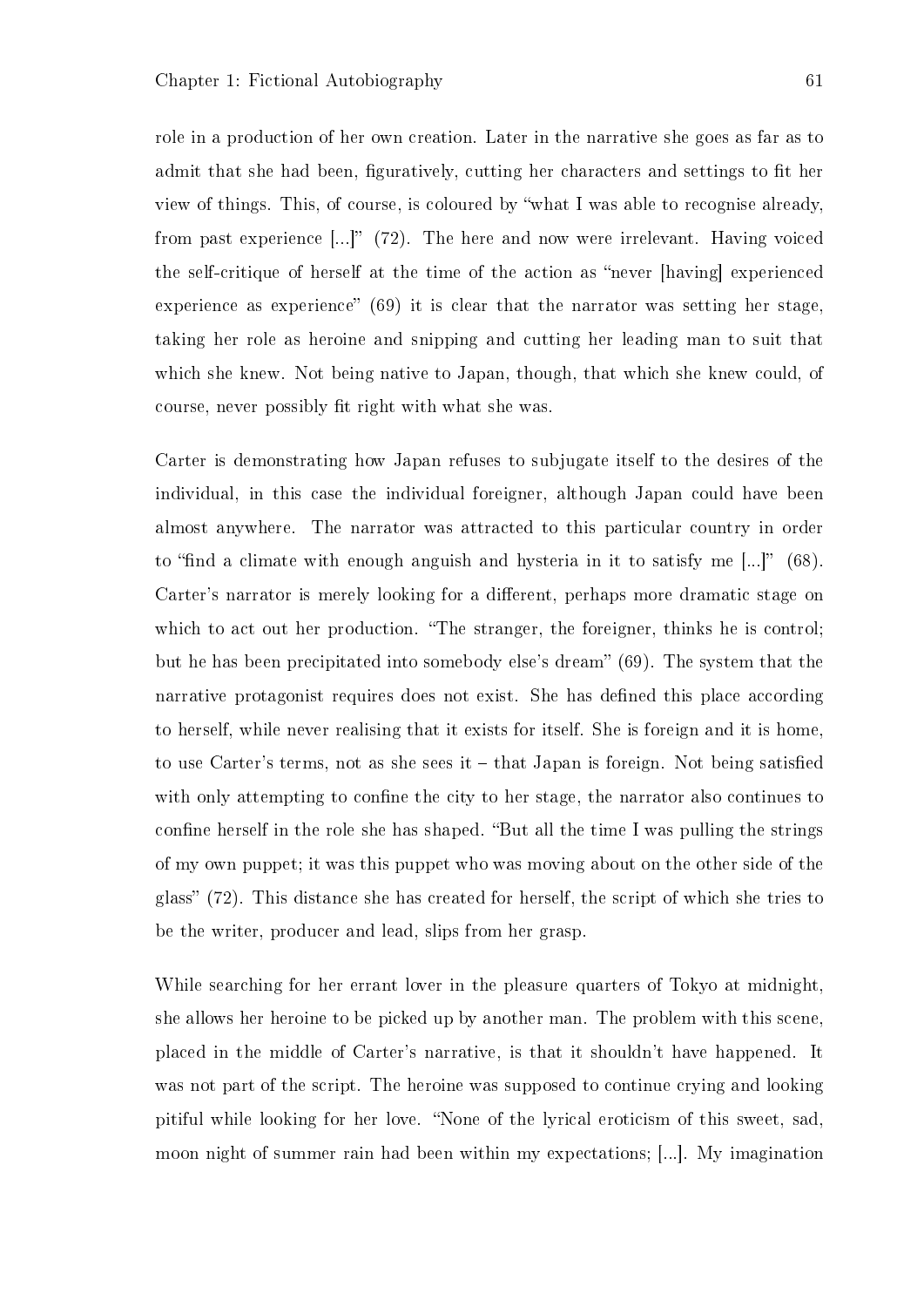role in a production of her own creation. Later in the narrative she goes as far as to admit that she had been, figuratively, cutting her characters and settings to fit her view of things. This, of course, is coloured by "what I was able to recognise already, from past experience [...]" (72). The here and now were irrelevant. Having voiced the self-critique of herself at the time of the action as "never [having] experienced experience as experience" (69) it is clear that the narrator was setting her stage, taking her role as heroine and snipping and cutting her leading man to suit that which she knew. Not being native to Japan, though, that which she knew could, of course, never possibly fit right with what she was.

Carter is demonstrating how Japan refuses to subjugate itself to the desires of the individual, in this case the individual foreigner, although Japan could have been almost anywhere. The narrator was attracted to this particular country in order to "find a climate with enough anguish and hysteria in it to satisfy me [...]" (68). Carter's narrator is merely looking for a different, perhaps more dramatic stage on which to act out her production. "The stranger, the foreigner, thinks he is control; but he has been precipitated into somebody else's dream" (69). The system that the narrative protagonist requires does not exist. She has defined this place according to herself, while never realising that it exists for itself. She is foreign and it is home, to use Carter's terms, not as she sees it – that Japan is foreign. Not being satisfied with only attempting to confine the city to her stage, the narrator also continues to confine herself in the role she has shaped. "But all the time I was pulling the strings of my own puppet; it was this puppet who was moving about on the other side of the glass" (72). This distance she has created for herself, the script of which she tries to be the writer, producer and lead, slips from her grasp.

While searching for her errant lover in the pleasure quarters of Tokyo at midnight, she allows her heroine to be picked up by another man. The problem with this scene, placed in the middle of Carter's narrative, is that it shouldn't have happened. It was not part of the script. The heroine was supposed to continue crying and looking pitiful while looking for her love. "None of the lyrical eroticism of this sweet, sad, moon night of summer rain had been within my expectations; [...]. My imagination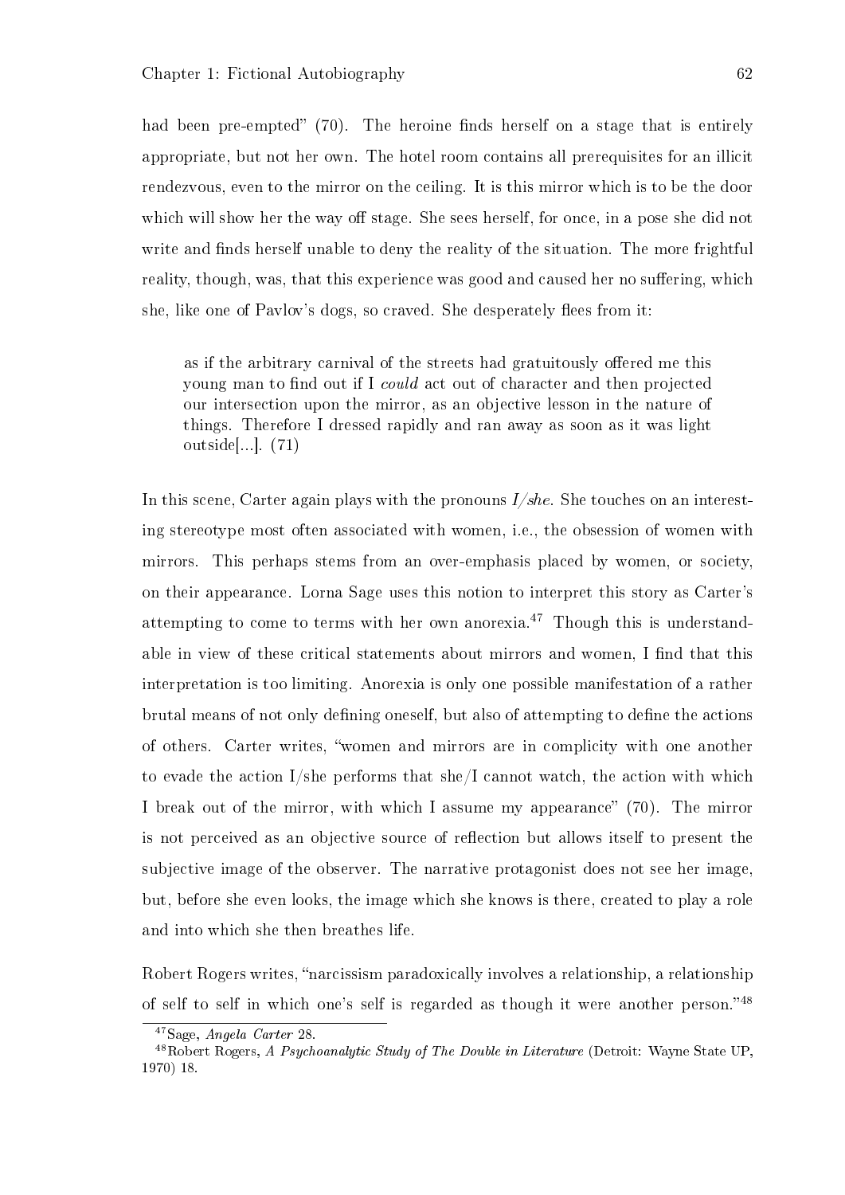had been pre-empted" (70). The heroine finds herself on a stage that is entirely appropriate, but not her own. The hotel room contains all prerequisites for an illicit rendezvous, even to the mirror on the ceiling. It is this mirror which is to be the door which will show her the way off stage. She sees herself, for once, in a pose she did not write and finds herself unable to deny the reality of the situation. The more frightful reality, though, was, that this experience was good and caused her no suffering, which she, like one of Pavlov's dogs, so craved. She desperately flees from it:

> as if the arbitrary carnival of the streets had gratuitously offered me this young man to find out if I *could* act out of character and then projected our intersection upon the mirror, as an objective lesson in the nature of things. Therefore I dressed rapidly and ran away as soon as it was light outside[...]. (71)

In this scene, Carter again plays with the pronouns *I/she*. She touches on an interesting stereotype most often associated with women, i.e., the obsession of women with mirrors. This perhaps stems from an over-emphasis placed by women, or society, on their appearance. Lorna Sage uses this notion to interpret this story as Carter's attempting to come to terms with her own anorexia.[47] Though this is understandable in view of these critical statements about mirrors and women, I find that this interpretation is too limiting. Anorexia is only one possible manifestation of a rather brutal means of not only defining oneself, but also of attempting to define the actions of others. Carter writes, "women and mirrors are in complicity with one another to evade the action I/she performs that she/I cannot watch, the action with which I break out of the mirror, with which I assume my appearance" (70). The mirror is not perceived as an objective source of reflection but allows itself to present the subjective image of the observer. The narrative protagonist does not see her image, but, before she even looks, the image which she knows is there, created to play a role and into which she then breathes life.

Robert Rogers writes, "narcissism paradoxically involves a relationship, a relationship of self to self in which one's self is regarded as though it were another person."[48]

[47] Sage, *Angela Carter* 28.

[48] Robert Rogers, *A Psychoanalytic Study of The Double in Literature* (Detroit: Wayne State UP, 1970) 18.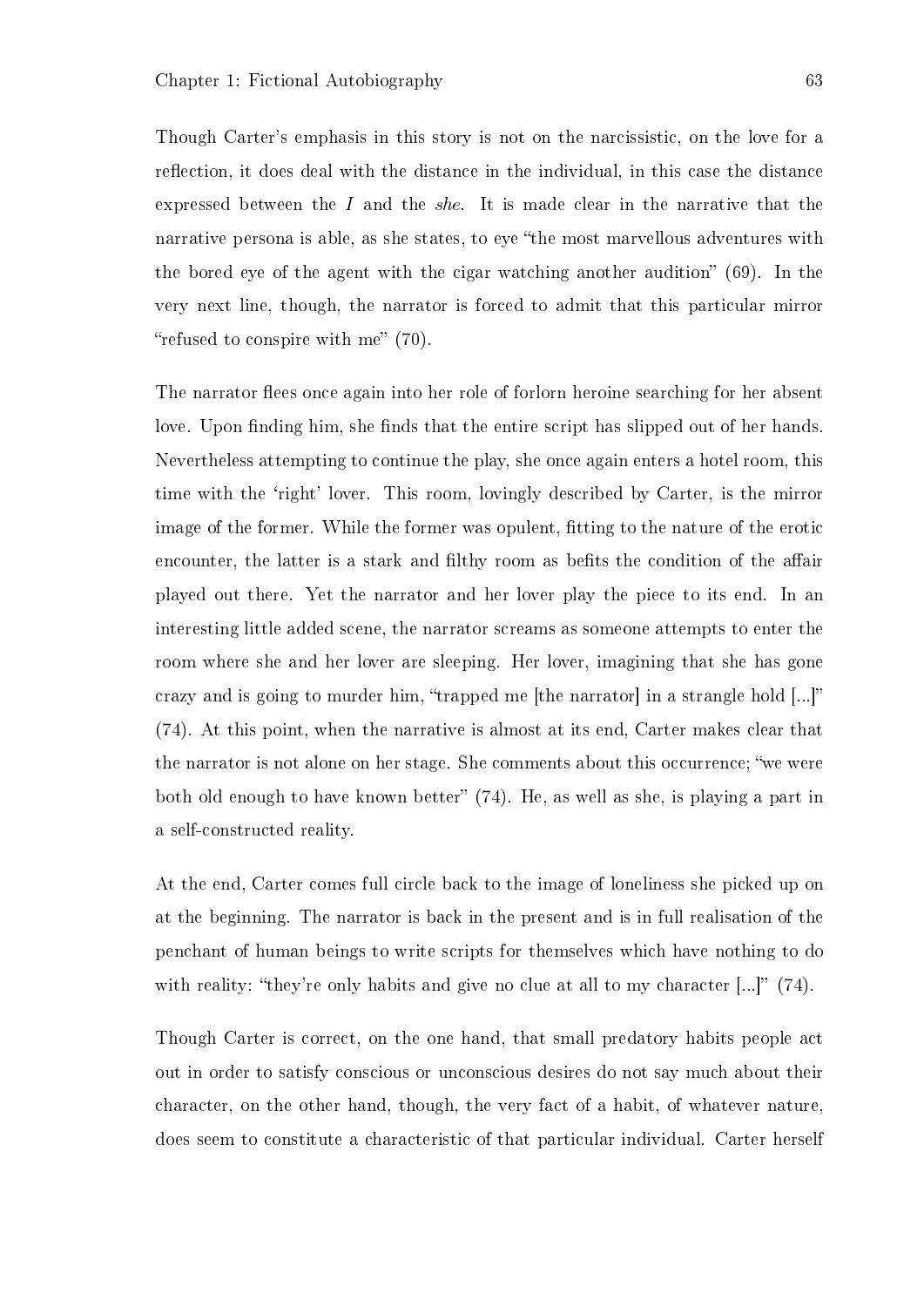Though Carter's emphasis in this story is not on the narcissistic, on the love for a reflection, it does deal with the distance in the individual, in this case the distance expressed between the *I* and the *she*. It is made clear in the narrative that the narrative persona is able, as she states, to eye "the most marvellous adventures with the bored eye of the agent with the cigar watching another audition" (69). In the very next line, though, the narrator is forced to admit that this particular mirror "refused to conspire with me" (70).

The narrator flees once again into her role of forlorn heroine searching for her absent love. Upon finding him, she finds that the entire script has slipped out of her hands. Nevertheless attempting to continue the play, she once again enters a hotel room, this time with the 'right' lover. This room, lovingly described by Carter, is the mirror image of the former. While the former was opulent, fitting to the nature of the erotic encounter, the latter is a stark and filthy room as befits the condition of the affair played out there. Yet the narrator and her lover play the piece to its end. In an interesting little added scene, the narrator screams as someone attempts to enter the room where she and her lover are sleeping. Her lover, imagining that she has gone crazy and is going to murder him, "trapped me [the narrator] in a strangle hold [...]" (74). At this point, when the narrative is almost at its end, Carter makes clear that the narrator is not alone on her stage. She comments about this occurrence; "we were both old enough to have known better" (74). He, as well as she, is playing a part in a self-constructed reality.

At the end, Carter comes full circle back to the image of loneliness she picked up on at the beginning. The narrator is back in the present and is in full realisation of the penchant of human beings to write scripts for themselves which have nothing to do with reality: "they're only habits and give no clue at all to my character [...]" (74).

Though Carter is correct, on the one hand, that small predatory habits people act out in order to satisfy conscious or unconscious desires do not say much about their character, on the other hand, though, the very fact of a habit, of whatever nature, does seem to constitute a characteristic of that particular individual. Carter herself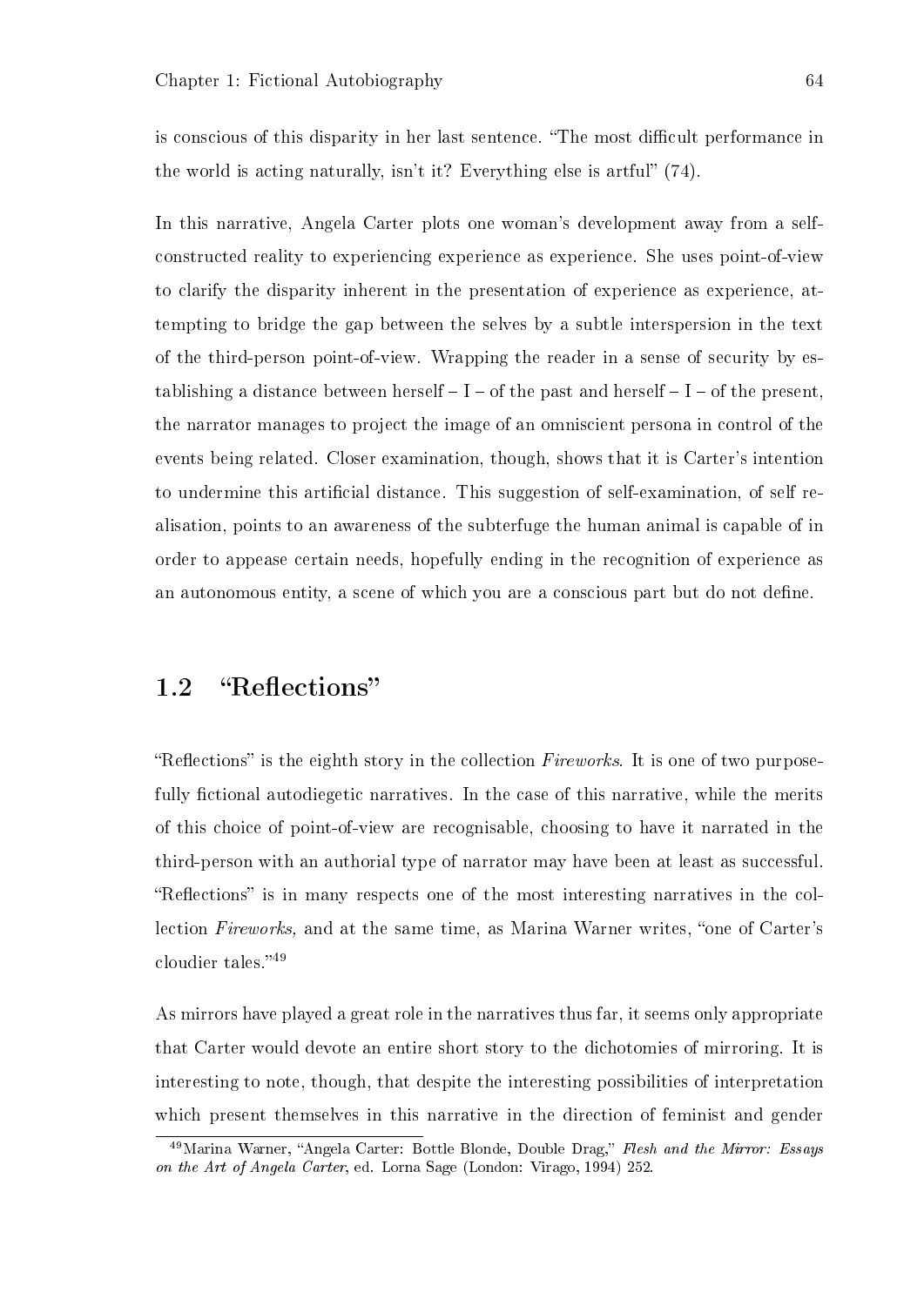is conscious of this disparity in her last sentence. "The most difficult performance in the world is acting naturally, isn't it? Everything else is artful" (74).

In this narrative, Angela Carter plots one woman's development away from a self-constructed reality to experiencing experience as experience. She uses point-of-view to clarify the disparity inherent in the presentation of experience as experience, attempting to bridge the gap between the selves by a subtle interspersion in the text of the third-person point-of-view. Wrapping the reader in a sense of security by establishing a distance between herself – I – of the past and herself – I – of the present, the narrator manages to project the image of an omniscient persona in control of the events being related. Closer examination, though, shows that it is Carter's intention to undermine this artificial distance. This suggestion of self-examination, of self realisation, points to an awareness of the subterfuge the human animal is capable of in order to appease certain needs, hopefully ending in the recognition of experience as an autonomous entity, a scene of which you are a conscious part but do not define.

## 1.2 "Reflections"

"Reflections" is the eighth story in the collection *Fireworks*. It is one of two purposefully fictional autodiegetic narratives. In the case of this narrative, while the merits of this choice of point-of-view are recognisable, choosing to have it narrated in the third-person with an authorial type of narrator may have been at least as successful. "Reflections" is in many respects one of the most interesting narratives in the collection *Fireworks,* and at the same time, as Marina Warner writes, "one of Carter's cloudier tales."[49]

As mirrors have played a great role in the narratives thus far, it seems only appropriate that Carter would devote an entire short story to the dichotomies of mirroring. It is interesting to note, though, that despite the interesting possibilities of interpretation which present themselves in this narrative in the direction of feminist and gender

[49] Marina Warner, "Angela Carter: Bottle Blonde, Double Drag," *Flesh and the Mirror: Essays on the Art of Angela Carter*, ed. Lorna Sage (London: Virago, 1994) 252.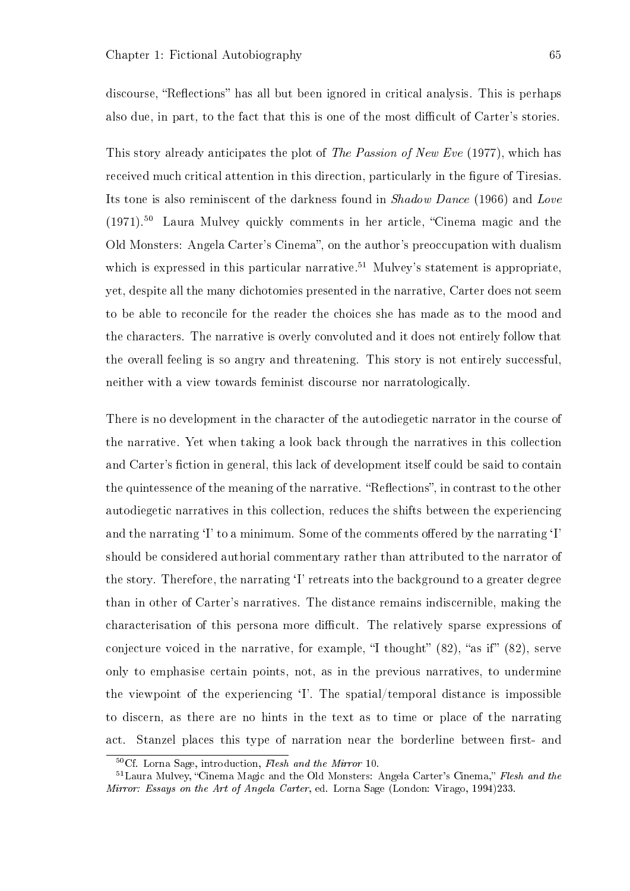discourse, "Reflections" has all but been ignored in critical analysis. This is perhaps also due, in part, to the fact that this is one of the most difficult of Carter's stories.

This story already anticipates the plot of *The Passion of New Eve* (1977), which has received much critical attention in this direction, particularly in the figure of Tiresias. Its tone is also reminiscent of the darkness found in *Shadow Dance* (1966) and *Love* (1971).[50] Laura Mulvey quickly comments in her article, "Cinema magic and the Old Monsters: Angela Carter's Cinema", on the author's preoccupation with dualism which is expressed in this particular narrative.[51] Mulvey's statement is appropriate, yet, despite all the many dichotomies presented in the narrative, Carter does not seem to be able to reconcile for the reader the choices she has made as to the mood and the characters. The narrative is overly convoluted and it does not entirely follow that the overall feeling is so angry and threatening. This story is not entirely successful, neither with a view towards feminist discourse nor narratologically.

There is no development in the character of the autodiegetic narrator in the course of the narrative. Yet when taking a look back through the narratives in this collection and Carter's fiction in general, this lack of development itself could be said to contain the quintessence of the meaning of the narrative. "Reflections", in contrast to the other autodiegetic narratives in this collection, reduces the shifts between the experiencing and the narrating 'I' to a minimum. Some of the comments offered by the narrating 'I' should be considered authorial commentary rather than attributed to the narrator of the story. Therefore, the narrating 'I' retreats into the background to a greater degree than in other of Carter's narratives. The distance remains indiscernible, making the characterisation of this persona more difficult. The relatively sparse expressions of conjecture voiced in the narrative, for example, "I thought" (82), "as if" (82), serve only to emphasise certain points, not, as in the previous narratives, to undermine the viewpoint of the experiencing 'I'. The spatial/temporal distance is impossible to discern, as there are no hints in the text as to time or place of the narrating act. Stanzel places this type of narration near the borderline between first- and

[50] Cf. Lorna Sage, introduction, *Flesh and the Mirror* 10.

[51] Laura Mulvey, "Cinema Magic and the Old Monsters: Angela Carter's Cinema," *Flesh and the Mirror: Essays on the Art of Angela Carter*, ed. Lorna Sage (London: Virago, 1994)233.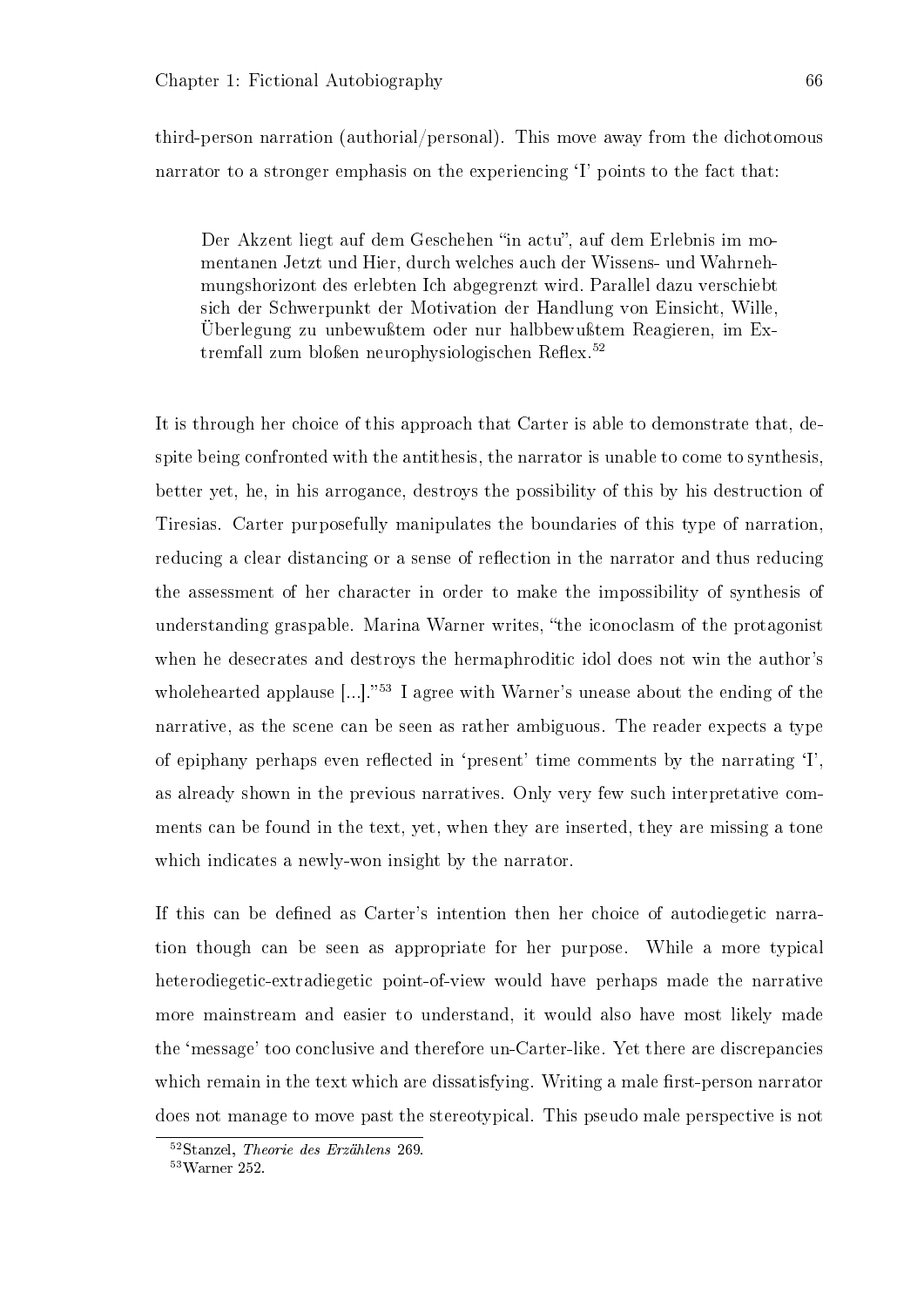third-person narration (authorial/personal). This move away from the dichotomous narrator to a stronger emphasis on the experiencing 'I' points to the fact that:

> Der Akzent liegt auf dem Geschehen "in actu", auf dem Erlebnis im momentanen Jetzt und Hier, durch welches auch der Wissens- und Wahrnehmungshorizont des erlebten Ich abgegrenzt wird. Parallel dazu verschiebt sich der Schwerpunkt der Motivation der Handlung von Einsicht, Wille, Überlegung zu unbewußtem oder nur halbbewußtem Reagieren, im Extremfall zum bloßen neurophysiologischen Reflex.[52]

It is through her choice of this approach that Carter is able to demonstrate that, despite being confronted with the antithesis, the narrator is unable to come to synthesis, better yet, he, in his arrogance, destroys the possibility of this by his destruction of Tiresias. Carter purposefully manipulates the boundaries of this type of narration, reducing a clear distancing or a sense of reflection in the narrator and thus reducing the assessment of her character in order to make the impossibility of synthesis of understanding graspable. Marina Warner writes, "the iconoclasm of the protagonist when he desecrates and destroys the hermaphroditic idol does not win the author's wholehearted applause [...]."[53] I agree with Warner's unease about the ending of the narrative, as the scene can be seen as rather ambiguous. The reader expects a type of epiphany perhaps even reflected in 'present' time comments by the narrating 'I', as already shown in the previous narratives. Only very few such interpretative comments can be found in the text, yet, when they are inserted, they are missing a tone which indicates a newly-won insight by the narrator.

If this can be defined as Carter's intention then her choice of autodiegetic narration though can be seen as appropriate for her purpose. While a more typical heterodiegetic-extradiegetic point-of-view would have perhaps made the narrative more mainstream and easier to understand, it would also have most likely made the 'message' too conclusive and therefore un-Carter-like. Yet there are discrepancies which remain in the text which are dissatisfying. Writing a male first-person narrator does not manage to move past the stereotypical. This pseudo male perspective is not

---

[52] Stanzel, *Theorie des Erzählens* 269.

[53] Warner 252.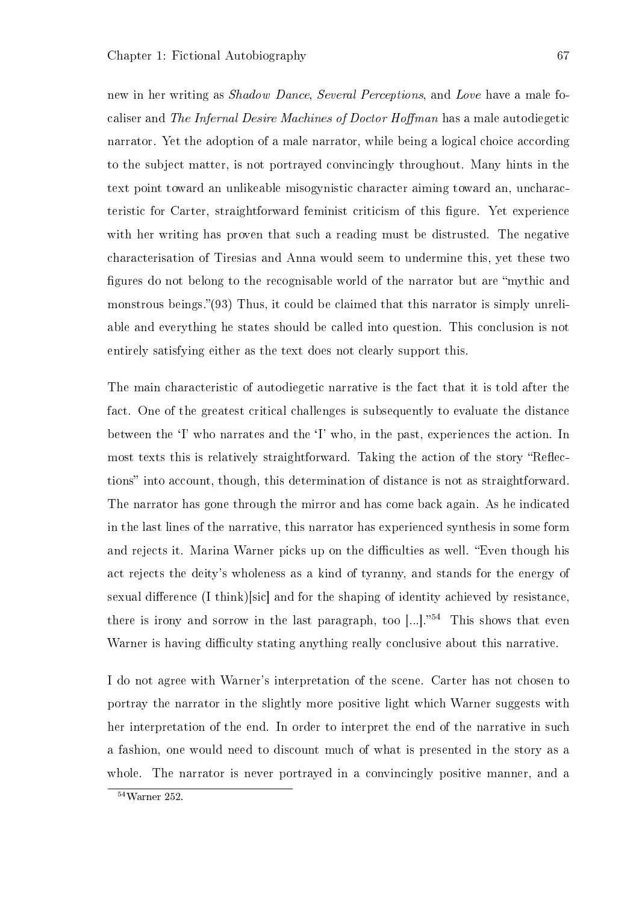new in her writing as *Shadow Dance*, *Several Perceptions*, and *Love* have a male focaliser and *The Infernal Desire Machines of Doctor Hoffman* has a male autodiegetic narrator. Yet the adoption of a male narrator, while being a logical choice according to the subject matter, is not portrayed convincingly throughout. Many hints in the text point toward an unlikeable misogynistic character aiming toward an, uncharacteristic for Carter, straightforward feminist criticism of this figure. Yet experience with her writing has proven that such a reading must be distrusted. The negative characterisation of Tiresias and Anna would seem to undermine this, yet these two figures do not belong to the recognisable world of the narrator but are "mythic and monstrous beings."(93) Thus, it could be claimed that this narrator is simply unreliable and everything he states should be called into question. This conclusion is not entirely satisfying either as the text does not clearly support this.

The main characteristic of autodiegetic narrative is the fact that it is told after the fact. One of the greatest critical challenges is subsequently to evaluate the distance between the 'I' who narrates and the 'I' who, in the past, experiences the action. In most texts this is relatively straightforward. Taking the action of the story "Reflections" into account, though, this determination of distance is not as straightforward. The narrator has gone through the mirror and has come back again. As he indicated in the last lines of the narrative, this narrator has experienced synthesis in some form and rejects it. Marina Warner picks up on the difficulties as well. "Even though his act rejects the deity's wholeness as a kind of tyranny, and stands for the energy of sexual difference (I think)[sic] and for the shaping of identity achieved by resistance, there is irony and sorrow in the last paragraph, too [...]."[54] This shows that even Warner is having difficulty stating anything really conclusive about this narrative.

I do not agree with Warner's interpretation of the scene. Carter has not chosen to portray the narrator in the slightly more positive light which Warner suggests with her interpretation of the end. In order to interpret the end of the narrative in such a fashion, one would need to discount much of what is presented in the story as a whole. The narrator is never portrayed in a convincingly positive manner, and a

[54] Warner 252.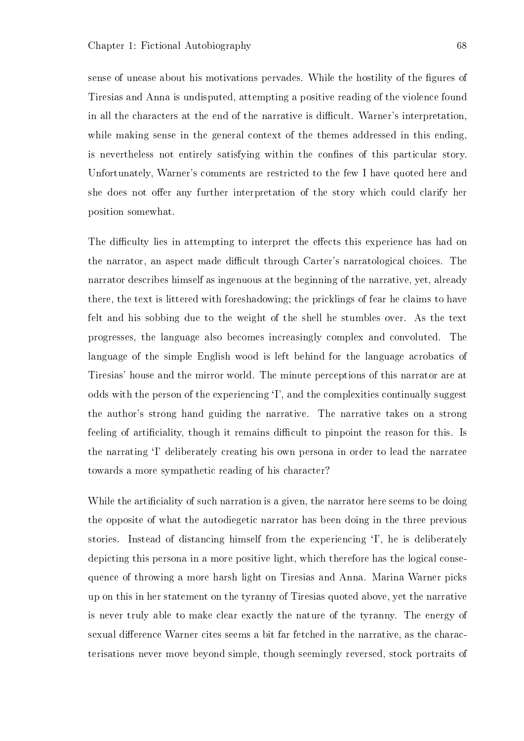sense of unease about his motivations pervades. While the hostility of the figures of Tiresias and Anna is undisputed, attempting a positive reading of the violence found in all the characters at the end of the narrative is difficult. Warner's interpretation, while making sense in the general context of the themes addressed in this ending, is nevertheless not entirely satisfying within the confines of this particular story. Unfortunately, Warner's comments are restricted to the few I have quoted here and she does not offer any further interpretation of the story which could clarify her position somewhat.

The difficulty lies in attempting to interpret the effects this experience has had on the narrator, an aspect made difficult through Carter's narratological choices. The narrator describes himself as ingenuous at the beginning of the narrative, yet, already there, the text is littered with foreshadowing; the pricklings of fear he claims to have felt and his sobbing due to the weight of the shell he stumbles over. As the text progresses, the language also becomes increasingly complex and convoluted. The language of the simple English wood is left behind for the language acrobatics of Tiresias' house and the mirror world. The minute perceptions of this narrator are at odds with the person of the experiencing 'I', and the complexities continually suggest the author's strong hand guiding the narrative. The narrative takes on a strong feeling of artificiality, though it remains difficult to pinpoint the reason for this. Is the narrating 'I' deliberately creating his own persona in order to lead the narratee towards a more sympathetic reading of his character?

While the artificiality of such narration is a given, the narrator here seems to be doing the opposite of what the autodiegetic narrator has been doing in the three previous stories. Instead of distancing himself from the experiencing 'I', he is deliberately depicting this persona in a more positive light, which therefore has the logical consequence of throwing a more harsh light on Tiresias and Anna. Marina Warner picks up on this in her statement on the tyranny of Tiresias quoted above, yet the narrative is never truly able to make clear exactly the nature of the tyranny. The energy of sexual difference Warner cites seems a bit far fetched in the narrative, as the characterisations never move beyond simple, though seemingly reversed, stock portraits of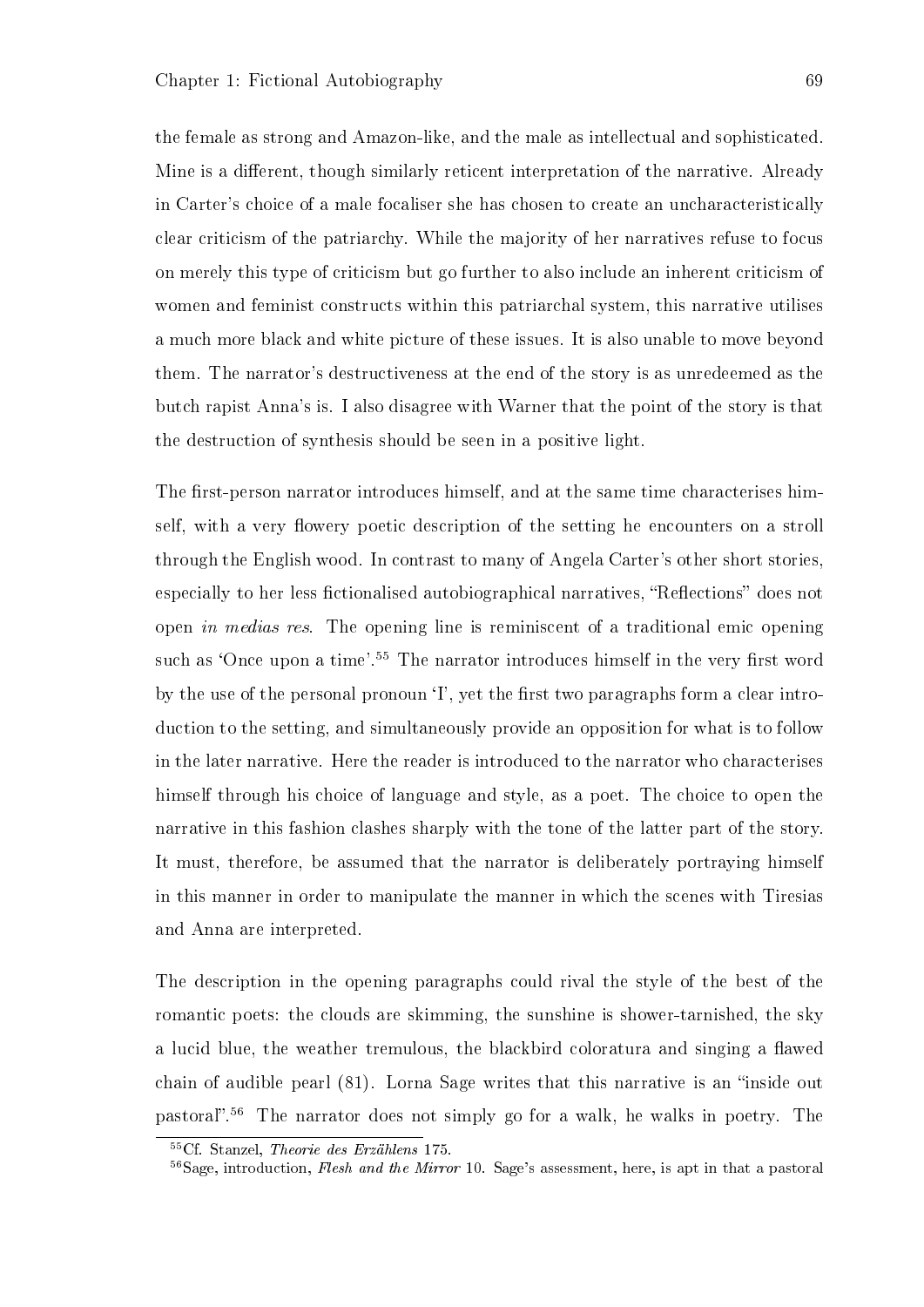the female as strong and Amazon-like, and the male as intellectual and sophisticated. Mine is a different, though similarly reticent interpretation of the narrative. Already in Carter's choice of a male focaliser she has chosen to create an uncharacteristically clear criticism of the patriarchy. While the majority of her narratives refuse to focus on merely this type of criticism but go further to also include an inherent criticism of women and feminist constructs within this patriarchal system, this narrative utilises a much more black and white picture of these issues. It is also unable to move beyond them. The narrator's destructiveness at the end of the story is as unredeemed as the butch rapist Anna's is. I also disagree with Warner that the point of the story is that the destruction of synthesis should be seen in a positive light.

The first-person narrator introduces himself, and at the same time characterises himself, with a very flowery poetic description of the setting he encounters on a stroll through the English wood. In contrast to many of Angela Carter's other short stories, especially to her less fictionalised autobiographical narratives, "Reflections" does not open *in medias res*. The opening line is reminiscent of a traditional emic opening such as 'Once upon a time'.[55] The narrator introduces himself in the very first word by the use of the personal pronoun 'I', yet the first two paragraphs form a clear introduction to the setting, and simultaneously provide an opposition for what is to follow in the later narrative. Here the reader is introduced to the narrator who characterises himself through his choice of language and style, as a poet. The choice to open the narrative in this fashion clashes sharply with the tone of the latter part of the story. It must, therefore, be assumed that the narrator is deliberately portraying himself in this manner in order to manipulate the manner in which the scenes with Tiresias and Anna are interpreted.

The description in the opening paragraphs could rival the style of the best of the romantic poets: the clouds are skimming, the sunshine is shower-tarnished, the sky a lucid blue, the weather tremulous, the blackbird coloratura and singing a flawed chain of audible pearl (81). Lorna Sage writes that this narrative is an "inside out pastoral".[56] The narrator does not simply go for a walk, he walks in poetry. The

---

[55] Cf. Stanzel, *Theorie des Erzählens* 175.

[56] Sage, introduction, *Flesh and the Mirror* 10. Sage's assessment, here, is apt in that a pastoral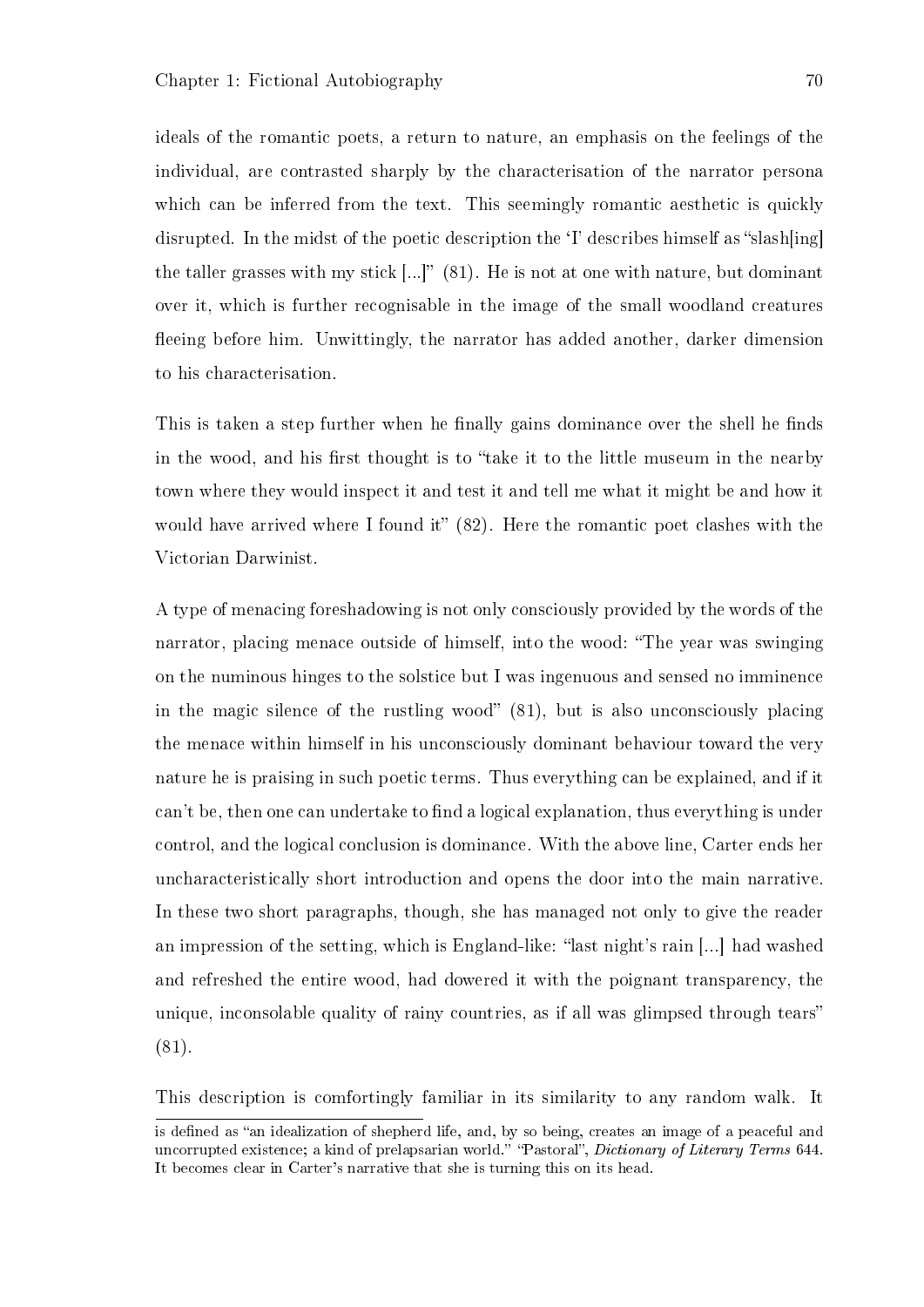ideals of the romantic poets, a return to nature, an emphasis on the feelings of the individual, are contrasted sharply by the characterisation of the narrator persona which can be inferred from the text. This seemingly romantic aesthetic is quickly disrupted. In the midst of the poetic description the 'I' describes himself as "slash[ing] the taller grasses with my stick [...]" (81). He is not at one with nature, but dominant over it, which is further recognisable in the image of the small woodland creatures fleeing before him. Unwittingly, the narrator has added another, darker dimension to his characterisation.

This is taken a step further when he finally gains dominance over the shell he finds in the wood, and his first thought is to "take it to the little museum in the nearby town where they would inspect it and test it and tell me what it might be and how it would have arrived where I found it" (82). Here the romantic poet clashes with the Victorian Darwinist.

A type of menacing foreshadowing is not only consciously provided by the words of the narrator, placing menace outside of himself, into the wood: "The year was swinging on the numinous hinges to the solstice but I was ingenuous and sensed no imminence in the magic silence of the rustling wood" (81), but is also unconsciously placing the menace within himself in his unconsciously dominant behaviour toward the very nature he is praising in such poetic terms. Thus everything can be explained, and if it can't be, then one can undertake to find a logical explanation, thus everything is under control, and the logical conclusion is dominance. With the above line, Carter ends her uncharacteristically short introduction and opens the door into the main narrative. In these two short paragraphs, though, she has managed not only to give the reader an impression of the setting, which is England-like: "last night's rain [...] had washed and refreshed the entire wood, had dowered it with the poignant transparency, the unique, inconsolable quality of rainy countries, as if all was glimpsed through tears" (81).

This description is comfortingly familiar in its similarity to any random walk. It

is defined as "an idealization of shepherd life, and, by so being, creates an image of a peaceful and uncorrupted existence; a kind of prelapsarian world." "Pastoral", *Dictionary of Literary Terms* 644. It becomes clear in Carter's narrative that she is turning this on its head.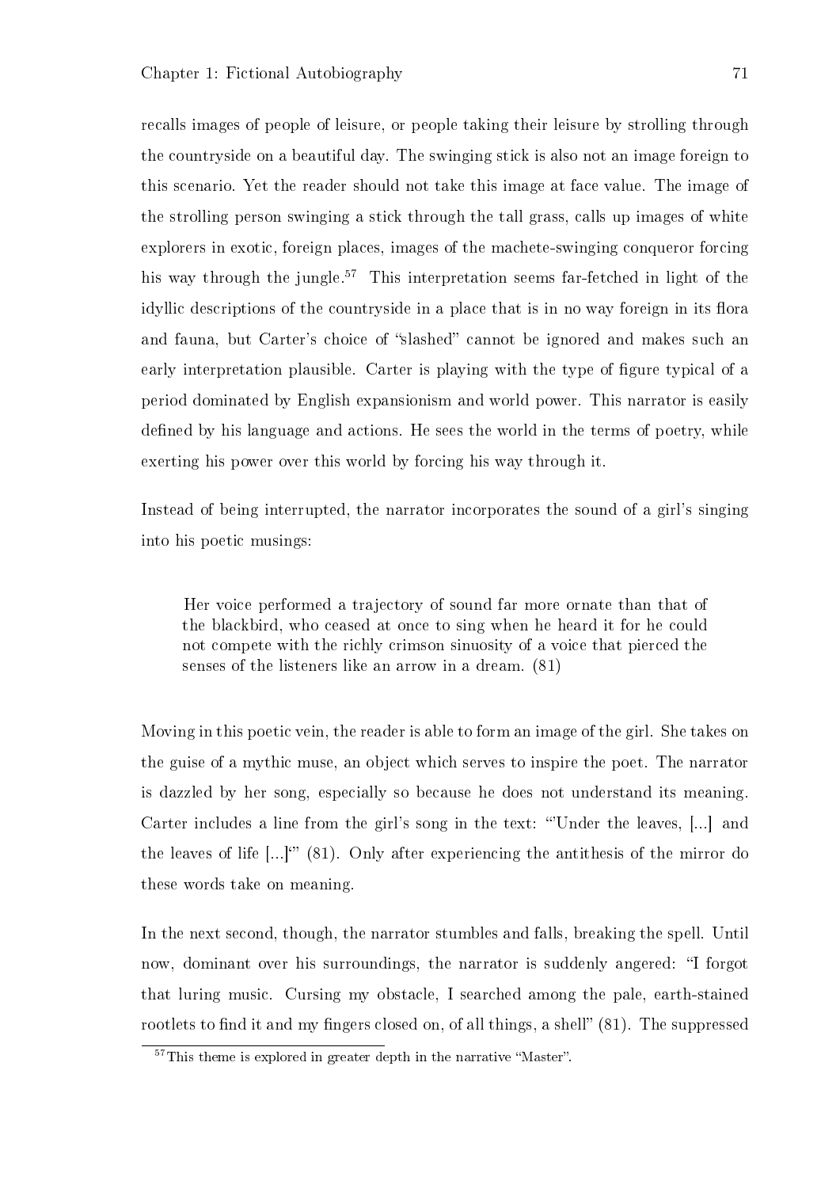recalls images of people of leisure, or people taking their leisure by strolling through the countryside on a beautiful day. The swinging stick is also not an image foreign to this scenario. Yet the reader should not take this image at face value. The image of the strolling person swinging a stick through the tall grass, calls up images of white explorers in exotic, foreign places, images of the machete-swinging conqueror forcing his way through the jungle.[57] This interpretation seems far-fetched in light of the idyllic descriptions of the countryside in a place that is in no way foreign in its flora and fauna, but Carter's choice of "slashed" cannot be ignored and makes such an early interpretation plausible. Carter is playing with the type of figure typical of a period dominated by English expansionism and world power. This narrator is easily defined by his language and actions. He sees the world in the terms of poetry, while exerting his power over this world by forcing his way through it.

Instead of being interrupted, the narrator incorporates the sound of a girl's singing into his poetic musings:

> Her voice performed a trajectory of sound far more ornate than that of the blackbird, who ceased at once to sing when he heard it for he could not compete with the richly crimson sinuosity of a voice that pierced the senses of the listeners like an arrow in a dream. (81)

Moving in this poetic vein, the reader is able to form an image of the girl. She takes on the guise of a mythic muse, an object which serves to inspire the poet. The narrator is dazzled by her song, especially so because he does not understand its meaning. Carter includes a line from the girl's song in the text: "'Under the leaves, [...] and the leaves of life [...]'" (81). Only after experiencing the antithesis of the mirror do these words take on meaning.

In the next second, though, the narrator stumbles and falls, breaking the spell. Until now, dominant over his surroundings, the narrator is suddenly angered: "I forgot that luring music. Cursing my obstacle, I searched among the pale, earth-stained rootlets to find it and my fingers closed on, of all things, a shell" (81). The suppressed

[57] This theme is explored in greater depth in the narrative "Master".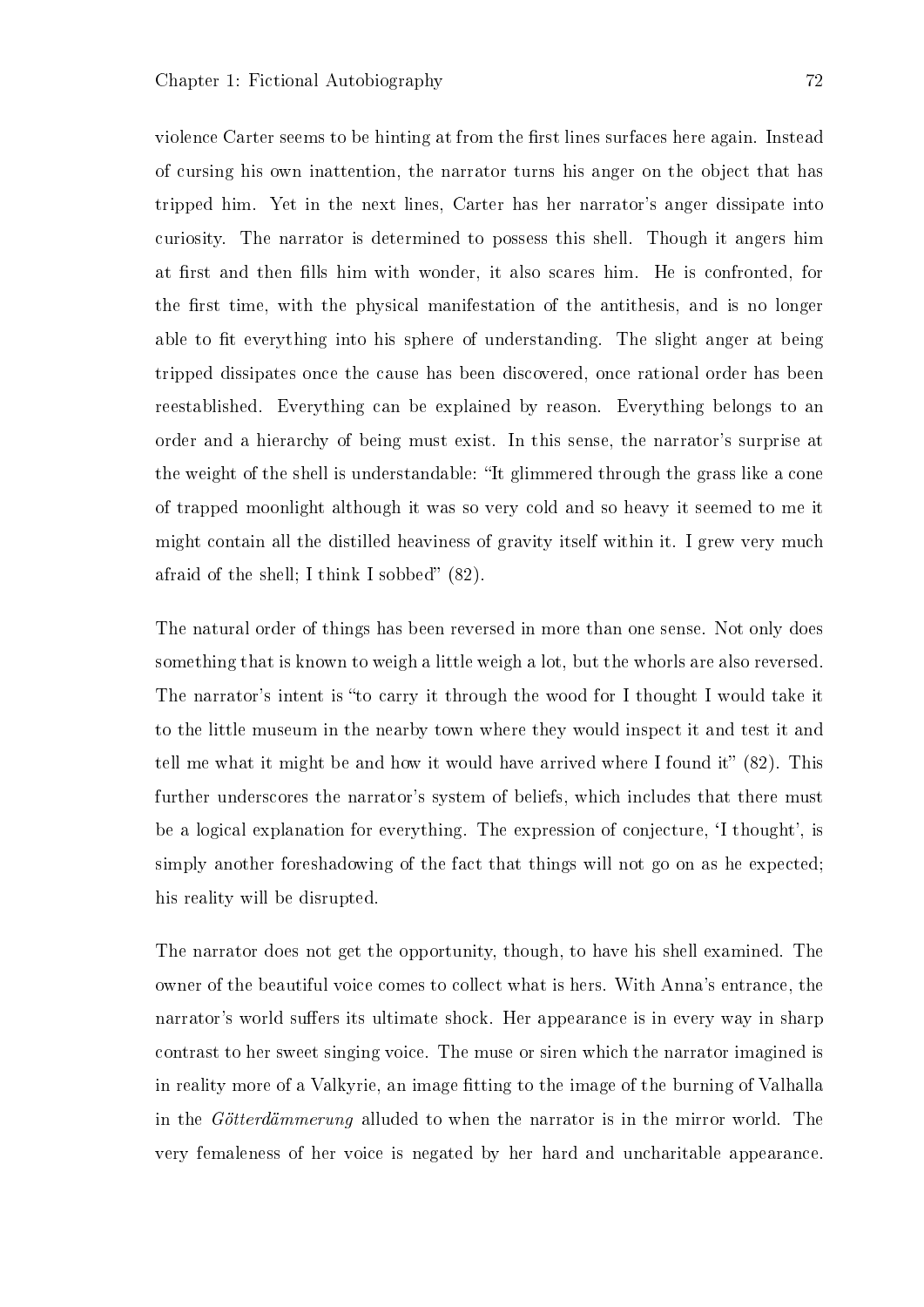violence Carter seems to be hinting at from the first lines surfaces here again. Instead of cursing his own inattention, the narrator turns his anger on the object that has tripped him. Yet in the next lines, Carter has her narrator's anger dissipate into curiosity. The narrator is determined to possess this shell. Though it angers him at first and then fills him with wonder, it also scares him. He is confronted, for the first time, with the physical manifestation of the antithesis, and is no longer able to fit everything into his sphere of understanding. The slight anger at being tripped dissipates once the cause has been discovered, once rational order has been reestablished. Everything can be explained by reason. Everything belongs to an order and a hierarchy of being must exist. In this sense, the narrator's surprise at the weight of the shell is understandable: "It glimmered through the grass like a cone of trapped moonlight although it was so very cold and so heavy it seemed to me it might contain all the distilled heaviness of gravity itself within it. I grew very much afraid of the shell; I think I sobbed" (82).

The natural order of things has been reversed in more than one sense. Not only does something that is known to weigh a little weigh a lot, but the whorls are also reversed. The narrator's intent is "to carry it through the wood for I thought I would take it to the little museum in the nearby town where they would inspect it and test it and tell me what it might be and how it would have arrived where I found it" (82). This further underscores the narrator's system of beliefs, which includes that there must be a logical explanation for everything. The expression of conjecture, 'I thought', is simply another foreshadowing of the fact that things will not go on as he expected; his reality will be disrupted.

The narrator does not get the opportunity, though, to have his shell examined. The owner of the beautiful voice comes to collect what is hers. With Anna's entrance, the narrator's world suffers its ultimate shock. Her appearance is in every way in sharp contrast to her sweet singing voice. The muse or siren which the narrator imagined is in reality more of a Valkyrie, an image fitting to the image of the burning of Valhalla in the *Götterdämmerung* alluded to when the narrator is in the mirror world. The very femaleness of her voice is negated by her hard and uncharitable appearance.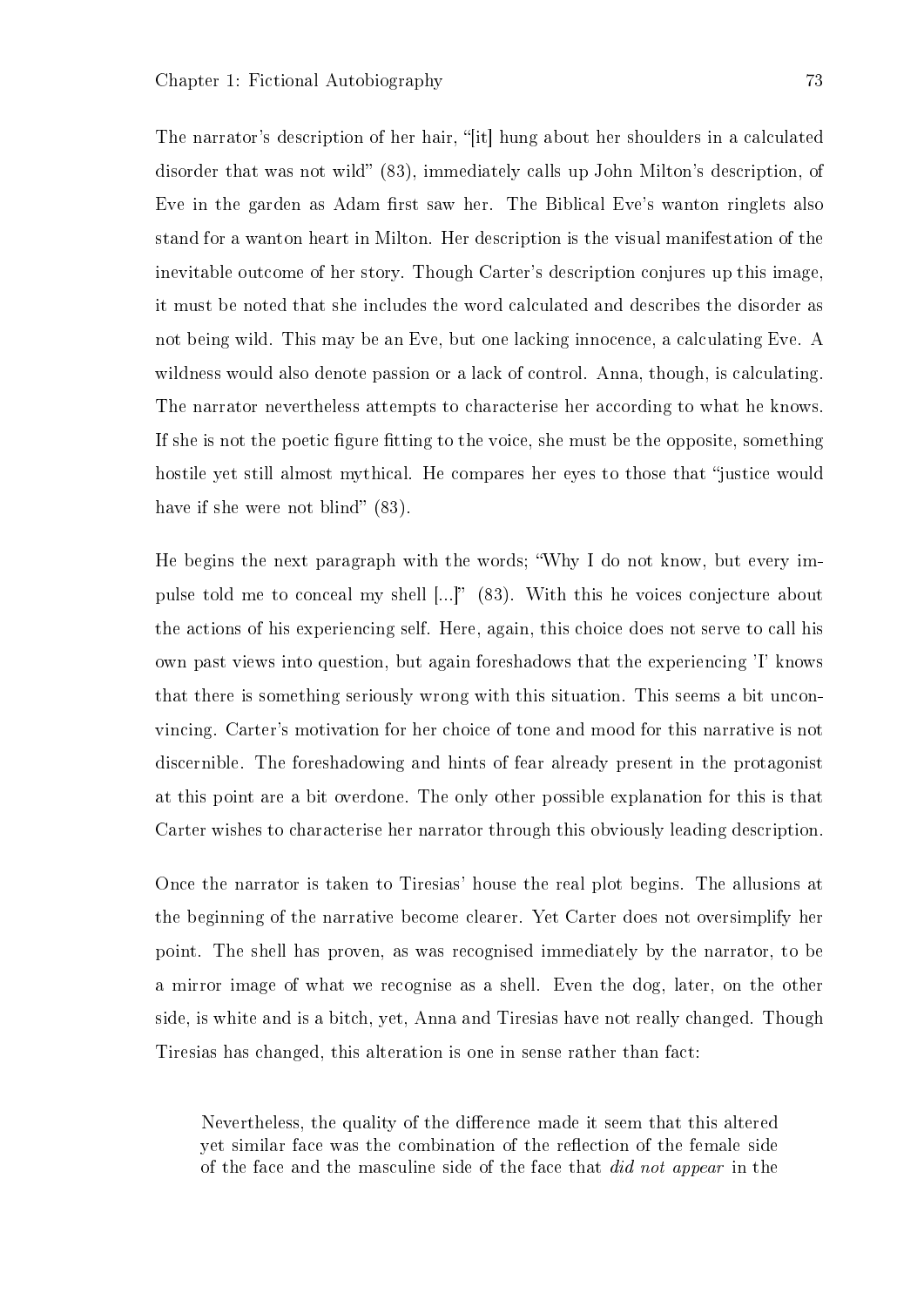The narrator's description of her hair, "[it] hung about her shoulders in a calculated disorder that was not wild" (83), immediately calls up John Milton's description, of Eve in the garden as Adam first saw her. The Biblical Eve's wanton ringlets also stand for a wanton heart in Milton. Her description is the visual manifestation of the inevitable outcome of her story. Though Carter's description conjures up this image, it must be noted that she includes the word calculated and describes the disorder as not being wild. This may be an Eve, but one lacking innocence, a calculating Eve. A wildness would also denote passion or a lack of control. Anna, though, is calculating. The narrator nevertheless attempts to characterise her according to what he knows. If she is not the poetic figure fitting to the voice, she must be the opposite, something hostile yet still almost mythical. He compares her eyes to those that "justice would have if she were not blind" (83).

He begins the next paragraph with the words; "Why I do not know, but every impulse told me to conceal my shell [...]" (83). With this he voices conjecture about the actions of his experiencing self. Here, again, this choice does not serve to call his own past views into question, but again foreshadows that the experiencing 'I' knows that there is something seriously wrong with this situation. This seems a bit unconvincing. Carter's motivation for her choice of tone and mood for this narrative is not discernible. The foreshadowing and hints of fear already present in the protagonist at this point are a bit overdone. The only other possible explanation for this is that Carter wishes to characterise her narrator through this obviously leading description.

Once the narrator is taken to Tiresias' house the real plot begins. The allusions at the beginning of the narrative become clearer. Yet Carter does not oversimplify her point. The shell has proven, as was recognised immediately by the narrator, to be a mirror image of what we recognise as a shell. Even the dog, later, on the other side, is white and is a bitch, yet, Anna and Tiresias have not really changed. Though Tiresias has changed, this alteration is one in sense rather than fact:

> Nevertheless, the quality of the difference made it seem that this altered yet similar face was the combination of the reflection of the female side of the face and the masculine side of the face that *did not appear* in the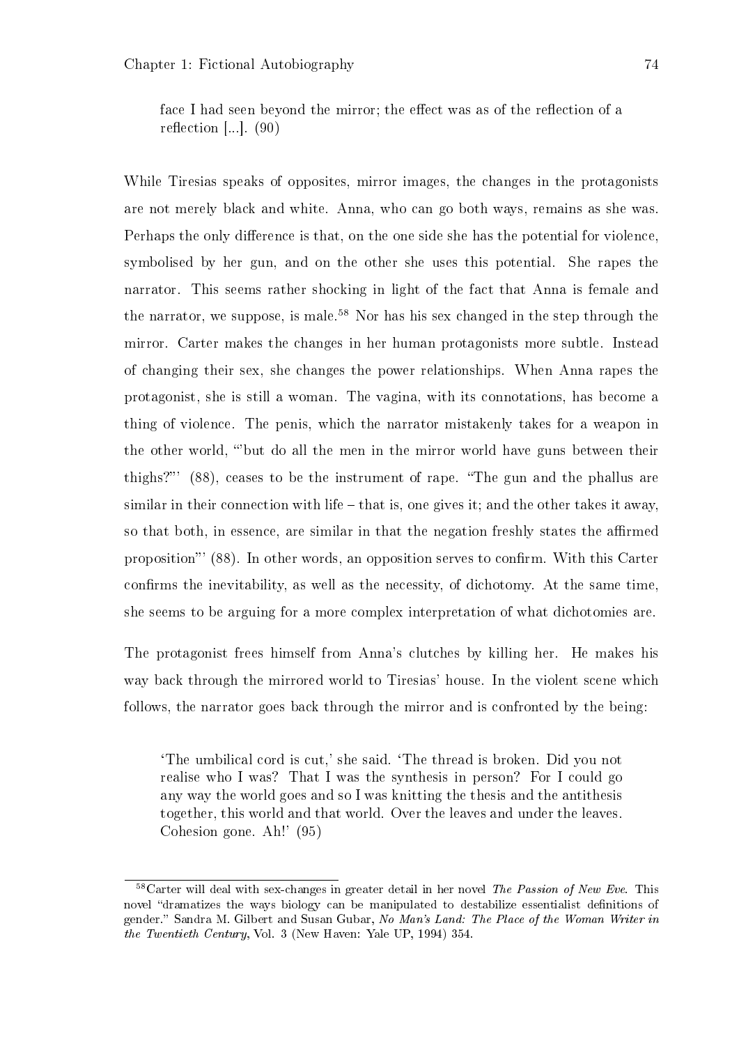> face I had seen beyond the mirror; the effect was as of the reflection of a reflection [...]. (90)

While Tiresias speaks of opposites, mirror images, the changes in the protagonists are not merely black and white. Anna, who can go both ways, remains as she was. Perhaps the only difference is that, on the one side she has the potential for violence, symbolised by her gun, and on the other she uses this potential. She rapes the narrator. This seems rather shocking in light of the fact that Anna is female and the narrator, we suppose, is male.[58] Nor has his sex changed in the step through the mirror. Carter makes the changes in her human protagonists more subtle. Instead of changing their sex, she changes the power relationships. When Anna rapes the protagonist, she is still a woman. The vagina, with its connotations, has become a thing of violence. The penis, which the narrator mistakenly takes for a weapon in the other world, "'but do all the men in the mirror world have guns between their thighs?"' (88), ceases to be the instrument of rape. "The gun and the phallus are similar in their connection with life – that is, one gives it; and the other takes it away, so that both, in essence, are similar in that the negation freshly states the affirmed proposition"' (88). In other words, an opposition serves to confirm. With this Carter confirms the inevitability, as well as the necessity, of dichotomy. At the same time, she seems to be arguing for a more complex interpretation of what dichotomies are.

The protagonist frees himself from Anna's clutches by killing her. He makes his way back through the mirrored world to Tiresias' house. In the violent scene which follows, the narrator goes back through the mirror and is confronted by the being:

> 'The umbilical cord is cut,' she said. 'The thread is broken. Did you not realise who I was? That I was the synthesis in person? For I could go any way the world goes and so I was knitting the thesis and the antithesis together, this world and that world. Over the leaves and under the leaves. Cohesion gone. Ah!' (95)

---

[58] Carter will deal with sex-changes in greater detail in her novel *The Passion of New Eve*. This novel "dramatizes the ways biology can be manipulated to destabilize essentialist definitions of gender." Sandra M. Gilbert and Susan Gubar, *No Man's Land: The Place of the Woman Writer in the Twentieth Century*, Vol. 3 (New Haven: Yale UP, 1994) 354.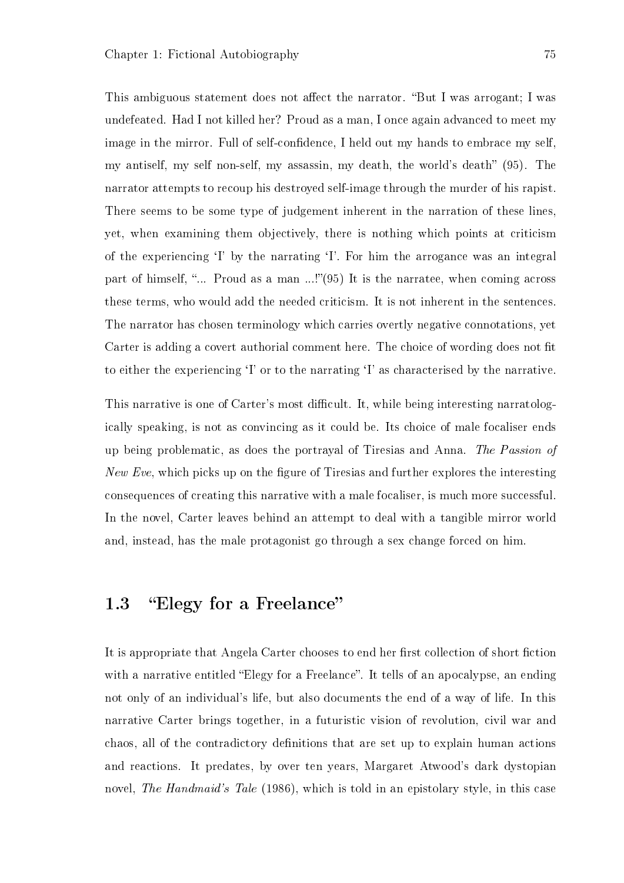This ambiguous statement does not affect the narrator. "But I was arrogant; I was undefeated. Had I not killed her? Proud as a man, I once again advanced to meet my image in the mirror. Full of self-confidence, I held out my hands to embrace my self, my antiself, my self non-self, my assassin, my death, the world's death" (95). The narrator attempts to recoup his destroyed self-image through the murder of his rapist. There seems to be some type of judgement inherent in the narration of these lines, yet, when examining them objectively, there is nothing which points at criticism of the experiencing 'I' by the narrating 'I'. For him the arrogance was an integral part of himself, "... Proud as a man ...!"(95) It is the narratee, when coming across these terms, who would add the needed criticism. It is not inherent in the sentences. The narrator has chosen terminology which carries overtly negative connotations, yet Carter is adding a covert authorial comment here. The choice of wording does not fit to either the experiencing 'I' or to the narrating 'I' as characterised by the narrative.

This narrative is one of Carter's most difficult. It, while being interesting narratologically speaking, is not as convincing as it could be. Its choice of male focaliser ends up being problematic, as does the portrayal of Tiresias and Anna. *The Passion of New Eve*, which picks up on the figure of Tiresias and further explores the interesting consequences of creating this narrative with a male focaliser, is much more successful. In the novel, Carter leaves behind an attempt to deal with a tangible mirror world and, instead, has the male protagonist go through a sex change forced on him.

## 1.3 "Elegy for a Freelance"

It is appropriate that Angela Carter chooses to end her first collection of short fiction with a narrative entitled "Elegy for a Freelance". It tells of an apocalypse, an ending not only of an individual's life, but also documents the end of a way of life. In this narrative Carter brings together, in a futuristic vision of revolution, civil war and chaos, all of the contradictory definitions that are set up to explain human actions and reactions. It predates, by over ten years, Margaret Atwood's dark dystopian novel, *The Handmaid's Tale* (1986), which is told in an epistolary style, in this case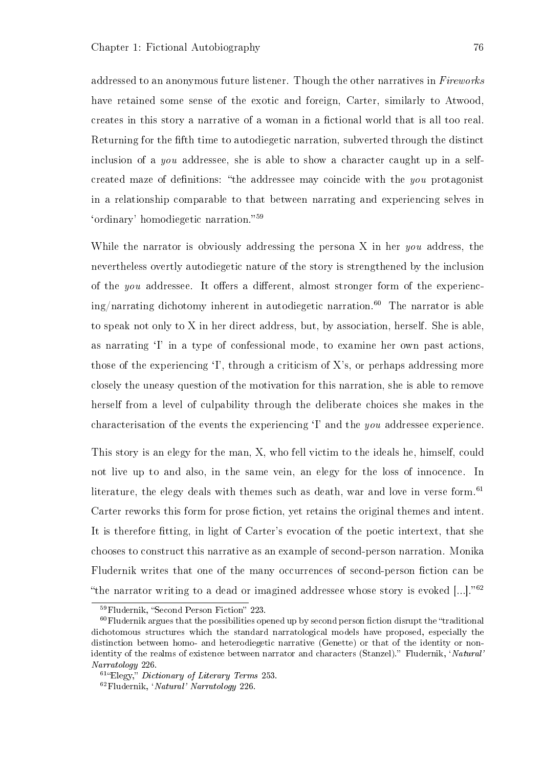addressed to an anonymous future listener. Though the other narratives in *Fireworks* have retained some sense of the exotic and foreign, Carter, similarly to Atwood, creates in this story a narrative of a woman in a fictional world that is all too real. Returning for the fifth time to autodiegetic narration, subverted through the distinct inclusion of a *you* addressee, she is able to show a character caught up in a self-created maze of definitions: "the addressee may coincide with the *you* protagonist in a relationship comparable to that between narrating and experiencing selves in 'ordinary' homodiegetic narration."[59]

While the narrator is obviously addressing the persona X in her *you* address, the nevertheless overtly autodiegetic nature of the story is strengthened by the inclusion of the *you* addressee. It offers a different, almost stronger form of the experiencing/narrating dichotomy inherent in autodiegetic narration.[60] The narrator is able to speak not only to X in her direct address, but, by association, herself. She is able, as narrating 'I' in a type of confessional mode, to examine her own past actions, those of the experiencing 'I', through a criticism of X's, or perhaps addressing more closely the uneasy question of the motivation for this narration, she is able to remove herself from a level of culpability through the deliberate choices she makes in the characterisation of the events the experiencing 'I' and the *you* addressee experience.

This story is an elegy for the man, X, who fell victim to the ideals he, himself, could not live up to and also, in the same vein, an elegy for the loss of innocence. In literature, the elegy deals with themes such as death, war and love in verse form.[61] Carter reworks this form for prose fiction, yet retains the original themes and intent. It is therefore fitting, in light of Carter's evocation of the poetic intertext, that she chooses to construct this narrative as an example of second-person narration. Monika Fludernik writes that one of the many occurrences of second-person fiction can be "the narrator writing to a dead or imagined addressee whose story is evoked [...]."[62]

---

[59] Fludernik, "Second Person Fiction" 223.

[60] Fludernik argues that the possibilities opened up by second person fiction disrupt the "traditional dichotomous structures which the standard narratological models have proposed, especially the distinction between homo- and heterodiegetic narrative (Genette) or that of the identity or non-identity of the realms of existence between narrator and characters (Stanzel)." Fludernik, '*Natural' Narratology* 226.

[61] "Elegy," *Dictionary of Literary Terms* 253.

[62] Fludernik, '*Natural' Narratology* 226.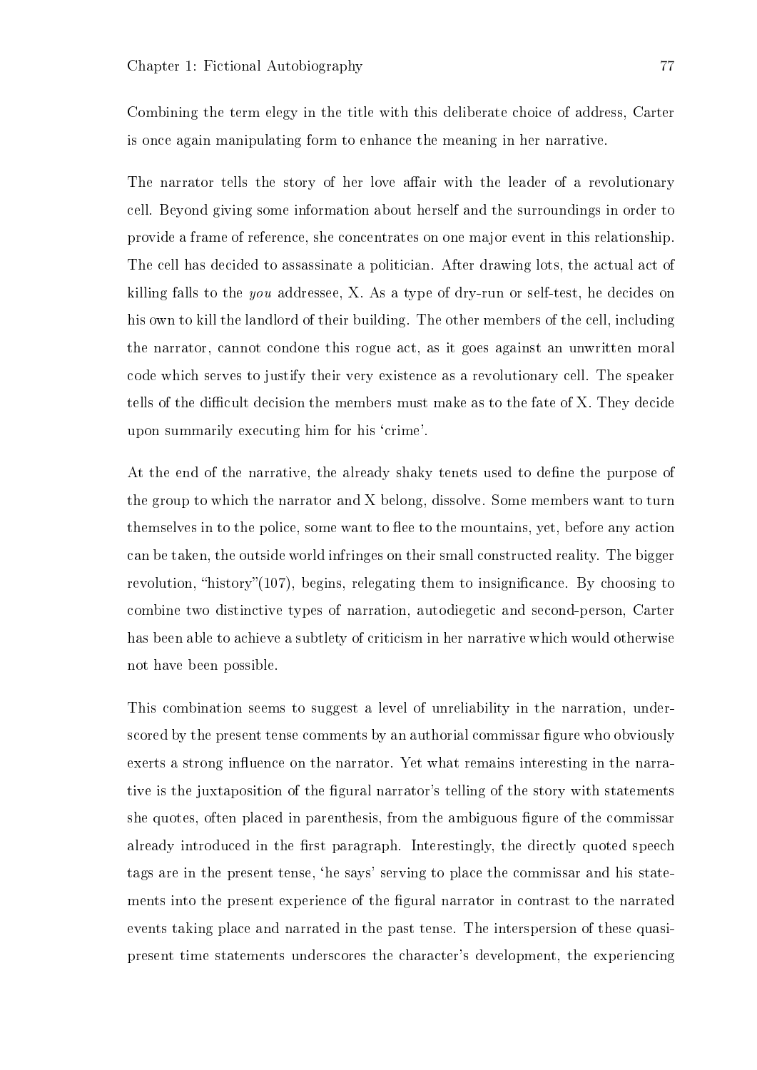Combining the term elegy in the title with this deliberate choice of address, Carter is once again manipulating form to enhance the meaning in her narrative.

The narrator tells the story of her love affair with the leader of a revolutionary cell. Beyond giving some information about herself and the surroundings in order to provide a frame of reference, she concentrates on one major event in this relationship. The cell has decided to assassinate a politician. After drawing lots, the actual act of killing falls to the *you* addressee, X. As a type of dry-run or self-test, he decides on his own to kill the landlord of their building. The other members of the cell, including the narrator, cannot condone this rogue act, as it goes against an unwritten moral code which serves to justify their very existence as a revolutionary cell. The speaker tells of the difficult decision the members must make as to the fate of X. They decide upon summarily executing him for his 'crime'.

At the end of the narrative, the already shaky tenets used to define the purpose of the group to which the narrator and X belong, dissolve. Some members want to turn themselves in to the police, some want to flee to the mountains, yet, before any action can be taken, the outside world infringes on their small constructed reality. The bigger revolution, "history"(107), begins, relegating them to insignificance. By choosing to combine two distinctive types of narration, autodiegetic and second-person, Carter has been able to achieve a subtlety of criticism in her narrative which would otherwise not have been possible.

This combination seems to suggest a level of unreliability in the narration, underscored by the present tense comments by an authorial commissar figure who obviously exerts a strong influence on the narrator. Yet what remains interesting in the narrative is the juxtaposition of the figural narrator's telling of the story with statements she quotes, often placed in parenthesis, from the ambiguous figure of the commissar already introduced in the first paragraph. Interestingly, the directly quoted speech tags are in the present tense, 'he says' serving to place the commissar and his statements into the present experience of the figural narrator in contrast to the narrated events taking place and narrated in the past tense. The interspersion of these quasi-present time statements underscores the character's development, the experiencing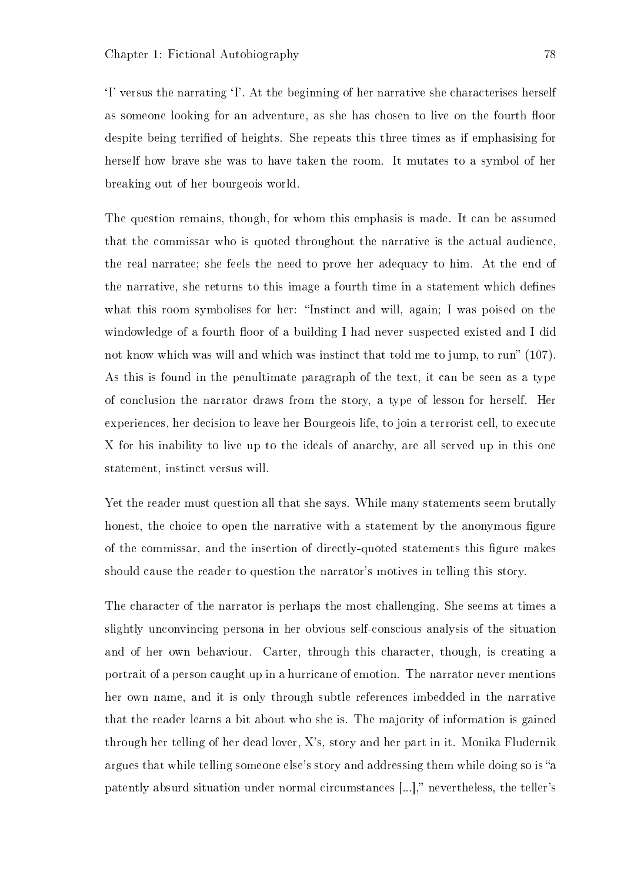'I' versus the narrating 'I'. At the beginning of her narrative she characterises herself as someone looking for an adventure, as she has chosen to live on the fourth floor despite being terrified of heights. She repeats this three times as if emphasising for herself how brave she was to have taken the room. It mutates to a symbol of her breaking out of her bourgeois world.

The question remains, though, for whom this emphasis is made. It can be assumed that the commissar who is quoted throughout the narrative is the actual audience, the real narratee; she feels the need to prove her adequacy to him. At the end of the narrative, she returns to this image a fourth time in a statement which defines what this room symbolises for her: "Instinct and will, again; I was poised on the windowledge of a fourth floor of a building I had never suspected existed and I did not know which was will and which was instinct that told me to jump, to run" (107). As this is found in the penultimate paragraph of the text, it can be seen as a type of conclusion the narrator draws from the story, a type of lesson for herself. Her experiences, her decision to leave her Bourgeois life, to join a terrorist cell, to execute X for his inability to live up to the ideals of anarchy, are all served up in this one statement, instinct versus will.

Yet the reader must question all that she says. While many statements seem brutally honest, the choice to open the narrative with a statement by the anonymous figure of the commissar, and the insertion of directly-quoted statements this figure makes should cause the reader to question the narrator's motives in telling this story.

The character of the narrator is perhaps the most challenging. She seems at times a slightly unconvincing persona in her obvious self-conscious analysis of the situation and of her own behaviour. Carter, through this character, though, is creating a portrait of a person caught up in a hurricane of emotion. The narrator never mentions her own name, and it is only through subtle references imbedded in the narrative that the reader learns a bit about who she is. The majority of information is gained through her telling of her dead lover, X's, story and her part in it. Monika Fludernik argues that while telling someone else's story and addressing them while doing so is "a patently absurd situation under normal circumstances [...]," nevertheless, the teller's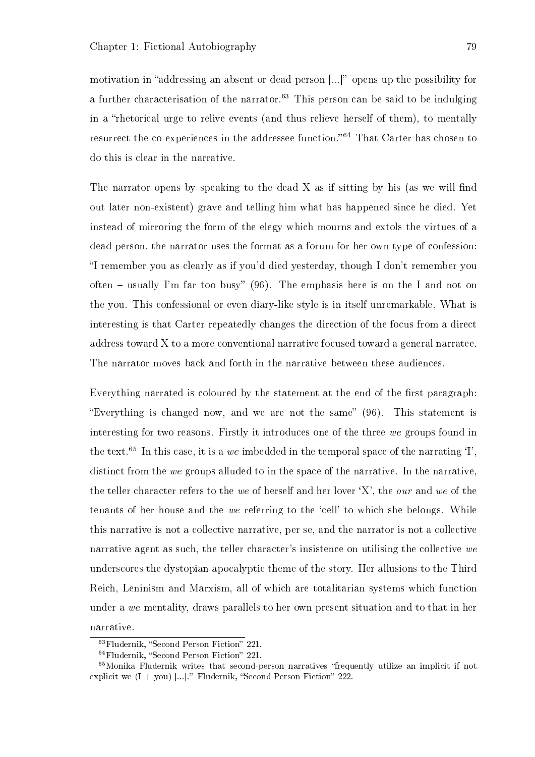motivation in "addressing an absent or dead person [...]" opens up the possibility for a further characterisation of the narrator.[63] This person can be said to be indulging in a "rhetorical urge to relive events (and thus relieve herself of them), to mentally resurrect the co-experiences in the addressee function."[64] That Carter has chosen to do this is clear in the narrative.

The narrator opens by speaking to the dead X as if sitting by his (as we will find out later non-existent) grave and telling him what has happened since he died. Yet instead of mirroring the form of the elegy which mourns and extols the virtues of a dead person, the narrator uses the format as a forum for her own type of confession: "I remember you as clearly as if you'd died yesterday, though I don't remember you often – usually I'm far too busy" (96). The emphasis here is on the I and not on the you. This confessional or even diary-like style is in itself unremarkable. What is interesting is that Carter repeatedly changes the direction of the focus from a direct address toward X to a more conventional narrative focused toward a general narratee. The narrator moves back and forth in the narrative between these audiences.

Everything narrated is coloured by the statement at the end of the first paragraph: "Everything is changed now, and we are not the same" (96). This statement is interesting for two reasons. Firstly it introduces one of the three *we* groups found in the text.[65] In this case, it is a *we* imbedded in the temporal space of the narrating 'I', distinct from the *we* groups alluded to in the space of the narrative. In the narrative, the teller character refers to the *we* of herself and her lover 'X', the *our* and *we* of the tenants of her house and the *we* referring to the 'cell' to which she belongs. While this narrative is not a collective narrative, per se, and the narrator is not a collective narrative agent as such, the teller character's insistence on utilising the collective *we* underscores the dystopian apocalyptic theme of the story. Her allusions to the Third Reich, Leninism and Marxism, all of which are totalitarian systems which function under a *we* mentality, draws parallels to her own present situation and to that in her narrative.

---

[63] Fludernik, "Second Person Fiction" 221.

[64] Fludernik, "Second Person Fiction" 221.

[65] Monika Fludernik writes that second-person narratives "frequently utilize an implicit if not explicit we (I + you) [...]." Fludernik, "Second Person Fiction" 222.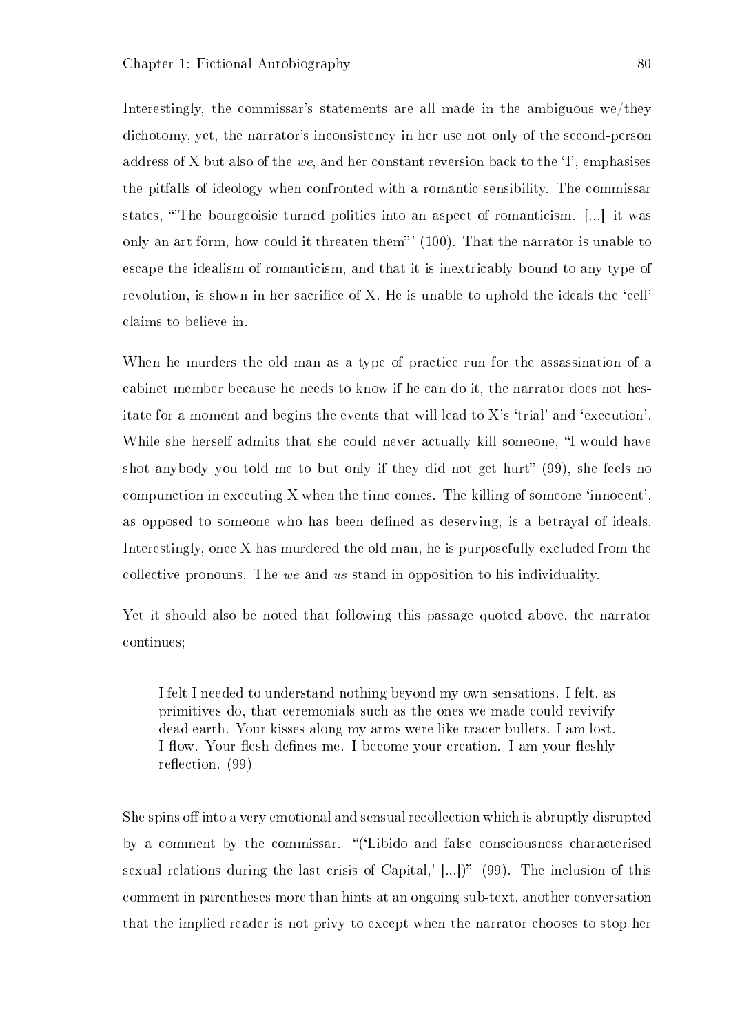Interestingly, the commissar's statements are all made in the ambiguous we/they dichotomy, yet, the narrator's inconsistency in her use not only of the second-person address of X but also of the *we*, and her constant reversion back to the 'I', emphasises the pitfalls of ideology when confronted with a romantic sensibility. The commissar states, "'The bourgeoisie turned politics into an aspect of romanticism. [...] it was only an art form, how could it threaten them"' (100). That the narrator is unable to escape the idealism of romanticism, and that it is inextricably bound to any type of revolution, is shown in her sacrifice of X. He is unable to uphold the ideals the 'cell' claims to believe in.

When he murders the old man as a type of practice run for the assassination of a cabinet member because he needs to know if he can do it, the narrator does not hesitate for a moment and begins the events that will lead to X's 'trial' and 'execution'. While she herself admits that she could never actually kill someone, "I would have shot anybody you told me to but only if they did not get hurt" (99), she feels no compunction in executing X when the time comes. The killing of someone 'innocent', as opposed to someone who has been defined as deserving, is a betrayal of ideals. Interestingly, once X has murdered the old man, he is purposefully excluded from the collective pronouns. The *we* and *us* stand in opposition to his individuality.

Yet it should also be noted that following this passage quoted above, the narrator continues;

> I felt I needed to understand nothing beyond my own sensations. I felt, as primitives do, that ceremonials such as the ones we made could revivify dead earth. Your kisses along my arms were like tracer bullets. I am lost. I flow. Your flesh defines me. I become your creation. I am your fleshly reflection. (99)

She spins off into a very emotional and sensual recollection which is abruptly disrupted by a comment by the commissar. "('Libido and false consciousness characterised sexual relations during the last crisis of Capital,' [...])" (99). The inclusion of this comment in parentheses more than hints at an ongoing sub-text, another conversation that the implied reader is not privy to except when the narrator chooses to stop her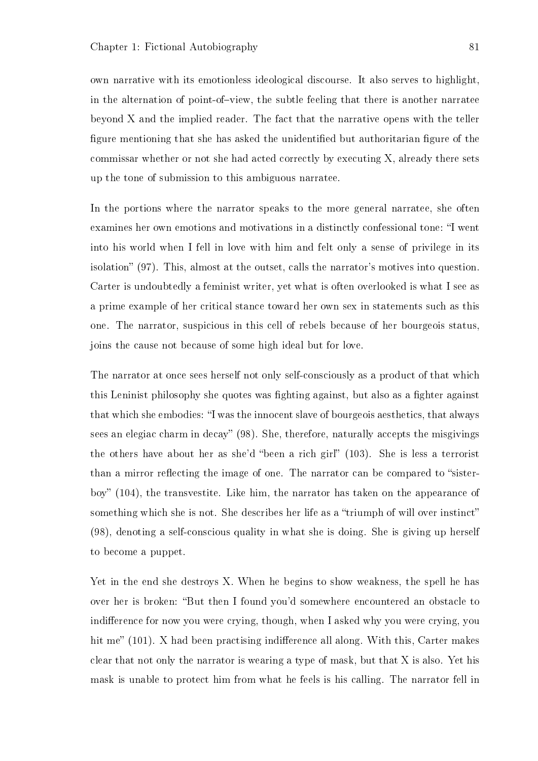own narrative with its emotionless ideological discourse. It also serves to highlight, in the alternation of point-of–view, the subtle feeling that there is another narratee beyond X and the implied reader. The fact that the narrative opens with the teller figure mentioning that she has asked the unidentified but authoritarian figure of the commissar whether or not she had acted correctly by executing X, already there sets up the tone of submission to this ambiguous narratee.

In the portions where the narrator speaks to the more general narratee, she often examines her own emotions and motivations in a distinctly confessional tone: "I went into his world when I fell in love with him and felt only a sense of privilege in its isolation" (97). This, almost at the outset, calls the narrator's motives into question. Carter is undoubtedly a feminist writer, yet what is often overlooked is what I see as a prime example of her critical stance toward her own sex in statements such as this one. The narrator, suspicious in this cell of rebels because of her bourgeois status, joins the cause not because of some high ideal but for love.

The narrator at once sees herself not only self-consciously as a product of that which this Leninist philosophy she quotes was fighting against, but also as a fighter against that which she embodies: "I was the innocent slave of bourgeois aesthetics, that always sees an elegiac charm in decay" (98). She, therefore, naturally accepts the misgivings the others have about her as she'd "been a rich girl" (103). She is less a terrorist than a mirror reflecting the image of one. The narrator can be compared to "sister-boy" (104), the transvestite. Like him, the narrator has taken on the appearance of something which she is not. She describes her life as a "triumph of will over instinct" (98), denoting a self-conscious quality in what she is doing. She is giving up herself to become a puppet.

Yet in the end she destroys X. When he begins to show weakness, the spell he has over her is broken: "But then I found you'd somewhere encountered an obstacle to indifference for now you were crying, though, when I asked why you were crying, you hit me" (101). X had been practising indifference all along. With this, Carter makes clear that not only the narrator is wearing a type of mask, but that X is also. Yet his mask is unable to protect him from what he feels is his calling. The narrator fell in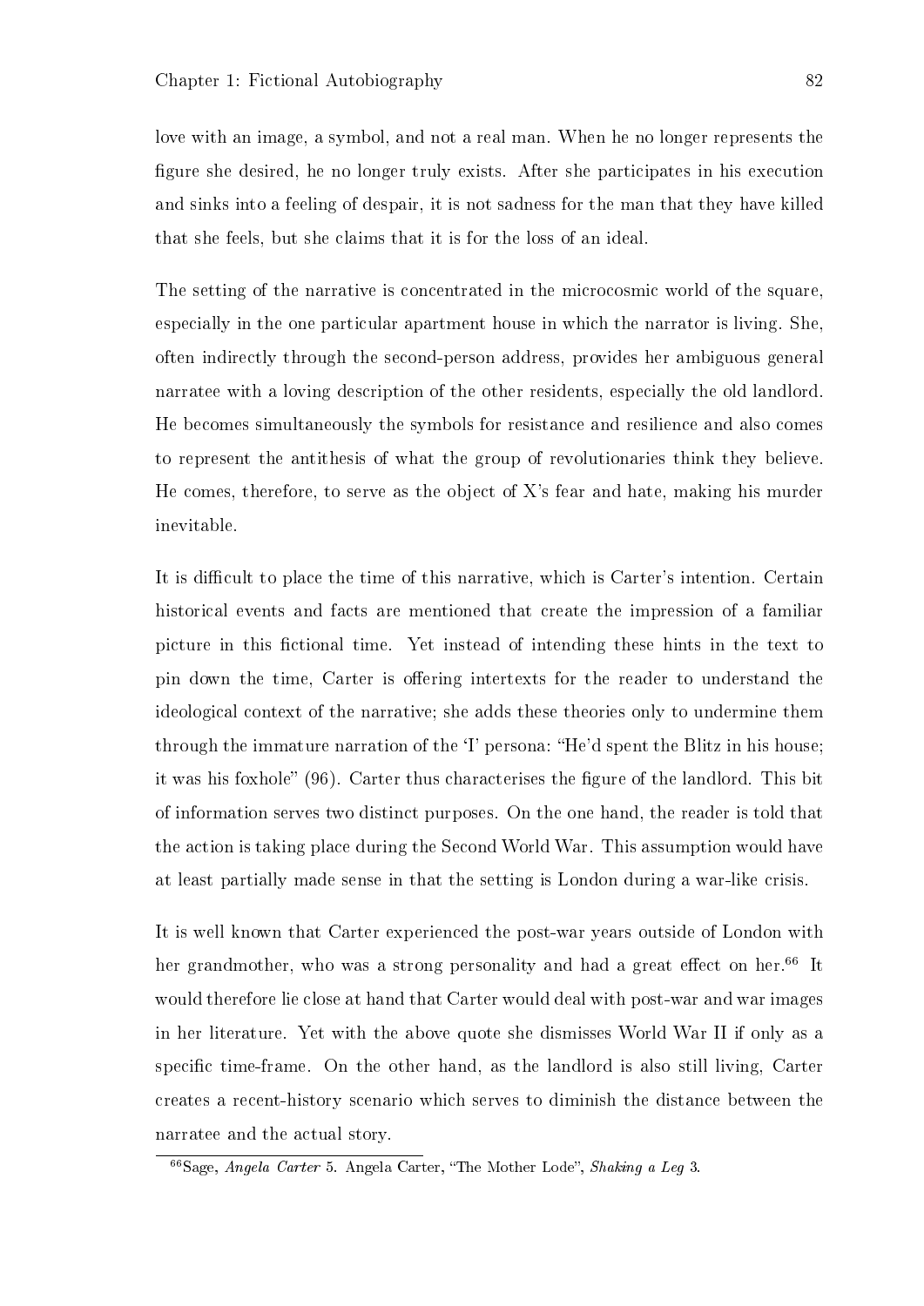love with an image, a symbol, and not a real man. When he no longer represents the figure she desired, he no longer truly exists. After she participates in his execution and sinks into a feeling of despair, it is not sadness for the man that they have killed that she feels, but she claims that it is for the loss of an ideal.

The setting of the narrative is concentrated in the microcosmic world of the square, especially in the one particular apartment house in which the narrator is living. She, often indirectly through the second-person address, provides her ambiguous general narratee with a loving description of the other residents, especially the old landlord. He becomes simultaneously the symbols for resistance and resilience and also comes to represent the antithesis of what the group of revolutionaries think they believe. He comes, therefore, to serve as the object of X's fear and hate, making his murder inevitable.

It is difficult to place the time of this narrative, which is Carter's intention. Certain historical events and facts are mentioned that create the impression of a familiar picture in this fictional time. Yet instead of intending these hints in the text to pin down the time, Carter is offering intertexts for the reader to understand the ideological context of the narrative; she adds these theories only to undermine them through the immature narration of the 'I' persona: "He'd spent the Blitz in his house; it was his foxhole" (96). Carter thus characterises the figure of the landlord. This bit of information serves two distinct purposes. On the one hand, the reader is told that the action is taking place during the Second World War. This assumption would have at least partially made sense in that the setting is London during a war-like crisis.

It is well known that Carter experienced the post-war years outside of London with her grandmother, who was a strong personality and had a great effect on her.[66] It would therefore lie close at hand that Carter would deal with post-war and war images in her literature. Yet with the above quote she dismisses World War II if only as a specific time-frame. On the other hand, as the landlord is also still living, Carter creates a recent-history scenario which serves to diminish the distance between the narratee and the actual story.

[66] Sage, *Angela Carter* 5. Angela Carter, "The Mother Lode", *Shaking a Leg* 3.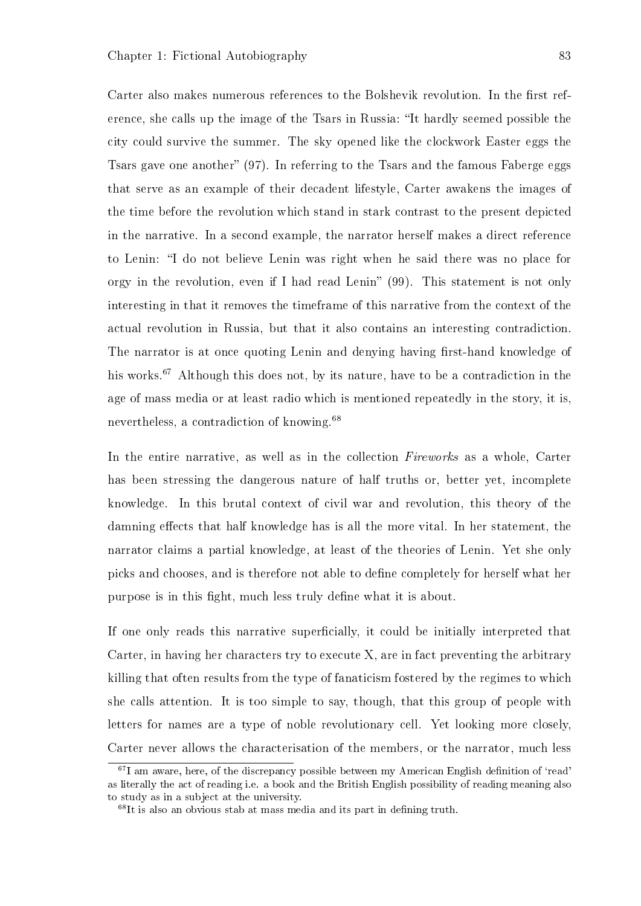Carter also makes numerous references to the Bolshevik revolution. In the first reference, she calls up the image of the Tsars in Russia: "It hardly seemed possible the city could survive the summer. The sky opened like the clockwork Easter eggs the Tsars gave one another" (97). In referring to the Tsars and the famous Faberge eggs that serve as an example of their decadent lifestyle, Carter awakens the images of the time before the revolution which stand in stark contrast to the present depicted in the narrative. In a second example, the narrator herself makes a direct reference to Lenin: "I do not believe Lenin was right when he said there was no place for orgy in the revolution, even if I had read Lenin" (99). This statement is not only interesting in that it removes the timeframe of this narrative from the context of the actual revolution in Russia, but that it also contains an interesting contradiction. The narrator is at once quoting Lenin and denying having first-hand knowledge of his works.[67] Although this does not, by its nature, have to be a contradiction in the age of mass media or at least radio which is mentioned repeatedly in the story, it is, nevertheless, a contradiction of knowing.[68]

In the entire narrative, as well as in the collection *Fireworks* as a whole, Carter has been stressing the dangerous nature of half truths or, better yet, incomplete knowledge. In this brutal context of civil war and revolution, this theory of the damning effects that half knowledge has is all the more vital. In her statement, the narrator claims a partial knowledge, at least of the theories of Lenin. Yet she only picks and chooses, and is therefore not able to define completely for herself what her purpose is in this fight, much less truly define what it is about.

If one only reads this narrative superficially, it could be initially interpreted that Carter, in having her characters try to execute X, are in fact preventing the arbitrary killing that often results from the type of fanaticism fostered by the regimes to which she calls attention. It is too simple to say, though, that this group of people with letters for names are a type of noble revolutionary cell. Yet looking more closely, Carter never allows the characterisation of the members, or the narrator, much less

[67] I am aware, here, of the discrepancy possible between my American English definition of 'read' as literally the act of reading i.e. a book and the British English possibility of reading meaning also to study as in a subject at the university.

[68] It is also an obvious stab at mass media and its part in defining truth.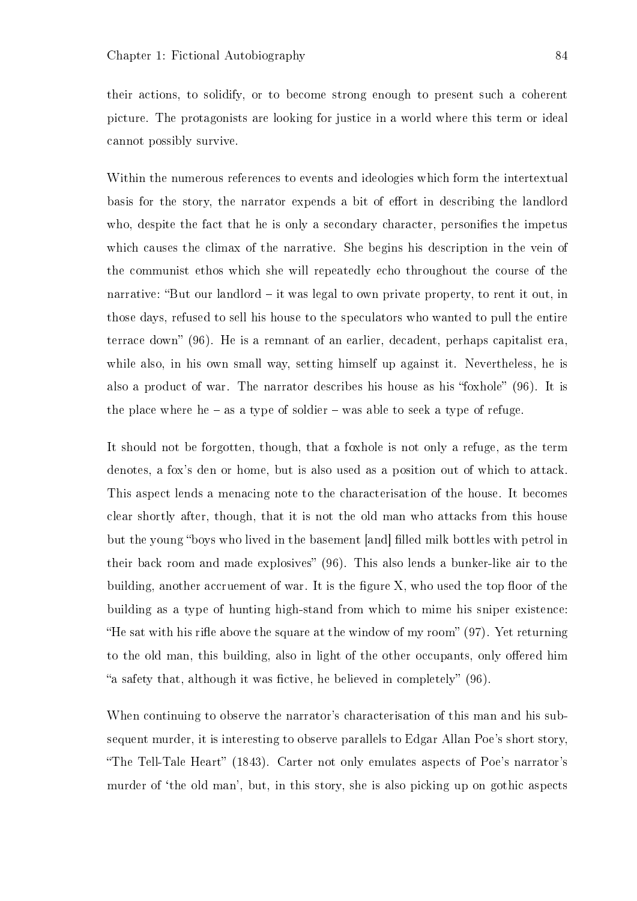their actions, to solidify, or to become strong enough to present such a coherent picture. The protagonists are looking for justice in a world where this term or ideal cannot possibly survive.

Within the numerous references to events and ideologies which form the intertextual basis for the story, the narrator expends a bit of effort in describing the landlord who, despite the fact that he is only a secondary character, personifies the impetus which causes the climax of the narrative. She begins his description in the vein of the communist ethos which she will repeatedly echo throughout the course of the narrative: "But our landlord – it was legal to own private property, to rent it out, in those days, refused to sell his house to the speculators who wanted to pull the entire terrace down" (96). He is a remnant of an earlier, decadent, perhaps capitalist era, while also, in his own small way, setting himself up against it. Nevertheless, he is also a product of war. The narrator describes his house as his "foxhole" (96). It is the place where he – as a type of soldier – was able to seek a type of refuge.

It should not be forgotten, though, that a foxhole is not only a refuge, as the term denotes, a fox's den or home, but is also used as a position out of which to attack. This aspect lends a menacing note to the characterisation of the house. It becomes clear shortly after, though, that it is not the old man who attacks from this house but the young "boys who lived in the basement [and] filled milk bottles with petrol in their back room and made explosives" (96). This also lends a bunker-like air to the building, another accruement of war. It is the figure X, who used the top floor of the building as a type of hunting high-stand from which to mime his sniper existence: "He sat with his rifle above the square at the window of my room" (97). Yet returning to the old man, this building, also in light of the other occupants, only offered him "a safety that, although it was fictive, he believed in completely" (96).

When continuing to observe the narrator's characterisation of this man and his subsequent murder, it is interesting to observe parallels to Edgar Allan Poe's short story, "The Tell-Tale Heart" (1843). Carter not only emulates aspects of Poe's narrator's murder of 'the old man', but, in this story, she is also picking up on gothic aspects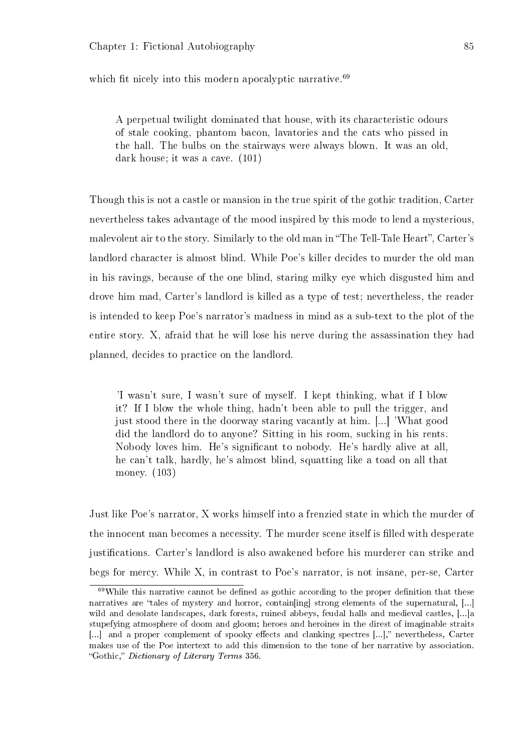which fit nicely into this modern apocalyptic narrative.[69]

> A perpetual twilight dominated that house, with its characteristic odours of stale cooking, phantom bacon, lavatories and the cats who pissed in the hall. The bulbs on the stairways were always blown. It was an old, dark house; it was a cave. (101)

Though this is not a castle or mansion in the true spirit of the gothic tradition, Carter nevertheless takes advantage of the mood inspired by this mode to lend a mysterious, malevolent air to the story. Similarly to the old man in "The Tell-Tale Heart", Carter's landlord character is almost blind. While Poe's killer decides to murder the old man in his ravings, because of the one blind, staring milky eye which disgusted him and drove him mad, Carter's landlord is killed as a type of test; nevertheless, the reader is intended to keep Poe's narrator's madness in mind as a sub-text to the plot of the entire story. X, afraid that he will lose his nerve during the assassination they had planned, decides to practice on the landlord.

> 'I wasn't sure, I wasn't sure of myself. I kept thinking, what if I blow it? If I blow the whole thing, hadn't been able to pull the trigger, and just stood there in the doorway staring vacantly at him. [...] 'What good did the landlord do to anyone? Sitting in his room, sucking in his rents. Nobody loves him. He's significant to nobody. He's hardly alive at all, he can't talk, hardly, he's almost blind, squatting like a toad on all that money. (103)

Just like Poe's narrator, X works himself into a frenzied state in which the murder of the innocent man becomes a necessity. The murder scene itself is filled with desperate justifications. Carter's landlord is also awakened before his murderer can strike and begs for mercy. While X, in contrast to Poe's narrator, is not insane, per-se, Carter

[69] While this narrative cannot be defined as gothic according to the proper definition that these narratives are "tales of mystery and horror, contain[ing] strong elements of the supernatural, [...] wild and desolate landscapes, dark forests, ruined abbeys, feudal halls and medieval castles, [...]a stupefying atmosphere of doom and gloom; heroes and heroines in the direst of imaginable straits [...] and a proper complement of spooky effects and clanking spectres [...]," nevertheless, Carter makes use of the Poe intertext to add this dimension to the tone of her narrative by association. "Gothic," *Dictionary of Literary Terms* 356.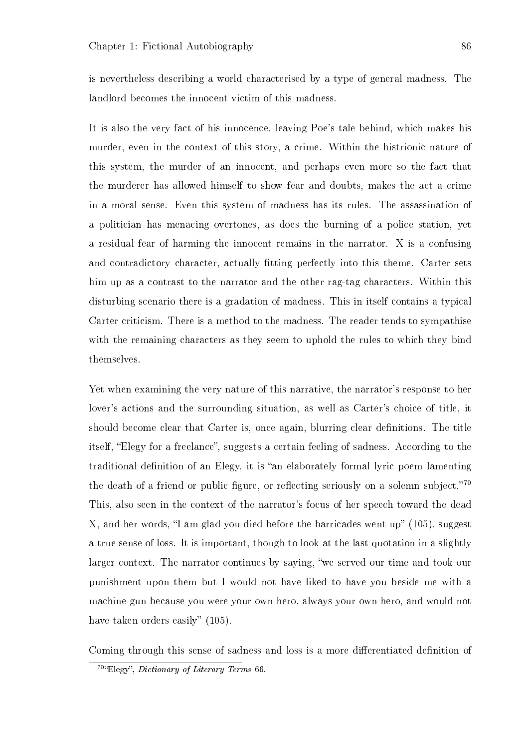is nevertheless describing a world characterised by a type of general madness. The landlord becomes the innocent victim of this madness.

It is also the very fact of his innocence, leaving Poe's tale behind, which makes his murder, even in the context of this story, a crime. Within the histrionic nature of this system, the murder of an innocent, and perhaps even more so the fact that the murderer has allowed himself to show fear and doubts, makes the act a crime in a moral sense. Even this system of madness has its rules. The assassination of a politician has menacing overtones, as does the burning of a police station, yet a residual fear of harming the innocent remains in the narrator. X is a confusing and contradictory character, actually fitting perfectly into this theme. Carter sets him up as a contrast to the narrator and the other rag-tag characters. Within this disturbing scenario there is a gradation of madness. This in itself contains a typical Carter criticism. There is a method to the madness. The reader tends to sympathise with the remaining characters as they seem to uphold the rules to which they bind themselves.

Yet when examining the very nature of this narrative, the narrator's response to her lover's actions and the surrounding situation, as well as Carter's choice of title, it should become clear that Carter is, once again, blurring clear definitions. The title itself, "Elegy for a freelance", suggests a certain feeling of sadness. According to the traditional definition of an Elegy, it is "an elaborately formal lyric poem lamenting the death of a friend or public figure, or reflecting seriously on a solemn subject."[70] This, also seen in the context of the narrator's focus of her speech toward the dead X, and her words, "I am glad you died before the barricades went up" (105), suggest a true sense of loss. It is important, though to look at the last quotation in a slightly larger context. The narrator continues by saying, "we served our time and took our punishment upon them but I would not have liked to have you beside me with a machine-gun because you were your own hero, always your own hero, and would not have taken orders easily" (105).

Coming through this sense of sadness and loss is a more differentiated definition of

[70] "Elegy", *Dictionary of Literary Terms* 66.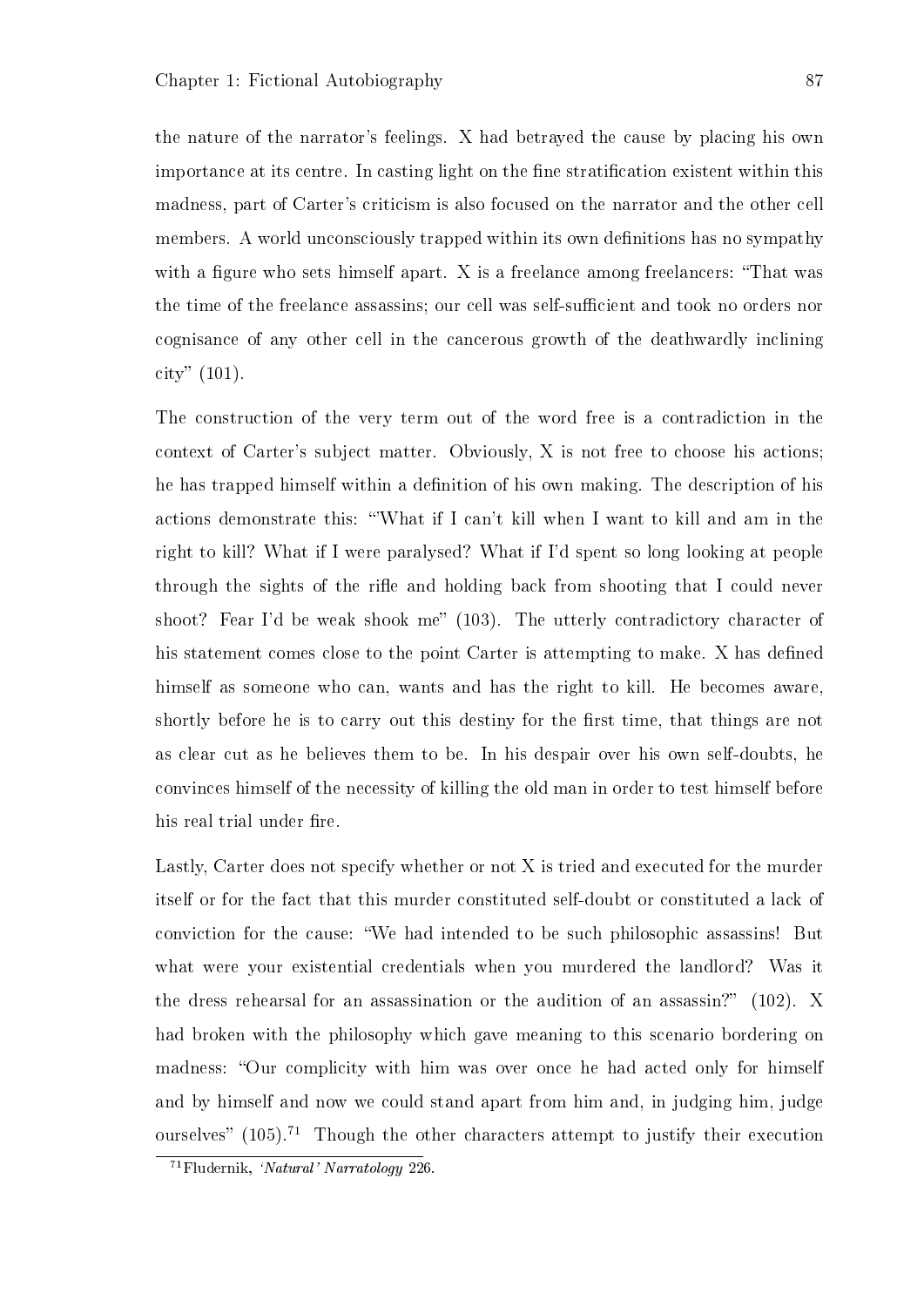the nature of the narrator's feelings. X had betrayed the cause by placing his own importance at its centre. In casting light on the fine stratification existent within this madness, part of Carter's criticism is also focused on the narrator and the other cell members. A world unconsciously trapped within its own definitions has no sympathy with a figure who sets himself apart. X is a freelance among freelancers: "That was the time of the freelance assassins; our cell was self-sufficient and took no orders nor cognisance of any other cell in the cancerous growth of the deathwardly inclining city" (101).

The construction of the very term out of the word free is a contradiction in the context of Carter's subject matter. Obviously, X is not free to choose his actions; he has trapped himself within a definition of his own making. The description of his actions demonstrate this: "'What if I can't kill when I want to kill and am in the right to kill? What if I were paralysed? What if I'd spent so long looking at people through the sights of the rifle and holding back from shooting that I could never shoot? Fear I'd be weak shook me" (103). The utterly contradictory character of his statement comes close to the point Carter is attempting to make. X has defined himself as someone who can, wants and has the right to kill. He becomes aware, shortly before he is to carry out this destiny for the first time, that things are not as clear cut as he believes them to be. In his despair over his own self-doubts, he convinces himself of the necessity of killing the old man in order to test himself before his real trial under fire.

Lastly, Carter does not specify whether or not X is tried and executed for the murder itself or for the fact that this murder constituted self-doubt or constituted a lack of conviction for the cause: "We had intended to be such philosophic assassins! But what were your existential credentials when you murdered the landlord? Was it the dress rehearsal for an assassination or the audition of an assassin?" (102). X had broken with the philosophy which gave meaning to this scenario bordering on madness: "Our complicity with him was over once he had acted only for himself and by himself and now we could stand apart from him and, in judging him, judge ourselves" (105).[71] Though the other characters attempt to justify their execution

[71] Fludernik, *'Natural' Narratology* 226.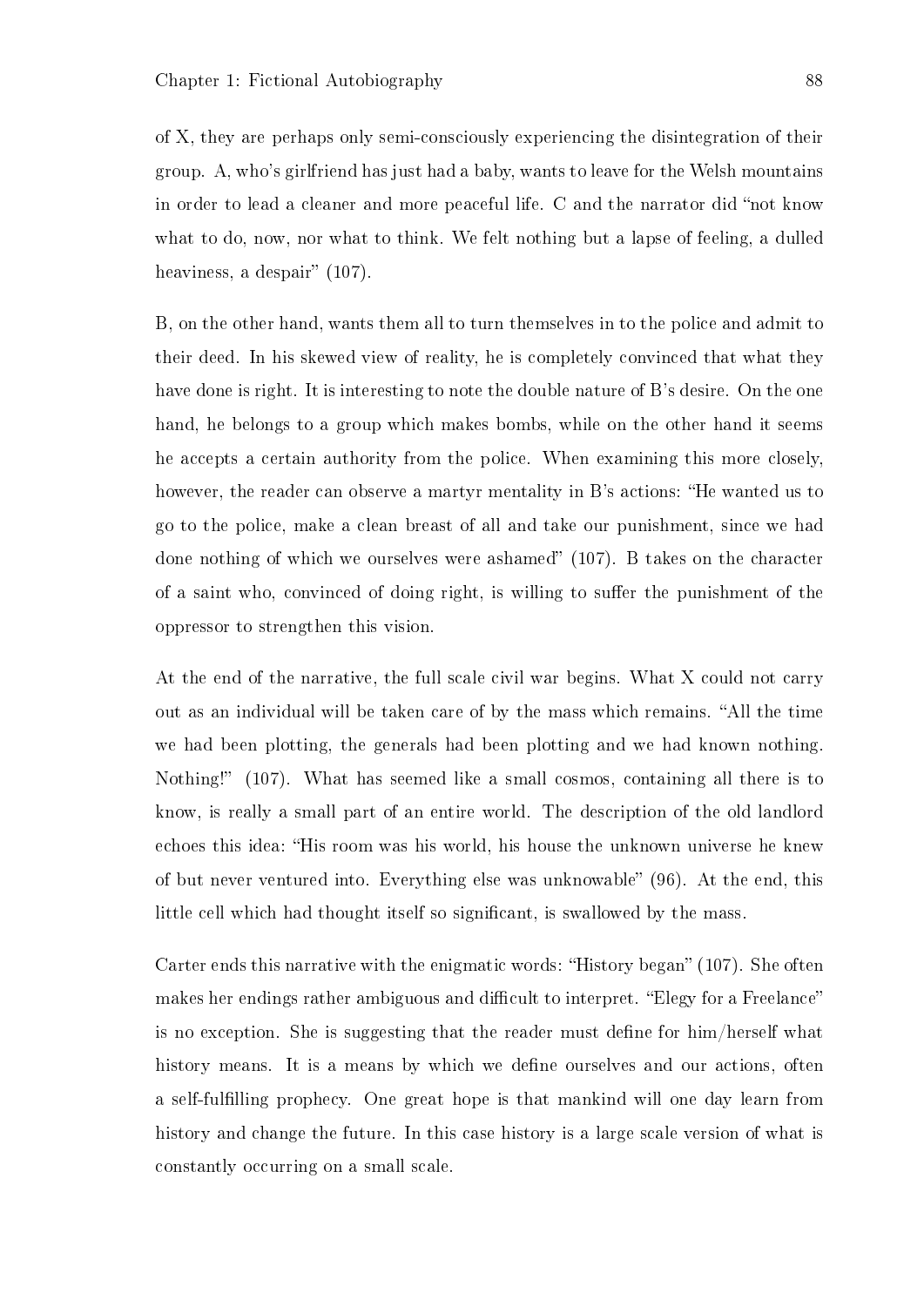of X, they are perhaps only semi-consciously experiencing the disintegration of their group. A, who's girlfriend has just had a baby, wants to leave for the Welsh mountains in order to lead a cleaner and more peaceful life. C and the narrator did "not know what to do, now, nor what to think. We felt nothing but a lapse of feeling, a dulled heaviness, a despair" (107).

B, on the other hand, wants them all to turn themselves in to the police and admit to their deed. In his skewed view of reality, he is completely convinced that what they have done is right. It is interesting to note the double nature of B's desire. On the one hand, he belongs to a group which makes bombs, while on the other hand it seems he accepts a certain authority from the police. When examining this more closely, however, the reader can observe a martyr mentality in B's actions: "He wanted us to go to the police, make a clean breast of all and take our punishment, since we had done nothing of which we ourselves were ashamed" (107). B takes on the character of a saint who, convinced of doing right, is willing to suffer the punishment of the oppressor to strengthen this vision.

At the end of the narrative, the full scale civil war begins. What X could not carry out as an individual will be taken care of by the mass which remains. "All the time we had been plotting, the generals had been plotting and we had known nothing. Nothing!" (107). What has seemed like a small cosmos, containing all there is to know, is really a small part of an entire world. The description of the old landlord echoes this idea: "His room was his world, his house the unknown universe he knew of but never ventured into. Everything else was unknowable" (96). At the end, this little cell which had thought itself so significant, is swallowed by the mass.

Carter ends this narrative with the enigmatic words: "History began" (107). She often makes her endings rather ambiguous and difficult to interpret. "Elegy for a Freelance" is no exception. She is suggesting that the reader must define for him/herself what history means. It is a means by which we define ourselves and our actions, often a self-fulfilling prophecy. One great hope is that mankind will one day learn from history and change the future. In this case history is a large scale version of what is constantly occurring on a small scale.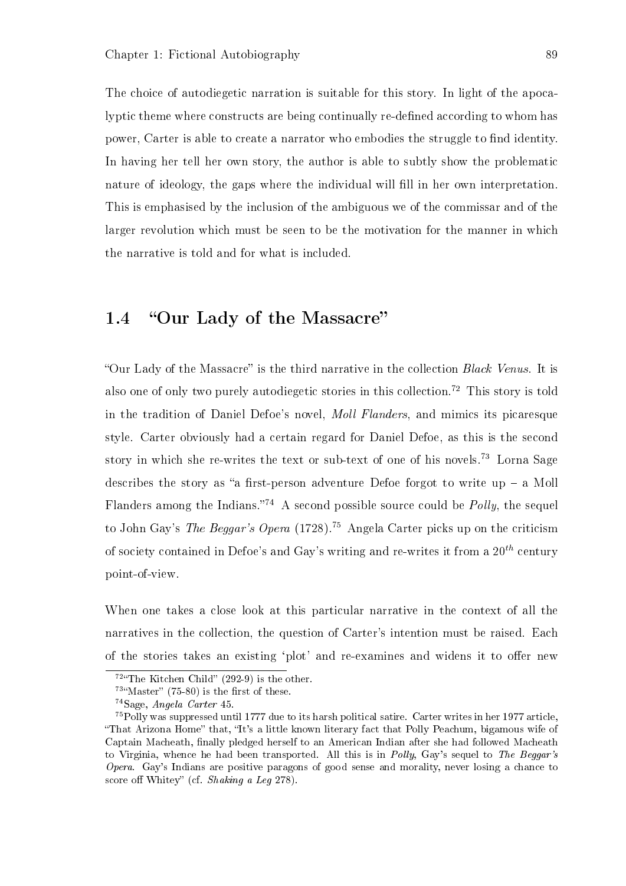The choice of autodiegetic narration is suitable for this story. In light of the apocalyptic theme where constructs are being continually re-defined according to whom has power, Carter is able to create a narrator who embodies the struggle to find identity. In having her tell her own story, the author is able to subtly show the problematic nature of ideology, the gaps where the individual will fill in her own interpretation. This is emphasised by the inclusion of the ambiguous we of the commissar and of the larger revolution which must be seen to be the motivation for the manner in which the narrative is told and for what is included.

## 1.4 "Our Lady of the Massacre"

"Our Lady of the Massacre" is the third narrative in the collection *Black Venus*. It is also one of only two purely autodiegetic stories in this collection.[72] This story is told in the tradition of Daniel Defoe's novel, *Moll Flanders*, and mimics its picaresque style. Carter obviously had a certain regard for Daniel Defoe, as this is the second story in which she re-writes the text or sub-text of one of his novels.[73] Lorna Sage describes the story as "a first-person adventure Defoe forgot to write up – a Moll Flanders among the Indians."[74] A second possible source could be *Polly*, the sequel to John Gay's *The Beggar's Opera* (1728).[75] Angela Carter picks up on the criticism of society contained in Defoe's and Gay's writing and re-writes it from a $20^{th}$ century point-of-view.

When one takes a close look at this particular narrative in the context of all the narratives in the collection, the question of Carter's intention must be raised. Each of the stories takes an existing 'plot' and re-examines and widens it to offer new

---

[72] "The Kitchen Child" (292-9) is the other.

[73] "Master" (75-80) is the first of these.

[74] Sage, *Angela Carter* 45.

[75] Polly was suppressed until 1777 due to its harsh political satire. Carter writes in her 1977 article, "That Arizona Home" that, "It's a little known literary fact that Polly Peachum, bigamous wife of Captain Macheath, finally pledged herself to an American Indian after she had followed Macheath to Virginia, whence he had been transported. All this is in *Polly*, Gay's sequel to *The Beggar's Opera*. Gay's Indians are positive paragons of good sense and morality, never losing a chance to score off Whitey" (cf. *Shaking a Leg* 278).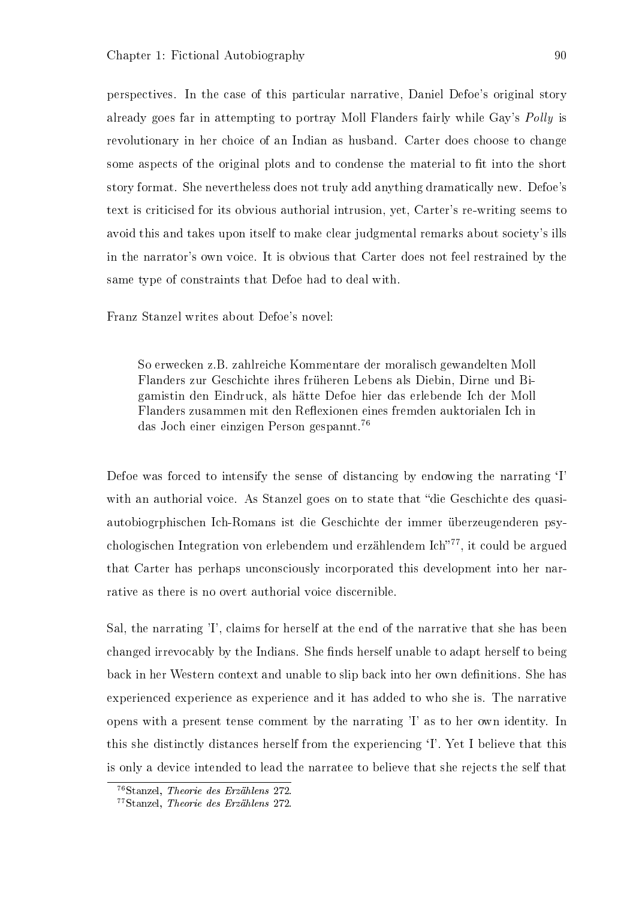perspectives. In the case of this particular narrative, Daniel Defoe's original story already goes far in attempting to portray Moll Flanders fairly while Gay's *Polly* is revolutionary in her choice of an Indian as husband. Carter does choose to change some aspects of the original plots and to condense the material to fit into the short story format. She nevertheless does not truly add anything dramatically new. Defoe's text is criticised for its obvious authorial intrusion, yet, Carter's re-writing seems to avoid this and takes upon itself to make clear judgmental remarks about society's ills in the narrator's own voice. It is obvious that Carter does not feel restrained by the same type of constraints that Defoe had to deal with.

Franz Stanzel writes about Defoe's novel:

> So erwecken z.B. zahlreiche Kommentare der moralisch gewandelten Moll Flanders zur Geschichte ihres früheren Lebens als Diebin, Dirne und Bigamistin den Eindruck, als hätte Defoe hier das erlebende Ich der Moll Flanders zusammen mit den Reflexionen eines fremden auktorialen Ich in das Joch einer einzigen Person gespannt.[76]

Defoe was forced to intensify the sense of distancing by endowing the narrating 'I' with an authorial voice. As Stanzel goes on to state that "die Geschichte des quasi-autobiogrphischen Ich-Romans ist die Geschichte der immer überzeugenderen psychologischen Integration von erlebendem und erzählendem Ich"[77], it could be argued that Carter has perhaps unconsciously incorporated this development into her narrative as there is no overt authorial voice discernible.

Sal, the narrating 'I', claims for herself at the end of the narrative that she has been changed irrevocably by the Indians. She finds herself unable to adapt herself to being back in her Western context and unable to slip back into her own definitions. She has experienced experience as experience and it has added to who she is. The narrative opens with a present tense comment by the narrating 'I' as to her own identity. In this she distinctly distances herself from the experiencing 'I'. Yet I believe that this is only a device intended to lead the narratee to believe that she rejects the self that

[76] Stanzel, *Theorie des Erzählens* 272.

[77] Stanzel, *Theorie des Erzählens* 272.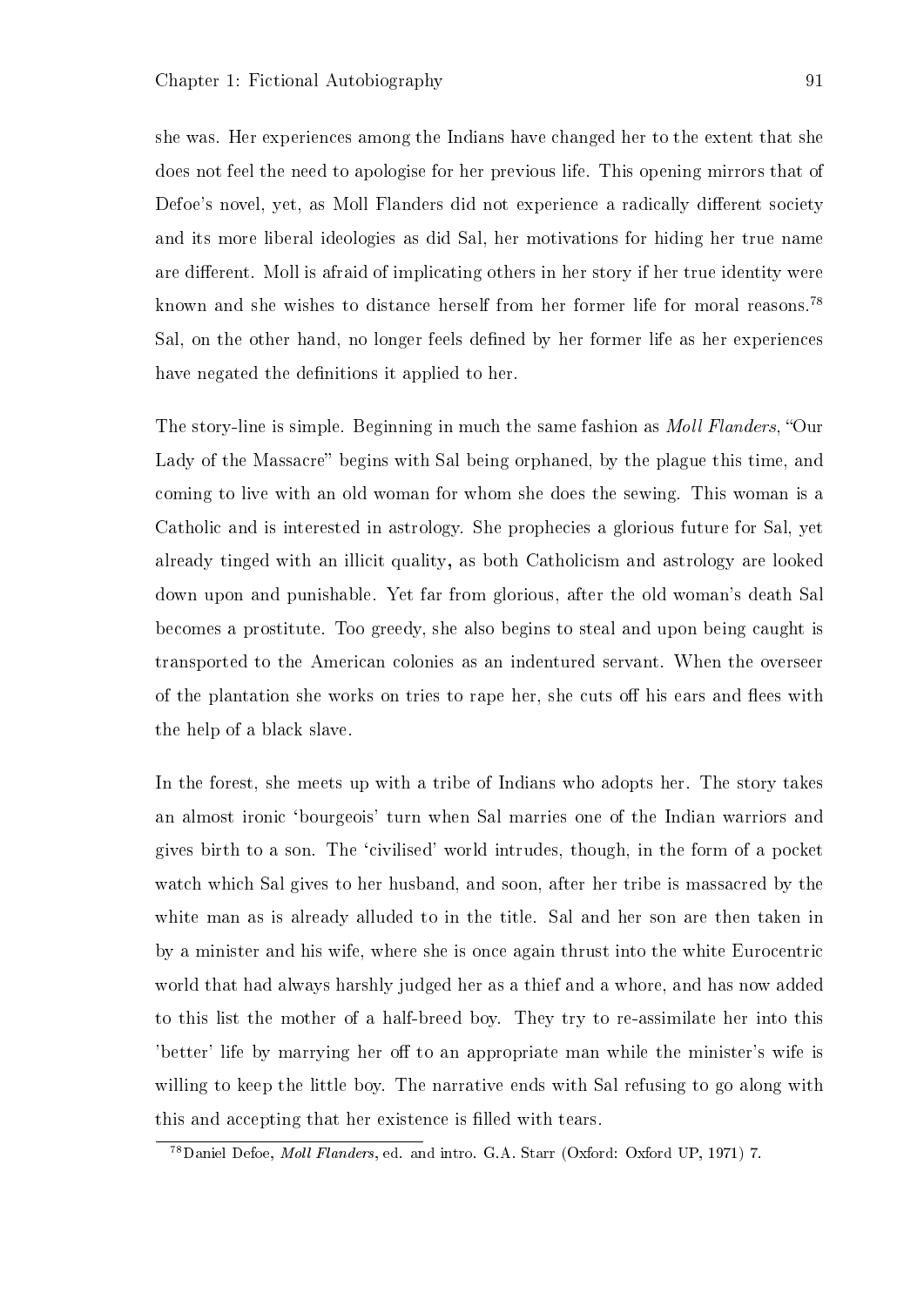she was. Her experiences among the Indians have changed her to the extent that she does not feel the need to apologise for her previous life. This opening mirrors that of Defoe's novel, yet, as Moll Flanders did not experience a radically different society and its more liberal ideologies as did Sal, her motivations for hiding her true name are different. Moll is afraid of implicating others in her story if her true identity were known and she wishes to distance herself from her former life for moral reasons.[78] Sal, on the other hand, no longer feels defined by her former life as her experiences have negated the definitions it applied to her.

The story-line is simple. Beginning in much the same fashion as *Moll Flanders*, "Our Lady of the Massacre" begins with Sal being orphaned, by the plague this time, and coming to live with an old woman for whom she does the sewing. This woman is a Catholic and is interested in astrology. She prophecies a glorious future for Sal, yet already tinged with an illicit quality, as both Catholicism and astrology are looked down upon and punishable. Yet far from glorious, after the old woman's death Sal becomes a prostitute. Too greedy, she also begins to steal and upon being caught is transported to the American colonies as an indentured servant. When the overseer of the plantation she works on tries to rape her, she cuts off his ears and flees with the help of a black slave.

In the forest, she meets up with a tribe of Indians who adopts her. The story takes an almost ironic 'bourgeois' turn when Sal marries one of the Indian warriors and gives birth to a son. The 'civilised' world intrudes, though, in the form of a pocket watch which Sal gives to her husband, and soon, after her tribe is massacred by the white man as is already alluded to in the title. Sal and her son are then taken in by a minister and his wife, where she is once again thrust into the white Eurocentric world that had always harshly judged her as a thief and a whore, and has now added to this list the mother of a half-breed boy. They try to re-assimilate her into this 'better' life by marrying her off to an appropriate man while the minister's wife is willing to keep the little boy. The narrative ends with Sal refusing to go along with this and accepting that her existence is filled with tears.

[78] Daniel Defoe, *Moll Flanders*, ed. and intro. G.A. Starr (Oxford: Oxford UP, 1971) 7.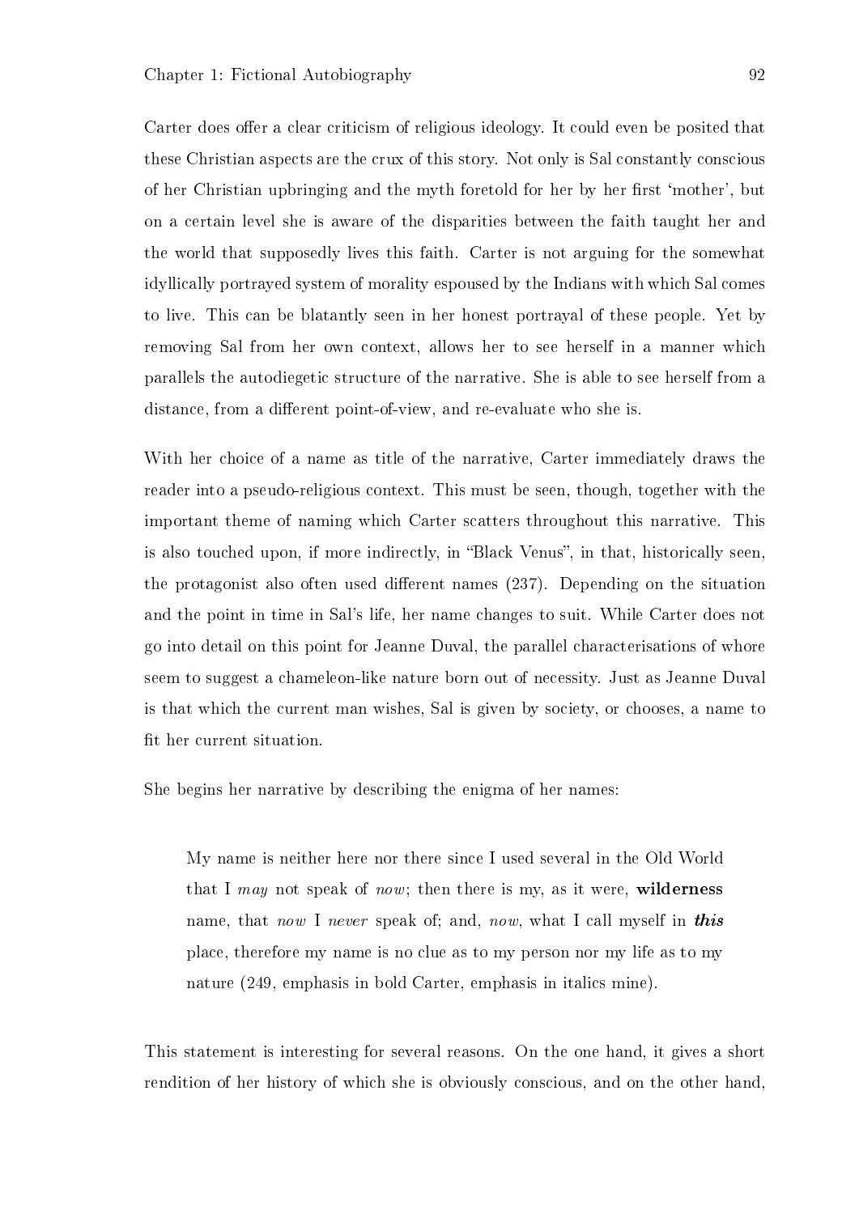Carter does offer a clear criticism of religious ideology. It could even be posited that these Christian aspects are the crux of this story. Not only is Sal constantly conscious of her Christian upbringing and the myth foretold for her by her first 'mother', but on a certain level she is aware of the disparities between the faith taught her and the world that supposedly lives this faith. Carter is not arguing for the somewhat idyllically portrayed system of morality espoused by the Indians with which Sal comes to live. This can be blatantly seen in her honest portrayal of these people. Yet by removing Sal from her own context, allows her to see herself in a manner which parallels the autodiegetic structure of the narrative. She is able to see herself from a distance, from a different point-of-view, and re-evaluate who she is.

With her choice of a name as title of the narrative, Carter immediately draws the reader into a pseudo-religious context. This must be seen, though, together with the important theme of naming which Carter scatters throughout this narrative. This is also touched upon, if more indirectly, in "Black Venus", in that, historically seen, the protagonist also often used different names (237). Depending on the situation and the point in time in Sal's life, her name changes to suit. While Carter does not go into detail on this point for Jeanne Duval, the parallel characterisations of whore seem to suggest a chameleon-like nature born out of necessity. Just as Jeanne Duval is that which the current man wishes, Sal is given by society, or chooses, a name to fit her current situation.

She begins her narrative by describing the enigma of her names:

> My name is neither here nor there since I used several in the Old World that I *may* not speak of *now*; then there is my, as it were, **wilderness** name, that *now* I *never* speak of; and, *now*, what I call myself in ***this*** place, therefore my name is no clue as to my person nor my life as to my nature (249, emphasis in bold Carter, emphasis in italics mine).

This statement is interesting for several reasons. On the one hand, it gives a short rendition of her history of which she is obviously conscious, and on the other hand,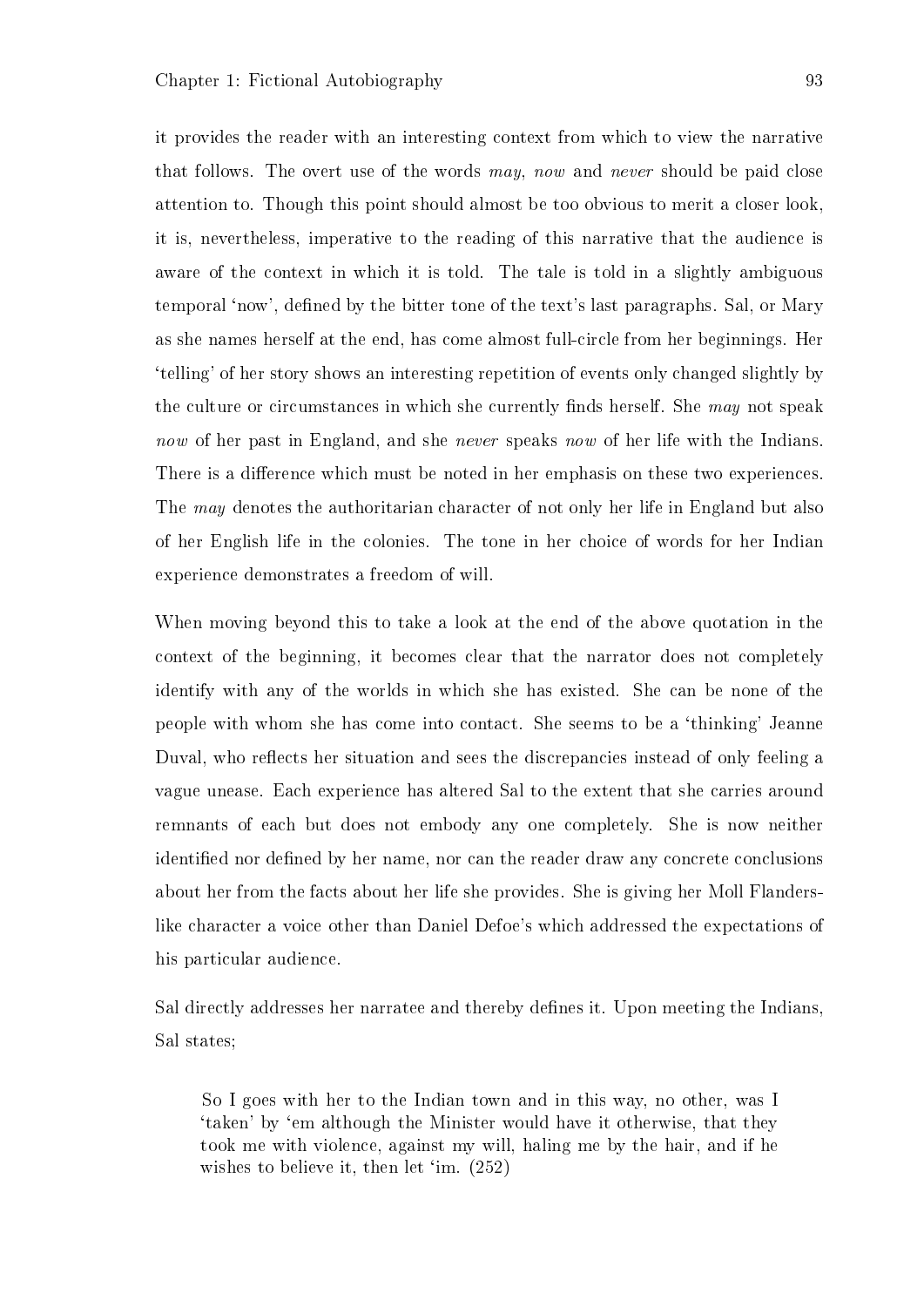it provides the reader with an interesting context from which to view the narrative that follows. The overt use of the words *may*, *now* and *never* should be paid close attention to. Though this point should almost be too obvious to merit a closer look, it is, nevertheless, imperative to the reading of this narrative that the audience is aware of the context in which it is told. The tale is told in a slightly ambiguous temporal 'now', defined by the bitter tone of the text's last paragraphs. Sal, or Mary as she names herself at the end, has come almost full-circle from her beginnings. Her 'telling' of her story shows an interesting repetition of events only changed slightly by the culture or circumstances in which she currently finds herself. She *may* not speak *now* of her past in England, and she *never* speaks *now* of her life with the Indians. There is a difference which must be noted in her emphasis on these two experiences. The *may* denotes the authoritarian character of not only her life in England but also of her English life in the colonies. The tone in her choice of words for her Indian experience demonstrates a freedom of will.

When moving beyond this to take a look at the end of the above quotation in the context of the beginning, it becomes clear that the narrator does not completely identify with any of the worlds in which she has existed. She can be none of the people with whom she has come into contact. She seems to be a 'thinking' Jeanne Duval, who reflects her situation and sees the discrepancies instead of only feeling a vague unease. Each experience has altered Sal to the extent that she carries around remnants of each but does not embody any one completely. She is now neither identified nor defined by her name, nor can the reader draw any concrete conclusions about her from the facts about her life she provides. She is giving her Moll Flanders-like character a voice other than Daniel Defoe's which addressed the expectations of his particular audience.

Sal directly addresses her narratee and thereby defines it. Upon meeting the Indians, Sal states;

> So I goes with her to the Indian town and in this way, no other, was I 'taken' by 'em although the Minister would have it otherwise, that they took me with violence, against my will, haling me by the hair, and if he wishes to believe it, then let 'im. (252)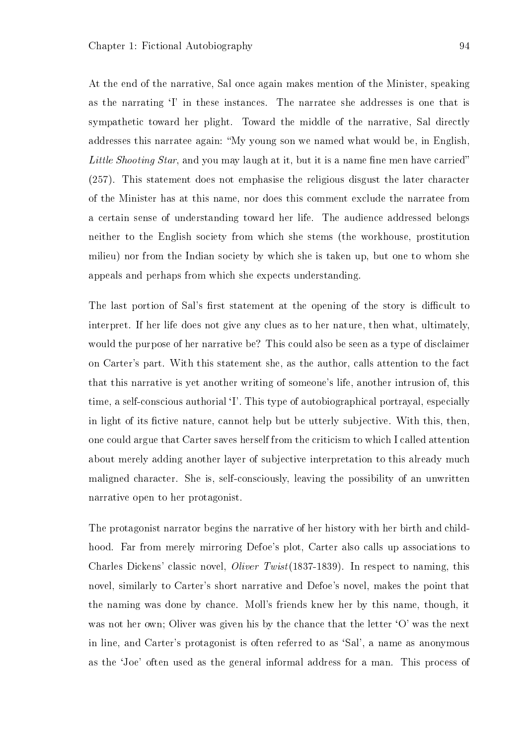At the end of the narrative, Sal once again makes mention of the Minister, speaking as the narrating 'I' in these instances. The narratee she addresses is one that is sympathetic toward her plight. Toward the middle of the narrative, Sal directly addresses this narratee again: "My young son we named what would be, in English, *Little Shooting Star*, and you may laugh at it, but it is a name fine men have carried" (257). This statement does not emphasise the religious disgust the later character of the Minister has at this name, nor does this comment exclude the narratee from a certain sense of understanding toward her life. The audience addressed belongs neither to the English society from which she stems (the workhouse, prostitution milieu) nor from the Indian society by which she is taken up, but one to whom she appeals and perhaps from which she expects understanding.

The last portion of Sal's first statement at the opening of the story is difficult to interpret. If her life does not give any clues as to her nature, then what, ultimately, would the purpose of her narrative be? This could also be seen as a type of disclaimer on Carter's part. With this statement she, as the author, calls attention to the fact that this narrative is yet another writing of someone's life, another intrusion of, this time, a self-conscious authorial 'I'. This type of autobiographical portrayal, especially in light of its fictive nature, cannot help but be utterly subjective. With this, then, one could argue that Carter saves herself from the criticism to which I called attention about merely adding another layer of subjective interpretation to this already much maligned character. She is, self-consciously, leaving the possibility of an unwritten narrative open to her protagonist.

The protagonist narrator begins the narrative of her history with her birth and childhood. Far from merely mirroring Defoe's plot, Carter also calls up associations to Charles Dickens' classic novel, *Oliver Twist*(1837-1839). In respect to naming, this novel, similarly to Carter's short narrative and Defoe's novel, makes the point that the naming was done by chance. Moll's friends knew her by this name, though, it was not her own; Oliver was given his by the chance that the letter 'O' was the next in line, and Carter's protagonist is often referred to as 'Sal', a name as anonymous as the 'Joe' often used as the general informal address for a man. This process of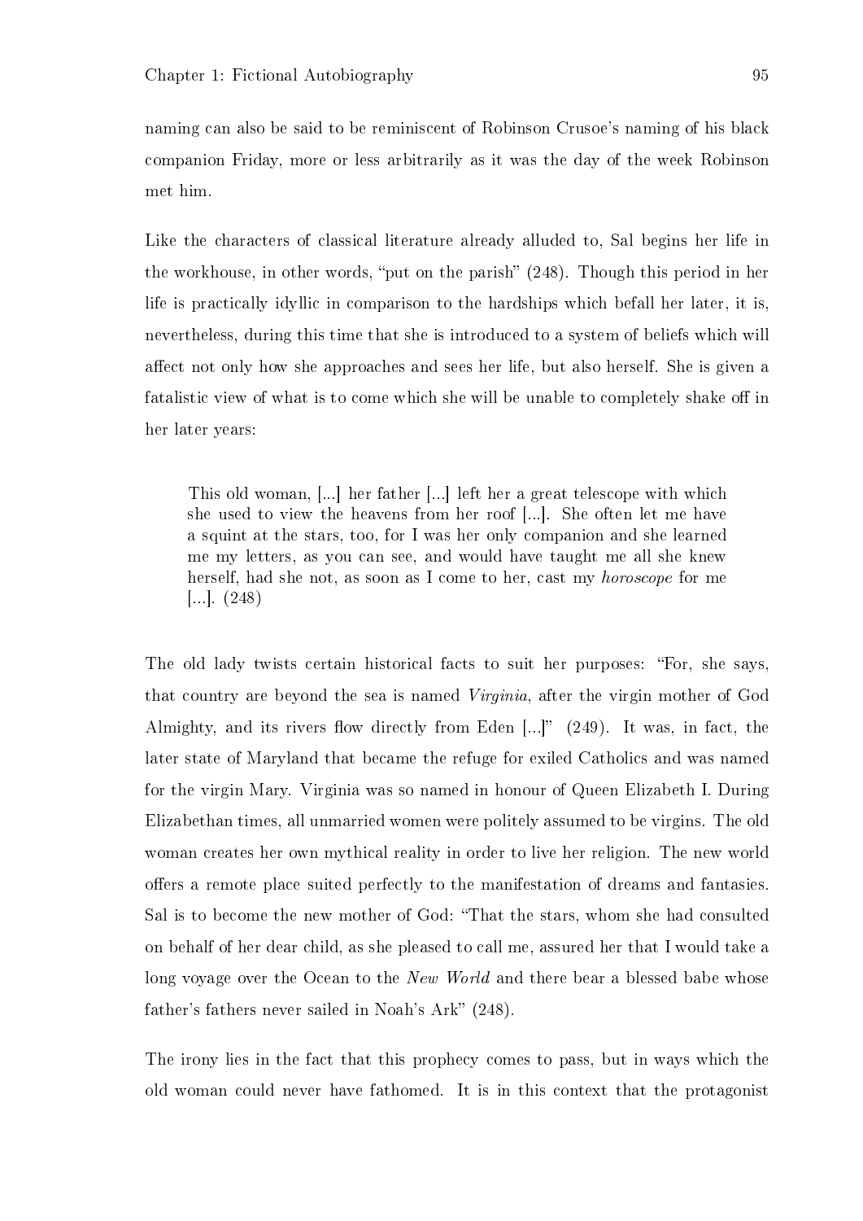naming can also be said to be reminiscent of Robinson Crusoe's naming of his black companion Friday, more or less arbitrarily as it was the day of the week Robinson met him.

Like the characters of classical literature already alluded to, Sal begins her life in the workhouse, in other words, "put on the parish" (248). Though this period in her life is practically idyllic in comparison to the hardships which befall her later, it is, nevertheless, during this time that she is introduced to a system of beliefs which will affect not only how she approaches and sees her life, but also herself. She is given a fatalistic view of what is to come which she will be unable to completely shake off in her later years:

> This old woman, [...] her father [...] left her a great telescope with which she used to view the heavens from her roof [...]. She often let me have a squint at the stars, too, for I was her only companion and she learned me my letters, as you can see, and would have taught me all she knew herself, had she not, as soon as I come to her, cast my *horoscope* for me [...]. (248)

The old lady twists certain historical facts to suit her purposes: "For, she says, that country are beyond the sea is named *Virginia*, after the virgin mother of God Almighty, and its rivers flow directly from Eden [...]" (249). It was, in fact, the later state of Maryland that became the refuge for exiled Catholics and was named for the virgin Mary. Virginia was so named in honour of Queen Elizabeth I. During Elizabethan times, all unmarried women were politely assumed to be virgins. The old woman creates her own mythical reality in order to live her religion. The new world offers a remote place suited perfectly to the manifestation of dreams and fantasies. Sal is to become the new mother of God: "That the stars, whom she had consulted on behalf of her dear child, as she pleased to call me, assured her that I would take a long voyage over the Ocean to the *New World* and there bear a blessed babe whose father's fathers never sailed in Noah's Ark" (248).

The irony lies in the fact that this prophecy comes to pass, but in ways which the old woman could never have fathomed. It is in this context that the protagonist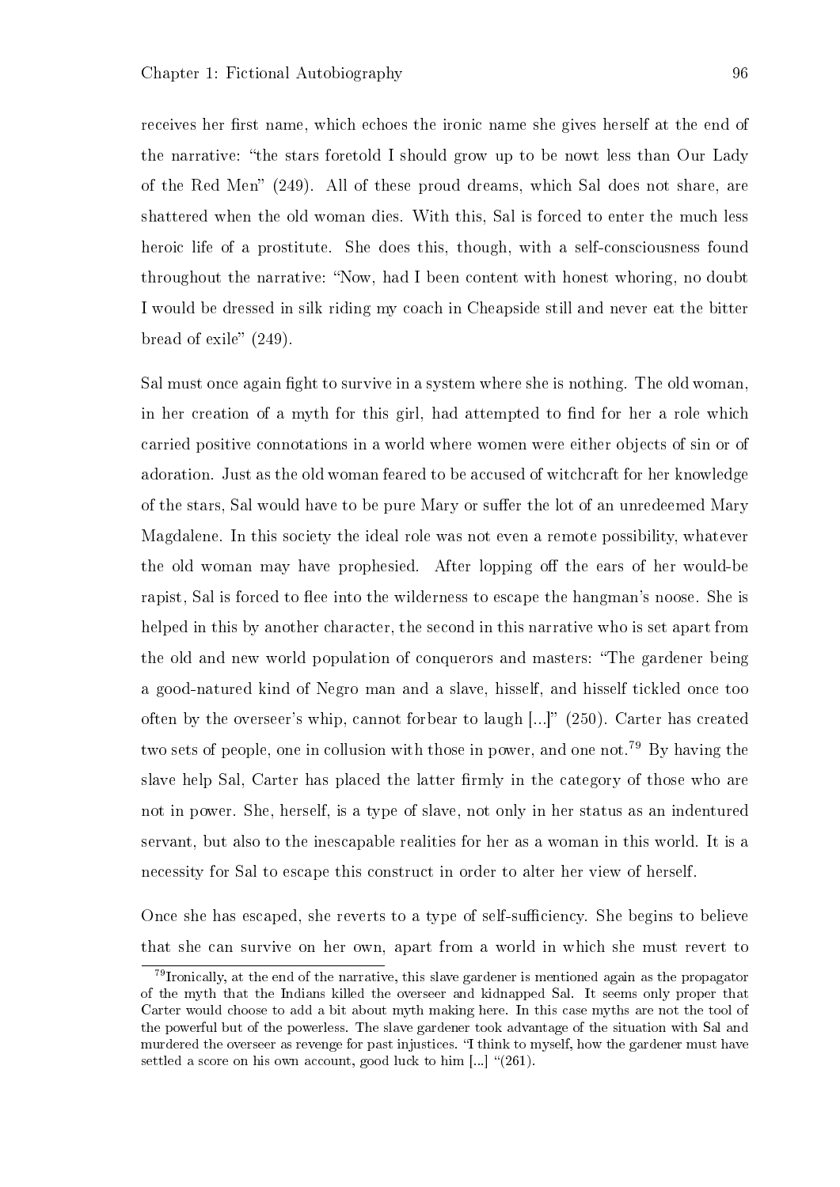receives her first name, which echoes the ironic name she gives herself at the end of the narrative: "the stars foretold I should grow up to be nowt less than Our Lady of the Red Men" (249). All of these proud dreams, which Sal does not share, are shattered when the old woman dies. With this, Sal is forced to enter the much less heroic life of a prostitute. She does this, though, with a self-consciousness found throughout the narrative: "Now, had I been content with honest whoring, no doubt I would be dressed in silk riding my coach in Cheapside still and never eat the bitter bread of exile" (249).

Sal must once again fight to survive in a system where she is nothing. The old woman, in her creation of a myth for this girl, had attempted to find for her a role which carried positive connotations in a world where women were either objects of sin or of adoration. Just as the old woman feared to be accused of witchcraft for her knowledge of the stars, Sal would have to be pure Mary or suffer the lot of an unredeemed Mary Magdalene. In this society the ideal role was not even a remote possibility, whatever the old woman may have prophesied. After lopping off the ears of her would-be rapist, Sal is forced to flee into the wilderness to escape the hangman's noose. She is helped in this by another character, the second in this narrative who is set apart from the old and new world population of conquerors and masters: "The gardener being a good-natured kind of Negro man and a slave, hisself, and hisself tickled once too often by the overseer's whip, cannot forbear to laugh [...]" (250). Carter has created two sets of people, one in collusion with those in power, and one not.[79] By having the slave help Sal, Carter has placed the latter firmly in the category of those who are not in power. She, herself, is a type of slave, not only in her status as an indentured servant, but also to the inescapable realities for her as a woman in this world. It is a necessity for Sal to escape this construct in order to alter her view of herself.

Once she has escaped, she reverts to a type of self-sufficiency. She begins to believe that she can survive on her own, apart from a world in which she must revert to

[79]Ironically, at the end of the narrative, this slave gardener is mentioned again as the propagator of the myth that the Indians killed the overseer and kidnapped Sal. It seems only proper that Carter would choose to add a bit about myth making here. In this case myths are not the tool of the powerful but of the powerless. The slave gardener took advantage of the situation with Sal and murdered the overseer as revenge for past injustices. "I think to myself, how the gardener must have settled a score on his own account, good luck to him [...] "(261).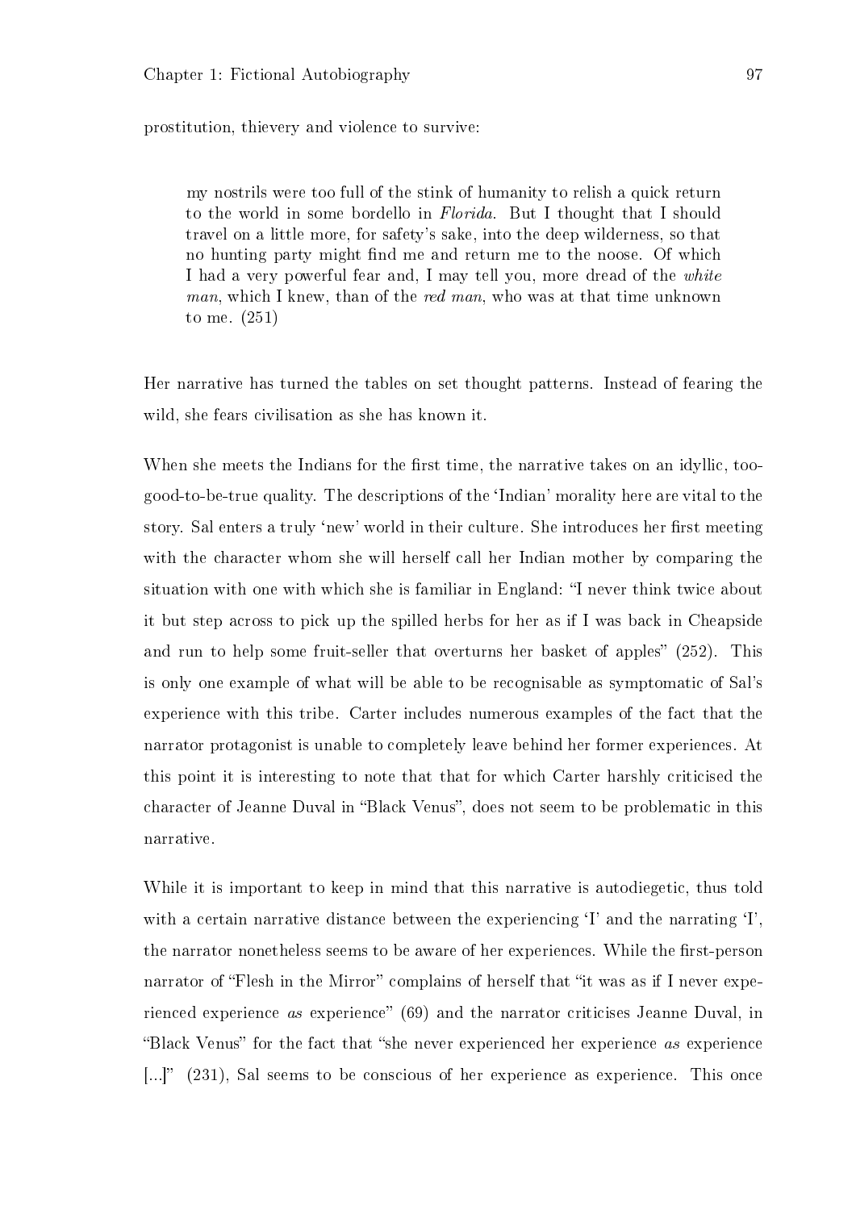prostitution, thievery and violence to survive:

> my nostrils were too full of the stink of humanity to relish a quick return to the world in some bordello in *Florida*. But I thought that I should travel on a little more, for safety's sake, into the deep wilderness, so that no hunting party might find me and return me to the noose. Of which I had a very powerful fear and, I may tell you, more dread of the *white man*, which I knew, than of the *red man*, who was at that time unknown to me. (251)

Her narrative has turned the tables on set thought patterns. Instead of fearing the wild, she fears civilisation as she has known it.

When she meets the Indians for the first time, the narrative takes on an idyllic, too-good-to-be-true quality. The descriptions of the 'Indian' morality here are vital to the story. Sal enters a truly 'new' world in their culture. She introduces her first meeting with the character whom she will herself call her Indian mother by comparing the situation with one with which she is familiar in England: "I never think twice about it but step across to pick up the spilled herbs for her as if I was back in Cheapside and run to help some fruit-seller that overturns her basket of apples" (252). This is only one example of what will be able to be recognisable as symptomatic of Sal's experience with this tribe. Carter includes numerous examples of the fact that the narrator protagonist is unable to completely leave behind her former experiences. At this point it is interesting to note that that for which Carter harshly criticised the character of Jeanne Duval in "Black Venus", does not seem to be problematic in this narrative.

While it is important to keep in mind that this narrative is autodiegetic, thus told with a certain narrative distance between the experiencing 'I' and the narrating 'I', the narrator nonetheless seems to be aware of her experiences. While the first-person narrator of "Flesh in the Mirror" complains of herself that "it was as if I never experienced experience *as* experience" (69) and the narrator criticises Jeanne Duval, in "Black Venus" for the fact that "she never experienced her experience *as* experience [...]" (231), Sal seems to be conscious of her experience as experience. This once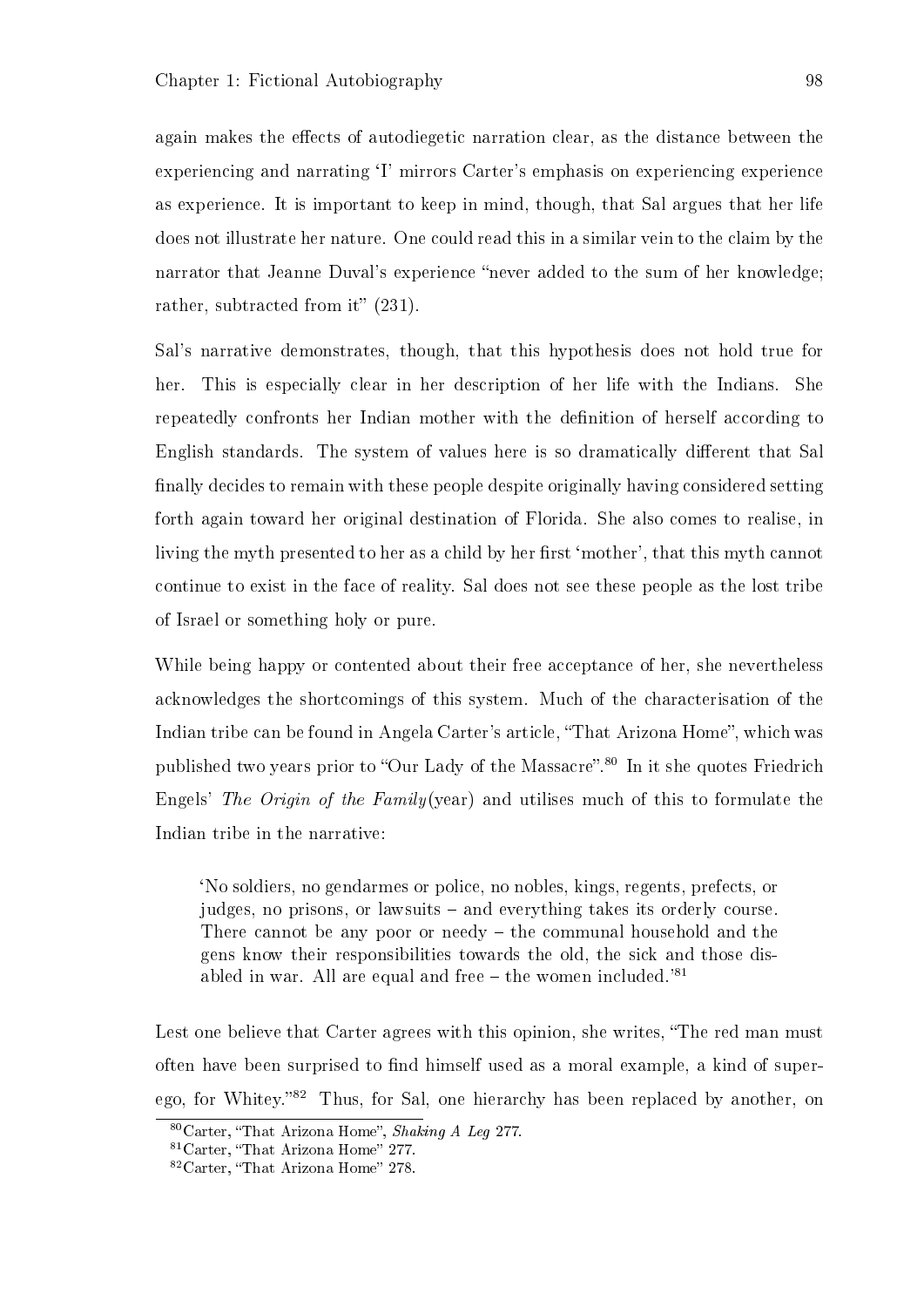again makes the effects of autodiegetic narration clear, as the distance between the experiencing and narrating 'I' mirrors Carter's emphasis on experiencing experience as experience. It is important to keep in mind, though, that Sal argues that her life does not illustrate her nature. One could read this in a similar vein to the claim by the narrator that Jeanne Duval's experience "never added to the sum of her knowledge; rather, subtracted from it" (231).

Sal's narrative demonstrates, though, that this hypothesis does not hold true for her. This is especially clear in her description of her life with the Indians. She repeatedly confronts her Indian mother with the definition of herself according to English standards. The system of values here is so dramatically different that Sal finally decides to remain with these people despite originally having considered setting forth again toward her original destination of Florida. She also comes to realise, in living the myth presented to her as a child by her first 'mother', that this myth cannot continue to exist in the face of reality. Sal does not see these people as the lost tribe of Israel or something holy or pure.

While being happy or contented about their free acceptance of her, she nevertheless acknowledges the shortcomings of this system. Much of the characterisation of the Indian tribe can be found in Angela Carter's article, "That Arizona Home", which was published two years prior to "Our Lady of the Massacre".[80] In it she quotes Friedrich Engels' *The Origin of the Family*(year) and utilises much of this to formulate the Indian tribe in the narrative:

> 'No soldiers, no gendarmes or police, no nobles, kings, regents, prefects, or judges, no prisons, or lawsuits – and everything takes its orderly course. There cannot be any poor or needy – the communal household and the gens know their responsibilities towards the old, the sick and those disabled in war. All are equal and free – the women included.'[81]

Lest one believe that Carter agrees with this opinion, she writes, "The red man must often have been surprised to find himself used as a moral example, a kind of super-ego, for Whitey."[82] Thus, for Sal, one hierarchy has been replaced by another, on

[80] Carter, "That Arizona Home", *Shaking A Leg* 277.

[81] Carter, "That Arizona Home" 277.

[82] Carter, "That Arizona Home" 278.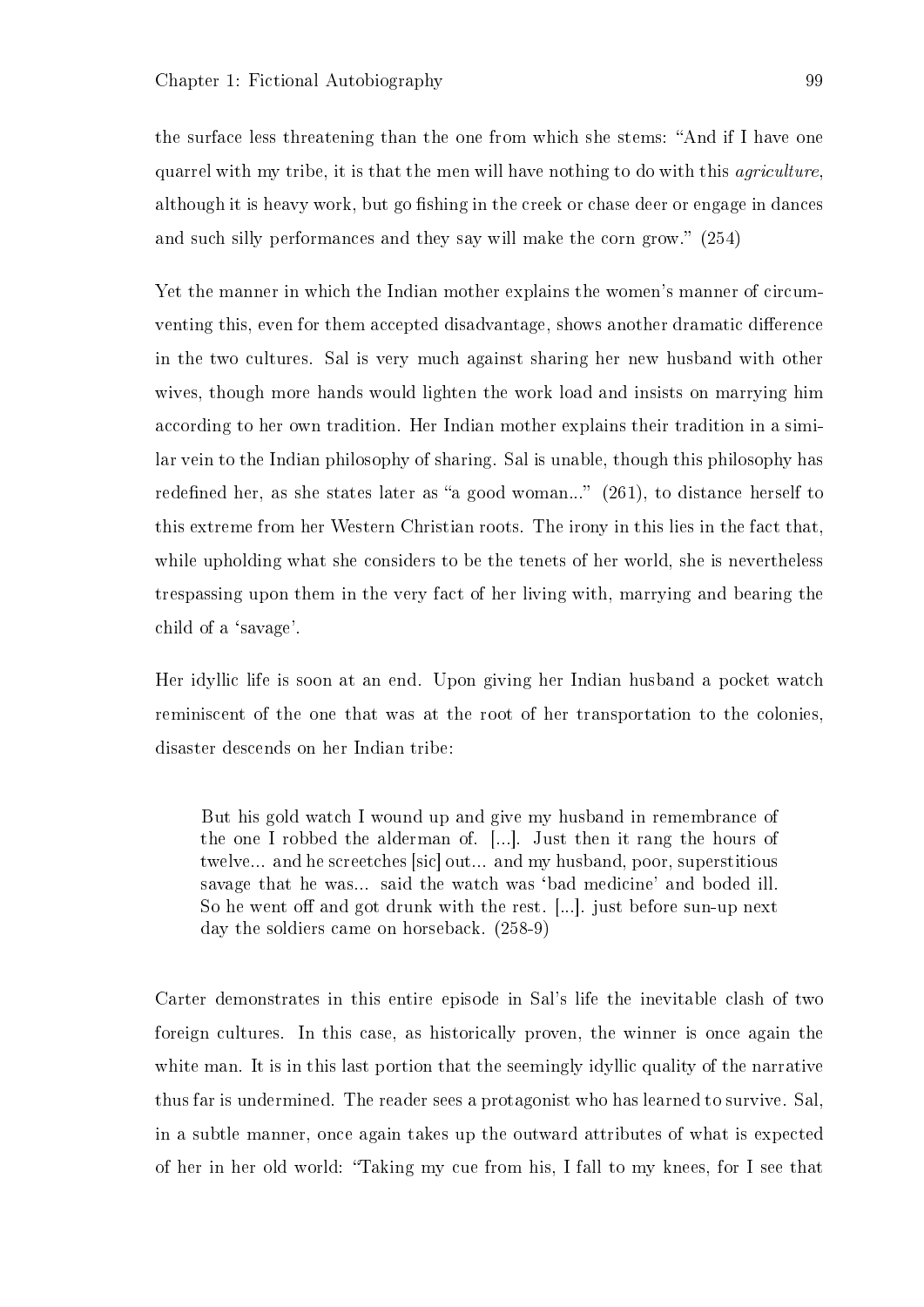the surface less threatening than the one from which she stems: "And if I have one quarrel with my tribe, it is that the men will have nothing to do with this *agriculture*, although it is heavy work, but go fishing in the creek or chase deer or engage in dances and such silly performances and they say will make the corn grow." (254)

Yet the manner in which the Indian mother explains the women's manner of circumventing this, even for them accepted disadvantage, shows another dramatic difference in the two cultures. Sal is very much against sharing her new husband with other wives, though more hands would lighten the work load and insists on marrying him according to her own tradition. Her Indian mother explains their tradition in a similar vein to the Indian philosophy of sharing. Sal is unable, though this philosophy has redefined her, as she states later as "a good woman..." (261), to distance herself to this extreme from her Western Christian roots. The irony in this lies in the fact that, while upholding what she considers to be the tenets of her world, she is nevertheless trespassing upon them in the very fact of her living with, marrying and bearing the child of a 'savage'.

Her idyllic life is soon at an end. Upon giving her Indian husband a pocket watch reminiscent of the one that was at the root of her transportation to the colonies, disaster descends on her Indian tribe:

> But his gold watch I wound up and give my husband in remembrance of the one I robbed the alderman of. [...]. Just then it rang the hours of twelve... and he screetches [sic] out... and my husband, poor, superstitious savage that he was... said the watch was 'bad medicine' and boded ill. So he went off and got drunk with the rest. [...]. just before sun-up next day the soldiers came on horseback. (258-9)

Carter demonstrates in this entire episode in Sal's life the inevitable clash of two foreign cultures. In this case, as historically proven, the winner is once again the white man. It is in this last portion that the seemingly idyllic quality of the narrative thus far is undermined. The reader sees a protagonist who has learned to survive. Sal, in a subtle manner, once again takes up the outward attributes of what is expected of her in her old world: "Taking my cue from his, I fall to my knees, for I see that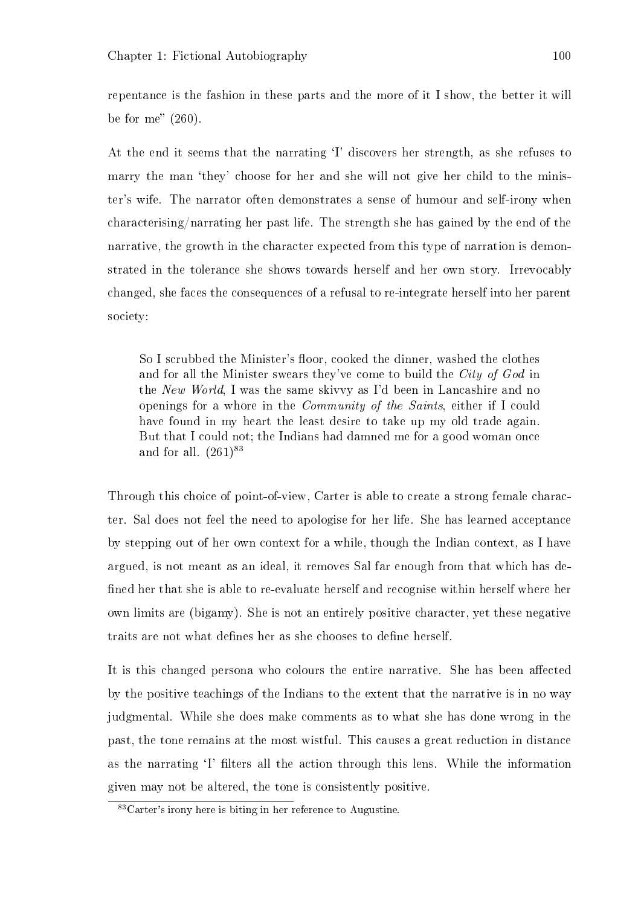repentance is the fashion in these parts and the more of it I show, the better it will be for me" (260).

At the end it seems that the narrating 'I' discovers her strength, as she refuses to marry the man 'they' choose for her and she will not give her child to the minister's wife. The narrator often demonstrates a sense of humour and self-irony when characterising/narrating her past life. The strength she has gained by the end of the narrative, the growth in the character expected from this type of narration is demonstrated in the tolerance she shows towards herself and her own story. Irrevocably changed, she faces the consequences of a refusal to re-integrate herself into her parent society:

> So I scrubbed the Minister's floor, cooked the dinner, washed the clothes and for all the Minister swears they've come to build the *City of God* in the *New World*, I was the same skivvy as I'd been in Lancashire and no openings for a whore in the *Community of the Saints*, either if I could have found in my heart the least desire to take up my old trade again. But that I could not; the Indians had damned me for a good woman once and for all. (261)[83]

Through this choice of point-of-view, Carter is able to create a strong female character. Sal does not feel the need to apologise for her life. She has learned acceptance by stepping out of her own context for a while, though the Indian context, as I have argued, is not meant as an ideal, it removes Sal far enough from that which has defined her that she is able to re-evaluate herself and recognise within herself where her own limits are (bigamy). She is not an entirely positive character, yet these negative traits are not what defines her as she chooses to define herself.

It is this changed persona who colours the entire narrative. She has been affected by the positive teachings of the Indians to the extent that the narrative is in no way judgmental. While she does make comments as to what she has done wrong in the past, the tone remains at the most wistful. This causes a great reduction in distance as the narrating 'I' filters all the action through this lens. While the information given may not be altered, the tone is consistently positive.

[83] Carter's irony here is biting in her reference to Augustine.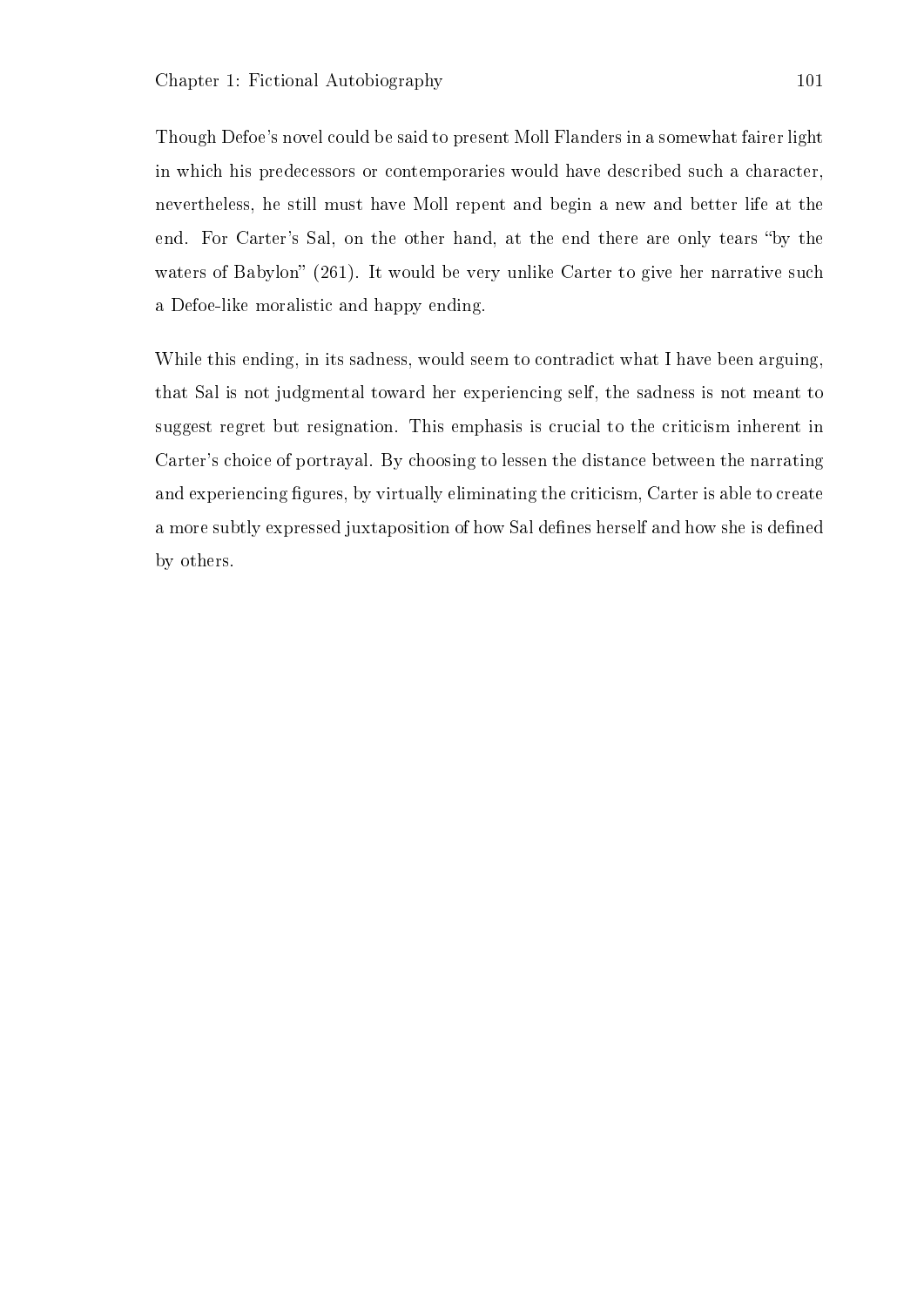Though Defoe's novel could be said to present Moll Flanders in a somewhat fairer light in which his predecessors or contemporaries would have described such a character, nevertheless, he still must have Moll repent and begin a new and better life at the end. For Carter's Sal, on the other hand, at the end there are only tears "by the waters of Babylon" (261). It would be very unlike Carter to give her narrative such a Defoe-like moralistic and happy ending.

While this ending, in its sadness, would seem to contradict what I have been arguing, that Sal is not judgmental toward her experiencing self, the sadness is not meant to suggest regret but resignation. This emphasis is crucial to the criticism inherent in Carter's choice of portrayal. By choosing to lessen the distance between the narrating and experiencing figures, by virtually eliminating the criticism, Carter is able to create a more subtly expressed juxtaposition of how Sal defines herself and how she is defined by others.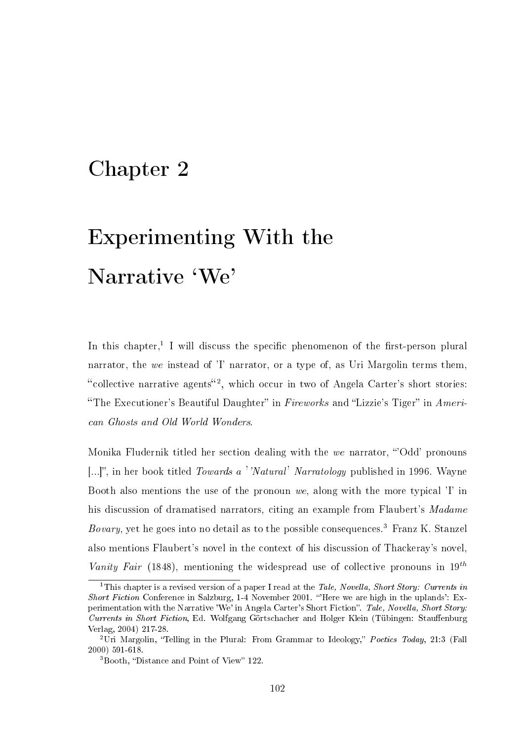# Chapter 2

# Experimenting With the Narrative 'We'

In this chapter,[1] I will discuss the specific phenomenon of the first-person plural narrator, the *we* instead of 'I' narrator, or a type of, as Uri Margolin terms them, "collective narrative agents"[2], which occur in two of Angela Carter's short stories: "The Executioner's Beautiful Daughter" in *Fireworks* and "Lizzie's Tiger" in *American Ghosts and Old World Wonders*.

Monika Fludernik titled her section dealing with the *we* narrator, "'Odd' pronouns [...]", in her book titled *Towards a ''Natural' Narratology* published in 1996. Wayne Booth also mentions the use of the pronoun *we*, along with the more typical 'I' in his discussion of dramatised narrators, citing an example from Flaubert's *Madame Bovary*, yet he goes into no detail as to the possible consequences.[3] Franz K. Stanzel also mentions Flaubert's novel in the context of his discussion of Thackeray's novel, *Vanity Fair* (1848), mentioning the widespread use of collective pronouns in $19^{th}$

---

[1] This chapter is a revised version of a paper I read at the *Tale, Novella, Short Story: Currents in Short Fiction* Conference in Salzburg, 1-4 November 2001. "'Here we are high in the uplands': Experimentation with the Narrative 'We' in Angela Carter's Short Fiction". *Tale, Novella, Short Story: Currents in Short Fiction*, Ed. Wolfgang Görtschacher and Holger Klein (Tübingen: Stauffenburg Verlag, 2004) 217-28.

[2] Uri Margolin, "Telling in the Plural: From Grammar to Ideology," *Poetics Today*, 21:3 (Fall 2000) 591-618.

[3] Booth, "Distance and Point of View" 122.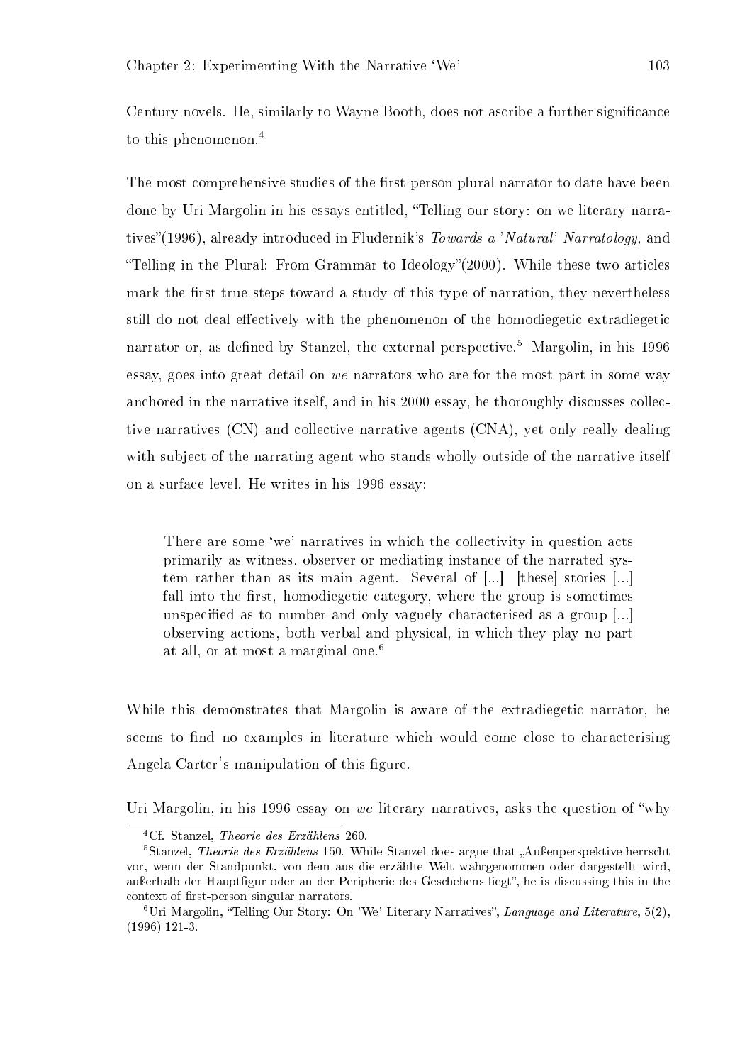Century novels. He, similarly to Wayne Booth, does not ascribe a further significance to this phenomenon.[4]

The most comprehensive studies of the first-person plural narrator to date have been done by Uri Margolin in his essays entitled, "Telling our story: on we literary narratives"(1996), already introduced in Fludernik's *Towards a 'Natural' Narratology,* and "Telling in the Plural: From Grammar to Ideology"(2000). While these two articles mark the first true steps toward a study of this type of narration, they nevertheless still do not deal effectively with the phenomenon of the homodiegetic extradiegetic narrator or, as defined by Stanzel, the external perspective.[5] Margolin, in his 1996 essay, goes into great detail on *we* narrators who are for the most part in some way anchored in the narrative itself, and in his 2000 essay, he thoroughly discusses collective narratives (CN) and collective narrative agents (CNA), yet only really dealing with subject of the narrating agent who stands wholly outside of the narrative itself on a surface level. He writes in his 1996 essay:

> There are some 'we' narratives in which the collectivity in question acts primarily as witness, observer or mediating instance of the narrated system rather than as its main agent. Several of [...] [these] stories [...] fall into the first, homodiegetic category, where the group is sometimes unspecified as to number and only vaguely characterised as a group [...] observing actions, both verbal and physical, in which they play no part at all, or at most a marginal one.[6]

While this demonstrates that Margolin is aware of the extradiegetic narrator, he seems to find no examples in literature which would come close to characterising Angela Carter's manipulation of this figure.

Uri Margolin, in his 1996 essay on *we* literary narratives, asks the question of "why

---

[4] Cf. Stanzel, *Theorie des Erzählens* 260.

[5] Stanzel, *Theorie des Erzählens* 150. While Stanzel does argue that „Außenperspektive herrscht vor, wenn der Standpunkt, von dem aus die erzählte Welt wahrgenommen oder dargestellt wird, außerhalb der Hauptfigur oder an der Peripherie des Geschehens liegt", he is discussing this in the context of first-person singular narrators.

[6] Uri Margolin, "Telling Our Story: On 'We' Literary Narratives", *Language and Literature*, 5(2), (1996) 121-3.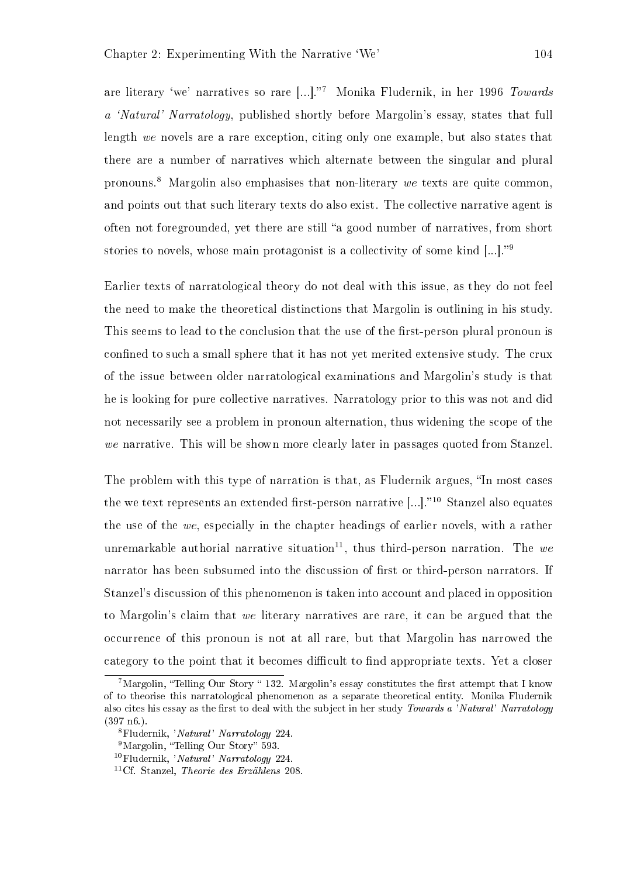are literary 'we' narratives so rare [...]."[7] Monika Fludernik, in her 1996 *Towards a 'Natural' Narratology*, published shortly before Margolin's essay, states that full length *we* novels are a rare exception, citing only one example, but also states that there are a number of narratives which alternate between the singular and plural pronouns.[8] Margolin also emphasises that non-literary *we* texts are quite common, and points out that such literary texts do also exist. The collective narrative agent is often not foregrounded, yet there are still "a good number of narratives, from short stories to novels, whose main protagonist is a collectivity of some kind [...]."[9]

Earlier texts of narratological theory do not deal with this issue, as they do not feel the need to make the theoretical distinctions that Margolin is outlining in his study. This seems to lead to the conclusion that the use of the first-person plural pronoun is confined to such a small sphere that it has not yet merited extensive study. The crux of the issue between older narratological examinations and Margolin's study is that he is looking for pure collective narratives. Narratology prior to this was not and did not necessarily see a problem in pronoun alternation, thus widening the scope of the *we* narrative. This will be shown more clearly later in passages quoted from Stanzel.

The problem with this type of narration is that, as Fludernik argues, "In most cases the we text represents an extended first-person narrative [...]."[10] Stanzel also equates the use of the *we*, especially in the chapter headings of earlier novels, with a rather unremarkable authorial narrative situation[11], thus third-person narration. The *we* narrator has been subsumed into the discussion of first or third-person narrators. If Stanzel's discussion of this phenomenon is taken into account and placed in opposition to Margolin's claim that *we* literary narratives are rare, it can be argued that the occurrence of this pronoun is not at all rare, but that Margolin has narrowed the category to the point that it becomes difficult to find appropriate texts. Yet a closer

[7] Margolin, "Telling Our Story " 132. Margolin's essay constitutes the first attempt that I know of to theorise this narratological phenomenon as a separate theoretical entity. Monika Fludernik also cites his essay as the first to deal with the subject in her study *Towards a 'Natural' Narratology* (397 n6.).

[8] Fludernik, *'Natural' Narratology* 224.

[9] Margolin, "Telling Our Story" 593.

[10] Fludernik, *'Natural' Narratology* 224.

[11] Cf. Stanzel, *Theorie des Erzählens* 208.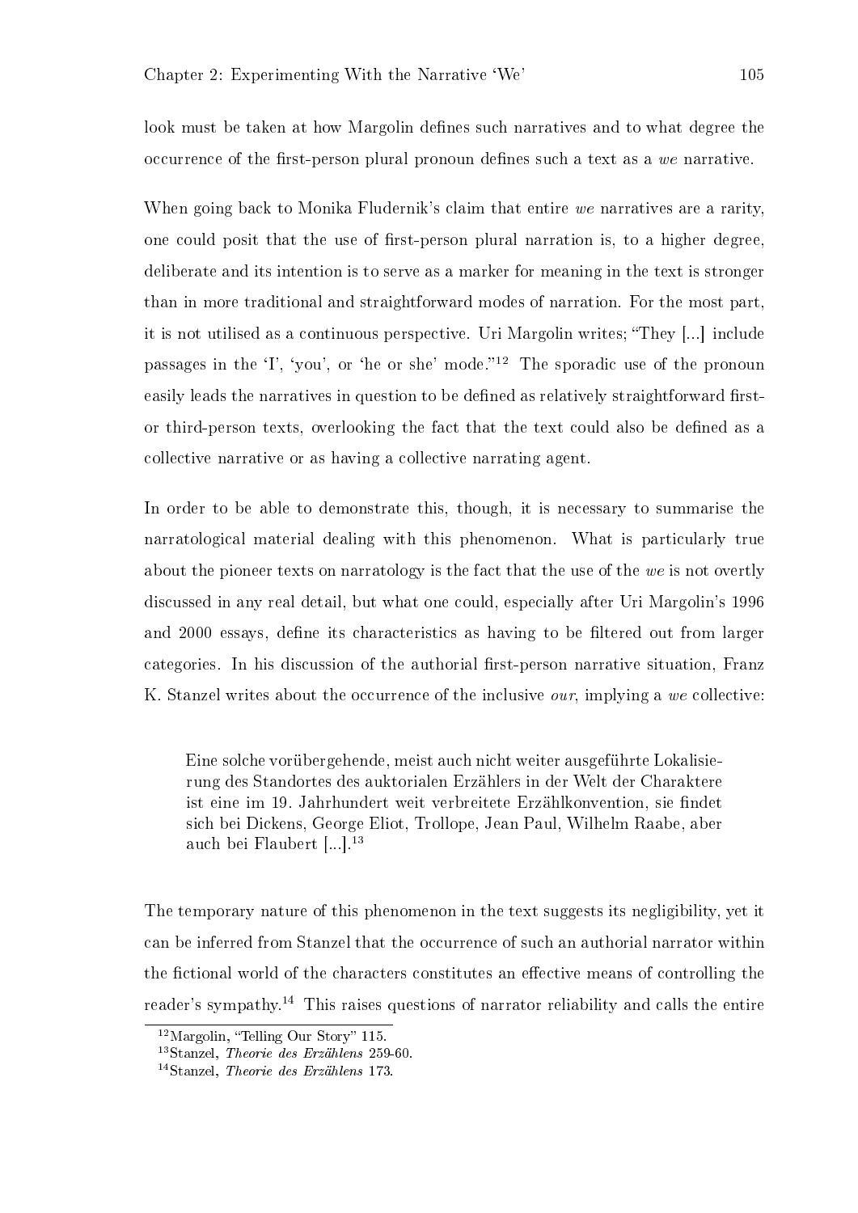look must be taken at how Margolin defines such narratives and to what degree the occurrence of the first-person plural pronoun defines such a text as a *we* narrative.

When going back to Monika Fludernik's claim that entire *we* narratives are a rarity, one could posit that the use of first-person plural narration is, to a higher degree, deliberate and its intention is to serve as a marker for meaning in the text is stronger than in more traditional and straightforward modes of narration. For the most part, it is not utilised as a continuous perspective. Uri Margolin writes; "They [...] include passages in the 'I', 'you', or 'he or she' mode."[12] The sporadic use of the pronoun easily leads the narratives in question to be defined as relatively straightforward first- or third-person texts, overlooking the fact that the text could also be defined as a collective narrative or as having a collective narrating agent.

In order to be able to demonstrate this, though, it is necessary to summarise the narratological material dealing with this phenomenon. What is particularly true about the pioneer texts on narratology is the fact that the use of the *we* is not overtly discussed in any real detail, but what one could, especially after Uri Margolin's 1996 and 2000 essays, define its characteristics as having to be filtered out from larger categories. In his discussion of the authorial first-person narrative situation, Franz K. Stanzel writes about the occurrence of the inclusive *our*, implying a *we* collective:

> Eine solche vorübergehende, meist auch nicht weiter ausgeführte Lokalisierung des Standortes des auktorialen Erzählers in der Welt der Charaktere ist eine im 19. Jahrhundert weit verbreitete Erzählkonvention, sie findet sich bei Dickens, George Eliot, Trollope, Jean Paul, Wilhelm Raabe, aber auch bei Flaubert [...].[13]

The temporary nature of this phenomenon in the text suggests its negligibility, yet it can be inferred from Stanzel that the occurrence of such an authorial narrator within the fictional world of the characters constitutes an effective means of controlling the reader's sympathy.[14] This raises questions of narrator reliability and calls the entire

[12] Margolin, "Telling Our Story" 115.

[13] Stanzel, *Theorie des Erzählens* 259-60.

[14] Stanzel, *Theorie des Erzählens* 173.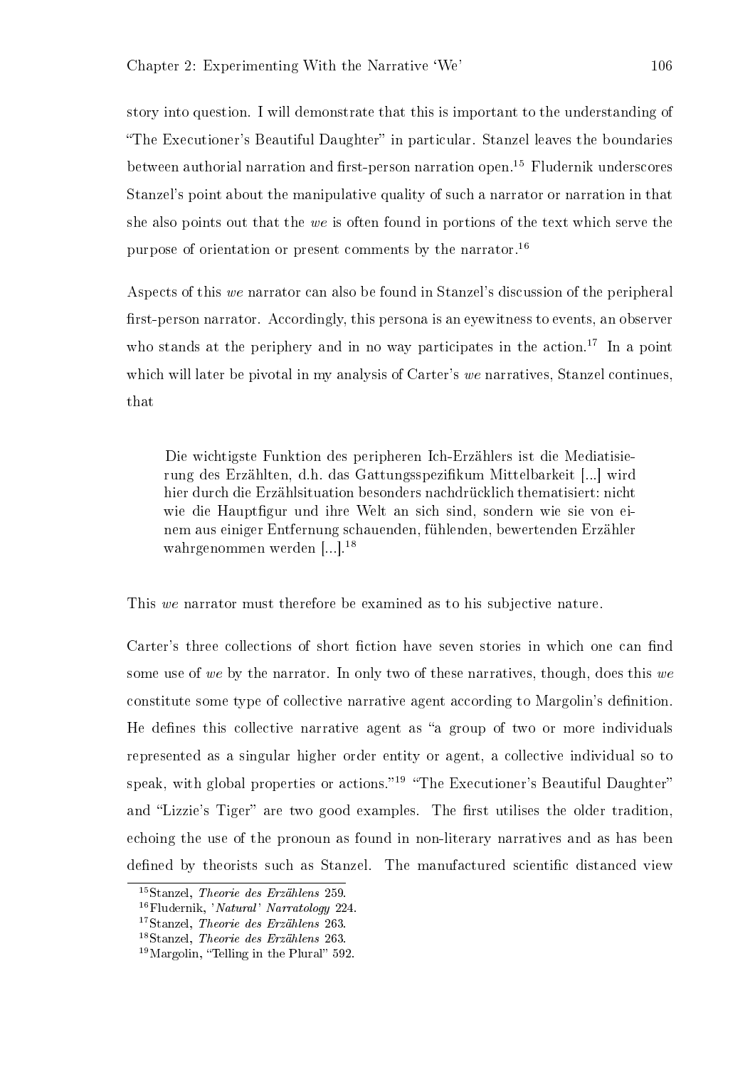story into question. I will demonstrate that this is important to the understanding of "The Executioner's Beautiful Daughter" in particular. Stanzel leaves the boundaries between authorial narration and first-person narration open.[15] Fludernik underscores Stanzel's point about the manipulative quality of such a narrator or narration in that she also points out that the *we* is often found in portions of the text which serve the purpose of orientation or present comments by the narrator.[16]

Aspects of this *we* narrator can also be found in Stanzel's discussion of the peripheral first-person narrator. Accordingly, this persona is an eyewitness to events, an observer who stands at the periphery and in no way participates in the action.[17] In a point which will later be pivotal in my analysis of Carter's *we* narratives, Stanzel continues, that

> Die wichtigste Funktion des peripheren Ich-Erzählers ist die Mediatisierung des Erzählten, d.h. das Gattungsspezifikum Mittelbarkeit [...] wird hier durch die Erzählsituation besonders nachdrücklich thematisiert: nicht wie die Hauptfigur und ihre Welt an sich sind, sondern wie sie von einem aus einiger Entfernung schauenden, fühlenden, bewertenden Erzähler wahrgenommen werden [...].[18]

This *we* narrator must therefore be examined as to his subjective nature.

Carter's three collections of short fiction have seven stories in which one can find some use of *we* by the narrator. In only two of these narratives, though, does this *we* constitute some type of collective narrative agent according to Margolin's definition. He defines this collective narrative agent as "a group of two or more individuals represented as a singular higher order entity or agent, a collective individual so to speak, with global properties or actions."[19] "The Executioner's Beautiful Daughter" and "Lizzie's Tiger" are two good examples. The first utilises the older tradition, echoing the use of the pronoun as found in non-literary narratives and as has been defined by theorists such as Stanzel. The manufactured scientific distanced view

---

[15] Stanzel, *Theorie des Erzählens* 259.

[16] Fludernik, '*Natural*' *Narratology* 224.

[17] Stanzel, *Theorie des Erzählens* 263.

[18] Stanzel, *Theorie des Erzählens* 263.

[19] Margolin, "Telling in the Plural" 592.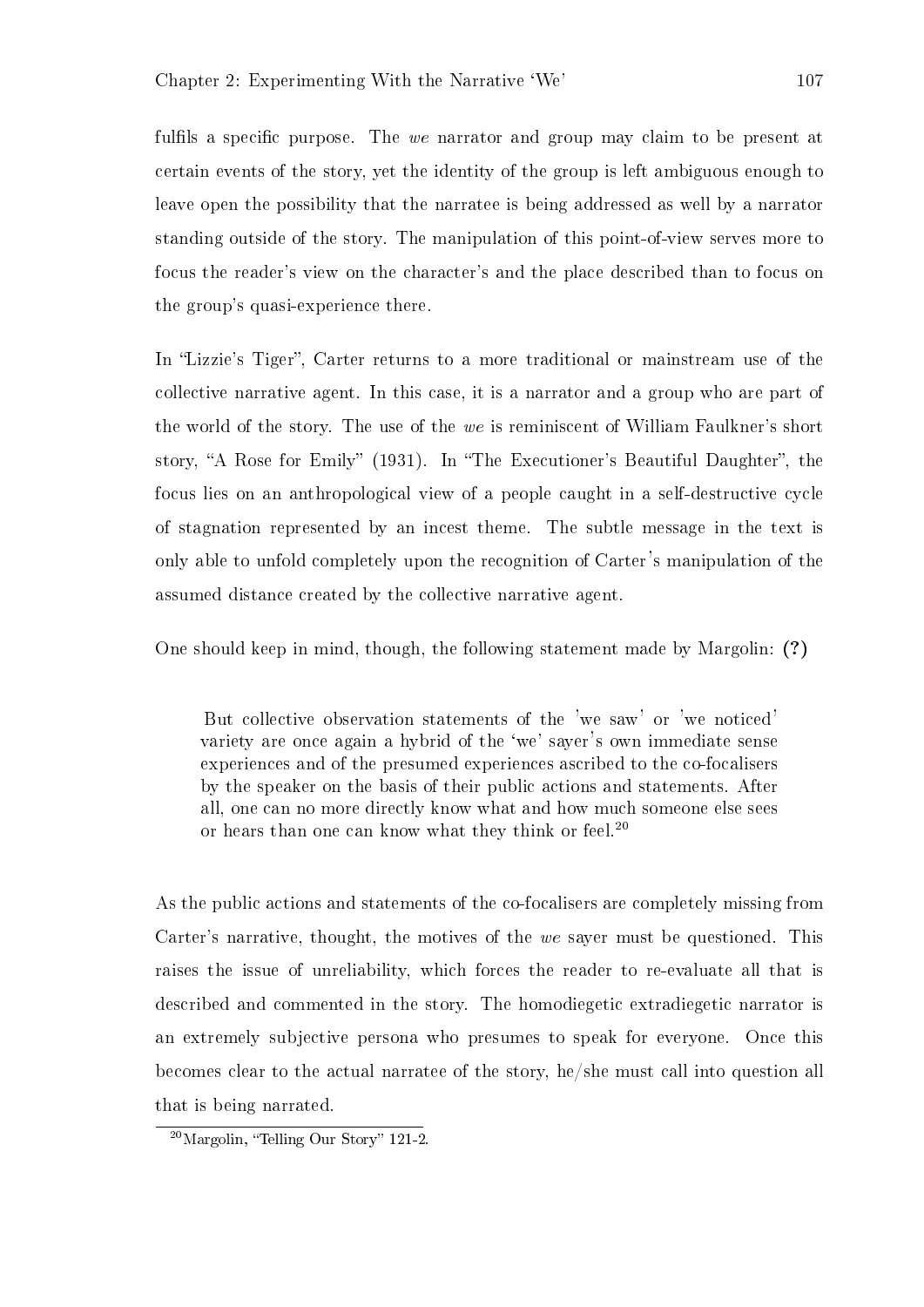fulfils a specific purpose. The *we* narrator and group may claim to be present at certain events of the story, yet the identity of the group is left ambiguous enough to leave open the possibility that the narratee is being addressed as well by a narrator standing outside of the story. The manipulation of this point-of-view serves more to focus the reader's view on the character's and the place described than to focus on the group's quasi-experience there.

In "Lizzie's Tiger", Carter returns to a more traditional or mainstream use of the collective narrative agent. In this case, it is a narrator and a group who are part of the world of the story. The use of the *we* is reminiscent of William Faulkner's short story, "A Rose for Emily" (1931). In "The Executioner's Beautiful Daughter", the focus lies on an anthropological view of a people caught in a self-destructive cycle of stagnation represented by an incest theme. The subtle message in the text is only able to unfold completely upon the recognition of Carter's manipulation of the assumed distance created by the collective narrative agent.

One should keep in mind, though, the following statement made by Margolin: **(?)**

> But collective observation statements of the 'we saw' or 'we noticed' variety are once again a hybrid of the 'we' sayer's own immediate sense experiences and of the presumed experiences ascribed to the co-focalisers by the speaker on the basis of their public actions and statements. After all, one can no more directly know what and how much someone else sees or hears than one can know what they think or feel.[20]

As the public actions and statements of the co-focalisers are completely missing from Carter's narrative, thought, the motives of the *we* sayer must be questioned. This raises the issue of unreliability, which forces the reader to re-evaluate all that is described and commented in the story. The homodiegetic extradiegetic narrator is an extremely subjective persona who presumes to speak for everyone. Once this becomes clear to the actual narratee of the story, he/she must call into question all that is being narrated.

[20] Margolin, "Telling Our Story" 121-2.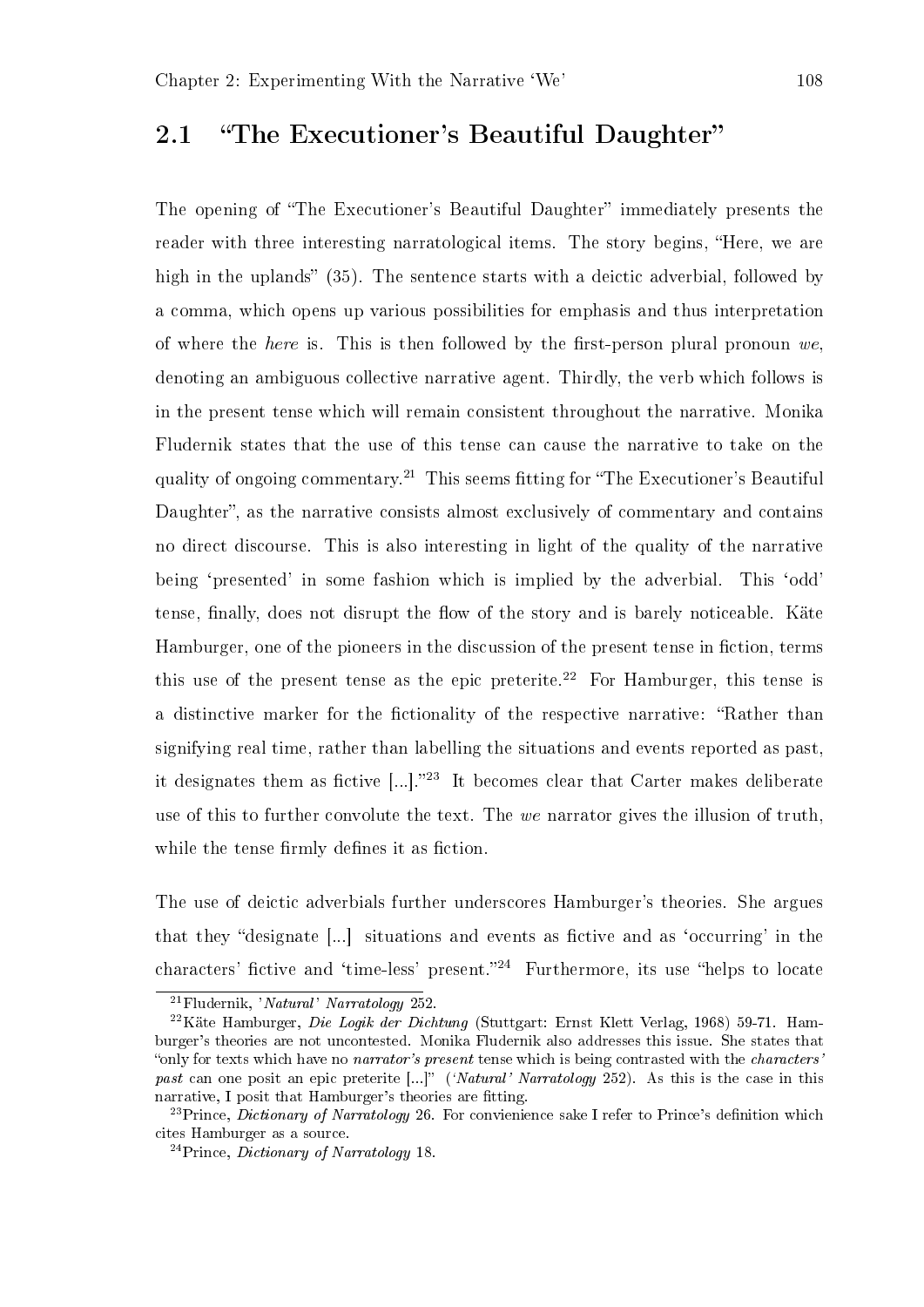## 2.1 "The Executioner's Beautiful Daughter"

The opening of "The Executioner's Beautiful Daughter" immediately presents the reader with three interesting narratological items. The story begins, "Here, we are high in the uplands" (35). The sentence starts with a deictic adverbial, followed by a comma, which opens up various possibilities for emphasis and thus interpretation of where the *here* is. This is then followed by the first-person plural pronoun *we*, denoting an ambiguous collective narrative agent. Thirdly, the verb which follows is in the present tense which will remain consistent throughout the narrative. Monika Fludernik states that the use of this tense can cause the narrative to take on the quality of ongoing commentary.[21] This seems fitting for "The Executioner's Beautiful Daughter", as the narrative consists almost exclusively of commentary and contains no direct discourse. This is also interesting in light of the quality of the narrative being 'presented' in some fashion which is implied by the adverbial. This 'odd' tense, finally, does not disrupt the flow of the story and is barely noticeable. Käte Hamburger, one of the pioneers in the discussion of the present tense in fiction, terms this use of the present tense as the epic preterite.[22] For Hamburger, this tense is a distinctive marker for the fictionality of the respective narrative: "Rather than signifying real time, rather than labelling the situations and events reported as past, it designates them as fictive [...]."[23] It becomes clear that Carter makes deliberate use of this to further convolute the text. The *we* narrator gives the illusion of truth, while the tense firmly defines it as fiction.

The use of deictic adverbials further underscores Hamburger's theories. She argues that they "designate [...] situations and events as fictive and as 'occurring' in the characters' fictive and 'time-less' present."[24] Furthermore, its use "helps to locate

---

[21] Fludernik, *'Natural' Narratology* 252.

[22] Käte Hamburger, *Die Logik der Dichtung* (Stuttgart: Ernst Klett Verlag, 1968) 59-71. Hamburger's theories are not uncontested. Monika Fludernik also addresses this issue. She states that "only for texts which have no *narrator's present* tense which is being contrasted with the *characters' past* can one posit an epic preterite [...]" (*'Natural' Narratology* 252). As this is the case in this narrative, I posit that Hamburger's theories are fitting.

[23] Prince, *Dictionary of Narratology* 26. For convienience sake I refer to Prince's definition which cites Hamburger as a source.

[24] Prince, *Dictionary of Narratology* 18.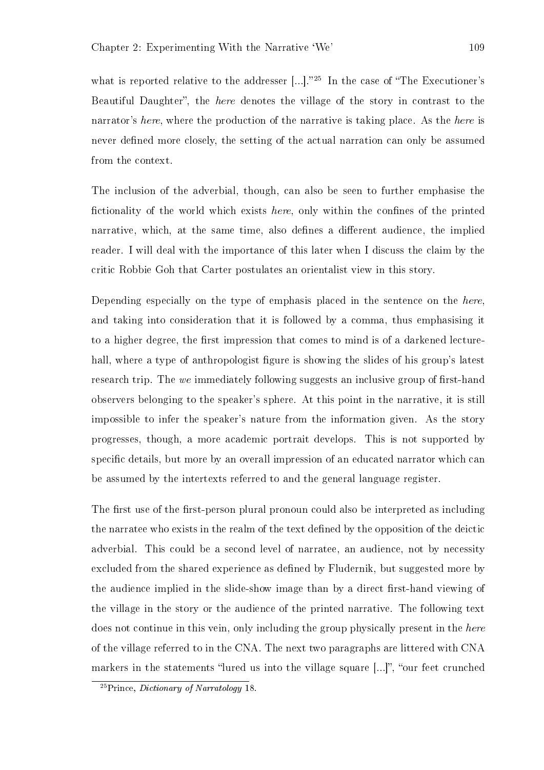what is reported relative to the addresser [...]."[25] In the case of "The Executioner's Beautiful Daughter", the *here* denotes the village of the story in contrast to the narrator's *here*, where the production of the narrative is taking place. As the *here* is never defined more closely, the setting of the actual narration can only be assumed from the context.

The inclusion of the adverbial, though, can also be seen to further emphasise the fictionality of the world which exists *here*, only within the confines of the printed narrative, which, at the same time, also defines a different audience, the implied reader. I will deal with the importance of this later when I discuss the claim by the critic Robbie Goh that Carter postulates an orientalist view in this story.

Depending especially on the type of emphasis placed in the sentence on the *here*, and taking into consideration that it is followed by a comma, thus emphasising it to a higher degree, the first impression that comes to mind is of a darkened lecture-hall, where a type of anthropologist figure is showing the slides of his group's latest research trip. The *we* immediately following suggests an inclusive group of first-hand observers belonging to the speaker's sphere. At this point in the narrative, it is still impossible to infer the speaker's nature from the information given. As the story progresses, though, a more academic portrait develops. This is not supported by specific details, but more by an overall impression of an educated narrator which can be assumed by the intertexts referred to and the general language register.

The first use of the first-person plural pronoun could also be interpreted as including the narratee who exists in the realm of the text defined by the opposition of the deictic adverbial. This could be a second level of narratee, an audience, not by necessity excluded from the shared experience as defined by Fludernik, but suggested more by the audience implied in the slide-show image than by a direct first-hand viewing of the village in the story or the audience of the printed narrative. The following text does not continue in this vein, only including the group physically present in the *here* of the village referred to in the CNA. The next two paragraphs are littered with CNA markers in the statements "lured us into the village square [...]", "our feet crunched

[25] Prince, *Dictionary of Narratology* 18.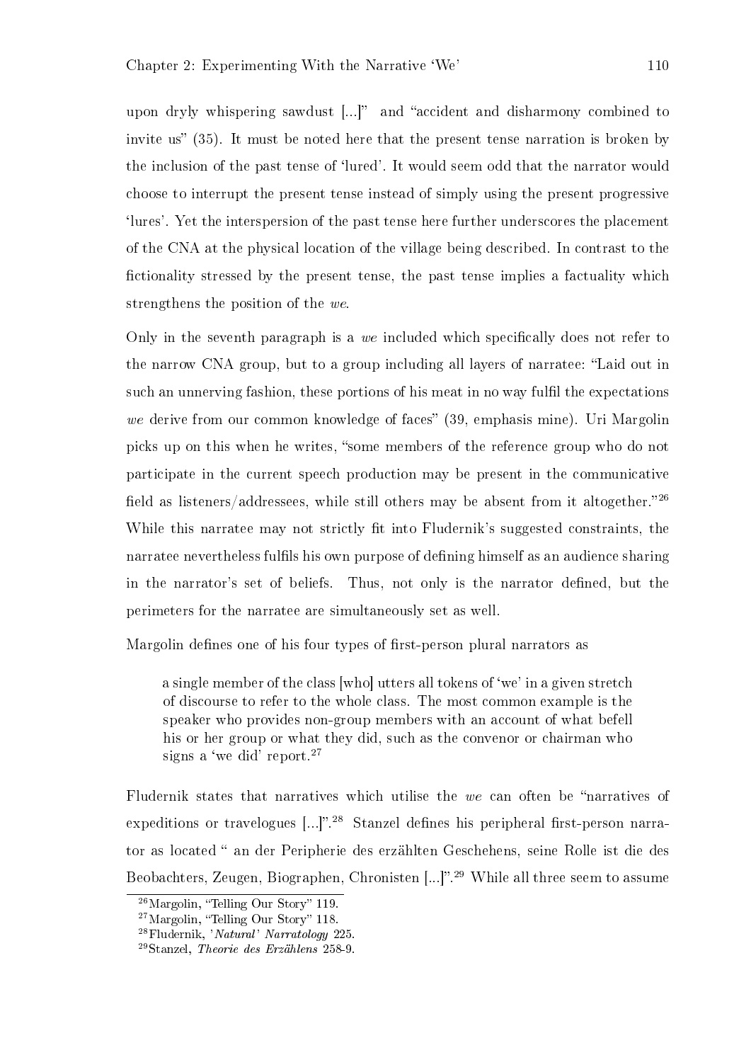upon dryly whispering sawdust [...]" and "accident and disharmony combined to invite us" (35). It must be noted here that the present tense narration is broken by the inclusion of the past tense of 'lured'. It would seem odd that the narrator would choose to interrupt the present tense instead of simply using the present progressive 'lures'. Yet the interspersion of the past tense here further underscores the placement of the CNA at the physical location of the village being described. In contrast to the fictionality stressed by the present tense, the past tense implies a factuality which strengthens the position of the *we*.

Only in the seventh paragraph is a *we* included which specifically does not refer to the narrow CNA group, but to a group including all layers of narratee: "Laid out in such an unnerving fashion, these portions of his meat in no way fulfil the expectations *we* derive from our common knowledge of faces" (39, emphasis mine). Uri Margolin picks up on this when he writes, "some members of the reference group who do not participate in the current speech production may be present in the communicative field as listeners/addressees, while still others may be absent from it altogether."[26] While this narratee may not strictly fit into Fludernik's suggested constraints, the narratee nevertheless fulfils his own purpose of defining himself as an audience sharing in the narrator's set of beliefs. Thus, not only is the narrator defined, but the perimeters for the narratee are simultaneously set as well.

Margolin defines one of his four types of first-person plural narrators as

> a single member of the class [who] utters all tokens of 'we' in a given stretch of discourse to refer to the whole class. The most common example is the speaker who provides non-group members with an account of what befell his or her group or what they did, such as the convenor or chairman who signs a 'we did' report.[27]

Fludernik states that narratives which utilise the *we* can often be "narratives of expeditions or travelogues [...]".[28] Stanzel defines his peripheral first-person narrator as located " an der Peripherie des erzählten Geschehens, seine Rolle ist die des Beobachters, Zeugen, Biographen, Chronisten [...]".[29] While all three seem to assume

[26] Margolin, "Telling Our Story" 119.
[27] Margolin, "Telling Our Story" 118.
[28] Fludernik, *'Natural' Narratology* 225.
[29] Stanzel, *Theorie des Erzählens* 258-9.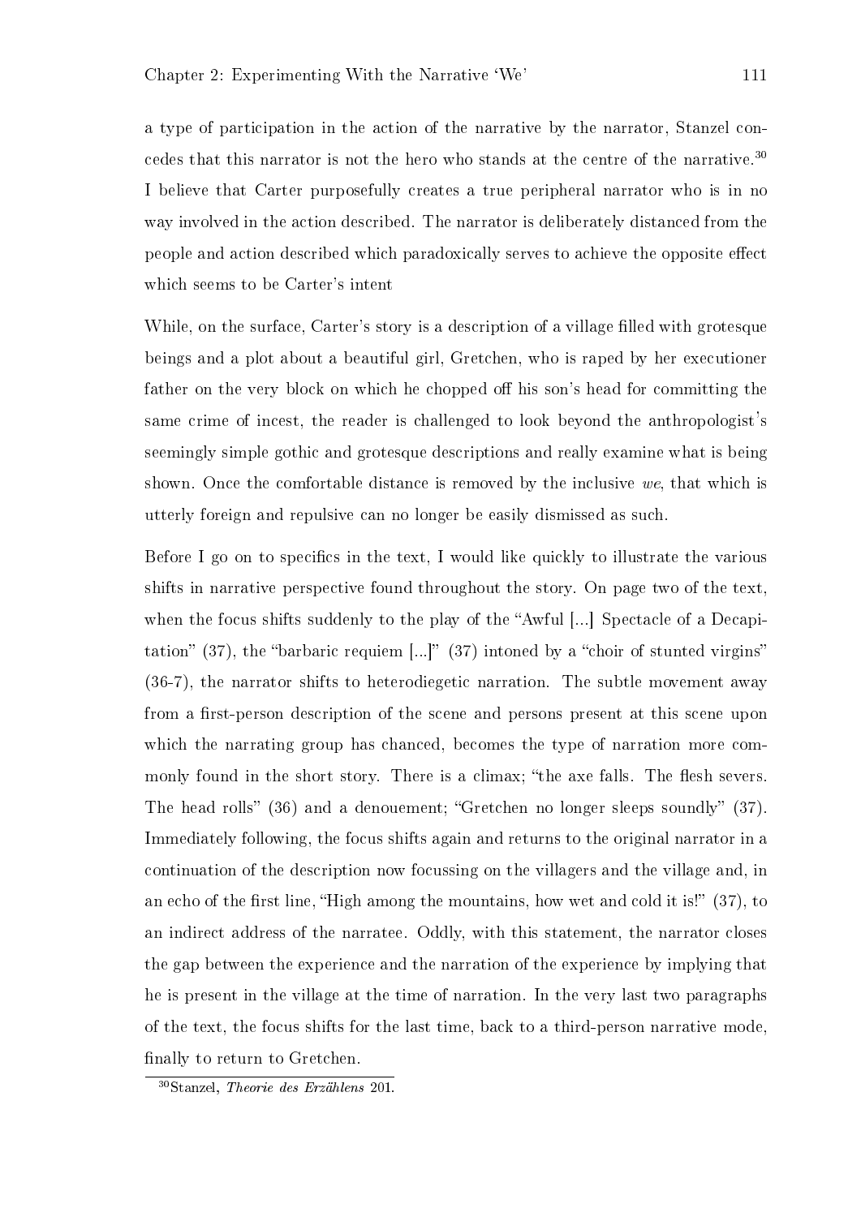a type of participation in the action of the narrative by the narrator, Stanzel concedes that this narrator is not the hero who stands at the centre of the narrative.[30] I believe that Carter purposefully creates a true peripheral narrator who is in no way involved in the action described. The narrator is deliberately distanced from the people and action described which paradoxically serves to achieve the opposite effect which seems to be Carter's intent

While, on the surface, Carter's story is a description of a village filled with grotesque beings and a plot about a beautiful girl, Gretchen, who is raped by her executioner father on the very block on which he chopped off his son's head for committing the same crime of incest, the reader is challenged to look beyond the anthropologist's seemingly simple gothic and grotesque descriptions and really examine what is being shown. Once the comfortable distance is removed by the inclusive *we*, that which is utterly foreign and repulsive can no longer be easily dismissed as such.

Before I go on to specifics in the text, I would like quickly to illustrate the various shifts in narrative perspective found throughout the story. On page two of the text, when the focus shifts suddenly to the play of the "Awful [...] Spectacle of a Decapitation" (37), the "barbaric requiem [...]" (37) intoned by a "choir of stunted virgins" (36-7), the narrator shifts to heterodiegetic narration. The subtle movement away from a first-person description of the scene and persons present at this scene upon which the narrating group has chanced, becomes the type of narration more commonly found in the short story. There is a climax; "the axe falls. The flesh severs. The head rolls" (36) and a denouement; "Gretchen no longer sleeps soundly" (37). Immediately following, the focus shifts again and returns to the original narrator in a continuation of the description now focussing on the villagers and the village and, in an echo of the first line, "High among the mountains, how wet and cold it is!" (37), to an indirect address of the narratee. Oddly, with this statement, the narrator closes the gap between the experience and the narration of the experience by implying that he is present in the village at the time of narration. In the very last two paragraphs of the text, the focus shifts for the last time, back to a third-person narrative mode, finally to return to Gretchen.

[30] Stanzel, *Theorie des Erzählens* 201.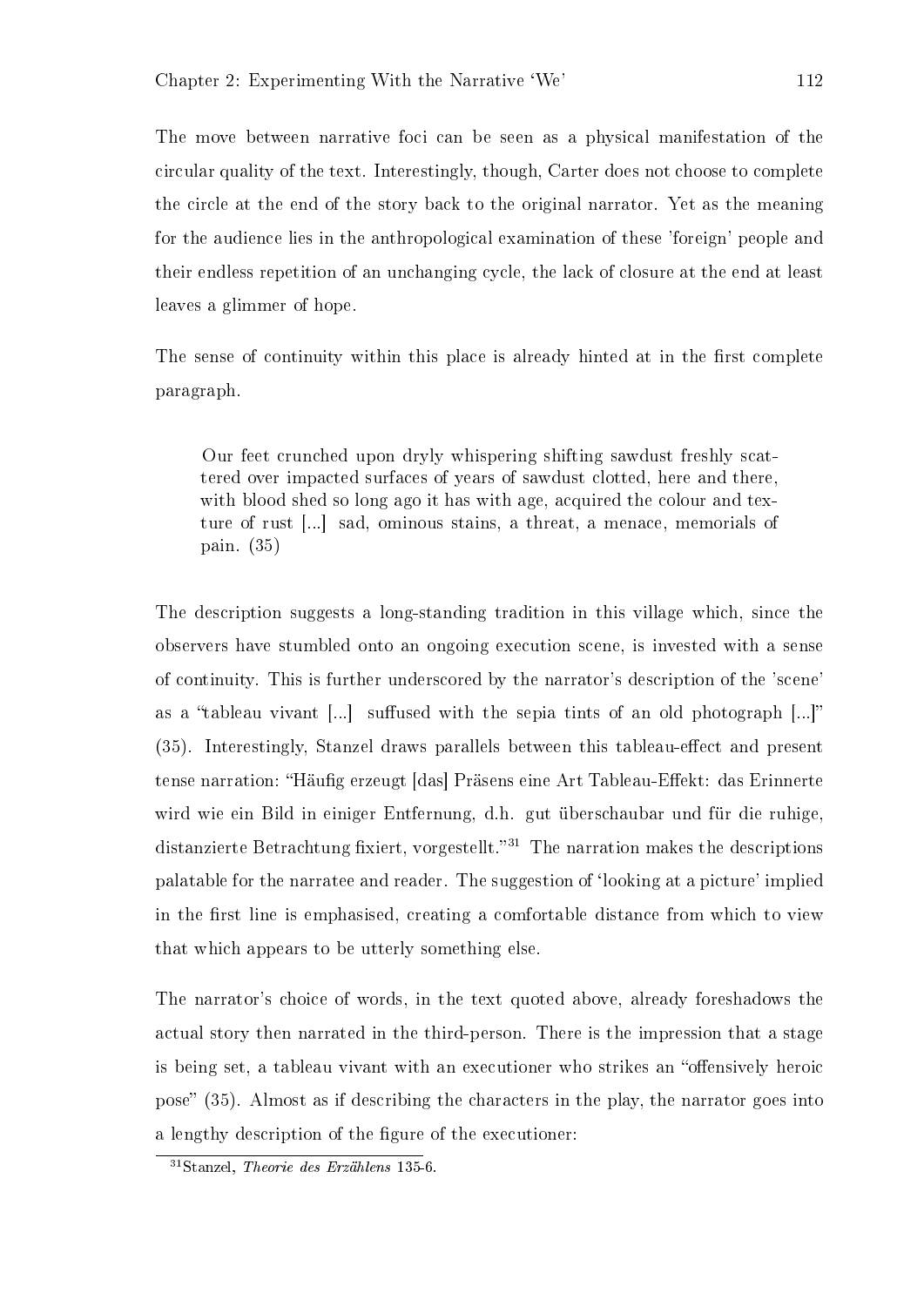The move between narrative foci can be seen as a physical manifestation of the circular quality of the text. Interestingly, though, Carter does not choose to complete the circle at the end of the story back to the original narrator. Yet as the meaning for the audience lies in the anthropological examination of these 'foreign' people and their endless repetition of an unchanging cycle, the lack of closure at the end at least leaves a glimmer of hope.

The sense of continuity within this place is already hinted at in the first complete paragraph.

> Our feet crunched upon dryly whispering shifting sawdust freshly scattered over impacted surfaces of years of sawdust clotted, here and there, with blood shed so long ago it has with age, acquired the colour and texture of rust [...] sad, ominous stains, a threat, a menace, memorials of pain. (35)

The description suggests a long-standing tradition in this village which, since the observers have stumbled onto an ongoing execution scene, is invested with a sense of continuity. This is further underscored by the narrator's description of the 'scene' as a "tableau vivant [...] suffused with the sepia tints of an old photograph [...]" (35). Interestingly, Stanzel draws parallels between this tableau-effect and present tense narration: "Häufig erzeugt [das] Präsens eine Art Tableau-Effekt: das Erinnerte wird wie ein Bild in einiger Entfernung, d.h. gut überschaubar und für die ruhige, distanzierte Betrachtung fixiert, vorgestellt."[31] The narration makes the descriptions palatable for the narratee and reader. The suggestion of 'looking at a picture' implied in the first line is emphasised, creating a comfortable distance from which to view that which appears to be utterly something else.

The narrator's choice of words, in the text quoted above, already foreshadows the actual story then narrated in the third-person. There is the impression that a stage is being set, a tableau vivant with an executioner who strikes an "offensively heroic pose" (35). Almost as if describing the characters in the play, the narrator goes into a lengthy description of the figure of the executioner:

[31] Stanzel, *Theorie des Erzählens* 135-6.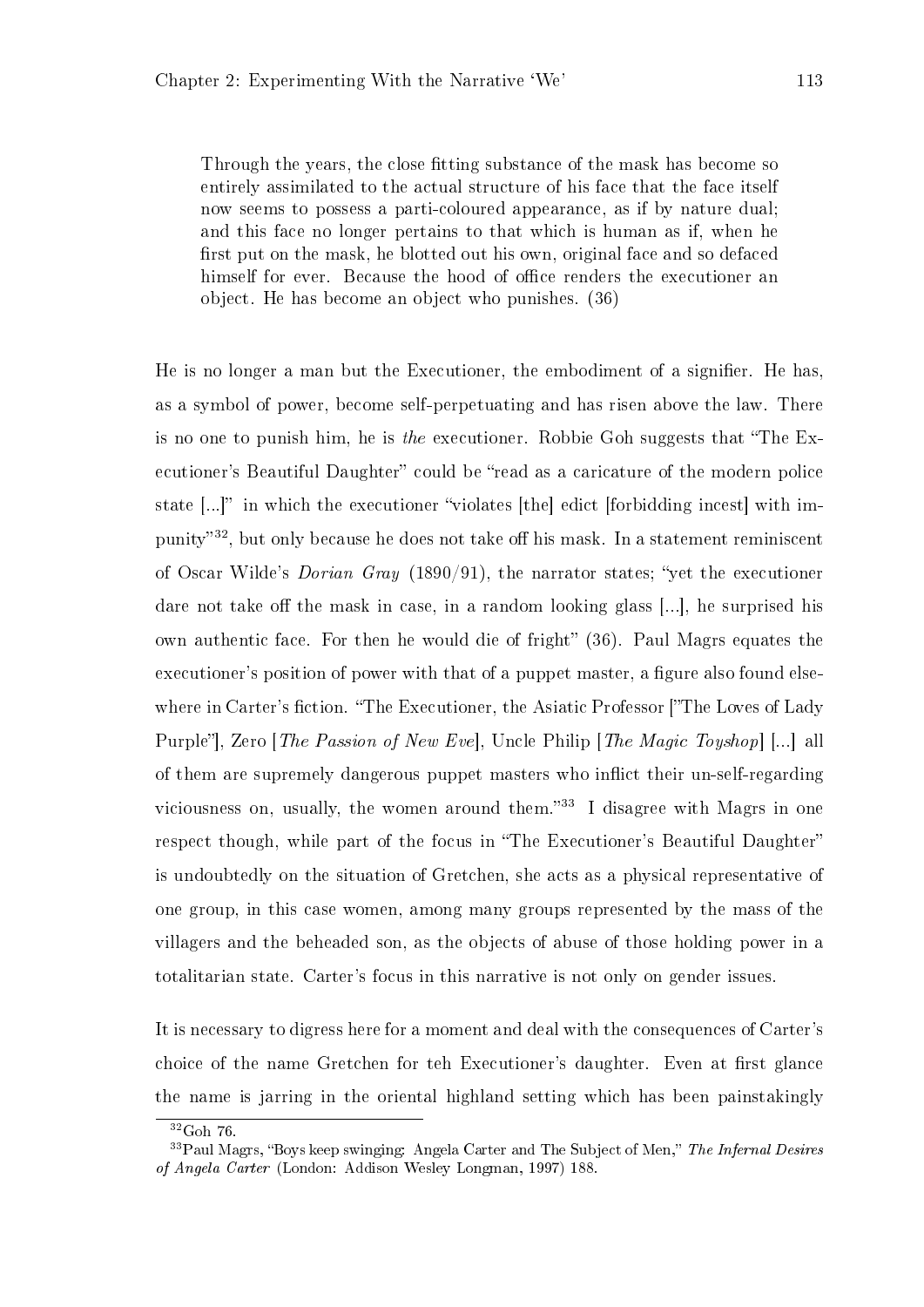> Through the years, the close fitting substance of the mask has become so entirely assimilated to the actual structure of his face that the face itself now seems to possess a parti-coloured appearance, as if by nature dual; and this face no longer pertains to that which is human as if, when he first put on the mask, he blotted out his own, original face and so defaced himself for ever. Because the hood of office renders the executioner an object. He has become an object who punishes. (36)

He is no longer a man but the Executioner, the embodiment of a signifier. He has, as a symbol of power, become self-perpetuating and has risen above the law. There is no one to punish him, he is *the* executioner. Robbie Goh suggests that "The Executioner's Beautiful Daughter" could be "read as a caricature of the modern police state [...]" in which the executioner "violates [the] edict [forbidding incest] with impunity"[32], but only because he does not take off his mask. In a statement reminiscent of Oscar Wilde's *Dorian Gray* (1890/91), the narrator states; "yet the executioner dare not take off the mask in case, in a random looking glass [...], he surprised his own authentic face. For then he would die of fright" (36). Paul Magrs equates the executioner's position of power with that of a puppet master, a figure also found elsewhere in Carter's fiction. "The Executioner, the Asiatic Professor ["The Loves of Lady Purple"], Zero [*The Passion of New Eve*], Uncle Philip [*The Magic Toyshop*] [...] all of them are supremely dangerous puppet masters who inflict their un-self-regarding viciousness on, usually, the women around them."[33] I disagree with Magrs in one respect though, while part of the focus in "The Executioner's Beautiful Daughter" is undoubtedly on the situation of Gretchen, she acts as a physical representative of one group, in this case women, among many groups represented by the mass of the villagers and the beheaded son, as the objects of abuse of those holding power in a totalitarian state. Carter's focus in this narrative is not only on gender issues.

It is necessary to digress here for a moment and deal with the consequences of Carter's choice of the name Gretchen for teh Executioner's daughter. Even at first glance the name is jarring in the oriental highland setting which has been painstakingly

---

[32] Goh 76.

[33] Paul Magrs, "Boys keep swinging: Angela Carter and The Subject of Men," *The Infernal Desires of Angela Carter* (London: Addison Wesley Longman, 1997) 188.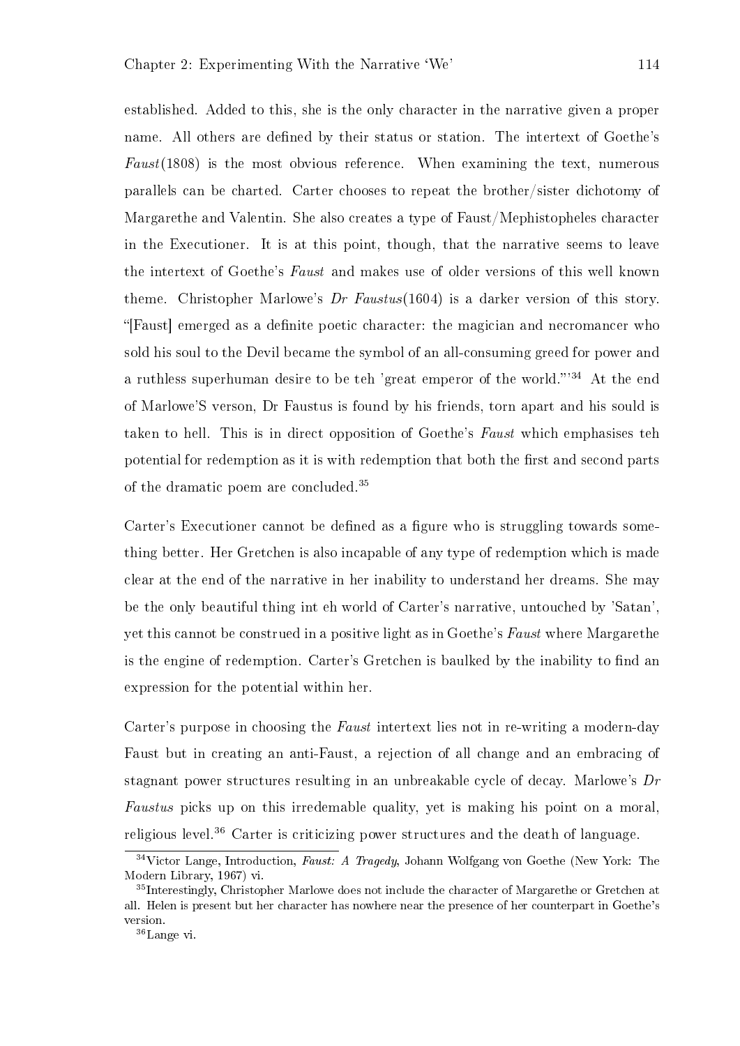established. Added to this, she is the only character in the narrative given a proper name. All others are defined by their status or station. The intertext of Goethe's *Faust*(1808) is the most obvious reference. When examining the text, numerous parallels can be charted. Carter chooses to repeat the brother/sister dichotomy of Margarethe and Valentin. She also creates a type of Faust/Mephistopheles character in the Executioner. It is at this point, though, that the narrative seems to leave the intertext of Goethe's *Faust* and makes use of older versions of this well known theme. Christopher Marlowe's *Dr Faustus*(1604) is a darker version of this story. "[Faust] emerged as a definite poetic character: the magician and necromancer who sold his soul to the Devil became the symbol of an all-consuming greed for power and a ruthless superhuman desire to be teh 'great emperor of the world."'[34] At the end of Marlowe'S verson, Dr Faustus is found by his friends, torn apart and his sould is taken to hell. This is in direct opposition of Goethe's *Faust* which emphasises teh potential for redemption as it is with redemption that both the first and second parts of the dramatic poem are concluded.[35]

Carter's Executioner cannot be defined as a figure who is struggling towards something better. Her Gretchen is also incapable of any type of redemption which is made clear at the end of the narrative in her inability to understand her dreams. She may be the only beautiful thing int eh world of Carter's narrative, untouched by 'Satan', yet this cannot be construed in a positive light as in Goethe's *Faust* where Margarethe is the engine of redemption. Carter's Gretchen is baulked by the inability to find an expression for the potential within her.

Carter's purpose in choosing the *Faust* intertext lies not in re-writing a modern-day Faust but in creating an anti-Faust, a rejection of all change and an embracing of stagnant power structures resulting in an unbreakable cycle of decay. Marlowe's *Dr Faustus* picks up on this irredemable quality, yet is making his point on a moral, religious level.[36] Carter is criticizing power structures and the death of language.

[34]Victor Lange, Introduction, *Faust: A Tragedy*, Johann Wolfgang von Goethe (New York: The Modern Library, 1967) vi.

[35]Interestingly, Christopher Marlowe does not include the character of Margarethe or Gretchen at all. Helen is present but her character has nowhere near the presence of her counterpart in Goethe's version.

[36]Lange vi.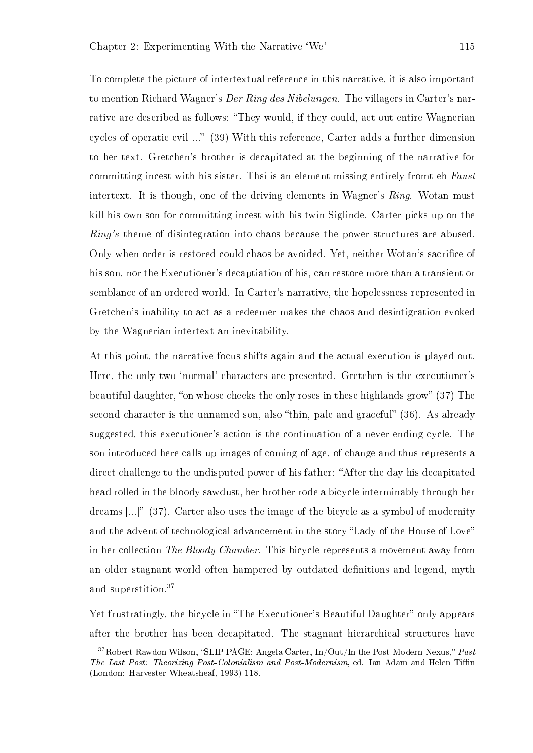To complete the picture of intertextual reference in this narrative, it is also important to mention Richard Wagner's *Der Ring des Nibelungen*. The villagers in Carter's narrative are described as follows: "They would, if they could, act out entire Wagnerian cycles of operatic evil ..." (39) With this reference, Carter adds a further dimension to her text. Gretchen's brother is decapitated at the beginning of the narrative for committing incest with his sister. Thsi is an element missing entirely fromt eh *Faust* intertext. It is though, one of the driving elements in Wagner's *Ring*. Wotan must kill his own son for committing incest with his twin Siglinde. Carter picks up on the *Ring's* theme of disintegration into chaos because the power structures are abused. Only when order is restored could chaos be avoided. Yet, neither Wotan's sacrifice of his son, nor the Executioner's decaptiation of his, can restore more than a transient or semblance of an ordered world. In Carter's narrative, the hopelessness represented in Gretchen's inability to act as a redeemer makes the chaos and desintigration evoked by the Wagnerian intertext an inevitability.

At this point, the narrative focus shifts again and the actual execution is played out. Here, the only two 'normal' characters are presented. Gretchen is the executioner's beautiful daughter, "on whose cheeks the only roses in these highlands grow" (37) The second character is the unnamed son, also "thin, pale and graceful" (36). As already suggested, this executioner's action is the continuation of a never-ending cycle. The son introduced here calls up images of coming of age, of change and thus represents a direct challenge to the undisputed power of his father: "After the day his decapitated head rolled in the bloody sawdust, her brother rode a bicycle interminably through her dreams [...]" (37). Carter also uses the image of the bicycle as a symbol of modernity and the advent of technological advancement in the story "Lady of the House of Love" in her collection *The Bloody Chamber*. This bicycle represents a movement away from an older stagnant world often hampered by outdated definitions and legend, myth and superstition.[37]

Yet frustratingly, the bicycle in "The Executioner's Beautiful Daughter" only appears after the brother has been decapitated. The stagnant hierarchical structures have

[37] Robert Rawdon Wilson, "SLIP PAGE: Angela Carter, In/Out/In the Post-Modern Nexus," *Past The Last Post: Theorizing Post-Colonialism and Post-Modernism*, ed. Ian Adam and Helen Tiffin (London: Harvester Wheatsheaf, 1993) 118.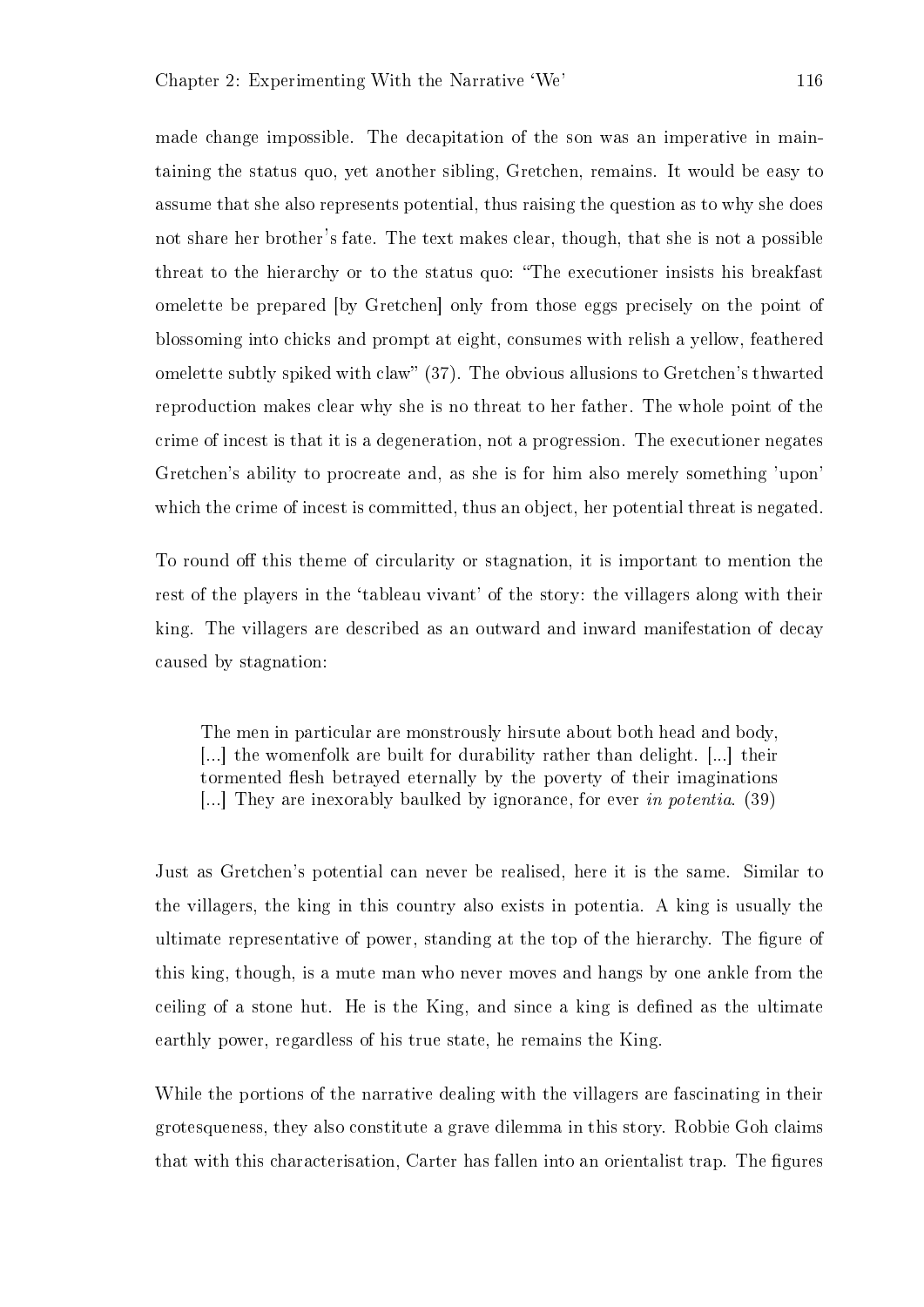made change impossible. The decapitation of the son was an imperative in maintaining the status quo, yet another sibling, Gretchen, remains. It would be easy to assume that she also represents potential, thus raising the question as to why she does not share her brother's fate. The text makes clear, though, that she is not a possible threat to the hierarchy or to the status quo: "The executioner insists his breakfast omelette be prepared [by Gretchen] only from those eggs precisely on the point of blossoming into chicks and prompt at eight, consumes with relish a yellow, feathered omelette subtly spiked with claw" (37). The obvious allusions to Gretchen's thwarted reproduction makes clear why she is no threat to her father. The whole point of the crime of incest is that it is a degeneration, not a progression. The executioner negates Gretchen's ability to procreate and, as she is for him also merely something 'upon' which the crime of incest is committed, thus an object, her potential threat is negated.

To round off this theme of circularity or stagnation, it is important to mention the rest of the players in the 'tableau vivant' of the story: the villagers along with their king. The villagers are described as an outward and inward manifestation of decay caused by stagnation:

> The men in particular are monstrously hirsute about both head and body, [...] the womenfolk are built for durability rather than delight. [...] their tormented flesh betrayed eternally by the poverty of their imaginations [...] They are inexorably baulked by ignorance, for ever *in potentia*. (39)

Just as Gretchen's potential can never be realised, here it is the same. Similar to the villagers, the king in this country also exists in potentia. A king is usually the ultimate representative of power, standing at the top of the hierarchy. The figure of this king, though, is a mute man who never moves and hangs by one ankle from the ceiling of a stone hut. He is the King, and since a king is defined as the ultimate earthly power, regardless of his true state, he remains the King.

While the portions of the narrative dealing with the villagers are fascinating in their grotesqueness, they also constitute a grave dilemma in this story. Robbie Goh claims that with this characterisation, Carter has fallen into an orientalist trap. The figures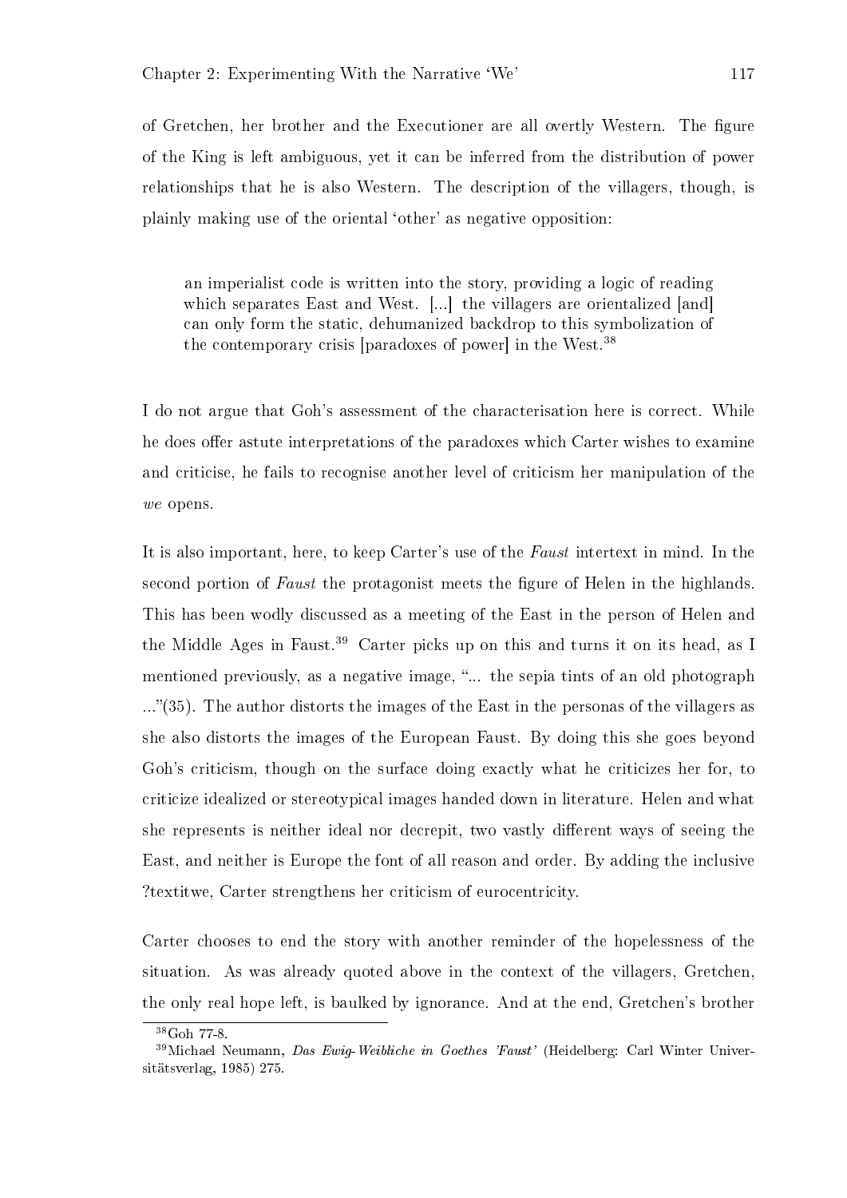of Gretchen, her brother and the Executioner are all overtly Western. The figure of the King is left ambiguous, yet it can be inferred from the distribution of power relationships that he is also Western. The description of the villagers, though, is plainly making use of the oriental 'other' as negative opposition:

> an imperialist code is written into the story, providing a logic of reading which separates East and West. [...] the villagers are orientalized [and] can only form the static, dehumanized backdrop to this symbolization of the contemporary crisis [paradoxes of power] in the West.[38]

I do not argue that Goh's assessment of the characterisation here is correct. While he does offer astute interpretations of the paradoxes which Carter wishes to examine and criticise, he fails to recognise another level of criticism her manipulation of the *we* opens.

It is also important, here, to keep Carter's use of the *Faust* intertext in mind. In the second portion of *Faust* the protagonist meets the figure of Helen in the highlands. This has been wodly discussed as a meeting of the East in the person of Helen and the Middle Ages in Faust.[39] Carter picks up on this and turns it on its head, as I mentioned previously, as a negative image, "... the sepia tints of an old photograph ..."(35). The author distorts the images of the East in the personas of the villagers as she also distorts the images of the European Faust. By doing this she goes beyond Goh's criticism, though on the surface doing exactly what he criticizes her for, to criticize idealized or stereotypical images handed down in literature. Helen and what she represents is neither ideal nor decrepit, two vastly different ways of seeing the East, and neither is Europe the font of all reason and order. By adding the inclusive ?textitwe, Carter strengthens her criticism of eurocentricity.

Carter chooses to end the story with another reminder of the hopelessness of the situation. As was already quoted above in the context of the villagers, Gretchen, the only real hope left, is baulked by ignorance. And at the end, Gretchen's brother

[38] Goh 77-8.

[39] Michael Neumann, *Das Ewig-Weibliche in Goethes 'Faust'* (Heidelberg: Carl Winter Universitätsverlag, 1985) 275.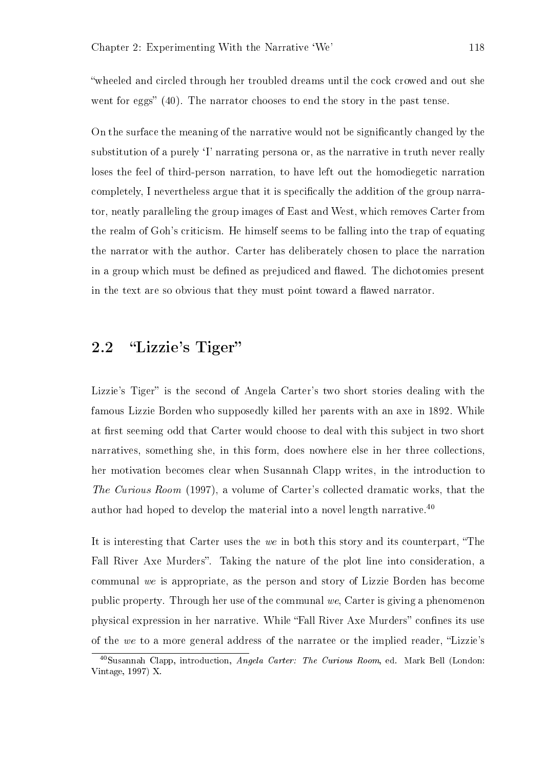"wheeled and circled through her troubled dreams until the cock crowed and out she went for eggs" (40). The narrator chooses to end the story in the past tense.

On the surface the meaning of the narrative would not be significantly changed by the substitution of a purely 'I' narrating persona or, as the narrative in truth never really loses the feel of third-person narration, to have left out the homodiegetic narration completely, I nevertheless argue that it is specifically the addition of the group narrator, neatly paralleling the group images of East and West, which removes Carter from the realm of Goh's criticism. He himself seems to be falling into the trap of equating the narrator with the author. Carter has deliberately chosen to place the narration in a group which must be defined as prejudiced and flawed. The dichotomies present in the text are so obvious that they must point toward a flawed narrator.

## 2.2 "Lizzie's Tiger"

Lizzie's Tiger" is the second of Angela Carter's two short stories dealing with the famous Lizzie Borden who supposedly killed her parents with an axe in 1892. While at first seeming odd that Carter would choose to deal with this subject in two short narratives, something she, in this form, does nowhere else in her three collections, her motivation becomes clear when Susannah Clapp writes, in the introduction to *The Curious Room* (1997), a volume of Carter's collected dramatic works, that the author had hoped to develop the material into a novel length narrative.[40]

It is interesting that Carter uses the *we* in both this story and its counterpart, "The Fall River Axe Murders". Taking the nature of the plot line into consideration, a communal *we* is appropriate, as the person and story of Lizzie Borden has become public property. Through her use of the communal *we*, Carter is giving a phenomenon physical expression in her narrative. While "Fall River Axe Murders" confines its use of the *we* to a more general address of the narratee or the implied reader, "Lizzie's

[40] Susannah Clapp, introduction, *Angela Carter: The Curious Room*, ed. Mark Bell (London: Vintage, 1997) X.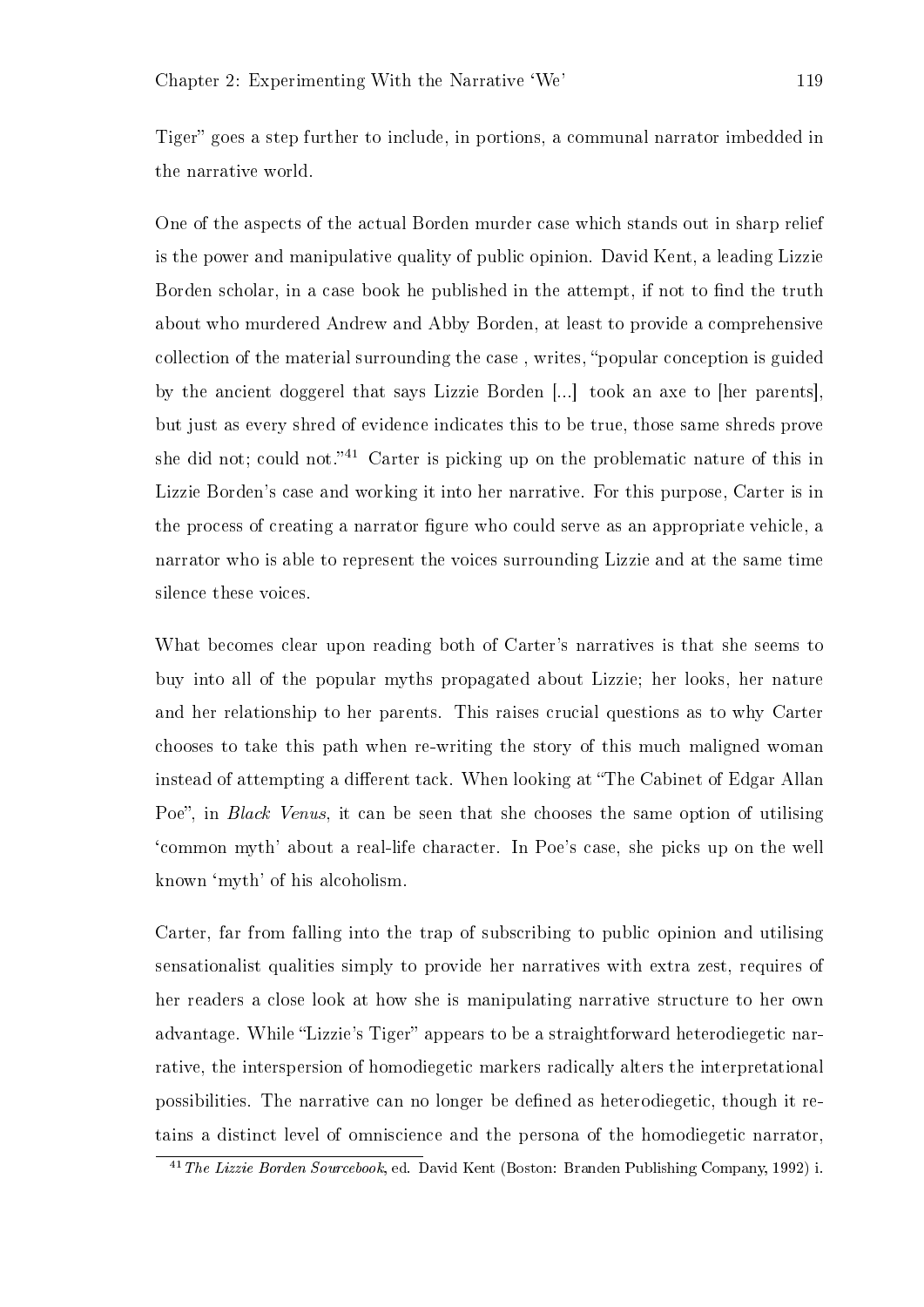Tiger" goes a step further to include, in portions, a communal narrator imbedded in the narrative world.

One of the aspects of the actual Borden murder case which stands out in sharp relief is the power and manipulative quality of public opinion. David Kent, a leading Lizzie Borden scholar, in a case book he published in the attempt, if not to find the truth about who murdered Andrew and Abby Borden, at least to provide a comprehensive collection of the material surrounding the case , writes, "popular conception is guided by the ancient doggerel that says Lizzie Borden [...] took an axe to [her parents], but just as every shred of evidence indicates this to be true, those same shreds prove she did not; could not."[41] Carter is picking up on the problematic nature of this in Lizzie Borden's case and working it into her narrative. For this purpose, Carter is in the process of creating a narrator figure who could serve as an appropriate vehicle, a narrator who is able to represent the voices surrounding Lizzie and at the same time silence these voices.

What becomes clear upon reading both of Carter's narratives is that she seems to buy into all of the popular myths propagated about Lizzie; her looks, her nature and her relationship to her parents. This raises crucial questions as to why Carter chooses to take this path when re-writing the story of this much maligned woman instead of attempting a different tack. When looking at "The Cabinet of Edgar Allan Poe", in *Black Venus*, it can be seen that she chooses the same option of utilising 'common myth' about a real-life character. In Poe's case, she picks up on the well known 'myth' of his alcoholism.

Carter, far from falling into the trap of subscribing to public opinion and utilising sensationalist qualities simply to provide her narratives with extra zest, requires of her readers a close look at how she is manipulating narrative structure to her own advantage. While "Lizzie's Tiger" appears to be a straightforward heterodiegetic narrative, the interspersion of homodiegetic markers radically alters the interpretational possibilities. The narrative can no longer be defined as heterodiegetic, though it retains a distinct level of omniscience and the persona of the homodiegetic narrator,

[41] *The Lizzie Borden Sourcebook*, ed. David Kent (Boston: Branden Publishing Company, 1992) i.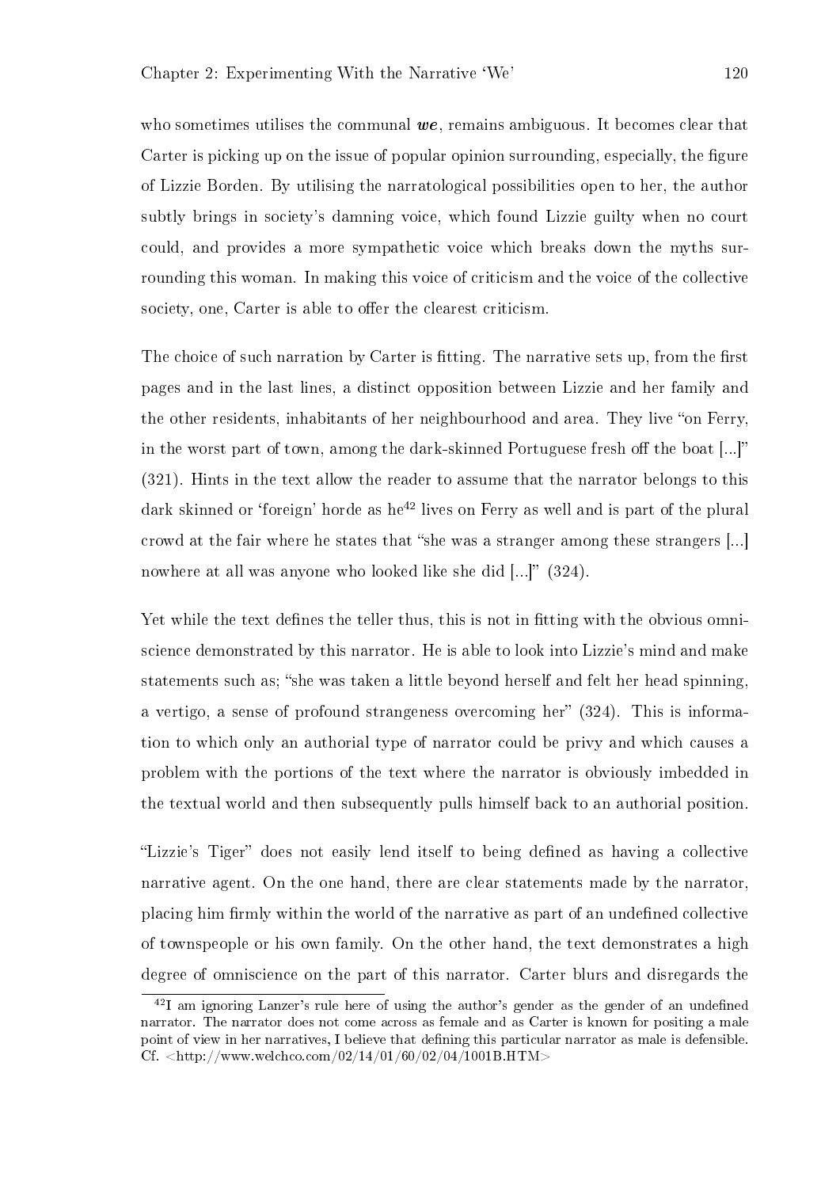who sometimes utilises the communal ***we***, remains ambiguous. It becomes clear that Carter is picking up on the issue of popular opinion surrounding, especially, the figure of Lizzie Borden. By utilising the narratological possibilities open to her, the author subtly brings in society's damning voice, which found Lizzie guilty when no court could, and provides a more sympathetic voice which breaks down the myths surrounding this woman. In making this voice of criticism and the voice of the collective society, one, Carter is able to offer the clearest criticism.

The choice of such narration by Carter is fitting. The narrative sets up, from the first pages and in the last lines, a distinct opposition between Lizzie and her family and the other residents, inhabitants of her neighbourhood and area. They live "on Ferry, in the worst part of town, among the dark-skinned Portuguese fresh off the boat [...]" (321). Hints in the text allow the reader to assume that the narrator belongs to this dark skinned or 'foreign' horde as he[42] lives on Ferry as well and is part of the plural crowd at the fair where he states that "she was a stranger among these strangers [...] nowhere at all was anyone who looked like she did [...]" (324).

Yet while the text defines the teller thus, this is not in fitting with the obvious omniscience demonstrated by this narrator. He is able to look into Lizzie's mind and make statements such as; "she was taken a little beyond herself and felt her head spinning, a vertigo, a sense of profound strangeness overcoming her" (324). This is information to which only an authorial type of narrator could be privy and which causes a problem with the portions of the text where the narrator is obviously imbedded in the textual world and then subsequently pulls himself back to an authorial position.

"Lizzie's Tiger" does not easily lend itself to being defined as having a collective narrative agent. On the one hand, there are clear statements made by the narrator, placing him firmly within the world of the narrative as part of an undefined collective of townspeople or his own family. On the other hand, the text demonstrates a high degree of omniscience on the part of this narrator. Carter blurs and disregards the

[42] I am ignoring Lanzer's rule here of using the author's gender as the gender of an undefined narrator. The narrator does not come across as female and as Carter is known for positing a male point of view in her narratives, I believe that defining this particular narrator as male is defensible. Cf. <http://www.welchco.com/02/14/01/60/02/04/1001B.HTM>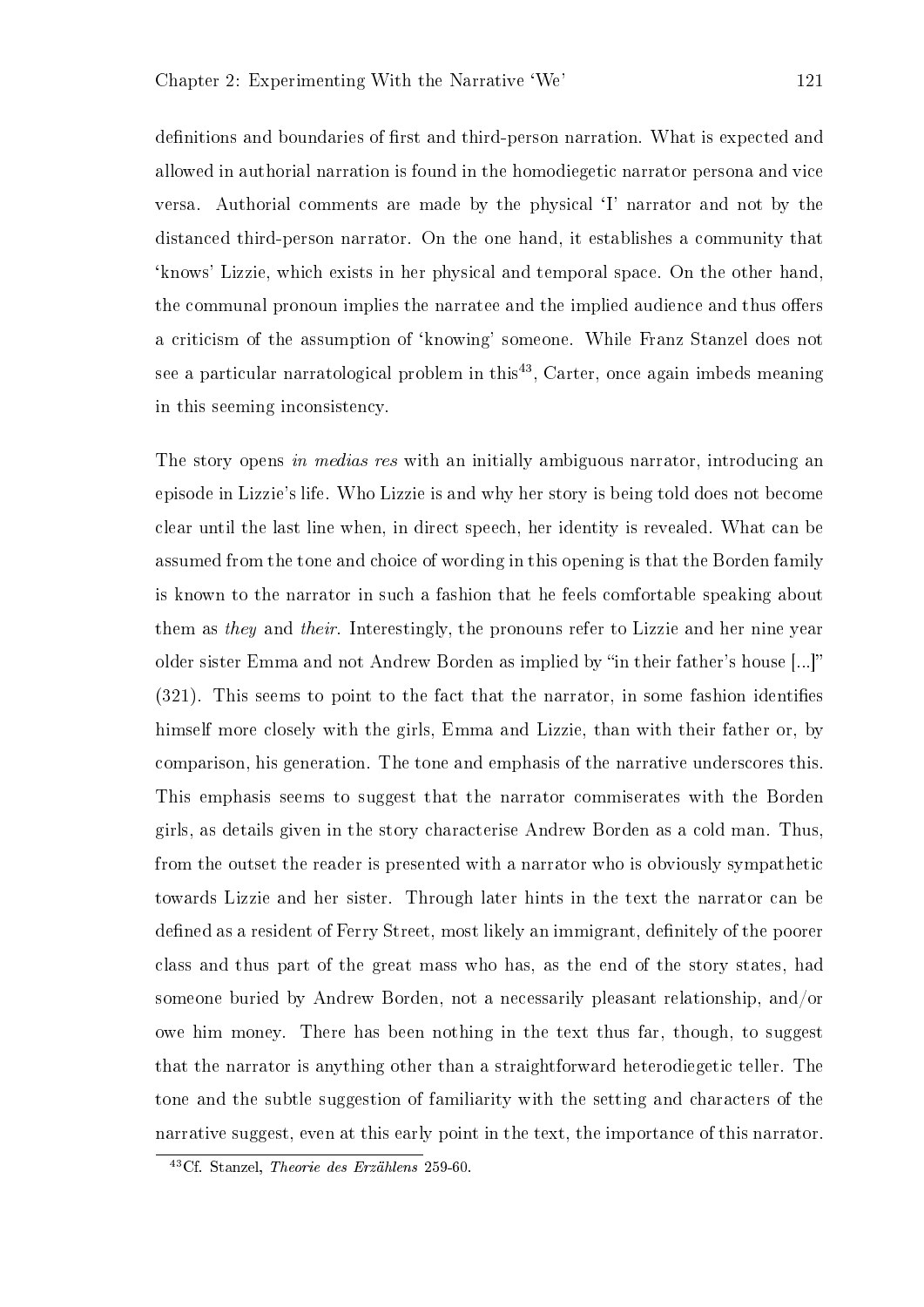definitions and boundaries of first and third-person narration. What is expected and allowed in authorial narration is found in the homodiegetic narrator persona and vice versa. Authorial comments are made by the physical 'I' narrator and not by the distanced third-person narrator. On the one hand, it establishes a community that 'knows' Lizzie, which exists in her physical and temporal space. On the other hand, the communal pronoun implies the narratee and the implied audience and thus offers a criticism of the assumption of 'knowing' someone. While Franz Stanzel does not see a particular narratological problem in this[43], Carter, once again imbeds meaning in this seeming inconsistency.

The story opens *in medias res* with an initially ambiguous narrator, introducing an episode in Lizzie's life. Who Lizzie is and why her story is being told does not become clear until the last line when, in direct speech, her identity is revealed. What can be assumed from the tone and choice of wording in this opening is that the Borden family is known to the narrator in such a fashion that he feels comfortable speaking about them as *they* and *their*. Interestingly, the pronouns refer to Lizzie and her nine year older sister Emma and not Andrew Borden as implied by "in their father's house [...]" (321). This seems to point to the fact that the narrator, in some fashion identifies himself more closely with the girls, Emma and Lizzie, than with their father or, by comparison, his generation. The tone and emphasis of the narrative underscores this. This emphasis seems to suggest that the narrator commiserates with the Borden girls, as details given in the story characterise Andrew Borden as a cold man. Thus, from the outset the reader is presented with a narrator who is obviously sympathetic towards Lizzie and her sister. Through later hints in the text the narrator can be defined as a resident of Ferry Street, most likely an immigrant, definitely of the poorer class and thus part of the great mass who has, as the end of the story states, had someone buried by Andrew Borden, not a necessarily pleasant relationship, and/or owe him money. There has been nothing in the text thus far, though, to suggest that the narrator is anything other than a straightforward heterodiegetic teller. The tone and the subtle suggestion of familiarity with the setting and characters of the narrative suggest, even at this early point in the text, the importance of this narrator.

[43]Cf. Stanzel, *Theorie des Erzählens* 259-60.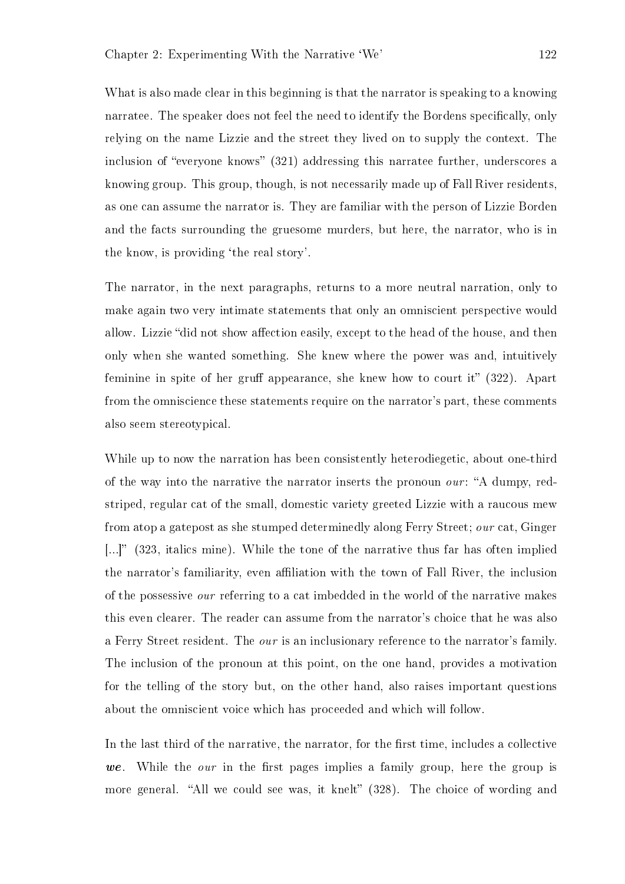What is also made clear in this beginning is that the narrator is speaking to a knowing narratee. The speaker does not feel the need to identify the Bordens specifically, only relying on the name Lizzie and the street they lived on to supply the context. The inclusion of "everyone knows" (321) addressing this narratee further, underscores a knowing group. This group, though, is not necessarily made up of Fall River residents, as one can assume the narrator is. They are familiar with the person of Lizzie Borden and the facts surrounding the gruesome murders, but here, the narrator, who is in the know, is providing 'the real story'.

The narrator, in the next paragraphs, returns to a more neutral narration, only to make again two very intimate statements that only an omniscient perspective would allow. Lizzie "did not show affection easily, except to the head of the house, and then only when she wanted something. She knew where the power was and, intuitively feminine in spite of her gruff appearance, she knew how to court it" (322). Apart from the omniscience these statements require on the narrator's part, these comments also seem stereotypical.

While up to now the narration has been consistently heterodiegetic, about one-third of the way into the narrative the narrator inserts the pronoun *our*: "A dumpy, red-striped, regular cat of the small, domestic variety greeted Lizzie with a raucous mew from atop a gatepost as she stumped determinedly along Ferry Street; *our* cat, Ginger [...]" (323, italics mine). While the tone of the narrative thus far has often implied the narrator's familiarity, even affiliation with the town of Fall River, the inclusion of the possessive *our* referring to a cat imbedded in the world of the narrative makes this even clearer. The reader can assume from the narrator's choice that he was also a Ferry Street resident. The *our* is an inclusionary reference to the narrator's family. The inclusion of the pronoun at this point, on the one hand, provides a motivation for the telling of the story but, on the other hand, also raises important questions about the omniscient voice which has proceeded and which will follow.

In the last third of the narrative, the narrator, for the first time, includes a collective ***we***. While the *our* in the first pages implies a family group, here the group is more general. "All we could see was, it knelt" (328). The choice of wording and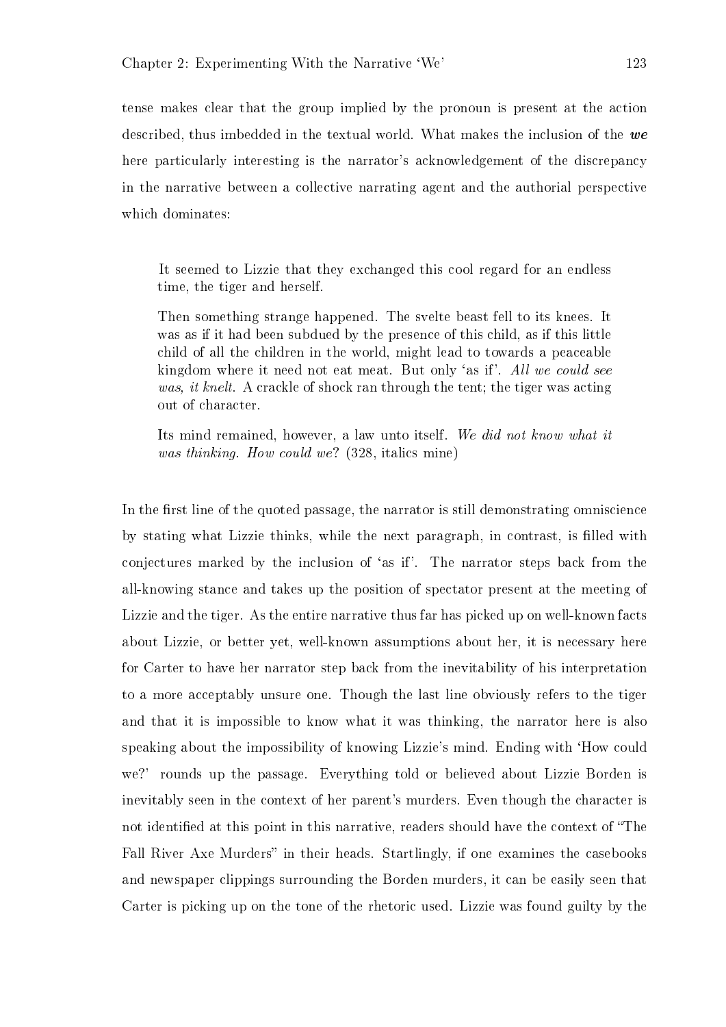tense makes clear that the group implied by the pronoun is present at the action described, thus imbedded in the textual world. What makes the inclusion of the ***we*** here particularly interesting is the narrator's acknowledgement of the discrepancy in the narrative between a collective narrating agent and the authorial perspective which dominates:

> It seemed to Lizzie that they exchanged this cool regard for an endless time, the tiger and herself.
>
> Then something strange happened. The svelte beast fell to its knees. It was as if it had been subdued by the presence of this child, as if this little child of all the children in the world, might lead to towards a peaceable kingdom where it need not eat meat. But only 'as if'. *All we could see was, it knelt.* A crackle of shock ran through the tent; the tiger was acting out of character.
>
> Its mind remained, however, a law unto itself. *We did not know what it was thinking. How could we*? (328, italics mine)

In the first line of the quoted passage, the narrator is still demonstrating omniscience by stating what Lizzie thinks, while the next paragraph, in contrast, is filled with conjectures marked by the inclusion of 'as if'. The narrator steps back from the all-knowing stance and takes up the position of spectator present at the meeting of Lizzie and the tiger. As the entire narrative thus far has picked up on well-known facts about Lizzie, or better yet, well-known assumptions about her, it is necessary here for Carter to have her narrator step back from the inevitability of his interpretation to a more acceptably unsure one. Though the last line obviously refers to the tiger and that it is impossible to know what it was thinking, the narrator here is also speaking about the impossibility of knowing Lizzie's mind. Ending with 'How could we?' rounds up the passage. Everything told or believed about Lizzie Borden is inevitably seen in the context of her parent's murders. Even though the character is not identified at this point in this narrative, readers should have the context of "The Fall River Axe Murders" in their heads. Startlingly, if one examines the casebooks and newspaper clippings surrounding the Borden murders, it can be easily seen that Carter is picking up on the tone of the rhetoric used. Lizzie was found guilty by the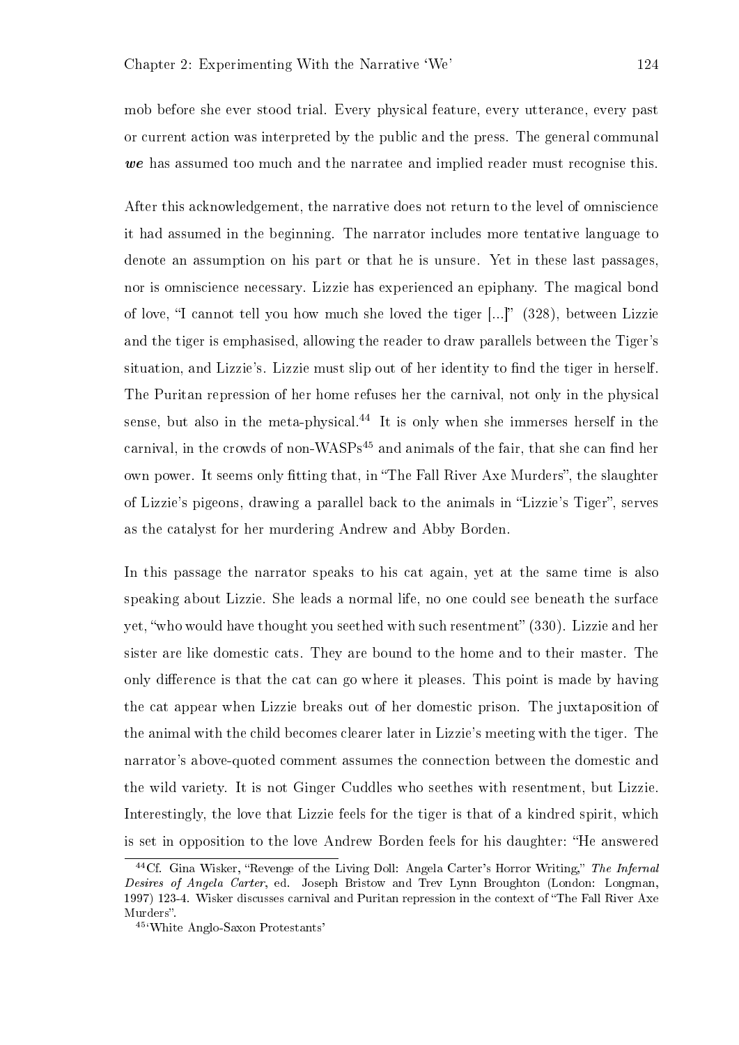mob before she ever stood trial. Every physical feature, every utterance, every past or current action was interpreted by the public and the press. The general communal ***we*** has assumed too much and the narratee and implied reader must recognise this.

After this acknowledgement, the narrative does not return to the level of omniscience it had assumed in the beginning. The narrator includes more tentative language to denote an assumption on his part or that he is unsure. Yet in these last passages, nor is omniscience necessary. Lizzie has experienced an epiphany. The magical bond of love, "I cannot tell you how much she loved the tiger [...]" (328), between Lizzie and the tiger is emphasised, allowing the reader to draw parallels between the Tiger's situation, and Lizzie's. Lizzie must slip out of her identity to find the tiger in herself. The Puritan repression of her home refuses her the carnival, not only in the physical sense, but also in the meta-physical.[44] It is only when she immerses herself in the carnival, in the crowds of non-WASPs[45] and animals of the fair, that she can find her own power. It seems only fitting that, in "The Fall River Axe Murders", the slaughter of Lizzie's pigeons, drawing a parallel back to the animals in "Lizzie's Tiger", serves as the catalyst for her murdering Andrew and Abby Borden.

In this passage the narrator speaks to his cat again, yet at the same time is also speaking about Lizzie. She leads a normal life, no one could see beneath the surface yet, "who would have thought you seethed with such resentment" (330). Lizzie and her sister are like domestic cats. They are bound to the home and to their master. The only difference is that the cat can go where it pleases. This point is made by having the cat appear when Lizzie breaks out of her domestic prison. The juxtaposition of the animal with the child becomes clearer later in Lizzie's meeting with the tiger. The narrator's above-quoted comment assumes the connection between the domestic and the wild variety. It is not Ginger Cuddles who seethes with resentment, but Lizzie. Interestingly, the love that Lizzie feels for the tiger is that of a kindred spirit, which is set in opposition to the love Andrew Borden feels for his daughter: "He answered

---

[44] Cf. Gina Wisker, "Revenge of the Living Doll: Angela Carter's Horror Writing," *The Infernal Desires of Angela Carter*, ed. Joseph Bristow and Trev Lynn Broughton (London: Longman, 1997) 123-4. Wisker discusses carnival and Puritan repression in the context of "The Fall River Axe Murders".

[45] 'White Anglo-Saxon Protestants'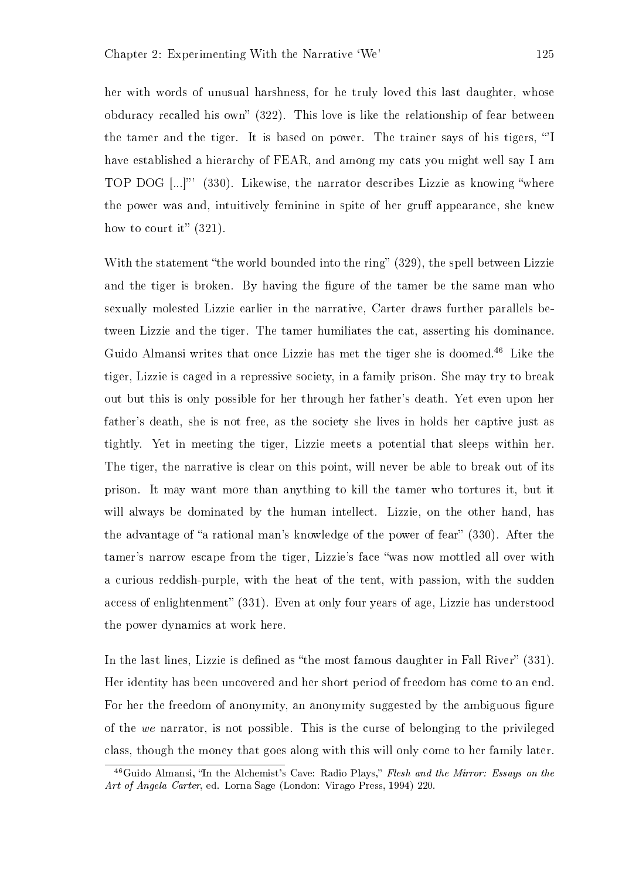her with words of unusual harshness, for he truly loved this last daughter, whose obduracy recalled his own" (322). This love is like the relationship of fear between the tamer and the tiger. It is based on power. The trainer says of his tigers, "'I have established a hierarchy of FEAR, and among my cats you might well say I am TOP DOG [...]"' (330). Likewise, the narrator describes Lizzie as knowing "where the power was and, intuitively feminine in spite of her gruff appearance, she knew how to court it" (321).

With the statement "the world bounded into the ring" (329), the spell between Lizzie and the tiger is broken. By having the figure of the tamer be the same man who sexually molested Lizzie earlier in the narrative, Carter draws further parallels between Lizzie and the tiger. The tamer humiliates the cat, asserting his dominance. Guido Almansi writes that once Lizzie has met the tiger she is doomed.[46] Like the tiger, Lizzie is caged in a repressive society, in a family prison. She may try to break out but this is only possible for her through her father's death. Yet even upon her father's death, she is not free, as the society she lives in holds her captive just as tightly. Yet in meeting the tiger, Lizzie meets a potential that sleeps within her. The tiger, the narrative is clear on this point, will never be able to break out of its prison. It may want more than anything to kill the tamer who tortures it, but it will always be dominated by the human intellect. Lizzie, on the other hand, has the advantage of "a rational man's knowledge of the power of fear" (330). After the tamer's narrow escape from the tiger, Lizzie's face "was now mottled all over with a curious reddish-purple, with the heat of the tent, with passion, with the sudden access of enlightenment" (331). Even at only four years of age, Lizzie has understood the power dynamics at work here.

In the last lines, Lizzie is defined as "the most famous daughter in Fall River" (331). Her identity has been uncovered and her short period of freedom has come to an end. For her the freedom of anonymity, an anonymity suggested by the ambiguous figure of the *we* narrator, is not possible. This is the curse of belonging to the privileged class, though the money that goes along with this will only come to her family later.

[46] Guido Almansi, "In the Alchemist's Cave: Radio Plays," *Flesh and the Mirror: Essays on the Art of Angela Carter*, ed. Lorna Sage (London: Virago Press, 1994) 220.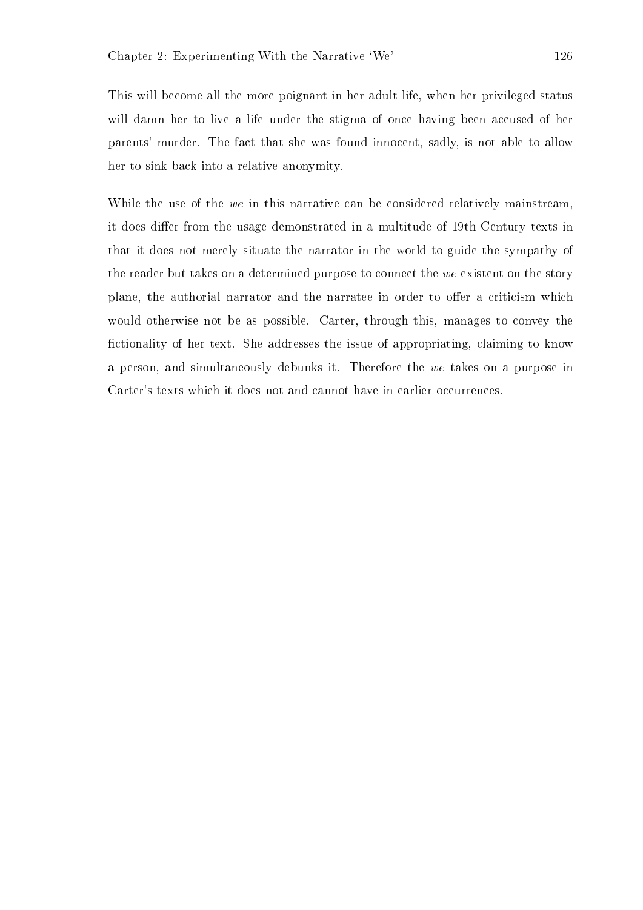This will become all the more poignant in her adult life, when her privileged status will damn her to live a life under the stigma of once having been accused of her parents' murder. The fact that she was found innocent, sadly, is not able to allow her to sink back into a relative anonymity.

While the use of the *we* in this narrative can be considered relatively mainstream, it does differ from the usage demonstrated in a multitude of 19th Century texts in that it does not merely situate the narrator in the world to guide the sympathy of the reader but takes on a determined purpose to connect the *we* existent on the story plane, the authorial narrator and the narratee in order to offer a criticism which would otherwise not be as possible. Carter, through this, manages to convey the fictionality of her text. She addresses the issue of appropriating, claiming to know a person, and simultaneously debunks it. Therefore the *we* takes on a purpose in Carter's texts which it does not and cannot have in earlier occurrences.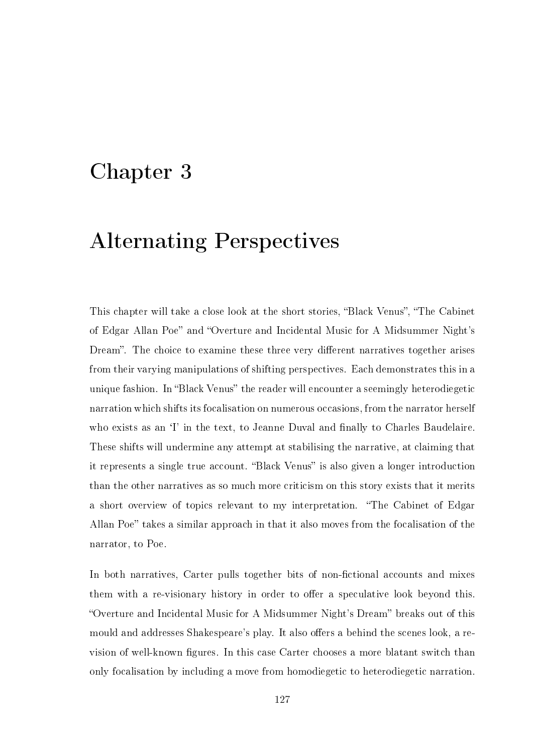# Chapter 3

# Alternating Perspectives

This chapter will take a close look at the short stories, "Black Venus", "The Cabinet of Edgar Allan Poe" and "Overture and Incidental Music for A Midsummer Night's Dream". The choice to examine these three very different narratives together arises from their varying manipulations of shifting perspectives. Each demonstrates this in a unique fashion. In "Black Venus" the reader will encounter a seemingly heterodiegetic narration which shifts its focalisation on numerous occasions, from the narrator herself who exists as an 'I' in the text, to Jeanne Duval and finally to Charles Baudelaire. These shifts will undermine any attempt at stabilising the narrative, at claiming that it represents a single true account. "Black Venus" is also given a longer introduction than the other narratives as so much more criticism on this story exists that it merits a short overview of topics relevant to my interpretation. "The Cabinet of Edgar Allan Poe" takes a similar approach in that it also moves from the focalisation of the narrator, to Poe.

In both narratives, Carter pulls together bits of non-fictional accounts and mixes them with a re-visionary history in order to offer a speculative look beyond this. "Overture and Incidental Music for A Midsummer Night's Dream" breaks out of this mould and addresses Shakespeare's play. It also offers a behind the scenes look, a re-vision of well-known figures. In this case Carter chooses a more blatant switch than only focalisation by including a move from homodiegetic to heterodiegetic narration.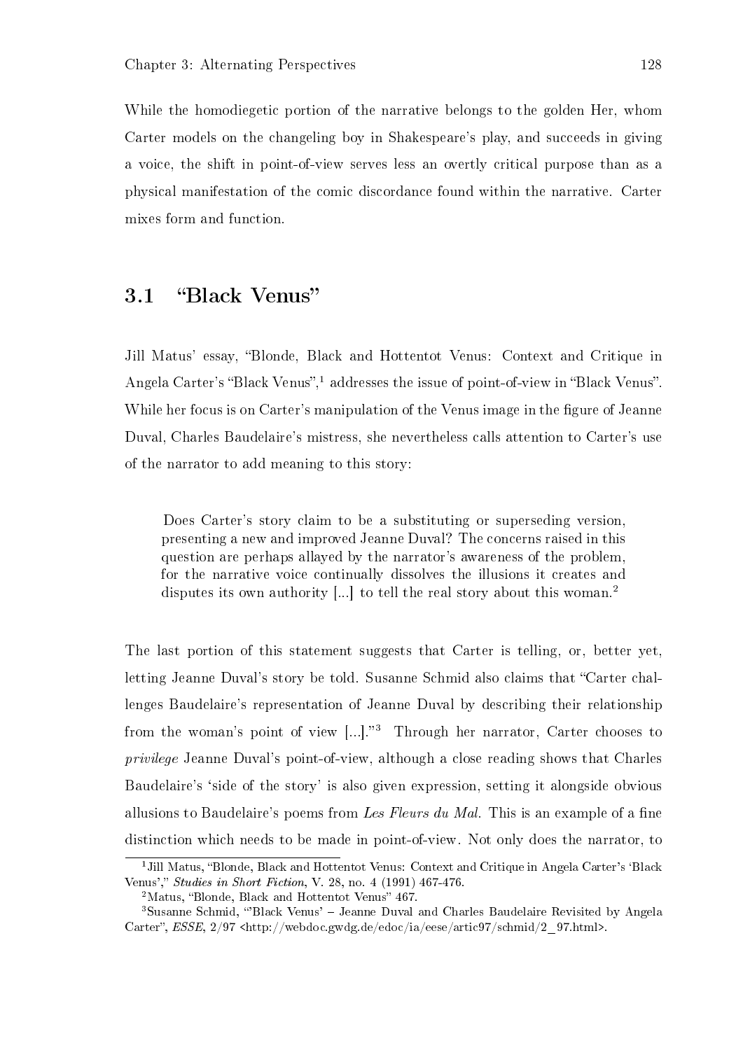While the homodiegetic portion of the narrative belongs to the golden Her, whom Carter models on the changeling boy in Shakespeare's play, and succeeds in giving a voice, the shift in point-of-view serves less an overtly critical purpose than as a physical manifestation of the comic discordance found within the narrative. Carter mixes form and function.

## 3.1 "Black Venus"

Jill Matus' essay, "Blonde, Black and Hottentot Venus: Context and Critique in Angela Carter's "Black Venus",[1] addresses the issue of point-of-view in "Black Venus". While her focus is on Carter's manipulation of the Venus image in the figure of Jeanne Duval, Charles Baudelaire's mistress, she nevertheless calls attention to Carter's use of the narrator to add meaning to this story:

> Does Carter's story claim to be a substituting or superseding version, presenting a new and improved Jeanne Duval? The concerns raised in this question are perhaps allayed by the narrator's awareness of the problem, for the narrative voice continually dissolves the illusions it creates and disputes its own authority [...] to tell the real story about this woman.[2]

The last portion of this statement suggests that Carter is telling, or, better yet, letting Jeanne Duval's story be told. Susanne Schmid also claims that "Carter challenges Baudelaire's representation of Jeanne Duval by describing their relationship from the woman's point of view [...]."[3] Through her narrator, Carter chooses to *privilege* Jeanne Duval's point-of-view, although a close reading shows that Charles Baudelaire's 'side of the story' is also given expression, setting it alongside obvious allusions to Baudelaire's poems from *Les Fleurs du Mal*. This is an example of a fine distinction which needs to be made in point-of-view. Not only does the narrator, to

---

[1] Jill Matus, "Blonde, Black and Hottentot Venus: Context and Critique in Angela Carter's 'Black Venus'," *Studies in Short Fiction*, V. 28, no. 4 (1991) 467-476.

[2] Matus, "Blonde, Black and Hottentot Venus" 467.

[3] Susanne Schmid, "'Black Venus' – Jeanne Duval and Charles Baudelaire Revisited by Angela Carter", *ESSE*, 2/97 <http://webdoc.gwdg.de/edoc/ia/eese/artic97/schmid/2_97.html>.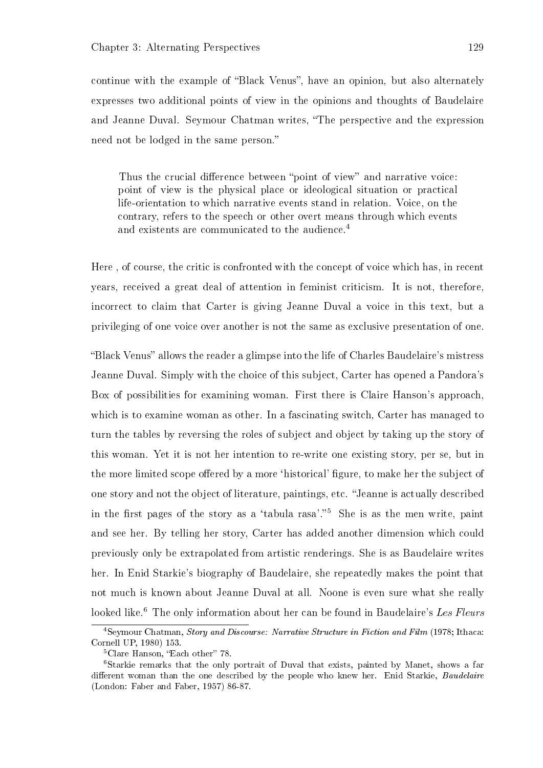continue with the example of "Black Venus", have an opinion, but also alternately expresses two additional points of view in the opinions and thoughts of Baudelaire and Jeanne Duval. Seymour Chatman writes, "The perspective and the expression need not be lodged in the same person."

> Thus the crucial difference between "point of view" and narrative voice: point of view is the physical place or ideological situation or practical life-orientation to which narrative events stand in relation. Voice, on the contrary, refers to the speech or other overt means through which events and existents are communicated to the audience.[4]

Here , of course, the critic is confronted with the concept of voice which has, in recent years, received a great deal of attention in feminist criticism. It is not, therefore, incorrect to claim that Carter is giving Jeanne Duval a voice in this text, but a privileging of one voice over another is not the same as exclusive presentation of one.

"Black Venus" allows the reader a glimpse into the life of Charles Baudelaire's mistress Jeanne Duval. Simply with the choice of this subject, Carter has opened a Pandora's Box of possibilities for examining woman. First there is Claire Hanson's approach, which is to examine woman as other. In a fascinating switch, Carter has managed to turn the tables by reversing the roles of subject and object by taking up the story of this woman. Yet it is not her intention to re-write one existing story, per se, but in the more limited scope offered by a more 'historical' figure, to make her the subject of one story and not the object of literature, paintings, etc. "Jeanne is actually described in the first pages of the story as a 'tabula rasa'."[5] She is as the men write, paint and see her. By telling her story, Carter has added another dimension which could previously only be extrapolated from artistic renderings. She is as Baudelaire writes her. In Enid Starkie's biography of Baudelaire, she repeatedly makes the point that not much is known about Jeanne Duval at all. Noone is even sure what she really looked like.[6] The only information about her can be found in Baudelaire's *Les Fleurs*

---

[4] Seymour Chatman, *Story and Discourse: Narrative Structure in Fiction and Film* (1978; Ithaca: Cornell UP, 1980) 153.

[5] Clare Hanson, "Each other" 78.

[6] Starkie remarks that the only portrait of Duval that exists, painted by Manet, shows a far different woman than the one described by the people who knew her. Enid Starkie, *Baudelaire* (London: Faber and Faber, 1957) 86-87.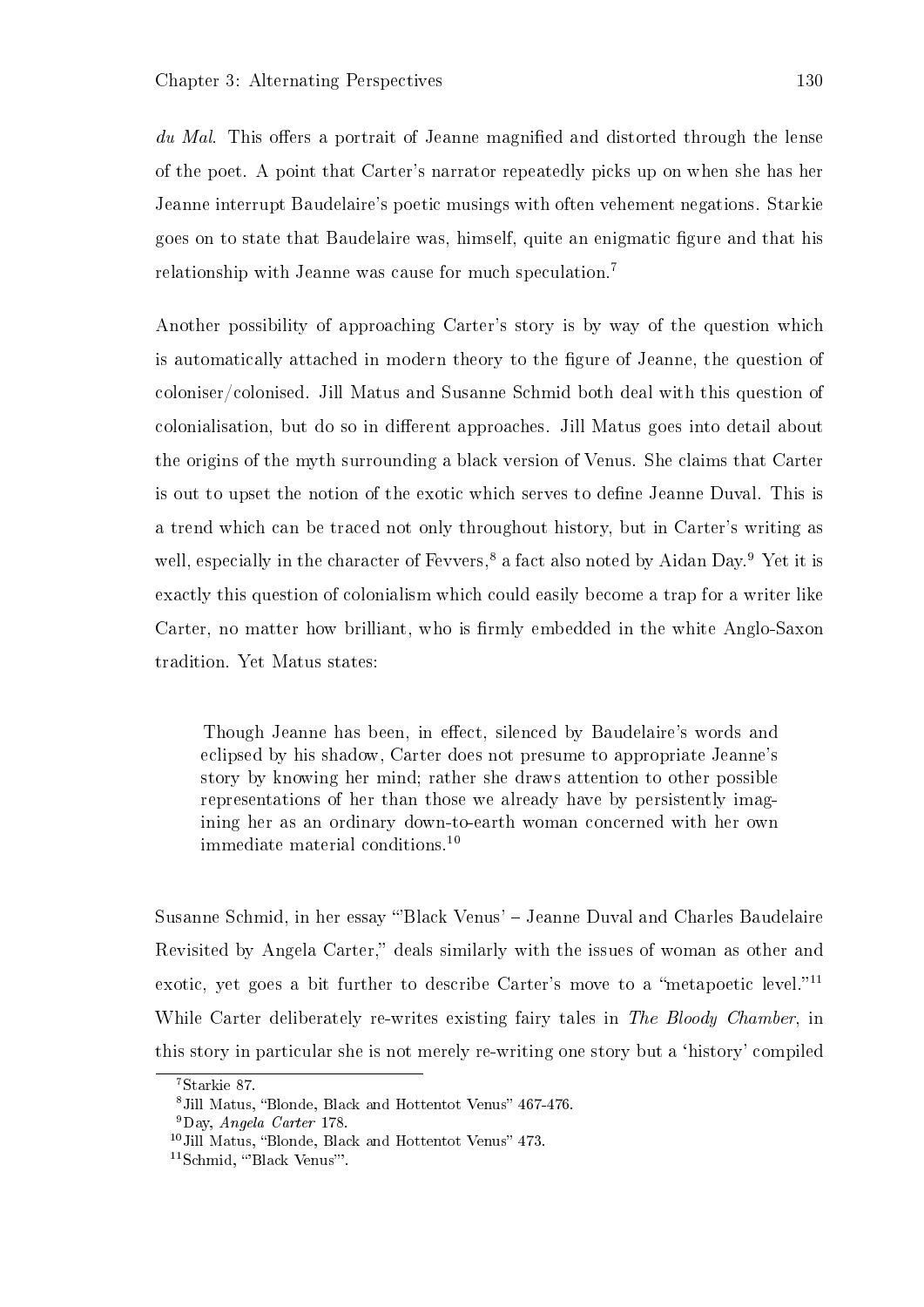*du Mal*. This offers a portrait of Jeanne magnified and distorted through the lense of the poet. A point that Carter's narrator repeatedly picks up on when she has her Jeanne interrupt Baudelaire's poetic musings with often vehement negations. Starkie goes on to state that Baudelaire was, himself, quite an enigmatic figure and that his relationship with Jeanne was cause for much speculation.[7]

Another possibility of approaching Carter's story is by way of the question which is automatically attached in modern theory to the figure of Jeanne, the question of coloniser/colonised. Jill Matus and Susanne Schmid both deal with this question of colonialisation, but do so in different approaches. Jill Matus goes into detail about the origins of the myth surrounding a black version of Venus. She claims that Carter is out to upset the notion of the exotic which serves to define Jeanne Duval. This is a trend which can be traced not only throughout history, but in Carter's writing as well, especially in the character of Fevvers,[8] a fact also noted by Aidan Day.[9] Yet it is exactly this question of colonialism which could easily become a trap for a writer like Carter, no matter how brilliant, who is firmly embedded in the white Anglo-Saxon tradition. Yet Matus states:

> Though Jeanne has been, in effect, silenced by Baudelaire's words and eclipsed by his shadow, Carter does not presume to appropriate Jeanne's story by knowing her mind; rather she draws attention to other possible representations of her than those we already have by persistently imagining her as an ordinary down-to-earth woman concerned with her own immediate material conditions.[10]

Susanne Schmid, in her essay "'Black Venus' – Jeanne Duval and Charles Baudelaire Revisited by Angela Carter," deals similarly with the issues of woman as other and exotic, yet goes a bit further to describe Carter's move to a "metapoetic level."[11] While Carter deliberately re-writes existing fairy tales in *The Bloody Chamber*, in this story in particular she is not merely re-writing one story but a 'history' compiled

---

[7] Starkie 87.

[8] Jill Matus, "Blonde, Black and Hottentot Venus" 467-476.

[9] Day, *Angela Carter* 178.

[10] Jill Matus, "Blonde, Black and Hottentot Venus" 473.

[11] Schmid, "'Black Venus'".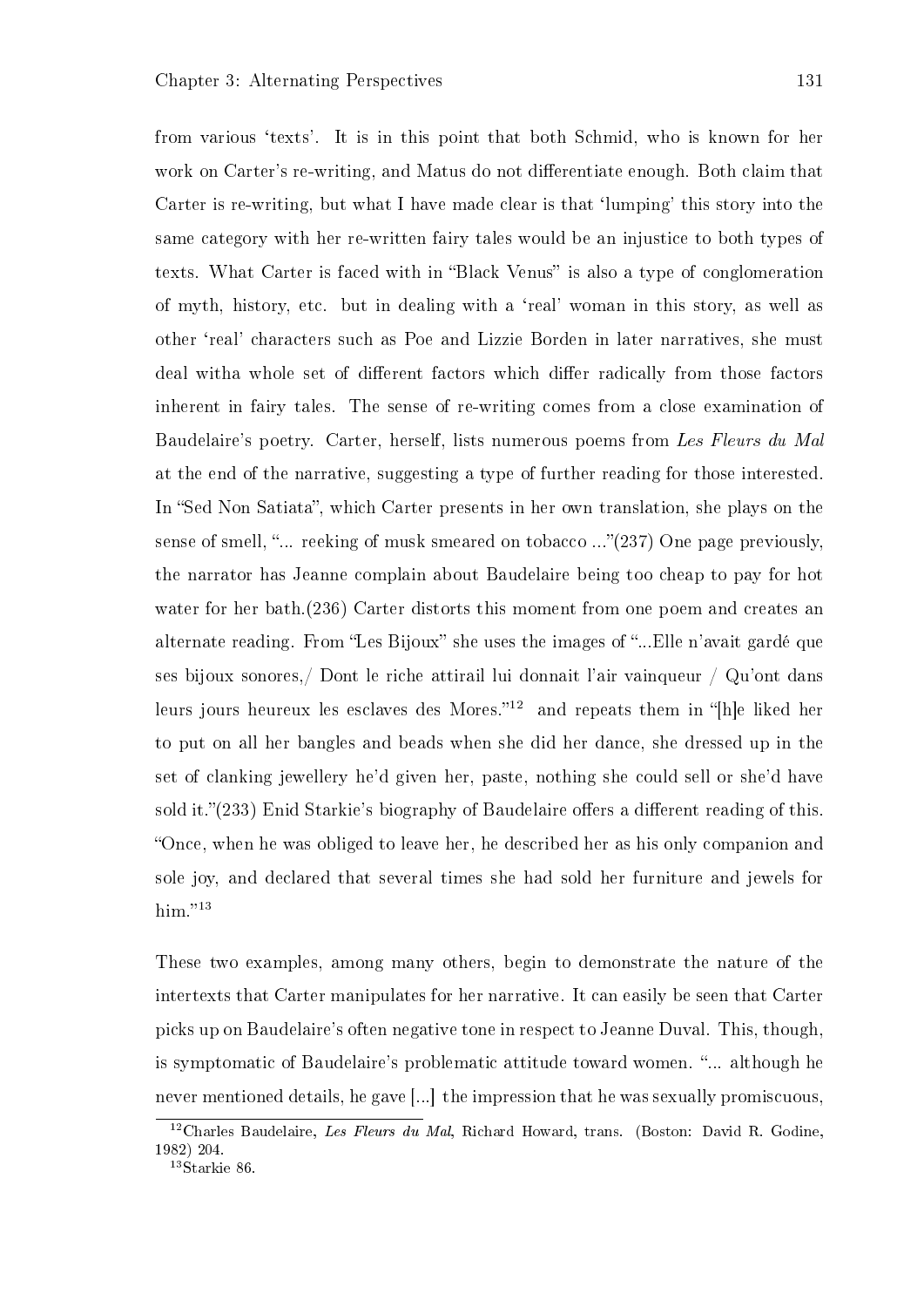from various 'texts'. It is in this point that both Schmid, who is known for her work on Carter's re-writing, and Matus do not differentiate enough. Both claim that Carter is re-writing, but what I have made clear is that 'lumping' this story into the same category with her re-written fairy tales would be an injustice to both types of texts. What Carter is faced with in "Black Venus" is also a type of conglomeration of myth, history, etc. but in dealing with a 'real' woman in this story, as well as other 'real' characters such as Poe and Lizzie Borden in later narratives, she must deal witha whole set of different factors which differ radically from those factors inherent in fairy tales. The sense of re-writing comes from a close examination of Baudelaire's poetry. Carter, herself, lists numerous poems from *Les Fleurs du Mal* at the end of the narrative, suggesting a type of further reading for those interested. In "Sed Non Satiata", which Carter presents in her own translation, she plays on the sense of smell, "... reeking of musk smeared on tobacco ..."(237) One page previously, the narrator has Jeanne complain about Baudelaire being too cheap to pay for hot water for her bath.(236) Carter distorts this moment from one poem and creates an alternate reading. From "Les Bijoux" she uses the images of "...Elle n'avait gardé que ses bijoux sonores,/ Dont le riche attirail lui donnait l'air vainqueur / Qu'ont dans leurs jours heureux les esclaves des Mores."[12] and repeats them in "[h]e liked her to put on all her bangles and beads when she did her dance, she dressed up in the set of clanking jewellery he'd given her, paste, nothing she could sell or she'd have sold it."(233) Enid Starkie's biography of Baudelaire offers a different reading of this. "Once, when he was obliged to leave her, he described her as his only companion and sole joy, and declared that several times she had sold her furniture and jewels for him."[13]

These two examples, among many others, begin to demonstrate the nature of the intertexts that Carter manipulates for her narrative. It can easily be seen that Carter picks up on Baudelaire's often negative tone in respect to Jeanne Duval. This, though, is symptomatic of Baudelaire's problematic attitude toward women. "... although he never mentioned details, he gave [...] the impression that he was sexually promiscuous,

---

[12] Charles Baudelaire, *Les Fleurs du Mal*, Richard Howard, trans. (Boston: David R. Godine, 1982) 204.

[13] Starkie 86.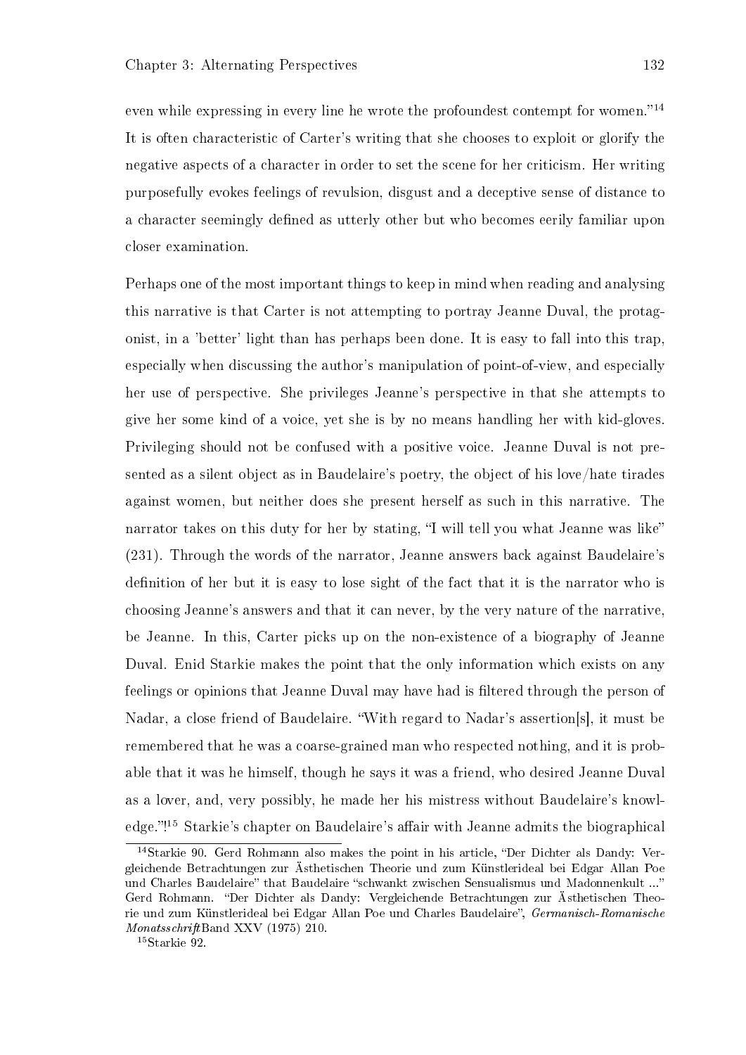even while expressing in every line he wrote the profoundest contempt for women."[14] It is often characteristic of Carter's writing that she chooses to exploit or glorify the negative aspects of a character in order to set the scene for her criticism. Her writing purposefully evokes feelings of revulsion, disgust and a deceptive sense of distance to a character seemingly defined as utterly other but who becomes eerily familiar upon closer examination.

Perhaps one of the most important things to keep in mind when reading and analysing this narrative is that Carter is not attempting to portray Jeanne Duval, the protagonist, in a 'better' light than has perhaps been done. It is easy to fall into this trap, especially when discussing the author's manipulation of point-of-view, and especially her use of perspective. She privileges Jeanne's perspective in that she attempts to give her some kind of a voice, yet she is by no means handling her with kid-gloves. Privileging should not be confused with a positive voice. Jeanne Duval is not presented as a silent object as in Baudelaire's poetry, the object of his love/hate tirades against women, but neither does she present herself as such in this narrative. The narrator takes on this duty for her by stating, "I will tell you what Jeanne was like" (231). Through the words of the narrator, Jeanne answers back against Baudelaire's definition of her but it is easy to lose sight of the fact that it is the narrator who is choosing Jeanne's answers and that it can never, by the very nature of the narrative, be Jeanne. In this, Carter picks up on the non-existence of a biography of Jeanne Duval. Enid Starkie makes the point that the only information which exists on any feelings or opinions that Jeanne Duval may have had is filtered through the person of Nadar, a close friend of Baudelaire. "With regard to Nadar's assertion[s], it must be remembered that he was a coarse-grained man who respected nothing, and it is probable that it was he himself, though he says it was a friend, who desired Jeanne Duval as a lover, and, very possibly, he made her his mistress without Baudelaire's knowledge."![15] Starkie's chapter on Baudelaire's affair with Jeanne admits the biographical

---

[14] Starkie 90. Gerd Rohmann also makes the point in his article, "Der Dichter als Dandy: Vergleichende Betrachtungen zur Ästhetischen Theorie und zum Künstlerideal bei Edgar Allan Poe und Charles Baudelaire" that Baudelaire "schwankt zwischen Sensualismus und Madonnenkult ..." Gerd Rohmann. "Der Dichter als Dandy: Vergleichende Betrachtungen zur Ästhetischen Theorie und zum Künstlerideal bei Edgar Allan Poe und Charles Baudelaire", *Germanisch-Romanische Monatsschrift* Band XXV (1975) 210.

[15] Starkie 92.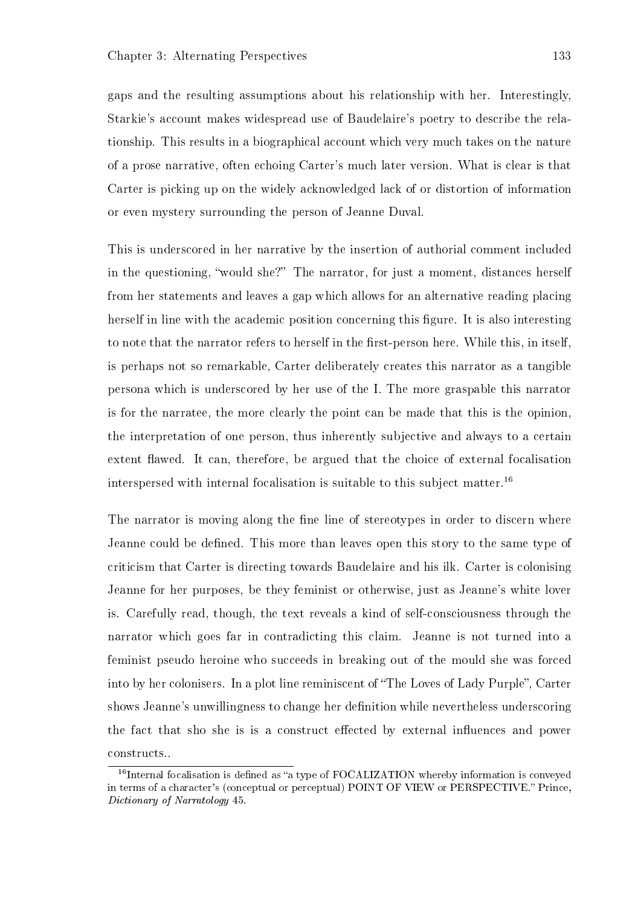gaps and the resulting assumptions about his relationship with her. Interestingly, Starkie's account makes widespread use of Baudelaire's poetry to describe the relationship. This results in a biographical account which very much takes on the nature of a prose narrative, often echoing Carter's much later version. What is clear is that Carter is picking up on the widely acknowledged lack of or distortion of information or even mystery surrounding the person of Jeanne Duval.

This is underscored in her narrative by the insertion of authorial comment included in the questioning, "would she?" The narrator, for just a moment, distances herself from her statements and leaves a gap which allows for an alternative reading placing herself in line with the academic position concerning this figure. It is also interesting to note that the narrator refers to herself in the first-person here. While this, in itself, is perhaps not so remarkable, Carter deliberately creates this narrator as a tangible persona which is underscored by her use of the I. The more graspable this narrator is for the narratee, the more clearly the point can be made that this is the opinion, the interpretation of one person, thus inherently subjective and always to a certain extent flawed. It can, therefore, be argued that the choice of external focalisation interspersed with internal focalisation is suitable to this subject matter.[16]

The narrator is moving along the fine line of stereotypes in order to discern where Jeanne could be defined. This more than leaves open this story to the same type of criticism that Carter is directing towards Baudelaire and his ilk. Carter is colonising Jeanne for her purposes, be they feminist or otherwise, just as Jeanne's white lover is. Carefully read, though, the text reveals a kind of self-consciousness through the narrator which goes far in contradicting this claim. Jeanne is not turned into a feminist pseudo heroine who succeeds in breaking out of the mould she was forced into by her colonisers. In a plot line reminiscent of "The Loves of Lady Purple", Carter shows Jeanne's unwillingness to change her definition while nevertheless underscoring the fact that sho she is is a construct effected by external influences and power constructs..

[16]Internal focalisation is defined as "a type of FOCALIZATION whereby information is conveyed in terms of a character's (conceptual or perceptual) POINT OF VIEW or PERSPECTIVE." Prince, *Dictionary of Narratology* 45.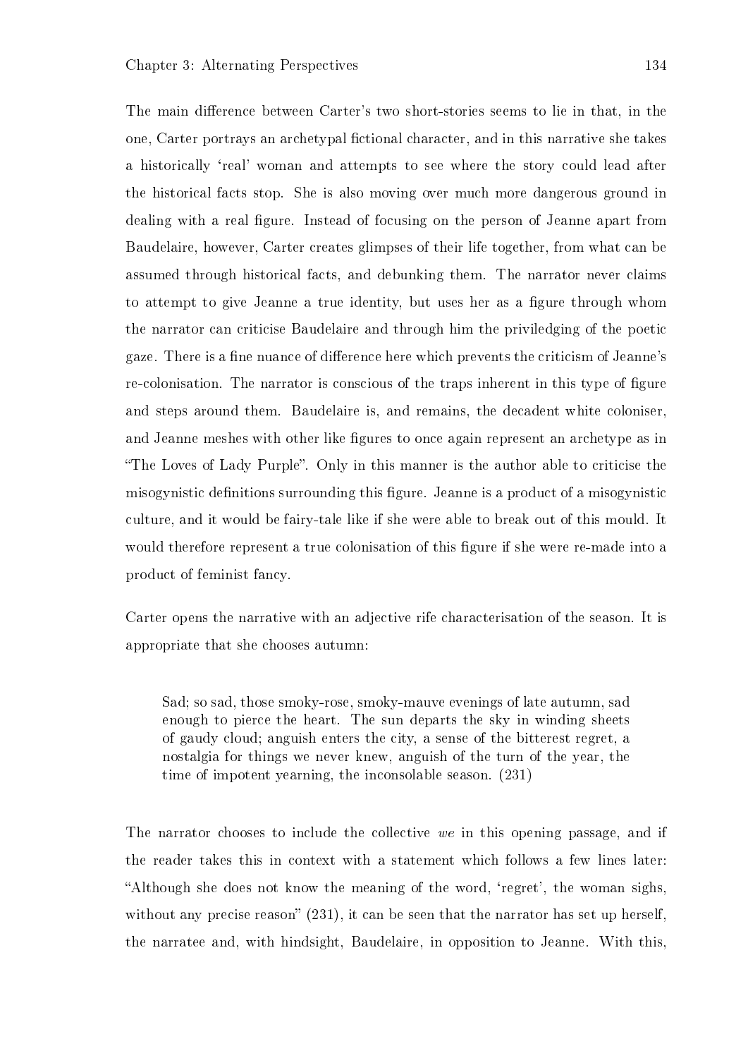The main difference between Carter's two short-stories seems to lie in that, in the one, Carter portrays an archetypal fictional character, and in this narrative she takes a historically 'real' woman and attempts to see where the story could lead after the historical facts stop. She is also moving over much more dangerous ground in dealing with a real figure. Instead of focusing on the person of Jeanne apart from Baudelaire, however, Carter creates glimpses of their life together, from what can be assumed through historical facts, and debunking them. The narrator never claims to attempt to give Jeanne a true identity, but uses her as a figure through whom the narrator can criticise Baudelaire and through him the priviledging of the poetic gaze. There is a fine nuance of difference here which prevents the criticism of Jeanne's re-colonisation. The narrator is conscious of the traps inherent in this type of figure and steps around them. Baudelaire is, and remains, the decadent white coloniser, and Jeanne meshes with other like figures to once again represent an archetype as in "The Loves of Lady Purple". Only in this manner is the author able to criticise the misogynistic definitions surrounding this figure. Jeanne is a product of a misogynistic culture, and it would be fairy-tale like if she were able to break out of this mould. It would therefore represent a true colonisation of this figure if she were re-made into a product of feminist fancy.

Carter opens the narrative with an adjective rife characterisation of the season. It is appropriate that she chooses autumn:

> Sad; so sad, those smoky-rose, smoky-mauve evenings of late autumn, sad enough to pierce the heart. The sun departs the sky in winding sheets of gaudy cloud; anguish enters the city, a sense of the bitterest regret, a nostalgia for things we never knew, anguish of the turn of the year, the time of impotent yearning, the inconsolable season. (231)

The narrator chooses to include the collective *we* in this opening passage, and if the reader takes this in context with a statement which follows a few lines later: "Although she does not know the meaning of the word, 'regret', the woman sighs, without any precise reason" (231), it can be seen that the narrator has set up herself, the narratee and, with hindsight, Baudelaire, in opposition to Jeanne. With this,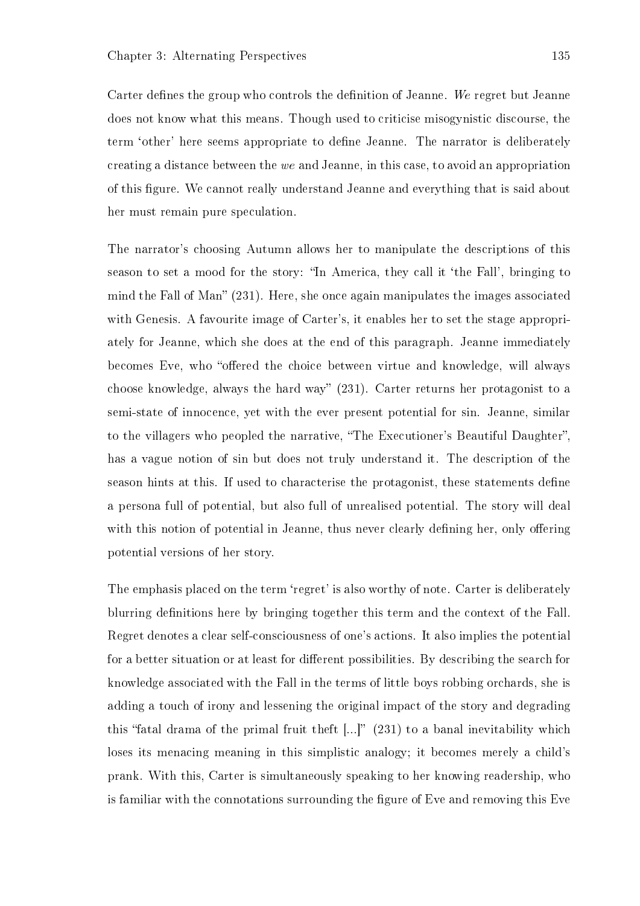Carter defines the group who controls the definition of Jeanne. *We* regret but Jeanne does not know what this means. Though used to criticise misogynistic discourse, the term 'other' here seems appropriate to define Jeanne. The narrator is deliberately creating a distance between the *we* and Jeanne, in this case, to avoid an appropriation of this figure. We cannot really understand Jeanne and everything that is said about her must remain pure speculation.

The narrator's choosing Autumn allows her to manipulate the descriptions of this season to set a mood for the story: "In America, they call it 'the Fall', bringing to mind the Fall of Man" (231). Here, she once again manipulates the images associated with Genesis. A favourite image of Carter's, it enables her to set the stage appropriately for Jeanne, which she does at the end of this paragraph. Jeanne immediately becomes Eve, who "offered the choice between virtue and knowledge, will always choose knowledge, always the hard way" (231). Carter returns her protagonist to a semi-state of innocence, yet with the ever present potential for sin. Jeanne, similar to the villagers who peopled the narrative, "The Executioner's Beautiful Daughter", has a vague notion of sin but does not truly understand it. The description of the season hints at this. If used to characterise the protagonist, these statements define a persona full of potential, but also full of unrealised potential. The story will deal with this notion of potential in Jeanne, thus never clearly defining her, only offering potential versions of her story.

The emphasis placed on the term 'regret' is also worthy of note. Carter is deliberately blurring definitions here by bringing together this term and the context of the Fall. Regret denotes a clear self-consciousness of one's actions. It also implies the potential for a better situation or at least for different possibilities. By describing the search for knowledge associated with the Fall in the terms of little boys robbing orchards, she is adding a touch of irony and lessening the original impact of the story and degrading this "fatal drama of the primal fruit theft [...]" (231) to a banal inevitability which loses its menacing meaning in this simplistic analogy; it becomes merely a child's prank. With this, Carter is simultaneously speaking to her knowing readership, who is familiar with the connotations surrounding the figure of Eve and removing this Eve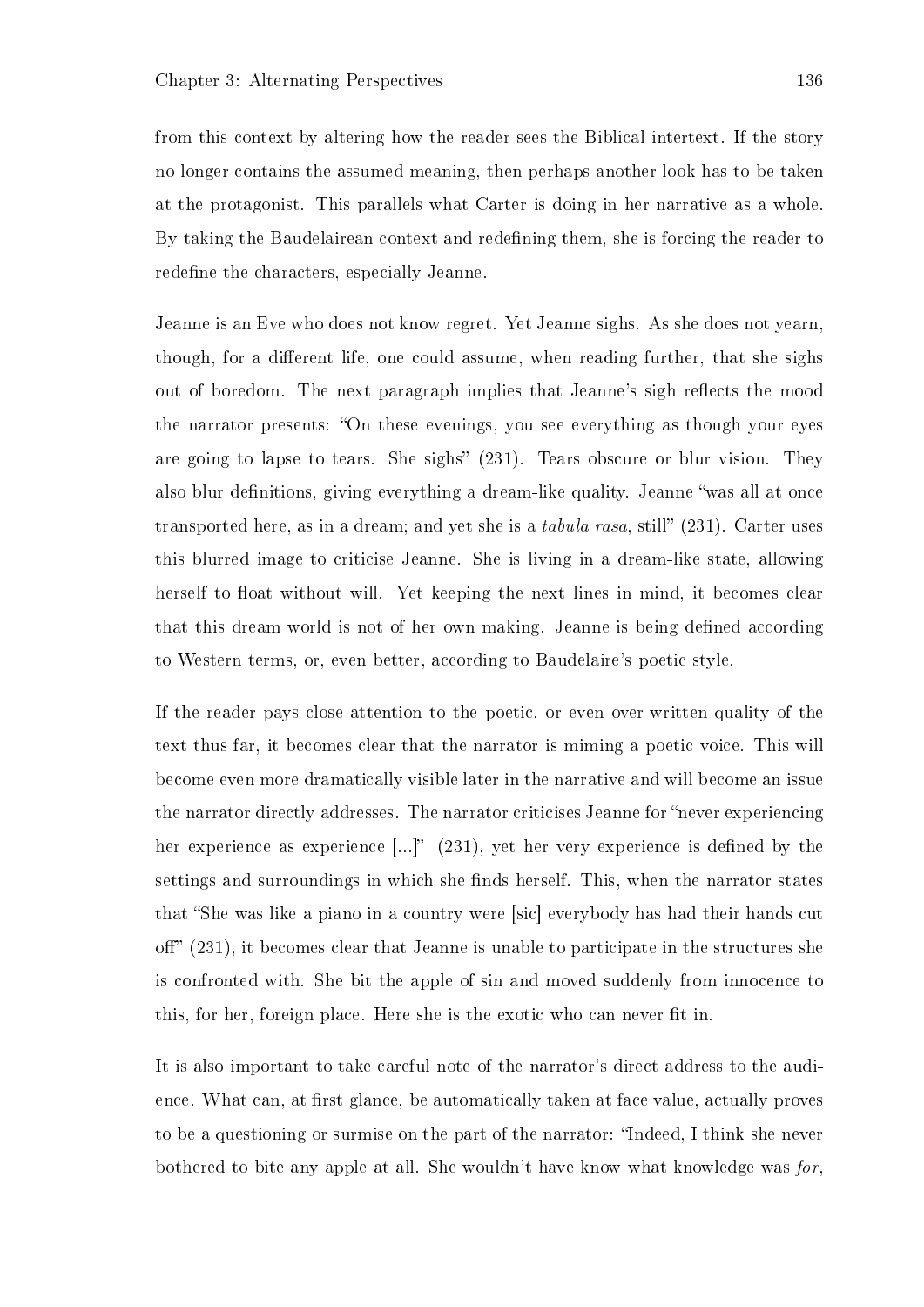from this context by altering how the reader sees the Biblical intertext. If the story no longer contains the assumed meaning, then perhaps another look has to be taken at the protagonist. This parallels what Carter is doing in her narrative as a whole. By taking the Baudelairean context and redefining them, she is forcing the reader to redefine the characters, especially Jeanne.

Jeanne is an Eve who does not know regret. Yet Jeanne sighs. As she does not yearn, though, for a different life, one could assume, when reading further, that she sighs out of boredom. The next paragraph implies that Jeanne's sigh reflects the mood the narrator presents: "On these evenings, you see everything as though your eyes are going to lapse to tears. She sighs" (231). Tears obscure or blur vision. They also blur definitions, giving everything a dream-like quality. Jeanne "was all at once transported here, as in a dream; and yet she is a *tabula rasa*, still" (231). Carter uses this blurred image to criticise Jeanne. She is living in a dream-like state, allowing herself to float without will. Yet keeping the next lines in mind, it becomes clear that this dream world is not of her own making. Jeanne is being defined according to Western terms, or, even better, according to Baudelaire's poetic style.

If the reader pays close attention to the poetic, or even over-written quality of the text thus far, it becomes clear that the narrator is miming a poetic voice. This will become even more dramatically visible later in the narrative and will become an issue the narrator directly addresses. The narrator criticises Jeanne for "never experiencing her experience as experience [...]" (231), yet her very experience is defined by the settings and surroundings in which she finds herself. This, when the narrator states that "She was like a piano in a country were [sic] everybody has had their hands cut off" (231), it becomes clear that Jeanne is unable to participate in the structures she is confronted with. She bit the apple of sin and moved suddenly from innocence to this, for her, foreign place. Here she is the exotic who can never fit in.

It is also important to take careful note of the narrator's direct address to the audience. What can, at first glance, be automatically taken at face value, actually proves to be a questioning or surmise on the part of the narrator: "Indeed, I think she never bothered to bite any apple at all. She wouldn't have know what knowledge was *for*,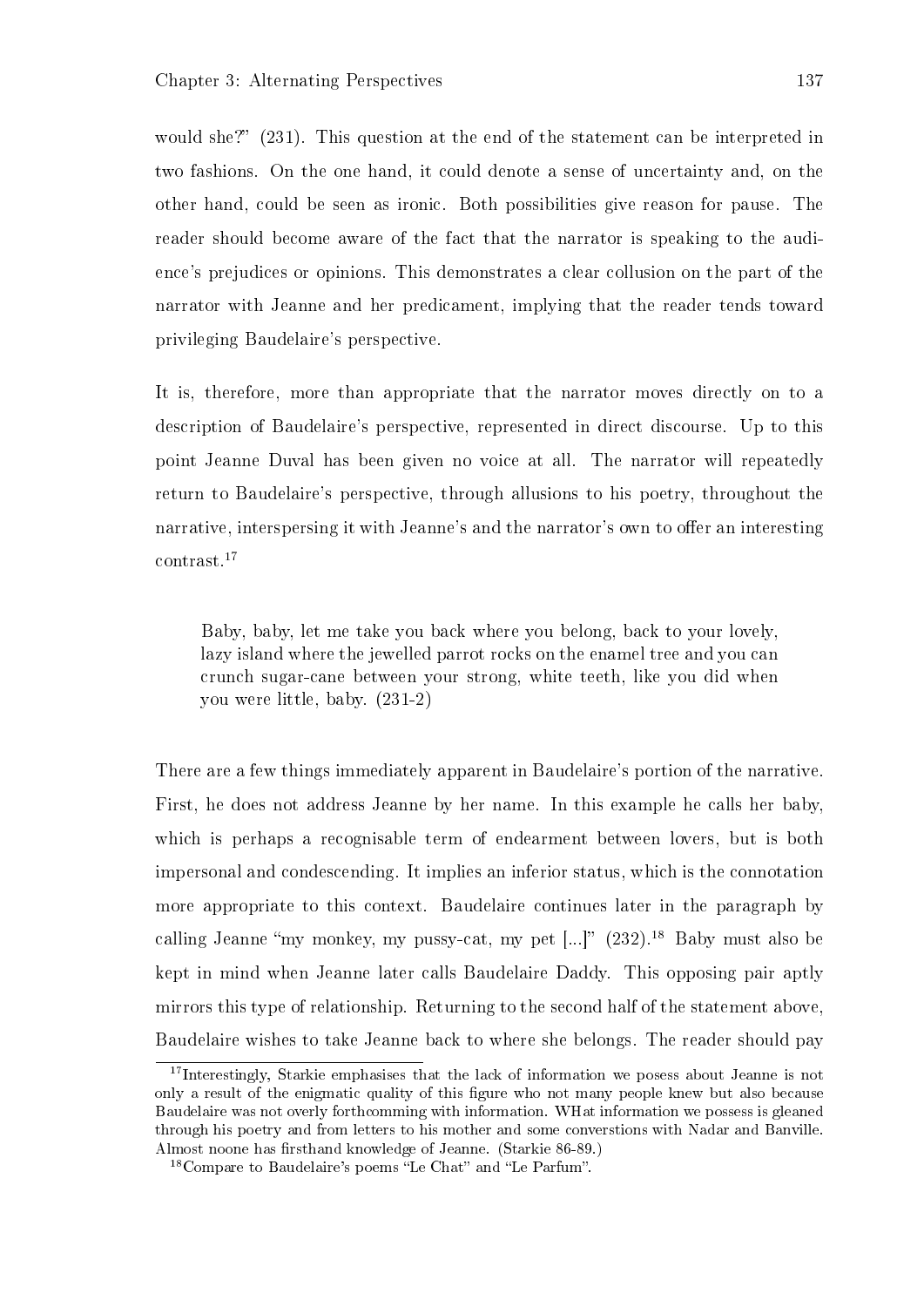would she?" (231). This question at the end of the statement can be interpreted in two fashions. On the one hand, it could denote a sense of uncertainty and, on the other hand, could be seen as ironic. Both possibilities give reason for pause. The reader should become aware of the fact that the narrator is speaking to the audience's prejudices or opinions. This demonstrates a clear collusion on the part of the narrator with Jeanne and her predicament, implying that the reader tends toward privileging Baudelaire's perspective.

It is, therefore, more than appropriate that the narrator moves directly on to a description of Baudelaire's perspective, represented in direct discourse. Up to this point Jeanne Duval has been given no voice at all. The narrator will repeatedly return to Baudelaire's perspective, through allusions to his poetry, throughout the narrative, interspersing it with Jeanne's and the narrator's own to offer an interesting contrast.[17]

> Baby, baby, let me take you back where you belong, back to your lovely, lazy island where the jewelled parrot rocks on the enamel tree and you can crunch sugar-cane between your strong, white teeth, like you did when you were little, baby. (231-2)

There are a few things immediately apparent in Baudelaire's portion of the narrative. First, he does not address Jeanne by her name. In this example he calls her baby, which is perhaps a recognisable term of endearment between lovers, but is both impersonal and condescending. It implies an inferior status, which is the connotation more appropriate to this context. Baudelaire continues later in the paragraph by calling Jeanne "my monkey, my pussy-cat, my pet [...]" (232).[18] Baby must also be kept in mind when Jeanne later calls Baudelaire Daddy. This opposing pair aptly mirrors this type of relationship. Returning to the second half of the statement above, Baudelaire wishes to take Jeanne back to where she belongs. The reader should pay

---

[17] Interestingly, Starkie emphasises that the lack of information we posess about Jeanne is not only a result of the enigmatic quality of this figure who not many people knew but also because Baudelaire was not overly forthcomming with information. WHat information we possess is gleaned through his poetry and from letters to his mother and some converstions with Nadar and Banville. Almost noone has firsthand knowledge of Jeanne. (Starkie 86-89.)

[18] Compare to Baudelaire's poems "Le Chat" and "Le Parfum".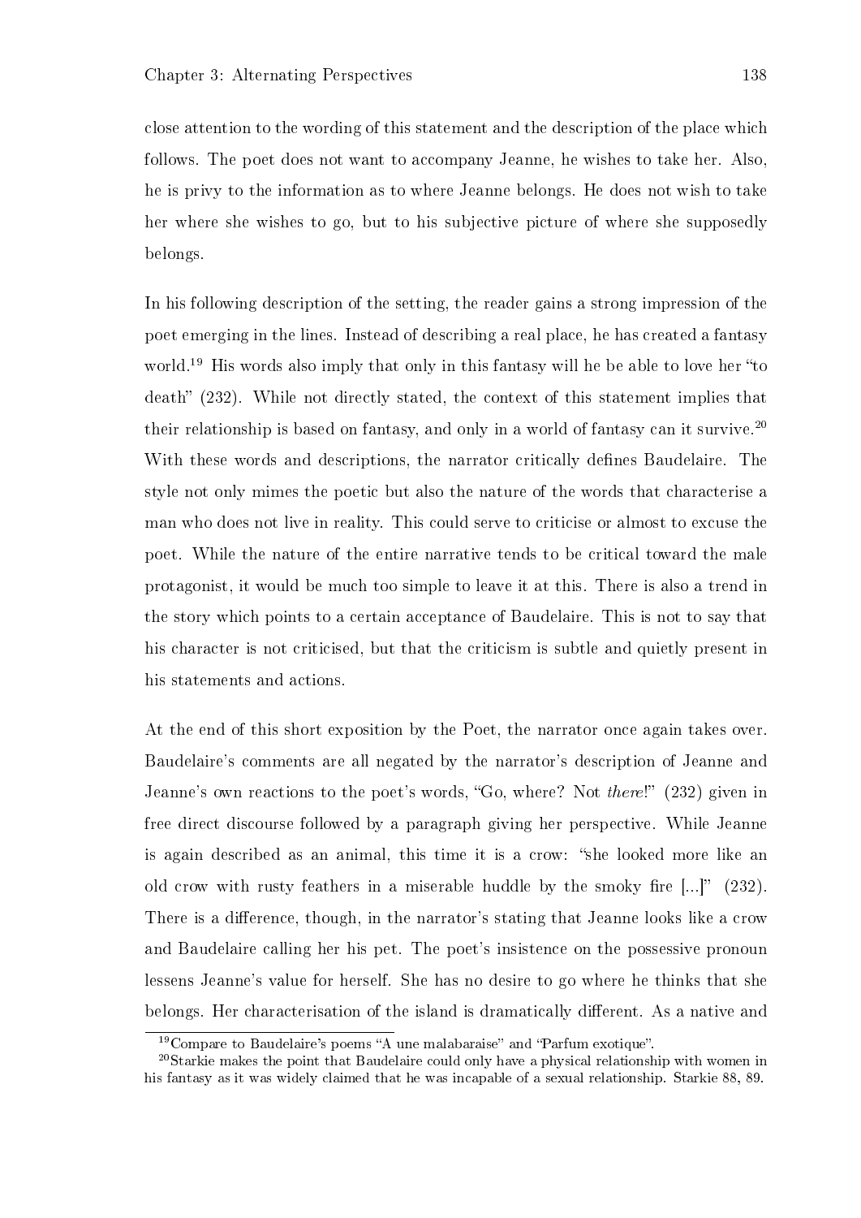close attention to the wording of this statement and the description of the place which follows. The poet does not want to accompany Jeanne, he wishes to take her. Also, he is privy to the information as to where Jeanne belongs. He does not wish to take her where she wishes to go, but to his subjective picture of where she supposedly belongs.

In his following description of the setting, the reader gains a strong impression of the poet emerging in the lines. Instead of describing a real place, he has created a fantasy world.[19] His words also imply that only in this fantasy will he be able to love her "to death" (232). While not directly stated, the context of this statement implies that their relationship is based on fantasy, and only in a world of fantasy can it survive.[20] With these words and descriptions, the narrator critically defines Baudelaire. The style not only mimes the poetic but also the nature of the words that characterise a man who does not live in reality. This could serve to criticise or almost to excuse the poet. While the nature of the entire narrative tends to be critical toward the male protagonist, it would be much too simple to leave it at this. There is also a trend in the story which points to a certain acceptance of Baudelaire. This is not to say that his character is not criticised, but that the criticism is subtle and quietly present in his statements and actions.

At the end of this short exposition by the Poet, the narrator once again takes over. Baudelaire's comments are all negated by the narrator's description of Jeanne and Jeanne's own reactions to the poet's words, "Go, where? Not *there*!" (232) given in free direct discourse followed by a paragraph giving her perspective. While Jeanne is again described as an animal, this time it is a crow: "she looked more like an old crow with rusty feathers in a miserable huddle by the smoky fire [...]" (232). There is a difference, though, in the narrator's stating that Jeanne looks like a crow and Baudelaire calling her his pet. The poet's insistence on the possessive pronoun lessens Jeanne's value for herself. She has no desire to go where he thinks that she belongs. Her characterisation of the island is dramatically different. As a native and

[19] Compare to Baudelaire's poems "A une malabaraise" and "Parfum exotique".

[20] Starkie makes the point that Baudelaire could only have a physical relationship with women in his fantasy as it was widely claimed that he was incapable of a sexual relationship. Starkie 88, 89.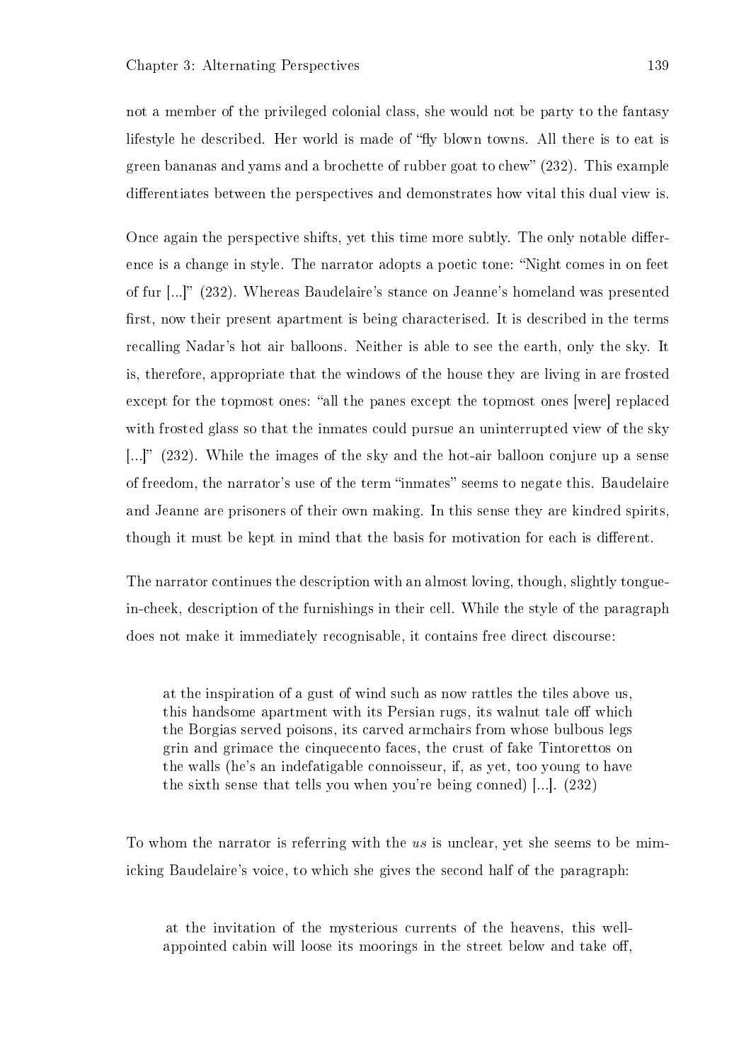not a member of the privileged colonial class, she would not be party to the fantasy lifestyle he described. Her world is made of "fly blown towns. All there is to eat is green bananas and yams and a brochette of rubber goat to chew" (232). This example differentiates between the perspectives and demonstrates how vital this dual view is.

Once again the perspective shifts, yet this time more subtly. The only notable difference is a change in style. The narrator adopts a poetic tone: "Night comes in on feet of fur [...]" (232). Whereas Baudelaire's stance on Jeanne's homeland was presented first, now their present apartment is being characterised. It is described in the terms recalling Nadar's hot air balloons. Neither is able to see the earth, only the sky. It is, therefore, appropriate that the windows of the house they are living in are frosted except for the topmost ones: "all the panes except the topmost ones [were] replaced with frosted glass so that the inmates could pursue an uninterrupted view of the sky [...]" (232). While the images of the sky and the hot-air balloon conjure up a sense of freedom, the narrator's use of the term "inmates" seems to negate this. Baudelaire and Jeanne are prisoners of their own making. In this sense they are kindred spirits, though it must be kept in mind that the basis for motivation for each is different.

The narrator continues the description with an almost loving, though, slightly tongue-in-cheek, description of the furnishings in their cell. While the style of the paragraph does not make it immediately recognisable, it contains free direct discourse:

> at the inspiration of a gust of wind such as now rattles the tiles above us, this handsome apartment with its Persian rugs, its walnut tale off which the Borgias served poisons, its carved armchairs from whose bulbous legs grin and grimace the cinquecento faces, the crust of fake Tintorettos on the walls (he's an indefatigable connoisseur, if, as yet, too young to have the sixth sense that tells you when you're being conned) [...]. (232)

To whom the narrator is referring with the *us* is unclear, yet she seems to be mimicking Baudelaire's voice, to which she gives the second half of the paragraph:

> at the invitation of the mysterious currents of the heavens, this well-appointed cabin will loose its moorings in the street below and take off,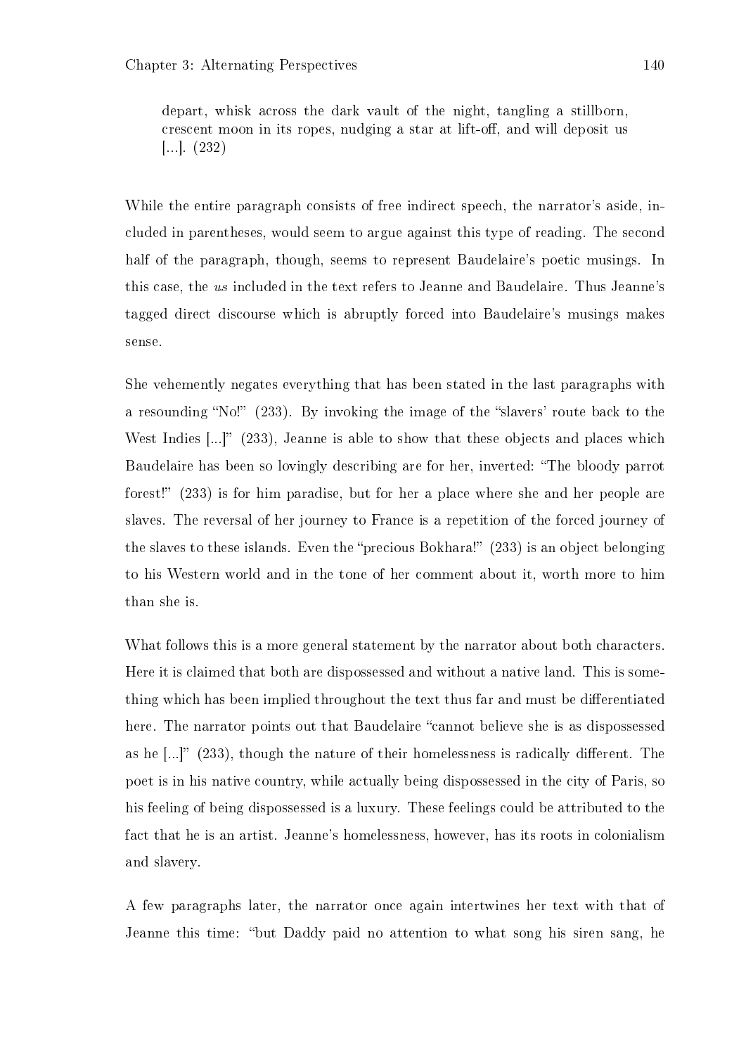> depart, whisk across the dark vault of the night, tangling a stillborn, crescent moon in its ropes, nudging a star at lift-off, and will deposit us [...]. (232)

While the entire paragraph consists of free indirect speech, the narrator's aside, included in parentheses, would seem to argue against this type of reading. The second half of the paragraph, though, seems to represent Baudelaire's poetic musings. In this case, the *us* included in the text refers to Jeanne and Baudelaire. Thus Jeanne's tagged direct discourse which is abruptly forced into Baudelaire's musings makes sense.

She vehemently negates everything that has been stated in the last paragraphs with a resounding "No!" (233). By invoking the image of the "slavers' route back to the West Indies [...]" (233), Jeanne is able to show that these objects and places which Baudelaire has been so lovingly describing are for her, inverted: "The bloody parrot forest!" (233) is for him paradise, but for her a place where she and her people are slaves. The reversal of her journey to France is a repetition of the forced journey of the slaves to these islands. Even the "precious Bokhara!" (233) is an object belonging to his Western world and in the tone of her comment about it, worth more to him than she is.

What follows this is a more general statement by the narrator about both characters. Here it is claimed that both are dispossessed and without a native land. This is something which has been implied throughout the text thus far and must be differentiated here. The narrator points out that Baudelaire "cannot believe she is as dispossessed as he [...]" (233), though the nature of their homelessness is radically different. The poet is in his native country, while actually being dispossessed in the city of Paris, so his feeling of being dispossessed is a luxury. These feelings could be attributed to the fact that he is an artist. Jeanne's homelessness, however, has its roots in colonialism and slavery.

A few paragraphs later, the narrator once again intertwines her text with that of Jeanne this time: "but Daddy paid no attention to what song his siren sang, he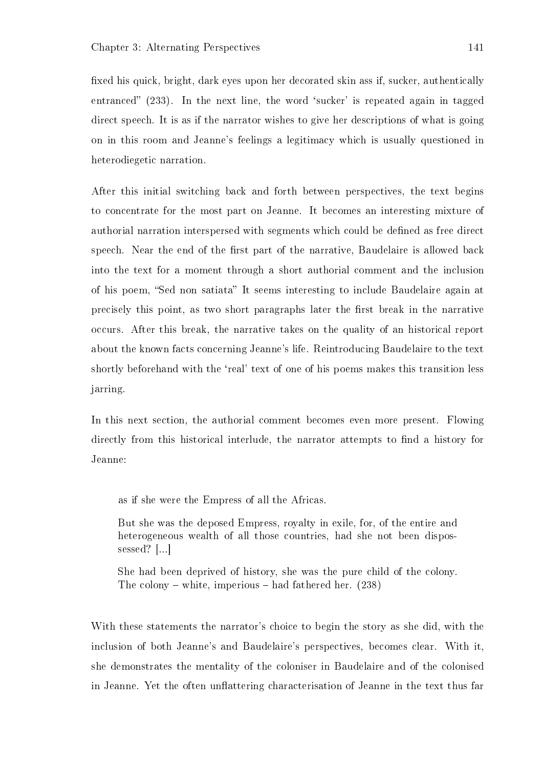fixed his quick, bright, dark eyes upon her decorated skin ass if, sucker, authentically entranced" (233). In the next line, the word 'sucker' is repeated again in tagged direct speech. It is as if the narrator wishes to give her descriptions of what is going on in this room and Jeanne's feelings a legitimacy which is usually questioned in heterodiegetic narration.

After this initial switching back and forth between perspectives, the text begins to concentrate for the most part on Jeanne. It becomes an interesting mixture of authorial narration interspersed with segments which could be defined as free direct speech. Near the end of the first part of the narrative, Baudelaire is allowed back into the text for a moment through a short authorial comment and the inclusion of his poem, "Sed non satiata" It seems interesting to include Baudelaire again at precisely this point, as two short paragraphs later the first break in the narrative occurs. After this break, the narrative takes on the quality of an historical report about the known facts concerning Jeanne's life. Reintroducing Baudelaire to the text shortly beforehand with the 'real' text of one of his poems makes this transition less jarring.

In this next section, the authorial comment becomes even more present. Flowing directly from this historical interlude, the narrator attempts to find a history for Jeanne:

> as if she were the Empress of all the Africas.
>
> But she was the deposed Empress, royalty in exile, for, of the entire and heterogeneous wealth of all those countries, had she not been dispossessed? [...]
>
> She had been deprived of history, she was the pure child of the colony. The colony – white, imperious – had fathered her. (238)

With these statements the narrator's choice to begin the story as she did, with the inclusion of both Jeanne's and Baudelaire's perspectives, becomes clear. With it, she demonstrates the mentality of the coloniser in Baudelaire and of the colonised in Jeanne. Yet the often unflattering characterisation of Jeanne in the text thus far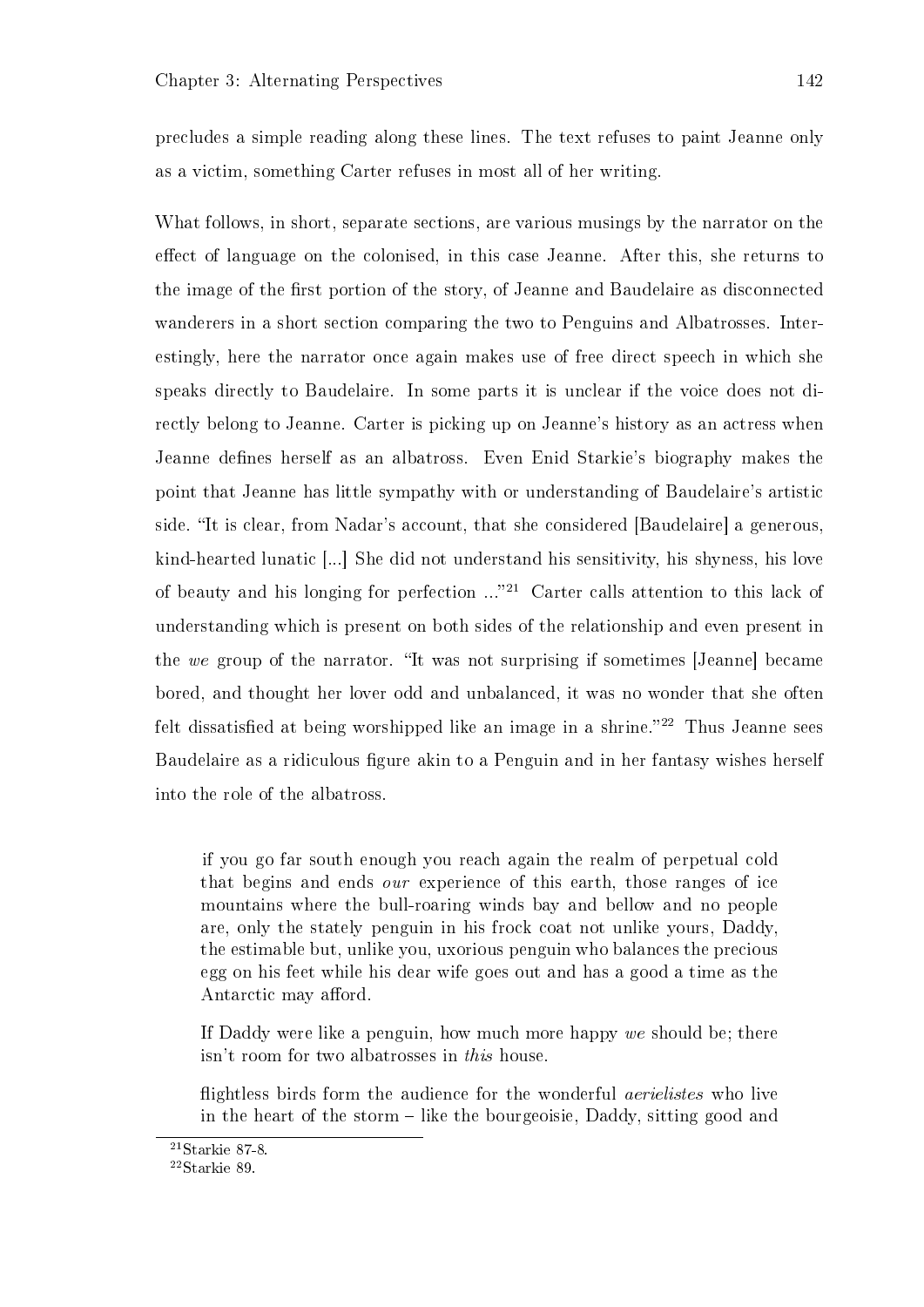precludes a simple reading along these lines. The text refuses to paint Jeanne only as a victim, something Carter refuses in most all of her writing.

What follows, in short, separate sections, are various musings by the narrator on the effect of language on the colonised, in this case Jeanne. After this, she returns to the image of the first portion of the story, of Jeanne and Baudelaire as disconnected wanderers in a short section comparing the two to Penguins and Albatrosses. Interestingly, here the narrator once again makes use of free direct speech in which she speaks directly to Baudelaire. In some parts it is unclear if the voice does not directly belong to Jeanne. Carter is picking up on Jeanne's history as an actress when Jeanne defines herself as an albatross. Even Enid Starkie's biography makes the point that Jeanne has little sympathy with or understanding of Baudelaire's artistic side. "It is clear, from Nadar's account, that she considered [Baudelaire] a generous, kind-hearted lunatic [...] She did not understand his sensitivity, his shyness, his love of beauty and his longing for perfection ..."[21] Carter calls attention to this lack of understanding which is present on both sides of the relationship and even present in the *we* group of the narrator. "It was not surprising if sometimes [Jeanne] became bored, and thought her lover odd and unbalanced, it was no wonder that she often felt dissatisfied at being worshipped like an image in a shrine."[22] Thus Jeanne sees Baudelaire as a ridiculous figure akin to a Penguin and in her fantasy wishes herself into the role of the albatross.

> if you go far south enough you reach again the realm of perpetual cold that begins and ends *our* experience of this earth, those ranges of ice mountains where the bull-roaring winds bay and bellow and no people are, only the stately penguin in his frock coat not unlike yours, Daddy, the estimable but, unlike you, uxorious penguin who balances the precious egg on his feet while his dear wife goes out and has a good a time as the Antarctic may afford.
>
> If Daddy were like a penguin, how much more happy *we* should be; there isn't room for two albatrosses in *this* house.
>
> flightless birds form the audience for the wonderful *aerielistes* who live in the heart of the storm – like the bourgeoisie, Daddy, sitting good and

[21] Starkie 87-8.

[22] Starkie 89.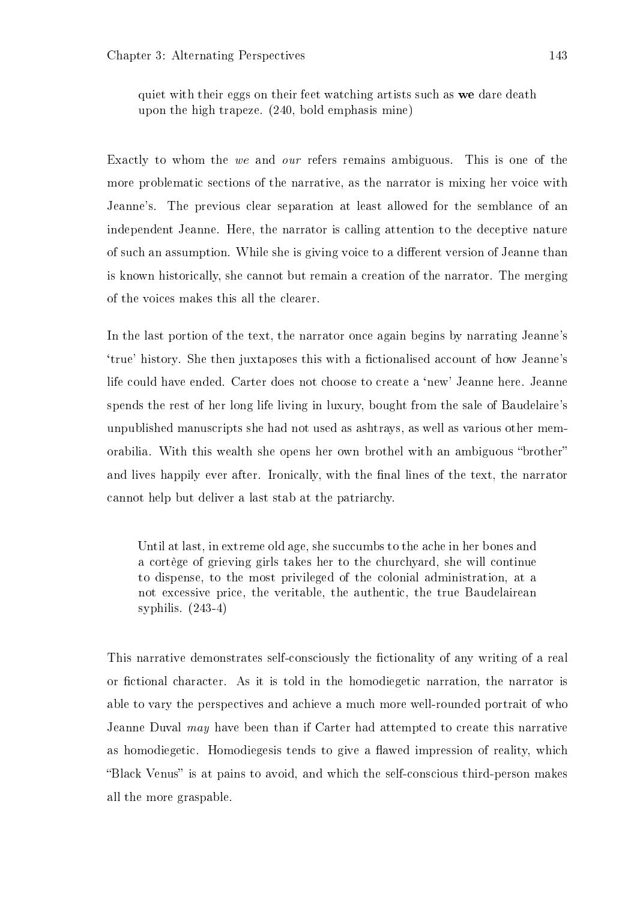> quiet with their eggs on their feet watching artists such as **we** dare death upon the high trapeze. (240, bold emphasis mine)

Exactly to whom the *we* and *our* refers remains ambiguous. This is one of the more problematic sections of the narrative, as the narrator is mixing her voice with Jeanne's. The previous clear separation at least allowed for the semblance of an independent Jeanne. Here, the narrator is calling attention to the deceptive nature of such an assumption. While she is giving voice to a different version of Jeanne than is known historically, she cannot but remain a creation of the narrator. The merging of the voices makes this all the clearer.

In the last portion of the text, the narrator once again begins by narrating Jeanne's 'true' history. She then juxtaposes this with a fictionalised account of how Jeanne's life could have ended. Carter does not choose to create a 'new' Jeanne here. Jeanne spends the rest of her long life living in luxury, bought from the sale of Baudelaire's unpublished manuscripts she had not used as ashtrays, as well as various other memorabilia. With this wealth she opens her own brothel with an ambiguous "brother" and lives happily ever after. Ironically, with the final lines of the text, the narrator cannot help but deliver a last stab at the patriarchy.

> Until at last, in extreme old age, she succumbs to the ache in her bones and a cortège of grieving girls takes her to the churchyard, she will continue to dispense, to the most privileged of the colonial administration, at a not excessive price, the veritable, the authentic, the true Baudelairean syphilis. (243-4)

This narrative demonstrates self-consciously the fictionality of any writing of a real or fictional character. As it is told in the homodiegetic narration, the narrator is able to vary the perspectives and achieve a much more well-rounded portrait of who Jeanne Duval *may* have been than if Carter had attempted to create this narrative as homodiegetic. Homodiegesis tends to give a flawed impression of reality, which "Black Venus" is at pains to avoid, and which the self-conscious third-person makes all the more graspable.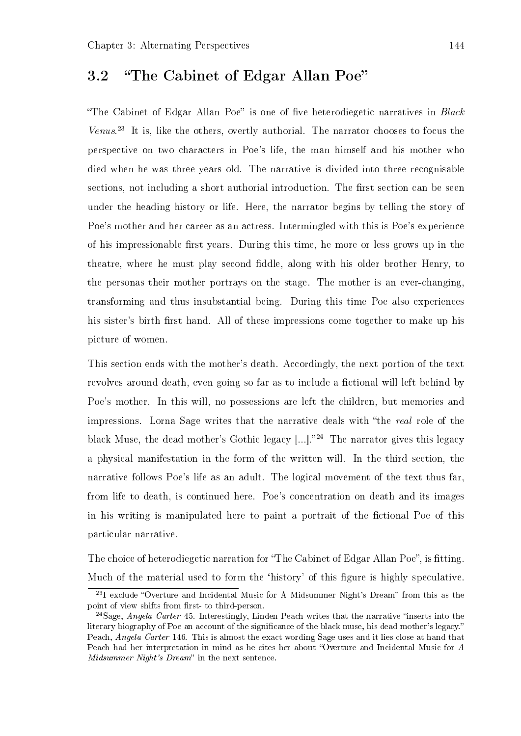## 3.2 "The Cabinet of Edgar Allan Poe"

"The Cabinet of Edgar Allan Poe" is one of five heterodiegetic narratives in *Black Venus*.[23] It is, like the others, overtly authorial. The narrator chooses to focus the perspective on two characters in Poe's life, the man himself and his mother who died when he was three years old. The narrative is divided into three recognisable sections, not including a short authorial introduction. The first section can be seen under the heading history or life. Here, the narrator begins by telling the story of Poe's mother and her career as an actress. Intermingled with this is Poe's experience of his impressionable first years. During this time, he more or less grows up in the theatre, where he must play second fiddle, along with his older brother Henry, to the personas their mother portrays on the stage. The mother is an ever-changing, transforming and thus insubstantial being. During this time Poe also experiences his sister's birth first hand. All of these impressions come together to make up his picture of women.

This section ends with the mother's death. Accordingly, the next portion of the text revolves around death, even going so far as to include a fictional will left behind by Poe's mother. In this will, no possessions are left the children, but memories and impressions. Lorna Sage writes that the narrative deals with "the *real* role of the black Muse, the dead mother's Gothic legacy [...]."[24] The narrator gives this legacy a physical manifestation in the form of the written will. In the third section, the narrative follows Poe's life as an adult. The logical movement of the text thus far, from life to death, is continued here. Poe's concentration on death and its images in his writing is manipulated here to paint a portrait of the fictional Poe of this particular narrative.

The choice of heterodiegetic narration for "The Cabinet of Edgar Allan Poe", is fitting. Much of the material used to form the 'history' of this figure is highly speculative.

[23] I exclude "Overture and Incidental Music for A Midsummer Night's Dream" from this as the point of view shifts from first- to third-person.

[24] Sage, *Angela Carter* 45. Interestingly, Linden Peach writes that the narrative "inserts into the literary biography of Poe an account of the significance of the black muse, his dead mother's legacy." Peach, *Angela Carter* 146. This is almost the exact wording Sage uses and it lies close at hand that Peach had her interpretation in mind as he cites her about "Overture and Incidental Music for *A Midsummer Night's Dream*" in the next sentence.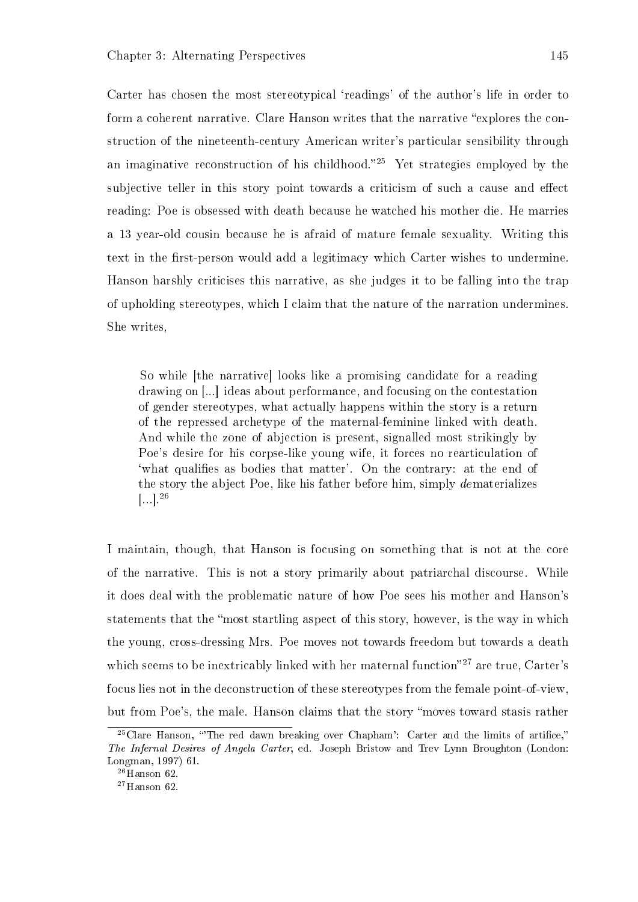Carter has chosen the most stereotypical 'readings' of the author's life in order to form a coherent narrative. Clare Hanson writes that the narrative "explores the construction of the nineteenth-century American writer's particular sensibility through an imaginative reconstruction of his childhood."[25] Yet strategies employed by the subjective teller in this story point towards a criticism of such a cause and effect reading: Poe is obsessed with death because he watched his mother die. He marries a 13 year-old cousin because he is afraid of mature female sexuality. Writing this text in the first-person would add a legitimacy which Carter wishes to undermine. Hanson harshly criticises this narrative, as she judges it to be falling into the trap of upholding stereotypes, which I claim that the nature of the narration undermines. She writes,

> So while [the narrative] looks like a promising candidate for a reading drawing on [...] ideas about performance, and focusing on the contestation of gender stereotypes, what actually happens within the story is a return of the repressed archetype of the maternal-feminine linked with death. And while the zone of abjection is present, signalled most strikingly by Poe's desire for his corpse-like young wife, it forces no rearticulation of 'what qualifies as bodies that matter'. On the contrary: at the end of the story the abject Poe, like his father before him, simply *de*materializes [...].[26]

I maintain, though, that Hanson is focusing on something that is not at the core of the narrative. This is not a story primarily about patriarchal discourse. While it does deal with the problematic nature of how Poe sees his mother and Hanson's statements that the "most startling aspect of this story, however, is the way in which the young, cross-dressing Mrs. Poe moves not towards freedom but towards a death which seems to be inextricably linked with her maternal function"[27] are true, Carter's focus lies not in the deconstruction of these stereotypes from the female point-of-view, but from Poe's, the male. Hanson claims that the story "moves toward stasis rather

[25] Clare Hanson, "'The red dawn breaking over Chapham': Carter and the limits of artifice," *The Infernal Desires of Angela Carter*, ed. Joseph Bristow and Trev Lynn Broughton (London: Longman, 1997) 61.

[26] Hanson 62.

[27] Hanson 62.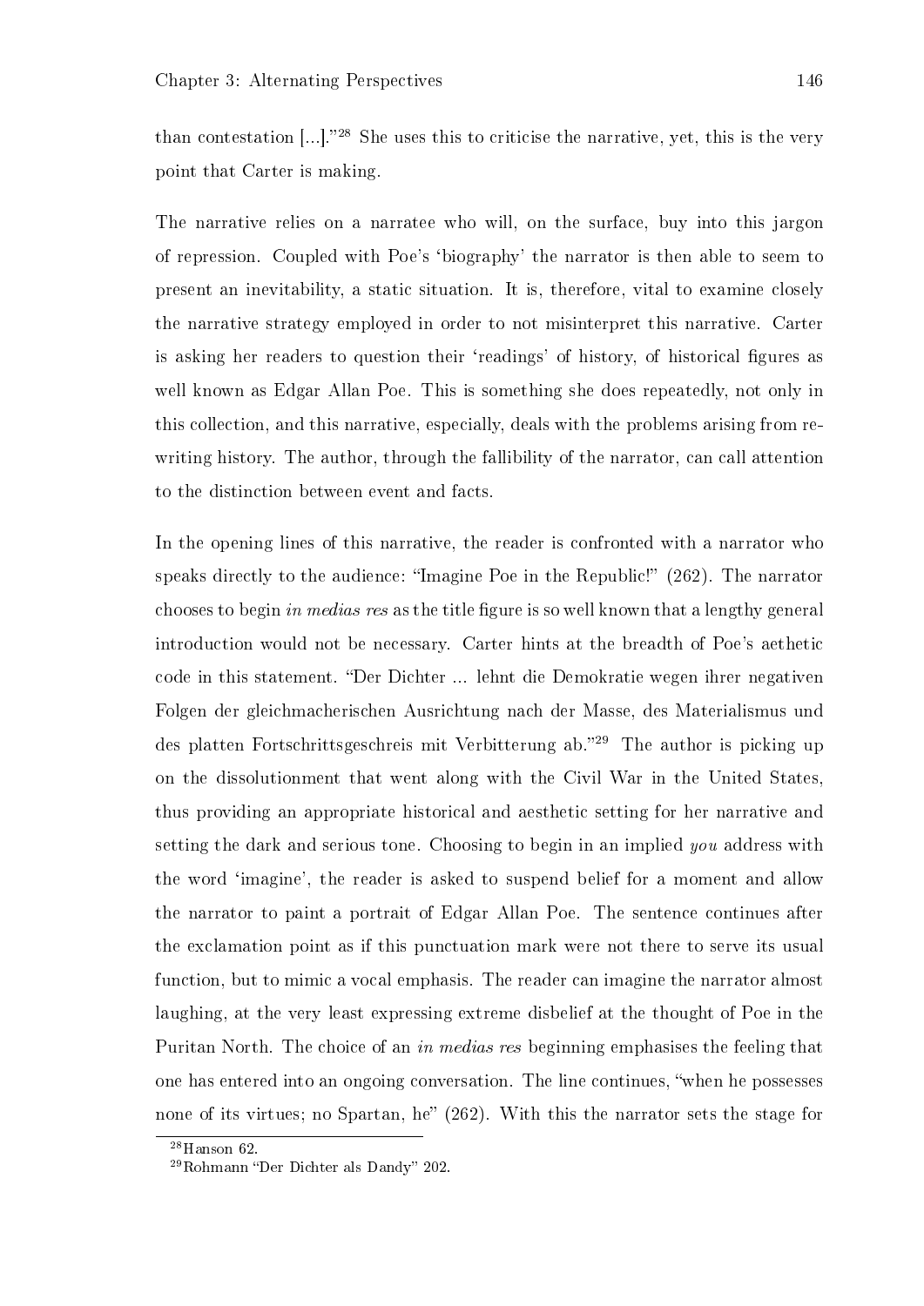than contestation [...]."[28] She uses this to criticise the narrative, yet, this is the very point that Carter is making.

The narrative relies on a narratee who will, on the surface, buy into this jargon of repression. Coupled with Poe's 'biography' the narrator is then able to seem to present an inevitability, a static situation. It is, therefore, vital to examine closely the narrative strategy employed in order to not misinterpret this narrative. Carter is asking her readers to question their 'readings' of history, of historical figures as well known as Edgar Allan Poe. This is something she does repeatedly, not only in this collection, and this narrative, especially, deals with the problems arising from re-writing history. The author, through the fallibility of the narrator, can call attention to the distinction between event and facts.

In the opening lines of this narrative, the reader is confronted with a narrator who speaks directly to the audience: "Imagine Poe in the Republic!" (262). The narrator chooses to begin *in medias res* as the title figure is so well known that a lengthy general introduction would not be necessary. Carter hints at the breadth of Poe's aethetic code in this statement. "Der Dichter ... lehnt die Demokratie wegen ihrer negativen Folgen der gleichmacherischen Ausrichtung nach der Masse, des Materialismus und des platten Fortschrittsgeschreis mit Verbitterung ab."[29] The author is picking up on the dissolutionment that went along with the Civil War in the United States, thus providing an appropriate historical and aesthetic setting for her narrative and setting the dark and serious tone. Choosing to begin in an implied *you* address with the word 'imagine', the reader is asked to suspend belief for a moment and allow the narrator to paint a portrait of Edgar Allan Poe. The sentence continues after the exclamation point as if this punctuation mark were not there to serve its usual function, but to mimic a vocal emphasis. The reader can imagine the narrator almost laughing, at the very least expressing extreme disbelief at the thought of Poe in the Puritan North. The choice of an *in medias res* beginning emphasises the feeling that one has entered into an ongoing conversation. The line continues, "when he possesses none of its virtues; no Spartan, he" (262). With this the narrator sets the stage for

[28] Hanson 62.

[29] Rohmann "Der Dichter als Dandy" 202.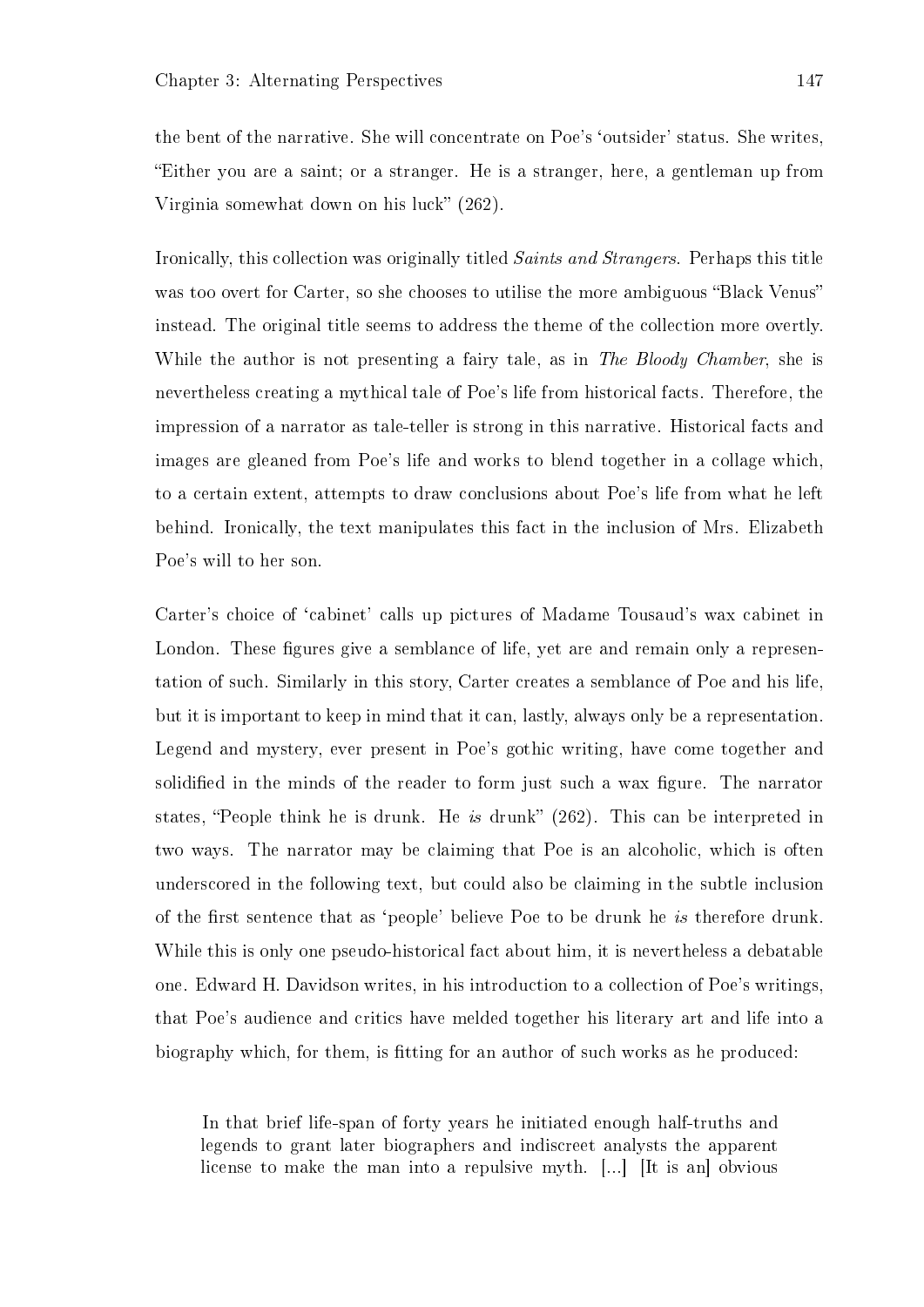the bent of the narrative. She will concentrate on Poe's 'outsider' status. She writes, "Either you are a saint; or a stranger. He is a stranger, here, a gentleman up from Virginia somewhat down on his luck" (262).

Ironically, this collection was originally titled *Saints and Strangers*. Perhaps this title was too overt for Carter, so she chooses to utilise the more ambiguous "Black Venus" instead. The original title seems to address the theme of the collection more overtly. While the author is not presenting a fairy tale, as in *The Bloody Chamber*, she is nevertheless creating a mythical tale of Poe's life from historical facts. Therefore, the impression of a narrator as tale-teller is strong in this narrative. Historical facts and images are gleaned from Poe's life and works to blend together in a collage which, to a certain extent, attempts to draw conclusions about Poe's life from what he left behind. Ironically, the text manipulates this fact in the inclusion of Mrs. Elizabeth Poe's will to her son.

Carter's choice of 'cabinet' calls up pictures of Madame Tousaud's wax cabinet in London. These figures give a semblance of life, yet are and remain only a representation of such. Similarly in this story, Carter creates a semblance of Poe and his life, but it is important to keep in mind that it can, lastly, always only be a representation. Legend and mystery, ever present in Poe's gothic writing, have come together and solidified in the minds of the reader to form just such a wax figure. The narrator states, "People think he is drunk. He *is* drunk" (262). This can be interpreted in two ways. The narrator may be claiming that Poe is an alcoholic, which is often underscored in the following text, but could also be claiming in the subtle inclusion of the first sentence that as 'people' believe Poe to be drunk he *is* therefore drunk. While this is only one pseudo-historical fact about him, it is nevertheless a debatable one. Edward H. Davidson writes, in his introduction to a collection of Poe's writings, that Poe's audience and critics have melded together his literary art and life into a biography which, for them, is fitting for an author of such works as he produced:

> In that brief life-span of forty years he initiated enough half-truths and legends to grant later biographers and indiscreet analysts the apparent license to make the man into a repulsive myth. [...] [It is an] obvious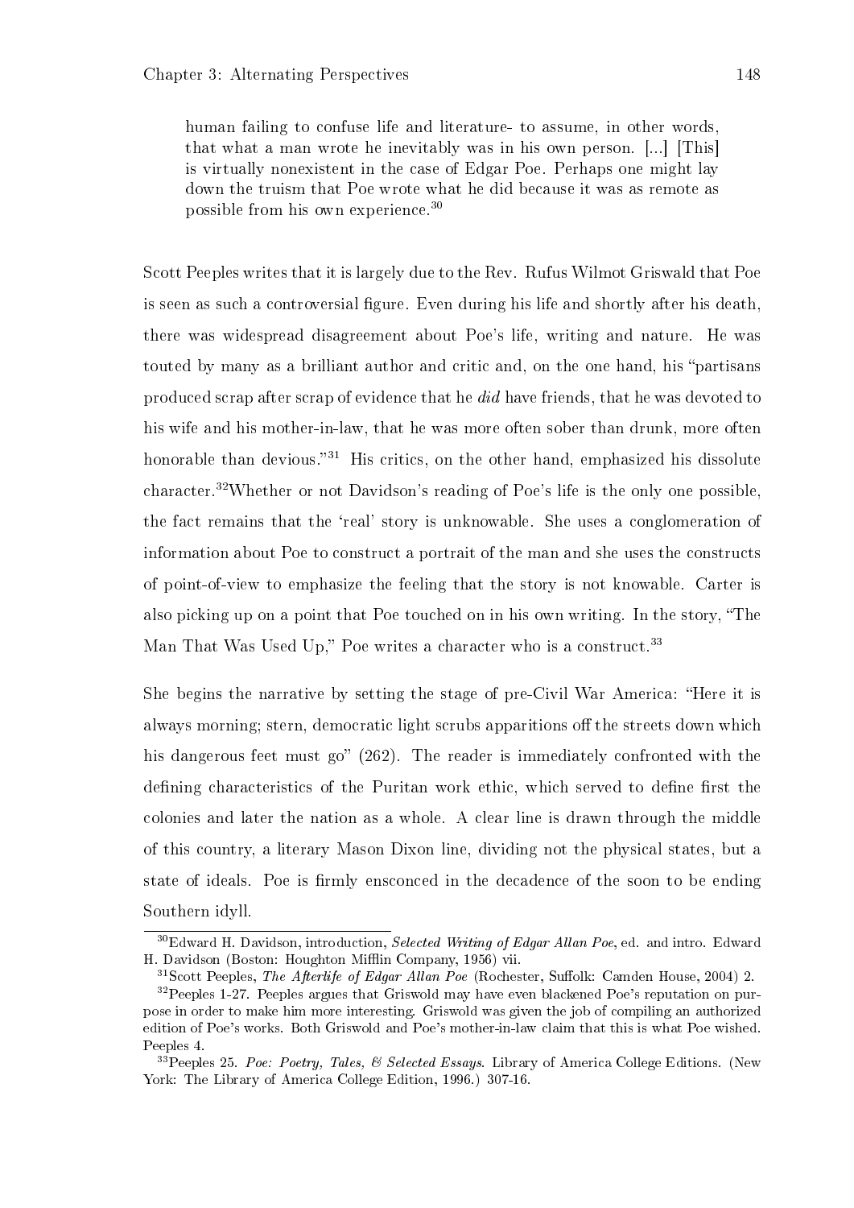> human failing to confuse life and literature- to assume, in other words, that what a man wrote he inevitably was in his own person. [...] [This] is virtually nonexistent in the case of Edgar Poe. Perhaps one might lay down the truism that Poe wrote what he did because it was as remote as possible from his own experience.[30]

Scott Peeples writes that it is largely due to the Rev. Rufus Wilmot Griswald that Poe is seen as such a controversial figure. Even during his life and shortly after his death, there was widespread disagreement about Poe's life, writing and nature. He was touted by many as a brilliant author and critic and, on the one hand, his "partisans produced scrap after scrap of evidence that he *did* have friends, that he was devoted to his wife and his mother-in-law, that he was more often sober than drunk, more often honorable than devious."[31] His critics, on the other hand, emphasized his dissolute character.[32]Whether or not Davidson's reading of Poe's life is the only one possible, the fact remains that the 'real' story is unknowable. She uses a conglomeration of information about Poe to construct a portrait of the man and she uses the constructs of point-of-view to emphasize the feeling that the story is not knowable. Carter is also picking up on a point that Poe touched on in his own writing. In the story, "The Man That Was Used Up," Poe writes a character who is a construct.[33]

She begins the narrative by setting the stage of pre-Civil War America: "Here it is always morning; stern, democratic light scrubs apparitions off the streets down which his dangerous feet must go" (262). The reader is immediately confronted with the defining characteristics of the Puritan work ethic, which served to define first the colonies and later the nation as a whole. A clear line is drawn through the middle of this country, a literary Mason Dixon line, dividing not the physical states, but a state of ideals. Poe is firmly ensconced in the decadence of the soon to be ending Southern idyll.

---

[30]Edward H. Davidson, introduction, *Selected Writing of Edgar Allan Poe*, ed. and intro. Edward H. Davidson (Boston: Houghton Mifflin Company, 1956) vii.

[31]Scott Peeples, *The Afterlife of Edgar Allan Poe* (Rochester, Suffolk: Camden House, 2004) 2.

[32]Peeples 1-27. Peeples argues that Griswold may have even blackened Poe's reputation on purpose in order to make him more interesting. Griswold was given the job of compiling an authorized edition of Poe's works. Both Griswold and Poe's mother-in-law claim that this is what Poe wished. Peeples 4.

[33]Peeples 25. *Poe: Poetry, Tales, & Selected Essays*. Library of America College Editions. (New York: The Library of America College Edition, 1996.) 307-16.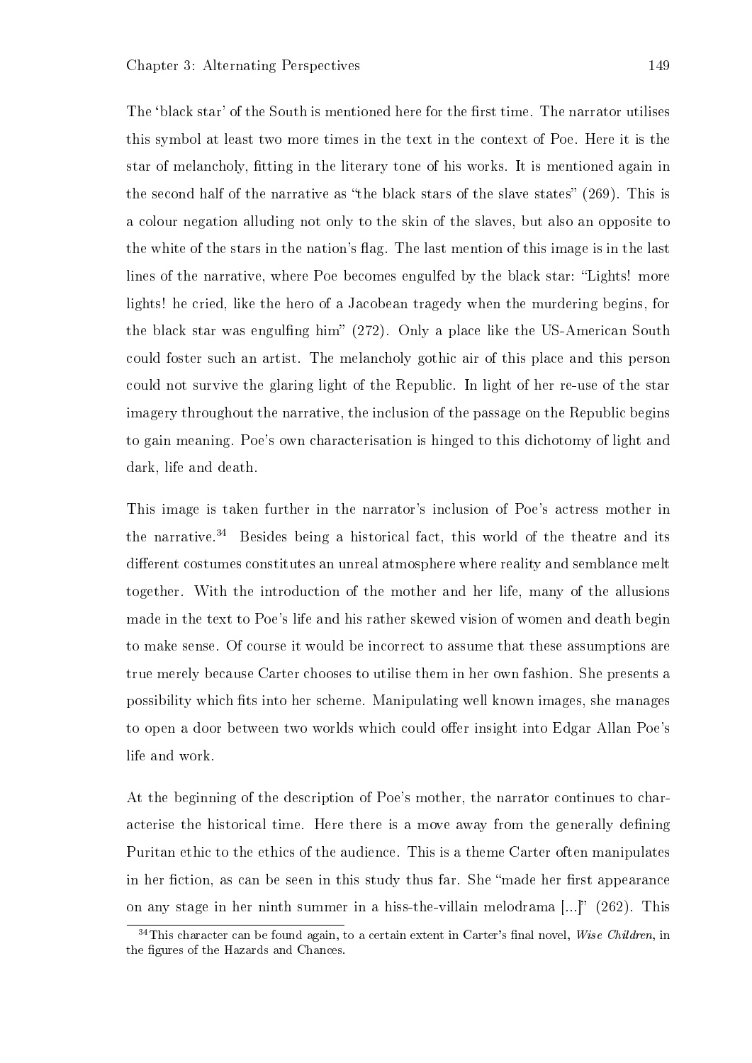The 'black star' of the South is mentioned here for the first time. The narrator utilises this symbol at least two more times in the text in the context of Poe. Here it is the star of melancholy, fitting in the literary tone of his works. It is mentioned again in the second half of the narrative as "the black stars of the slave states" (269). This is a colour negation alluding not only to the skin of the slaves, but also an opposite to the white of the stars in the nation's flag. The last mention of this image is in the last lines of the narrative, where Poe becomes engulfed by the black star: "Lights! more lights! he cried, like the hero of a Jacobean tragedy when the murdering begins, for the black star was engulfing him" (272). Only a place like the US-American South could foster such an artist. The melancholy gothic air of this place and this person could not survive the glaring light of the Republic. In light of her re-use of the star imagery throughout the narrative, the inclusion of the passage on the Republic begins to gain meaning. Poe's own characterisation is hinged to this dichotomy of light and dark, life and death.

This image is taken further in the narrator's inclusion of Poe's actress mother in the narrative.[34] Besides being a historical fact, this world of the theatre and its different costumes constitutes an unreal atmosphere where reality and semblance melt together. With the introduction of the mother and her life, many of the allusions made in the text to Poe's life and his rather skewed vision of women and death begin to make sense. Of course it would be incorrect to assume that these assumptions are true merely because Carter chooses to utilise them in her own fashion. She presents a possibility which fits into her scheme. Manipulating well known images, she manages to open a door between two worlds which could offer insight into Edgar Allan Poe's life and work.

At the beginning of the description of Poe's mother, the narrator continues to characterise the historical time. Here there is a move away from the generally defining Puritan ethic to the ethics of the audience. This is a theme Carter often manipulates in her fiction, as can be seen in this study thus far. She "made her first appearance on any stage in her ninth summer in a hiss-the-villain melodrama [...]" (262). This

[34] This character can be found again, to a certain extent in Carter's final novel, *Wise Children*, in the figures of the Hazards and Chances.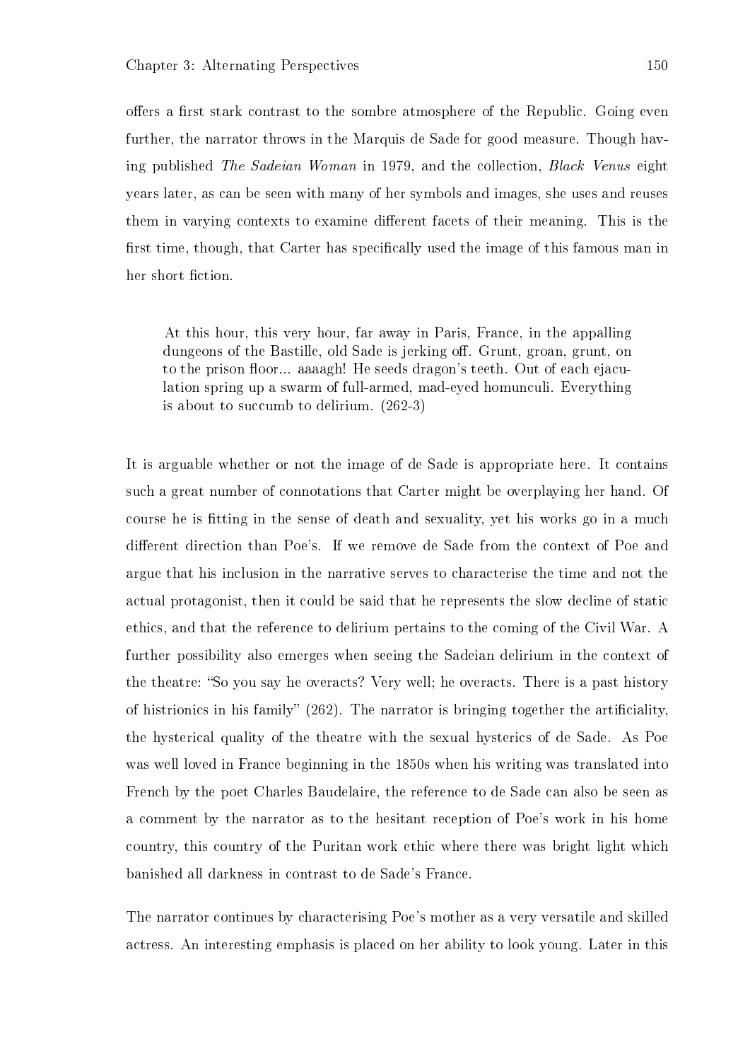offers a first stark contrast to the sombre atmosphere of the Republic. Going even further, the narrator throws in the Marquis de Sade for good measure. Though having published *The Sadeian Woman* in 1979, and the collection, *Black Venus* eight years later, as can be seen with many of her symbols and images, she uses and reuses them in varying contexts to examine different facets of their meaning. This is the first time, though, that Carter has specifically used the image of this famous man in her short fiction.

> At this hour, this very hour, far away in Paris, France, in the appalling dungeons of the Bastille, old Sade is jerking off. Grunt, groan, grunt, on to the prison floor... aaaagh! He seeds dragon's teeth. Out of each ejaculation spring up a swarm of full-armed, mad-eyed homunculi. Everything is about to succumb to delirium. (262-3)

It is arguable whether or not the image of de Sade is appropriate here. It contains such a great number of connotations that Carter might be overplaying her hand. Of course he is fitting in the sense of death and sexuality, yet his works go in a much different direction than Poe's. If we remove de Sade from the context of Poe and argue that his inclusion in the narrative serves to characterise the time and not the actual protagonist, then it could be said that he represents the slow decline of static ethics, and that the reference to delirium pertains to the coming of the Civil War. A further possibility also emerges when seeing the Sadeian delirium in the context of the theatre: "So you say he overacts? Very well; he overacts. There is a past history of histrionics in his family" (262). The narrator is bringing together the artificiality, the hysterical quality of the theatre with the sexual hysterics of de Sade. As Poe was well loved in France beginning in the 1850s when his writing was translated into French by the poet Charles Baudelaire, the reference to de Sade can also be seen as a comment by the narrator as to the hesitant reception of Poe's work in his home country, this country of the Puritan work ethic where there was bright light which banished all darkness in contrast to de Sade's France.

The narrator continues by characterising Poe's mother as a very versatile and skilled actress. An interesting emphasis is placed on her ability to look young. Later in this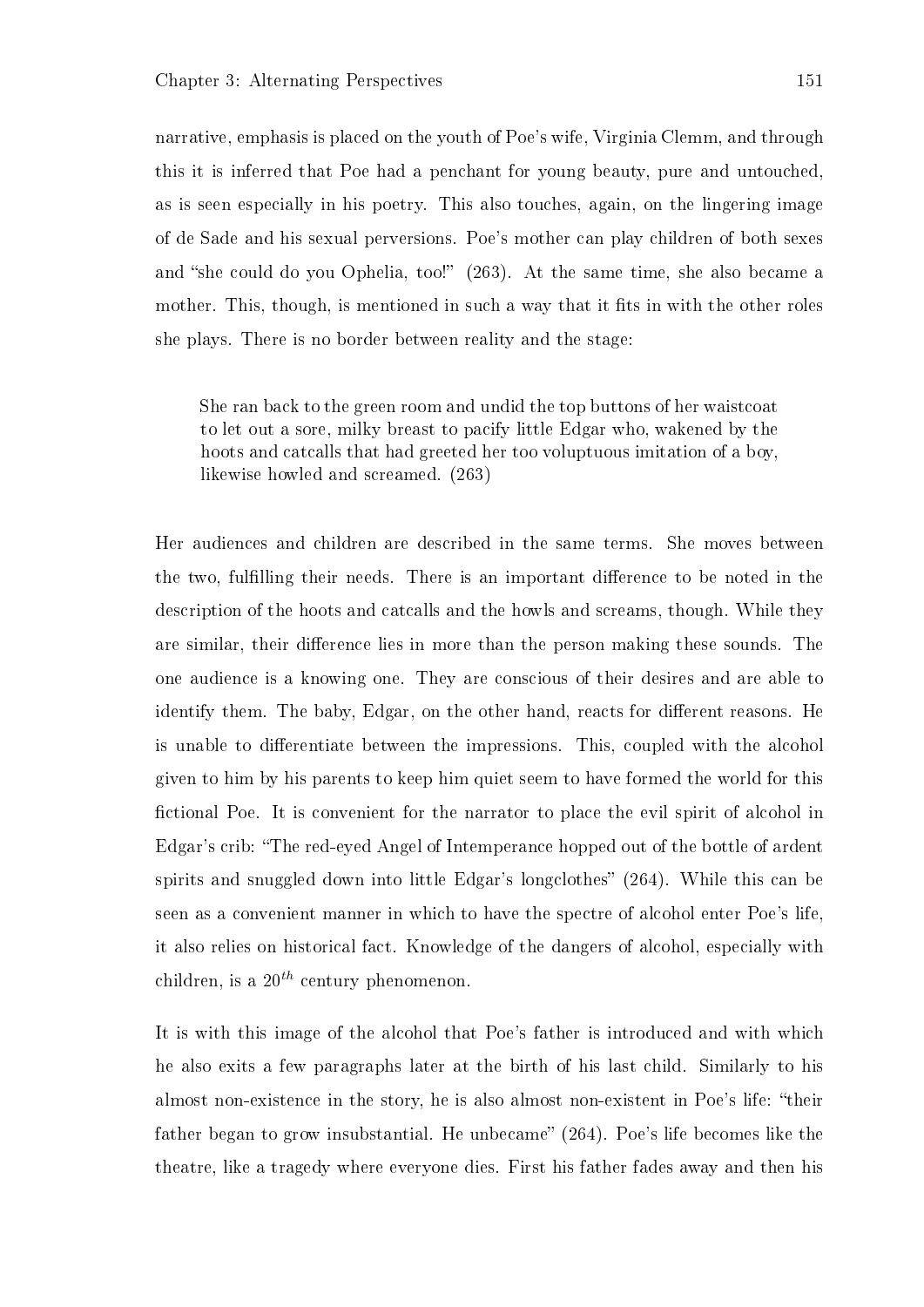narrative, emphasis is placed on the youth of Poe's wife, Virginia Clemm, and through this it is inferred that Poe had a penchant for young beauty, pure and untouched, as is seen especially in his poetry. This also touches, again, on the lingering image of de Sade and his sexual perversions. Poe's mother can play children of both sexes and "she could do you Ophelia, too!" (263). At the same time, she also became a mother. This, though, is mentioned in such a way that it fits in with the other roles she plays. There is no border between reality and the stage:

> She ran back to the green room and undid the top buttons of her waistcoat to let out a sore, milky breast to pacify little Edgar who, wakened by the hoots and catcalls that had greeted her too voluptuous imitation of a boy, likewise howled and screamed. (263)

Her audiences and children are described in the same terms. She moves between the two, fulfilling their needs. There is an important difference to be noted in the description of the hoots and catcalls and the howls and screams, though. While they are similar, their difference lies in more than the person making these sounds. The one audience is a knowing one. They are conscious of their desires and are able to identify them. The baby, Edgar, on the other hand, reacts for different reasons. He is unable to differentiate between the impressions. This, coupled with the alcohol given to him by his parents to keep him quiet seem to have formed the world for this fictional Poe. It is convenient for the narrator to place the evil spirit of alcohol in Edgar's crib: "The red-eyed Angel of Intemperance hopped out of the bottle of ardent spirits and snuggled down into little Edgar's longclothes" (264). While this can be seen as a convenient manner in which to have the spectre of alcohol enter Poe's life, it also relies on historical fact. Knowledge of the dangers of alcohol, especially with children, is a $20^{th}$ century phenomenon.

It is with this image of the alcohol that Poe's father is introduced and with which he also exits a few paragraphs later at the birth of his last child. Similarly to his almost non-existence in the story, he is also almost non-existent in Poe's life: "their father began to grow insubstantial. He unbecame" (264). Poe's life becomes like the theatre, like a tragedy where everyone dies. First his father fades away and then his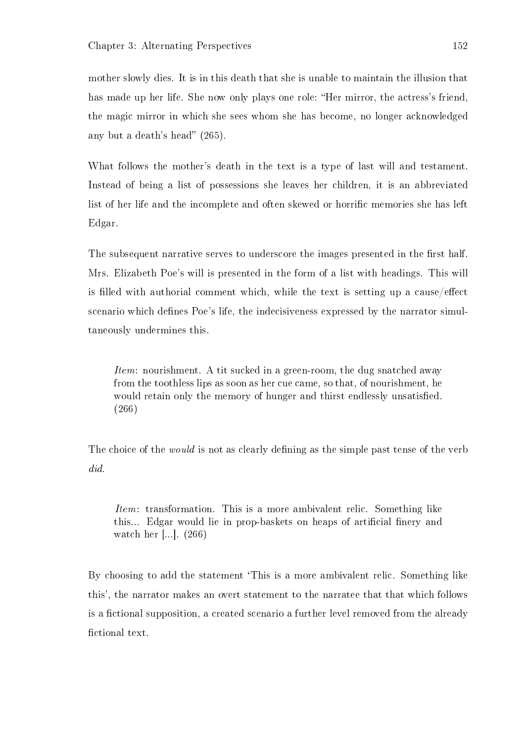mother slowly dies. It is in this death that she is unable to maintain the illusion that has made up her life. She now only plays one role: "Her mirror, the actress's friend, the magic mirror in which she sees whom she has become, no longer acknowledged any but a death's head" (265).

What follows the mother's death in the text is a type of last will and testament. Instead of being a list of possessions she leaves her children, it is an abbreviated list of her life and the incomplete and often skewed or horrific memories she has left Edgar.

The subsequent narrative serves to underscore the images presented in the first half. Mrs. Elizabeth Poe's will is presented in the form of a list with headings. This will is filled with authorial comment which, while the text is setting up a cause/effect scenario which defines Poe's life, the indecisiveness expressed by the narrator simultaneously undermines this.

> *Item*: nourishment. A tit sucked in a green-room, the dug snatched away from the toothless lips as soon as her cue came, so that, of nourishment, he would retain only the memory of hunger and thirst endlessly unsatisfied. (266)

The choice of the *would* is not as clearly defining as the simple past tense of the verb *did*.

> *Item*: transformation. This is a more ambivalent relic. Something like this... Edgar would lie in prop-baskets on heaps of artificial finery and watch her [...]. (266)

By choosing to add the statement 'This is a more ambivalent relic. Something like this', the narrator makes an overt statement to the narratee that that which follows is a fictional supposition, a created scenario a further level removed from the already fictional text.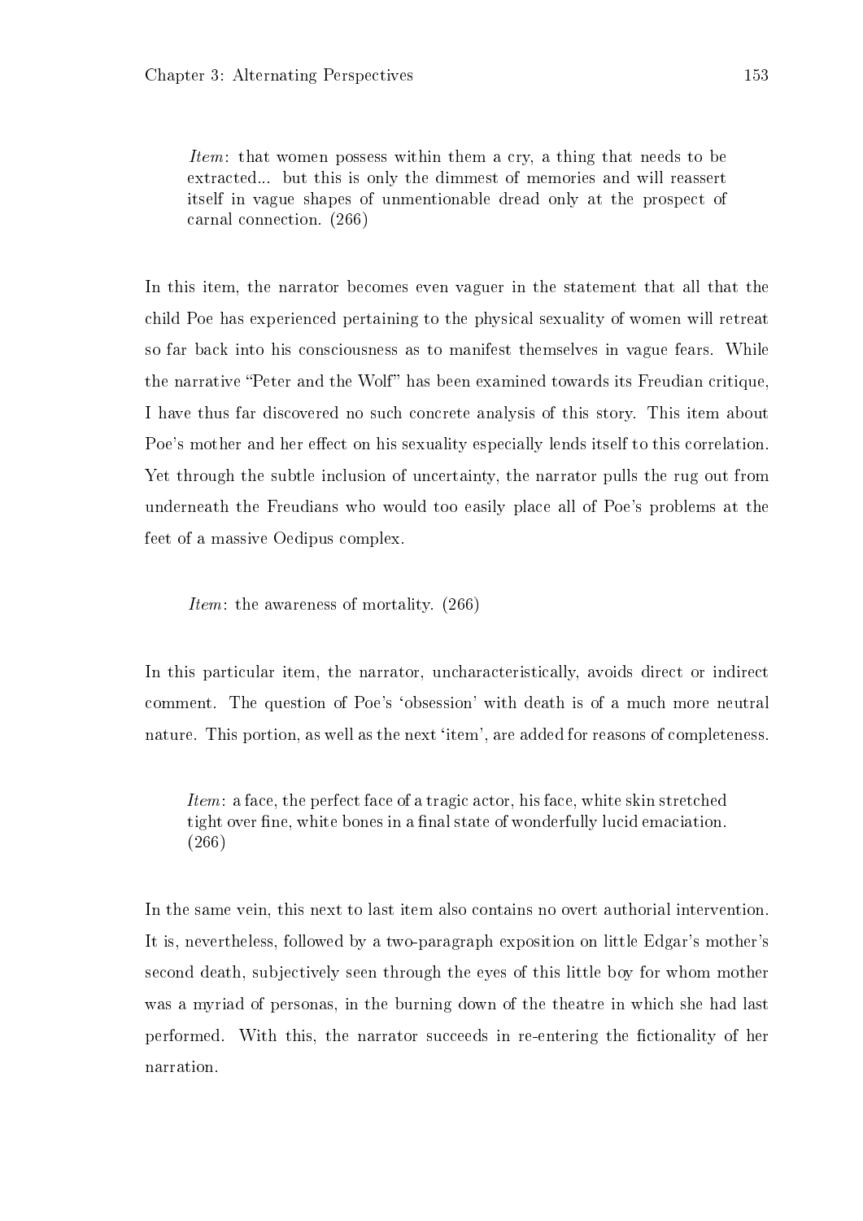> *Item*: that women possess within them a cry, a thing that needs to be extracted... but this is only the dimmest of memories and will reassert itself in vague shapes of unmentionable dread only at the prospect of carnal connection. (266)

In this item, the narrator becomes even vaguer in the statement that all that the child Poe has experienced pertaining to the physical sexuality of women will retreat so far back into his consciousness as to manifest themselves in vague fears. While the narrative "Peter and the Wolf" has been examined towards its Freudian critique, I have thus far discovered no such concrete analysis of this story. This item about Poe's mother and her effect on his sexuality especially lends itself to this correlation. Yet through the subtle inclusion of uncertainty, the narrator pulls the rug out from underneath the Freudians who would too easily place all of Poe's problems at the feet of a massive Oedipus complex.

> *Item*: the awareness of mortality. (266)

In this particular item, the narrator, uncharacteristically, avoids direct or indirect comment. The question of Poe's 'obsession' with death is of a much more neutral nature. This portion, as well as the next 'item', are added for reasons of completeness.

> *Item*: a face, the perfect face of a tragic actor, his face, white skin stretched tight over fine, white bones in a final state of wonderfully lucid emaciation. (266)

In the same vein, this next to last item also contains no overt authorial intervention. It is, nevertheless, followed by a two-paragraph exposition on little Edgar's mother's second death, subjectively seen through the eyes of this little boy for whom mother was a myriad of personas, in the burning down of the theatre in which she had last performed. With this, the narrator succeeds in re-entering the fictionality of her narration.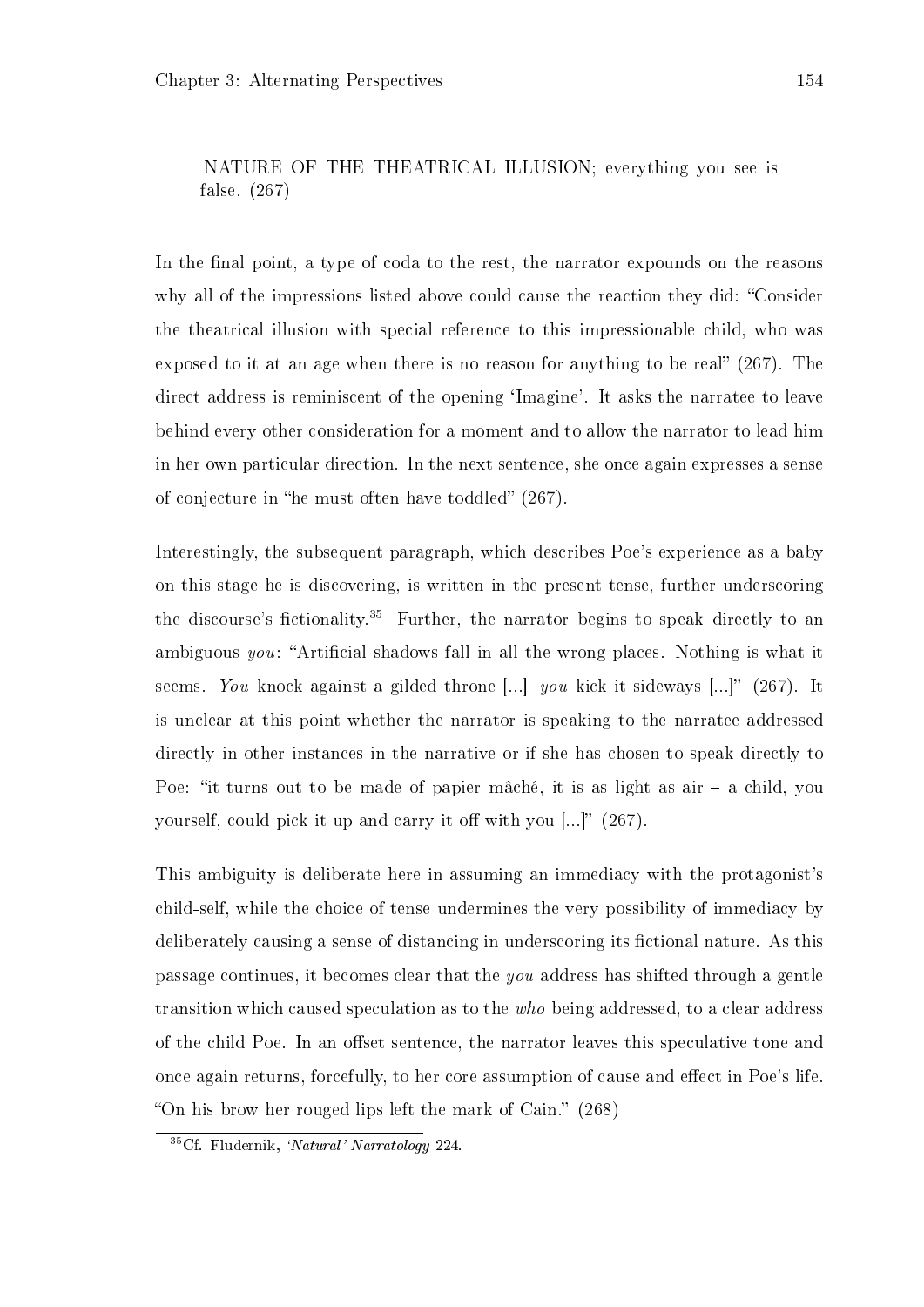NATURE OF THE THEATRICAL ILLUSION; everything you see is false. (267)

In the final point, a type of coda to the rest, the narrator expounds on the reasons why all of the impressions listed above could cause the reaction they did: "Consider the theatrical illusion with special reference to this impressionable child, who was exposed to it at an age when there is no reason for anything to be real" (267). The direct address is reminiscent of the opening 'Imagine'. It asks the narratee to leave behind every other consideration for a moment and to allow the narrator to lead him in her own particular direction. In the next sentence, she once again expresses a sense of conjecture in "he must often have toddled" (267).

Interestingly, the subsequent paragraph, which describes Poe's experience as a baby on this stage he is discovering, is written in the present tense, further underscoring the discourse's fictionality.[35] Further, the narrator begins to speak directly to an ambiguous *you*: "Artificial shadows fall in all the wrong places. Nothing is what it seems. *You* knock against a gilded throne [...] *you* kick it sideways [...]" (267). It is unclear at this point whether the narrator is speaking to the narratee addressed directly in other instances in the narrative or if she has chosen to speak directly to Poe: "it turns out to be made of papier mâché, it is as light as air – a child, you yourself, could pick it up and carry it off with you [...]" (267).

This ambiguity is deliberate here in assuming an immediacy with the protagonist's child-self, while the choice of tense undermines the very possibility of immediacy by deliberately causing a sense of distancing in underscoring its fictional nature. As this passage continues, it becomes clear that the *you* address has shifted through a gentle transition which caused speculation as to the *who* being addressed, to a clear address of the child Poe. In an offset sentence, the narrator leaves this speculative tone and once again returns, forcefully, to her core assumption of cause and effect in Poe's life. "On his brow her rouged lips left the mark of Cain." (268)

[35] Cf. Fludernik, *'Natural' Narratology* 224.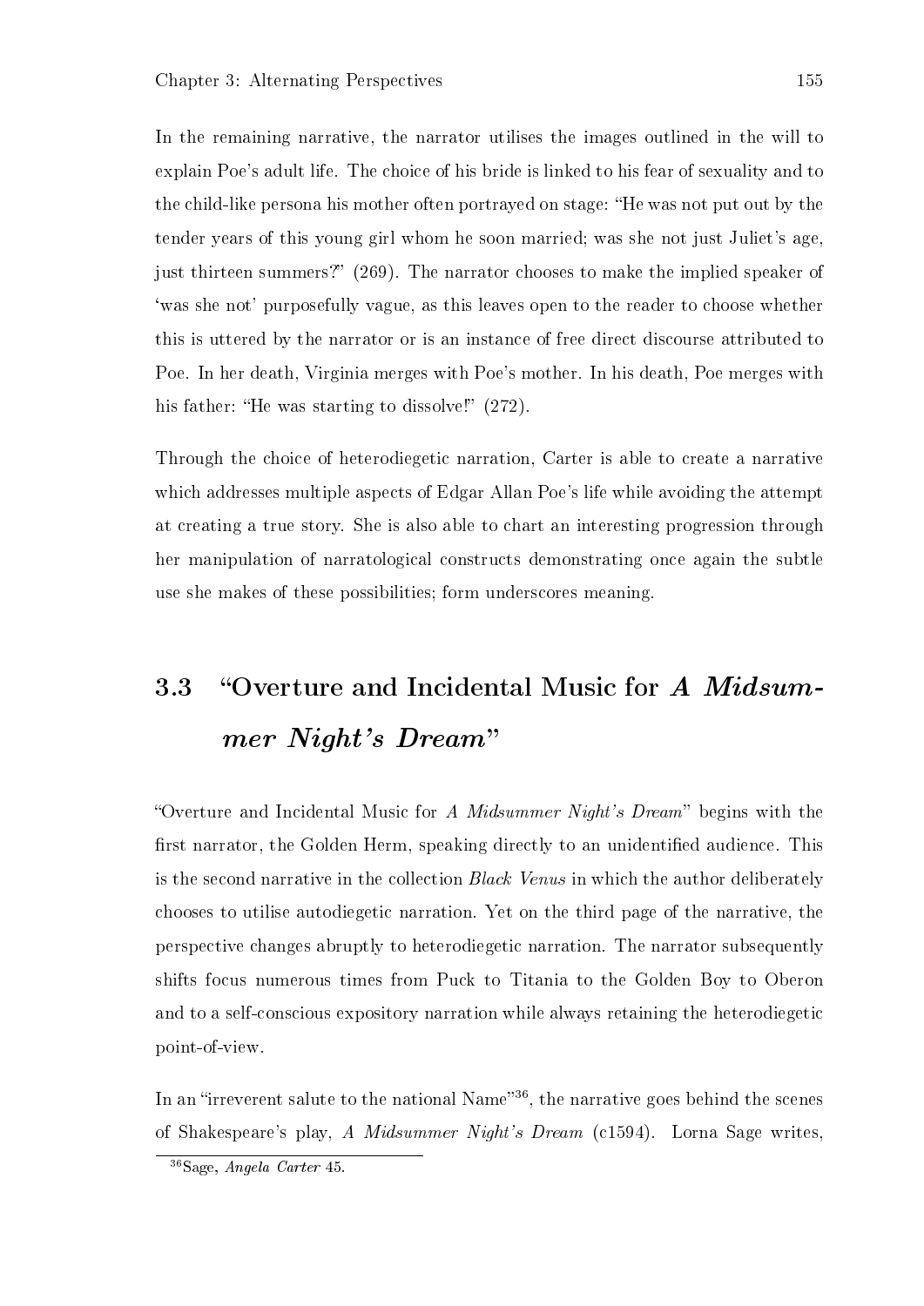In the remaining narrative, the narrator utilises the images outlined in the will to explain Poe's adult life. The choice of his bride is linked to his fear of sexuality and to the child-like persona his mother often portrayed on stage: "He was not put out by the tender years of this young girl whom he soon married; was she not just Juliet's age, just thirteen summers?" (269). The narrator chooses to make the implied speaker of 'was she not' purposefully vague, as this leaves open to the reader to choose whether this is uttered by the narrator or is an instance of free direct discourse attributed to Poe. In her death, Virginia merges with Poe's mother. In his death, Poe merges with his father: "He was starting to dissolve!" (272).

Through the choice of heterodiegetic narration, Carter is able to create a narrative which addresses multiple aspects of Edgar Allan Poe's life while avoiding the attempt at creating a true story. She is also able to chart an interesting progression through her manipulation of narratological constructs demonstrating once again the subtle use she makes of these possibilities; form underscores meaning.

## 3.3 "Overture and Incidental Music for *A Midsummer Night's Dream*"

"Overture and Incidental Music for *A Midsummer Night's Dream*" begins with the first narrator, the Golden Herm, speaking directly to an unidentified audience. This is the second narrative in the collection *Black Venus* in which the author deliberately chooses to utilise autodiegetic narration. Yet on the third page of the narrative, the perspective changes abruptly to heterodiegetic narration. The narrator subsequently shifts focus numerous times from Puck to Titania to the Golden Boy to Oberon and to a self-conscious expository narration while always retaining the heterodiegetic point-of-view.

In an "irreverent salute to the national Name"[36], the narrative goes behind the scenes of Shakespeare's play, *A Midsummer Night's Dream* (c1594). Lorna Sage writes,

[36] Sage, *Angela Carter* 45.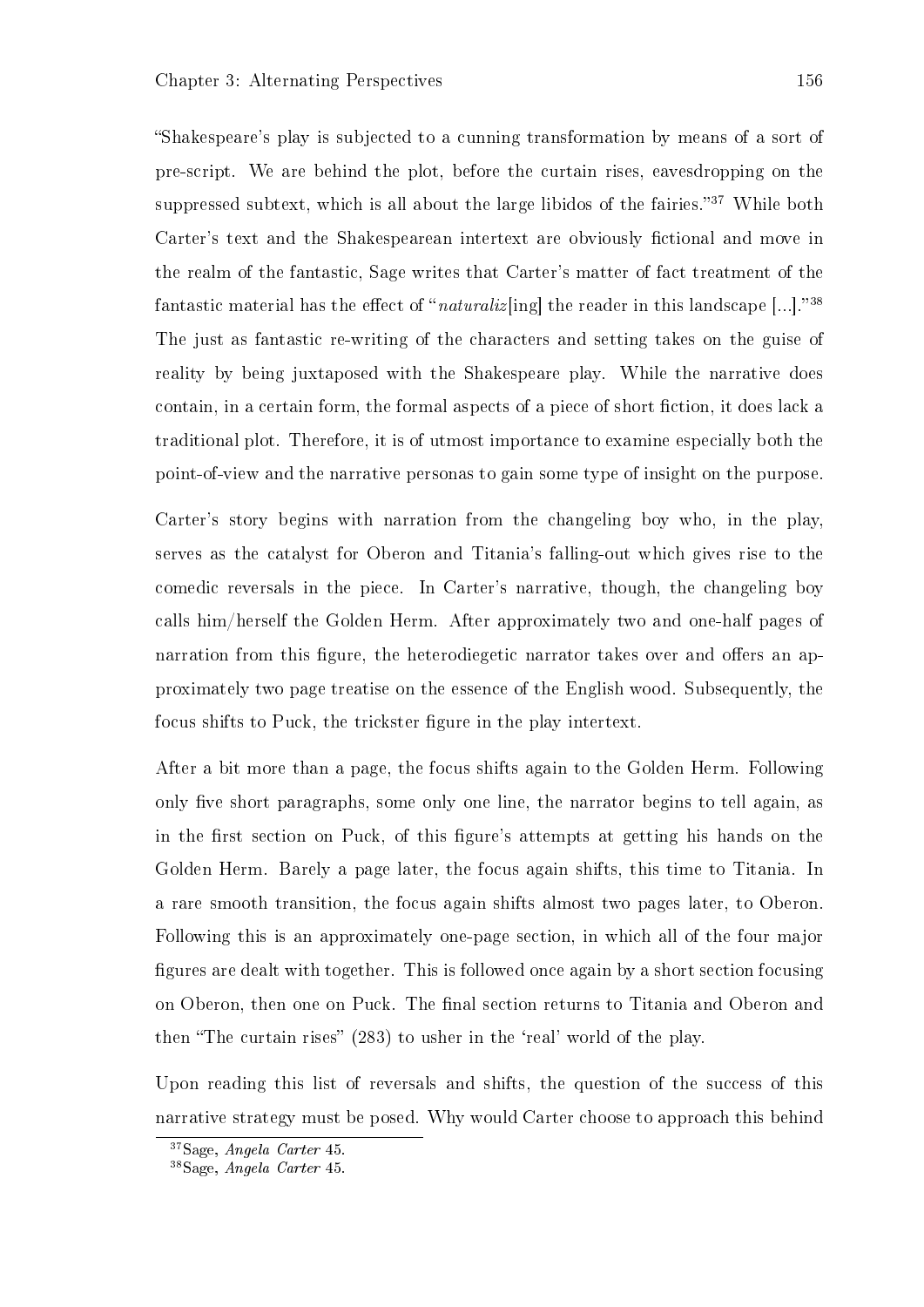"Shakespeare's play is subjected to a cunning transformation by means of a sort of pre-script. We are behind the plot, before the curtain rises, eavesdropping on the suppressed subtext, which is all about the large libidos of the fairies."[37] While both Carter's text and the Shakespearean intertext are obviously fictional and move in the realm of the fantastic, Sage writes that Carter's matter of fact treatment of the fantastic material has the effect of "*naturaliz*[ing] the reader in this landscape [...]."[38] The just as fantastic re-writing of the characters and setting takes on the guise of reality by being juxtaposed with the Shakespeare play. While the narrative does contain, in a certain form, the formal aspects of a piece of short fiction, it does lack a traditional plot. Therefore, it is of utmost importance to examine especially both the point-of-view and the narrative personas to gain some type of insight on the purpose.

Carter's story begins with narration from the changeling boy who, in the play, serves as the catalyst for Oberon and Titania's falling-out which gives rise to the comedic reversals in the piece. In Carter's narrative, though, the changeling boy calls him/herself the Golden Herm. After approximately two and one-half pages of narration from this figure, the heterodiegetic narrator takes over and offers an approximately two page treatise on the essence of the English wood. Subsequently, the focus shifts to Puck, the trickster figure in the play intertext.

After a bit more than a page, the focus shifts again to the Golden Herm. Following only five short paragraphs, some only one line, the narrator begins to tell again, as in the first section on Puck, of this figure's attempts at getting his hands on the Golden Herm. Barely a page later, the focus again shifts, this time to Titania. In a rare smooth transition, the focus again shifts almost two pages later, to Oberon. Following this is an approximately one-page section, in which all of the four major figures are dealt with together. This is followed once again by a short section focusing on Oberon, then one on Puck. The final section returns to Titania and Oberon and then "The curtain rises" (283) to usher in the 'real' world of the play.

Upon reading this list of reversals and shifts, the question of the success of this narrative strategy must be posed. Why would Carter choose to approach this behind

---

[37] Sage, *Angela Carter* 45.

[38] Sage, *Angela Carter* 45.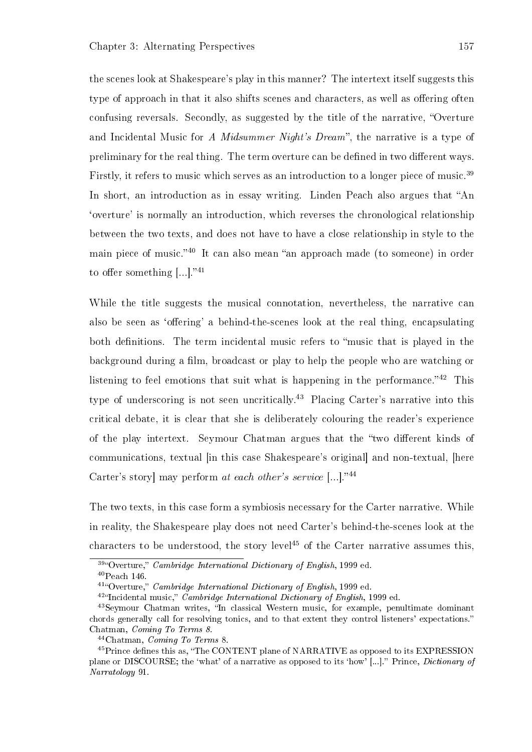the scenes look at Shakespeare's play in this manner? The intertext itself suggests this type of approach in that it also shifts scenes and characters, as well as offering often confusing reversals. Secondly, as suggested by the title of the narrative, "Overture and Incidental Music for *A Midsummer Night's Dream*", the narrative is a type of preliminary for the real thing. The term overture can be defined in two different ways. Firstly, it refers to music which serves as an introduction to a longer piece of music.[39] In short, an introduction as in essay writing. Linden Peach also argues that "An 'overture' is normally an introduction, which reverses the chronological relationship between the two texts, and does not have to have a close relationship in style to the main piece of music."[40] It can also mean "an approach made (to someone) in order to offer something [...]."[41]

While the title suggests the musical connotation, nevertheless, the narrative can also be seen as 'offering' a behind-the-scenes look at the real thing, encapsulating both definitions. The term incidental music refers to "music that is played in the background during a film, broadcast or play to help the people who are watching or listening to feel emotions that suit what is happening in the performance."[42] This type of underscoring is not seen uncritically.[43] Placing Carter's narrative into this critical debate, it is clear that she is deliberately colouring the reader's experience of the play intertext. Seymour Chatman argues that the "two different kinds of communications, textual [in this case Shakespeare's original] and non-textual, [here Carter's story] may perform *at each other's service* [...]."[44]

The two texts, in this case form a symbiosis necessary for the Carter narrative. While in reality, the Shakespeare play does not need Carter's behind-the-scenes look at the characters to be understood, the story level[45] of the Carter narrative assumes this,

---

[39] "Overture," *Cambridge International Dictionary of English*, 1999 ed.

[40] Peach 146.

[41] "Overture," *Cambridge International Dictionary of English*, 1999 ed.

[42] "Incidental music," *Cambridge International Dictionary of English*, 1999 ed.

[43] Seymour Chatman writes, "In classical Western music, for example, penultimate dominant chords generally call for resolving tonics, and to that extent they control listeners' expectations." Chatman, *Coming To Terms 8*.

[44] Chatman, *Coming To Terms* 8.

[45] Prince defines this as, "The CONTENT plane of NARRATIVE as opposed to its EXPRESSION plane or DISCOURSE; the 'what' of a narrative as opposed to its 'how' [...]." Prince, *Dictionary of Narratology* 91.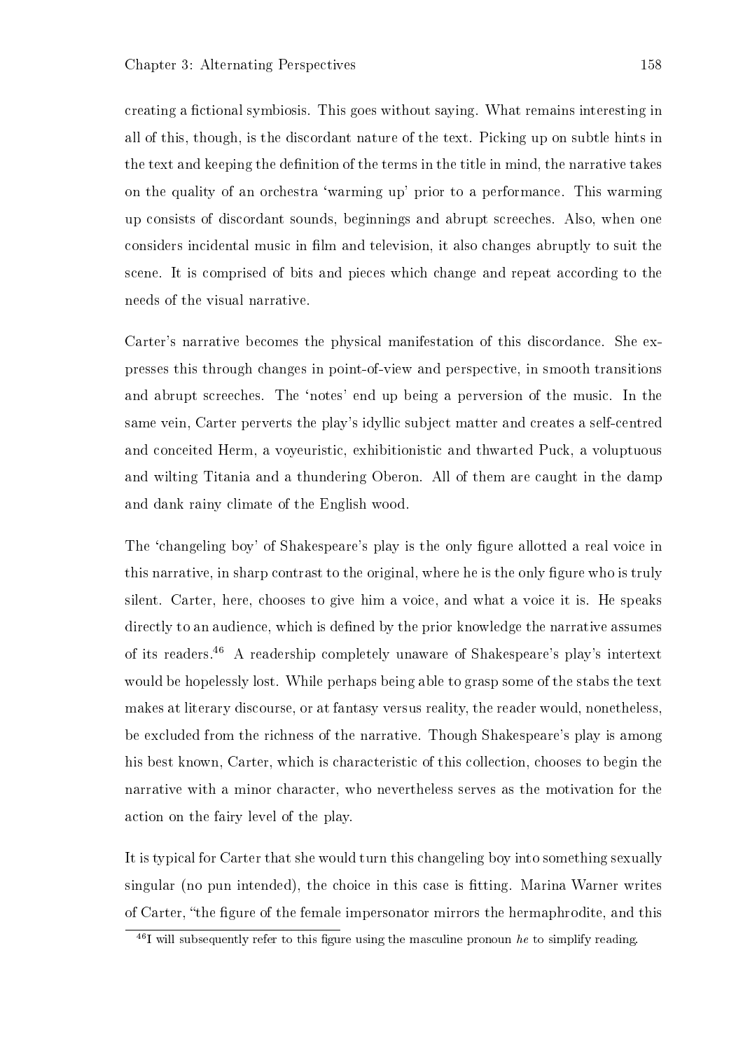creating a fictional symbiosis. This goes without saying. What remains interesting in all of this, though, is the discordant nature of the text. Picking up on subtle hints in the text and keeping the definition of the terms in the title in mind, the narrative takes on the quality of an orchestra 'warming up' prior to a performance. This warming up consists of discordant sounds, beginnings and abrupt screeches. Also, when one considers incidental music in film and television, it also changes abruptly to suit the scene. It is comprised of bits and pieces which change and repeat according to the needs of the visual narrative.

Carter's narrative becomes the physical manifestation of this discordance. She expresses this through changes in point-of-view and perspective, in smooth transitions and abrupt screeches. The 'notes' end up being a perversion of the music. In the same vein, Carter perverts the play's idyllic subject matter and creates a self-centred and conceited Herm, a voyeuristic, exhibitionistic and thwarted Puck, a voluptuous and wilting Titania and a thundering Oberon. All of them are caught in the damp and dank rainy climate of the English wood.

The 'changeling boy' of Shakespeare's play is the only figure allotted a real voice in this narrative, in sharp contrast to the original, where he is the only figure who is truly silent. Carter, here, chooses to give him a voice, and what a voice it is. He speaks directly to an audience, which is defined by the prior knowledge the narrative assumes of its readers.[46] A readership completely unaware of Shakespeare's play's intertext would be hopelessly lost. While perhaps being able to grasp some of the stabs the text makes at literary discourse, or at fantasy versus reality, the reader would, nonetheless, be excluded from the richness of the narrative. Though Shakespeare's play is among his best known, Carter, which is characteristic of this collection, chooses to begin the narrative with a minor character, who nevertheless serves as the motivation for the action on the fairy level of the play.

It is typical for Carter that she would turn this changeling boy into something sexually singular (no pun intended), the choice in this case is fitting. Marina Warner writes of Carter, "the figure of the female impersonator mirrors the hermaphrodite, and this

[46] I will subsequently refer to this figure using the masculine pronoun *he* to simplify reading.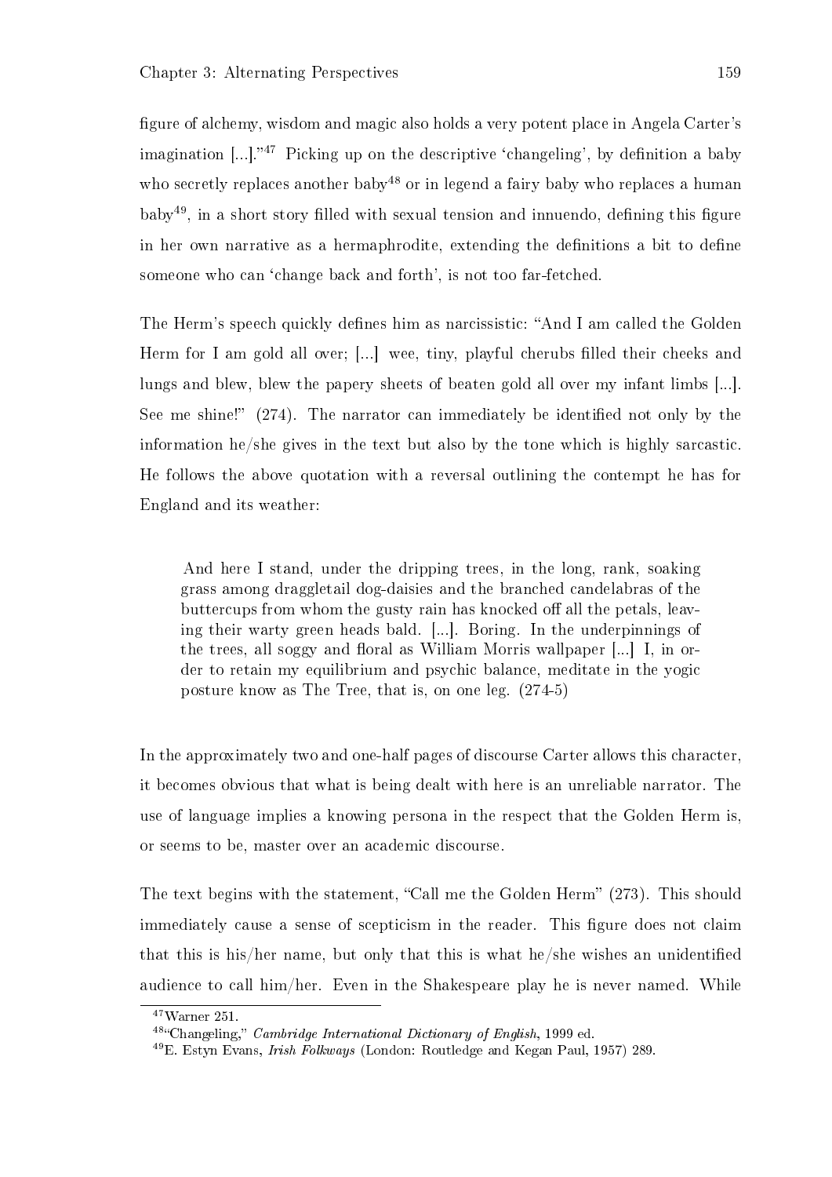figure of alchemy, wisdom and magic also holds a very potent place in Angela Carter's imagination [...]."[47] Picking up on the descriptive 'changeling', by definition a baby who secretly replaces another baby[48] or in legend a fairy baby who replaces a human baby[49], in a short story filled with sexual tension and innuendo, defining this figure in her own narrative as a hermaphrodite, extending the definitions a bit to define someone who can 'change back and forth', is not too far-fetched.

The Herm's speech quickly defines him as narcissistic: "And I am called the Golden Herm for I am gold all over; [...] wee, tiny, playful cherubs filled their cheeks and lungs and blew, blew the papery sheets of beaten gold all over my infant limbs [...]. See me shine!" (274). The narrator can immediately be identified not only by the information he/she gives in the text but also by the tone which is highly sarcastic. He follows the above quotation with a reversal outlining the contempt he has for England and its weather:

> And here I stand, under the dripping trees, in the long, rank, soaking grass among draggletail dog-daisies and the branched candelabras of the buttercups from whom the gusty rain has knocked off all the petals, leaving their warty green heads bald. [...]. Boring. In the underpinnings of the trees, all soggy and floral as William Morris wallpaper [...] I, in order to retain my equilibrium and psychic balance, meditate in the yogic posture know as The Tree, that is, on one leg. (274-5)

In the approximately two and one-half pages of discourse Carter allows this character, it becomes obvious that what is being dealt with here is an unreliable narrator. The use of language implies a knowing persona in the respect that the Golden Herm is, or seems to be, master over an academic discourse.

The text begins with the statement, "Call me the Golden Herm" (273). This should immediately cause a sense of scepticism in the reader. This figure does not claim that this is his/her name, but only that this is what he/she wishes an unidentified audience to call him/her. Even in the Shakespeare play he is never named. While

---

[47] Warner 251.

[48] "Changeling," *Cambridge International Dictionary of English*, 1999 ed.

[49] E. Estyn Evans, *Irish Folkways* (London: Routledge and Kegan Paul, 1957) 289.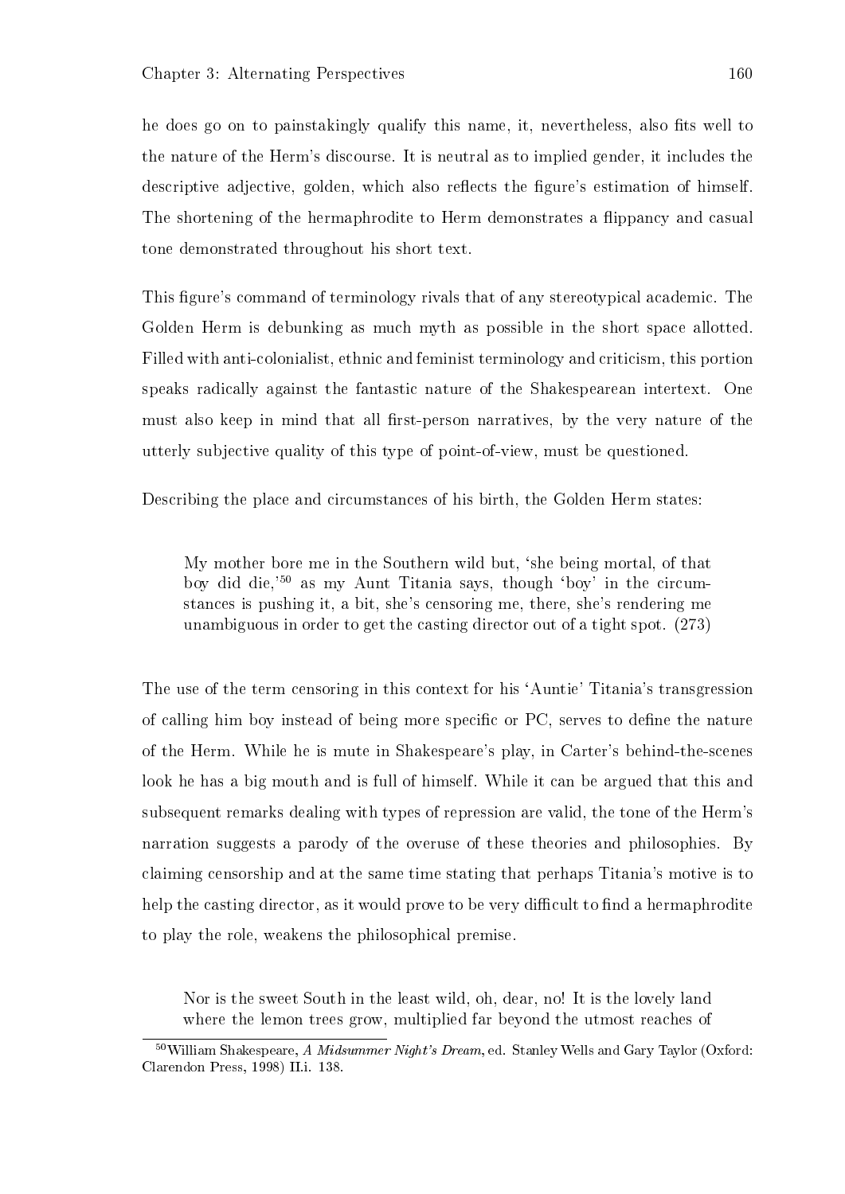he does go on to painstakingly qualify this name, it, nevertheless, also fits well to the nature of the Herm's discourse. It is neutral as to implied gender, it includes the descriptive adjective, golden, which also reflects the figure's estimation of himself. The shortening of the hermaphrodite to Herm demonstrates a flippancy and casual tone demonstrated throughout his short text.

This figure's command of terminology rivals that of any stereotypical academic. The Golden Herm is debunking as much myth as possible in the short space allotted. Filled with anti-colonialist, ethnic and feminist terminology and criticism, this portion speaks radically against the fantastic nature of the Shakespearean intertext. One must also keep in mind that all first-person narratives, by the very nature of the utterly subjective quality of this type of point-of-view, must be questioned.

Describing the place and circumstances of his birth, the Golden Herm states:

> My mother bore me in the Southern wild but, 'she being mortal, of that boy did die,'[50] as my Aunt Titania says, though 'boy' in the circumstances is pushing it, a bit, she's censoring me, there, she's rendering me unambiguous in order to get the casting director out of a tight spot. (273)

The use of the term censoring in this context for his 'Auntie' Titania's transgression of calling him boy instead of being more specific or PC, serves to define the nature of the Herm. While he is mute in Shakespeare's play, in Carter's behind-the-scenes look he has a big mouth and is full of himself. While it can be argued that this and subsequent remarks dealing with types of repression are valid, the tone of the Herm's narration suggests a parody of the overuse of these theories and philosophies. By claiming censorship and at the same time stating that perhaps Titania's motive is to help the casting director, as it would prove to be very difficult to find a hermaphrodite to play the role, weakens the philosophical premise.

> Nor is the sweet South in the least wild, oh, dear, no! It is the lovely land where the lemon trees grow, multiplied far beyond the utmost reaches of

[50] William Shakespeare, *A Midsummer Night's Dream*, ed. Stanley Wells and Gary Taylor (Oxford: Clarendon Press, 1998) II.i. 138.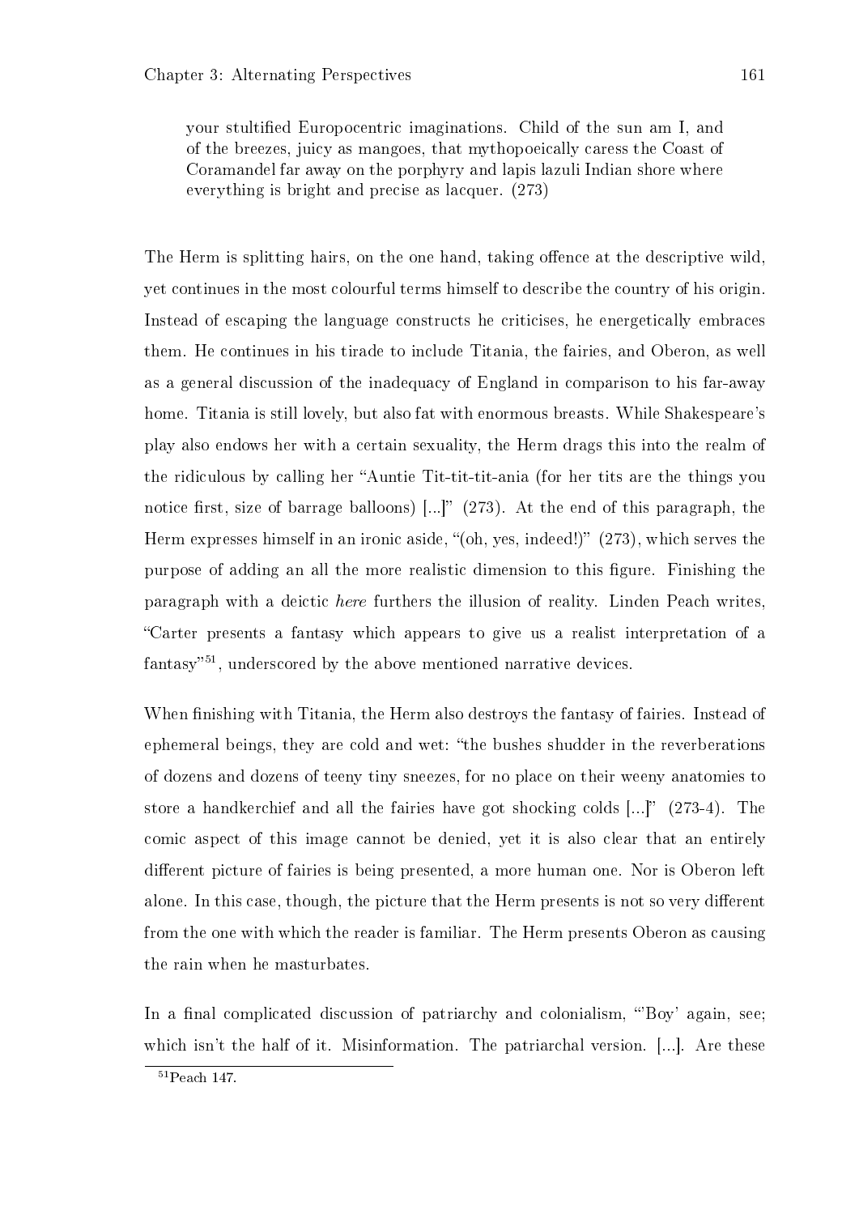> your stultified Europocentric imaginations. Child of the sun am I, and of the breezes, juicy as mangoes, that mythopoeically caress the Coast of Coramandel far away on the porphyry and lapis lazuli Indian shore where everything is bright and precise as lacquer. (273)

The Herm is splitting hairs, on the one hand, taking offence at the descriptive wild, yet continues in the most colourful terms himself to describe the country of his origin. Instead of escaping the language constructs he criticises, he energetically embraces them. He continues in his tirade to include Titania, the fairies, and Oberon, as well as a general discussion of the inadequacy of England in comparison to his far-away home. Titania is still lovely, but also fat with enormous breasts. While Shakespeare's play also endows her with a certain sexuality, the Herm drags this into the realm of the ridiculous by calling her "Auntie Tit-tit-tit-ania (for her tits are the things you notice first, size of barrage balloons) [...]" (273). At the end of this paragraph, the Herm expresses himself in an ironic aside, "(oh, yes, indeed!)" (273), which serves the purpose of adding an all the more realistic dimension to this figure. Finishing the paragraph with a deictic *here* furthers the illusion of reality. Linden Peach writes, "Carter presents a fantasy which appears to give us a realist interpretation of a fantasy"[51], underscored by the above mentioned narrative devices.

When finishing with Titania, the Herm also destroys the fantasy of fairies. Instead of ephemeral beings, they are cold and wet: "the bushes shudder in the reverberations of dozens and dozens of teeny tiny sneezes, for no place on their weeny anatomies to store a handkerchief and all the fairies have got shocking colds [...]" (273-4). The comic aspect of this image cannot be denied, yet it is also clear that an entirely different picture of fairies is being presented, a more human one. Nor is Oberon left alone. In this case, though, the picture that the Herm presents is not so very different from the one with which the reader is familiar. The Herm presents Oberon as causing the rain when he masturbates.

In a final complicated discussion of patriarchy and colonialism, "'Boy' again, see; which isn't the half of it. Misinformation. The patriarchal version. [...]. Are these

---

[51] Peach 147.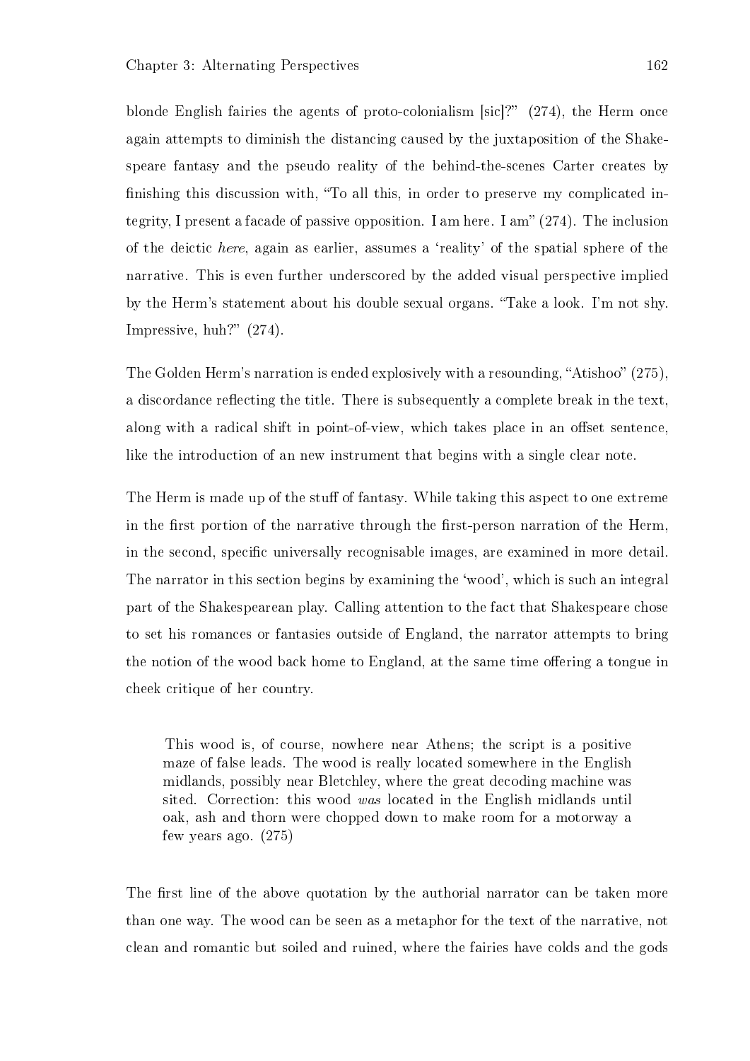blonde English fairies the agents of proto-colonialism [sic]?" (274), the Herm once again attempts to diminish the distancing caused by the juxtaposition of the Shakespeare fantasy and the pseudo reality of the behind-the-scenes Carter creates by finishing this discussion with, "To all this, in order to preserve my complicated integrity, I present a facade of passive opposition. I am here. I am" (274). The inclusion of the deictic *here*, again as earlier, assumes a 'reality' of the spatial sphere of the narrative. This is even further underscored by the added visual perspective implied by the Herm's statement about his double sexual organs. "Take a look. I'm not shy. Impressive, huh?" (274).

The Golden Herm's narration is ended explosively with a resounding, "Atishoo" (275), a discordance reflecting the title. There is subsequently a complete break in the text, along with a radical shift in point-of-view, which takes place in an offset sentence, like the introduction of an new instrument that begins with a single clear note.

The Herm is made up of the stuff of fantasy. While taking this aspect to one extreme in the first portion of the narrative through the first-person narration of the Herm, in the second, specific universally recognisable images, are examined in more detail. The narrator in this section begins by examining the 'wood', which is such an integral part of the Shakespearean play. Calling attention to the fact that Shakespeare chose to set his romances or fantasies outside of England, the narrator attempts to bring the notion of the wood back home to England, at the same time offering a tongue in cheek critique of her country.

> This wood is, of course, nowhere near Athens; the script is a positive maze of false leads. The wood is really located somewhere in the English midlands, possibly near Bletchley, where the great decoding machine was sited. Correction: this wood *was* located in the English midlands until oak, ash and thorn were chopped down to make room for a motorway a few years ago. (275)

The first line of the above quotation by the authorial narrator can be taken more than one way. The wood can be seen as a metaphor for the text of the narrative, not clean and romantic but soiled and ruined, where the fairies have colds and the gods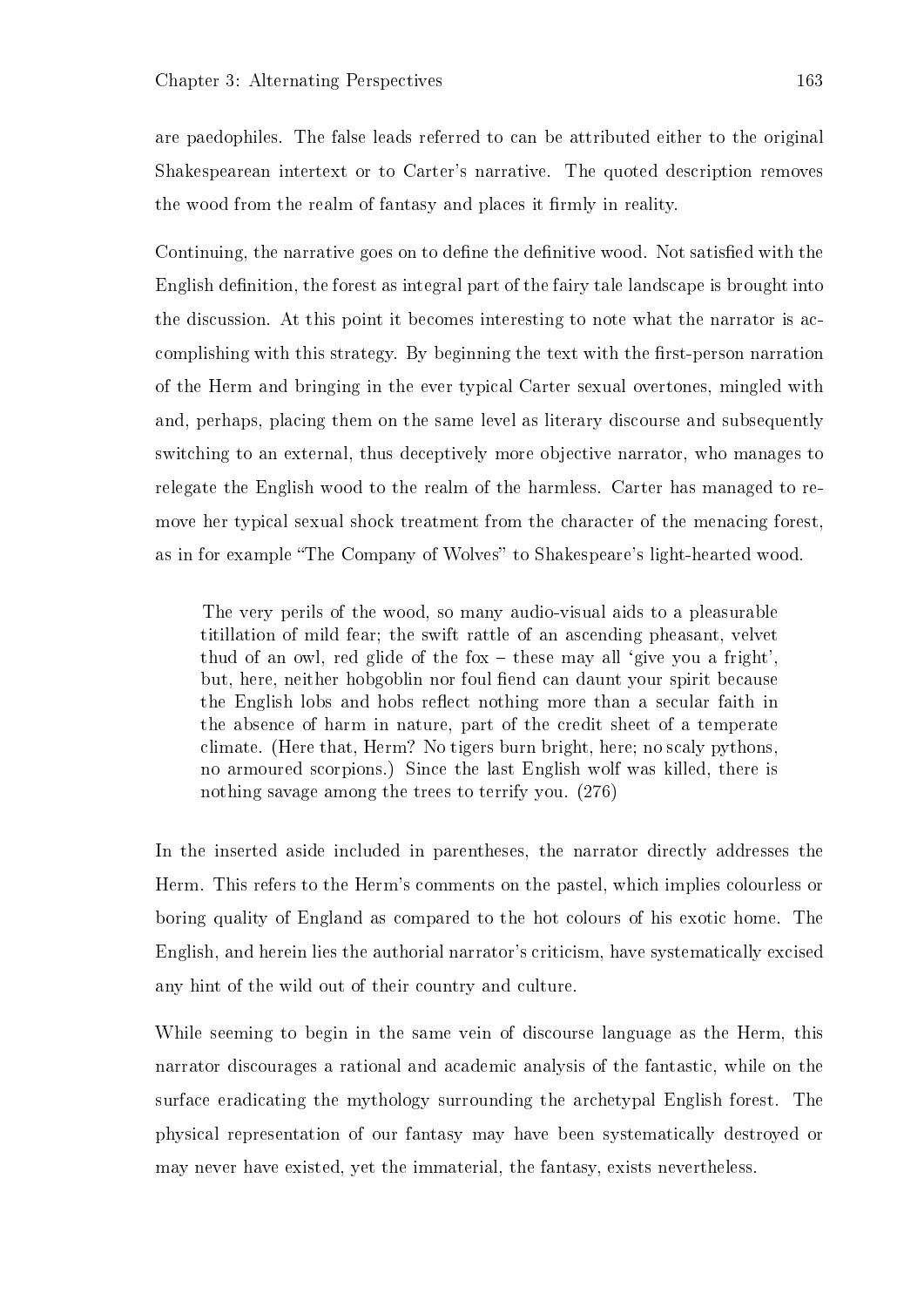are paedophiles. The false leads referred to can be attributed either to the original Shakespearean intertext or to Carter's narrative. The quoted description removes the wood from the realm of fantasy and places it firmly in reality.

Continuing, the narrative goes on to define the definitive wood. Not satisfied with the English definition, the forest as integral part of the fairy tale landscape is brought into the discussion. At this point it becomes interesting to note what the narrator is accomplishing with this strategy. By beginning the text with the first-person narration of the Herm and bringing in the ever typical Carter sexual overtones, mingled with and, perhaps, placing them on the same level as literary discourse and subsequently switching to an external, thus deceptively more objective narrator, who manages to relegate the English wood to the realm of the harmless. Carter has managed to remove her typical sexual shock treatment from the character of the menacing forest, as in for example "The Company of Wolves" to Shakespeare's light-hearted wood.

> The very perils of the wood, so many audio-visual aids to a pleasurable titillation of mild fear; the swift rattle of an ascending pheasant, velvet thud of an owl, red glide of the fox – these may all 'give you a fright', but, here, neither hobgoblin nor foul fiend can daunt your spirit because the English lobs and hobs reflect nothing more than a secular faith in the absence of harm in nature, part of the credit sheet of a temperate climate. (Here that, Herm? No tigers burn bright, here; no scaly pythons, no armoured scorpions.) Since the last English wolf was killed, there is nothing savage among the trees to terrify you. (276)

In the inserted aside included in parentheses, the narrator directly addresses the Herm. This refers to the Herm's comments on the pastel, which implies colourless or boring quality of England as compared to the hot colours of his exotic home. The English, and herein lies the authorial narrator's criticism, have systematically excised any hint of the wild out of their country and culture.

While seeming to begin in the same vein of discourse language as the Herm, this narrator discourages a rational and academic analysis of the fantastic, while on the surface eradicating the mythology surrounding the archetypal English forest. The physical representation of our fantasy may have been systematically destroyed or may never have existed, yet the immaterial, the fantasy, exists nevertheless.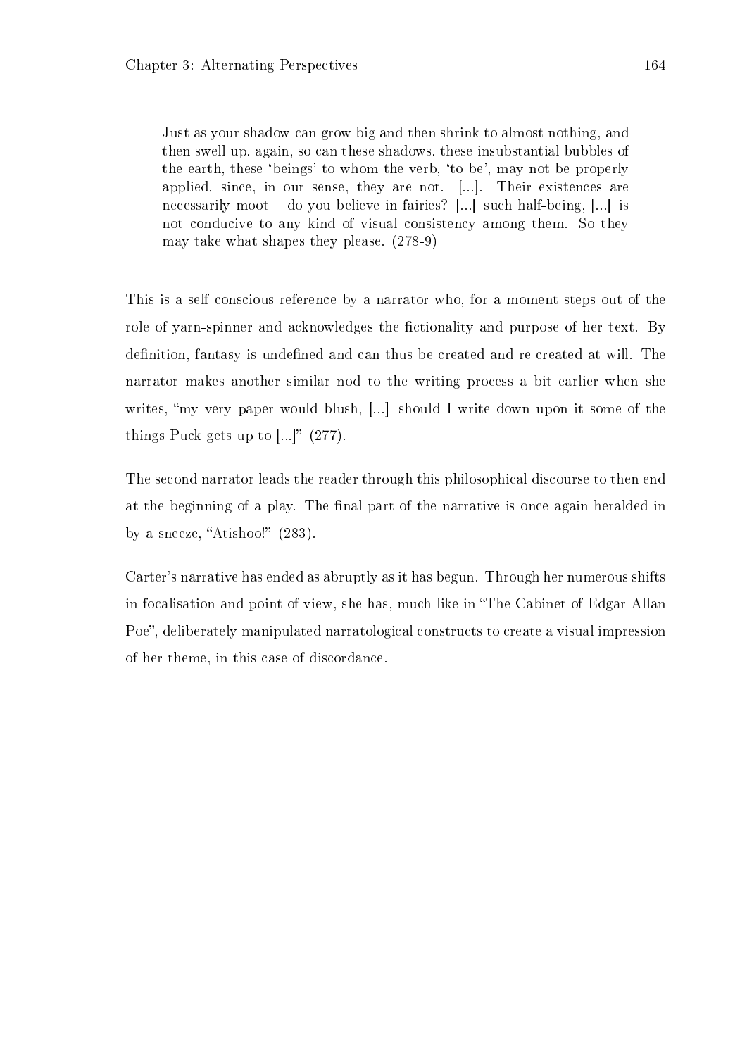> Just as your shadow can grow big and then shrink to almost nothing, and then swell up, again, so can these shadows, these insubstantial bubbles of the earth, these 'beings' to whom the verb, 'to be', may not be properly applied, since, in our sense, they are not. [...]. Their existences are necessarily moot – do you believe in fairies? [...] such half-being, [...] is not conducive to any kind of visual consistency among them. So they may take what shapes they please. (278-9)

This is a self conscious reference by a narrator who, for a moment steps out of the role of yarn-spinner and acknowledges the fictionality and purpose of her text. By definition, fantasy is undefined and can thus be created and re-created at will. The narrator makes another similar nod to the writing process a bit earlier when she writes, "my very paper would blush, [...] should I write down upon it some of the things Puck gets up to [...]" (277).

The second narrator leads the reader through this philosophical discourse to then end at the beginning of a play. The final part of the narrative is once again heralded in by a sneeze, "Atishoo!" (283).

Carter's narrative has ended as abruptly as it has begun. Through her numerous shifts in focalisation and point-of-view, she has, much like in "The Cabinet of Edgar Allan Poe", deliberately manipulated narratological constructs to create a visual impression of her theme, in this case of discordance.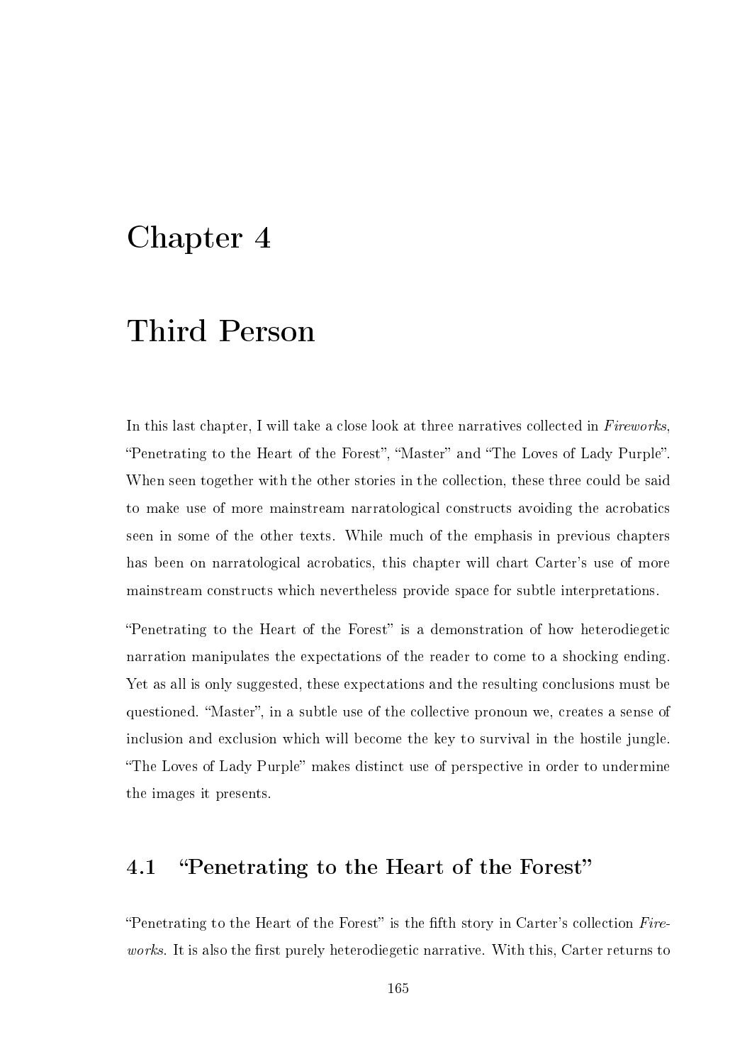# Chapter 4

# Third Person

In this last chapter, I will take a close look at three narratives collected in *Fireworks*, "Penetrating to the Heart of the Forest", "Master" and "The Loves of Lady Purple". When seen together with the other stories in the collection, these three could be said to make use of more mainstream narratological constructs avoiding the acrobatics seen in some of the other texts. While much of the emphasis in previous chapters has been on narratological acrobatics, this chapter will chart Carter's use of more mainstream constructs which nevertheless provide space for subtle interpretations.

"Penetrating to the Heart of the Forest" is a demonstration of how heterodiegetic narration manipulates the expectations of the reader to come to a shocking ending. Yet as all is only suggested, these expectations and the resulting conclusions must be questioned. "Master", in a subtle use of the collective pronoun we, creates a sense of inclusion and exclusion which will become the key to survival in the hostile jungle. "The Loves of Lady Purple" makes distinct use of perspective in order to undermine the images it presents.

## 4.1 "Penetrating to the Heart of the Forest"

"Penetrating to the Heart of the Forest" is the fifth story in Carter's collection *Fireworks*. It is also the first purely heterodiegetic narrative. With this, Carter returns to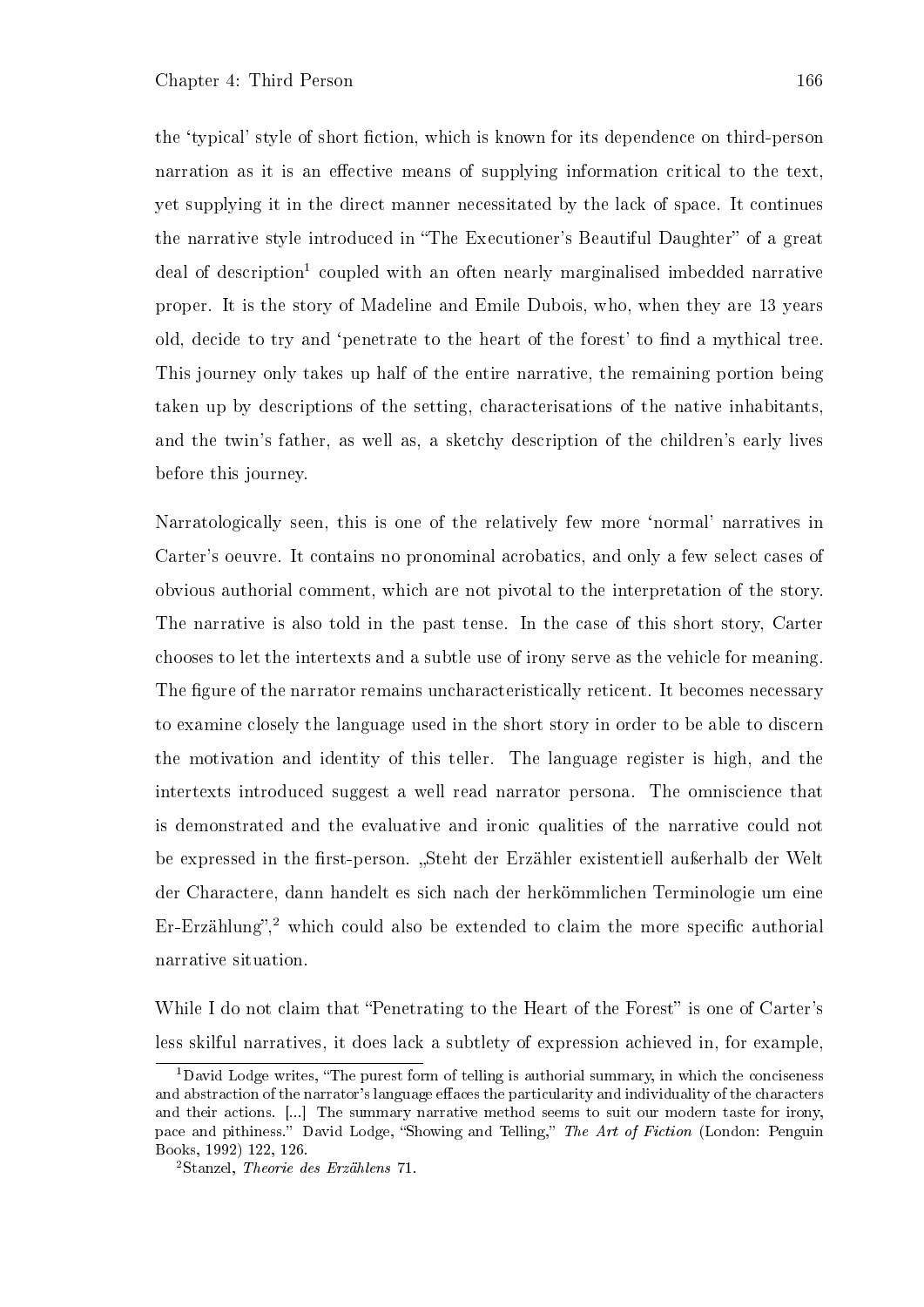the 'typical' style of short fiction, which is known for its dependence on third-person narration as it is an effective means of supplying information critical to the text, yet supplying it in the direct manner necessitated by the lack of space. It continues the narrative style introduced in "The Executioner's Beautiful Daughter" of a great deal of description[1] coupled with an often nearly marginalised imbedded narrative proper. It is the story of Madeline and Emile Dubois, who, when they are 13 years old, decide to try and 'penetrate to the heart of the forest' to find a mythical tree. This journey only takes up half of the entire narrative, the remaining portion being taken up by descriptions of the setting, characterisations of the native inhabitants, and the twin's father, as well as, a sketchy description of the children's early lives before this journey.

Narratologically seen, this is one of the relatively few more 'normal' narratives in Carter's oeuvre. It contains no pronominal acrobatics, and only a few select cases of obvious authorial comment, which are not pivotal to the interpretation of the story. The narrative is also told in the past tense. In the case of this short story, Carter chooses to let the intertexts and a subtle use of irony serve as the vehicle for meaning. The figure of the narrator remains uncharacteristically reticent. It becomes necessary to examine closely the language used in the short story in order to be able to discern the motivation and identity of this teller. The language register is high, and the intertexts introduced suggest a well read narrator persona. The omniscience that is demonstrated and the evaluative and ironic qualities of the narrative could not be expressed in the first-person. „Steht der Erzähler existentiell außerhalb der Welt der Charactere, dann handelt es sich nach der herkömmlichen Terminologie um eine Er-Erzählung",[2] which could also be extended to claim the more specific authorial narrative situation.

While I do not claim that "Penetrating to the Heart of the Forest" is one of Carter's less skilful narratives, it does lack a subtlety of expression achieved in, for example,

[1] David Lodge writes, "The purest form of telling is authorial summary, in which the conciseness and abstraction of the narrator's language effaces the particularity and individuality of the characters and their actions. [...] The summary narrative method seems to suit our modern taste for irony, pace and pithiness." David Lodge, "Showing and Telling," *The Art of Fiction* (London: Penguin Books, 1992) 122, 126.

[2] Stanzel, *Theorie des Erzählens* 71.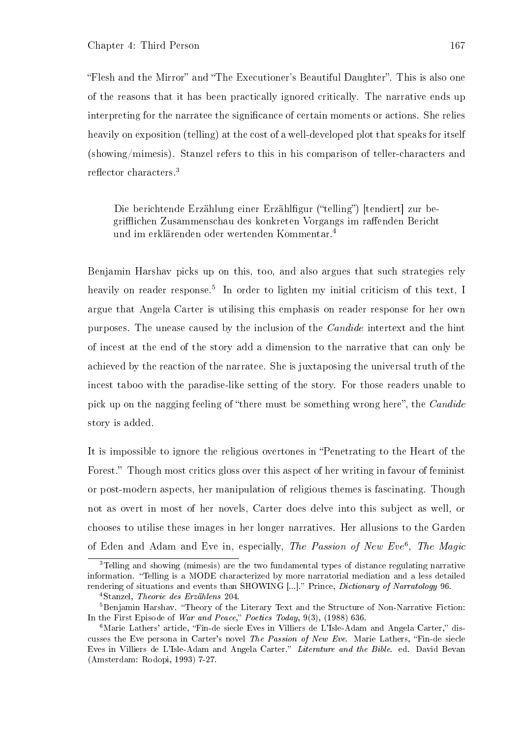"Flesh and the Mirror" and "The Executioner's Beautiful Daughter". This is also one of the reasons that it has been practically ignored critically. The narrative ends up interpreting for the narratee the significance of certain moments or actions. She relies heavily on exposition (telling) at the cost of a well-developed plot that speaks for itself (showing/mimesis). Stanzel refers to this in his comparison of teller-characters and reflector characters.[3]

> Die berichtende Erzählung einer Erzählfigur ("telling") [tendiert] zur begrifflichen Zusammenschau des konkreten Vorgangs im raffenden Bericht und im erklärenden oder wertenden Kommentar.[4]

Benjamin Harshav picks up on this, too, and also argues that such strategies rely heavily on reader response.[5] In order to lighten my initial criticism of this text, I argue that Angela Carter is utilising this emphasis on reader response for her own purposes. The unease caused by the inclusion of the *Candide* intertext and the hint of incest at the end of the story add a dimension to the narrative that can only be achieved by the reaction of the narratee. She is juxtaposing the universal truth of the incest taboo with the paradise-like setting of the story. For those readers unable to pick up on the nagging feeling of "there must be something wrong here", the *Candide* story is added.

It is impossible to ignore the religious overtones in "Penetrating to the Heart of the Forest." Though most critics gloss over this aspect of her writing in favour of feminist or post-modern aspects, her manipulation of religious themes is fascinating. Though not as overt in most of her novels, Carter does delve into this subject as well, or chooses to utilise these images in her longer narratives. Her allusions to the Garden of Eden and Adam and Eve in, especially, *The Passion of New Eve*[6], *The Magic*

---

[3]Telling and showing (mimesis) are the two fundamental types of distance regulating narrative information. "Telling is a MODE characterized by more narratorial mediation and a less detailed rendering of situations and events than SHOWING [...]." Prince, *Dictionary of Narratology* 96.

[4]Stanzel, *Theorie des Erzählens* 204.

[5]Benjamin Harshav. "Theory of the Literary Text and the Structure of Non-Narrative Fiction: In the First Episode of *War and Peace*," *Poetics Today*, 9(3), (1988) 636.

[6]Marie Lathers' article, "Fin-de siecle Eves in Villiers de L'Isle-Adam and Angela Carter," discusses the Eve persona in Carter's novel *The Passion of New Eve*. Marie Lathers, "Fin-de siecle Eves in Villiers de L'Isle-Adam and Angela Carter." *Literature and the Bible*. ed. David Bevan (Amsterdam: Rodopi, 1993) 7-27.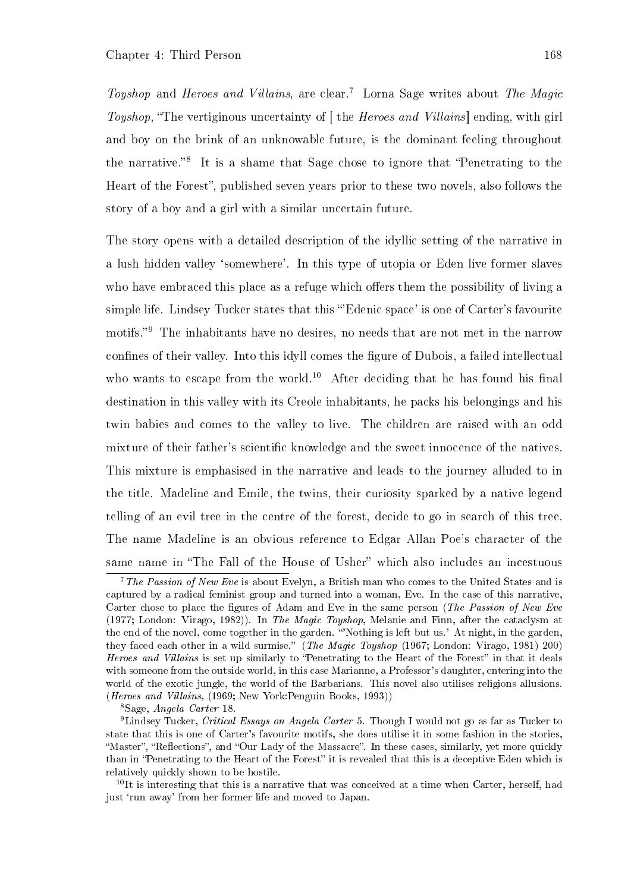*Toyshop* and *Heroes and Villains*, are clear.[7] Lorna Sage writes about *The Magic Toyshop*, "The vertiginous uncertainty of [ the *Heroes and Villains*] ending, with girl and boy on the brink of an unknowable future, is the dominant feeling throughout the narrative."[8] It is a shame that Sage chose to ignore that "Penetrating to the Heart of the Forest", published seven years prior to these two novels, also follows the story of a boy and a girl with a similar uncertain future.

The story opens with a detailed description of the idyllic setting of the narrative in a lush hidden valley 'somewhere'. In this type of utopia or Eden live former slaves who have embraced this place as a refuge which offers them the possibility of living a simple life. Lindsey Tucker states that this "'Edenic space' is one of Carter's favourite motifs."[9] The inhabitants have no desires, no needs that are not met in the narrow confines of their valley. Into this idyll comes the figure of Dubois, a failed intellectual who wants to escape from the world.[10] After deciding that he has found his final destination in this valley with its Creole inhabitants, he packs his belongings and his twin babies and comes to the valley to live. The children are raised with an odd mixture of their father's scientific knowledge and the sweet innocence of the natives. This mixture is emphasised in the narrative and leads to the journey alluded to in the title. Madeline and Emile, the twins, their curiosity sparked by a native legend telling of an evil tree in the centre of the forest, decide to go in search of this tree. The name Madeline is an obvious reference to Edgar Allan Poe's character of the same name in "The Fall of the House of Usher" which also includes an incestuous

---

[7] *The Passion of New Eve* is about Evelyn, a British man who comes to the United States and is captured by a radical feminist group and turned into a woman, Eve. In the case of this narrative, Carter chose to place the figures of Adam and Eve in the same person (*The Passion of New Eve* (1977; London: Virago, 1982)). In *The Magic Toyshop*, Melanie and Finn, after the cataclysm at the end of the novel, come together in the garden. "'Nothing is left but us.' At night, in the garden, they faced each other in a wild surmise." (*The Magic Toyshop* (1967; London: Virago, 1981) 200) *Heroes and Villains* is set up similarly to "Penetrating to the Heart of the Forest" in that it deals with someone from the outside world, in this case Marianne, a Professor's daughter, entering into the world of the exotic jungle, the world of the Barbarians. This novel also utilises religions allusions. (*Heroes and Villains*, (1969; New York:Penguin Books, 1993))

[8] Sage, *Angela Carter* 18.

[9] Lindsey Tucker, *Critical Essays on Angela Carter* 5. Though I would not go as far as Tucker to state that this is one of Carter's favourite motifs, she does utilise it in some fashion in the stories, "Master", "Reflections", and "Our Lady of the Massacre". In these cases, similarly, yet more quickly than in "Penetrating to the Heart of the Forest" it is revealed that this is a deceptive Eden which is relatively quickly shown to be hostile.

[10] It is interesting that this is a narrative that was conceived at a time when Carter, herself, had just 'run away' from her former life and moved to Japan.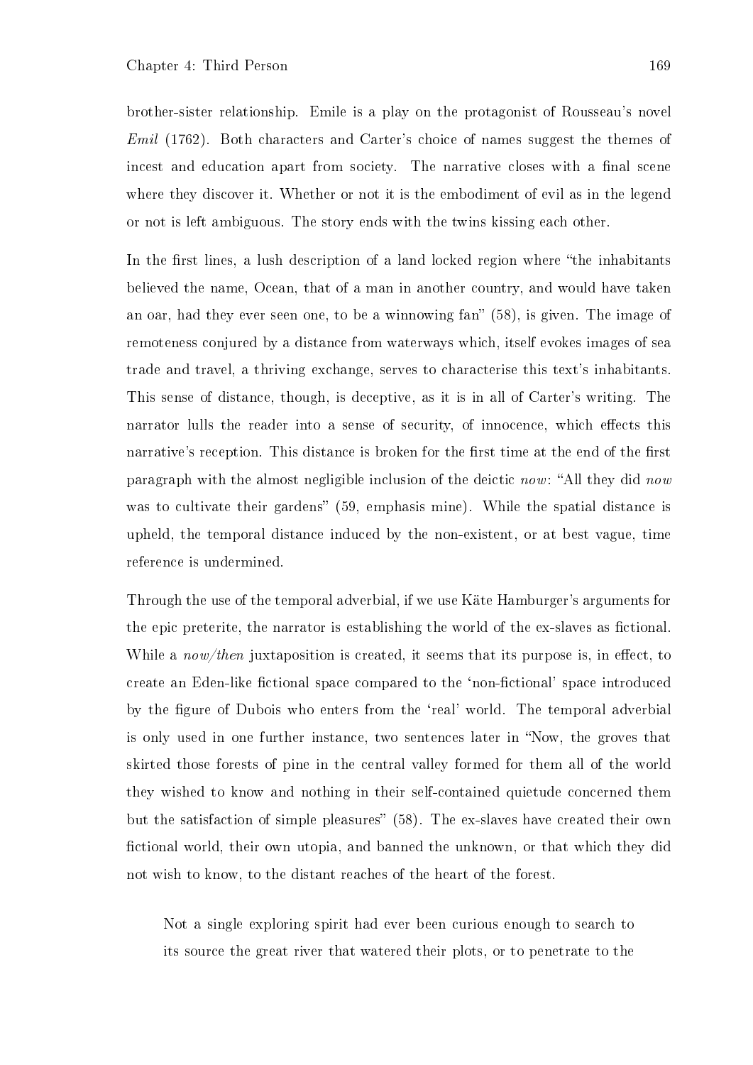brother-sister relationship. Emile is a play on the protagonist of Rousseau's novel *Emil* (1762). Both characters and Carter's choice of names suggest the themes of incest and education apart from society. The narrative closes with a final scene where they discover it. Whether or not it is the embodiment of evil as in the legend or not is left ambiguous. The story ends with the twins kissing each other.

In the first lines, a lush description of a land locked region where "the inhabitants believed the name, Ocean, that of a man in another country, and would have taken an oar, had they ever seen one, to be a winnowing fan" (58), is given. The image of remoteness conjured by a distance from waterways which, itself evokes images of sea trade and travel, a thriving exchange, serves to characterise this text's inhabitants. This sense of distance, though, is deceptive, as it is in all of Carter's writing. The narrator lulls the reader into a sense of security, of innocence, which effects this narrative's reception. This distance is broken for the first time at the end of the first paragraph with the almost negligible inclusion of the deictic *now*: "All they did *now* was to cultivate their gardens" (59, emphasis mine). While the spatial distance is upheld, the temporal distance induced by the non-existent, or at best vague, time reference is undermined.

Through the use of the temporal adverbial, if we use Käte Hamburger's arguments for the epic preterite, the narrator is establishing the world of the ex-slaves as fictional. While a *now/then* juxtaposition is created, it seems that its purpose is, in effect, to create an Eden-like fictional space compared to the 'non-fictional' space introduced by the figure of Dubois who enters from the 'real' world. The temporal adverbial is only used in one further instance, two sentences later in "Now, the groves that skirted those forests of pine in the central valley formed for them all of the world they wished to know and nothing in their self-contained quietude concerned them but the satisfaction of simple pleasures" (58). The ex-slaves have created their own fictional world, their own utopia, and banned the unknown, or that which they did not wish to know, to the distant reaches of the heart of the forest.

> Not a single exploring spirit had ever been curious enough to search to its source the great river that watered their plots, or to penetrate to the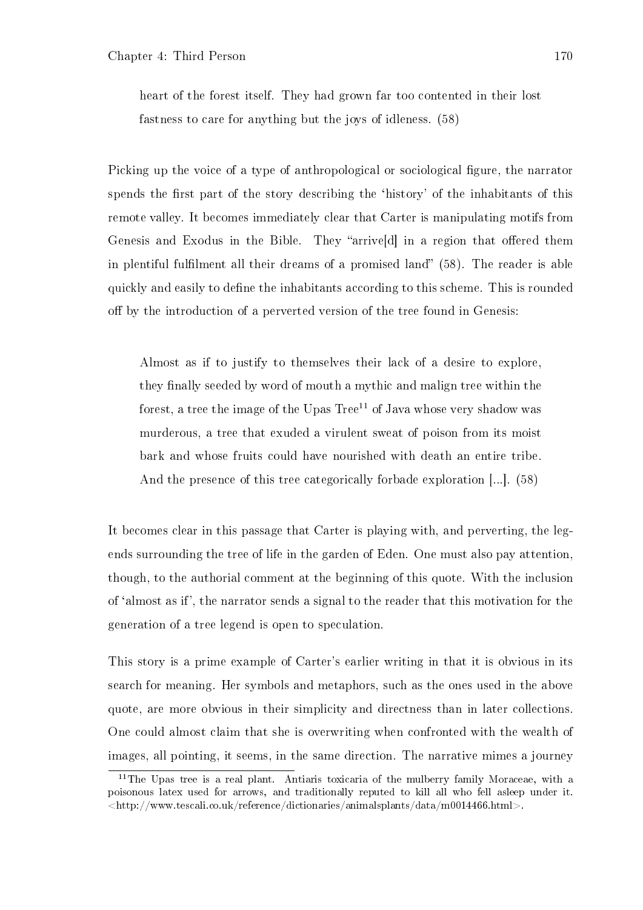> heart of the forest itself. They had grown far too contented in their lost fastness to care for anything but the joys of idleness. (58)

Picking up the voice of a type of anthropological or sociological figure, the narrator spends the first part of the story describing the 'history' of the inhabitants of this remote valley. It becomes immediately clear that Carter is manipulating motifs from Genesis and Exodus in the Bible. They "arrive[d] in a region that offered them in plentiful fulfilment all their dreams of a promised land" (58). The reader is able quickly and easily to define the inhabitants according to this scheme. This is rounded off by the introduction of a perverted version of the tree found in Genesis:

> Almost as if to justify to themselves their lack of a desire to explore, they finally seeded by word of mouth a mythic and malign tree within the forest, a tree the image of the Upas Tree[11] of Java whose very shadow was murderous, a tree that exuded a virulent sweat of poison from its moist bark and whose fruits could have nourished with death an entire tribe. And the presence of this tree categorically forbade exploration [...]. (58)

It becomes clear in this passage that Carter is playing with, and perverting, the legends surrounding the tree of life in the garden of Eden. One must also pay attention, though, to the authorial comment at the beginning of this quote. With the inclusion of 'almost as if', the narrator sends a signal to the reader that this motivation for the generation of a tree legend is open to speculation.

This story is a prime example of Carter's earlier writing in that it is obvious in its search for meaning. Her symbols and metaphors, such as the ones used in the above quote, are more obvious in their simplicity and directness than in later collections. One could almost claim that she is overwriting when confronted with the wealth of images, all pointing, it seems, in the same direction. The narrative mimes a journey

[11] The Upas tree is a real plant. Antiaris toxicaria of the mulberry family Moraceae, with a poisonous latex used for arrows, and traditionally reputed to kill all who fell asleep under it. <http://www.tescali.co.uk/reference/dictionaries/animalsplants/data/m0014466.html>.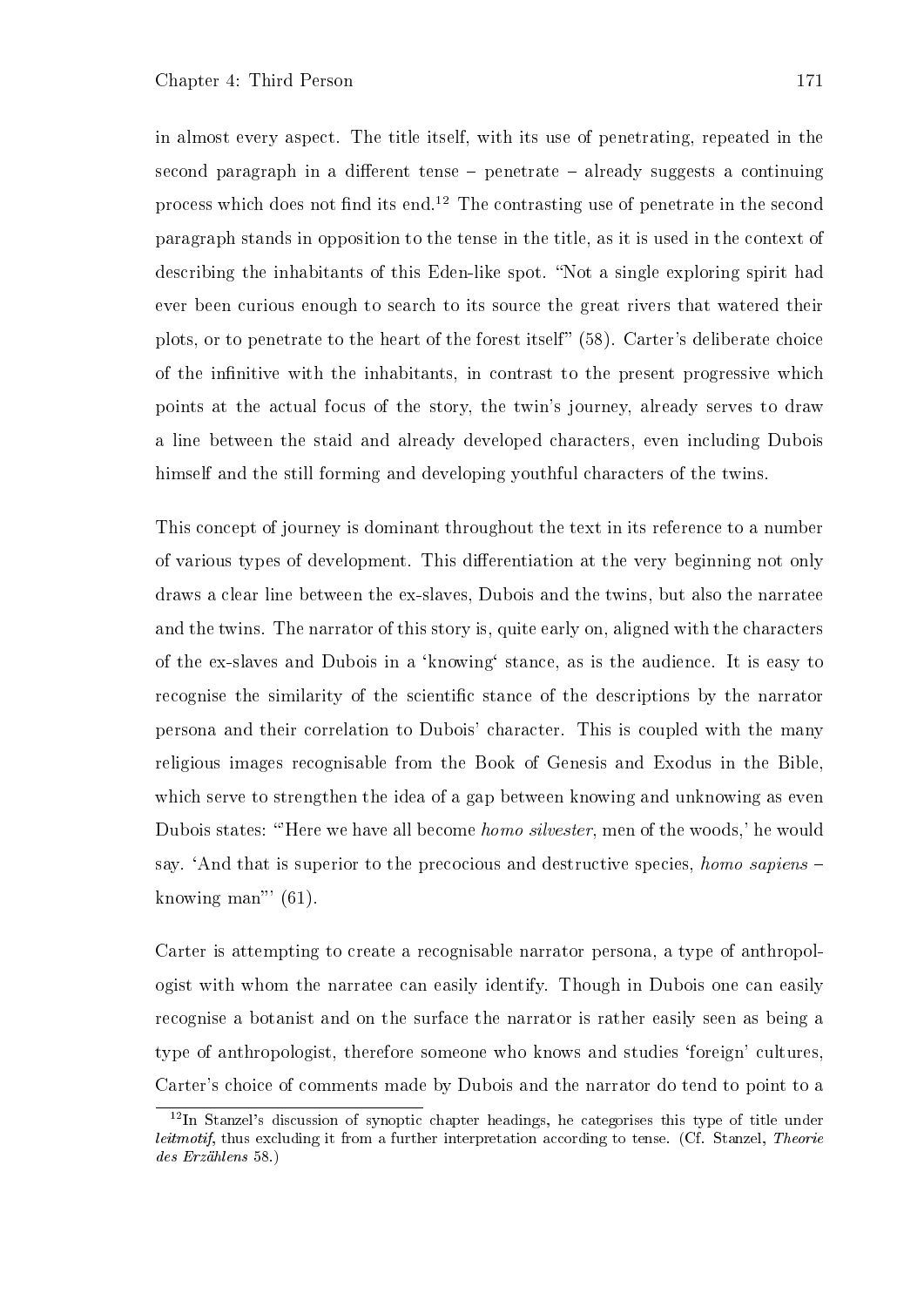in almost every aspect. The title itself, with its use of penetrating, repeated in the second paragraph in a different tense – penetrate – already suggests a continuing process which does not find its end.[12] The contrasting use of penetrate in the second paragraph stands in opposition to the tense in the title, as it is used in the context of describing the inhabitants of this Eden-like spot. "Not a single exploring spirit had ever been curious enough to search to its source the great rivers that watered their plots, or to penetrate to the heart of the forest itself" (58). Carter's deliberate choice of the infinitive with the inhabitants, in contrast to the present progressive which points at the actual focus of the story, the twin's journey, already serves to draw a line between the staid and already developed characters, even including Dubois himself and the still forming and developing youthful characters of the twins.

This concept of journey is dominant throughout the text in its reference to a number of various types of development. This differentiation at the very beginning not only draws a clear line between the ex-slaves, Dubois and the twins, but also the narratee and the twins. The narrator of this story is, quite early on, aligned with the characters of the ex-slaves and Dubois in a 'knowing' stance, as is the audience. It is easy to recognise the similarity of the scientific stance of the descriptions by the narrator persona and their correlation to Dubois' character. This is coupled with the many religious images recognisable from the Book of Genesis and Exodus in the Bible, which serve to strengthen the idea of a gap between knowing and unknowing as even Dubois states: "'Here we have all become *homo silvester*, men of the woods,' he would say. 'And that is superior to the precocious and destructive species, *homo sapiens* – knowing man"' (61).

Carter is attempting to create a recognisable narrator persona, a type of anthropologist with whom the narratee can easily identify. Though in Dubois one can easily recognise a botanist and on the surface the narrator is rather easily seen as being a type of anthropologist, therefore someone who knows and studies 'foreign' cultures, Carter's choice of comments made by Dubois and the narrator do tend to point to a

[12] In Stanzel's discussion of synoptic chapter headings, he categorises this type of title under *leitmotif*, thus excluding it from a further interpretation according to tense. (Cf. Stanzel, *Theorie des Erzählens* 58.)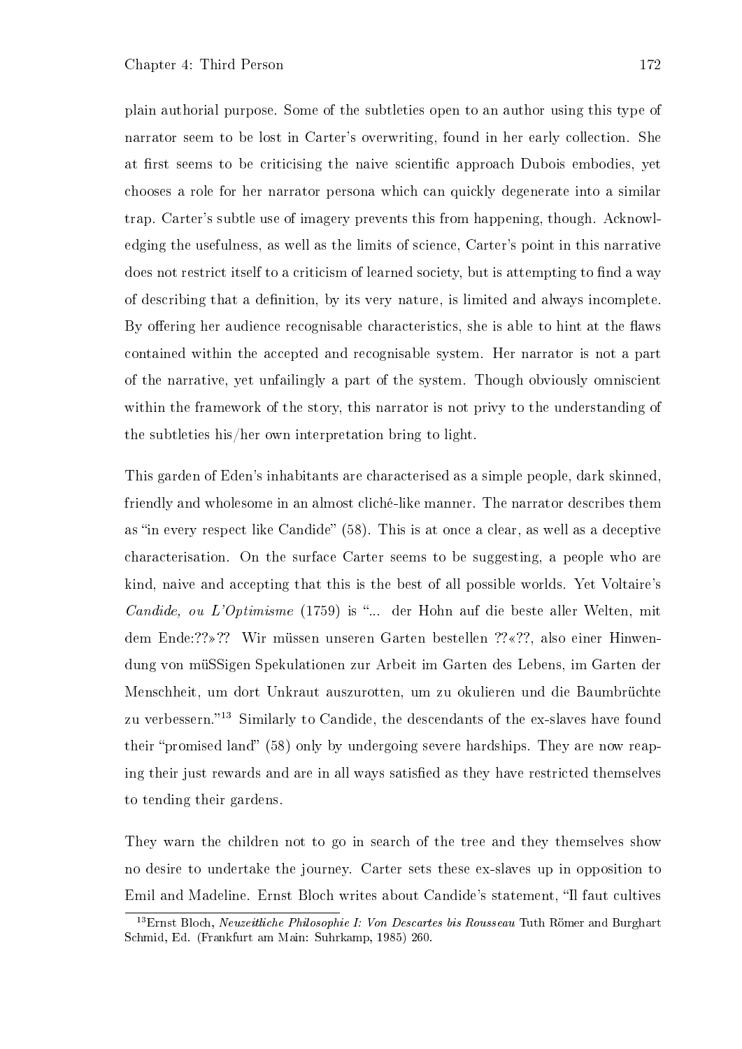plain authorial purpose. Some of the subtleties open to an author using this type of narrator seem to be lost in Carter's overwriting, found in her early collection. She at first seems to be criticising the naive scientific approach Dubois embodies, yet chooses a role for her narrator persona which can quickly degenerate into a similar trap. Carter's subtle use of imagery prevents this from happening, though. Acknowledging the usefulness, as well as the limits of science, Carter's point in this narrative does not restrict itself to a criticism of learned society, but is attempting to find a way of describing that a definition, by its very nature, is limited and always incomplete. By offering her audience recognisable characteristics, she is able to hint at the flaws contained within the accepted and recognisable system. Her narrator is not a part of the narrative, yet unfailingly a part of the system. Though obviously omniscient within the framework of the story, this narrator is not privy to the understanding of the subtleties his/her own interpretation bring to light.

This garden of Eden's inhabitants are characterised as a simple people, dark skinned, friendly and wholesome in an almost cliché-like manner. The narrator describes them as "in every respect like Candide" (58). This is at once a clear, as well as a deceptive characterisation. On the surface Carter seems to be suggesting, a people who are kind, naive and accepting that this is the best of all possible worlds. Yet Voltaire's *Candide, ou L'Optimisme* (1759) is "... der Hohn auf die beste aller Welten, mit dem Ende:??»?? Wir müssen unseren Garten bestellen ??«??, also einer Hinwendung von müSSigen Spekulationen zur Arbeit im Garten des Lebens, im Garten der Menschheit, um dort Unkraut auszurotten, um zu okulieren und die Baumbrüchte zu verbessern."[13] Similarly to Candide, the descendants of the ex-slaves have found their "promised land" (58) only by undergoing severe hardships. They are now reaping their just rewards and are in all ways satisfied as they have restricted themselves to tending their gardens.

They warn the children not to go in search of the tree and they themselves show no desire to undertake the journey. Carter sets these ex-slaves up in opposition to Emil and Madeline. Ernst Bloch writes about Candide's statement, "Il faut cultives

[13]Ernst Bloch, *Neuzeitliche Philosophie I: Von Descartes bis Rousseau* Tuth Römer and Burghart Schmid, Ed. (Frankfurt am Main: Suhrkamp, 1985) 260.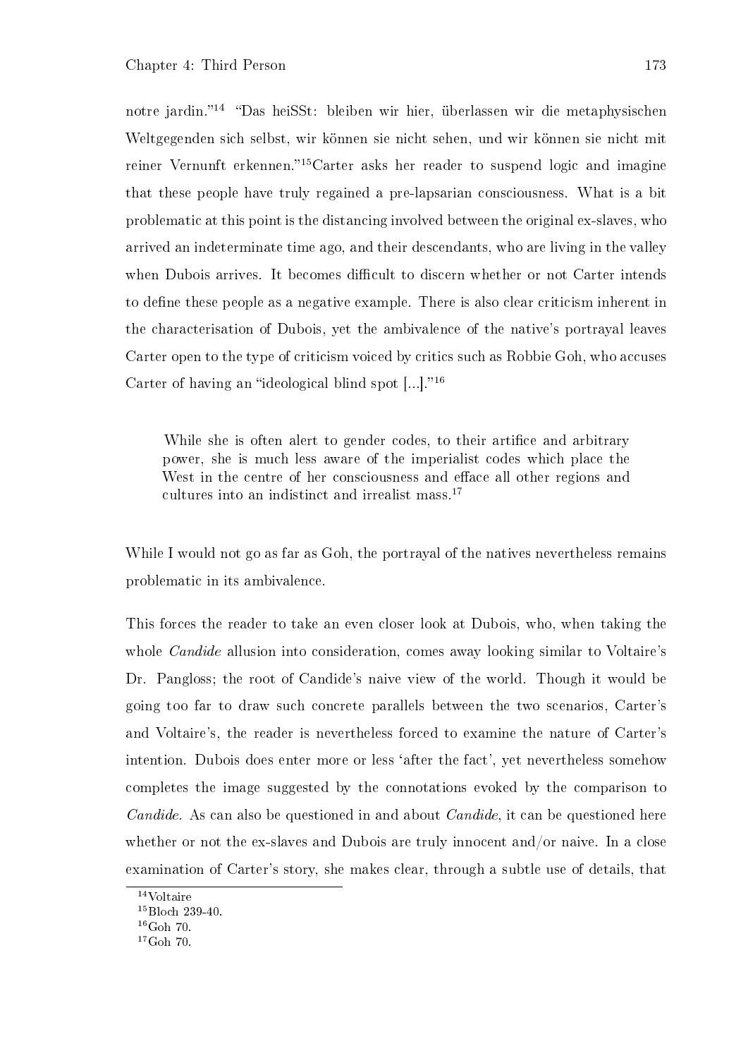notre jardin."[14] "Das heiSSt: bleiben wir hier, überlassen wir die metaphysischen Weltgegenden sich selbst, wir können sie nicht sehen, und wir können sie nicht mit reiner Vernunft erkennen."[15]Carter asks her reader to suspend logic and imagine that these people have truly regained a pre-lapsarian consciousness. What is a bit problematic at this point is the distancing involved between the original ex-slaves, who arrived an indeterminate time ago, and their descendants, who are living in the valley when Dubois arrives. It becomes difficult to discern whether or not Carter intends to define these people as a negative example. There is also clear criticism inherent in the characterisation of Dubois, yet the ambivalence of the native's portrayal leaves Carter open to the type of criticism voiced by critics such as Robbie Goh, who accuses Carter of having an "ideological blind spot [...]."[16]

> While she is often alert to gender codes, to their artifice and arbitrary power, she is much less aware of the imperialist codes which place the West in the centre of her consciousness and efface all other regions and cultures into an indistinct and irrealist mass.[17]

While I would not go as far as Goh, the portrayal of the natives nevertheless remains problematic in its ambivalence.

This forces the reader to take an even closer look at Dubois, who, when taking the whole *Candide* allusion into consideration, comes away looking similar to Voltaire's Dr. Pangloss; the root of Candide's naive view of the world. Though it would be going too far to draw such concrete parallels between the two scenarios, Carter's and Voltaire's, the reader is nevertheless forced to examine the nature of Carter's intention. Dubois does enter more or less 'after the fact', yet nevertheless somehow completes the image suggested by the connotations evoked by the comparison to *Candide*. As can also be questioned in and about *Candide*, it can be questioned here whether or not the ex-slaves and Dubois are truly innocent and/or naive. In a close examination of Carter's story, she makes clear, through a subtle use of details, that

[14]Voltaire

[15]Bloch 239-40.

[16]Goh 70.

[17]Goh 70.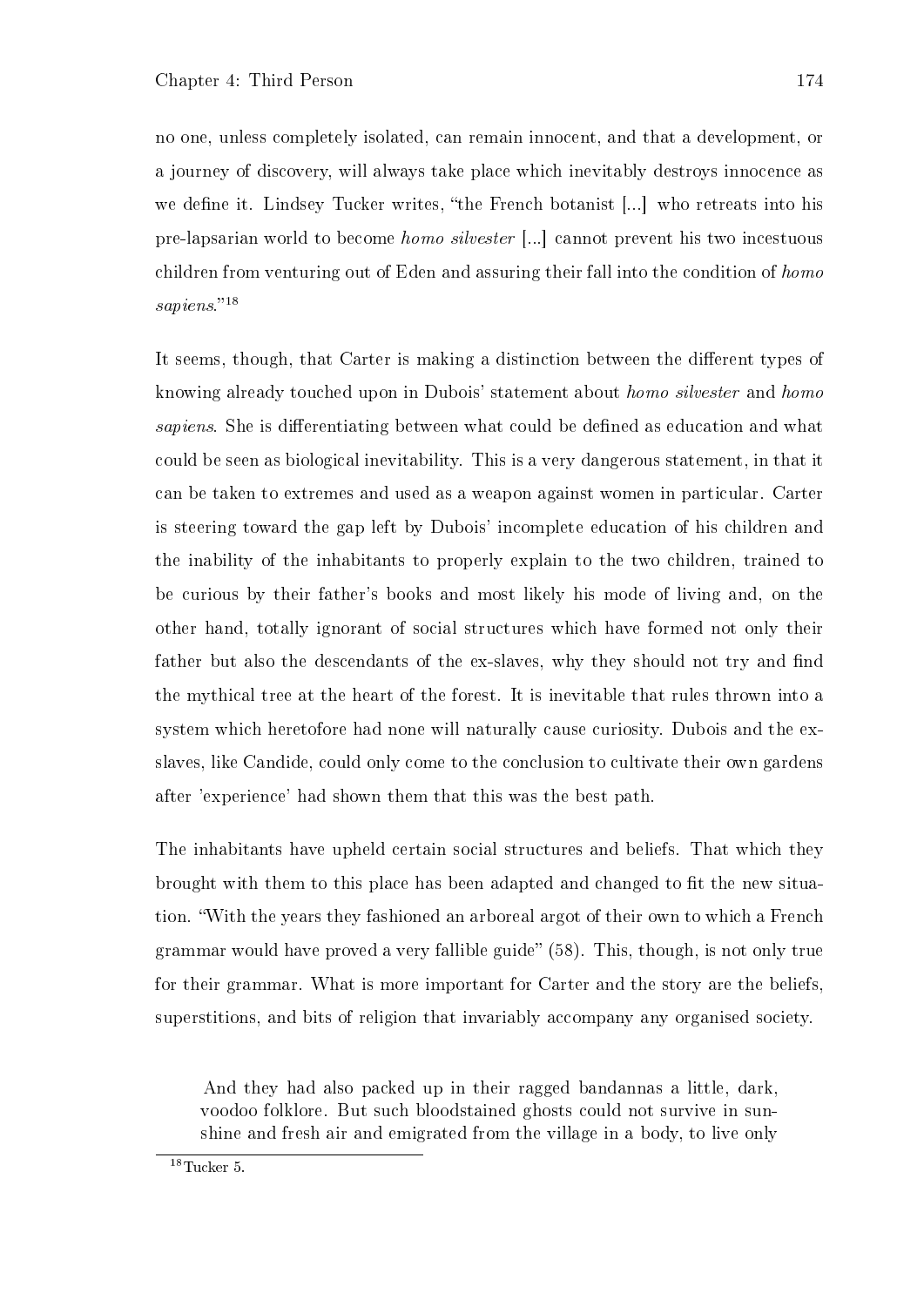no one, unless completely isolated, can remain innocent, and that a development, or a journey of discovery, will always take place which inevitably destroys innocence as we define it. Lindsey Tucker writes, "the French botanist [...] who retreats into his pre-lapsarian world to become *homo silvester* [...] cannot prevent his two incestuous children from venturing out of Eden and assuring their fall into the condition of *homo sapiens*."[18]

It seems, though, that Carter is making a distinction between the different types of knowing already touched upon in Dubois' statement about *homo silvester* and *homo sapiens*. She is differentiating between what could be defined as education and what could be seen as biological inevitability. This is a very dangerous statement, in that it can be taken to extremes and used as a weapon against women in particular. Carter is steering toward the gap left by Dubois' incomplete education of his children and the inability of the inhabitants to properly explain to the two children, trained to be curious by their father's books and most likely his mode of living and, on the other hand, totally ignorant of social structures which have formed not only their father but also the descendants of the ex-slaves, why they should not try and find the mythical tree at the heart of the forest. It is inevitable that rules thrown into a system which heretofore had none will naturally cause curiosity. Dubois and the ex-slaves, like Candide, could only come to the conclusion to cultivate their own gardens after 'experience' had shown them that this was the best path.

The inhabitants have upheld certain social structures and beliefs. That which they brought with them to this place has been adapted and changed to fit the new situation. "With the years they fashioned an arboreal argot of their own to which a French grammar would have proved a very fallible guide" (58). This, though, is not only true for their grammar. What is more important for Carter and the story are the beliefs, superstitions, and bits of religion that invariably accompany any organised society.

> And they had also packed up in their ragged bandannas a little, dark, voodoo folklore. But such bloodstained ghosts could not survive in sunshine and fresh air and emigrated from the village in a body, to live only

[18] Tucker 5.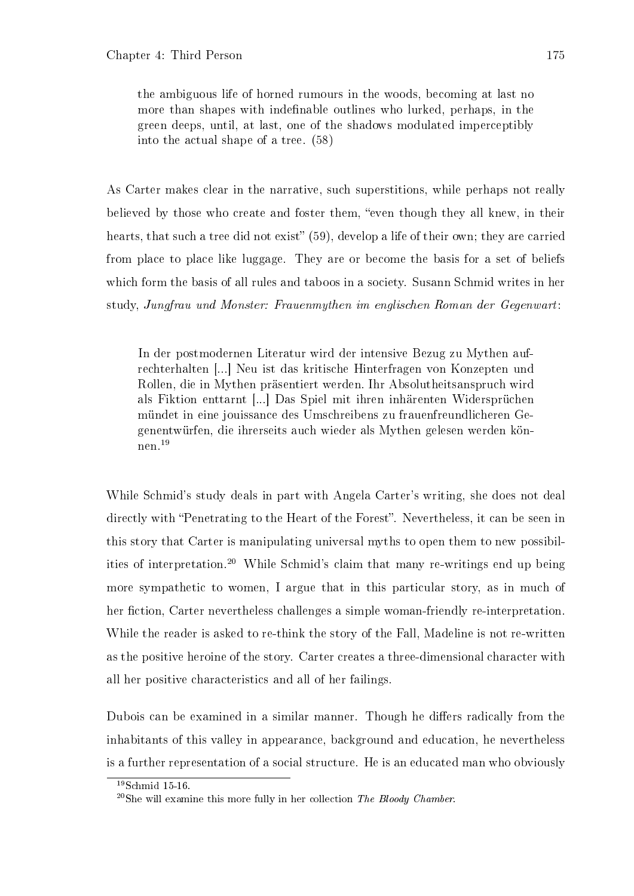> the ambiguous life of horned rumours in the woods, becoming at last no more than shapes with indefinable outlines who lurked, perhaps, in the green deeps, until, at last, one of the shadows modulated imperceptibly into the actual shape of a tree. (58)

As Carter makes clear in the narrative, such superstitions, while perhaps not really believed by those who create and foster them, "even though they all knew, in their hearts, that such a tree did not exist" (59), develop a life of their own; they are carried from place to place like luggage. They are or become the basis for a set of beliefs which form the basis of all rules and taboos in a society. Susann Schmid writes in her study, *Jungfrau und Monster: Frauenmythen im englischen Roman der Gegenwart*:

> In der postmodernen Literatur wird der intensive Bezug zu Mythen aufrechterhalten [...] Neu ist das kritische Hinterfragen von Konzepten und Rollen, die in Mythen präsentiert werden. Ihr Absolutheitsanspruch wird als Fiktion enttarnt [...] Das Spiel mit ihren inhärenten Widersprüchen mündet in eine jouissance des Umschreibens zu frauenfreundlicheren Gegenentwürfen, die ihrerseits auch wieder als Mythen gelesen werden können.[19]

While Schmid's study deals in part with Angela Carter's writing, she does not deal directly with "Penetrating to the Heart of the Forest". Nevertheless, it can be seen in this story that Carter is manipulating universal myths to open them to new possibilities of interpretation.[20] While Schmid's claim that many re-writings end up being more sympathetic to women, I argue that in this particular story, as in much of her fiction, Carter nevertheless challenges a simple woman-friendly re-interpretation. While the reader is asked to re-think the story of the Fall, Madeline is not re-written as the positive heroine of the story. Carter creates a three-dimensional character with all her positive characteristics and all of her failings.

Dubois can be examined in a similar manner. Though he differs radically from the inhabitants of this valley in appearance, background and education, he nevertheless is a further representation of a social structure. He is an educated man who obviously

---

[19] Schmid 15-16.

[20] She will examine this more fully in her collection *The Bloody Chamber*.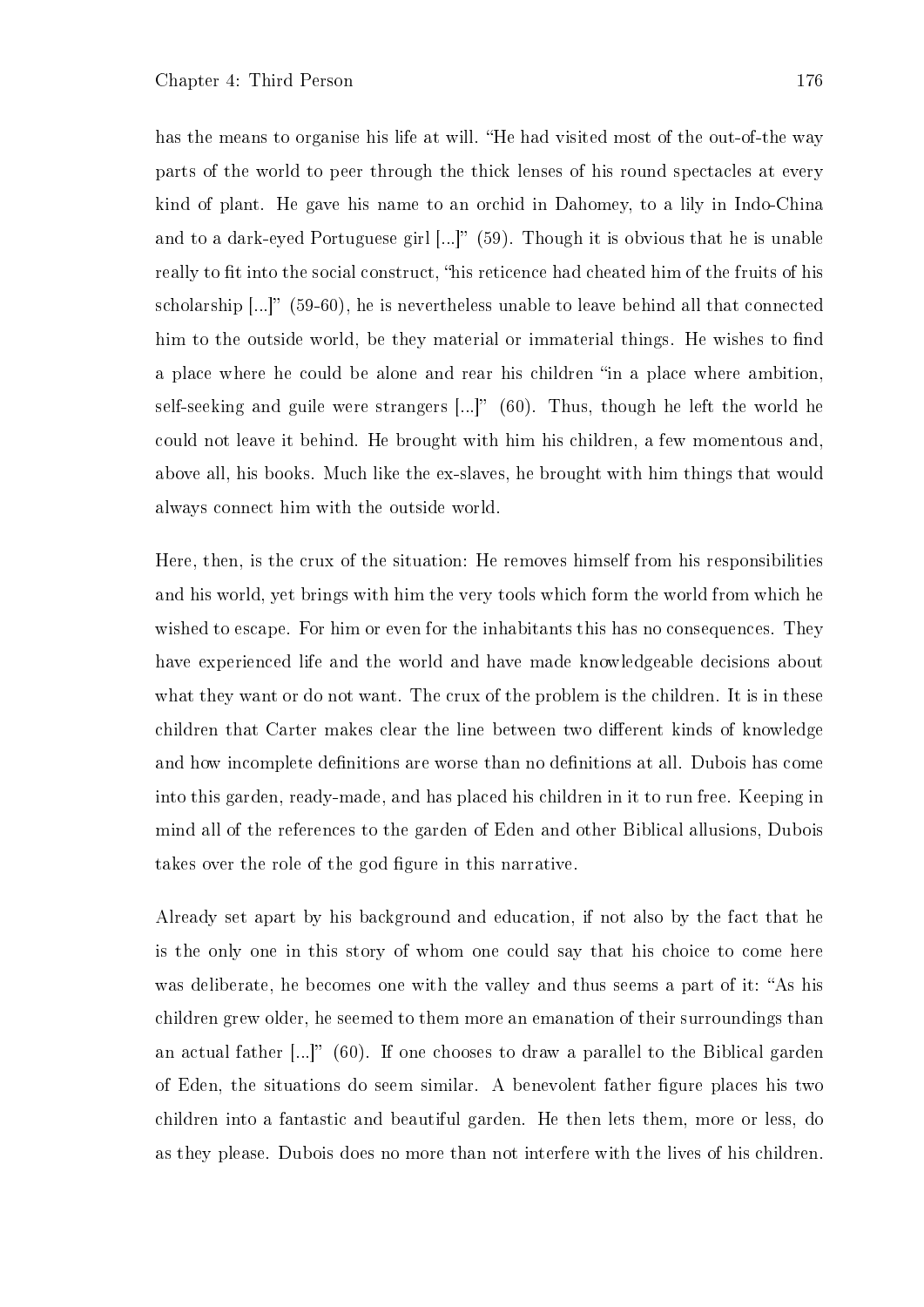has the means to organise his life at will. "He had visited most of the out-of-the way parts of the world to peer through the thick lenses of his round spectacles at every kind of plant. He gave his name to an orchid in Dahomey, to a lily in Indo-China and to a dark-eyed Portuguese girl [...]" (59). Though it is obvious that he is unable really to fit into the social construct, "his reticence had cheated him of the fruits of his scholarship [...]" (59-60), he is nevertheless unable to leave behind all that connected him to the outside world, be they material or immaterial things. He wishes to find a place where he could be alone and rear his children "in a place where ambition, self-seeking and guile were strangers [...]" (60). Thus, though he left the world he could not leave it behind. He brought with him his children, a few momentous and, above all, his books. Much like the ex-slaves, he brought with him things that would always connect him with the outside world.

Here, then, is the crux of the situation: He removes himself from his responsibilities and his world, yet brings with him the very tools which form the world from which he wished to escape. For him or even for the inhabitants this has no consequences. They have experienced life and the world and have made knowledgeable decisions about what they want or do not want. The crux of the problem is the children. It is in these children that Carter makes clear the line between two different kinds of knowledge and how incomplete definitions are worse than no definitions at all. Dubois has come into this garden, ready-made, and has placed his children in it to run free. Keeping in mind all of the references to the garden of Eden and other Biblical allusions, Dubois takes over the role of the god figure in this narrative.

Already set apart by his background and education, if not also by the fact that he is the only one in this story of whom one could say that his choice to come here was deliberate, he becomes one with the valley and thus seems a part of it: "As his children grew older, he seemed to them more an emanation of their surroundings than an actual father [...]" (60). If one chooses to draw a parallel to the Biblical garden of Eden, the situations do seem similar. A benevolent father figure places his two children into a fantastic and beautiful garden. He then lets them, more or less, do as they please. Dubois does no more than not interfere with the lives of his children.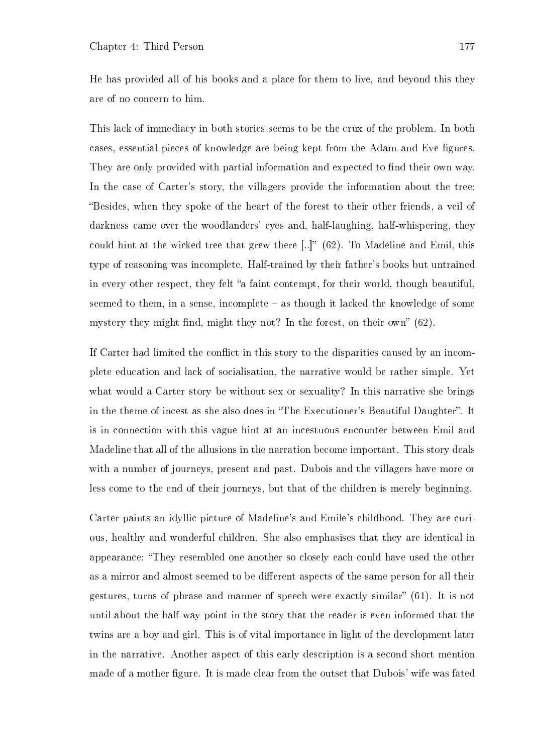He has provided all of his books and a place for them to live, and beyond this they are of no concern to him.

This lack of immediacy in both stories seems to be the crux of the problem. In both cases, essential pieces of knowledge are being kept from the Adam and Eve figures. They are only provided with partial information and expected to find their own way. In the case of Carter's story, the villagers provide the information about the tree: "Besides, when they spoke of the heart of the forest to their other friends, a veil of darkness came over the woodlanders' eyes and, half-laughing, half-whispering, they could hint at the wicked tree that grew there [..]" (62). To Madeline and Emil, this type of reasoning was incomplete. Half-trained by their father's books but untrained in every other respect, they felt "a faint contempt, for their world, though beautiful, seemed to them, in a sense, incomplete – as though it lacked the knowledge of some mystery they might find, might they not? In the forest, on their own" (62).

If Carter had limited the conflict in this story to the disparities caused by an incomplete education and lack of socialisation, the narrative would be rather simple. Yet what would a Carter story be without sex or sexuality? In this narrative she brings in the theme of incest as she also does in "The Executioner's Beautiful Daughter". It is in connection with this vague hint at an incestuous encounter between Emil and Madeline that all of the allusions in the narration become important. This story deals with a number of journeys, present and past. Dubois and the villagers have more or less come to the end of their journeys, but that of the children is merely beginning.

Carter paints an idyllic picture of Madeline's and Emile's childhood. They are curious, healthy and wonderful children. She also emphasises that they are identical in appearance: "They resembled one another so closely each could have used the other as a mirror and almost seemed to be different aspects of the same person for all their gestures, turns of phrase and manner of speech were exactly similar" (61). It is not until about the half-way point in the story that the reader is even informed that the twins are a boy and girl. This is of vital importance in light of the development later in the narrative. Another aspect of this early description is a second short mention made of a mother figure. It is made clear from the outset that Dubois' wife was fated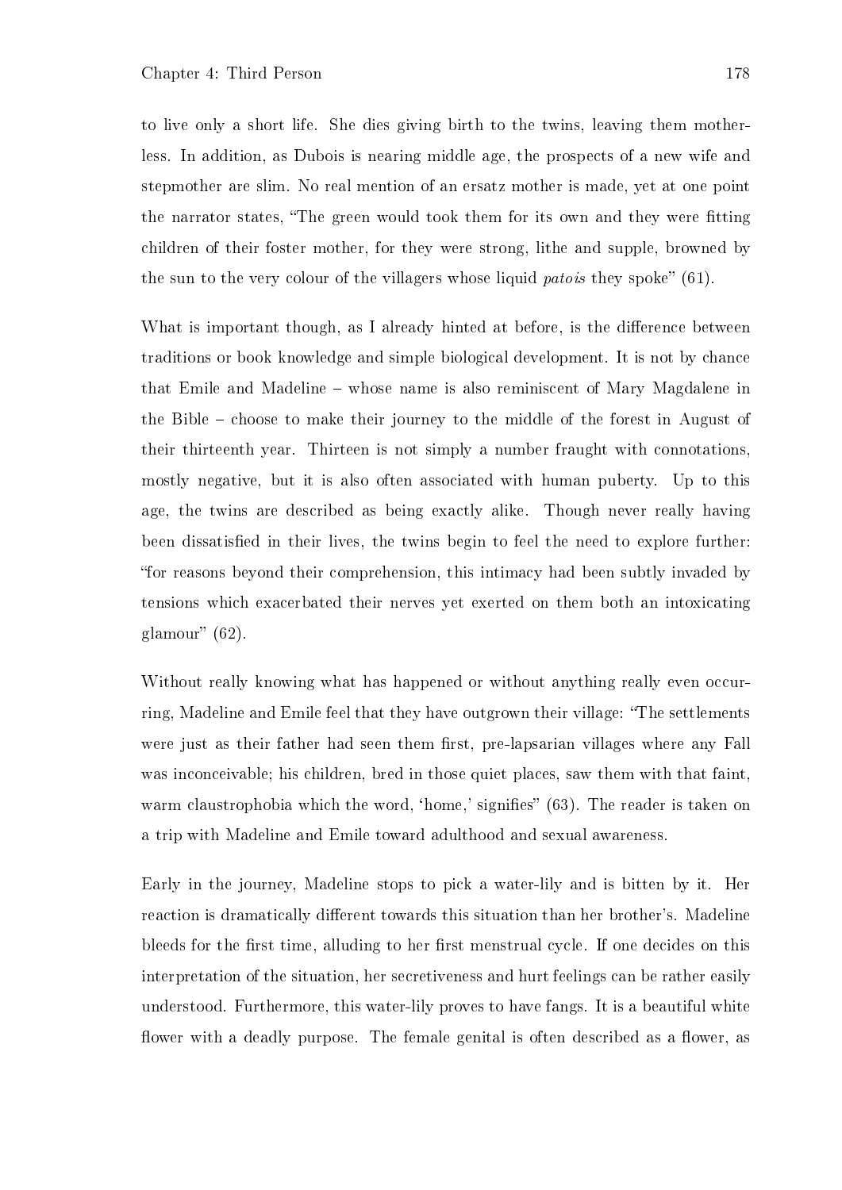to live only a short life. She dies giving birth to the twins, leaving them motherless. In addition, as Dubois is nearing middle age, the prospects of a new wife and stepmother are slim. No real mention of an ersatz mother is made, yet at one point the narrator states, "The green would took them for its own and they were fitting children of their foster mother, for they were strong, lithe and supple, browned by the sun to the very colour of the villagers whose liquid *patois* they spoke" (61).

What is important though, as I already hinted at before, is the difference between traditions or book knowledge and simple biological development. It is not by chance that Emile and Madeline – whose name is also reminiscent of Mary Magdalene in the Bible – choose to make their journey to the middle of the forest in August of their thirteenth year. Thirteen is not simply a number fraught with connotations, mostly negative, but it is also often associated with human puberty. Up to this age, the twins are described as being exactly alike. Though never really having been dissatisfied in their lives, the twins begin to feel the need to explore further: "for reasons beyond their comprehension, this intimacy had been subtly invaded by tensions which exacerbated their nerves yet exerted on them both an intoxicating glamour" (62).

Without really knowing what has happened or without anything really even occurring, Madeline and Emile feel that they have outgrown their village: "The settlements were just as their father had seen them first, pre-lapsarian villages where any Fall was inconceivable; his children, bred in those quiet places, saw them with that faint, warm claustrophobia which the word, 'home,' signifies" (63). The reader is taken on a trip with Madeline and Emile toward adulthood and sexual awareness.

Early in the journey, Madeline stops to pick a water-lily and is bitten by it. Her reaction is dramatically different towards this situation than her brother's. Madeline bleeds for the first time, alluding to her first menstrual cycle. If one decides on this interpretation of the situation, her secretiveness and hurt feelings can be rather easily understood. Furthermore, this water-lily proves to have fangs. It is a beautiful white flower with a deadly purpose. The female genital is often described as a flower, as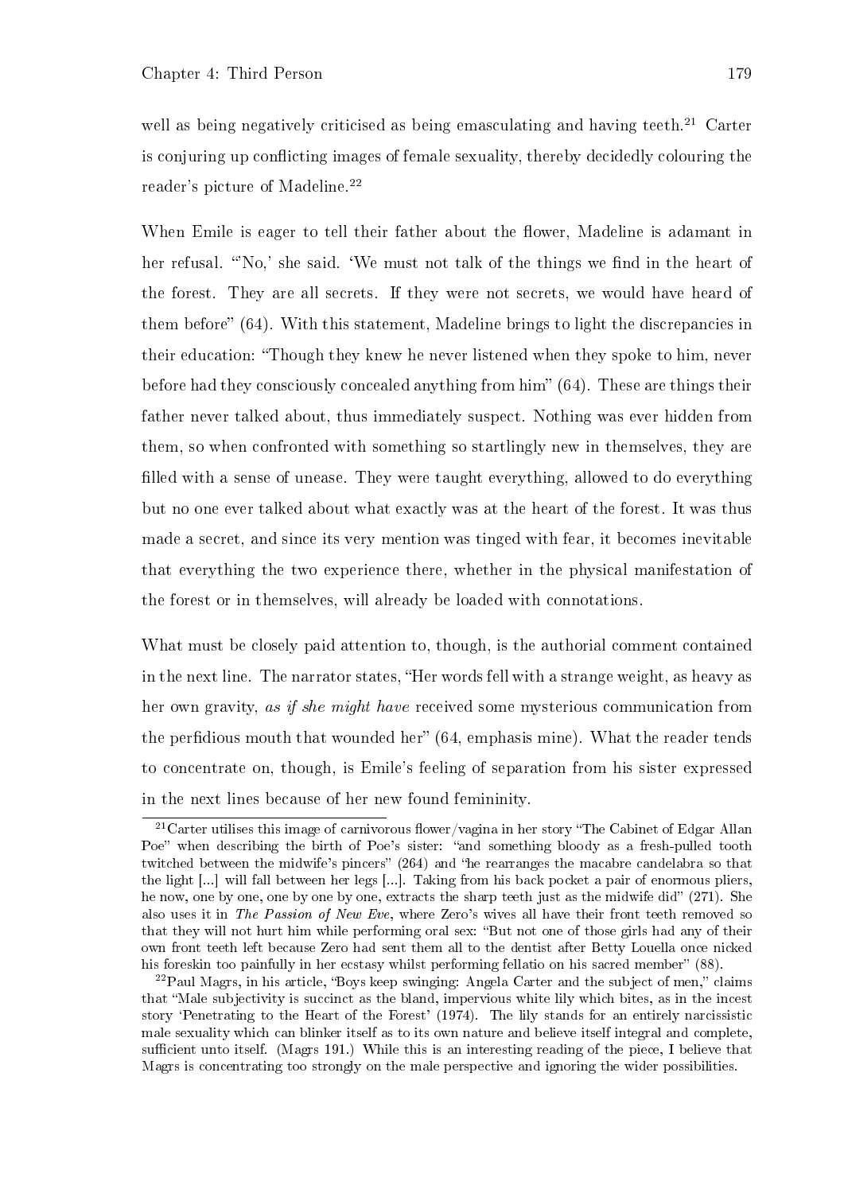well as being negatively criticised as being emasculating and having teeth.[21] Carter is conjuring up conflicting images of female sexuality, thereby decidedly colouring the reader's picture of Madeline.[22]

When Emile is eager to tell their father about the flower, Madeline is adamant in her refusal. "'No,' she said. 'We must not talk of the things we find in the heart of the forest. They are all secrets. If they were not secrets, we would have heard of them before" (64). With this statement, Madeline brings to light the discrepancies in their education: "Though they knew he never listened when they spoke to him, never before had they consciously concealed anything from him" (64). These are things their father never talked about, thus immediately suspect. Nothing was ever hidden from them, so when confronted with something so startlingly new in themselves, they are filled with a sense of unease. They were taught everything, allowed to do everything but no one ever talked about what exactly was at the heart of the forest. It was thus made a secret, and since its very mention was tinged with fear, it becomes inevitable that everything the two experience there, whether in the physical manifestation of the forest or in themselves, will already be loaded with connotations.

What must be closely paid attention to, though, is the authorial comment contained in the next line. The narrator states, "Her words fell with a strange weight, as heavy as her own gravity, *as if she might have* received some mysterious communication from the perfidious mouth that wounded her" (64, emphasis mine). What the reader tends to concentrate on, though, is Emile's feeling of separation from his sister expressed in the next lines because of her new found femininity.

---

[21] Carter utilises this image of carnivorous flower/vagina in her story "The Cabinet of Edgar Allan Poe" when describing the birth of Poe's sister: "and something bloody as a fresh-pulled tooth twitched between the midwife's pincers" (264) and "he rearranges the macabre candelabra so that the light [...] will fall between her legs [...]. Taking from his back pocket a pair of enormous pliers, he now, one by one, one by one by one, extracts the sharp teeth just as the midwife did" (271). She also uses it in *The Passion of New Eve*, where Zero's wives all have their front teeth removed so that they will not hurt him while performing oral sex: "But not one of those girls had any of their own front teeth left because Zero had sent them all to the dentist after Betty Louella once nicked his foreskin too painfully in her ecstasy whilst performing fellatio on his sacred member" (88).

[22] Paul Magrs, in his article, "Boys keep swinging: Angela Carter and the subject of men," claims that "Male subjectivity is succinct as the bland, impervious white lily which bites, as in the incest story 'Penetrating to the Heart of the Forest' (1974). The lily stands for an entirely narcissistic male sexuality which can blinker itself as to its own nature and believe itself integral and complete, sufficient unto itself. (Magrs 191.) While this is an interesting reading of the piece, I believe that Magrs is concentrating too strongly on the male perspective and ignoring the wider possibilities.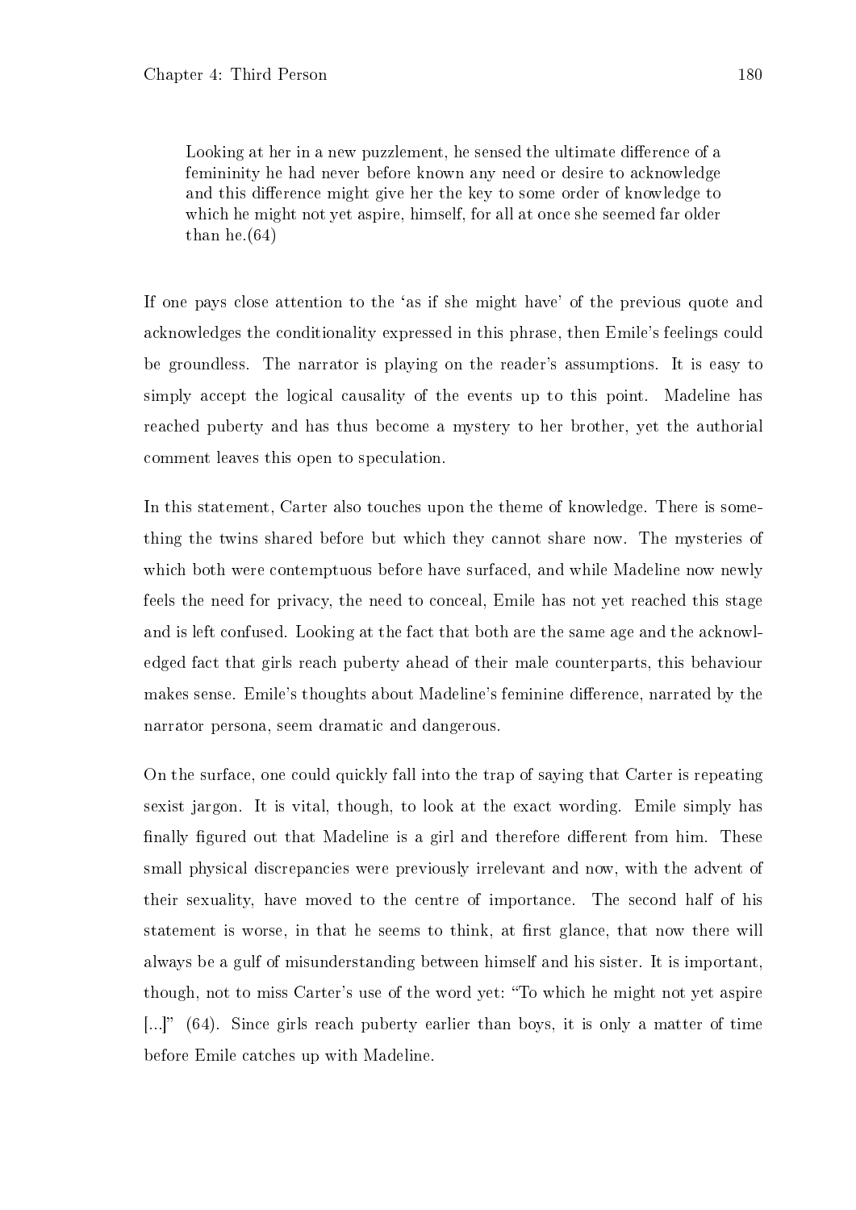> Looking at her in a new puzzlement, he sensed the ultimate difference of a femininity he had never before known any need or desire to acknowledge and this difference might give her the key to some order of knowledge to which he might not yet aspire, himself, for all at once she seemed far older than he.(64)

If one pays close attention to the 'as if she might have' of the previous quote and acknowledges the conditionality expressed in this phrase, then Emile's feelings could be groundless. The narrator is playing on the reader's assumptions. It is easy to simply accept the logical causality of the events up to this point. Madeline has reached puberty and has thus become a mystery to her brother, yet the authorial comment leaves this open to speculation.

In this statement, Carter also touches upon the theme of knowledge. There is something the twins shared before but which they cannot share now. The mysteries of which both were contemptuous before have surfaced, and while Madeline now newly feels the need for privacy, the need to conceal, Emile has not yet reached this stage and is left confused. Looking at the fact that both are the same age and the acknowledged fact that girls reach puberty ahead of their male counterparts, this behaviour makes sense. Emile's thoughts about Madeline's feminine difference, narrated by the narrator persona, seem dramatic and dangerous.

On the surface, one could quickly fall into the trap of saying that Carter is repeating sexist jargon. It is vital, though, to look at the exact wording. Emile simply has finally figured out that Madeline is a girl and therefore different from him. These small physical discrepancies were previously irrelevant and now, with the advent of their sexuality, have moved to the centre of importance. The second half of his statement is worse, in that he seems to think, at first glance, that now there will always be a gulf of misunderstanding between himself and his sister. It is important, though, not to miss Carter's use of the word yet: "To which he might not yet aspire [...]" (64). Since girls reach puberty earlier than boys, it is only a matter of time before Emile catches up with Madeline.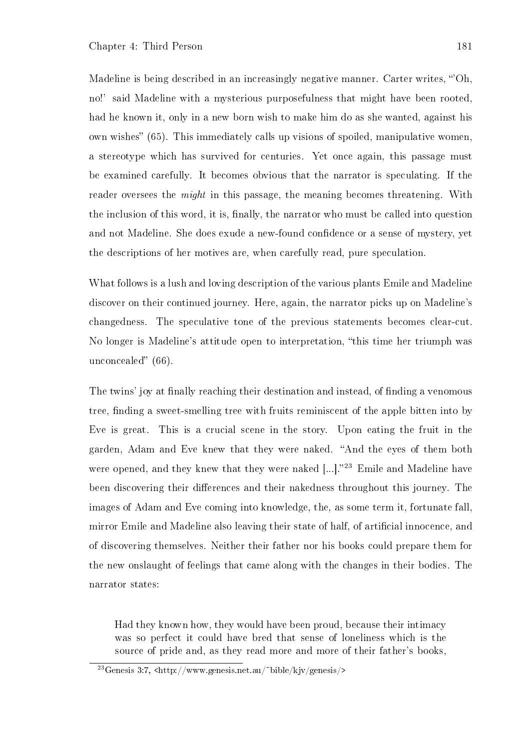Madeline is being described in an increasingly negative manner. Carter writes, "'Oh, no!' said Madeline with a mysterious purposefulness that might have been rooted, had he known it, only in a new born wish to make him do as she wanted, against his own wishes" (65). This immediately calls up visions of spoiled, manipulative women, a stereotype which has survived for centuries. Yet once again, this passage must be examined carefully. It becomes obvious that the narrator is speculating. If the reader oversees the *might* in this passage, the meaning becomes threatening. With the inclusion of this word, it is, finally, the narrator who must be called into question and not Madeline. She does exude a new-found confidence or a sense of mystery, yet the descriptions of her motives are, when carefully read, pure speculation.

What follows is a lush and loving description of the various plants Emile and Madeline discover on their continued journey. Here, again, the narrator picks up on Madeline's changedness. The speculative tone of the previous statements becomes clear-cut. No longer is Madeline's attitude open to interpretation, "this time her triumph was unconcealed" (66).

The twins' joy at finally reaching their destination and instead, of finding a venomous tree, finding a sweet-smelling tree with fruits reminiscent of the apple bitten into by Eve is great. This is a crucial scene in the story. Upon eating the fruit in the garden, Adam and Eve knew that they were naked. "And the eyes of them both were opened, and they knew that they were naked [...]."[23] Emile and Madeline have been discovering their differences and their nakedness throughout this journey. The images of Adam and Eve coming into knowledge, the, as some term it, fortunate fall, mirror Emile and Madeline also leaving their state of half, of artificial innocence, and of discovering themselves. Neither their father nor his books could prepare them for the new onslaught of feelings that came along with the changes in their bodies. The narrator states:

> Had they known how, they would have been proud, because their intimacy was so perfect it could have bred that sense of loneliness which is the source of pride and, as they read more and more of their father's books,

[23] Genesis 3:7, <http://www.genesis.net.au/~bible/kjv/genesis/>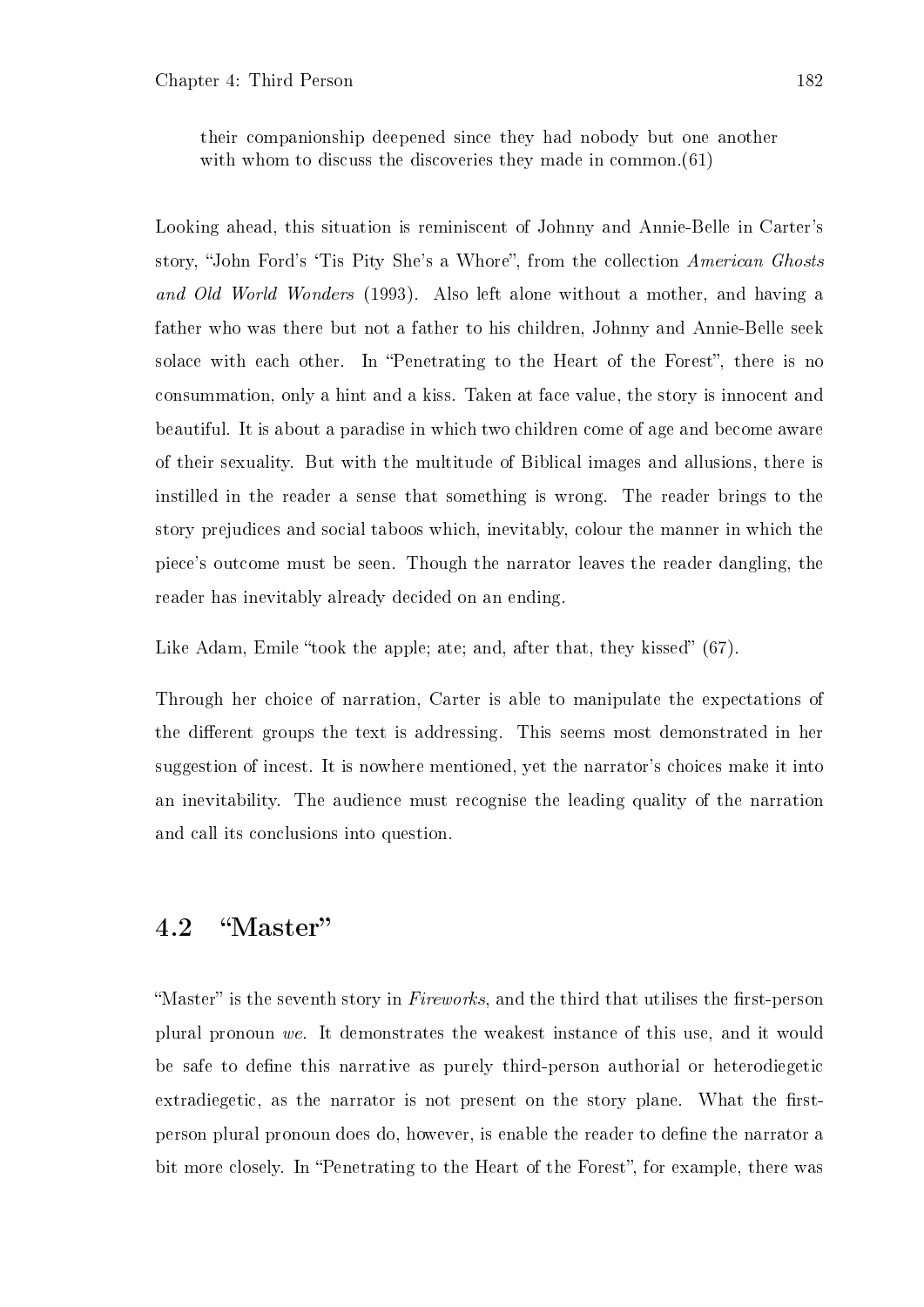> their companionship deepened since they had nobody but one another with whom to discuss the discoveries they made in common.(61)

Looking ahead, this situation is reminiscent of Johnny and Annie-Belle in Carter's story, "John Ford's 'Tis Pity She's a Whore", from the collection *American Ghosts and Old World Wonders* (1993). Also left alone without a mother, and having a father who was there but not a father to his children, Johnny and Annie-Belle seek solace with each other. In "Penetrating to the Heart of the Forest", there is no consummation, only a hint and a kiss. Taken at face value, the story is innocent and beautiful. It is about a paradise in which two children come of age and become aware of their sexuality. But with the multitude of Biblical images and allusions, there is instilled in the reader a sense that something is wrong. The reader brings to the story prejudices and social taboos which, inevitably, colour the manner in which the piece's outcome must be seen. Though the narrator leaves the reader dangling, the reader has inevitably already decided on an ending.

Like Adam, Emile "took the apple; ate; and, after that, they kissed" (67).

Through her choice of narration, Carter is able to manipulate the expectations of the different groups the text is addressing. This seems most demonstrated in her suggestion of incest. It is nowhere mentioned, yet the narrator's choices make it into an inevitability. The audience must recognise the leading quality of the narration and call its conclusions into question.

## 4.2 "Master"

"Master" is the seventh story in *Fireworks*, and the third that utilises the first-person plural pronoun *we*. It demonstrates the weakest instance of this use, and it would be safe to define this narrative as purely third-person authorial or heterodiegetic extradiegetic, as the narrator is not present on the story plane. What the first-person plural pronoun does do, however, is enable the reader to define the narrator a bit more closely. In "Penetrating to the Heart of the Forest", for example, there was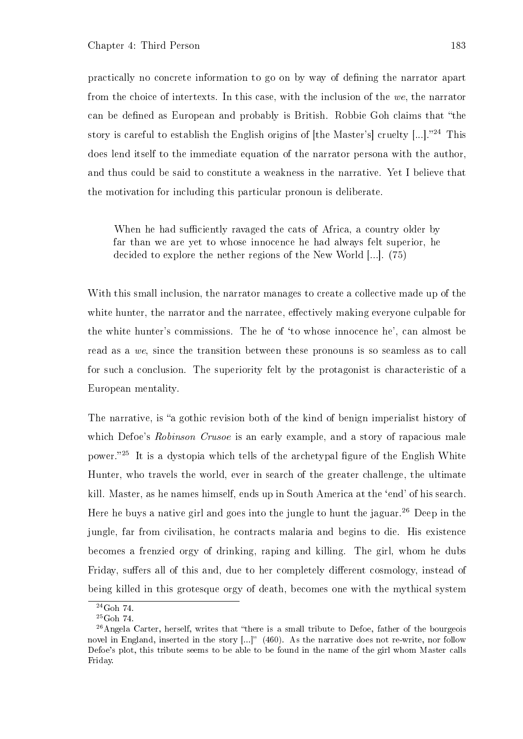practically no concrete information to go on by way of defining the narrator apart from the choice of intertexts. In this case, with the inclusion of the *we*, the narrator can be defined as European and probably is British. Robbie Goh claims that "the story is careful to establish the English origins of [the Master's] cruelty [...]."[24] This does lend itself to the immediate equation of the narrator persona with the author, and thus could be said to constitute a weakness in the narrative. Yet I believe that the motivation for including this particular pronoun is deliberate.

> When he had sufficiently ravaged the cats of Africa, a country older by far than we are yet to whose innocence he had always felt superior, he decided to explore the nether regions of the New World [...]. (75)

With this small inclusion, the narrator manages to create a collective made up of the white hunter, the narrator and the narratee, effectively making everyone culpable for the white hunter's commissions. The he of 'to whose innocence he', can almost be read as a *we*, since the transition between these pronouns is so seamless as to call for such a conclusion. The superiority felt by the protagonist is characteristic of a European mentality.

The narrative, is "a gothic revision both of the kind of benign imperialist history of which Defoe's *Robinson Crusoe* is an early example, and a story of rapacious male power."[25] It is a dystopia which tells of the archetypal figure of the English White Hunter, who travels the world, ever in search of the greater challenge, the ultimate kill. Master, as he names himself, ends up in South America at the 'end' of his search. Here he buys a native girl and goes into the jungle to hunt the jaguar.[26] Deep in the jungle, far from civilisation, he contracts malaria and begins to die. His existence becomes a frenzied orgy of drinking, raping and killing. The girl, whom he dubs Friday, suffers all of this and, due to her completely different cosmology, instead of being killed in this grotesque orgy of death, becomes one with the mythical system

[24] Goh 74.

[25] Goh 74.

[26] Angela Carter, herself, writes that "there is a small tribute to Defoe, father of the bourgeois novel in England, inserted in the story [...]" (460). As the narrative does not re-write, nor follow Defoe's plot, this tribute seems to be able to be found in the name of the girl whom Master calls Friday.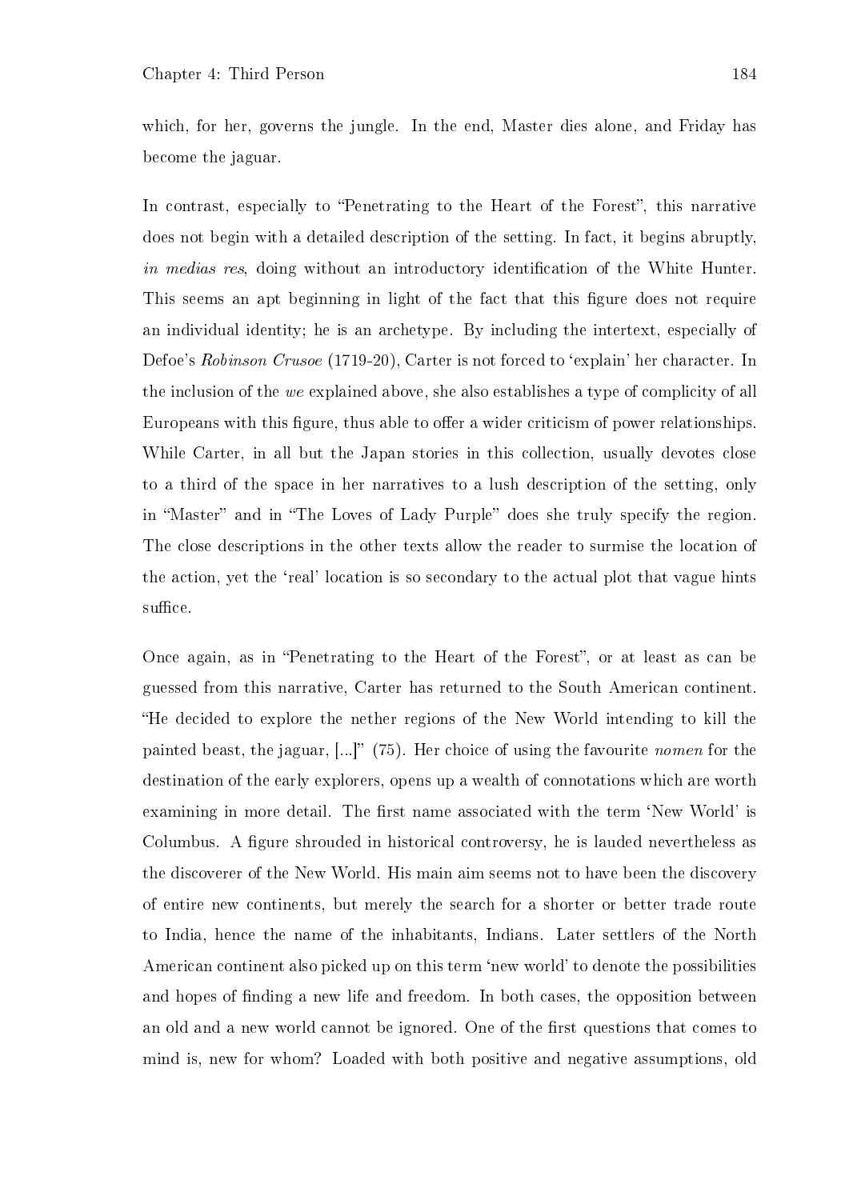which, for her, governs the jungle. In the end, Master dies alone, and Friday has become the jaguar.

In contrast, especially to "Penetrating to the Heart of the Forest", this narrative does not begin with a detailed description of the setting. In fact, it begins abruptly, *in medias res*, doing without an introductory identification of the White Hunter. This seems an apt beginning in light of the fact that this figure does not require an individual identity; he is an archetype. By including the intertext, especially of Defoe's *Robinson Crusoe* (1719-20), Carter is not forced to 'explain' her character. In the inclusion of the *we* explained above, she also establishes a type of complicity of all Europeans with this figure, thus able to offer a wider criticism of power relationships. While Carter, in all but the Japan stories in this collection, usually devotes close to a third of the space in her narratives to a lush description of the setting, only in "Master" and in "The Loves of Lady Purple" does she truly specify the region. The close descriptions in the other texts allow the reader to surmise the location of the action, yet the 'real' location is so secondary to the actual plot that vague hints suffice.

Once again, as in "Penetrating to the Heart of the Forest", or at least as can be guessed from this narrative, Carter has returned to the South American continent. "He decided to explore the nether regions of the New World intending to kill the painted beast, the jaguar, [...]" (75). Her choice of using the favourite *nomen* for the destination of the early explorers, opens up a wealth of connotations which are worth examining in more detail. The first name associated with the term 'New World' is Columbus. A figure shrouded in historical controversy, he is lauded nevertheless as the discoverer of the New World. His main aim seems not to have been the discovery of entire new continents, but merely the search for a shorter or better trade route to India, hence the name of the inhabitants, Indians. Later settlers of the North American continent also picked up on this term 'new world' to denote the possibilities and hopes of finding a new life and freedom. In both cases, the opposition between an old and a new world cannot be ignored. One of the first questions that comes to mind is, new for whom? Loaded with both positive and negative assumptions, old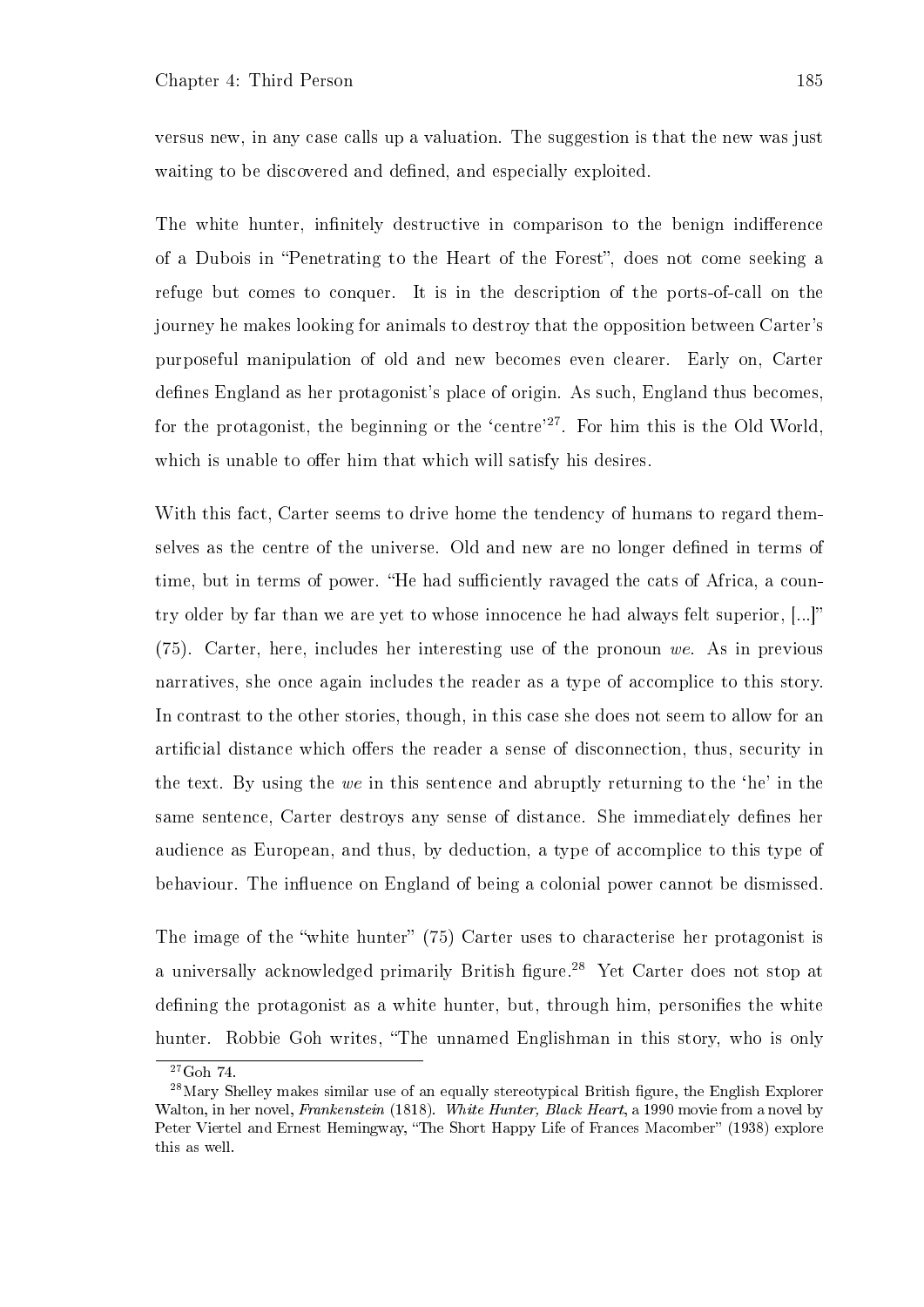versus new, in any case calls up a valuation. The suggestion is that the new was just waiting to be discovered and defined, and especially exploited.

The white hunter, infinitely destructive in comparison to the benign indifference of a Dubois in "Penetrating to the Heart of the Forest", does not come seeking a refuge but comes to conquer. It is in the description of the ports-of-call on the journey he makes looking for animals to destroy that the opposition between Carter's purposeful manipulation of old and new becomes even clearer. Early on, Carter defines England as her protagonist's place of origin. As such, England thus becomes, for the protagonist, the beginning or the 'centre'[27]. For him this is the Old World, which is unable to offer him that which will satisfy his desires.

With this fact, Carter seems to drive home the tendency of humans to regard themselves as the centre of the universe. Old and new are no longer defined in terms of time, but in terms of power. "He had sufficiently ravaged the cats of Africa, a country older by far than we are yet to whose innocence he had always felt superior, [...]" (75). Carter, here, includes her interesting use of the pronoun *we*. As in previous narratives, she once again includes the reader as a type of accomplice to this story. In contrast to the other stories, though, in this case she does not seem to allow for an artificial distance which offers the reader a sense of disconnection, thus, security in the text. By using the *we* in this sentence and abruptly returning to the 'he' in the same sentence, Carter destroys any sense of distance. She immediately defines her audience as European, and thus, by deduction, a type of accomplice to this type of behaviour. The influence on England of being a colonial power cannot be dismissed.

The image of the "white hunter" (75) Carter uses to characterise her protagonist is a universally acknowledged primarily British figure.[28] Yet Carter does not stop at defining the protagonist as a white hunter, but, through him, personifies the white hunter. Robbie Goh writes, "The unnamed Englishman in this story, who is only

---

[27] Goh 74.

[28] Mary Shelley makes similar use of an equally stereotypical British figure, the English Explorer Walton, in her novel, *Frankenstein* (1818). *White Hunter, Black Heart*, a 1990 movie from a novel by Peter Viertel and Ernest Hemingway, "The Short Happy Life of Frances Macomber" (1938) explore this as well.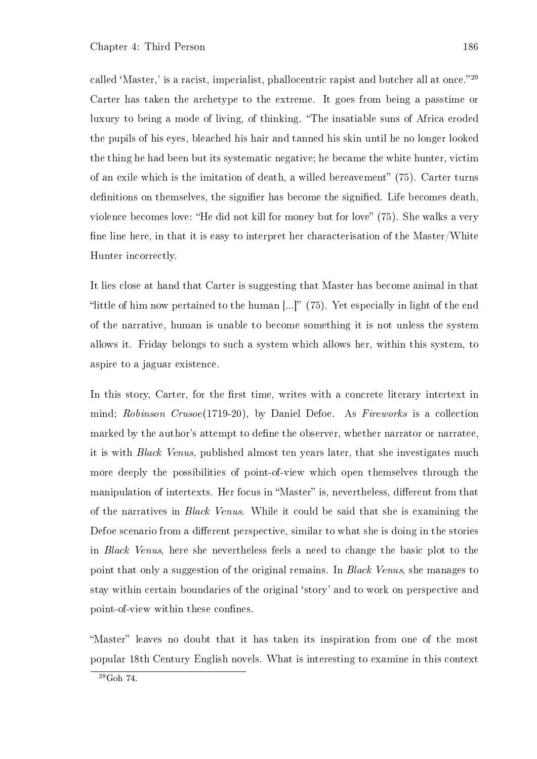called 'Master,' is a racist, imperialist, phallocentric rapist and butcher all at once."[29] Carter has taken the archetype to the extreme. It goes from being a passtime or luxury to being a mode of living, of thinking. "The insatiable suns of Africa eroded the pupils of his eyes, bleached his hair and tanned his skin until he no longer looked the thing he had been but its systematic negative; he became the white hunter, victim of an exile which is the imitation of death, a willed bereavement" (75). Carter turns definitions on themselves, the signifier has become the signified. Life becomes death, violence becomes love: "He did not kill for money but for love" (75). She walks a very fine line here, in that it is easy to interpret her characterisation of the Master/White Hunter incorrectly.

It lies close at hand that Carter is suggesting that Master has become animal in that "little of him now pertained to the human [...]" (75). Yet especially in light of the end of the narrative, human is unable to become something it is not unless the system allows it. Friday belongs to such a system which allows her, within this system, to aspire to a jaguar existence.

In this story, Carter, for the first time, writes with a concrete literary intertext in mind; *Robinson Crusoe*(1719-20), by Daniel Defoe. As *Fireworks* is a collection marked by the author's attempt to define the observer, whether narrator or narratee, it is with *Black Venus*, published almost ten years later, that she investigates much more deeply the possibilities of point-of-view which open themselves through the manipulation of intertexts. Her focus in "Master" is, nevertheless, different from that of the narratives in *Black Venus*. While it could be said that she is examining the Defoe scenario from a different perspective, similar to what she is doing in the stories in *Black Venus*, here she nevertheless feels a need to change the basic plot to the point that only a suggestion of the original remains. In *Black Venus*, she manages to stay within certain boundaries of the original 'story' and to work on perspective and point-of-view within these confines.

"Master" leaves no doubt that it has taken its inspiration from one of the most popular 18th Century English novels. What is interesting to examine in this context

[29] Goh 74.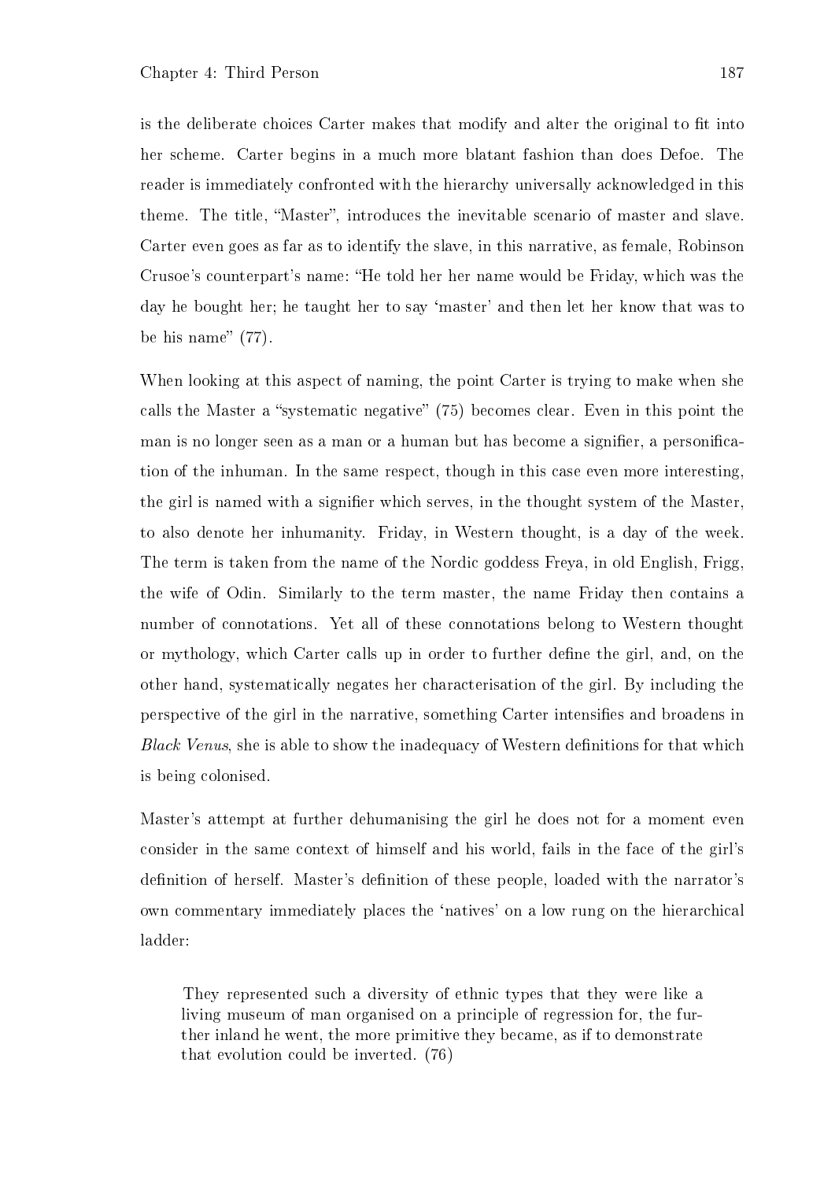is the deliberate choices Carter makes that modify and alter the original to fit into her scheme. Carter begins in a much more blatant fashion than does Defoe. The reader is immediately confronted with the hierarchy universally acknowledged in this theme. The title, "Master", introduces the inevitable scenario of master and slave. Carter even goes as far as to identify the slave, in this narrative, as female, Robinson Crusoe's counterpart's name: "He told her her name would be Friday, which was the day he bought her; he taught her to say 'master' and then let her know that was to be his name" (77).

When looking at this aspect of naming, the point Carter is trying to make when she calls the Master a "systematic negative" (75) becomes clear. Even in this point the man is no longer seen as a man or a human but has become a signifier, a personification of the inhuman. In the same respect, though in this case even more interesting, the girl is named with a signifier which serves, in the thought system of the Master, to also denote her inhumanity. Friday, in Western thought, is a day of the week. The term is taken from the name of the Nordic goddess Freya, in old English, Frigg, the wife of Odin. Similarly to the term master, the name Friday then contains a number of connotations. Yet all of these connotations belong to Western thought or mythology, which Carter calls up in order to further define the girl, and, on the other hand, systematically negates her characterisation of the girl. By including the perspective of the girl in the narrative, something Carter intensifies and broadens in *Black Venus*, she is able to show the inadequacy of Western definitions for that which is being colonised.

Master's attempt at further dehumanising the girl he does not for a moment even consider in the same context of himself and his world, fails in the face of the girl's definition of herself. Master's definition of these people, loaded with the narrator's own commentary immediately places the 'natives' on a low rung on the hierarchical ladder:

> They represented such a diversity of ethnic types that they were like a living museum of man organised on a principle of regression for, the further inland he went, the more primitive they became, as if to demonstrate that evolution could be inverted. (76)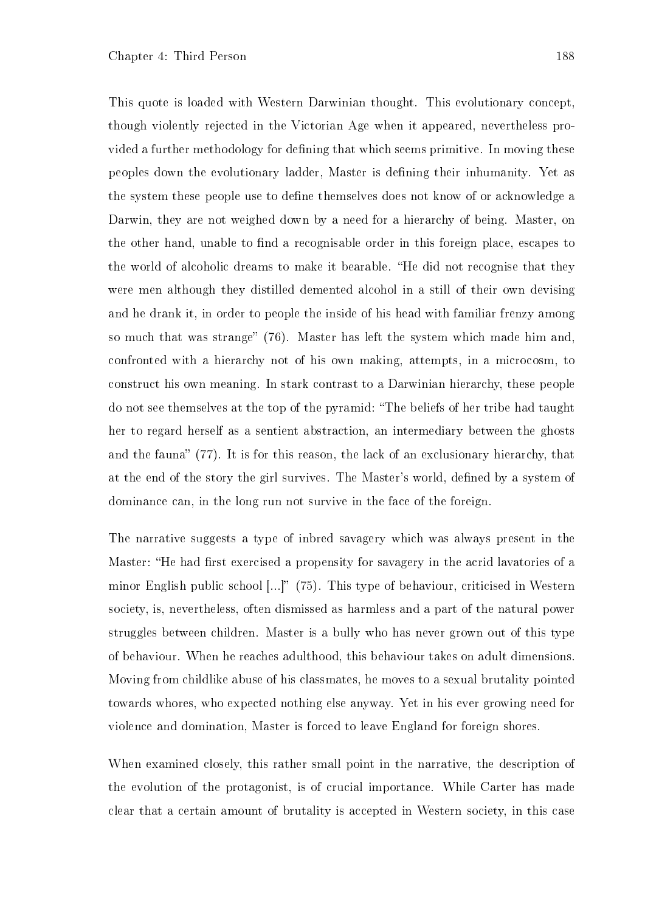This quote is loaded with Western Darwinian thought. This evolutionary concept, though violently rejected in the Victorian Age when it appeared, nevertheless provided a further methodology for defining that which seems primitive. In moving these peoples down the evolutionary ladder, Master is defining their inhumanity. Yet as the system these people use to define themselves does not know of or acknowledge a Darwin, they are not weighed down by a need for a hierarchy of being. Master, on the other hand, unable to find a recognisable order in this foreign place, escapes to the world of alcoholic dreams to make it bearable. "He did not recognise that they were men although they distilled demented alcohol in a still of their own devising and he drank it, in order to people the inside of his head with familiar frenzy among so much that was strange" (76). Master has left the system which made him and, confronted with a hierarchy not of his own making, attempts, in a microcosm, to construct his own meaning. In stark contrast to a Darwinian hierarchy, these people do not see themselves at the top of the pyramid: "The beliefs of her tribe had taught her to regard herself as a sentient abstraction, an intermediary between the ghosts and the fauna" (77). It is for this reason, the lack of an exclusionary hierarchy, that at the end of the story the girl survives. The Master's world, defined by a system of dominance can, in the long run not survive in the face of the foreign.

The narrative suggests a type of inbred savagery which was always present in the Master: "He had first exercised a propensity for savagery in the acrid lavatories of a minor English public school [...]" (75). This type of behaviour, criticised in Western society, is, nevertheless, often dismissed as harmless and a part of the natural power struggles between children. Master is a bully who has never grown out of this type of behaviour. When he reaches adulthood, this behaviour takes on adult dimensions. Moving from childlike abuse of his classmates, he moves to a sexual brutality pointed towards whores, who expected nothing else anyway. Yet in his ever growing need for violence and domination, Master is forced to leave England for foreign shores.

When examined closely, this rather small point in the narrative, the description of the evolution of the protagonist, is of crucial importance. While Carter has made clear that a certain amount of brutality is accepted in Western society, in this case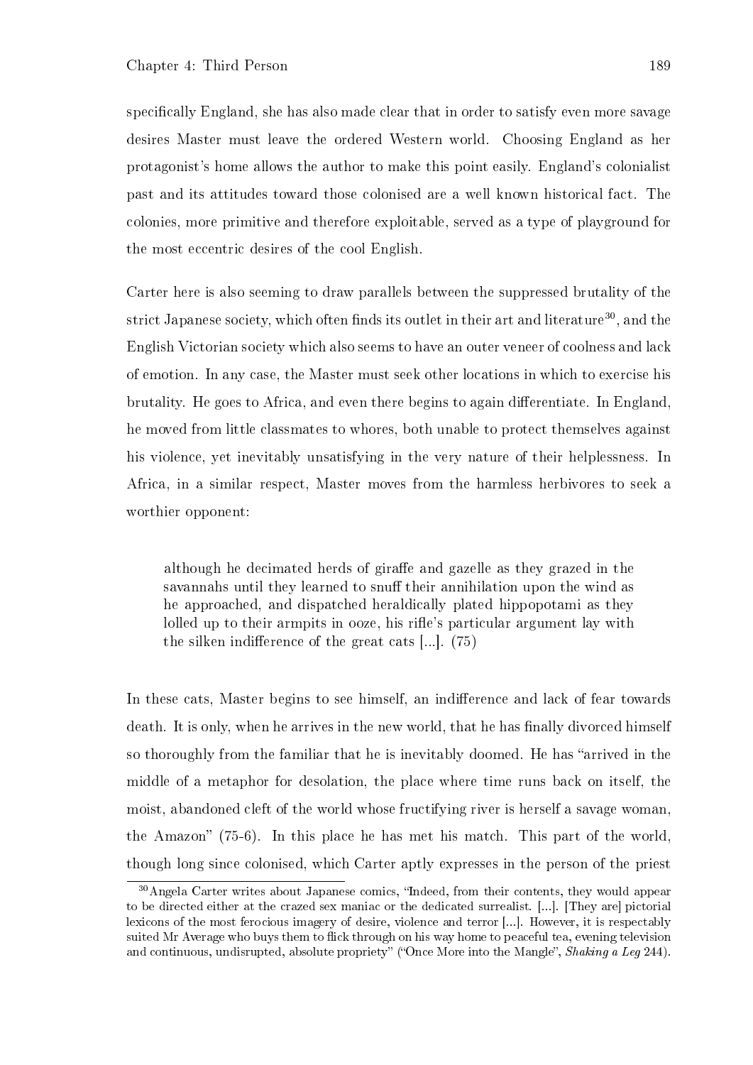specifically England, she has also made clear that in order to satisfy even more savage desires Master must leave the ordered Western world. Choosing England as her protagonist's home allows the author to make this point easily. England's colonialist past and its attitudes toward those colonised are a well known historical fact. The colonies, more primitive and therefore exploitable, served as a type of playground for the most eccentric desires of the cool English.

Carter here is also seeming to draw parallels between the suppressed brutality of the strict Japanese society, which often finds its outlet in their art and literature[30], and the English Victorian society which also seems to have an outer veneer of coolness and lack of emotion. In any case, the Master must seek other locations in which to exercise his brutality. He goes to Africa, and even there begins to again differentiate. In England, he moved from little classmates to whores, both unable to protect themselves against his violence, yet inevitably unsatisfying in the very nature of their helplessness. In Africa, in a similar respect, Master moves from the harmless herbivores to seek a worthier opponent:

> although he decimated herds of giraffe and gazelle as they grazed in the savannahs until they learned to snuff their annihilation upon the wind as he approached, and dispatched heraldically plated hippopotami as they lolled up to their armpits in ooze, his rifle's particular argument lay with the silken indifference of the great cats [...]. (75)

In these cats, Master begins to see himself, an indifference and lack of fear towards death. It is only, when he arrives in the new world, that he has finally divorced himself so thoroughly from the familiar that he is inevitably doomed. He has "arrived in the middle of a metaphor for desolation, the place where time runs back on itself, the moist, abandoned cleft of the world whose fructifying river is herself a savage woman, the Amazon" (75-6). In this place he has met his match. This part of the world, though long since colonised, which Carter aptly expresses in the person of the priest

[30] Angela Carter writes about Japanese comics, "Indeed, from their contents, they would appear to be directed either at the crazed sex maniac or the dedicated surrealist. [...]. [They are] pictorial lexicons of the most ferocious imagery of desire, violence and terror [...]. However, it is respectably suited Mr Average who buys them to flick through on his way home to peaceful tea, evening television and continuous, undisrupted, absolute propriety" ("Once More into the Mangle", *Shaking a Leg* 244).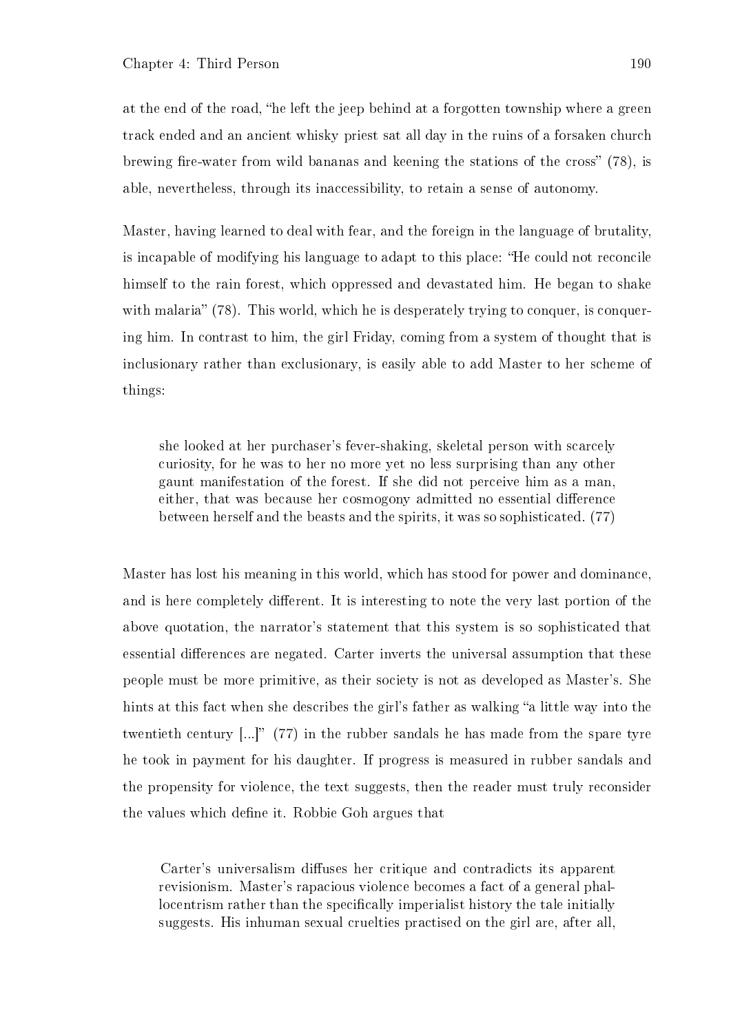at the end of the road, "he left the jeep behind at a forgotten township where a green track ended and an ancient whisky priest sat all day in the ruins of a forsaken church brewing fire-water from wild bananas and keening the stations of the cross" (78), is able, nevertheless, through its inaccessibility, to retain a sense of autonomy.

Master, having learned to deal with fear, and the foreign in the language of brutality, is incapable of modifying his language to adapt to this place: "He could not reconcile himself to the rain forest, which oppressed and devastated him. He began to shake with malaria" (78). This world, which he is desperately trying to conquer, is conquering him. In contrast to him, the girl Friday, coming from a system of thought that is inclusionary rather than exclusionary, is easily able to add Master to her scheme of things:

> she looked at her purchaser's fever-shaking, skeletal person with scarcely curiosity, for he was to her no more yet no less surprising than any other gaunt manifestation of the forest. If she did not perceive him as a man, either, that was because her cosmogony admitted no essential difference between herself and the beasts and the spirits, it was so sophisticated. (77)

Master has lost his meaning in this world, which has stood for power and dominance, and is here completely different. It is interesting to note the very last portion of the above quotation, the narrator's statement that this system is so sophisticated that essential differences are negated. Carter inverts the universal assumption that these people must be more primitive, as their society is not as developed as Master's. She hints at this fact when she describes the girl's father as walking "a little way into the twentieth century [...]" (77) in the rubber sandals he has made from the spare tyre he took in payment for his daughter. If progress is measured in rubber sandals and the propensity for violence, the text suggests, then the reader must truly reconsider the values which define it. Robbie Goh argues that

> Carter's universalism diffuses her critique and contradicts its apparent revisionism. Master's rapacious violence becomes a fact of a general phallocentrism rather than the specifically imperialist history the tale initially suggests. His inhuman sexual cruelties practised on the girl are, after all,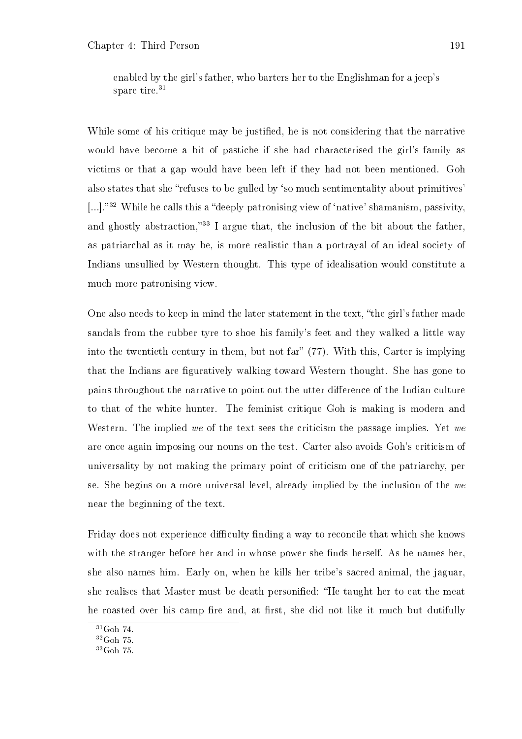> enabled by the girl's father, who barters her to the Englishman for a jeep's spare tire.[31]

While some of his critique may be justified, he is not considering that the narrative would have become a bit of pastiche if she had characterised the girl's family as victims or that a gap would have been left if they had not been mentioned. Goh also states that she "refuses to be gulled by 'so much sentimentality about primitives' [...]."[32] While he calls this a "deeply patronising view of 'native' shamanism, passivity, and ghostly abstraction,"[33] I argue that, the inclusion of the bit about the father, as patriarchal as it may be, is more realistic than a portrayal of an ideal society of Indians unsullied by Western thought. This type of idealisation would constitute a much more patronising view.

One also needs to keep in mind the later statement in the text, "the girl's father made sandals from the rubber tyre to shoe his family's feet and they walked a little way into the twentieth century in them, but not far" (77). With this, Carter is implying that the Indians are figuratively walking toward Western thought. She has gone to pains throughout the narrative to point out the utter difference of the Indian culture to that of the white hunter. The feminist critique Goh is making is modern and Western. The implied *we* of the text sees the criticism the passage implies. Yet *we* are once again imposing our nouns on the test. Carter also avoids Goh's criticism of universality by not making the primary point of criticism one of the patriarchy, per se. She begins on a more universal level, already implied by the inclusion of the *we* near the beginning of the text.

Friday does not experience difficulty finding a way to reconcile that which she knows with the stranger before her and in whose power she finds herself. As he names her, she also names him. Early on, when he kills her tribe's sacred animal, the jaguar, she realises that Master must be death personified: "He taught her to eat the meat he roasted over his camp fire and, at first, she did not like it much but dutifully

[31] Goh 74.

[32] Goh 75.

[33] Goh 75.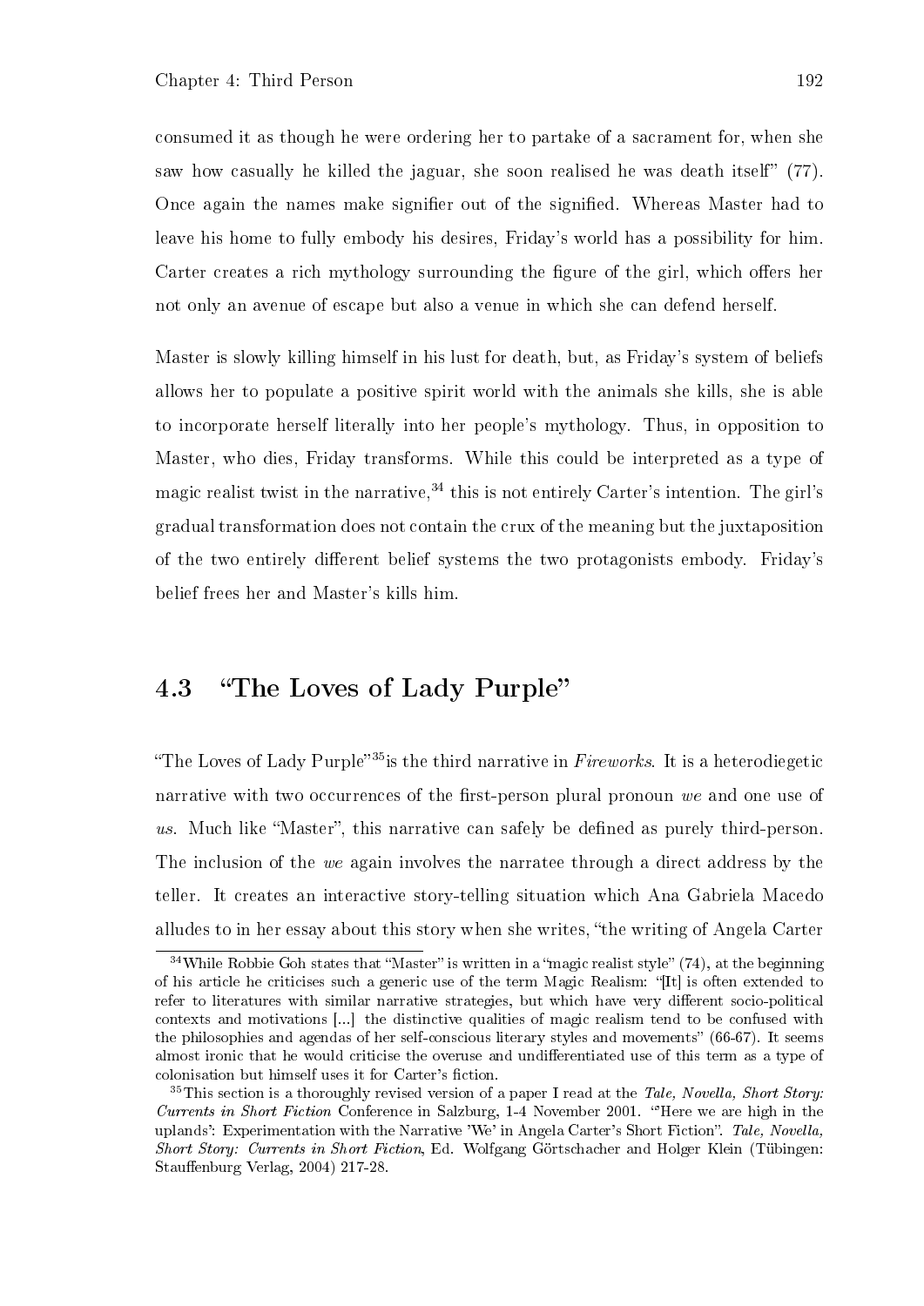consumed it as though he were ordering her to partake of a sacrament for, when she saw how casually he killed the jaguar, she soon realised he was death itself" (77). Once again the names make signifier out of the signified. Whereas Master had to leave his home to fully embody his desires, Friday's world has a possibility for him. Carter creates a rich mythology surrounding the figure of the girl, which offers her not only an avenue of escape but also a venue in which she can defend herself.

Master is slowly killing himself in his lust for death, but, as Friday's system of beliefs allows her to populate a positive spirit world with the animals she kills, she is able to incorporate herself literally into her people's mythology. Thus, in opposition to Master, who dies, Friday transforms. While this could be interpreted as a type of magic realist twist in the narrative,[34] this is not entirely Carter's intention. The girl's gradual transformation does not contain the crux of the meaning but the juxtaposition of the two entirely different belief systems the two protagonists embody. Friday's belief frees her and Master's kills him.

## 4.3 "The Loves of Lady Purple"

"The Loves of Lady Purple"[35] is the third narrative in *Fireworks*. It is a heterodiegetic narrative with two occurrences of the first-person plural pronoun *we* and one use of *us*. Much like "Master", this narrative can safely be defined as purely third-person. The inclusion of the *we* again involves the narratee through a direct address by the teller. It creates an interactive story-telling situation which Ana Gabriela Macedo alludes to in her essay about this story when she writes, "the writing of Angela Carter

---

[34] While Robbie Goh states that "Master" is written in a "magic realist style" (74), at the beginning of his article he criticises such a generic use of the term Magic Realism: "[It] is often extended to refer to literatures with similar narrative strategies, but which have very different socio-political contexts and motivations [...] the distinctive qualities of magic realism tend to be confused with the philosophies and agendas of her self-conscious literary styles and movements" (66-67). It seems almost ironic that he would criticise the overuse and undifferentiated use of this term as a type of colonisation but himself uses it for Carter's fiction.

[35] This section is a thoroughly revised version of a paper I read at the *Tale, Novella, Short Story: Currents in Short Fiction* Conference in Salzburg, 1-4 November 2001. "'Here we are high in the uplands': Experimentation with the Narrative 'We' in Angela Carter's Short Fiction". *Tale, Novella, Short Story: Currents in Short Fiction*, Ed. Wolfgang Görtschacher and Holger Klein (Tübingen: Stauffenburg Verlag, 2004) 217-28.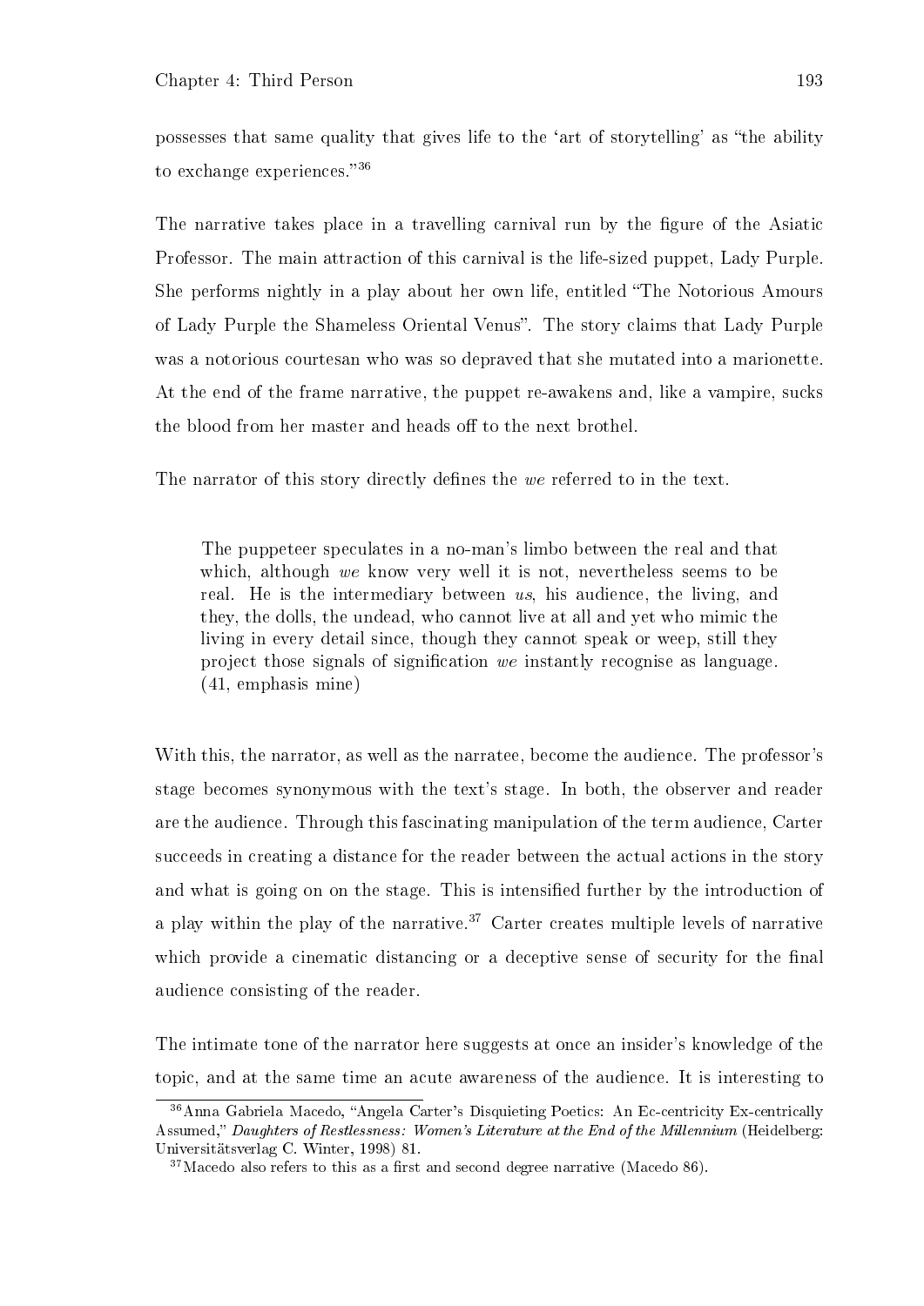possesses that same quality that gives life to the 'art of storytelling' as "the ability to exchange experiences."[36]

The narrative takes place in a travelling carnival run by the figure of the Asiatic Professor. The main attraction of this carnival is the life-sized puppet, Lady Purple. She performs nightly in a play about her own life, entitled "The Notorious Amours of Lady Purple the Shameless Oriental Venus". The story claims that Lady Purple was a notorious courtesan who was so depraved that she mutated into a marionette. At the end of the frame narrative, the puppet re-awakens and, like a vampire, sucks the blood from her master and heads off to the next brothel.

The narrator of this story directly defines the *we* referred to in the text.

> The puppeteer speculates in a no-man's limbo between the real and that which, although *we* know very well it is not, nevertheless seems to be real. He is the intermediary between *us*, his audience, the living, and they, the dolls, the undead, who cannot live at all and yet who mimic the living in every detail since, though they cannot speak or weep, still they project those signals of signification *we* instantly recognise as language. (41, emphasis mine)

With this, the narrator, as well as the narratee, become the audience. The professor's stage becomes synonymous with the text's stage. In both, the observer and reader are the audience. Through this fascinating manipulation of the term audience, Carter succeeds in creating a distance for the reader between the actual actions in the story and what is going on on the stage. This is intensified further by the introduction of a play within the play of the narrative.[37] Carter creates multiple levels of narrative which provide a cinematic distancing or a deceptive sense of security for the final audience consisting of the reader.

The intimate tone of the narrator here suggests at once an insider's knowledge of the topic, and at the same time an acute awareness of the audience. It is interesting to

---

[36] Anna Gabriela Macedo, "Angela Carter's Disquieting Poetics: An Ec-centricity Ex-centrically Assumed," *Daughters of Restlessness: Women's Literature at the End of the Millennium* (Heidelberg: Universitätsverlag C. Winter, 1998) 81.

[37] Macedo also refers to this as a first and second degree narrative (Macedo 86).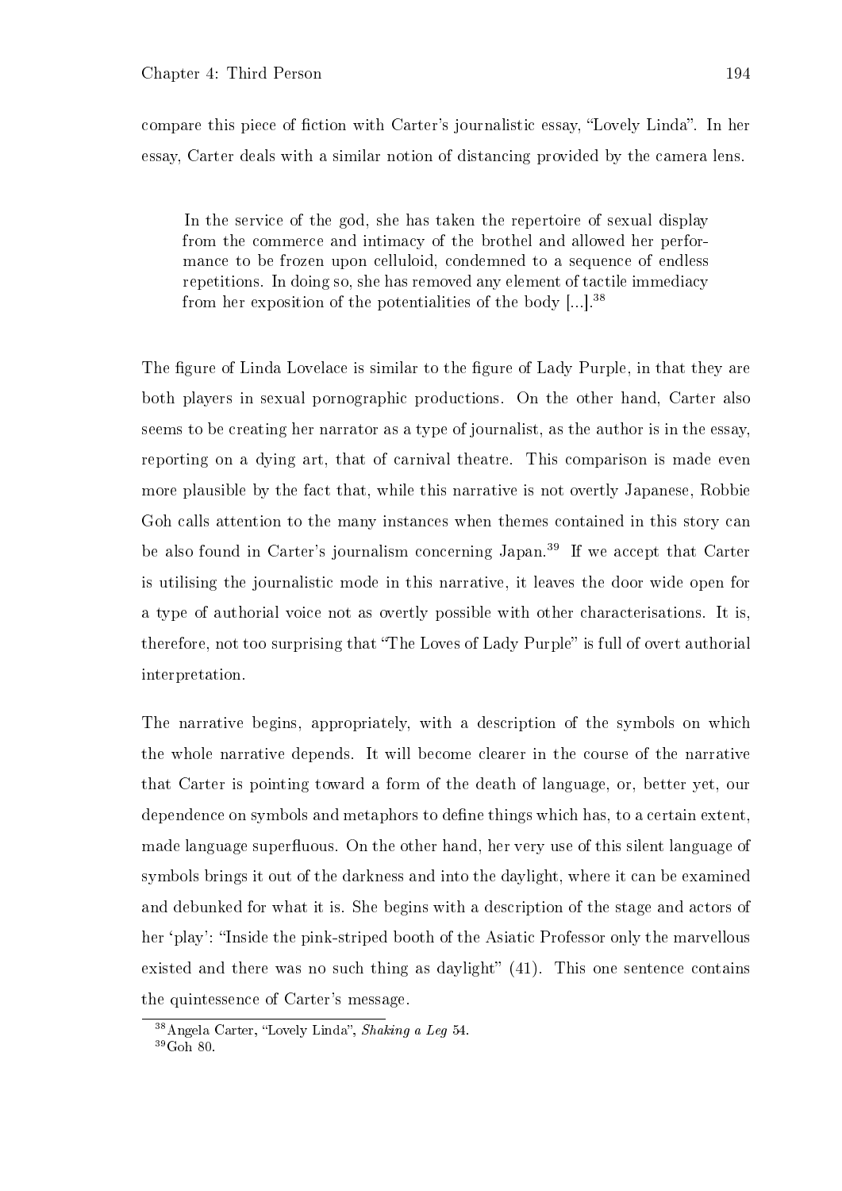compare this piece of fiction with Carter's journalistic essay, "Lovely Linda". In her essay, Carter deals with a similar notion of distancing provided by the camera lens.

> In the service of the god, she has taken the repertoire of sexual display from the commerce and intimacy of the brothel and allowed her performance to be frozen upon celluloid, condemned to a sequence of endless repetitions. In doing so, she has removed any element of tactile immediacy from her exposition of the potentialities of the body [...].[38]

The figure of Linda Lovelace is similar to the figure of Lady Purple, in that they are both players in sexual pornographic productions. On the other hand, Carter also seems to be creating her narrator as a type of journalist, as the author is in the essay, reporting on a dying art, that of carnival theatre. This comparison is made even more plausible by the fact that, while this narrative is not overtly Japanese, Robbie Goh calls attention to the many instances when themes contained in this story can be also found in Carter's journalism concerning Japan.[39] If we accept that Carter is utilising the journalistic mode in this narrative, it leaves the door wide open for a type of authorial voice not as overtly possible with other characterisations. It is, therefore, not too surprising that "The Loves of Lady Purple" is full of overt authorial interpretation.

The narrative begins, appropriately, with a description of the symbols on which the whole narrative depends. It will become clearer in the course of the narrative that Carter is pointing toward a form of the death of language, or, better yet, our dependence on symbols and metaphors to define things which has, to a certain extent, made language superfluous. On the other hand, her very use of this silent language of symbols brings it out of the darkness and into the daylight, where it can be examined and debunked for what it is. She begins with a description of the stage and actors of her 'play': "Inside the pink-striped booth of the Asiatic Professor only the marvellous existed and there was no such thing as daylight" (41). This one sentence contains the quintessence of Carter's message.

[38] Angela Carter, "Lovely Linda", *Shaking a Leg* 54.

[39] Goh 80.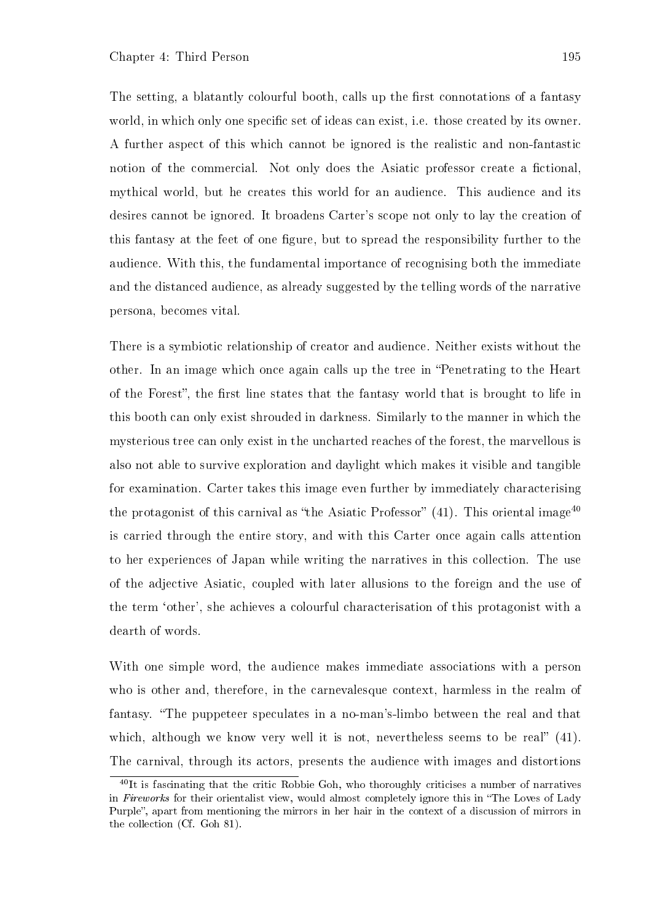The setting, a blatantly colourful booth, calls up the first connotations of a fantasy world, in which only one specific set of ideas can exist, i.e. those created by its owner. A further aspect of this which cannot be ignored is the realistic and non-fantastic notion of the commercial. Not only does the Asiatic professor create a fictional, mythical world, but he creates this world for an audience. This audience and its desires cannot be ignored. It broadens Carter's scope not only to lay the creation of this fantasy at the feet of one figure, but to spread the responsibility further to the audience. With this, the fundamental importance of recognising both the immediate and the distanced audience, as already suggested by the telling words of the narrative persona, becomes vital.

There is a symbiotic relationship of creator and audience. Neither exists without the other. In an image which once again calls up the tree in "Penetrating to the Heart of the Forest", the first line states that the fantasy world that is brought to life in this booth can only exist shrouded in darkness. Similarly to the manner in which the mysterious tree can only exist in the uncharted reaches of the forest, the marvellous is also not able to survive exploration and daylight which makes it visible and tangible for examination. Carter takes this image even further by immediately characterising the protagonist of this carnival as "the Asiatic Professor" (41). This oriental image[40] is carried through the entire story, and with this Carter once again calls attention to her experiences of Japan while writing the narratives in this collection. The use of the adjective Asiatic, coupled with later allusions to the foreign and the use of the term 'other', she achieves a colourful characterisation of this protagonist with a dearth of words.

With one simple word, the audience makes immediate associations with a person who is other and, therefore, in the carnevalesque context, harmless in the realm of fantasy. "The puppeteer speculates in a no-man's-limbo between the real and that which, although we know very well it is not, nevertheless seems to be real" (41). The carnival, through its actors, presents the audience with images and distortions

[40]It is fascinating that the critic Robbie Goh, who thoroughly criticises a number of narratives in *Fireworks* for their orientalist view, would almost completely ignore this in "The Loves of Lady Purple", apart from mentioning the mirrors in her hair in the context of a discussion of mirrors in the collection (Cf. Goh 81).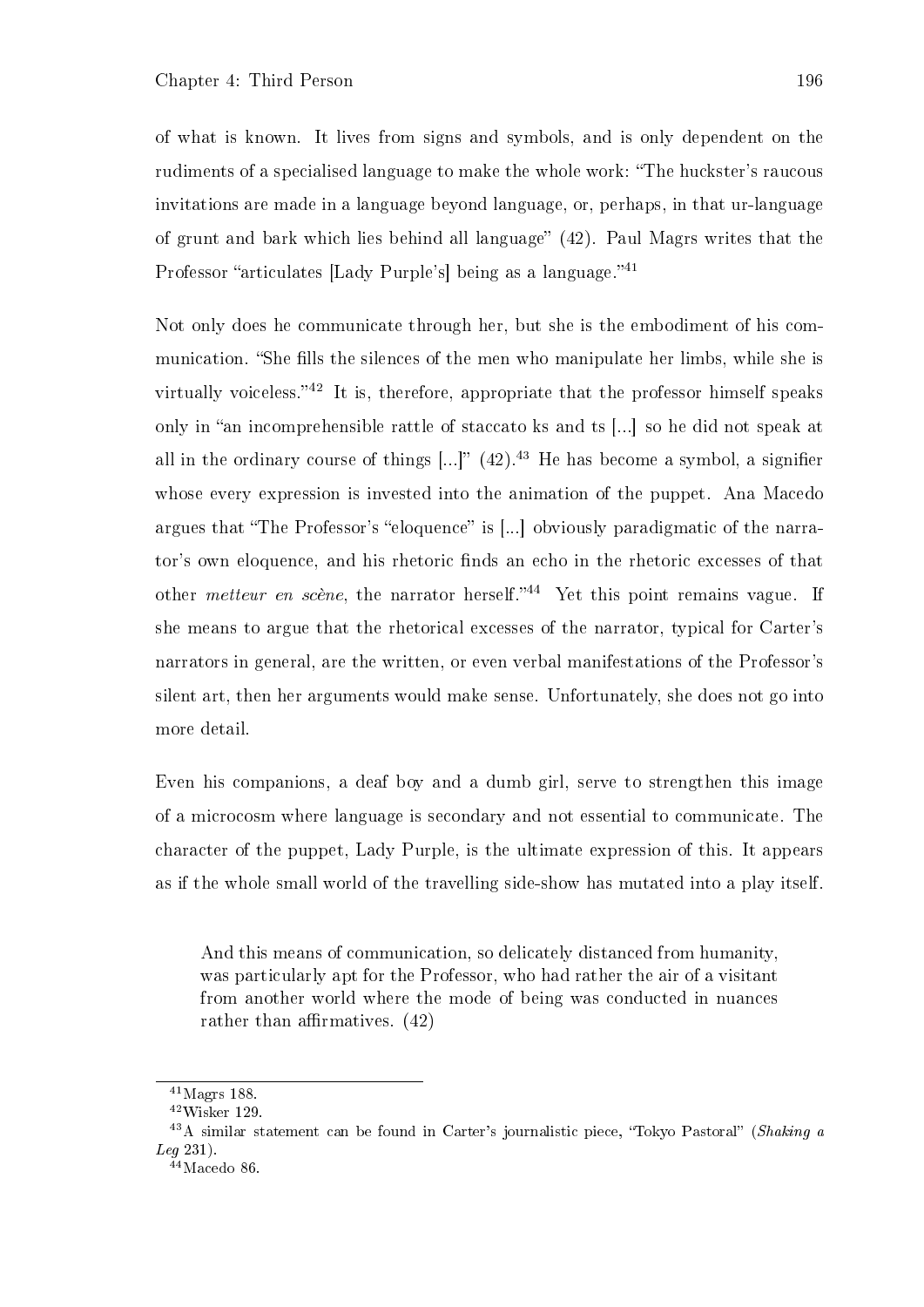of what is known. It lives from signs and symbols, and is only dependent on the rudiments of a specialised language to make the whole work: "The huckster's raucous invitations are made in a language beyond language, or, perhaps, in that ur-language of grunt and bark which lies behind all language" (42). Paul Magrs writes that the Professor "articulates [Lady Purple's] being as a language."[41]

Not only does he communicate through her, but she is the embodiment of his communication. "She fills the silences of the men who manipulate her limbs, while she is virtually voiceless."[42] It is, therefore, appropriate that the professor himself speaks only in "an incomprehensible rattle of staccato ks and ts [...] so he did not speak at all in the ordinary course of things [...]" (42).[43] He has become a symbol, a signifier whose every expression is invested into the animation of the puppet. Ana Macedo argues that "The Professor's "eloquence" is [...] obviously paradigmatic of the narrator's own eloquence, and his rhetoric finds an echo in the rhetoric excesses of that other *metteur en scène*, the narrator herself."[44] Yet this point remains vague. If she means to argue that the rhetorical excesses of the narrator, typical for Carter's narrators in general, are the written, or even verbal manifestations of the Professor's silent art, then her arguments would make sense. Unfortunately, she does not go into more detail.

Even his companions, a deaf boy and a dumb girl, serve to strengthen this image of a microcosm where language is secondary and not essential to communicate. The character of the puppet, Lady Purple, is the ultimate expression of this. It appears as if the whole small world of the travelling side-show has mutated into a play itself.

> And this means of communication, so delicately distanced from humanity, was particularly apt for the Professor, who had rather the air of a visitant from another world where the mode of being was conducted in nuances rather than affirmatives. (42)

---

[41] Magrs 188.

[42] Wisker 129.

[43] A similar statement can be found in Carter's journalistic piece, "Tokyo Pastoral" (*Shaking a Leg* 231).

[44] Macedo 86.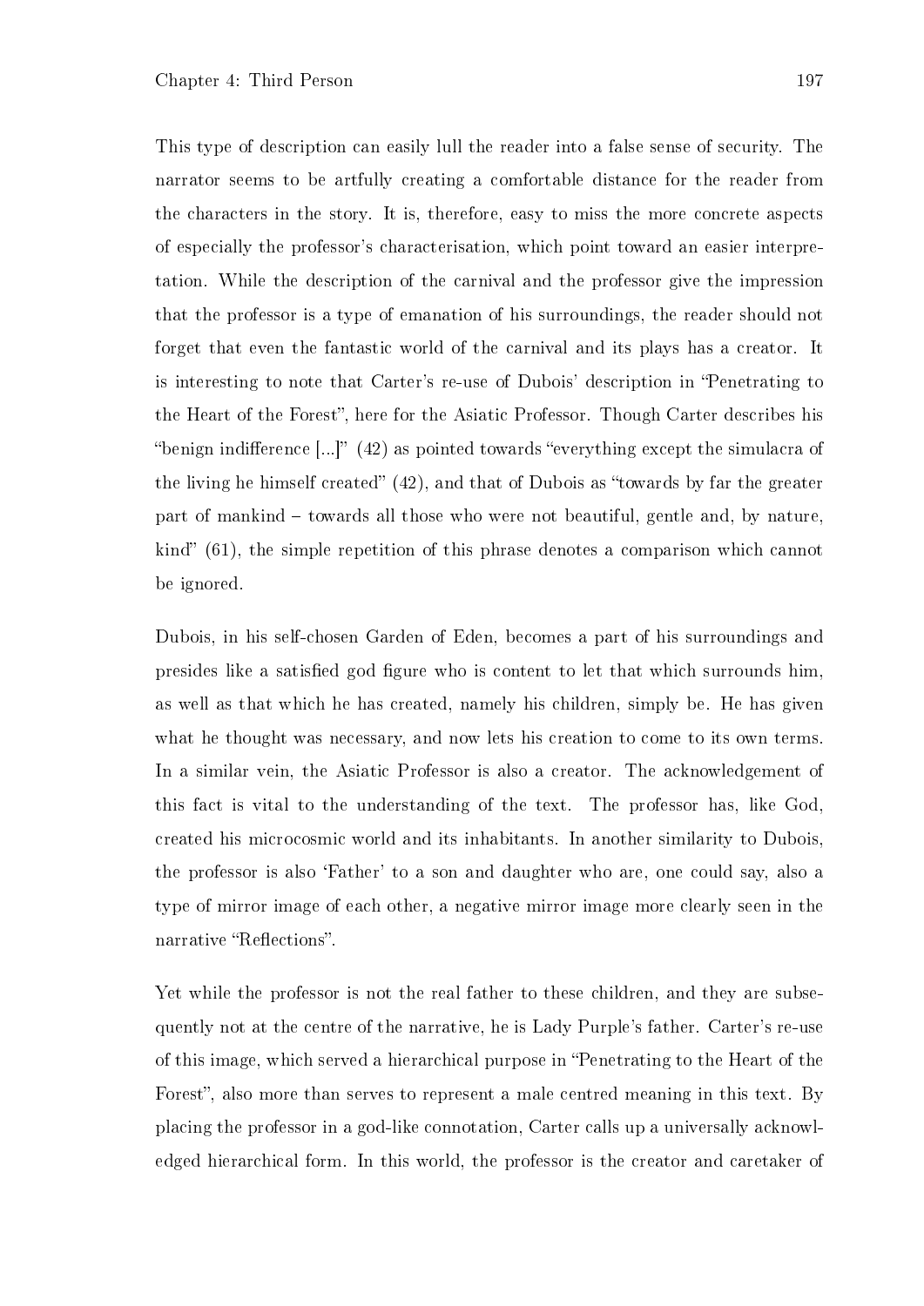This type of description can easily lull the reader into a false sense of security. The narrator seems to be artfully creating a comfortable distance for the reader from the characters in the story. It is, therefore, easy to miss the more concrete aspects of especially the professor's characterisation, which point toward an easier interpretation. While the description of the carnival and the professor give the impression that the professor is a type of emanation of his surroundings, the reader should not forget that even the fantastic world of the carnival and its plays has a creator. It is interesting to note that Carter's re-use of Dubois' description in "Penetrating to the Heart of the Forest", here for the Asiatic Professor. Though Carter describes his "benign indifference [...]" (42) as pointed towards "everything except the simulacra of the living he himself created" (42), and that of Dubois as "towards by far the greater part of mankind – towards all those who were not beautiful, gentle and, by nature, kind" (61), the simple repetition of this phrase denotes a comparison which cannot be ignored.

Dubois, in his self-chosen Garden of Eden, becomes a part of his surroundings and presides like a satisfied god figure who is content to let that which surrounds him, as well as that which he has created, namely his children, simply be. He has given what he thought was necessary, and now lets his creation to come to its own terms. In a similar vein, the Asiatic Professor is also a creator. The acknowledgement of this fact is vital to the understanding of the text. The professor has, like God, created his microcosmic world and its inhabitants. In another similarity to Dubois, the professor is also 'Father' to a son and daughter who are, one could say, also a type of mirror image of each other, a negative mirror image more clearly seen in the narrative "Reflections".

Yet while the professor is not the real father to these children, and they are subsequently not at the centre of the narrative, he is Lady Purple's father. Carter's re-use of this image, which served a hierarchical purpose in "Penetrating to the Heart of the Forest", also more than serves to represent a male centred meaning in this text. By placing the professor in a god-like connotation, Carter calls up a universally acknowledged hierarchical form. In this world, the professor is the creator and caretaker of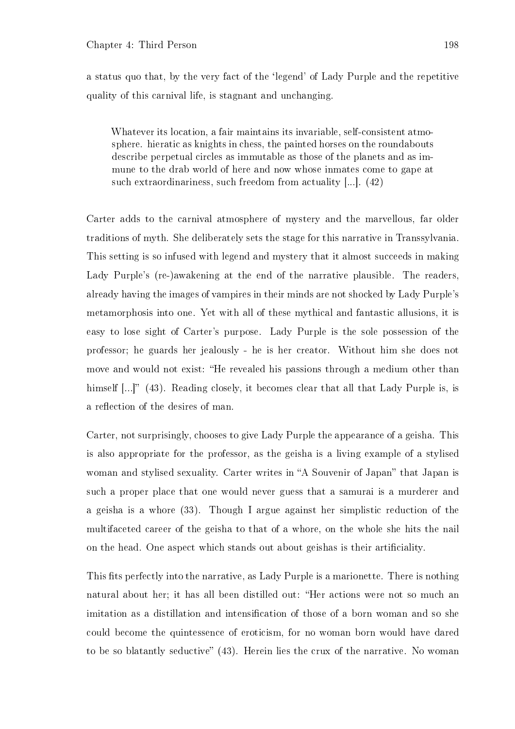a status quo that, by the very fact of the 'legend' of Lady Purple and the repetitive quality of this carnival life, is stagnant and unchanging.

> Whatever its location, a fair maintains its invariable, self-consistent atmosphere. hieratic as knights in chess, the painted horses on the roundabouts describe perpetual circles as immutable as those of the planets and as immune to the drab world of here and now whose inmates come to gape at such extraordinariness, such freedom from actuality [...]. (42)

Carter adds to the carnival atmosphere of mystery and the marvellous, far older traditions of myth. She deliberately sets the stage for this narrative in Transsylvania. This setting is so infused with legend and mystery that it almost succeeds in making Lady Purple's (re-)awakening at the end of the narrative plausible. The readers, already having the images of vampires in their minds are not shocked by Lady Purple's metamorphosis into one. Yet with all of these mythical and fantastic allusions, it is easy to lose sight of Carter's purpose. Lady Purple is the sole possession of the professor; he guards her jealously - he is her creator. Without him she does not move and would not exist: "He revealed his passions through a medium other than himself [...]" (43). Reading closely, it becomes clear that all that Lady Purple is, is a reflection of the desires of man.

Carter, not surprisingly, chooses to give Lady Purple the appearance of a geisha. This is also appropriate for the professor, as the geisha is a living example of a stylised woman and stylised sexuality. Carter writes in "A Souvenir of Japan" that Japan is such a proper place that one would never guess that a samurai is a murderer and a geisha is a whore (33). Though I argue against her simplistic reduction of the multifaceted career of the geisha to that of a whore, on the whole she hits the nail on the head. One aspect which stands out about geishas is their artificiality.

This fits perfectly into the narrative, as Lady Purple is a marionette. There is nothing natural about her; it has all been distilled out: "Her actions were not so much an imitation as a distillation and intensification of those of a born woman and so she could become the quintessence of eroticism, for no woman born would have dared to be so blatantly seductive" (43). Herein lies the crux of the narrative. No woman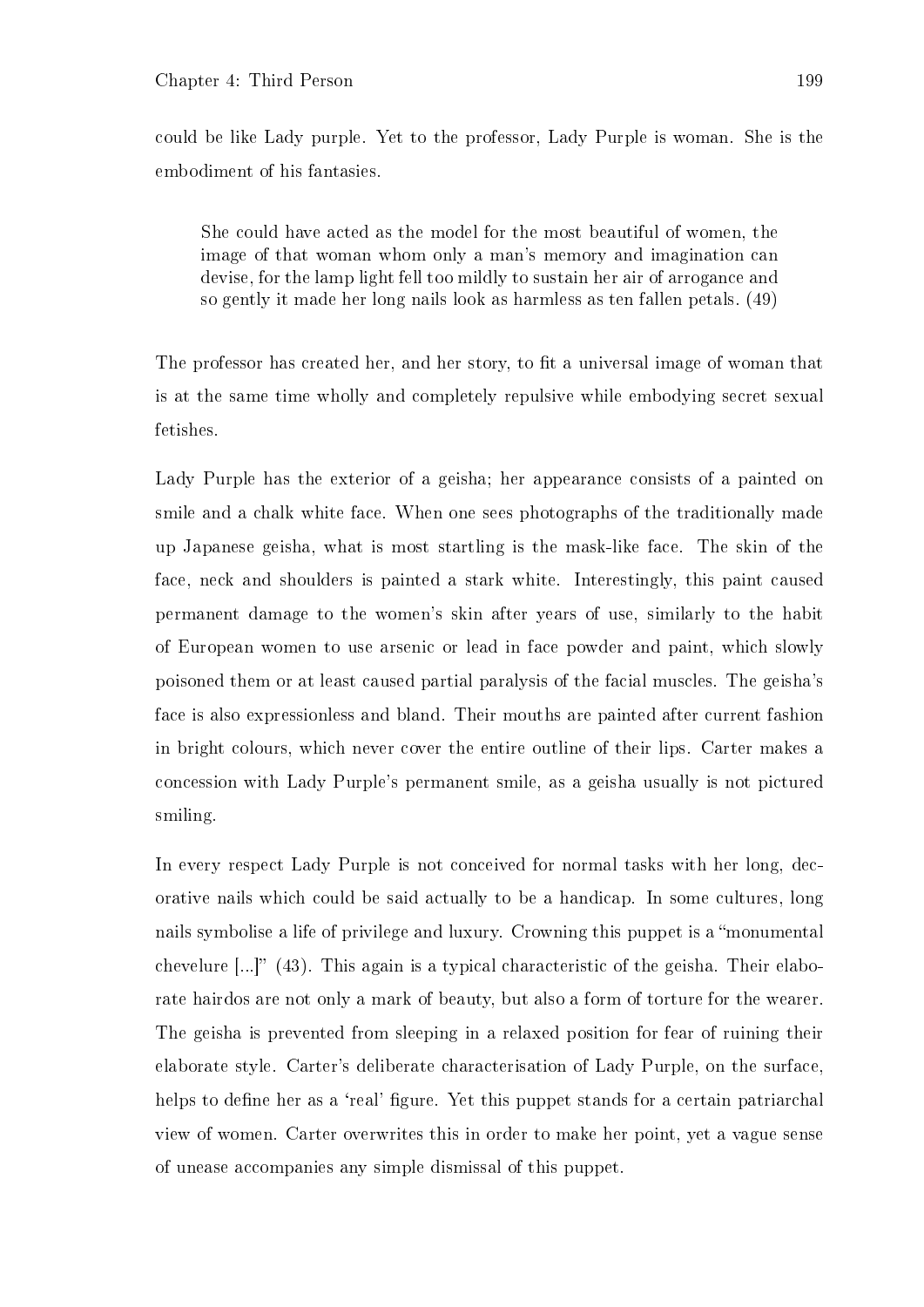could be like Lady purple. Yet to the professor, Lady Purple is woman. She is the embodiment of his fantasies.

> She could have acted as the model for the most beautiful of women, the image of that woman whom only a man's memory and imagination can devise, for the lamp light fell too mildly to sustain her air of arrogance and so gently it made her long nails look as harmless as ten fallen petals. (49)

The professor has created her, and her story, to fit a universal image of woman that is at the same time wholly and completely repulsive while embodying secret sexual fetishes.

Lady Purple has the exterior of a geisha; her appearance consists of a painted on smile and a chalk white face. When one sees photographs of the traditionally made up Japanese geisha, what is most startling is the mask-like face. The skin of the face, neck and shoulders is painted a stark white. Interestingly, this paint caused permanent damage to the women's skin after years of use, similarly to the habit of European women to use arsenic or lead in face powder and paint, which slowly poisoned them or at least caused partial paralysis of the facial muscles. The geisha's face is also expressionless and bland. Their mouths are painted after current fashion in bright colours, which never cover the entire outline of their lips. Carter makes a concession with Lady Purple's permanent smile, as a geisha usually is not pictured smiling.

In every respect Lady Purple is not conceived for normal tasks with her long, decorative nails which could be said actually to be a handicap. In some cultures, long nails symbolise a life of privilege and luxury. Crowning this puppet is a "monumental chevelure [...]" (43). This again is a typical characteristic of the geisha. Their elaborate hairdos are not only a mark of beauty, but also a form of torture for the wearer. The geisha is prevented from sleeping in a relaxed position for fear of ruining their elaborate style. Carter's deliberate characterisation of Lady Purple, on the surface, helps to define her as a 'real' figure. Yet this puppet stands for a certain patriarchal view of women. Carter overwrites this in order to make her point, yet a vague sense of unease accompanies any simple dismissal of this puppet.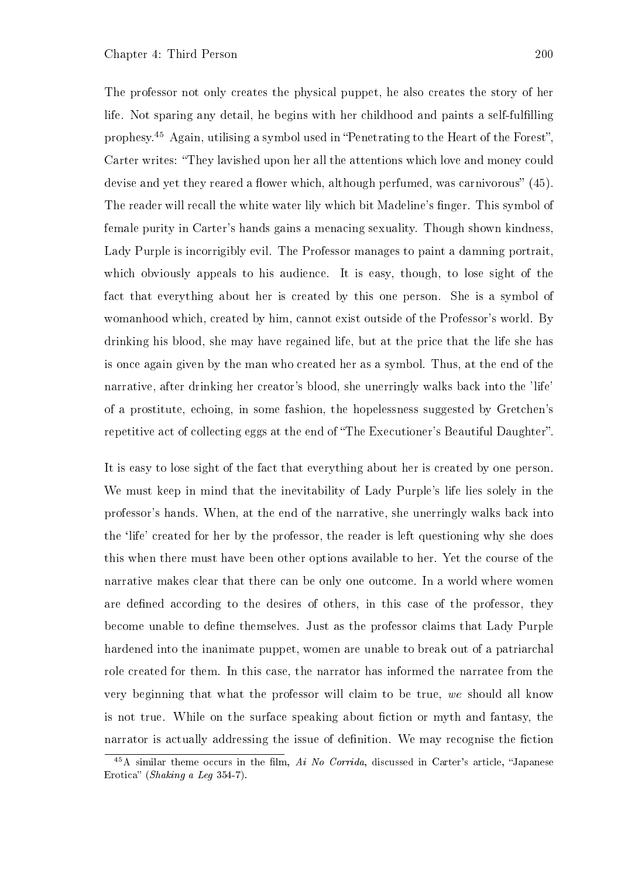The professor not only creates the physical puppet, he also creates the story of her life. Not sparing any detail, he begins with her childhood and paints a self-fulfilling prophesy.[45] Again, utilising a symbol used in "Penetrating to the Heart of the Forest", Carter writes: "They lavished upon her all the attentions which love and money could devise and yet they reared a flower which, although perfumed, was carnivorous" (45). The reader will recall the white water lily which bit Madeline's finger. This symbol of female purity in Carter's hands gains a menacing sexuality. Though shown kindness, Lady Purple is incorrigibly evil. The Professor manages to paint a damning portrait, which obviously appeals to his audience. It is easy, though, to lose sight of the fact that everything about her is created by this one person. She is a symbol of womanhood which, created by him, cannot exist outside of the Professor's world. By drinking his blood, she may have regained life, but at the price that the life she has is once again given by the man who created her as a symbol. Thus, at the end of the narrative, after drinking her creator's blood, she unerringly walks back into the 'life' of a prostitute, echoing, in some fashion, the hopelessness suggested by Gretchen's repetitive act of collecting eggs at the end of "The Executioner's Beautiful Daughter".

It is easy to lose sight of the fact that everything about her is created by one person. We must keep in mind that the inevitability of Lady Purple's life lies solely in the professor's hands. When, at the end of the narrative, she unerringly walks back into the 'life' created for her by the professor, the reader is left questioning why she does this when there must have been other options available to her. Yet the course of the narrative makes clear that there can be only one outcome. In a world where women are defined according to the desires of others, in this case of the professor, they become unable to define themselves. Just as the professor claims that Lady Purple hardened into the inanimate puppet, women are unable to break out of a patriarchal role created for them. In this case, the narrator has informed the narratee from the very beginning that what the professor will claim to be true, *we* should all know is not true. While on the surface speaking about fiction or myth and fantasy, the narrator is actually addressing the issue of definition. We may recognise the fiction

[45] A similar theme occurs in the film, *Ai No Corrida*, discussed in Carter's article, "Japanese Erotica" (*Shaking a Leg* 354-7).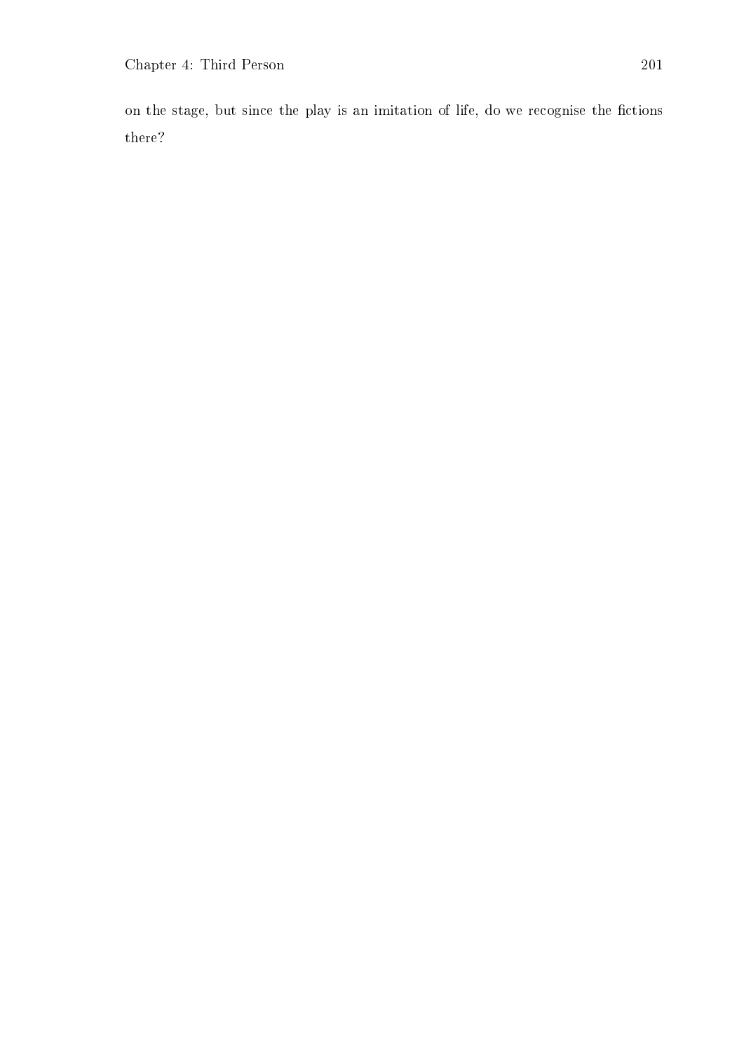on the stage, but since the play is an imitation of life, do we recognise the fictions there?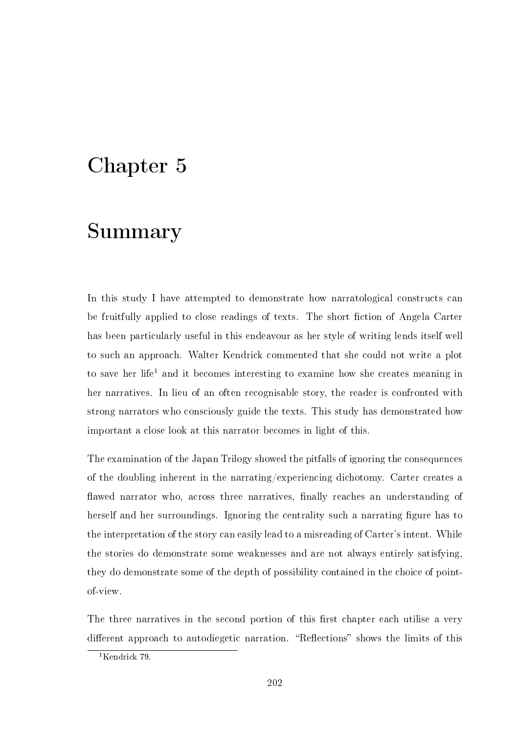# Chapter 5

# Summary

In this study I have attempted to demonstrate how narratological constructs can be fruitfully applied to close readings of texts. The short fiction of Angela Carter has been particularly useful in this endeavour as her style of writing lends itself well to such an approach. Walter Kendrick commented that she could not write a plot to save her life[1] and it becomes interesting to examine how she creates meaning in her narratives. In lieu of an often recognisable story, the reader is confronted with strong narrators who consciously guide the texts. This study has demonstrated how important a close look at this narrator becomes in light of this.

The examination of the Japan Trilogy showed the pitfalls of ignoring the consequences of the doubling inherent in the narrating/experiencing dichotomy. Carter creates a flawed narrator who, across three narratives, finally reaches an understanding of herself and her surroundings. Ignoring the centrality such a narrating figure has to the interpretation of the story can easily lead to a misreading of Carter's intent. While the stories do demonstrate some weaknesses and are not always entirely satisfying, they do demonstrate some of the depth of possibility contained in the choice of point-of-view.

The three narratives in the second portion of this first chapter each utilise a very different approach to autodiegetic narration. "Reflections" shows the limits of this

[1] Kendrick 79.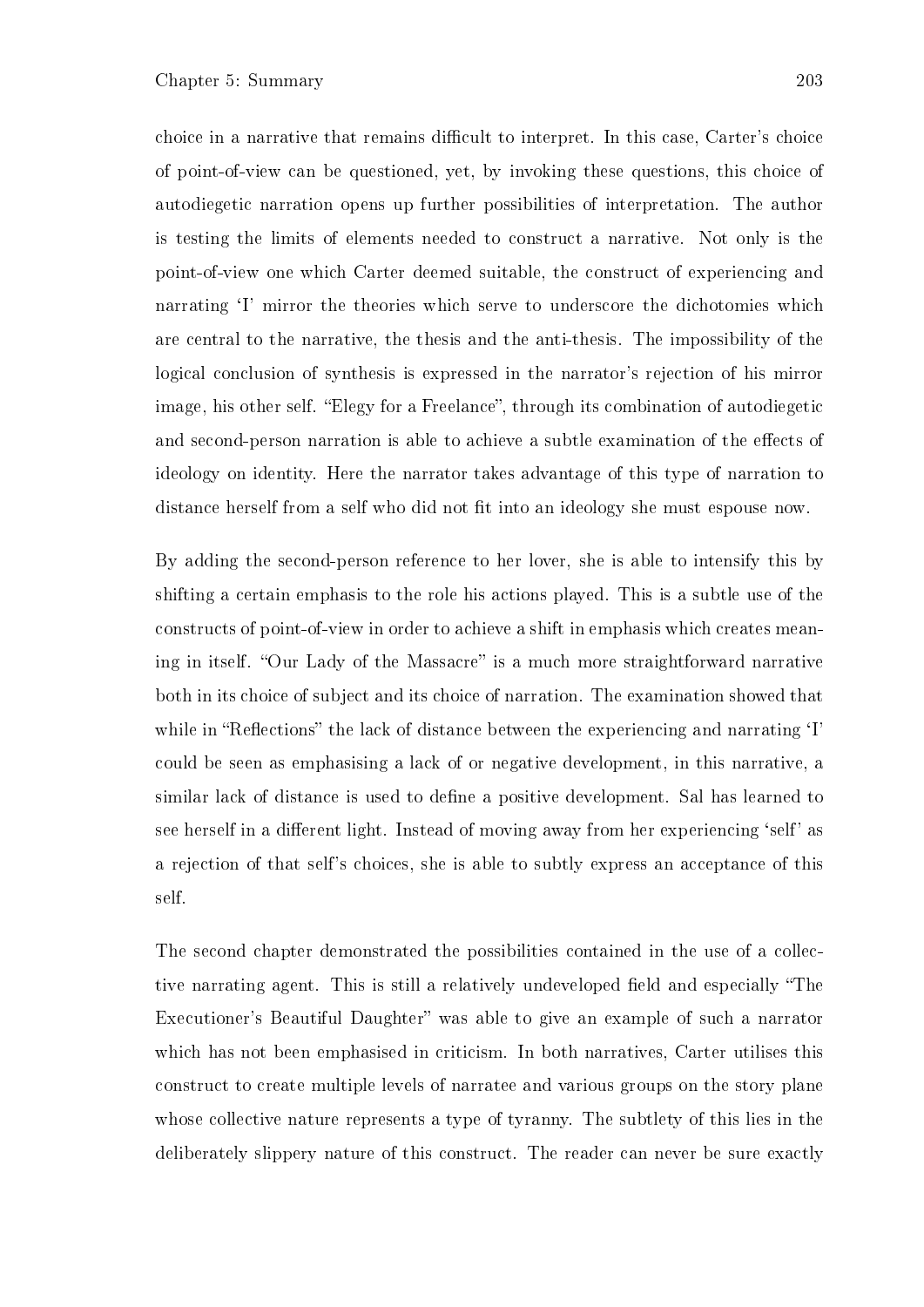choice in a narrative that remains difficult to interpret. In this case, Carter's choice of point-of-view can be questioned, yet, by invoking these questions, this choice of autodiegetic narration opens up further possibilities of interpretation. The author is testing the limits of elements needed to construct a narrative. Not only is the point-of-view one which Carter deemed suitable, the construct of experiencing and narrating 'I' mirror the theories which serve to underscore the dichotomies which are central to the narrative, the thesis and the anti-thesis. The impossibility of the logical conclusion of synthesis is expressed in the narrator's rejection of his mirror image, his other self. "Elegy for a Freelance", through its combination of autodiegetic and second-person narration is able to achieve a subtle examination of the effects of ideology on identity. Here the narrator takes advantage of this type of narration to distance herself from a self who did not fit into an ideology she must espouse now.

By adding the second-person reference to her lover, she is able to intensify this by shifting a certain emphasis to the role his actions played. This is a subtle use of the constructs of point-of-view in order to achieve a shift in emphasis which creates meaning in itself. "Our Lady of the Massacre" is a much more straightforward narrative both in its choice of subject and its choice of narration. The examination showed that while in "Reflections" the lack of distance between the experiencing and narrating 'I' could be seen as emphasising a lack of or negative development, in this narrative, a similar lack of distance is used to define a positive development. Sal has learned to see herself in a different light. Instead of moving away from her experiencing 'self' as a rejection of that self's choices, she is able to subtly express an acceptance of this self.

The second chapter demonstrated the possibilities contained in the use of a collective narrating agent. This is still a relatively undeveloped field and especially "The Executioner's Beautiful Daughter" was able to give an example of such a narrator which has not been emphasised in criticism. In both narratives, Carter utilises this construct to create multiple levels of narratee and various groups on the story plane whose collective nature represents a type of tyranny. The subtlety of this lies in the deliberately slippery nature of this construct. The reader can never be sure exactly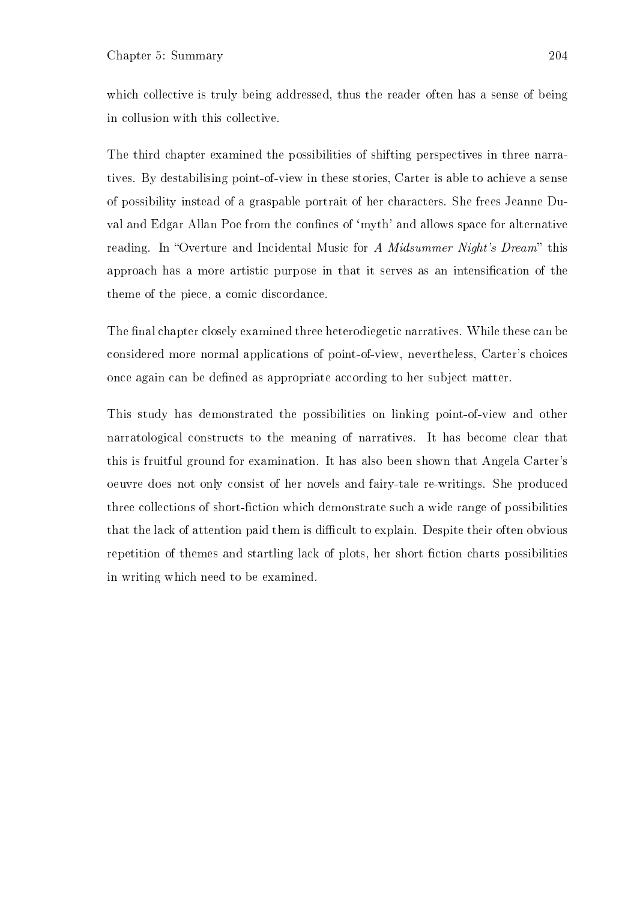which collective is truly being addressed, thus the reader often has a sense of being in collusion with this collective.

The third chapter examined the possibilities of shifting perspectives in three narratives. By destabilising point-of-view in these stories, Carter is able to achieve a sense of possibility instead of a graspable portrait of her characters. She frees Jeanne Duval and Edgar Allan Poe from the confines of 'myth' and allows space for alternative reading. In "Overture and Incidental Music for *A Midsummer Night's Dream*" this approach has a more artistic purpose in that it serves as an intensification of the theme of the piece, a comic discordance.

The final chapter closely examined three heterodiegetic narratives. While these can be considered more normal applications of point-of-view, nevertheless, Carter's choices once again can be defined as appropriate according to her subject matter.

This study has demonstrated the possibilities on linking point-of-view and other narratological constructs to the meaning of narratives. It has become clear that this is fruitful ground for examination. It has also been shown that Angela Carter's oeuvre does not only consist of her novels and fairy-tale re-writings. She produced three collections of short-fiction which demonstrate such a wide range of possibilities that the lack of attention paid them is difficult to explain. Despite their often obvious repetition of themes and startling lack of plots, her short fiction charts possibilities in writing which need to be examined.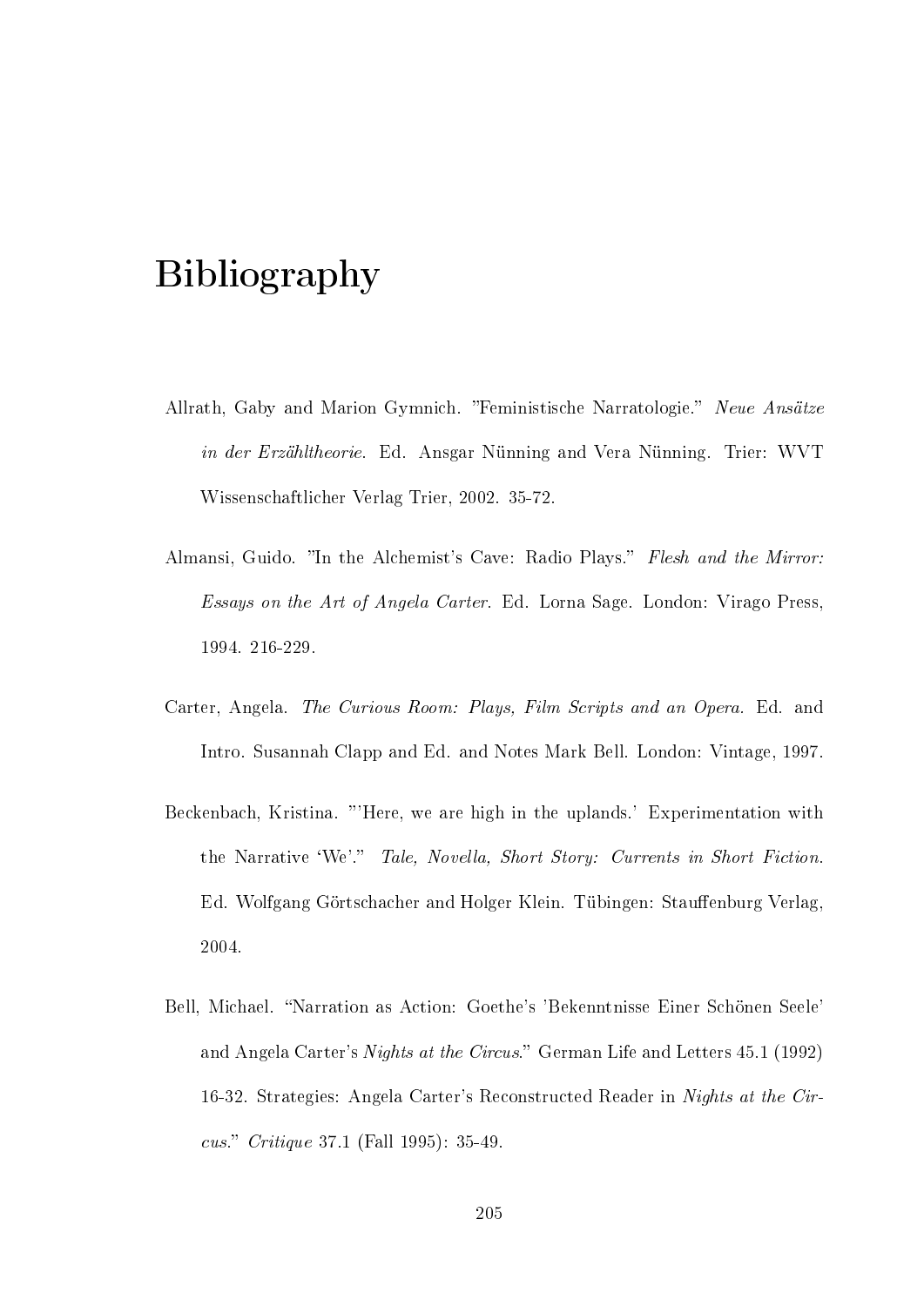# Bibliography

Allrath, Gaby and Marion Gymnich. "Feministische Narratologie." *Neue Ansätze in der Erzähltheorie*. Ed. Ansgar Nünning and Vera Nünning. Trier: WVT Wissenschaftlicher Verlag Trier, 2002. 35-72.

Almansi, Guido. "In the Alchemist's Cave: Radio Plays." *Flesh and the Mirror: Essays on the Art of Angela Carter*. Ed. Lorna Sage. London: Virago Press, 1994. 216-229.

Carter, Angela. *The Curious Room: Plays, Film Scripts and an Opera*. Ed. and Intro. Susannah Clapp and Ed. and Notes Mark Bell. London: Vintage, 1997.

Beckenbach, Kristina. "'Here, we are high in the uplands.' Experimentation with the Narrative 'We'." *Tale, Novella, Short Story: Currents in Short Fiction*. Ed. Wolfgang Görtschacher and Holger Klein. Tübingen: Stauffenburg Verlag, 2004.

Bell, Michael. "Narration as Action: Goethe's 'Bekenntnisse Einer Schönen Seele' and Angela Carter's *Nights at the Circus*." German Life and Letters 45.1 (1992) 16-32. Strategies: Angela Carter's Reconstructed Reader in *Nights at the Circus*." *Critique* 37.1 (Fall 1995): 35-49.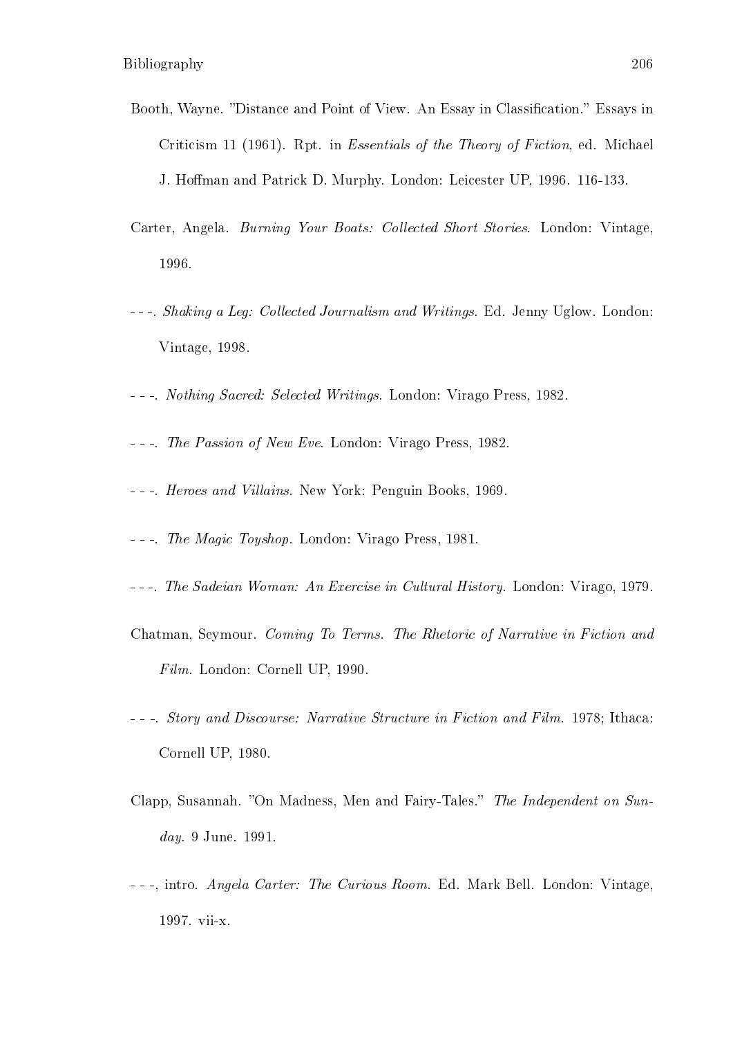Booth, Wayne. "Distance and Point of View. An Essay in Classification." Essays in Criticism 11 (1961). Rpt. in *Essentials of the Theory of Fiction*, ed. Michael J. Hoffman and Patrick D. Murphy. London: Leicester UP, 1996. 116-133.

Carter, Angela. *Burning Your Boats: Collected Short Stories*. London: Vintage, 1996.

- - -. *Shaking a Leg: Collected Journalism and Writings*. Ed. Jenny Uglow. London: Vintage, 1998.

- - -. *Nothing Sacred: Selected Writings*. London: Virago Press, 1982.

- - -. *The Passion of New Eve*. London: Virago Press, 1982.

- - -. *Heroes and Villains*. New York: Penguin Books, 1969.

- - -. *The Magic Toyshop*. London: Virago Press, 1981.

- - -. *The Sadeian Woman: An Exercise in Cultural History*. London: Virago, 1979.

Chatman, Seymour. *Coming To Terms. The Rhetoric of Narrative in Fiction and Film*. London: Cornell UP, 1990.

- - -. *Story and Discourse: Narrative Structure in Fiction and Film*. 1978; Ithaca: Cornell UP, 1980.

Clapp, Susannah. "On Madness, Men and Fairy-Tales." *The Independent on Sunday*. 9 June. 1991.

- - -, intro. *Angela Carter: The Curious Room*. Ed. Mark Bell. London: Vintage, 1997. vii-x.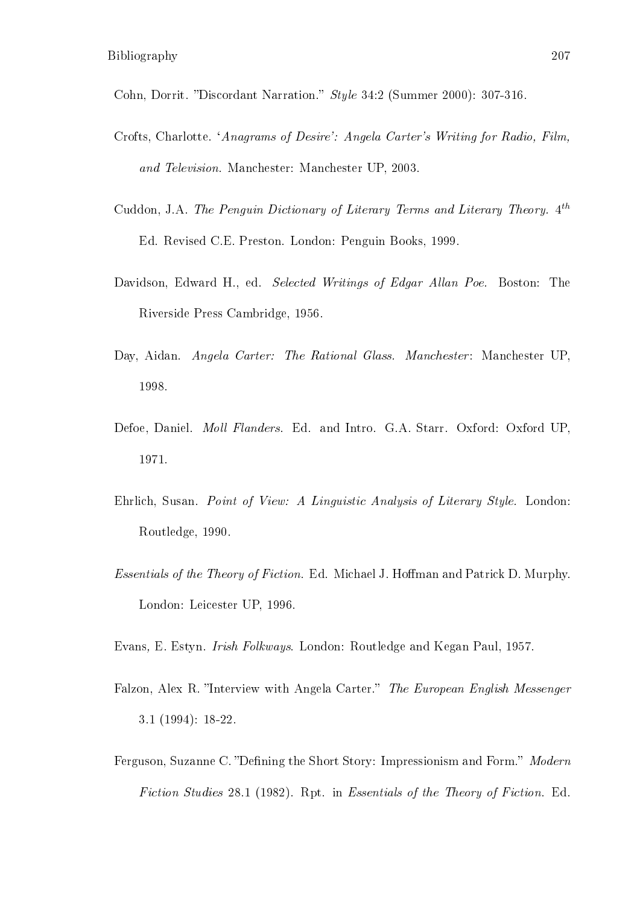Cohn, Dorrit. "Discordant Narration." *Style* 34:2 (Summer 2000): 307-316.

Crofts, Charlotte. '*Anagrams of Desire*': *Angela Carter's Writing for Radio, Film, and Television*. Manchester: Manchester UP, 2003.

Cuddon, J.A. *The Penguin Dictionary of Literary Terms and Literary Theory*. $4^{th}$ Ed. Revised C.E. Preston. London: Penguin Books, 1999.

Davidson, Edward H., ed. *Selected Writings of Edgar Allan Poe*. Boston: The Riverside Press Cambridge, 1956.

Day, Aidan. *Angela Carter: The Rational Glass*. *Manchester*: Manchester UP, 1998.

Defoe, Daniel. *Moll Flanders*. Ed. and Intro. G.A. Starr. Oxford: Oxford UP, 1971.

Ehrlich, Susan. *Point of View: A Linguistic Analysis of Literary Style*. London: Routledge, 1990.

*Essentials of the Theory of Fiction*. Ed. Michael J. Hoffman and Patrick D. Murphy. London: Leicester UP, 1996.

Evans, E. Estyn. *Irish Folkways*. London: Routledge and Kegan Paul, 1957.

Falzon, Alex R. "Interview with Angela Carter." *The European English Messenger* 3.1 (1994): 18-22.

Ferguson, Suzanne C. "Defining the Short Story: Impressionism and Form." *Modern Fiction Studies* 28.1 (1982). Rpt. in *Essentials of the Theory of Fiction*. Ed.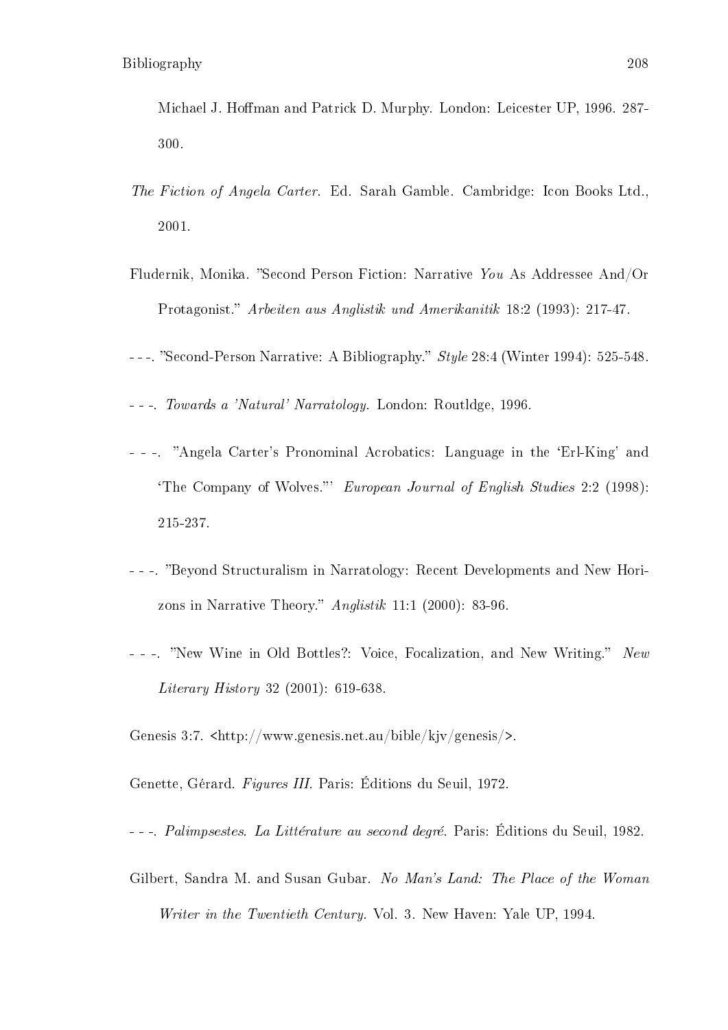Michael J. Hoffman and Patrick D. Murphy. London: Leicester UP, 1996. 287-300.

*The Fiction of Angela Carter*. Ed. Sarah Gamble. Cambridge: Icon Books Ltd., 2001.

Fludernik, Monika. "Second Person Fiction: Narrative *You* As Addressee And/Or Protagonist." *Arbeiten aus Anglistik und Amerikanitik* 18:2 (1993): 217-47.

- - -. "Second-Person Narrative: A Bibliography." *Style* 28:4 (Winter 1994): 525-548.

- - -. *Towards a 'Natural' Narratology.* London: Routldge, 1996.

- - -. "Angela Carter's Pronominal Acrobatics: Language in the 'Erl-King' and 'The Company of Wolves."' *European Journal of English Studies* 2:2 (1998): 215-237.

- - -. "Beyond Structuralism in Narratology: Recent Developments and New Horizons in Narrative Theory." *Anglistik* 11:1 (2000): 83-96.

- - -. "New Wine in Old Bottles?: Voice, Focalization, and New Writing." *New Literary History* 32 (2001): 619-638.

Genesis 3:7. <http://www.genesis.net.au/bible/kjv/genesis/>.

Genette, Gérard. *Figures III.* Paris: Éditions du Seuil, 1972.

- - -. *Palimpsestes. La Littérature au second degré*. Paris: Éditions du Seuil, 1982.

Gilbert, Sandra M. and Susan Gubar. *No Man's Land: The Place of the Woman Writer in the Twentieth Century*. Vol. 3. New Haven: Yale UP, 1994.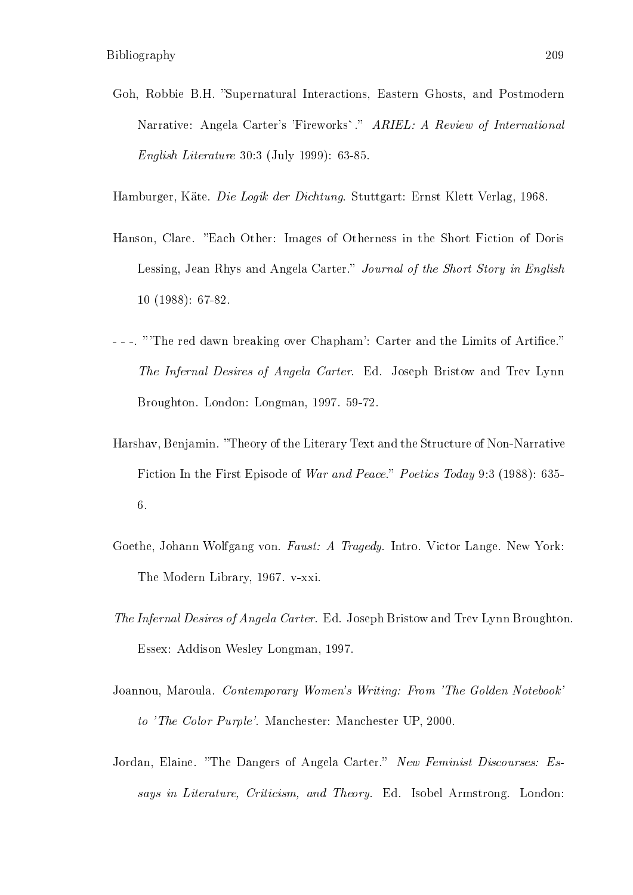Goh, Robbie B.H. "Supernatural Interactions, Eastern Ghosts, and Postmodern Narrative: Angela Carter's 'Fireworks`." *ARIEL: A Review of International English Literature* 30:3 (July 1999): 63-85.

Hamburger, Käte. *Die Logik der Dichtung*. Stuttgart: Ernst Klett Verlag, 1968.

Hanson, Clare. "Each Other: Images of Otherness in the Short Fiction of Doris Lessing, Jean Rhys and Angela Carter." *Journal of the Short Story in English* 10 (1988): 67-82.

- - -. "'The red dawn breaking over Chapham': Carter and the Limits of Artifice." *The Infernal Desires of Angela Carter*. Ed. Joseph Bristow and Trev Lynn Broughton. London: Longman, 1997. 59-72.

Harshav, Benjamin. "Theory of the Literary Text and the Structure of Non-Narrative Fiction In the First Episode of *War and Peace*." *Poetics Today* 9:3 (1988): 635-6.

Goethe, Johann Wolfgang von. *Faust: A Tragedy*. Intro. Victor Lange. New York: The Modern Library, 1967. v-xxi.

*The Infernal Desires of Angela Carter*. Ed. Joseph Bristow and Trev Lynn Broughton. Essex: Addison Wesley Longman, 1997.

Joannou, Maroula. *Contemporary Women's Writing: From 'The Golden Notebook' to 'The Color Purple'*. Manchester: Manchester UP, 2000.

Jordan, Elaine. "The Dangers of Angela Carter." *New Feminist Discourses: Essays in Literature, Criticism, and Theory*. Ed. Isobel Armstrong. London: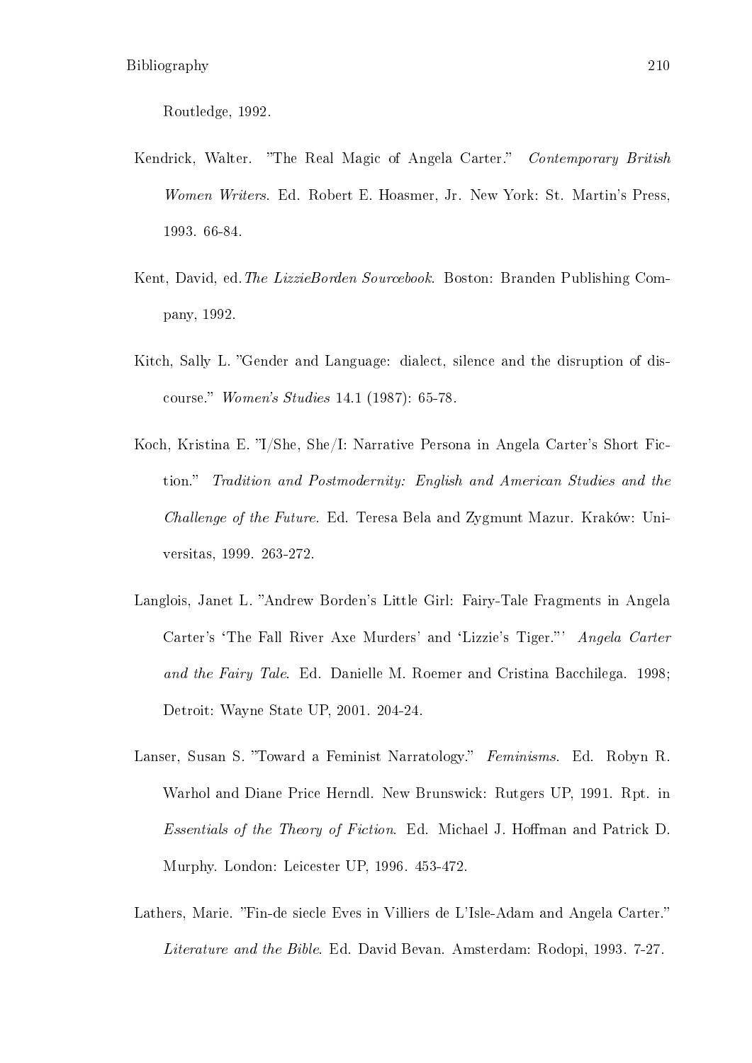Routledge, 1992.

Kendrick, Walter. "The Real Magic of Angela Carter." *Contemporary British Women Writers*. Ed. Robert E. Hoasmer, Jr. New York: St. Martin's Press, 1993. 66-84.

Kent, David, ed. *The LizzieBorden Sourcebook*. Boston: Branden Publishing Company, 1992.

Kitch, Sally L. "Gender and Language: dialect, silence and the disruption of discourse." *Women's Studies* 14.1 (1987): 65-78.

Koch, Kristina E. "I/She, She/I: Narrative Persona in Angela Carter's Short Fiction." *Tradition and Postmodernity: English and American Studies and the Challenge of the Future*. Ed. Teresa Bela and Zygmunt Mazur. Kraków: Universitas, 1999. 263-272.

Langlois, Janet L. "Andrew Borden's Little Girl: Fairy-Tale Fragments in Angela Carter's 'The Fall River Axe Murders' and 'Lizzie's Tiger."' *Angela Carter and the Fairy Tale*. Ed. Danielle M. Roemer and Cristina Bacchilega. 1998; Detroit: Wayne State UP, 2001. 204-24.

Lanser, Susan S. "Toward a Feminist Narratology." *Feminisms*. Ed. Robyn R. Warhol and Diane Price Herndl. New Brunswick: Rutgers UP, 1991. Rpt. in *Essentials of the Theory of Fiction*. Ed. Michael J. Hoffman and Patrick D. Murphy. London: Leicester UP, 1996. 453-472.

Lathers, Marie. "Fin-de siecle Eves in Villiers de L'Isle-Adam and Angela Carter." *Literature and the Bible*. Ed. David Bevan. Amsterdam: Rodopi, 1993. 7-27.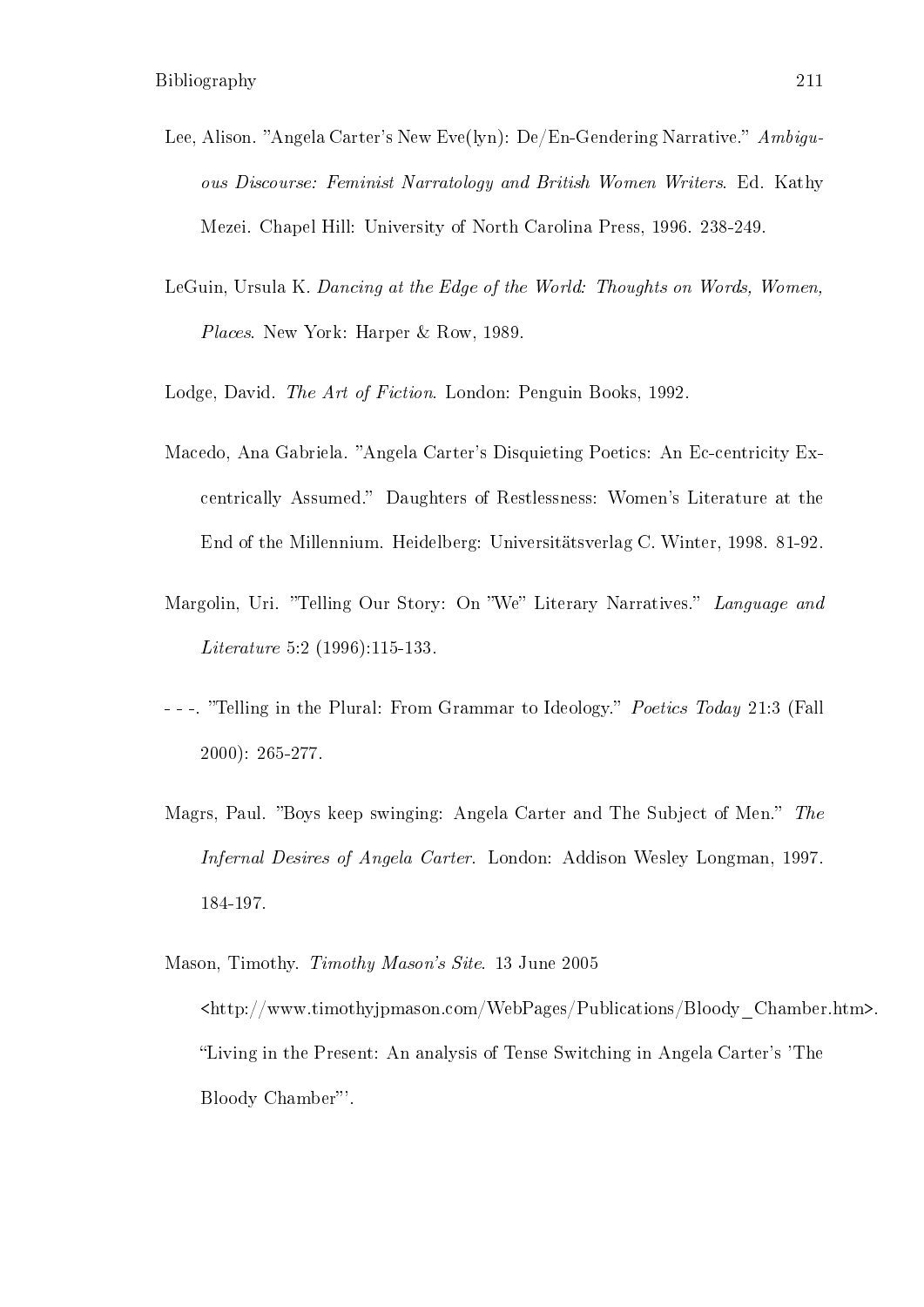Lee, Alison. "Angela Carter's New Eve(lyn): De/En-Gendering Narrative." *Ambiguous Discourse: Feminist Narratology and British Women Writers*. Ed. Kathy Mezei. Chapel Hill: University of North Carolina Press, 1996. 238-249.

LeGuin, Ursula K. *Dancing at the Edge of the World: Thoughts on Words, Women, Places*. New York: Harper & Row, 1989.

Lodge, David. *The Art of Fiction*. London: Penguin Books, 1992.

Macedo, Ana Gabriela. "Angela Carter's Disquieting Poetics: An Ec-centricity Excentrically Assumed." Daughters of Restlessness: Women's Literature at the End of the Millennium. Heidelberg: Universitätsverlag C. Winter, 1998. 81-92.

Margolin, Uri. "Telling Our Story: On "We" Literary Narratives." *Language and Literature* 5:2 (1996):115-133.

- - -. "Telling in the Plural: From Grammar to Ideology." *Poetics Today* 21:3 (Fall 2000): 265-277.

Magrs, Paul. "Boys keep swinging: Angela Carter and The Subject of Men." *The Infernal Desires of Angela Carter*. London: Addison Wesley Longman, 1997. 184-197.

Mason, Timothy. *Timothy Mason's Site*. 13 June 2005 <http://www.timothyjpmason.com/WebPages/Publications/Bloody_Chamber.htm>. "Living in the Present: An analysis of Tense Switching in Angela Carter's 'The Bloody Chamber"'.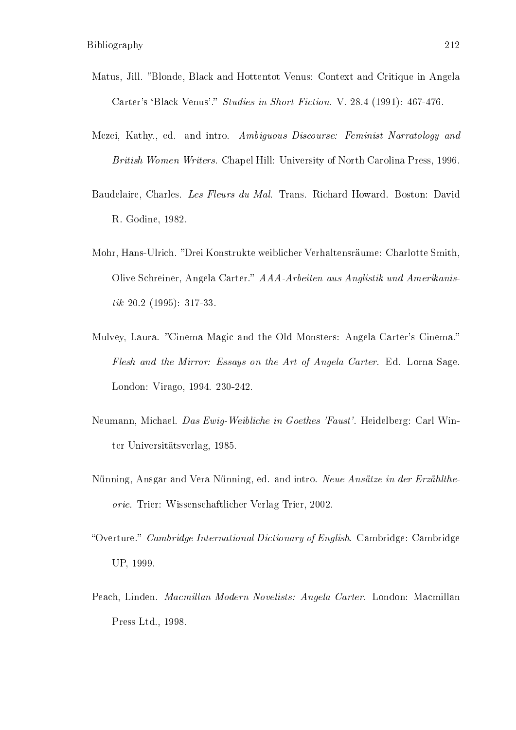Matus, Jill. "Blonde, Black and Hottentot Venus: Context and Critique in Angela Carter's 'Black Venus'." *Studies in Short Fiction*. V. 28.4 (1991): 467-476.

Mezei, Kathy., ed. and intro. *Ambiguous Discourse: Feminist Narratology and British Women Writers*. Chapel Hill: University of North Carolina Press, 1996.

Baudelaire, Charles. *Les Fleurs du Mal*. Trans. Richard Howard. Boston: David R. Godine, 1982.

Mohr, Hans-Ulrich. "Drei Konstrukte weiblicher Verhaltensräume: Charlotte Smith, Olive Schreiner, Angela Carter." *AAA-Arbeiten aus Anglistik und Amerikanistik* 20.2 (1995): 317-33.

Mulvey, Laura. "Cinema Magic and the Old Monsters: Angela Carter's Cinema." *Flesh and the Mirror: Essays on the Art of Angela Carter*. Ed. Lorna Sage. London: Virago, 1994. 230-242.

Neumann, Michael. *Das Ewig-Weibliche in Goethes 'Faust'*. Heidelberg: Carl Winter Universitätsverlag, 1985.

Nünning, Ansgar and Vera Nünning, ed. and intro. *Neue Ansätze in der Erzähltheorie*. Trier: Wissenschaftlicher Verlag Trier, 2002.

"Overture." *Cambridge International Dictionary of English*. Cambridge: Cambridge UP, 1999.

Peach, Linden. *Macmillan Modern Novelists: Angela Carter*. London: Macmillan Press Ltd., 1998.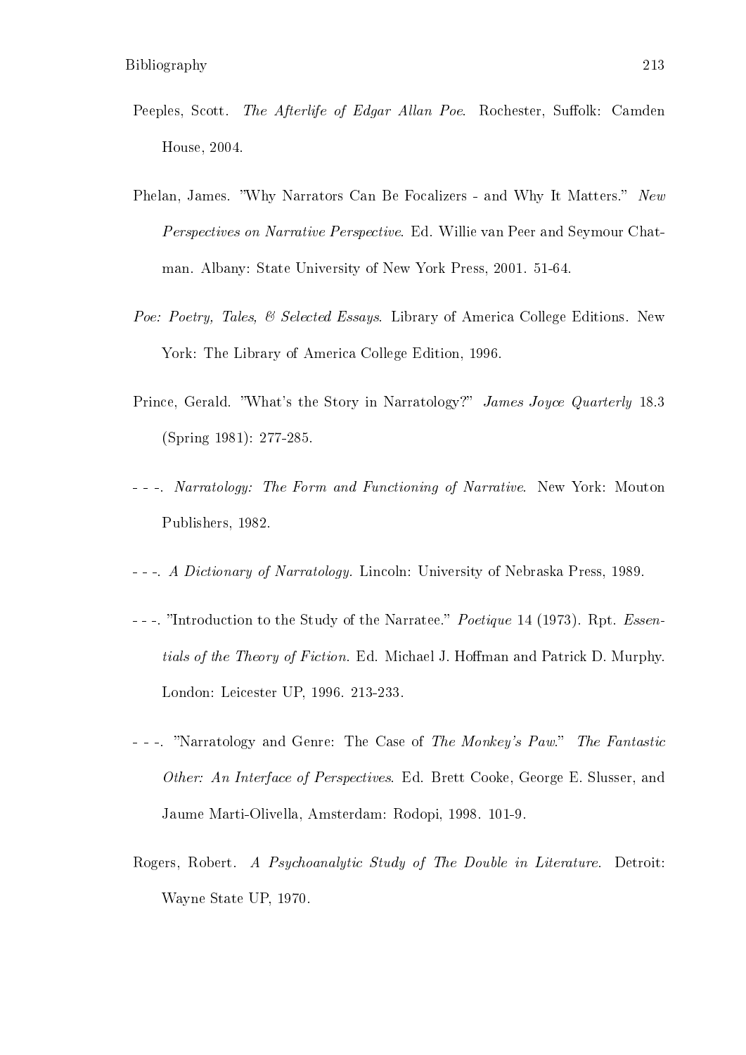Peeples, Scott. *The Afterlife of Edgar Allan Poe*. Rochester, Suffolk: Camden House, 2004.

Phelan, James. "Why Narrators Can Be Focalizers - and Why It Matters." *New Perspectives on Narrative Perspective*. Ed. Willie van Peer and Seymour Chatman. Albany: State University of New York Press, 2001. 51-64.

*Poe: Poetry, Tales, & Selected Essays*. Library of America College Editions. New York: The Library of America College Edition, 1996.

Prince, Gerald. "What's the Story in Narratology?" *James Joyce Quarterly* 18.3 (Spring 1981): 277-285.

- - -. *Narratology: The Form and Functioning of Narrative*. New York: Mouton Publishers, 1982.

- - -. *A Dictionary of Narratology*. Lincoln: University of Nebraska Press, 1989.

- - -. "Introduction to the Study of the Narratee." *Poetique* 14 (1973). Rpt. *Essentials of the Theory of Fiction*. Ed. Michael J. Hoffman and Patrick D. Murphy. London: Leicester UP, 1996. 213-233.

- - -. "Narratology and Genre: The Case of *The Monkey's Paw*." *The Fantastic Other: An Interface of Perspectives*. Ed. Brett Cooke, George E. Slusser, and Jaume Marti-Olivella, Amsterdam: Rodopi, 1998. 101-9.

Rogers, Robert. *A Psychoanalytic Study of The Double in Literature*. Detroit: Wayne State UP, 1970.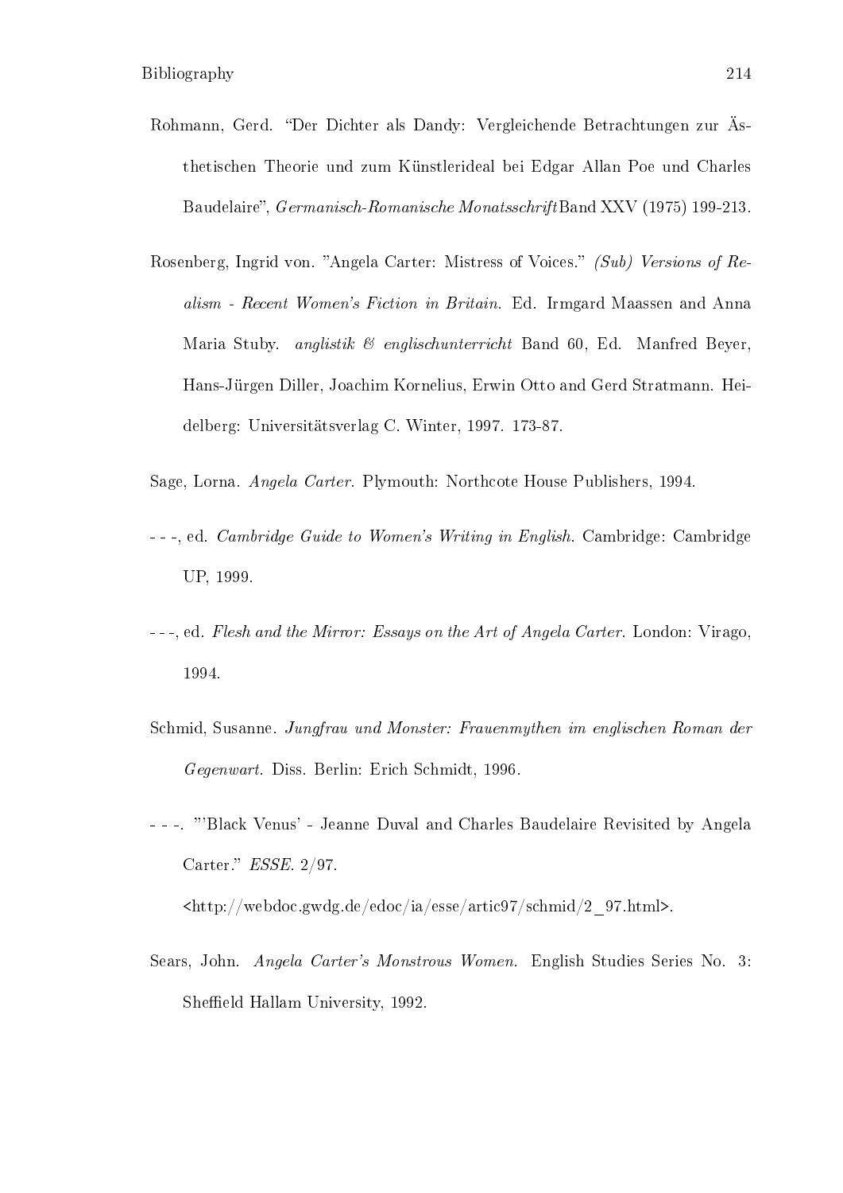Rohmann, Gerd. "Der Dichter als Dandy: Vergleichende Betrachtungen zur Ästhetischen Theorie und zum Künstlerideal bei Edgar Allan Poe und Charles Baudelaire", *Germanisch-Romanische Monatsschrift* Band XXV (1975) 199-213.

Rosenberg, Ingrid von. "Angela Carter: Mistress of Voices." *(Sub) Versions of Realism - Recent Women's Fiction in Britain.* Ed. Irmgard Maassen and Anna Maria Stuby. *anglistik & englischunterricht* Band 60, Ed. Manfred Beyer, Hans-Jürgen Diller, Joachim Kornelius, Erwin Otto and Gerd Stratmann. Heidelberg: Universitätsverlag C. Winter, 1997. 173-87.

Sage, Lorna. *Angela Carter.* Plymouth: Northcote House Publishers, 1994.

- - -, ed. *Cambridge Guide to Women's Writing in English.* Cambridge: Cambridge UP, 1999.

- - -, ed. *Flesh and the Mirror: Essays on the Art of Angela Carter.* London: Virago, 1994.

Schmid, Susanne. *Jungfrau und Monster: Frauenmythen im englischen Roman der Gegenwart.* Diss. Berlin: Erich Schmidt, 1996.

- - -. "'Black Venus' - Jeanne Duval and Charles Baudelaire Revisited by Angela Carter." *ESSE.* 2/97.
<http://webdoc.gwdg.de/edoc/ia/esse/artic97/schmid/2_97.html>.

Sears, John. *Angela Carter's Monstrous Women.* English Studies Series No. 3: Sheffield Hallam University, 1992.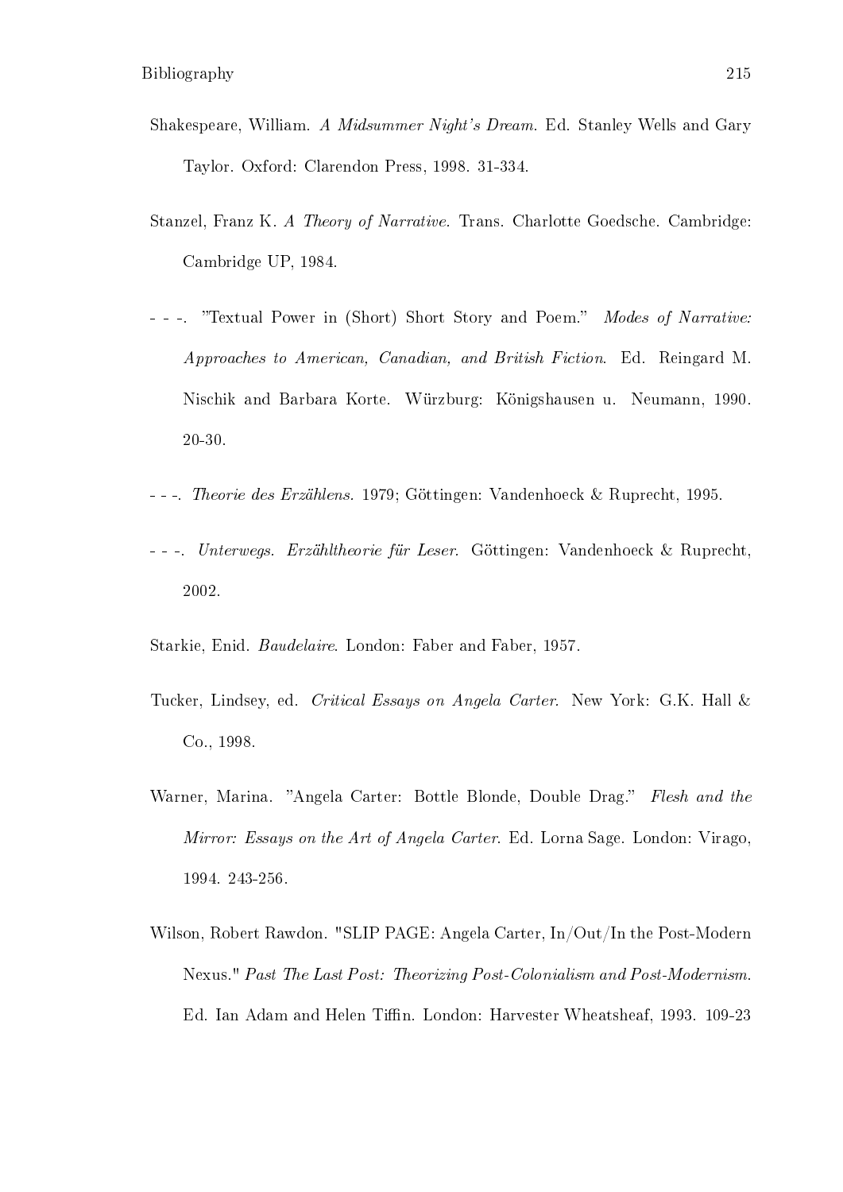Shakespeare, William. *A Midsummer Night's Dream*. Ed. Stanley Wells and Gary Taylor. Oxford: Clarendon Press, 1998. 31-334.

Stanzel, Franz K. *A Theory of Narrative.* Trans. Charlotte Goedsche. Cambridge: Cambridge UP, 1984.

- - -. "Textual Power in (Short) Short Story and Poem." *Modes of Narrative: Approaches to American, Canadian, and British Fiction*. Ed. Reingard M. Nischik and Barbara Korte. Würzburg: Königshausen u. Neumann, 1990. 20-30.

- - -. *Theorie des Erzählens*. 1979; Göttingen: Vandenhoeck & Ruprecht, 1995.

- - -. *Unterwegs. Erzähltheorie für Leser*. Göttingen: Vandenhoeck & Ruprecht, 2002.

Starkie, Enid. *Baudelaire*. London: Faber and Faber, 1957.

Tucker, Lindsey, ed. *Critical Essays on Angela Carter*. New York: G.K. Hall & Co., 1998.

Warner, Marina. "Angela Carter: Bottle Blonde, Double Drag." *Flesh and the Mirror: Essays on the Art of Angela Carter*. Ed. Lorna Sage. London: Virago, 1994. 243-256.

Wilson, Robert Rawdon. "SLIP PAGE: Angela Carter, In/Out/In the Post-Modern Nexus." *Past The Last Post: Theorizing Post-Colonialism and Post-Modernism*. Ed. Ian Adam and Helen Tiffin. London: Harvester Wheatsheaf, 1993. 109-23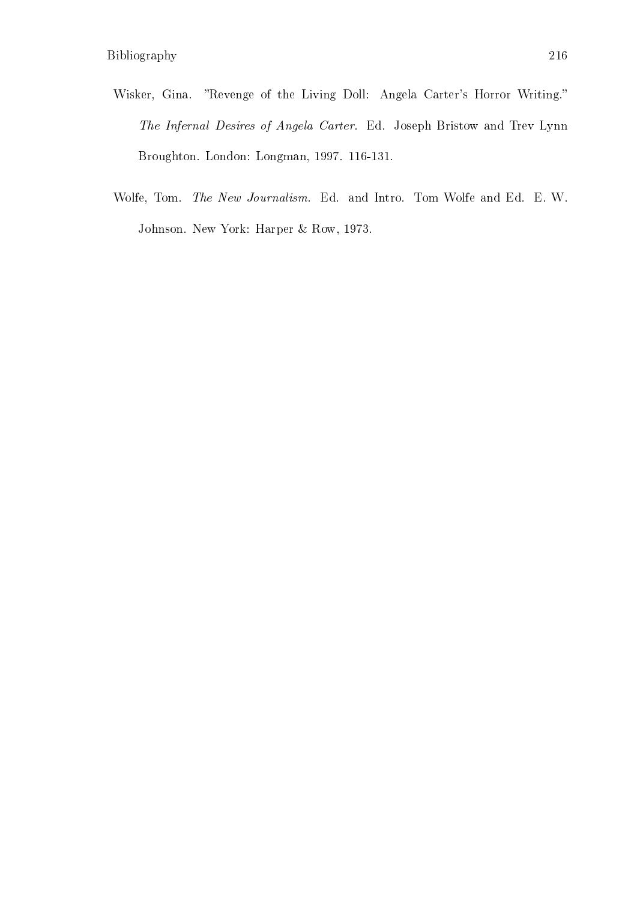Wisker, Gina. "Revenge of the Living Doll: Angela Carter's Horror Writing." *The Infernal Desires of Angela Carter*. Ed. Joseph Bristow and Trev Lynn Broughton. London: Longman, 1997. 116-131.

Wolfe, Tom. *The New Journalism*. Ed. and Intro. Tom Wolfe and Ed. E. W. Johnson. New York: Harper & Row, 1973.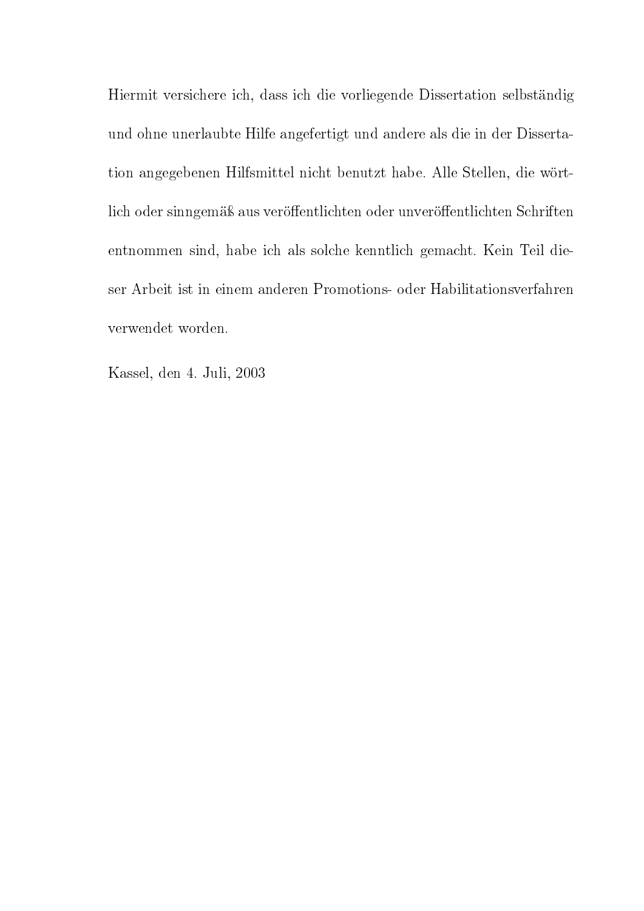Hiermit versichere ich, dass ich die vorliegende Dissertation selbständig und ohne unerlaubte Hilfe angefertigt und andere als die in der Dissertation angegebenen Hilfsmittel nicht benutzt habe. Alle Stellen, die wörtlich oder sinngemäß aus veröffentlichten oder unveröffentlichten Schriften entnommen sind, habe ich als solche kenntlich gemacht. Kein Teil dieser Arbeit ist in einem anderen Promotions- oder Habilitationsverfahren verwendet worden.

Kassel, den 4. Juli, 2003